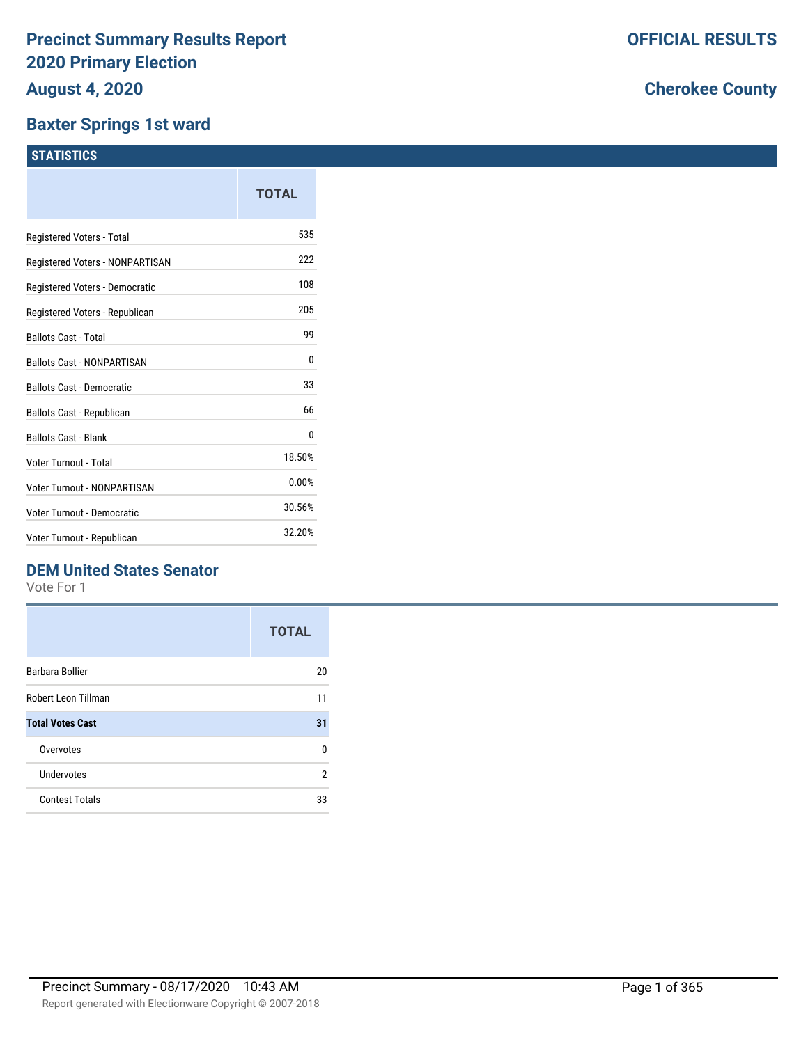# Precinct Summary Results Report 2020 Primary Election

**August 4, 2020**

**OFFICIAL RESULTS**

**Cherokee County**

## Baxter Springs 1st ward

### STATISTICS

| | TOTAL |
|---|---|
| Registered Voters - Total | 535 |
| Registered Voters - NONPARTISAN | 222 |
| Registered Voters - Democratic | 108 |
| Registered Voters - Republican | 205 |
| Ballots Cast - Total | 99 |
| Ballots Cast - NONPARTISAN | 0 |
| Ballots Cast - Democratic | 33 |
| Ballots Cast - Republican | 66 |
| Ballots Cast - Blank | 0 |
| Voter Turnout - Total | 18.50% |
| Voter Turnout - NONPARTISAN | 0.00% |
| Voter Turnout - Democratic | 30.56% |
| Voter Turnout - Republican | 32.20% |

### DEM United States Senator

Vote For 1

| | TOTAL |
|---|---|
| Barbara Bollier | 20 |
| Robert Leon Tillman | 11 |
| **Total Votes Cast** | **31** |
| Overvotes | 0 |
| Undervotes | 2 |
| Contest Totals | 33 |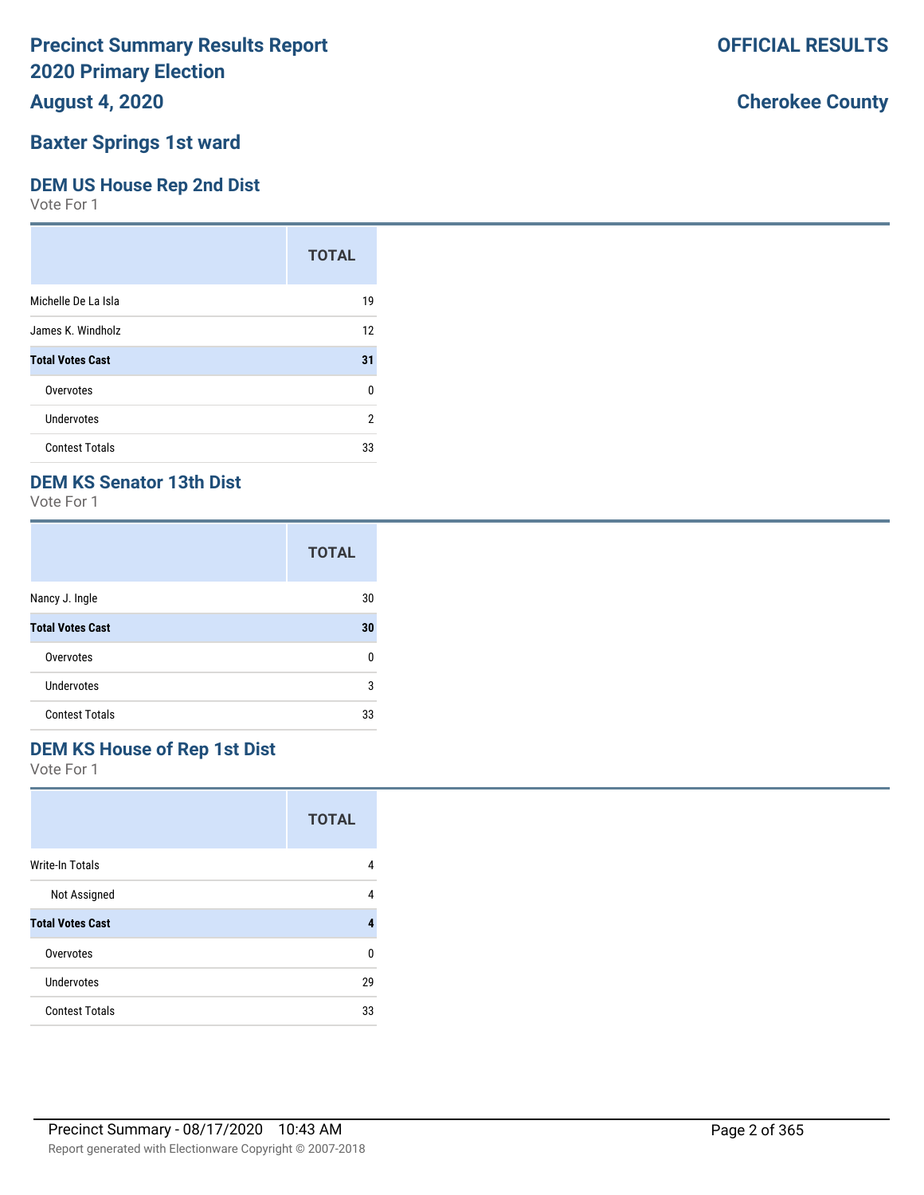# Precinct Summary Results Report
# 2020 Primary Election
# August 4, 2020

**OFFICIAL RESULTS**

**Cherokee County**

## Baxter Springs 1st ward

### DEM US House Rep 2nd Dist

Vote For 1

| | TOTAL |
|---|---|
| Michelle De La Isla | 19 |
| James K. Windholz | 12 |
| **Total Votes Cast** | **31** |
| Overvotes | 0 |
| Undervotes | 2 |
| Contest Totals | 33 |

### DEM KS Senator 13th Dist

Vote For 1

| | TOTAL |
|---|---|
| Nancy J. Ingle | 30 |
| **Total Votes Cast** | **30** |
| Overvotes | 0 |
| Undervotes | 3 |
| Contest Totals | 33 |

### DEM KS House of Rep 1st Dist

Vote For 1

| | TOTAL |
|---|---|
| Write-In Totals | 4 |
| Not Assigned | 4 |
| **Total Votes Cast** | **4** |
| Overvotes | 0 |
| Undervotes | 29 |
| Contest Totals | 33 |

Precinct Summary - 08/17/2020 10:43 AM

Report generated with Electionware Copyright © 2007-2018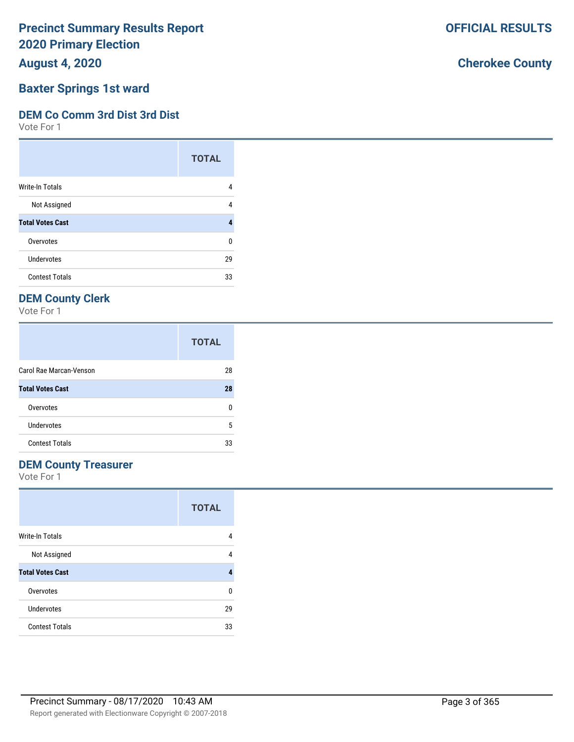# Precinct Summary Results Report
# 2020 Primary Election
# August 4, 2020

**OFFICIAL RESULTS**

**Cherokee County**

## Baxter Springs 1st ward

### DEM Co Comm 3rd Dist 3rd Dist

Vote For 1

| | TOTAL |
|---|---|
| Write-In Totals | 4 |
| Not Assigned | 4 |
| **Total Votes Cast** | **4** |
| Overvotes | 0 |
| Undervotes | 29 |
| Contest Totals | 33 |

### DEM County Clerk

Vote For 1

| | TOTAL |
|---|---|
| Carol Rae Marcan-Venson | 28 |
| **Total Votes Cast** | **28** |
| Overvotes | 0 |
| Undervotes | 5 |
| Contest Totals | 33 |

### DEM County Treasurer

Vote For 1

| | TOTAL |
|---|---|
| Write-In Totals | 4 |
| Not Assigned | 4 |
| **Total Votes Cast** | **4** |
| Overvotes | 0 |
| Undervotes | 29 |
| Contest Totals | 33 |

Precinct Summary - 08/17/2020 10:43 AM

Report generated with Electionware Copyright © 2007-2018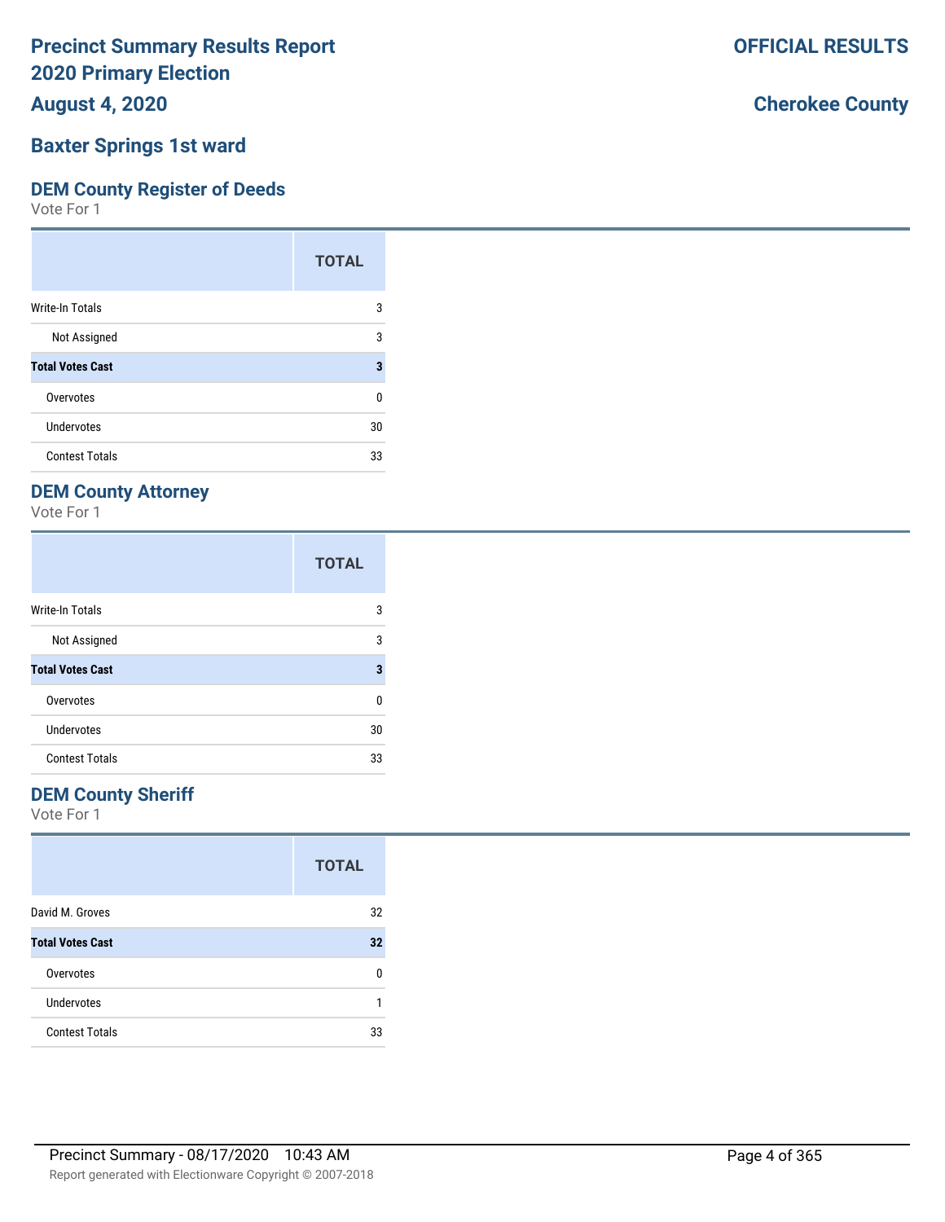# Precinct Summary Results Report
# 2020 Primary Election
## August 4, 2020

**OFFICIAL RESULTS**

**Cherokee County**

## Baxter Springs 1st ward

### DEM County Register of Deeds

Vote For 1

| | TOTAL |
|---|---|
| Write-In Totals | 3 |
| Not Assigned | 3 |
| **Total Votes Cast** | **3** |
| Overvotes | 0 |
| Undervotes | 30 |
| Contest Totals | 33 |

### DEM County Attorney

Vote For 1

| | TOTAL |
|---|---|
| Write-In Totals | 3 |
| Not Assigned | 3 |
| **Total Votes Cast** | **3** |
| Overvotes | 0 |
| Undervotes | 30 |
| Contest Totals | 33 |

### DEM County Sheriff

Vote For 1

| | TOTAL |
|---|---|
| David M. Groves | 32 |
| **Total Votes Cast** | **32** |
| Overvotes | 0 |
| Undervotes | 1 |
| Contest Totals | 33 |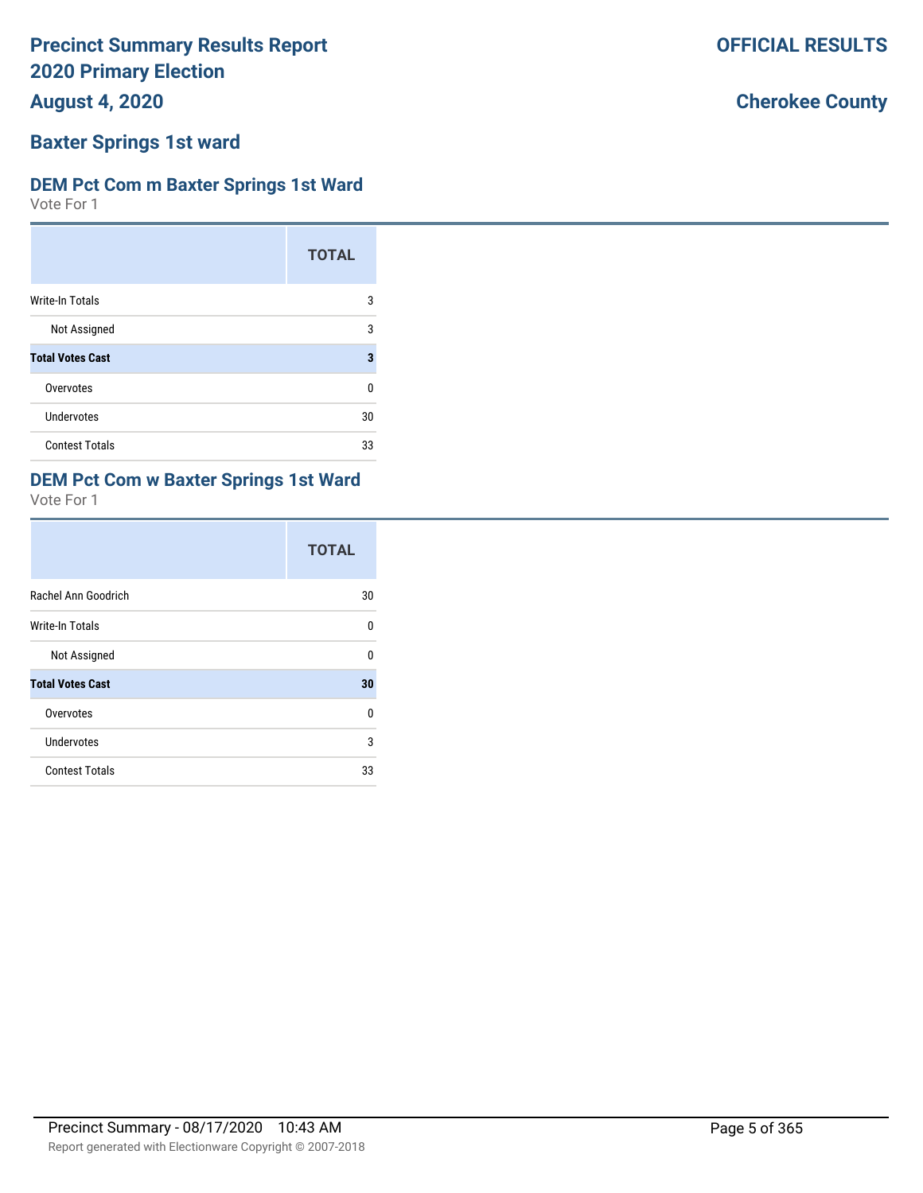# Precinct Summary Results Report
# 2020 Primary Election
# August 4, 2020

**OFFICIAL RESULTS**

**Cherokee County**

## Baxter Springs 1st ward

### DEM Pct Com m Baxter Springs 1st Ward

Vote For 1

| | TOTAL |
|---|---|
| Write-In Totals | 3 |
| Not Assigned | 3 |
| **Total Votes Cast** | **3** |
| Overvotes | 0 |
| Undervotes | 30 |
| Contest Totals | 33 |

### DEM Pct Com w Baxter Springs 1st Ward

Vote For 1

| | TOTAL |
|---|---|
| Rachel Ann Goodrich | 30 |
| Write-In Totals | 0 |
| Not Assigned | 0 |
| **Total Votes Cast** | **30** |
| Overvotes | 0 |
| Undervotes | 3 |
| Contest Totals | 33 |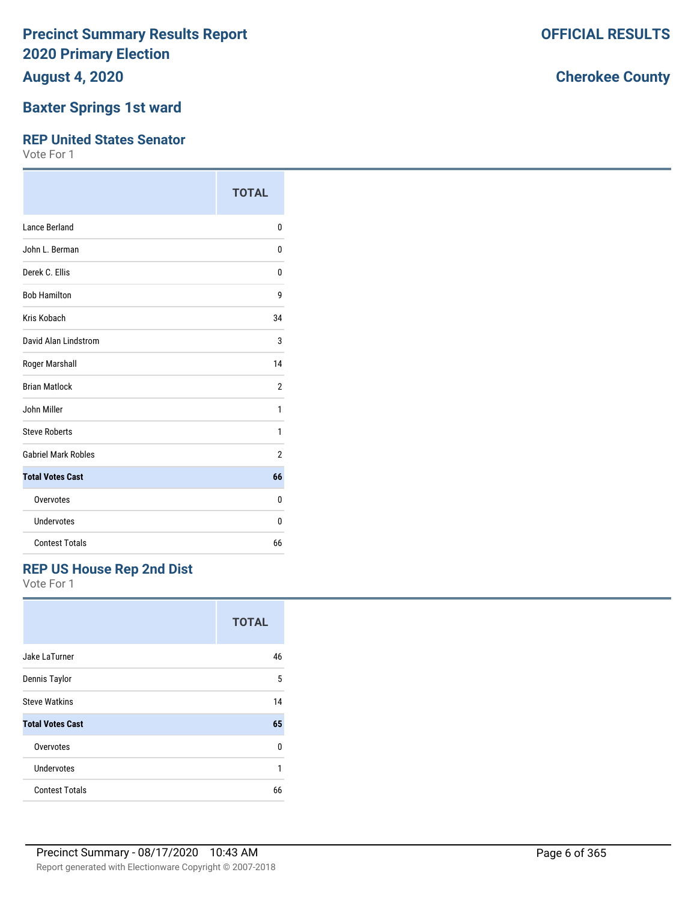# Precinct Summary Results Report
# 2020 Primary Election
# August 4, 2020

**OFFICIAL RESULTS**

**Cherokee County**

## Baxter Springs 1st ward

### REP United States Senator

Vote For 1

| | TOTAL |
|---|---|
| Lance Berland | 0 |
| John L. Berman | 0 |
| Derek C. Ellis | 0 |
| Bob Hamilton | 9 |
| Kris Kobach | 34 |
| David Alan Lindstrom | 3 |
| Roger Marshall | 14 |
| Brian Matlock | 2 |
| John Miller | 1 |
| Steve Roberts | 1 |
| Gabriel Mark Robles | 2 |
| **Total Votes Cast** | **66** |
| Overvotes | 0 |
| Undervotes | 0 |
| Contest Totals | 66 |

### REP US House Rep 2nd Dist

Vote For 1

| | TOTAL |
|---|---|
| Jake LaTurner | 46 |
| Dennis Taylor | 5 |
| Steve Watkins | 14 |
| **Total Votes Cast** | **65** |
| Overvotes | 0 |
| Undervotes | 1 |
| Contest Totals | 66 |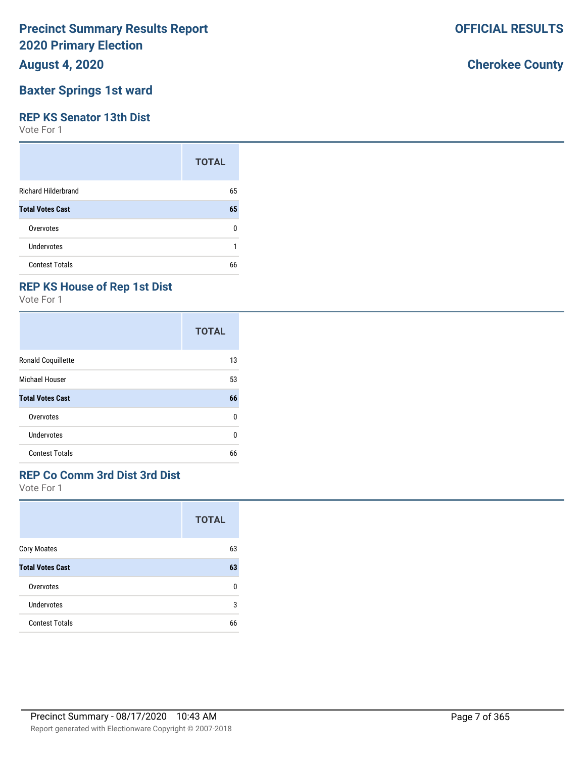# Precinct Summary Results Report
# 2020 Primary Election
## August 4, 2020

**OFFICIAL RESULTS**

**Cherokee County**

## Baxter Springs 1st ward

### REP KS Senator 13th Dist

Vote For 1

| | TOTAL |
|---|---|
| Richard Hilderbrand | 65 |
| **Total Votes Cast** | **65** |
| Overvotes | 0 |
| Undervotes | 1 |
| Contest Totals | 66 |

### REP KS House of Rep 1st Dist

Vote For 1

| | TOTAL |
|---|---|
| Ronald Coquillette | 13 |
| Michael Houser | 53 |
| **Total Votes Cast** | **66** |
| Overvotes | 0 |
| Undervotes | 0 |
| Contest Totals | 66 |

### REP Co Comm 3rd Dist 3rd Dist

Vote For 1

| | TOTAL |
|---|---|
| Cory Moates | 63 |
| **Total Votes Cast** | **63** |
| Overvotes | 0 |
| Undervotes | 3 |
| Contest Totals | 66 |

Precinct Summary - 08/17/2020 10:43 AM

Report generated with Electionware Copyright © 2007-2018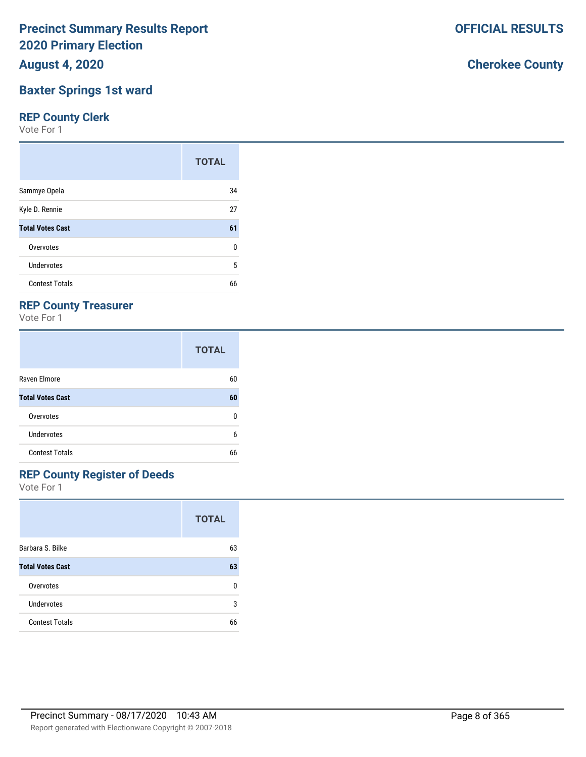# Precinct Summary Results Report
# 2020 Primary Election

**August 4, 2020**

**OFFICIAL RESULTS**

**Cherokee County**

## Baxter Springs 1st ward

### REP County Clerk

Vote For 1

| | TOTAL |
|---|---|
| Sammye Opela | 34 |
| Kyle D. Rennie | 27 |
| **Total Votes Cast** | **61** |
| Overvotes | 0 |
| Undervotes | 5 |
| Contest Totals | 66 |

### REP County Treasurer

Vote For 1

| | TOTAL |
|---|---|
| Raven Elmore | 60 |
| **Total Votes Cast** | **60** |
| Overvotes | 0 |
| Undervotes | 6 |
| Contest Totals | 66 |

### REP County Register of Deeds

Vote For 1

| | TOTAL |
|---|---|
| Barbara S. Bilke | 63 |
| **Total Votes Cast** | **63** |
| Overvotes | 0 |
| Undervotes | 3 |
| Contest Totals | 66 |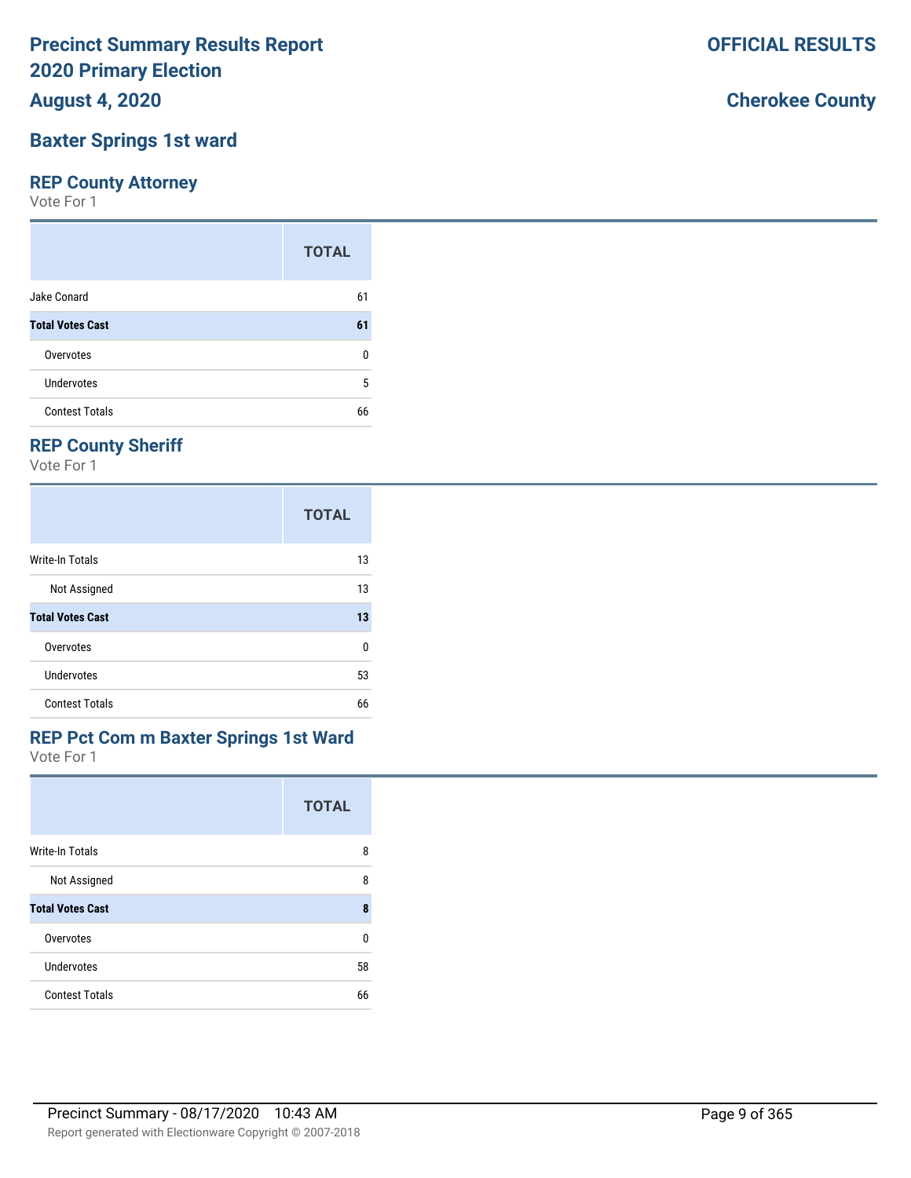# Precinct Summary Results Report
# 2020 Primary Election
**August 4, 2020**

**OFFICIAL RESULTS**

**Cherokee County**

## Baxter Springs 1st ward

### REP County Attorney
Vote For 1

| | TOTAL |
|---|---|
| Jake Conard | 61 |
| **Total Votes Cast** | **61** |
| Overvotes | 0 |
| Undervotes | 5 |
| Contest Totals | 66 |

### REP County Sheriff
Vote For 1

| | TOTAL |
|---|---|
| Write-In Totals | 13 |
| Not Assigned | 13 |
| **Total Votes Cast** | **13** |
| Overvotes | 0 |
| Undervotes | 53 |
| Contest Totals | 66 |

### REP Pct Com m Baxter Springs 1st Ward
Vote For 1

| | TOTAL |
|---|---|
| Write-In Totals | 8 |
| Not Assigned | 8 |
| **Total Votes Cast** | **8** |
| Overvotes | 0 |
| Undervotes | 58 |
| Contest Totals | 66 |

Precinct Summary - 08/17/2020 10:43 AM

Report generated with Electionware Copyright © 2007-2018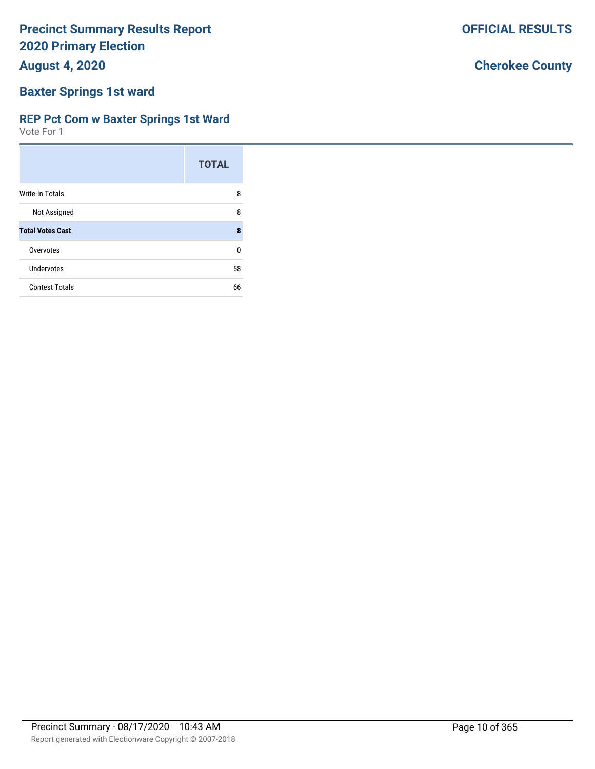# Precinct Summary Results Report
## 2020 Primary Election
### August 4, 2020

**OFFICIAL RESULTS**

**Cherokee County**

### Baxter Springs 1st ward

### REP Pct Com w Baxter Springs 1st Ward
Vote For 1

| | TOTAL |
|---|---|
| Write-In Totals | 8 |
| Not Assigned | 8 |
| **Total Votes Cast** | **8** |
| Overvotes | 0 |
| Undervotes | 58 |
| Contest Totals | 66 |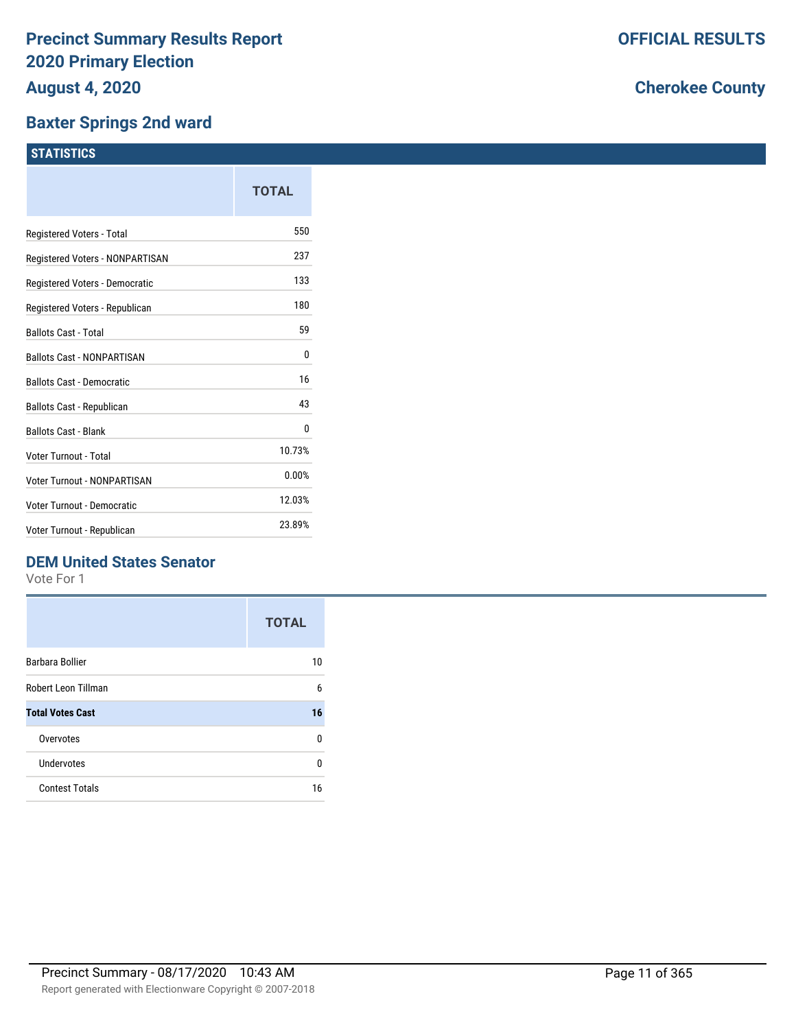# Precinct Summary Results Report
# 2020 Primary Election
# August 4, 2020

**OFFICIAL RESULTS**

**Cherokee County**

## Baxter Springs 2nd ward

### STATISTICS

| | TOTAL |
|---|---|
| Registered Voters - Total | 550 |
| Registered Voters - NONPARTISAN | 237 |
| Registered Voters - Democratic | 133 |
| Registered Voters - Republican | 180 |
| Ballots Cast - Total | 59 |
| Ballots Cast - NONPARTISAN | 0 |
| Ballots Cast - Democratic | 16 |
| Ballots Cast - Republican | 43 |
| Ballots Cast - Blank | 0 |
| Voter Turnout - Total | 10.73% |
| Voter Turnout - NONPARTISAN | 0.00% |
| Voter Turnout - Democratic | 12.03% |
| Voter Turnout - Republican | 23.89% |

### DEM United States Senator

Vote For 1

| | TOTAL |
|---|---|
| Barbara Bollier | 10 |
| Robert Leon Tillman | 6 |
| **Total Votes Cast** | **16** |
| Overvotes | 0 |
| Undervotes | 0 |
| Contest Totals | 16 |

Precinct Summary - 08/17/2020 10:43 AM

Report generated with Electionware Copyright © 2007-2018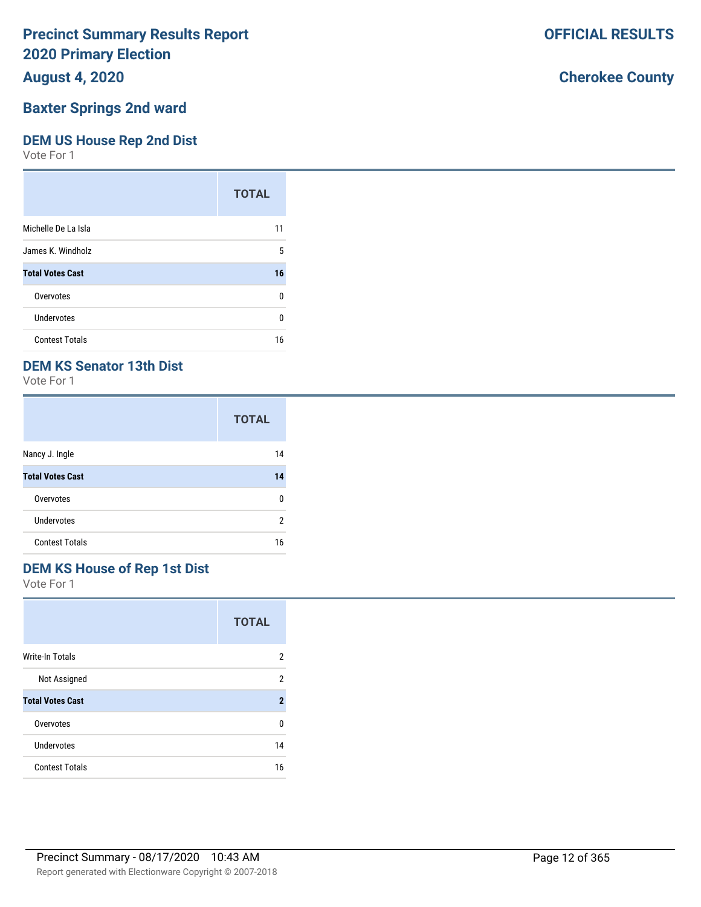# Precinct Summary Results Report
# 2020 Primary Election
# August 4, 2020

**OFFICIAL RESULTS**

**Cherokee County**

## Baxter Springs 2nd ward

### DEM US House Rep 2nd Dist

Vote For 1

| | TOTAL |
|---|---|
| Michelle De La Isla | 11 |
| James K. Windholz | 5 |
| **Total Votes Cast** | **16** |
| Overvotes | 0 |
| Undervotes | 0 |
| Contest Totals | 16 |

### DEM KS Senator 13th Dist

Vote For 1

| | TOTAL |
|---|---|
| Nancy J. Ingle | 14 |
| **Total Votes Cast** | **14** |
| Overvotes | 0 |
| Undervotes | 2 |
| Contest Totals | 16 |

### DEM KS House of Rep 1st Dist

Vote For 1

| | TOTAL |
|---|---|
| Write-In Totals | 2 |
| Not Assigned | 2 |
| **Total Votes Cast** | **2** |
| Overvotes | 0 |
| Undervotes | 14 |
| Contest Totals | 16 |

Precinct Summary - 08/17/2020 10:43 AM

Report generated with Electionware Copyright © 2007-2018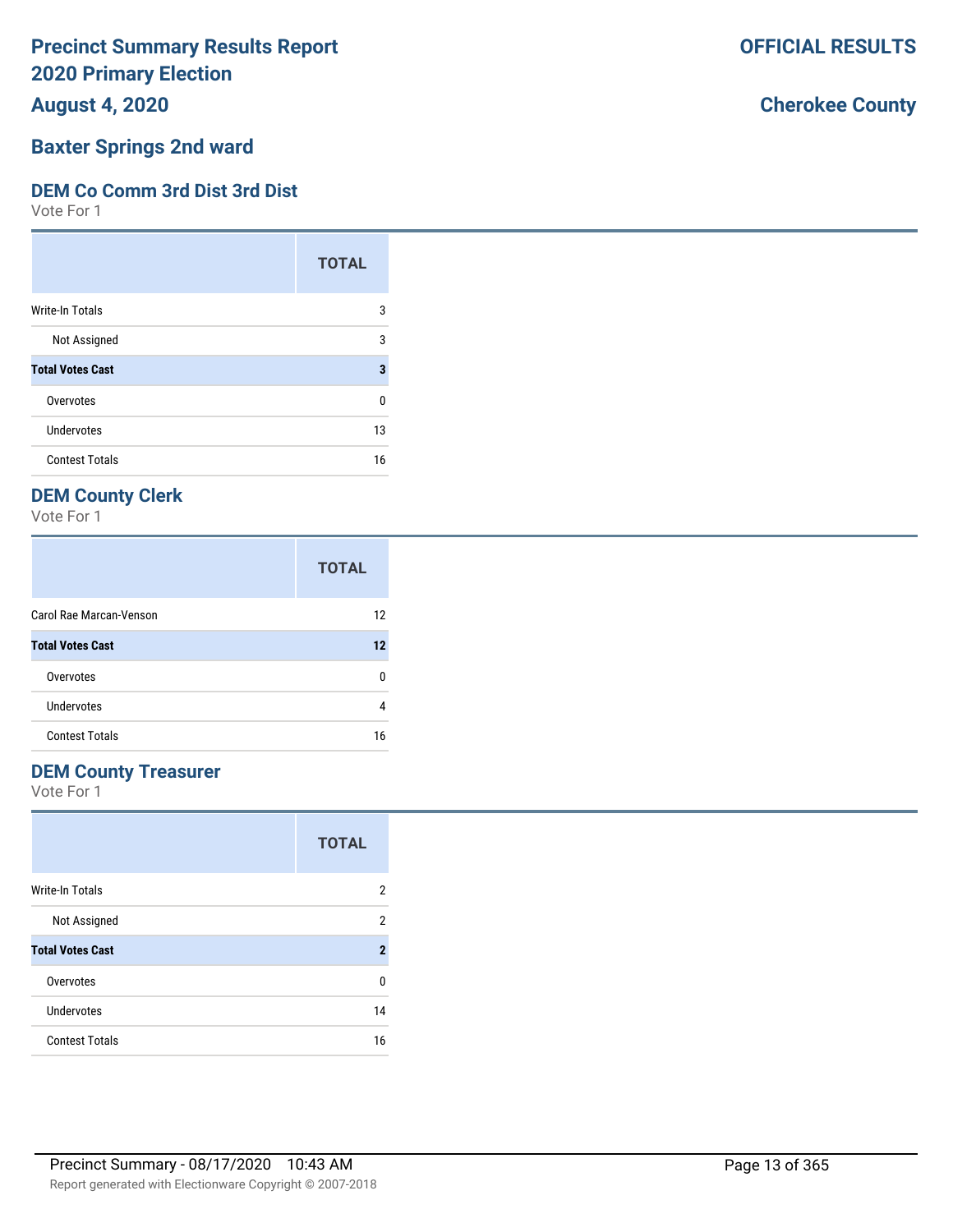# Precinct Summary Results Report
## 2020 Primary Election
## August 4, 2020

**OFFICIAL RESULTS**

**Cherokee County**

## Baxter Springs 2nd ward

### DEM Co Comm 3rd Dist 3rd Dist

Vote For 1

| | TOTAL |
|---|---|
| Write-In Totals | 3 |
| Not Assigned | 3 |
| **Total Votes Cast** | **3** |
| Overvotes | 0 |
| Undervotes | 13 |
| Contest Totals | 16 |

### DEM County Clerk

Vote For 1

| | TOTAL |
|---|---|
| Carol Rae Marcan-Venson | 12 |
| **Total Votes Cast** | **12** |
| Overvotes | 0 |
| Undervotes | 4 |
| Contest Totals | 16 |

### DEM County Treasurer

Vote For 1

| | TOTAL |
|---|---|
| Write-In Totals | 2 |
| Not Assigned | 2 |
| **Total Votes Cast** | **2** |
| Overvotes | 0 |
| Undervotes | 14 |
| Contest Totals | 16 |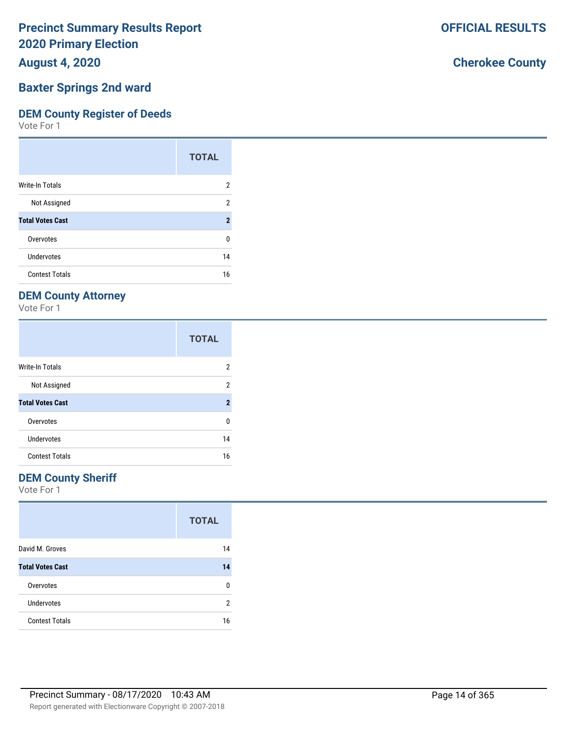# Precinct Summary Results Report
# 2020 Primary Election
## August 4, 2020

**OFFICIAL RESULTS**

**Cherokee County**

## Baxter Springs 2nd ward

### DEM County Register of Deeds

Vote For 1

| | TOTAL |
|---|---|
| Write-In Totals | 2 |
| Not Assigned | 2 |
| **Total Votes Cast** | **2** |
| Overvotes | 0 |
| Undervotes | 14 |
| Contest Totals | 16 |

### DEM County Attorney

Vote For 1

| | TOTAL |
|---|---|
| Write-In Totals | 2 |
| Not Assigned | 2 |
| **Total Votes Cast** | **2** |
| Overvotes | 0 |
| Undervotes | 14 |
| Contest Totals | 16 |

### DEM County Sheriff

Vote For 1

| | TOTAL |
|---|---|
| David M. Groves | 14 |
| **Total Votes Cast** | **14** |
| Overvotes | 0 |
| Undervotes | 2 |
| Contest Totals | 16 |

Precinct Summary - 08/17/2020 10:43 AM

Report generated with Electionware Copyright © 2007-2018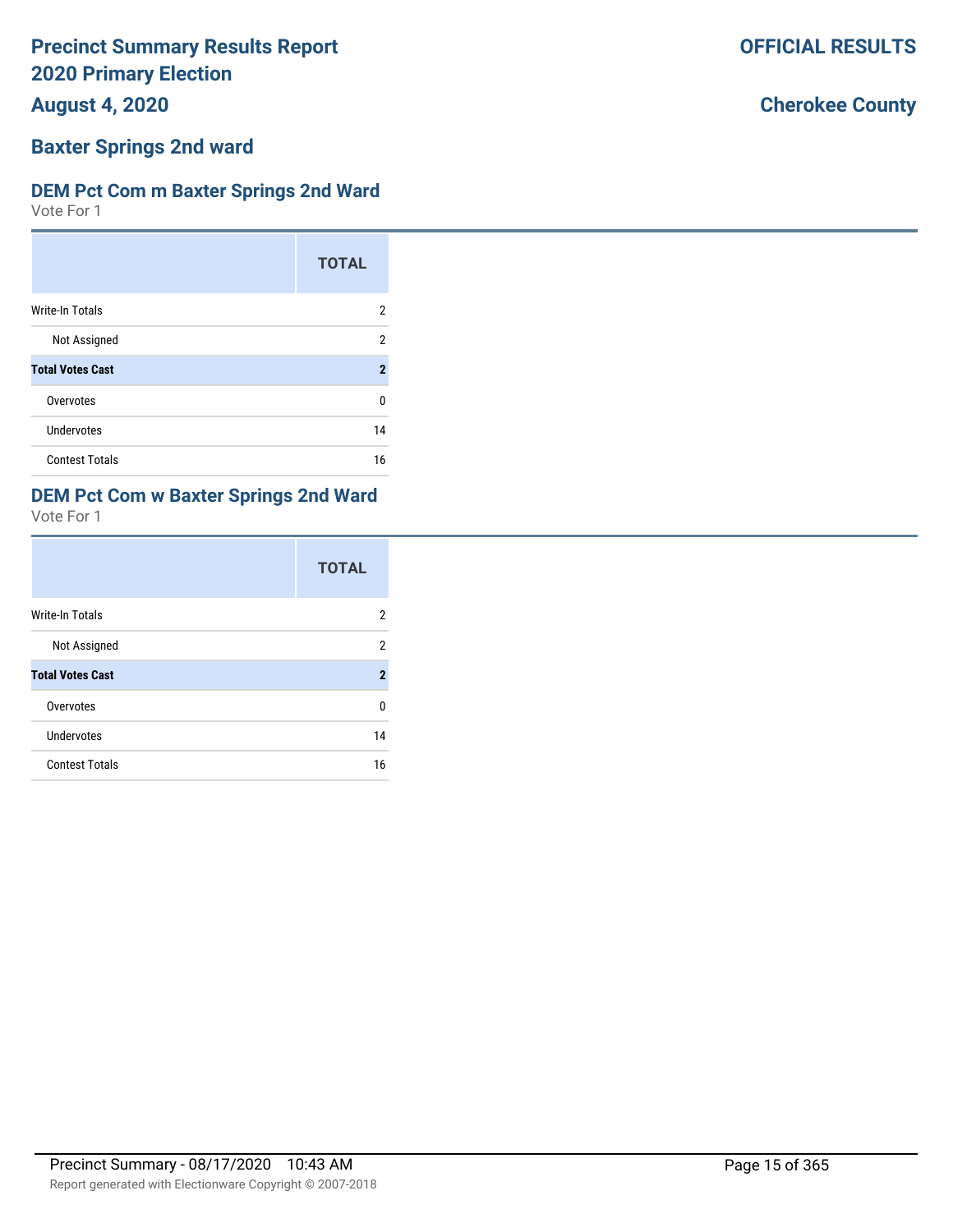# Precinct Summary Results Report
# 2020 Primary Election
## August 4, 2020

**OFFICIAL RESULTS**

**Cherokee County**

## Baxter Springs 2nd ward

### DEM Pct Com m Baxter Springs 2nd Ward

Vote For 1

| | TOTAL |
|---|---|
| Write-In Totals | 2 |
| Not Assigned | 2 |
| **Total Votes Cast** | **2** |
| Overvotes | 0 |
| Undervotes | 14 |
| Contest Totals | 16 |

### DEM Pct Com w Baxter Springs 2nd Ward

Vote For 1

| | TOTAL |
|---|---|
| Write-In Totals | 2 |
| Not Assigned | 2 |
| **Total Votes Cast** | **2** |
| Overvotes | 0 |
| Undervotes | 14 |
| Contest Totals | 16 |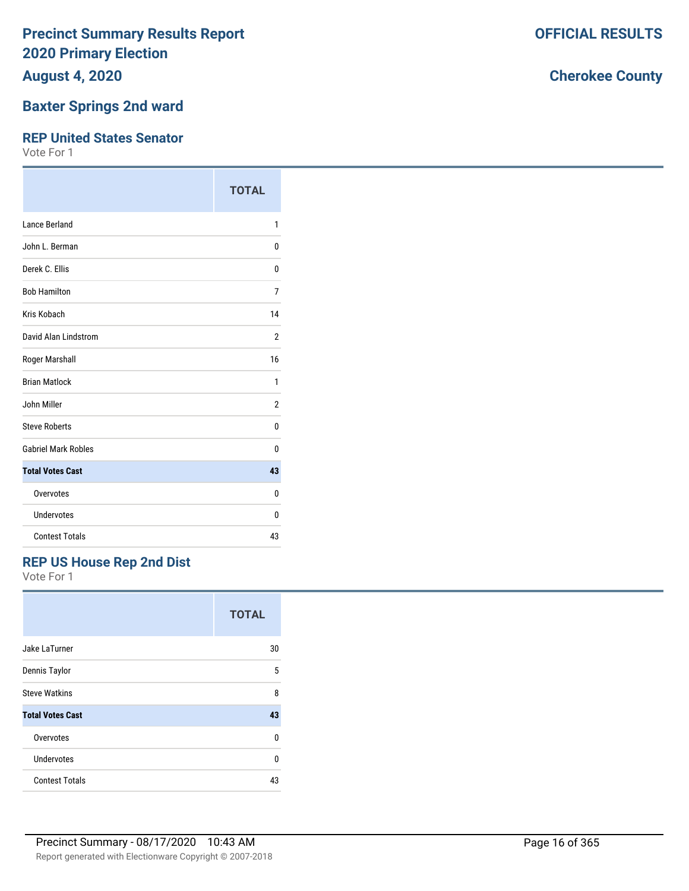# Precinct Summary Results Report
# 2020 Primary Election
# August 4, 2020

**OFFICIAL RESULTS**

**Cherokee County**

## Baxter Springs 2nd ward

### REP United States Senator

Vote For 1

| | TOTAL |
|---|---|
| Lance Berland | 1 |
| John L. Berman | 0 |
| Derek C. Ellis | 0 |
| Bob Hamilton | 7 |
| Kris Kobach | 14 |
| David Alan Lindstrom | 2 |
| Roger Marshall | 16 |
| Brian Matlock | 1 |
| John Miller | 2 |
| Steve Roberts | 0 |
| Gabriel Mark Robles | 0 |
| **Total Votes Cast** | **43** |
| Overvotes | 0 |
| Undervotes | 0 |
| Contest Totals | 43 |

### REP US House Rep 2nd Dist

Vote For 1

| | TOTAL |
|---|---|
| Jake LaTurner | 30 |
| Dennis Taylor | 5 |
| Steve Watkins | 8 |
| **Total Votes Cast** | **43** |
| Overvotes | 0 |
| Undervotes | 0 |
| Contest Totals | 43 |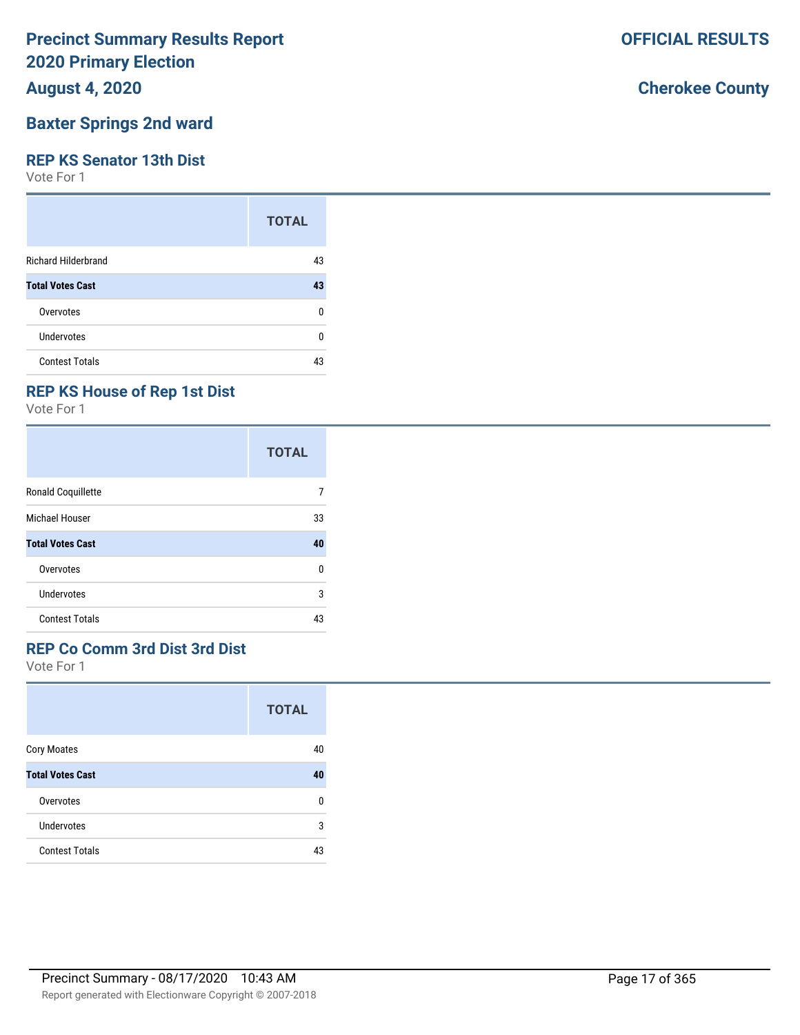# Precinct Summary Results Report
# 2020 Primary Election

**August 4, 2020**

**OFFICIAL RESULTS**

**Cherokee County**

## Baxter Springs 2nd ward

### REP KS Senator 13th Dist

Vote For 1

| | TOTAL |
|---|---|
| Richard Hilderbrand | 43 |
| **Total Votes Cast** | **43** |
| Overvotes | 0 |
| Undervotes | 0 |
| Contest Totals | 43 |

### REP KS House of Rep 1st Dist

Vote For 1

| | TOTAL |
|---|---|
| Ronald Coquillette | 7 |
| Michael Houser | 33 |
| **Total Votes Cast** | **40** |
| Overvotes | 0 |
| Undervotes | 3 |
| Contest Totals | 43 |

### REP Co Comm 3rd Dist 3rd Dist

Vote For 1

| | TOTAL |
|---|---|
| Cory Moates | 40 |
| **Total Votes Cast** | **40** |
| Overvotes | 0 |
| Undervotes | 3 |
| Contest Totals | 43 |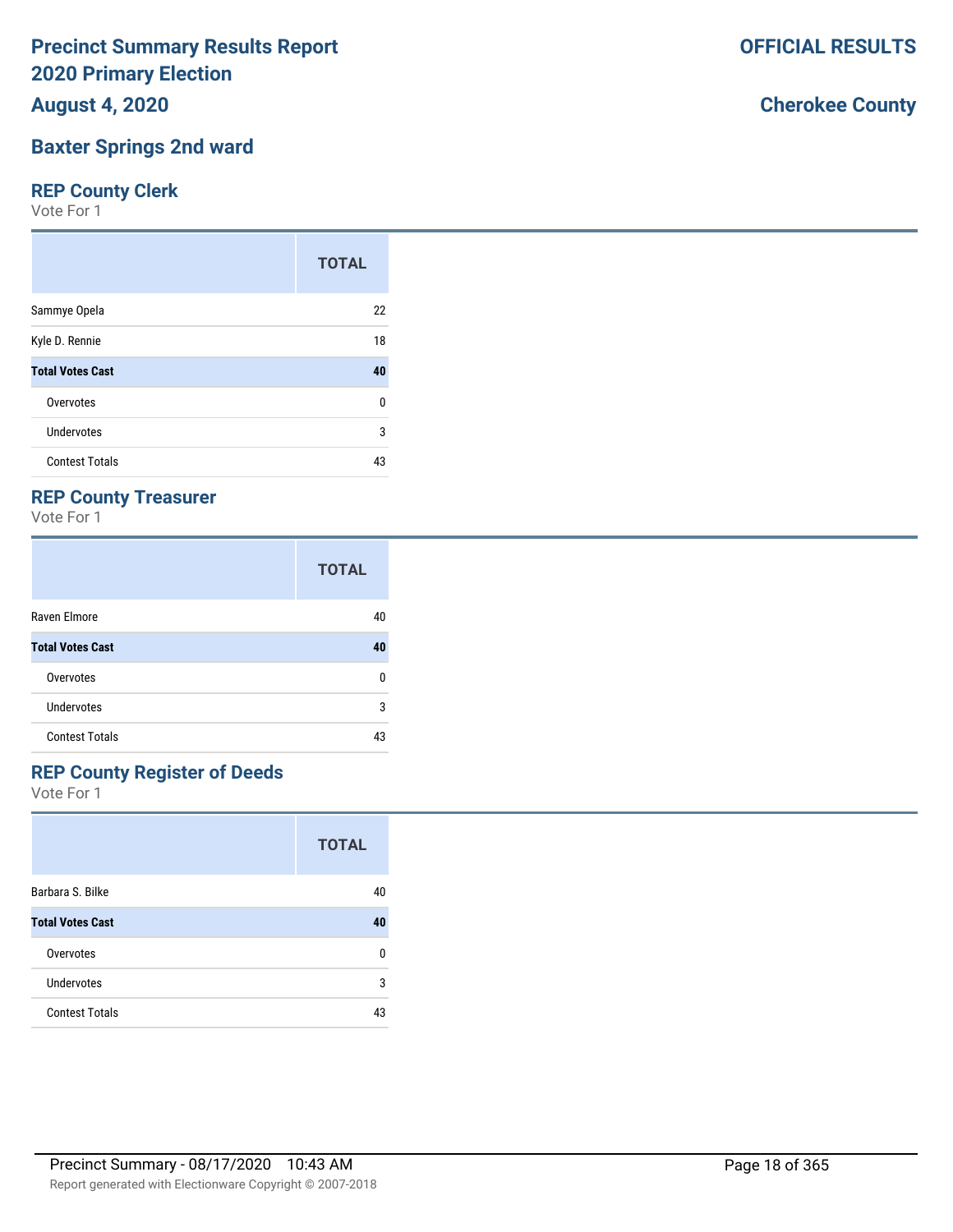# Precinct Summary Results Report
# 2020 Primary Election
# August 4, 2020

**OFFICIAL RESULTS**

**Cherokee County**

## Baxter Springs 2nd ward

### REP County Clerk

Vote For 1

| | TOTAL |
|---|---|
| Sammye Opela | 22 |
| Kyle D. Rennie | 18 |
| **Total Votes Cast** | **40** |
| Overvotes | 0 |
| Undervotes | 3 |
| Contest Totals | 43 |

### REP County Treasurer

Vote For 1

| | TOTAL |
|---|---|
| Raven Elmore | 40 |
| **Total Votes Cast** | **40** |
| Overvotes | 0 |
| Undervotes | 3 |
| Contest Totals | 43 |

### REP County Register of Deeds

Vote For 1

| | TOTAL |
|---|---|
| Barbara S. Bilke | 40 |
| **Total Votes Cast** | **40** |
| Overvotes | 0 |
| Undervotes | 3 |
| Contest Totals | 43 |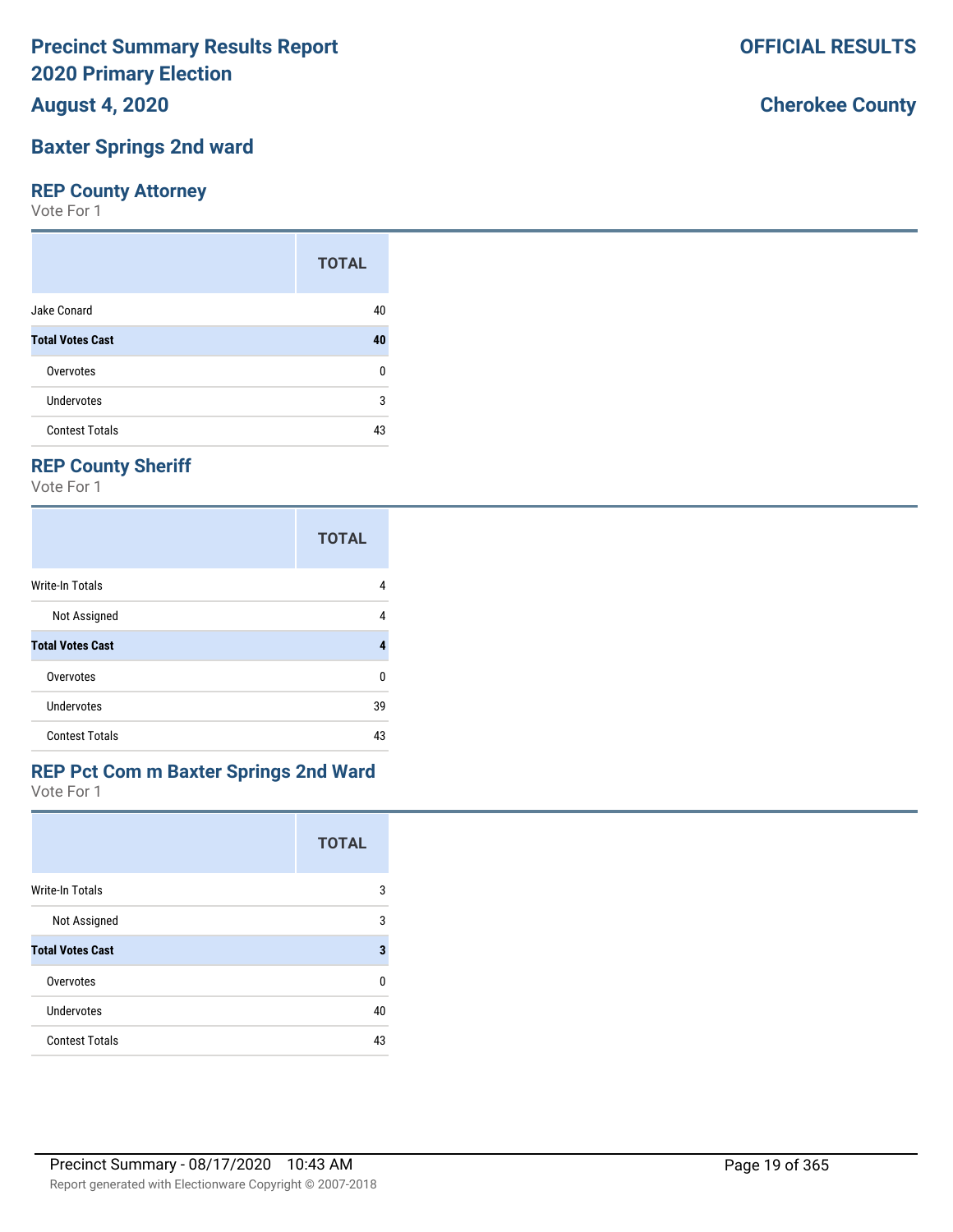# Precinct Summary Results Report
# 2020 Primary Election
## August 4, 2020

**OFFICIAL RESULTS**

**Cherokee County**

## Baxter Springs 2nd ward

### REP County Attorney
Vote For 1

| | TOTAL |
|---|---|
| Jake Conard | 40 |
| **Total Votes Cast** | **40** |
| Overvotes | 0 |
| Undervotes | 3 |
| Contest Totals | 43 |

### REP County Sheriff
Vote For 1

| | TOTAL |
|---|---|
| Write-In Totals | 4 |
| Not Assigned | 4 |
| **Total Votes Cast** | **4** |
| Overvotes | 0 |
| Undervotes | 39 |
| Contest Totals | 43 |

### REP Pct Com m Baxter Springs 2nd Ward
Vote For 1

| | TOTAL |
|---|---|
| Write-In Totals | 3 |
| Not Assigned | 3 |
| **Total Votes Cast** | **3** |
| Overvotes | 0 |
| Undervotes | 40 |
| Contest Totals | 43 |

Precinct Summary - 08/17/2020 10:43 AM

Report generated with Electionware Copyright © 2007-2018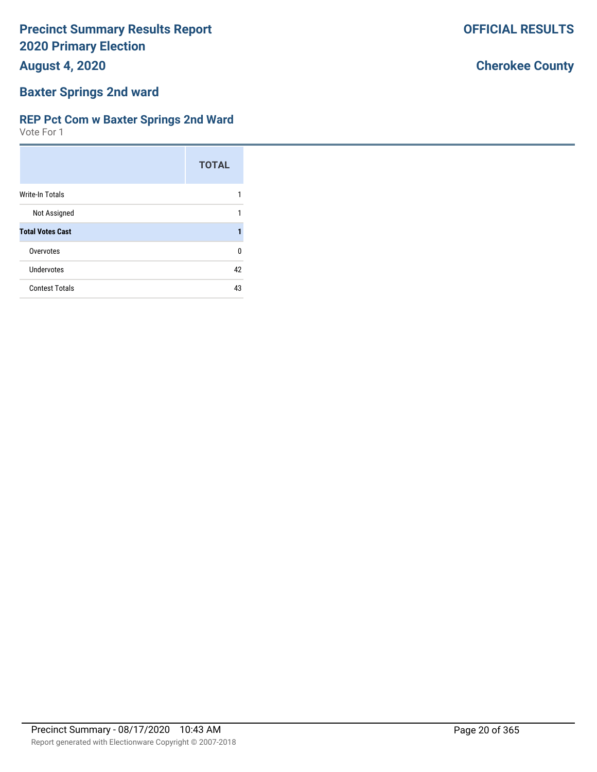# Precinct Summary Results Report
# 2020 Primary Election
## August 4, 2020

**OFFICIAL RESULTS**

**Cherokee County**

## Baxter Springs 2nd ward

### REP Pct Com w Baxter Springs 2nd Ward

Vote For 1

| | TOTAL |
|---|---|
| Write-In Totals | 1 |
| Not Assigned | 1 |
| **Total Votes Cast** | **1** |
| Overvotes | 0 |
| Undervotes | 42 |
| Contest Totals | 43 |

Precinct Summary - 08/17/2020 10:43 AM

Report generated with Electionware Copyright © 2007-2018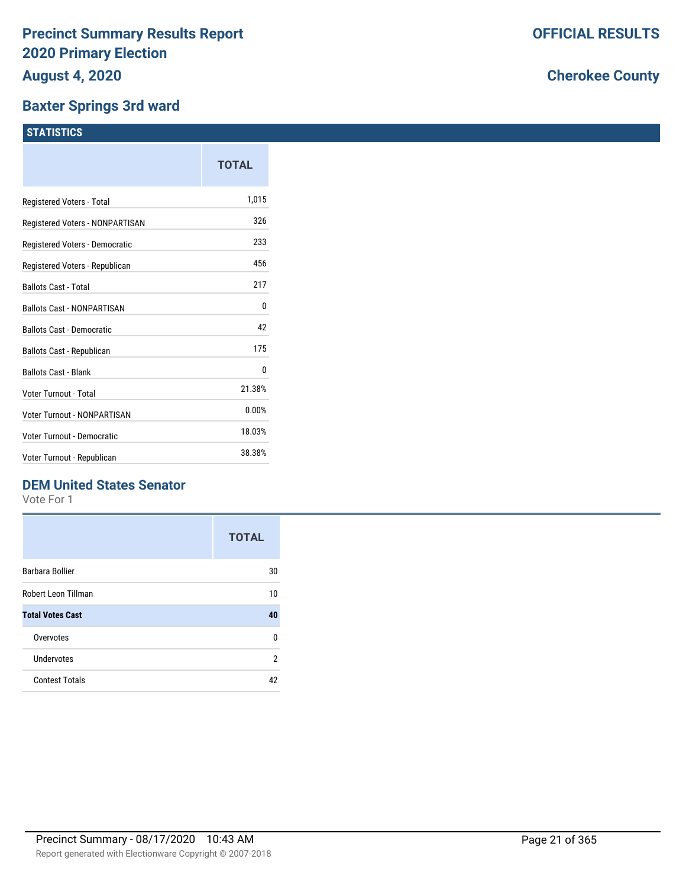# Precinct Summary Results Report
## 2020 Primary Election
## August 4, 2020

**OFFICIAL RESULTS**

**Cherokee County**

## Baxter Springs 3rd ward

### STATISTICS

| | TOTAL |
|---|---|
| Registered Voters - Total | 1,015 |
| Registered Voters - NONPARTISAN | 326 |
| Registered Voters - Democratic | 233 |
| Registered Voters - Republican | 456 |
| Ballots Cast - Total | 217 |
| Ballots Cast - NONPARTISAN | 0 |
| Ballots Cast - Democratic | 42 |
| Ballots Cast - Republican | 175 |
| Ballots Cast - Blank | 0 |
| Voter Turnout - Total | 21.38% |
| Voter Turnout - NONPARTISAN | 0.00% |
| Voter Turnout - Democratic | 18.03% |
| Voter Turnout - Republican | 38.38% |

### DEM United States Senator

Vote For 1

| | TOTAL |
|---|---|
| Barbara Bollier | 30 |
| Robert Leon Tillman | 10 |
| **Total Votes Cast** | **40** |
| Overvotes | 0 |
| Undervotes | 2 |
| Contest Totals | 42 |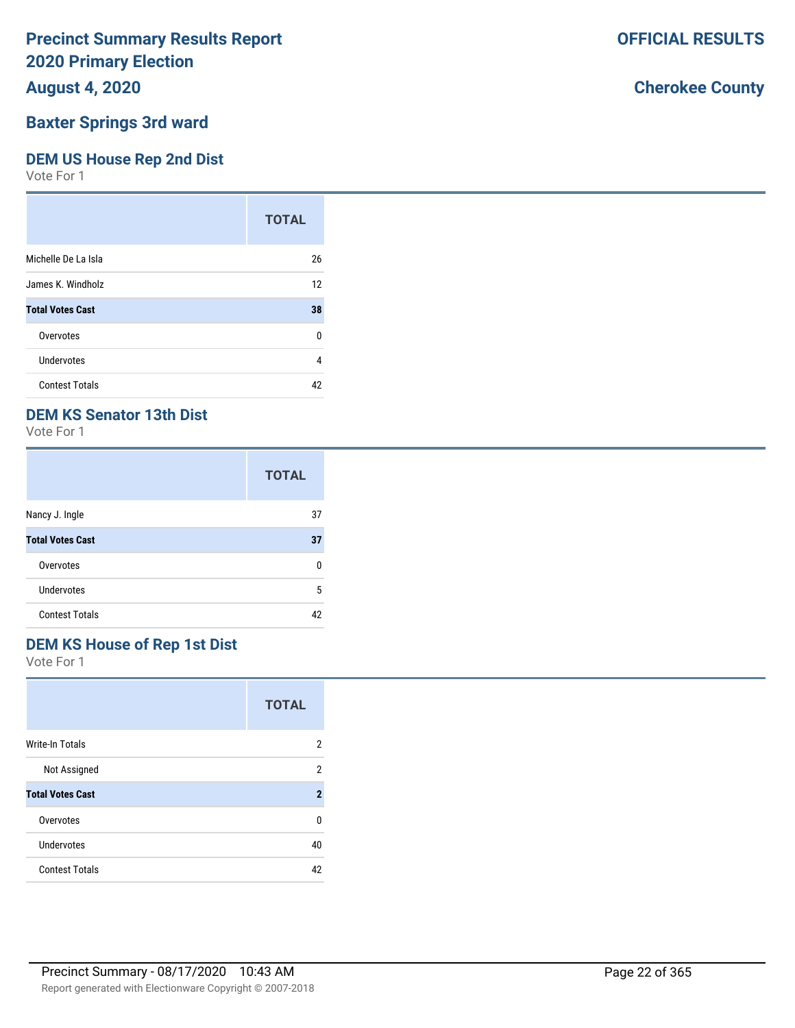# Precinct Summary Results Report
# 2020 Primary Election

**OFFICIAL RESULTS**

**August 4, 2020**

**Cherokee County**

## Baxter Springs 3rd ward

### DEM US House Rep 2nd Dist

Vote For 1

| | TOTAL |
|---|---|
| Michelle De La Isla | 26 |
| James K. Windholz | 12 |
| **Total Votes Cast** | **38** |
| Overvotes | 0 |
| Undervotes | 4 |
| Contest Totals | 42 |

### DEM KS Senator 13th Dist

Vote For 1

| | TOTAL |
|---|---|
| Nancy J. Ingle | 37 |
| **Total Votes Cast** | **37** |
| Overvotes | 0 |
| Undervotes | 5 |
| Contest Totals | 42 |

### DEM KS House of Rep 1st Dist

Vote For 1

| | TOTAL |
|---|---|
| Write-In Totals | 2 |
| Not Assigned | 2 |
| **Total Votes Cast** | **2** |
| Overvotes | 0 |
| Undervotes | 40 |
| Contest Totals | 42 |

Precinct Summary - 08/17/2020 10:43 AM

Report generated with Electionware Copyright © 2007-2018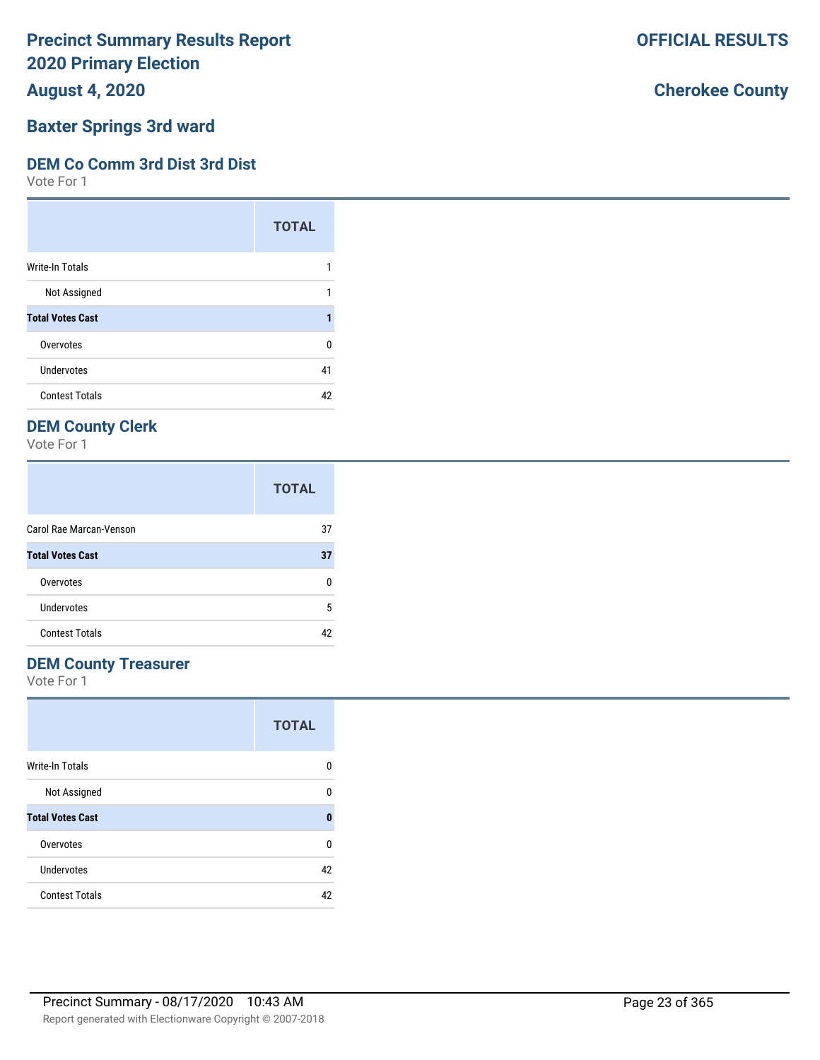# Precinct Summary Results Report
# 2020 Primary Election
## August 4, 2020

**OFFICIAL RESULTS**

**Cherokee County**

## Baxter Springs 3rd ward

### DEM Co Comm 3rd Dist 3rd Dist

Vote For 1

| | TOTAL |
|---|---|
| Write-In Totals | 1 |
| Not Assigned | 1 |
| **Total Votes Cast** | **1** |
| Overvotes | 0 |
| Undervotes | 41 |
| Contest Totals | 42 |

### DEM County Clerk

Vote For 1

| | TOTAL |
|---|---|
| Carol Rae Marcan-Venson | 37 |
| **Total Votes Cast** | **37** |
| Overvotes | 0 |
| Undervotes | 5 |
| Contest Totals | 42 |

### DEM County Treasurer

Vote For 1

| | TOTAL |
|---|---|
| Write-In Totals | 0 |
| Not Assigned | 0 |
| **Total Votes Cast** | **0** |
| Overvotes | 0 |
| Undervotes | 42 |
| Contest Totals | 42 |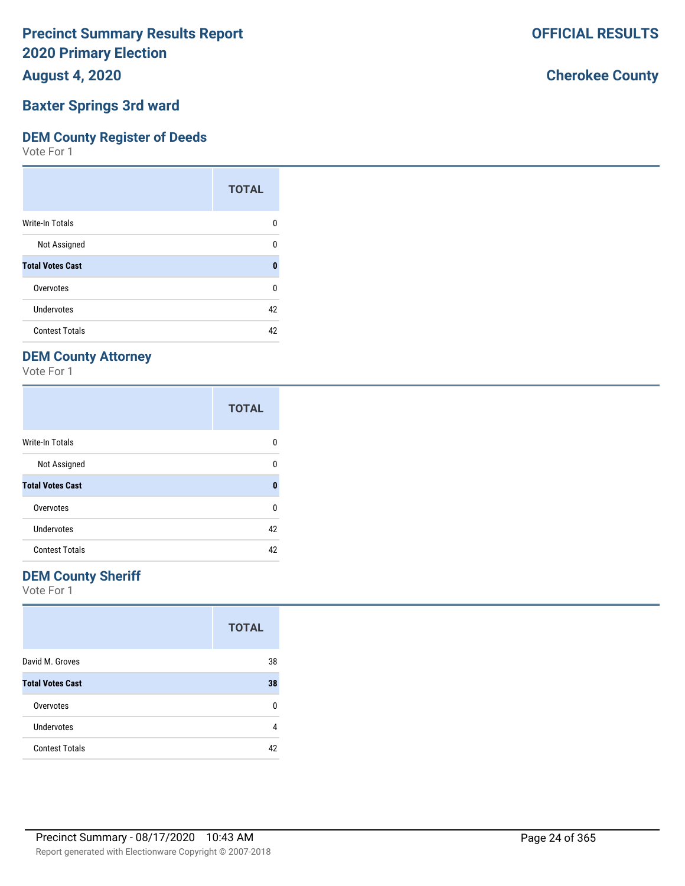# Precinct Summary Results Report
# 2020 Primary Election
# August 4, 2020

**OFFICIAL RESULTS**

**Cherokee County**

## Baxter Springs 3rd ward

### DEM County Register of Deeds

Vote For 1

| | TOTAL |
|---|---|
| Write-In Totals | 0 |
| Not Assigned | 0 |
| **Total Votes Cast** | **0** |
| Overvotes | 0 |
| Undervotes | 42 |
| Contest Totals | 42 |

### DEM County Attorney

Vote For 1

| | TOTAL |
|---|---|
| Write-In Totals | 0 |
| Not Assigned | 0 |
| **Total Votes Cast** | **0** |
| Overvotes | 0 |
| Undervotes | 42 |
| Contest Totals | 42 |

### DEM County Sheriff

Vote For 1

| | TOTAL |
|---|---|
| David M. Groves | 38 |
| **Total Votes Cast** | **38** |
| Overvotes | 0 |
| Undervotes | 4 |
| Contest Totals | 42 |

Precinct Summary - 08/17/2020 10:43 AM

Report generated with Electionware Copyright © 2007-2018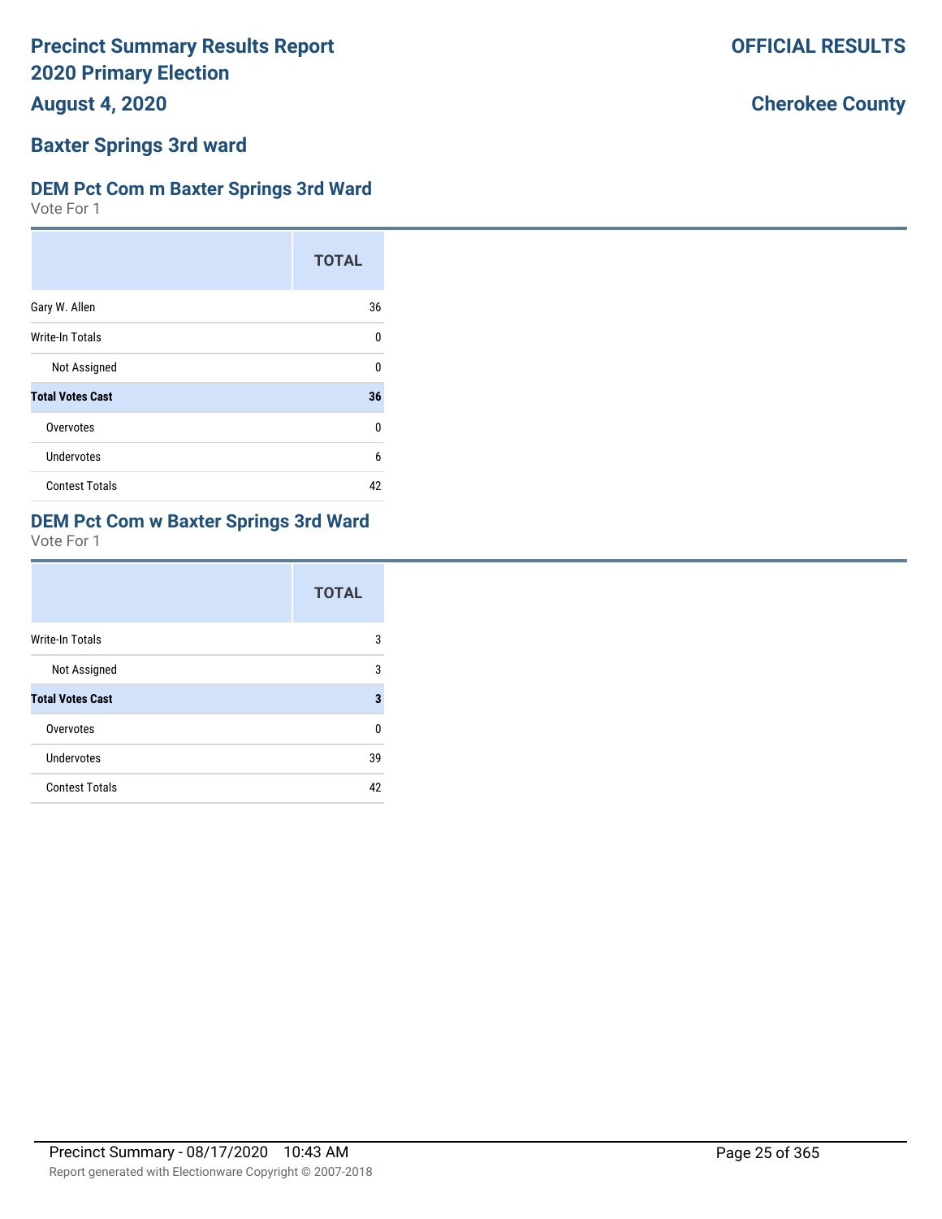# Precinct Summary Results Report 2020 Primary Election

**August 4, 2020**

**OFFICIAL RESULTS**

**Cherokee County**

## Baxter Springs 3rd ward

### DEM Pct Com m Baxter Springs 3rd Ward

Vote For 1

| | TOTAL |
|---|---|
| Gary W. Allen | 36 |
| Write-In Totals | 0 |
| Not Assigned | 0 |
| **Total Votes Cast** | **36** |
| Overvotes | 0 |
| Undervotes | 6 |
| Contest Totals | 42 |

### DEM Pct Com w Baxter Springs 3rd Ward

Vote For 1

| | TOTAL |
|---|---|
| Write-In Totals | 3 |
| Not Assigned | 3 |
| **Total Votes Cast** | **3** |
| Overvotes | 0 |
| Undervotes | 39 |
| Contest Totals | 42 |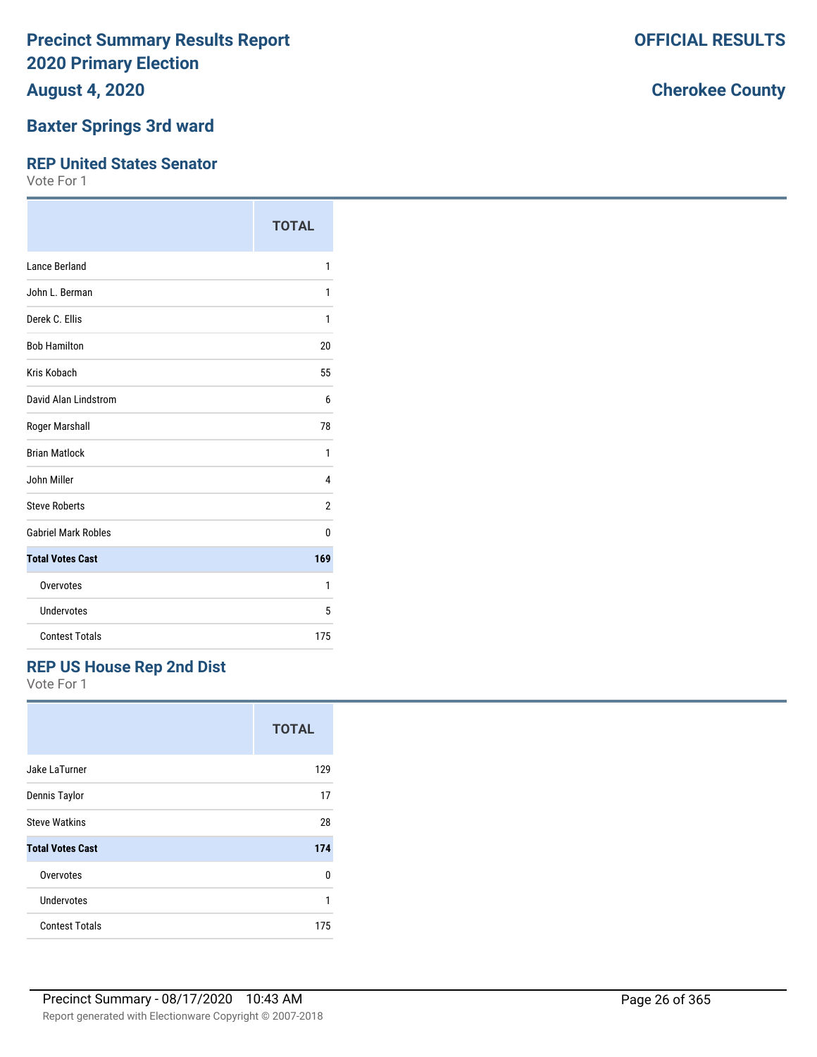# Precinct Summary Results Report
# 2020 Primary Election
## August 4, 2020

**OFFICIAL RESULTS**

**Cherokee County**

## Baxter Springs 3rd ward

### REP United States Senator

Vote For 1

| | TOTAL |
|---|---|
| Lance Berland | 1 |
| John L. Berman | 1 |
| Derek C. Ellis | 1 |
| Bob Hamilton | 20 |
| Kris Kobach | 55 |
| David Alan Lindstrom | 6 |
| Roger Marshall | 78 |
| Brian Matlock | 1 |
| John Miller | 4 |
| Steve Roberts | 2 |
| Gabriel Mark Robles | 0 |
| **Total Votes Cast** | **169** |
| Overvotes | 1 |
| Undervotes | 5 |
| Contest Totals | 175 |

### REP US House Rep 2nd Dist

Vote For 1

| | TOTAL |
|---|---|
| Jake LaTurner | 129 |
| Dennis Taylor | 17 |
| Steve Watkins | 28 |
| **Total Votes Cast** | **174** |
| Overvotes | 0 |
| Undervotes | 1 |
| Contest Totals | 175 |

Precinct Summary - 08/17/2020 10:43 AM

Report generated with Electionware Copyright © 2007-2018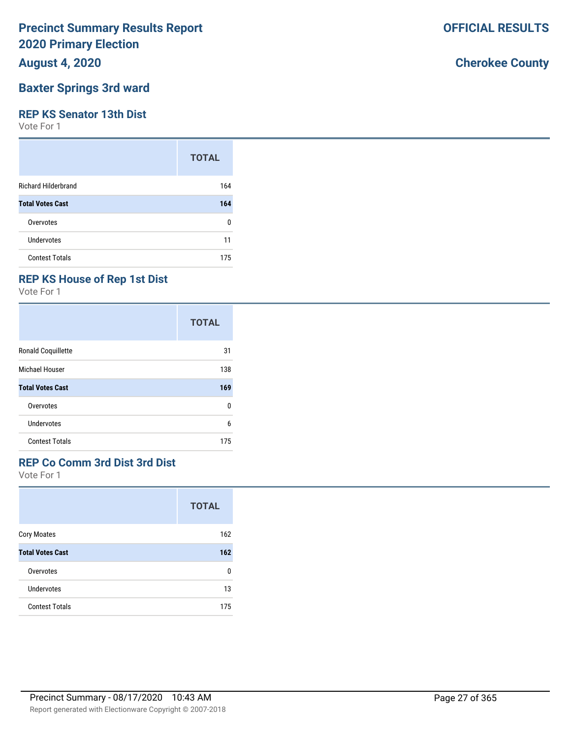# Precinct Summary Results Report
# 2020 Primary Election
# August 4, 2020

**OFFICIAL RESULTS**

**Cherokee County**

## Baxter Springs 3rd ward

### REP KS Senator 13th Dist

Vote For 1

| | TOTAL |
|---|---|
| Richard Hilderbrand | 164 |
| **Total Votes Cast** | **164** |
| Overvotes | 0 |
| Undervotes | 11 |
| Contest Totals | 175 |

### REP KS House of Rep 1st Dist

Vote For 1

| | TOTAL |
|---|---|
| Ronald Coquillette | 31 |
| Michael Houser | 138 |
| **Total Votes Cast** | **169** |
| Overvotes | 0 |
| Undervotes | 6 |
| Contest Totals | 175 |

### REP Co Comm 3rd Dist 3rd Dist

Vote For 1

| | TOTAL |
|---|---|
| Cory Moates | 162 |
| **Total Votes Cast** | **162** |
| Overvotes | 0 |
| Undervotes | 13 |
| Contest Totals | 175 |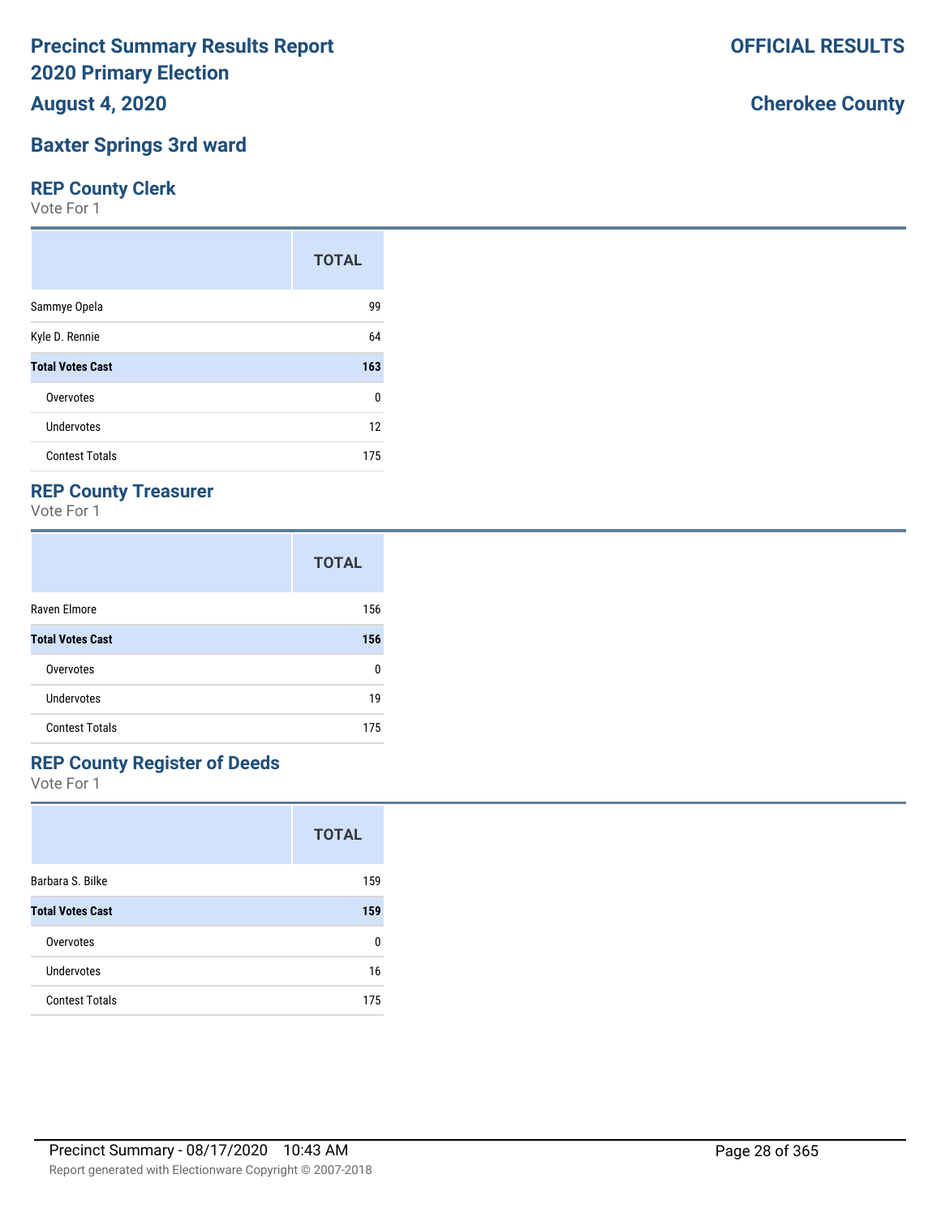# Precinct Summary Results Report
# 2020 Primary Election
# August 4, 2020

**OFFICIAL RESULTS**

**Cherokee County**

## Baxter Springs 3rd ward

### REP County Clerk

Vote For 1

| | TOTAL |
|---|---|
| Sammye Opela | 99 |
| Kyle D. Rennie | 64 |
| **Total Votes Cast** | **163** |
| Overvotes | 0 |
| Undervotes | 12 |
| Contest Totals | 175 |

### REP County Treasurer

Vote For 1

| | TOTAL |
|---|---|
| Raven Elmore | 156 |
| **Total Votes Cast** | **156** |
| Overvotes | 0 |
| Undervotes | 19 |
| Contest Totals | 175 |

### REP County Register of Deeds

Vote For 1

| | TOTAL |
|---|---|
| Barbara S. Bilke | 159 |
| **Total Votes Cast** | **159** |
| Overvotes | 0 |
| Undervotes | 16 |
| Contest Totals | 175 |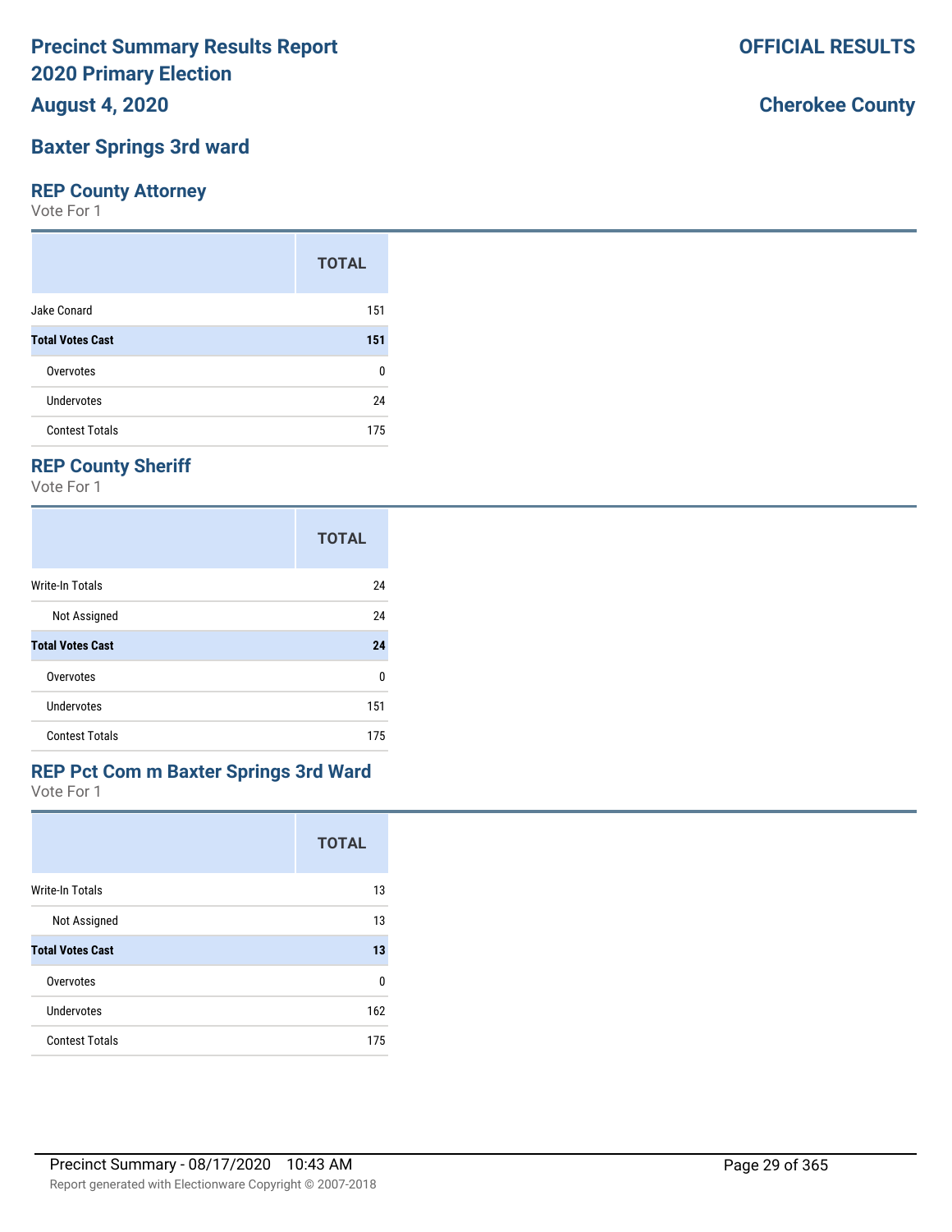# Precinct Summary Results Report
# 2020 Primary Election
## August 4, 2020

**OFFICIAL RESULTS**

**Cherokee County**

## Baxter Springs 3rd ward

### REP County Attorney

Vote For 1

| | TOTAL |
|---|---|
| Jake Conard | 151 |
| **Total Votes Cast** | **151** |
| Overvotes | 0 |
| Undervotes | 24 |
| Contest Totals | 175 |

### REP County Sheriff

Vote For 1

| | TOTAL |
|---|---|
| Write-In Totals | 24 |
| Not Assigned | 24 |
| **Total Votes Cast** | **24** |
| Overvotes | 0 |
| Undervotes | 151 |
| Contest Totals | 175 |

### REP Pct Com m Baxter Springs 3rd Ward

Vote For 1

| | TOTAL |
|---|---|
| Write-In Totals | 13 |
| Not Assigned | 13 |
| **Total Votes Cast** | **13** |
| Overvotes | 0 |
| Undervotes | 162 |
| Contest Totals | 175 |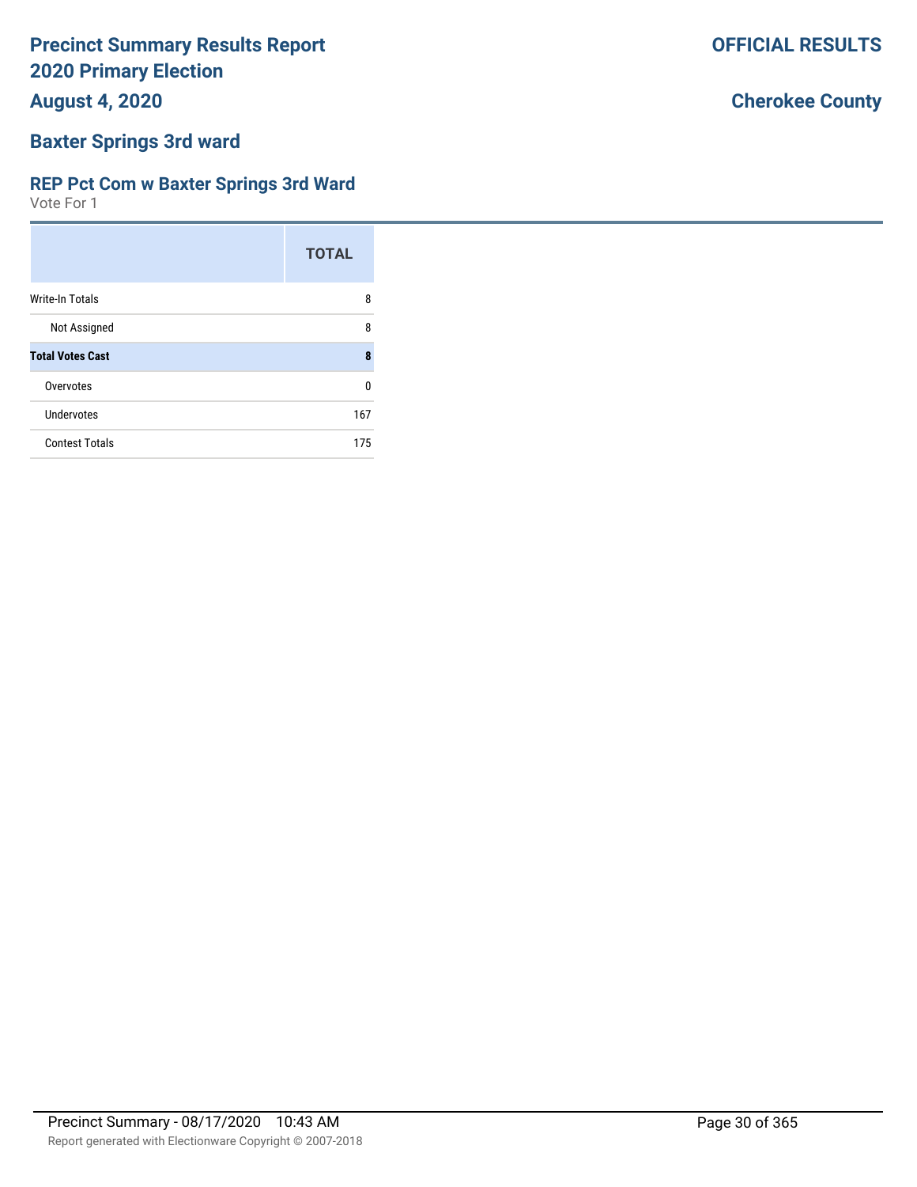# Precinct Summary Results Report
# 2020 Primary Election
## August 4, 2020

**OFFICIAL RESULTS**

**Cherokee County**

## Baxter Springs 3rd ward

### REP Pct Com w Baxter Springs 3rd Ward

Vote For 1

| | TOTAL |
|---|---|
| Write-In Totals | 8 |
| Not Assigned | 8 |
| **Total Votes Cast** | **8** |
| Overvotes | 0 |
| Undervotes | 167 |
| Contest Totals | 175 |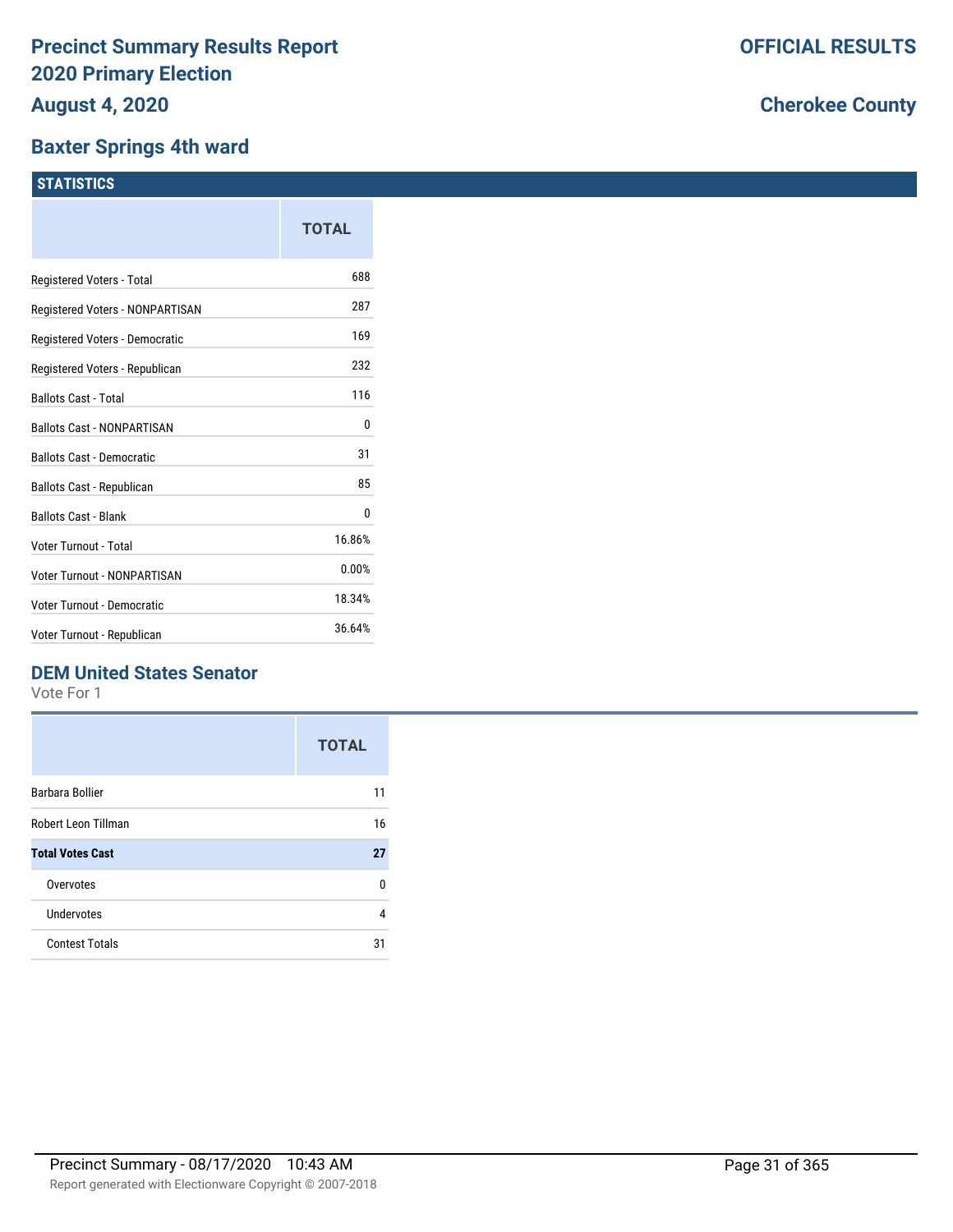# Precinct Summary Results Report
# 2020 Primary Election
## August 4, 2020

**OFFICIAL RESULTS**

**Cherokee County**

## Baxter Springs 4th ward

### STATISTICS

| | TOTAL |
|---|---|
| Registered Voters - Total | 688 |
| Registered Voters - NONPARTISAN | 287 |
| Registered Voters - Democratic | 169 |
| Registered Voters - Republican | 232 |
| Ballots Cast - Total | 116 |
| Ballots Cast - NONPARTISAN | 0 |
| Ballots Cast - Democratic | 31 |
| Ballots Cast - Republican | 85 |
| Ballots Cast - Blank | 0 |
| Voter Turnout - Total | 16.86% |
| Voter Turnout - NONPARTISAN | 0.00% |
| Voter Turnout - Democratic | 18.34% |
| Voter Turnout - Republican | 36.64% |

### DEM United States Senator

Vote For 1

| | TOTAL |
|---|---|
| Barbara Bollier | 11 |
| Robert Leon Tillman | 16 |
| **Total Votes Cast** | **27** |
| Overvotes | 0 |
| Undervotes | 4 |
| Contest Totals | 31 |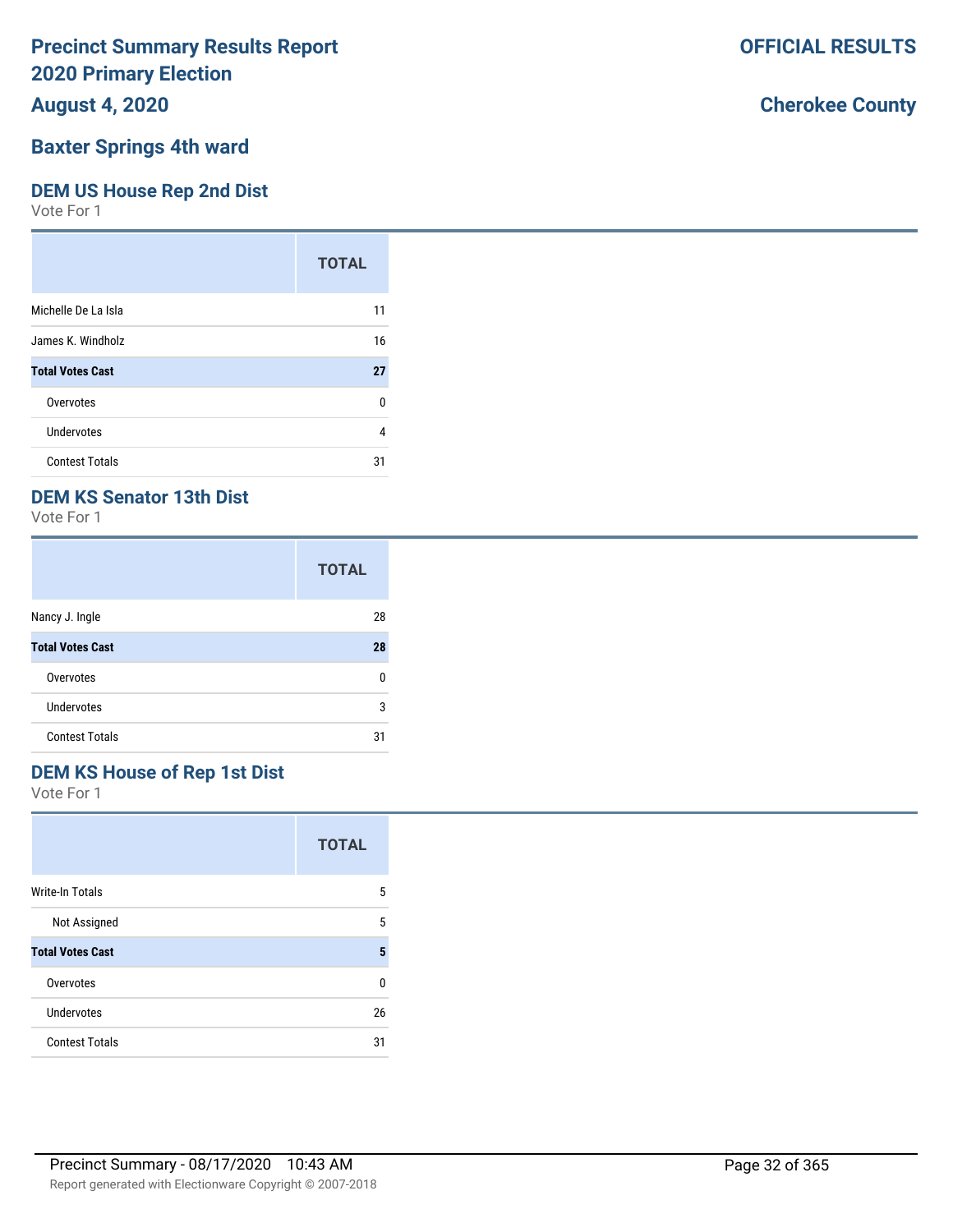# Precinct Summary Results Report
# 2020 Primary Election
# August 4, 2020

**OFFICIAL RESULTS**

**Cherokee County**

## Baxter Springs 4th ward

### DEM US House Rep 2nd Dist

Vote For 1

| | TOTAL |
|---|---|
| Michelle De La Isla | 11 |
| James K. Windholz | 16 |
| **Total Votes Cast** | **27** |
| Overvotes | 0 |
| Undervotes | 4 |
| Contest Totals | 31 |

### DEM KS Senator 13th Dist

Vote For 1

| | TOTAL |
|---|---|
| Nancy J. Ingle | 28 |
| **Total Votes Cast** | **28** |
| Overvotes | 0 |
| Undervotes | 3 |
| Contest Totals | 31 |

### DEM KS House of Rep 1st Dist

Vote For 1

| | TOTAL |
|---|---|
| Write-In Totals | 5 |
| Not Assigned | 5 |
| **Total Votes Cast** | **5** |
| Overvotes | 0 |
| Undervotes | 26 |
| Contest Totals | 31 |

Precinct Summary - 08/17/2020 10:43 AM

Report generated with Electionware Copyright © 2007-2018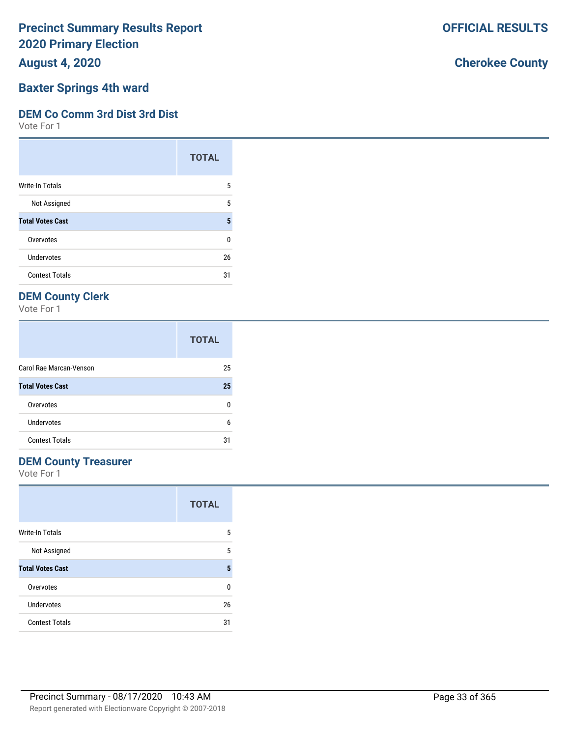# Precinct Summary Results Report
# 2020 Primary Election
## August 4, 2020

**OFFICIAL RESULTS**

**Cherokee County**

## Baxter Springs 4th ward

### DEM Co Comm 3rd Dist 3rd Dist

Vote For 1

| | TOTAL |
|---|---|
| Write-In Totals | 5 |
| Not Assigned | 5 |
| **Total Votes Cast** | **5** |
| Overvotes | 0 |
| Undervotes | 26 |
| Contest Totals | 31 |

### DEM County Clerk

Vote For 1

| | TOTAL |
|---|---|
| Carol Rae Marcan-Venson | 25 |
| **Total Votes Cast** | **25** |
| Overvotes | 0 |
| Undervotes | 6 |
| Contest Totals | 31 |

### DEM County Treasurer

Vote For 1

| | TOTAL |
|---|---|
| Write-In Totals | 5 |
| Not Assigned | 5 |
| **Total Votes Cast** | **5** |
| Overvotes | 0 |
| Undervotes | 26 |
| Contest Totals | 31 |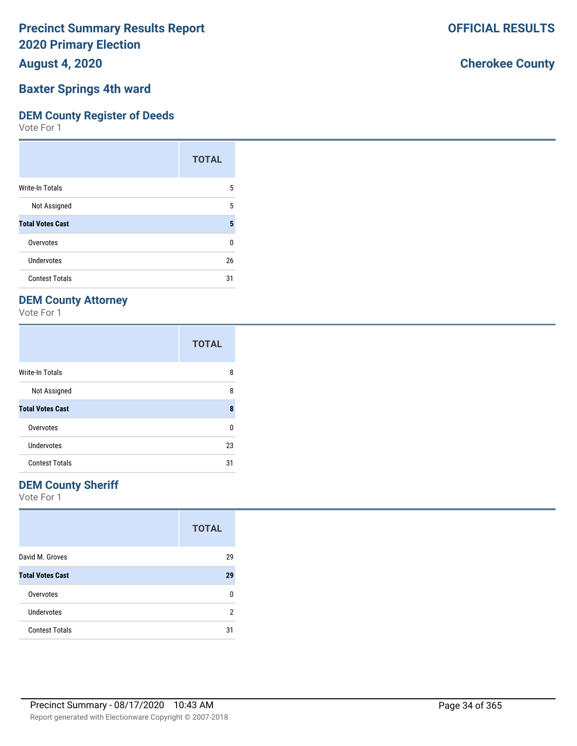# Precinct Summary Results Report
# 2020 Primary Election
# August 4, 2020

**OFFICIAL RESULTS**

**Cherokee County**

## Baxter Springs 4th ward

### DEM County Register of Deeds

Vote For 1

| | TOTAL |
|---|---|
| Write-In Totals | 5 |
| Not Assigned | 5 |
| **Total Votes Cast** | **5** |
| Overvotes | 0 |
| Undervotes | 26 |
| Contest Totals | 31 |

### DEM County Attorney

Vote For 1

| | TOTAL |
|---|---|
| Write-In Totals | 8 |
| Not Assigned | 8 |
| **Total Votes Cast** | **8** |
| Overvotes | 0 |
| Undervotes | 23 |
| Contest Totals | 31 |

### DEM County Sheriff

Vote For 1

| | TOTAL |
|---|---|
| David M. Groves | 29 |
| **Total Votes Cast** | **29** |
| Overvotes | 0 |
| Undervotes | 2 |
| Contest Totals | 31 |

Precinct Summary - 08/17/2020 10:43 AM

Report generated with Electionware Copyright © 2007-2018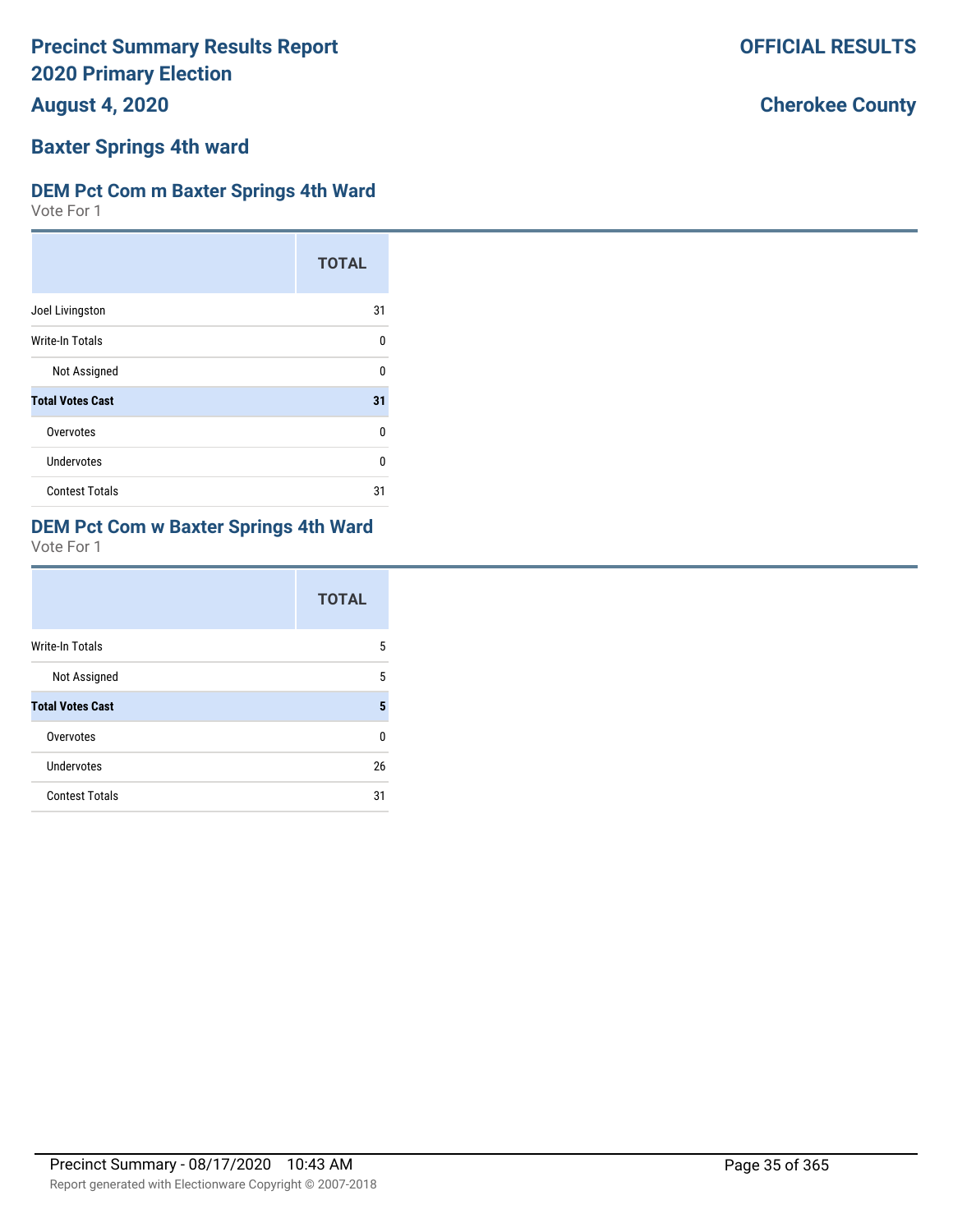# Precinct Summary Results Report
# 2020 Primary Election
## August 4, 2020

**OFFICIAL RESULTS**

**Cherokee County**

## Baxter Springs 4th ward

### DEM Pct Com m Baxter Springs 4th Ward

Vote For 1

| | TOTAL |
|---|---|
| Joel Livingston | 31 |
| Write-In Totals | 0 |
| Not Assigned | 0 |
| **Total Votes Cast** | **31** |
| Overvotes | 0 |
| Undervotes | 0 |
| Contest Totals | 31 |

### DEM Pct Com w Baxter Springs 4th Ward

Vote For 1

| | TOTAL |
|---|---|
| Write-In Totals | 5 |
| Not Assigned | 5 |
| **Total Votes Cast** | **5** |
| Overvotes | 0 |
| Undervotes | 26 |
| Contest Totals | 31 |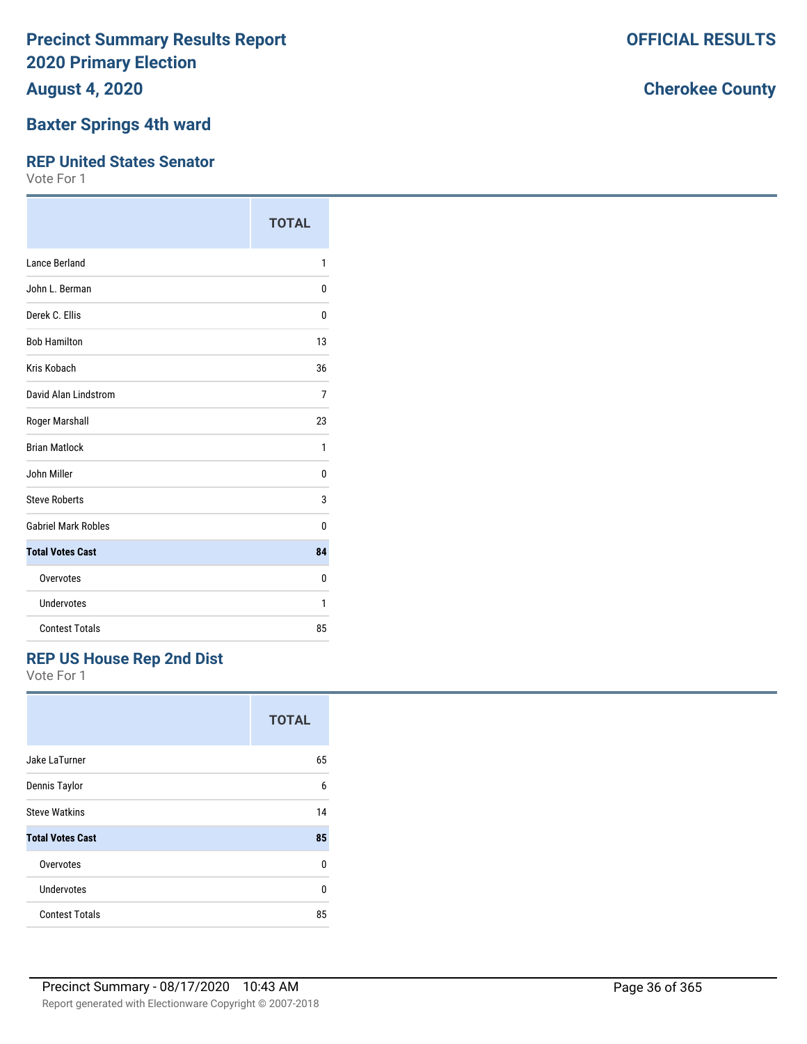# Precinct Summary Results Report 2020 Primary Election

**OFFICIAL RESULTS**

**August 4, 2020**

**Cherokee County**

## Baxter Springs 4th ward

### REP United States Senator

Vote For 1

| | TOTAL |
|---|---|
| Lance Berland | 1 |
| John L. Berman | 0 |
| Derek C. Ellis | 0 |
| Bob Hamilton | 13 |
| Kris Kobach | 36 |
| David Alan Lindstrom | 7 |
| Roger Marshall | 23 |
| Brian Matlock | 1 |
| John Miller | 0 |
| Steve Roberts | 3 |
| Gabriel Mark Robles | 0 |
| **Total Votes Cast** | **84** |
| Overvotes | 0 |
| Undervotes | 1 |
| Contest Totals | 85 |

### REP US House Rep 2nd Dist

Vote For 1

| | TOTAL |
|---|---|
| Jake LaTurner | 65 |
| Dennis Taylor | 6 |
| Steve Watkins | 14 |
| **Total Votes Cast** | **85** |
| Overvotes | 0 |
| Undervotes | 0 |
| Contest Totals | 85 |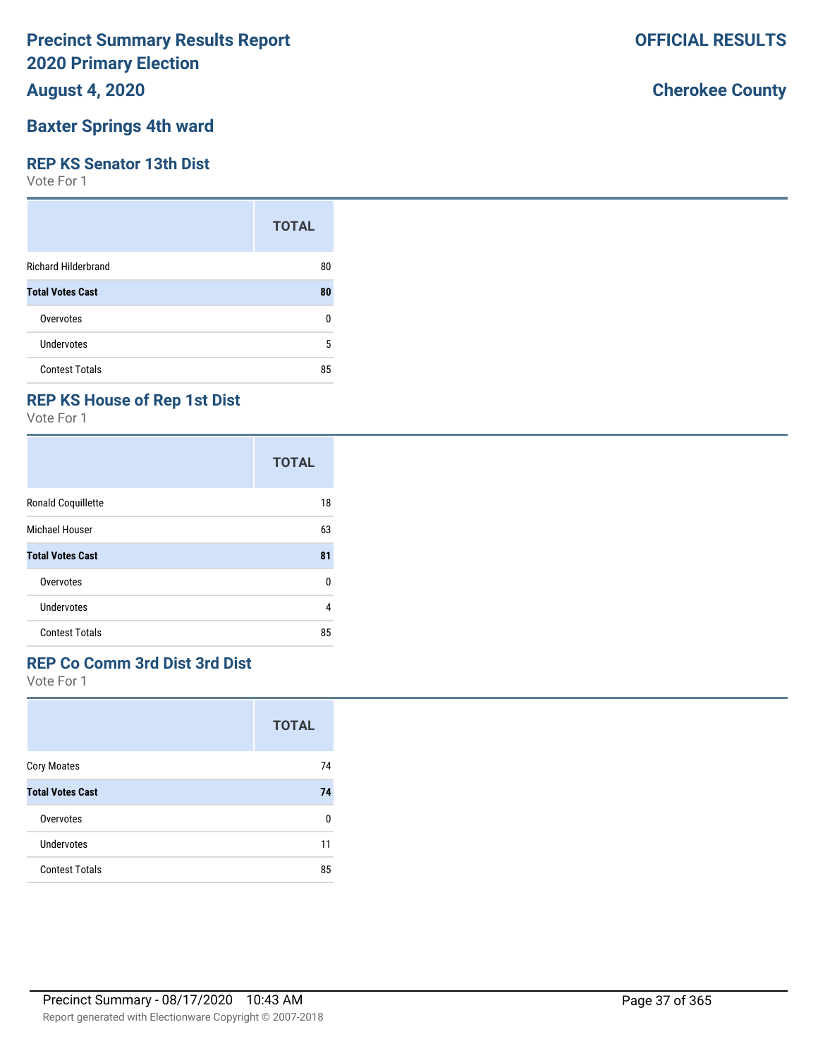# Precinct Summary Results Report
# 2020 Primary Election
# August 4, 2020

**OFFICIAL RESULTS**

**Cherokee County**

## Baxter Springs 4th ward

### REP KS Senator 13th Dist

Vote For 1

| | TOTAL |
|---|---|
| Richard Hilderbrand | 80 |
| **Total Votes Cast** | **80** |
| Overvotes | 0 |
| Undervotes | 5 |
| Contest Totals | 85 |

### REP KS House of Rep 1st Dist

Vote For 1

| | TOTAL |
|---|---|
| Ronald Coquillette | 18 |
| Michael Houser | 63 |
| **Total Votes Cast** | **81** |
| Overvotes | 0 |
| Undervotes | 4 |
| Contest Totals | 85 |

### REP Co Comm 3rd Dist 3rd Dist

Vote For 1

| | TOTAL |
|---|---|
| Cory Moates | 74 |
| **Total Votes Cast** | **74** |
| Overvotes | 0 |
| Undervotes | 11 |
| Contest Totals | 85 |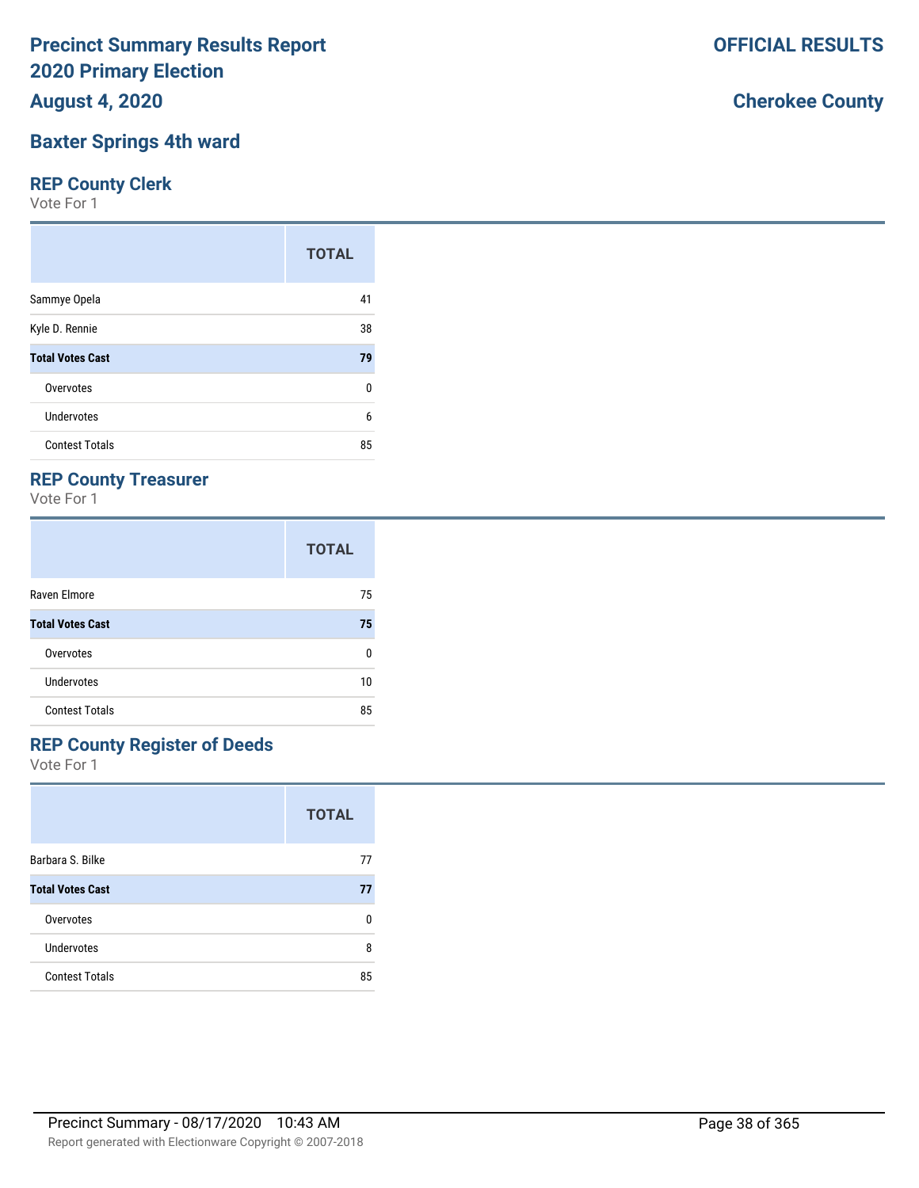# Precinct Summary Results Report
# 2020 Primary Election
## August 4, 2020

**OFFICIAL RESULTS**

**Cherokee County**

## Baxter Springs 4th ward

### REP County Clerk
Vote For 1

| | TOTAL |
|---|---|
| Sammye Opela | 41 |
| Kyle D. Rennie | 38 |
| **Total Votes Cast** | **79** |
| Overvotes | 0 |
| Undervotes | 6 |
| Contest Totals | 85 |

### REP County Treasurer
Vote For 1

| | TOTAL |
|---|---|
| Raven Elmore | 75 |
| **Total Votes Cast** | **75** |
| Overvotes | 0 |
| Undervotes | 10 |
| Contest Totals | 85 |

### REP County Register of Deeds
Vote For 1

| | TOTAL |
|---|---|
| Barbara S. Bilke | 77 |
| **Total Votes Cast** | **77** |
| Overvotes | 0 |
| Undervotes | 8 |
| Contest Totals | 85 |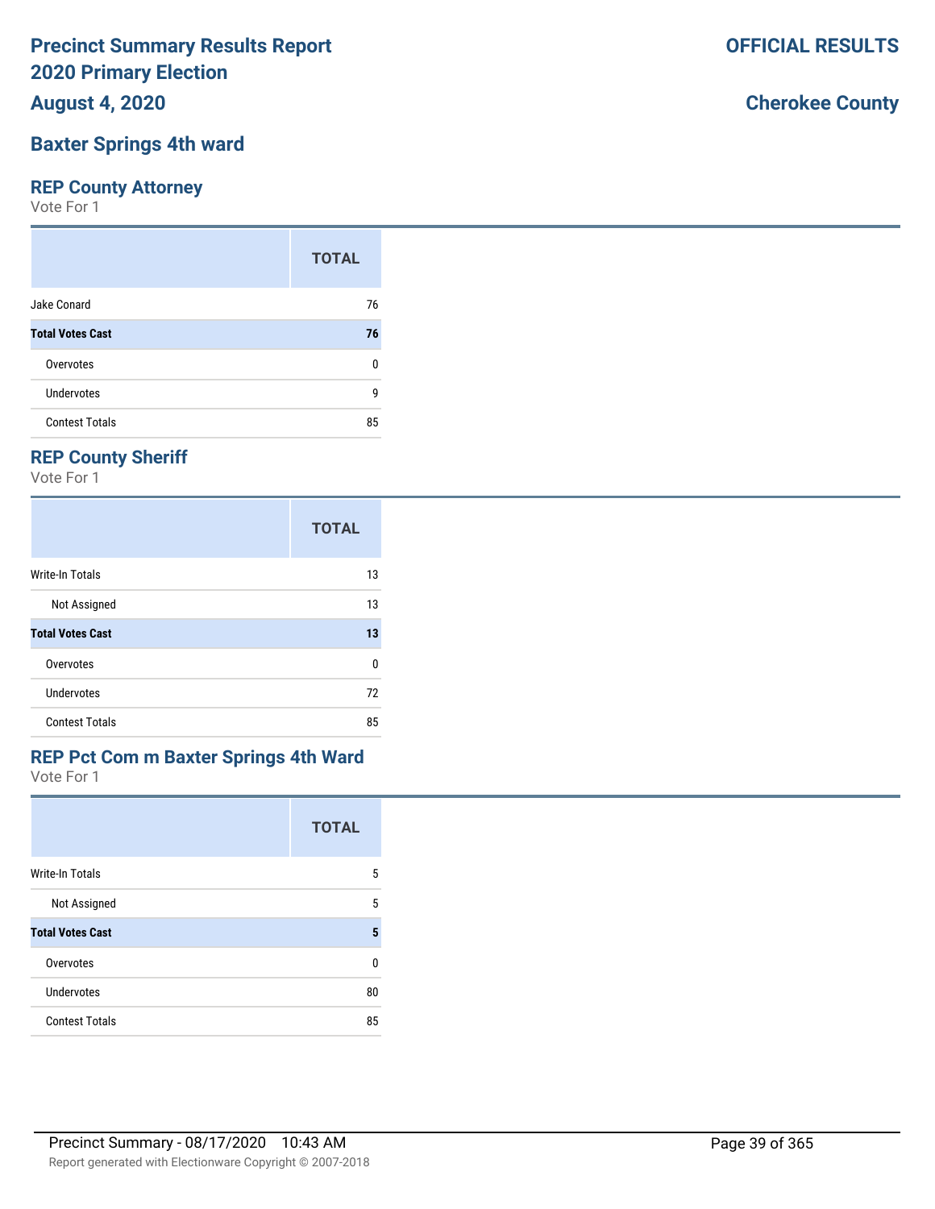# Precinct Summary Results Report
# 2020 Primary Election
## August 4, 2020

**OFFICIAL RESULTS**

**Cherokee County**

## Baxter Springs 4th ward

### REP County Attorney

Vote For 1

| | TOTAL |
|---|---|
| Jake Conard | 76 |
| **Total Votes Cast** | **76** |
| Overvotes | 0 |
| Undervotes | 9 |
| Contest Totals | 85 |

### REP County Sheriff

Vote For 1

| | TOTAL |
|---|---|
| Write-In Totals | 13 |
| Not Assigned | 13 |
| **Total Votes Cast** | **13** |
| Overvotes | 0 |
| Undervotes | 72 |
| Contest Totals | 85 |

### REP Pct Com m Baxter Springs 4th Ward

Vote For 1

| | TOTAL |
|---|---|
| Write-In Totals | 5 |
| Not Assigned | 5 |
| **Total Votes Cast** | **5** |
| Overvotes | 0 |
| Undervotes | 80 |
| Contest Totals | 85 |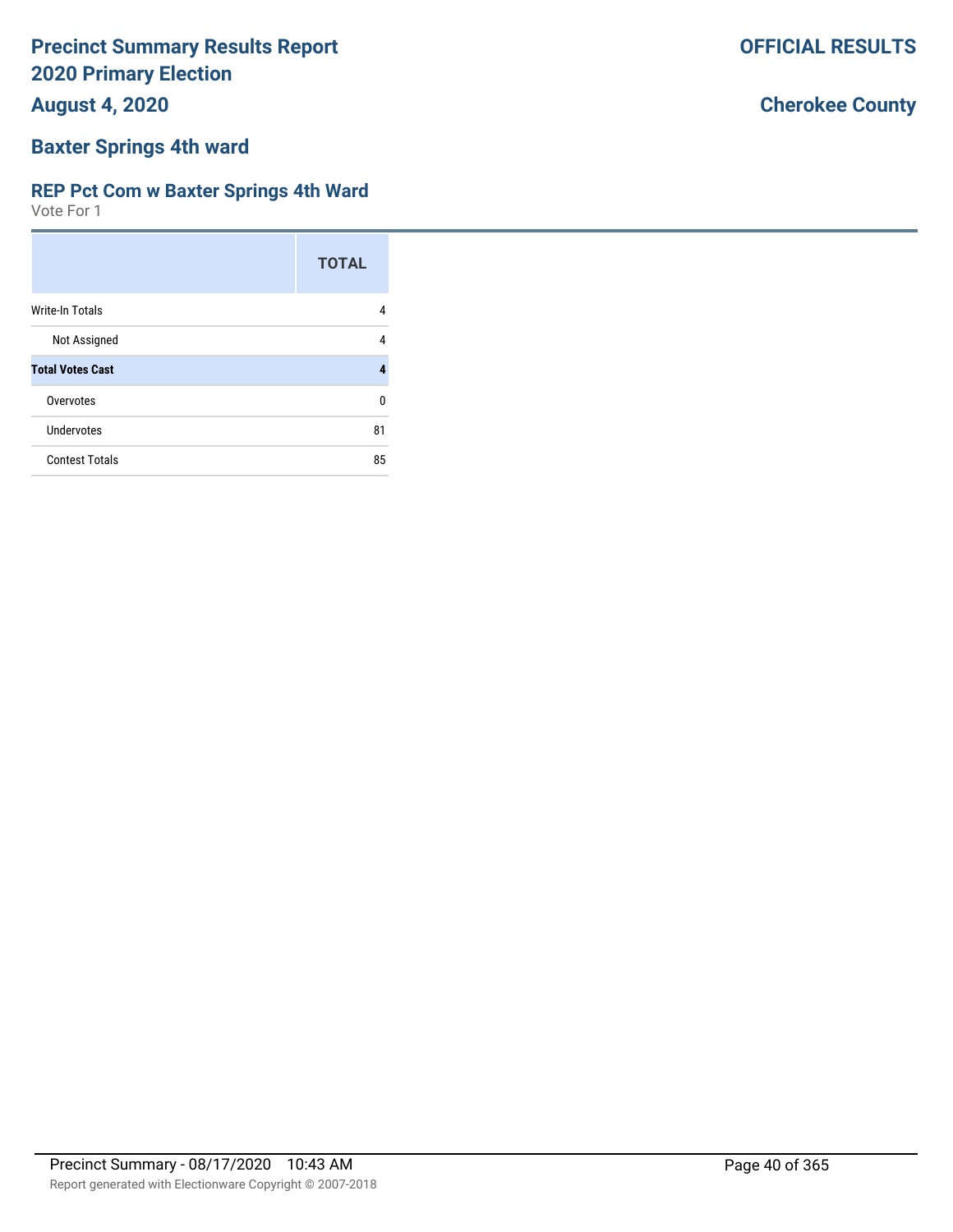# Precinct Summary Results Report
# 2020 Primary Election
## August 4, 2020

**OFFICIAL RESULTS**

**Cherokee County**

## Baxter Springs 4th ward

### REP Pct Com w Baxter Springs 4th Ward
Vote For 1

| | TOTAL |
|---|---|
| Write-In Totals | 4 |
| Not Assigned | 4 |
| **Total Votes Cast** | **4** |
| Overvotes | 0 |
| Undervotes | 81 |
| Contest Totals | 85 |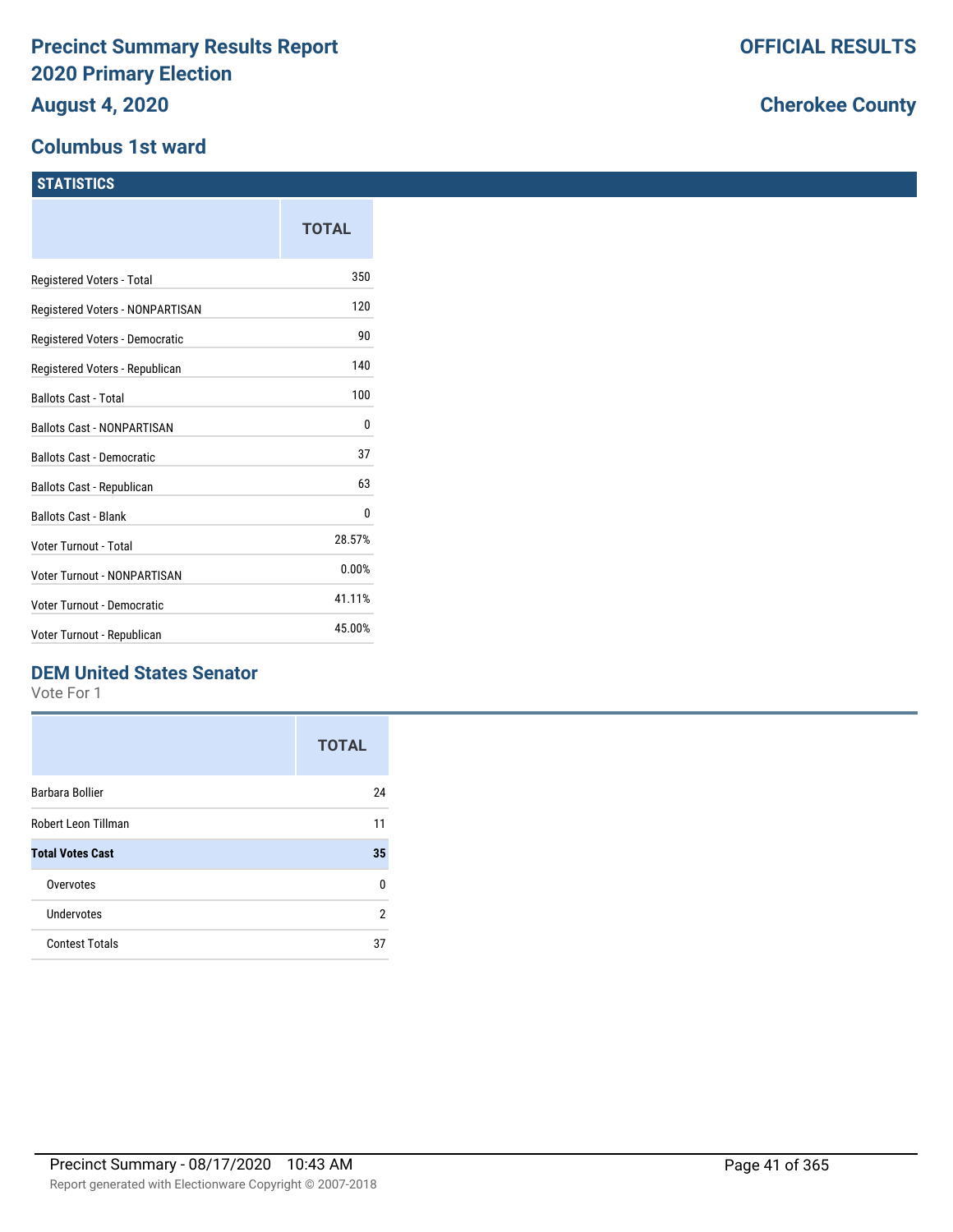# Precinct Summary Results Report
# 2020 Primary Election
## August 4, 2020

**OFFICIAL RESULTS**

**Cherokee County**

## Columbus 1st ward

### STATISTICS

| | TOTAL |
|---|---|
| Registered Voters - Total | 350 |
| Registered Voters - NONPARTISAN | 120 |
| Registered Voters - Democratic | 90 |
| Registered Voters - Republican | 140 |
| Ballots Cast - Total | 100 |
| Ballots Cast - NONPARTISAN | 0 |
| Ballots Cast - Democratic | 37 |
| Ballots Cast - Republican | 63 |
| Ballots Cast - Blank | 0 |
| Voter Turnout - Total | 28.57% |
| Voter Turnout - NONPARTISAN | 0.00% |
| Voter Turnout - Democratic | 41.11% |
| Voter Turnout - Republican | 45.00% |

### DEM United States Senator

Vote For 1

| | TOTAL |
|---|---|
| Barbara Bollier | 24 |
| Robert Leon Tillman | 11 |
| **Total Votes Cast** | **35** |
| Overvotes | 0 |
| Undervotes | 2 |
| Contest Totals | 37 |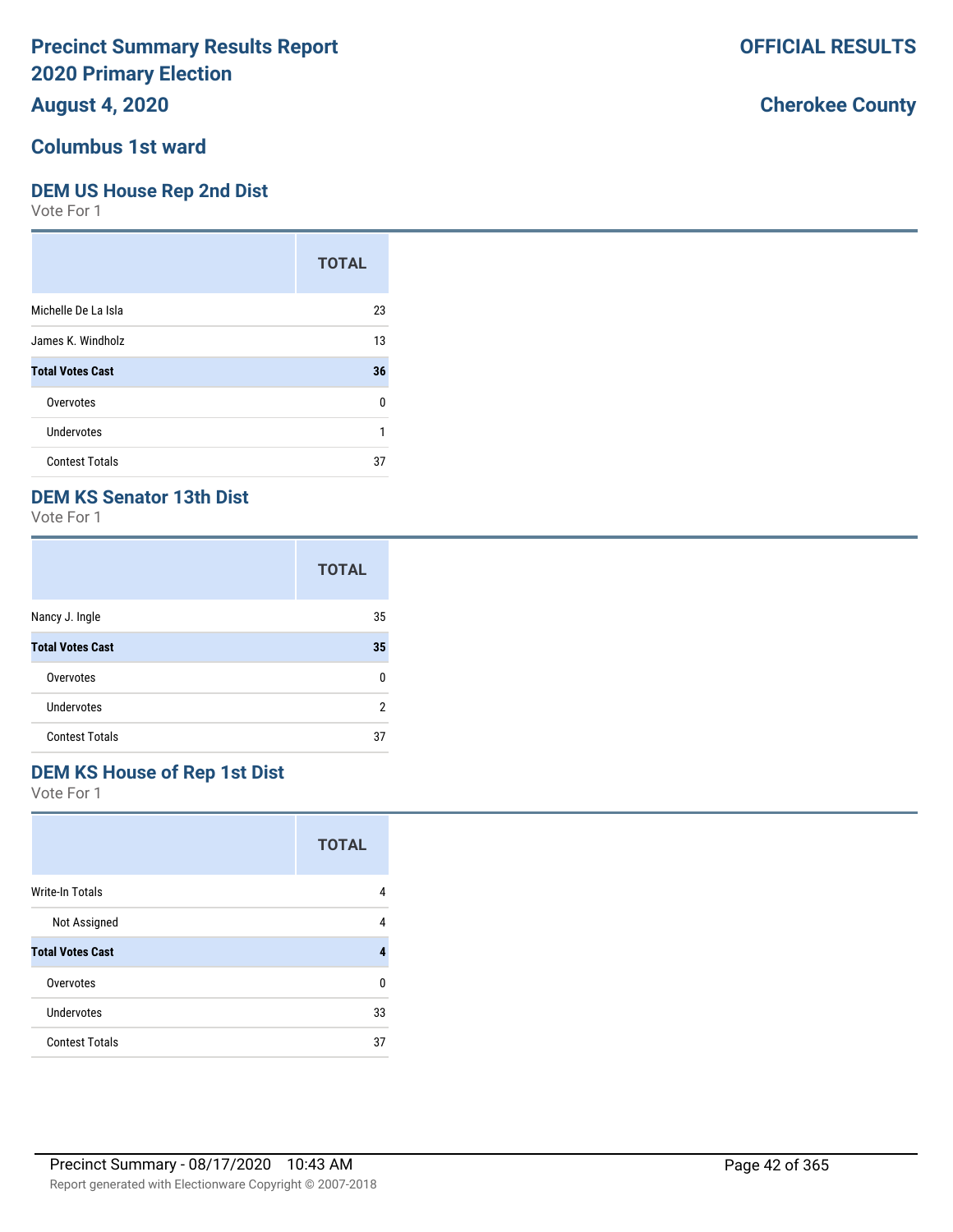# Precinct Summary Results Report
# 2020 Primary Election
## August 4, 2020

**OFFICIAL RESULTS**

**Cherokee County**

## Columbus 1st ward

### DEM US House Rep 2nd Dist
Vote For 1

| | TOTAL |
|---|---|
| Michelle De La Isla | 23 |
| James K. Windholz | 13 |
| **Total Votes Cast** | **36** |
| Overvotes | 0 |
| Undervotes | 1 |
| Contest Totals | 37 |

### DEM KS Senator 13th Dist
Vote For 1

| | TOTAL |
|---|---|
| Nancy J. Ingle | 35 |
| **Total Votes Cast** | **35** |
| Overvotes | 0 |
| Undervotes | 2 |
| Contest Totals | 37 |

### DEM KS House of Rep 1st Dist
Vote For 1

| | TOTAL |
|---|---|
| Write-In Totals | 4 |
| Not Assigned | 4 |
| **Total Votes Cast** | **4** |
| Overvotes | 0 |
| Undervotes | 33 |
| Contest Totals | 37 |

Precinct Summary - 08/17/2020 10:43 AM

Report generated with Electionware Copyright © 2007-2018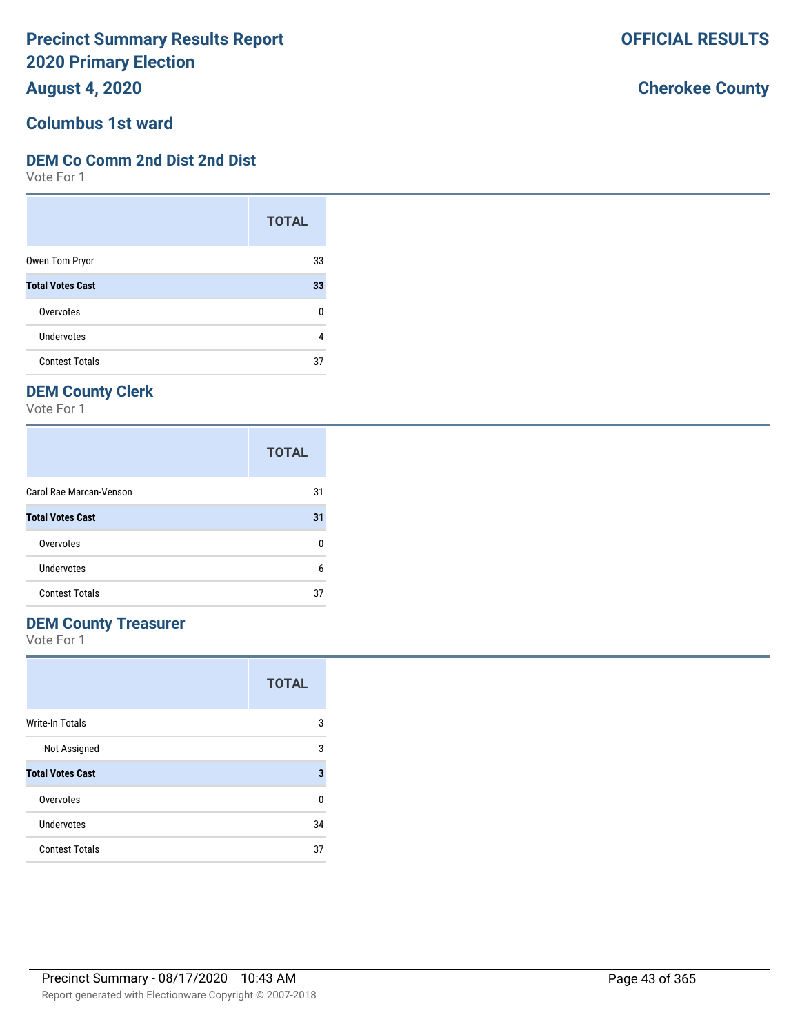# Precinct Summary Results Report
# 2020 Primary Election
# August 4, 2020

**OFFICIAL RESULTS**

**Cherokee County**

## Columbus 1st ward

### DEM Co Comm 2nd Dist 2nd Dist

Vote For 1

| | TOTAL |
|---|---|
| Owen Tom Pryor | 33 |
| **Total Votes Cast** | **33** |
| Overvotes | 0 |
| Undervotes | 4 |
| Contest Totals | 37 |

### DEM County Clerk

Vote For 1

| | TOTAL |
|---|---|
| Carol Rae Marcan-Venson | 31 |
| **Total Votes Cast** | **31** |
| Overvotes | 0 |
| Undervotes | 6 |
| Contest Totals | 37 |

### DEM County Treasurer

Vote For 1

| | TOTAL |
|---|---|
| Write-In Totals | 3 |
| Not Assigned | 3 |
| **Total Votes Cast** | **3** |
| Overvotes | 0 |
| Undervotes | 34 |
| Contest Totals | 37 |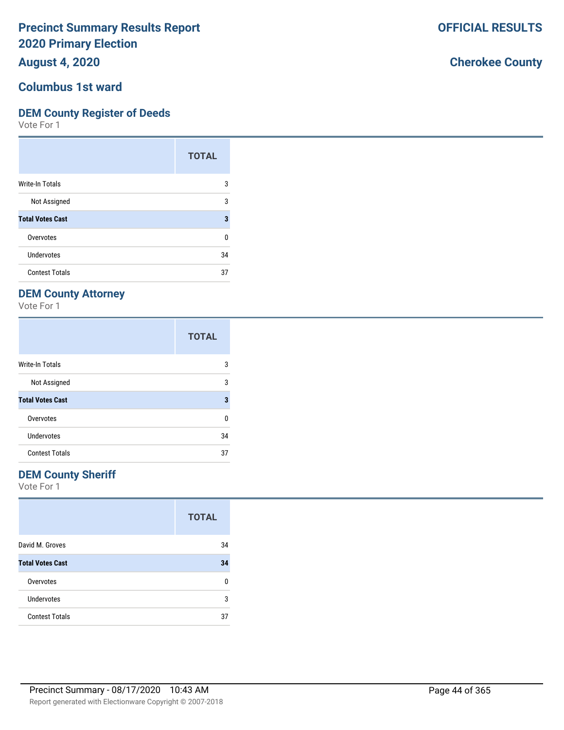# Precinct Summary Results Report
# 2020 Primary Election
# August 4, 2020

**OFFICIAL RESULTS**

**Cherokee County**

## Columbus 1st ward

### DEM County Register of Deeds

Vote For 1

| | TOTAL |
|---|---|
| Write-In Totals | 3 |
| Not Assigned | 3 |
| **Total Votes Cast** | **3** |
| Overvotes | 0 |
| Undervotes | 34 |
| Contest Totals | 37 |

### DEM County Attorney

Vote For 1

| | TOTAL |
|---|---|
| Write-In Totals | 3 |
| Not Assigned | 3 |
| **Total Votes Cast** | **3** |
| Overvotes | 0 |
| Undervotes | 34 |
| Contest Totals | 37 |

### DEM County Sheriff

Vote For 1

| | TOTAL |
|---|---|
| David M. Groves | 34 |
| **Total Votes Cast** | **34** |
| Overvotes | 0 |
| Undervotes | 3 |
| Contest Totals | 37 |

Precinct Summary - 08/17/2020 10:43 AM

Report generated with Electionware Copyright © 2007-2018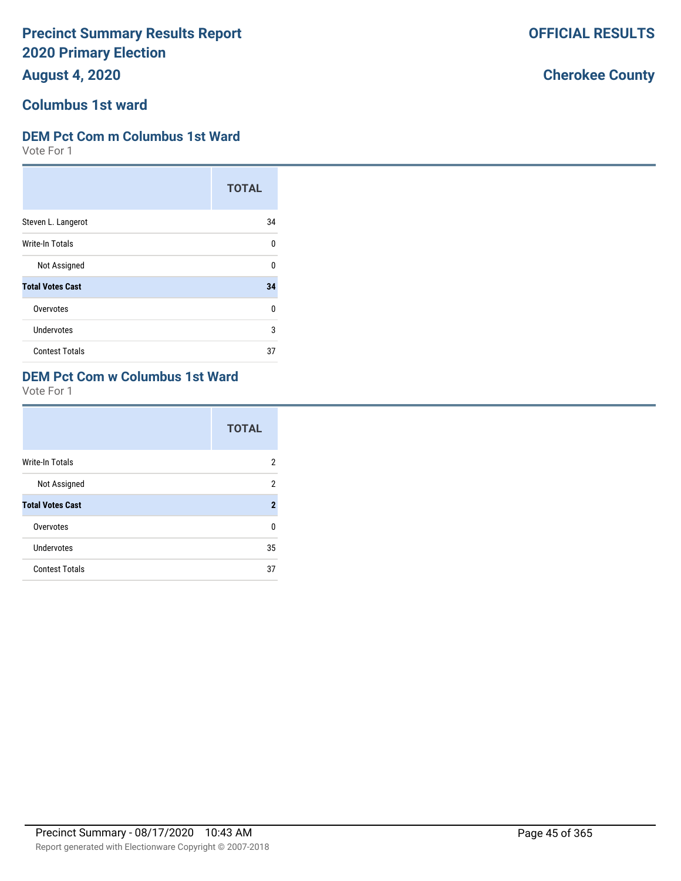# Precinct Summary Results Report
# 2020 Primary Election
## August 4, 2020

**OFFICIAL RESULTS**

**Cherokee County**

## Columbus 1st ward

### DEM Pct Com m Columbus 1st Ward

Vote For 1

| | TOTAL |
|---|---|
| Steven L. Langerot | 34 |
| Write-In Totals | 0 |
| Not Assigned | 0 |
| **Total Votes Cast** | **34** |
| Overvotes | 0 |
| Undervotes | 3 |
| Contest Totals | 37 |

### DEM Pct Com w Columbus 1st Ward

Vote For 1

| | TOTAL |
|---|---|
| Write-In Totals | 2 |
| Not Assigned | 2 |
| **Total Votes Cast** | **2** |
| Overvotes | 0 |
| Undervotes | 35 |
| Contest Totals | 37 |

Precinct Summary - 08/17/2020 10:43 AM

Report generated with Electionware Copyright © 2007-2018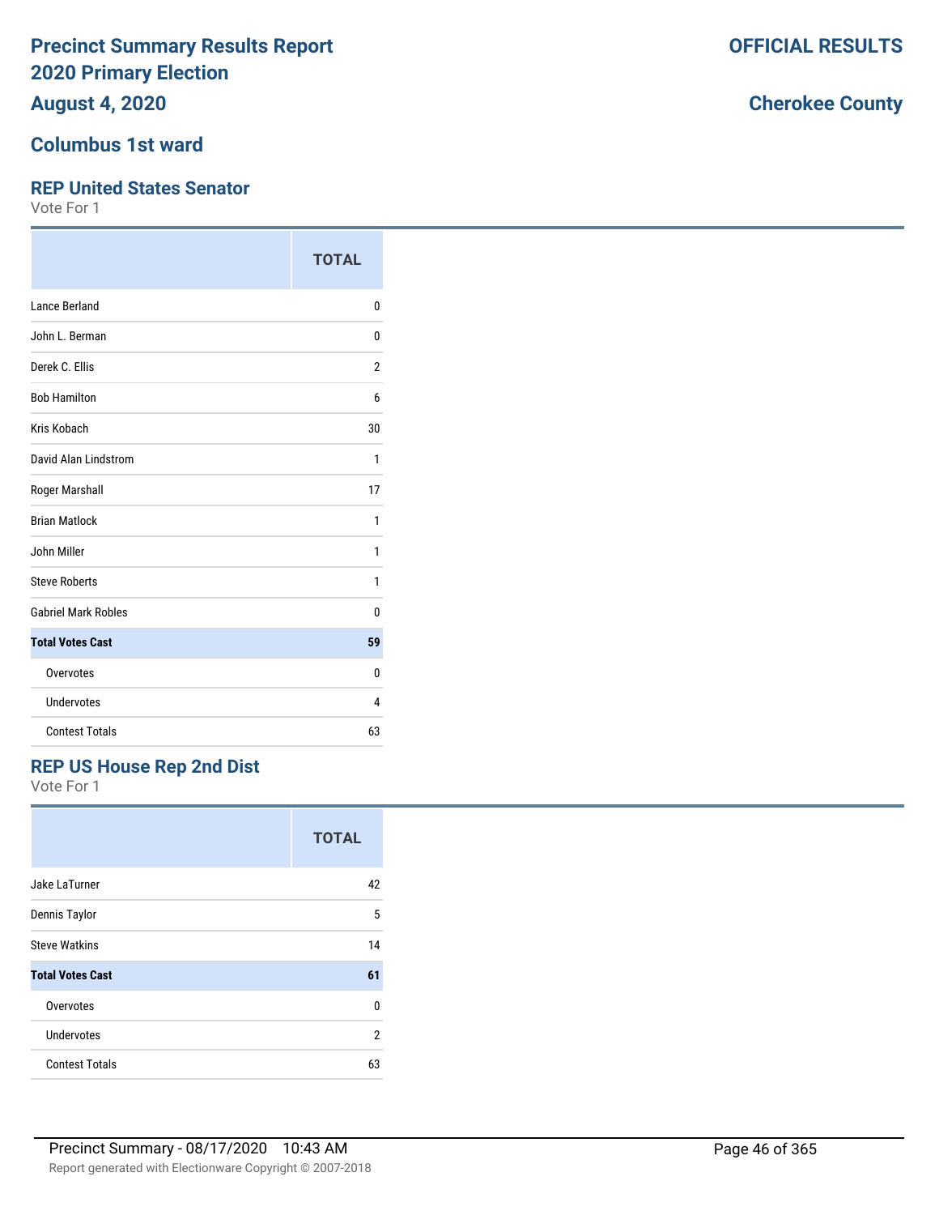# Precinct Summary Results Report
# 2020 Primary Election
# August 4, 2020

**OFFICIAL RESULTS**

**Cherokee County**

## Columbus 1st ward

### REP United States Senator

Vote For 1

| | TOTAL |
|---|---|
| Lance Berland | 0 |
| John L. Berman | 0 |
| Derek C. Ellis | 2 |
| Bob Hamilton | 6 |
| Kris Kobach | 30 |
| David Alan Lindstrom | 1 |
| Roger Marshall | 17 |
| Brian Matlock | 1 |
| John Miller | 1 |
| Steve Roberts | 1 |
| Gabriel Mark Robles | 0 |
| **Total Votes Cast** | **59** |
| Overvotes | 0 |
| Undervotes | 4 |
| Contest Totals | 63 |

### REP US House Rep 2nd Dist

Vote For 1

| | TOTAL |
|---|---|
| Jake LaTurner | 42 |
| Dennis Taylor | 5 |
| Steve Watkins | 14 |
| **Total Votes Cast** | **61** |
| Overvotes | 0 |
| Undervotes | 2 |
| Contest Totals | 63 |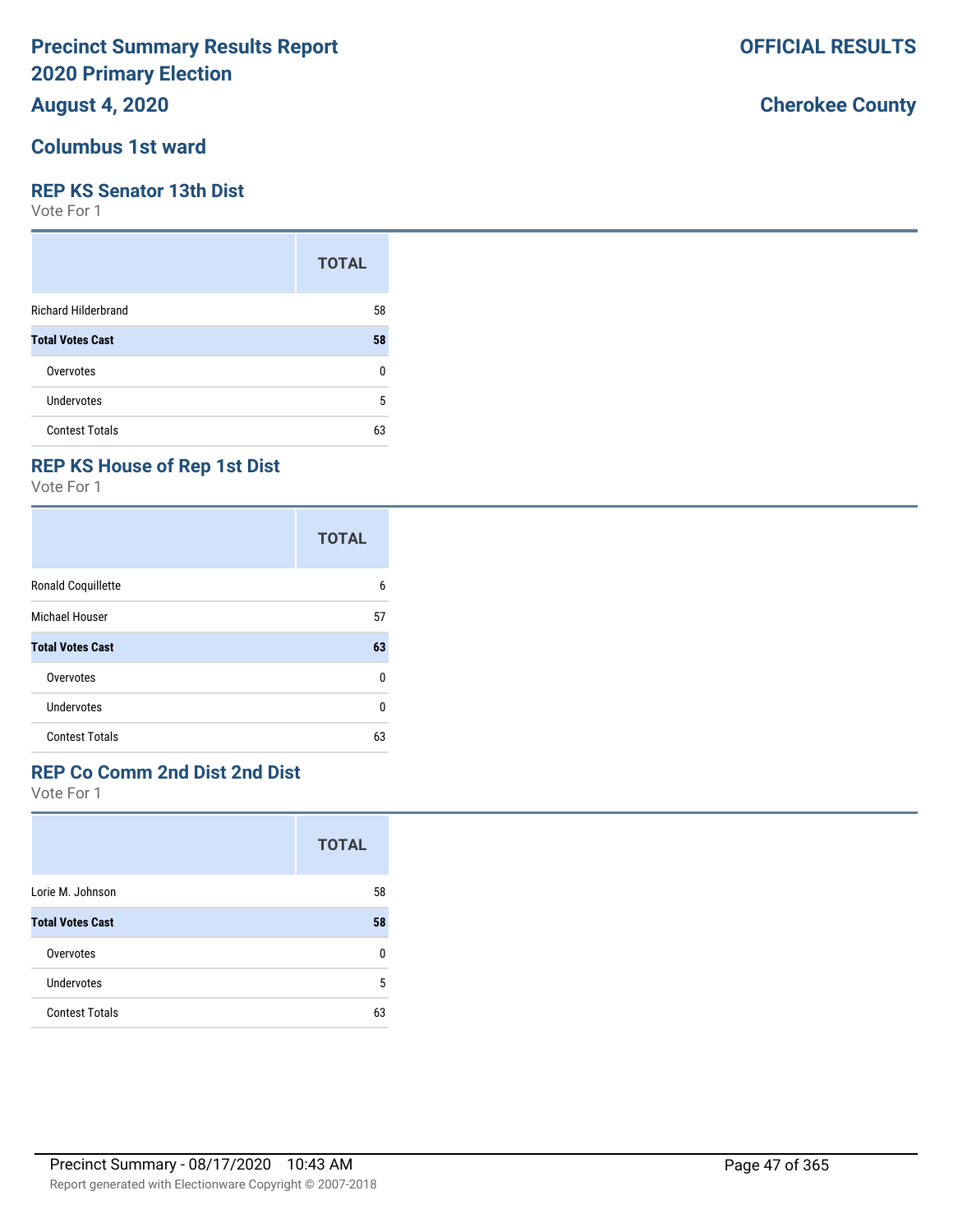# Precinct Summary Results Report
# 2020 Primary Election
## August 4, 2020

**OFFICIAL RESULTS**

**Cherokee County**

## Columbus 1st ward

### REP KS Senator 13th Dist

Vote For 1

| | TOTAL |
|---|---|
| Richard Hilderbrand | 58 |
| **Total Votes Cast** | **58** |
| Overvotes | 0 |
| Undervotes | 5 |
| Contest Totals | 63 |

### REP KS House of Rep 1st Dist

Vote For 1

| | TOTAL |
|---|---|
| Ronald Coquillette | 6 |
| Michael Houser | 57 |
| **Total Votes Cast** | **63** |
| Overvotes | 0 |
| Undervotes | 0 |
| Contest Totals | 63 |

### REP Co Comm 2nd Dist 2nd Dist

Vote For 1

| | TOTAL |
|---|---|
| Lorie M. Johnson | 58 |
| **Total Votes Cast** | **58** |
| Overvotes | 0 |
| Undervotes | 5 |
| Contest Totals | 63 |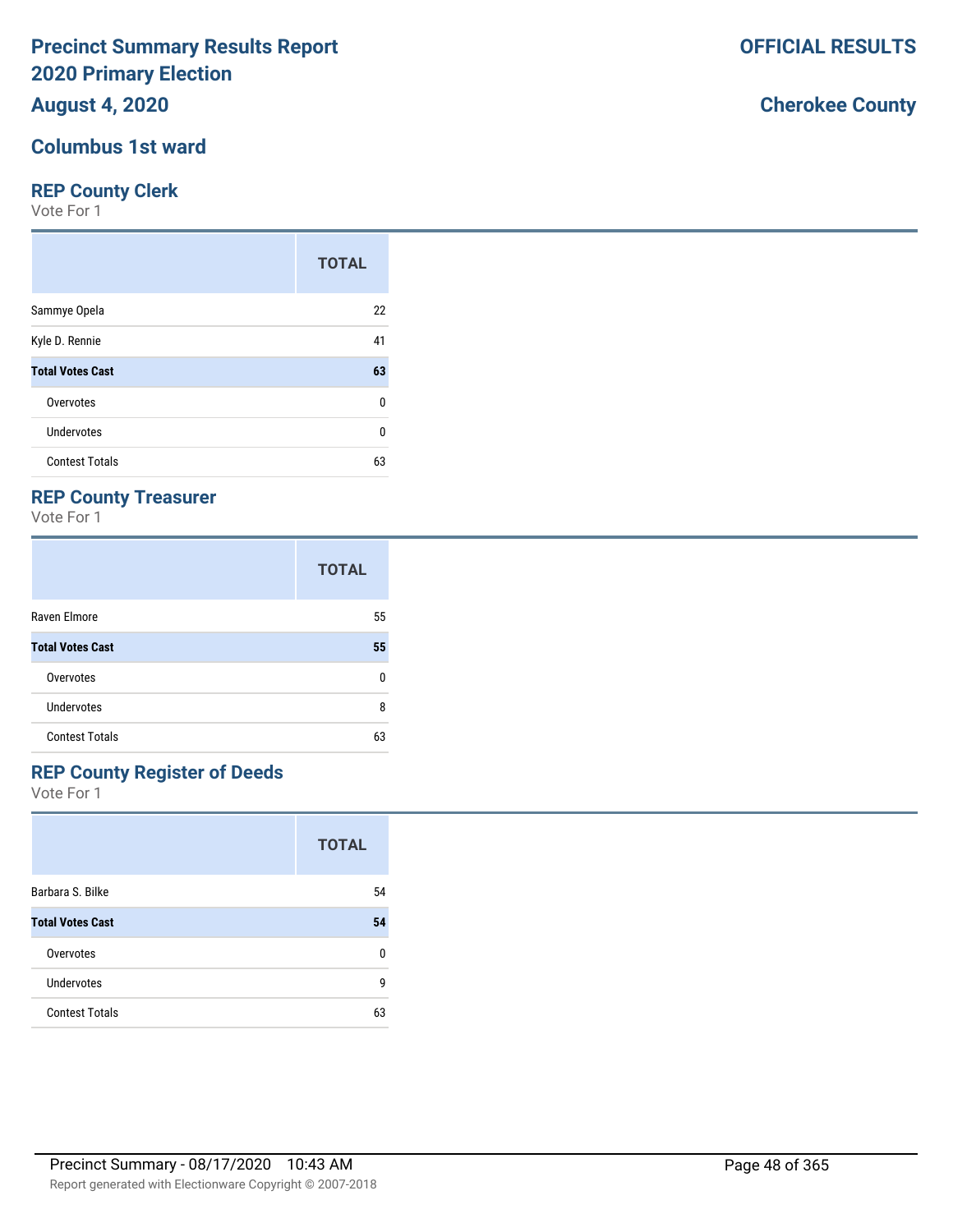# Precinct Summary Results Report
# 2020 Primary Election
## August 4, 2020

**OFFICIAL RESULTS**

**Cherokee County**

## Columbus 1st ward

### REP County Clerk

Vote For 1

| | TOTAL |
|---|---|
| Sammye Opela | 22 |
| Kyle D. Rennie | 41 |
| **Total Votes Cast** | **63** |
| Overvotes | 0 |
| Undervotes | 0 |
| Contest Totals | 63 |

### REP County Treasurer

Vote For 1

| | TOTAL |
|---|---|
| Raven Elmore | 55 |
| **Total Votes Cast** | **55** |
| Overvotes | 0 |
| Undervotes | 8 |
| Contest Totals | 63 |

### REP County Register of Deeds

Vote For 1

| | TOTAL |
|---|---|
| Barbara S. Bilke | 54 |
| **Total Votes Cast** | **54** |
| Overvotes | 0 |
| Undervotes | 9 |
| Contest Totals | 63 |

Precinct Summary - 08/17/2020 10:43 AM

Report generated with Electionware Copyright © 2007-2018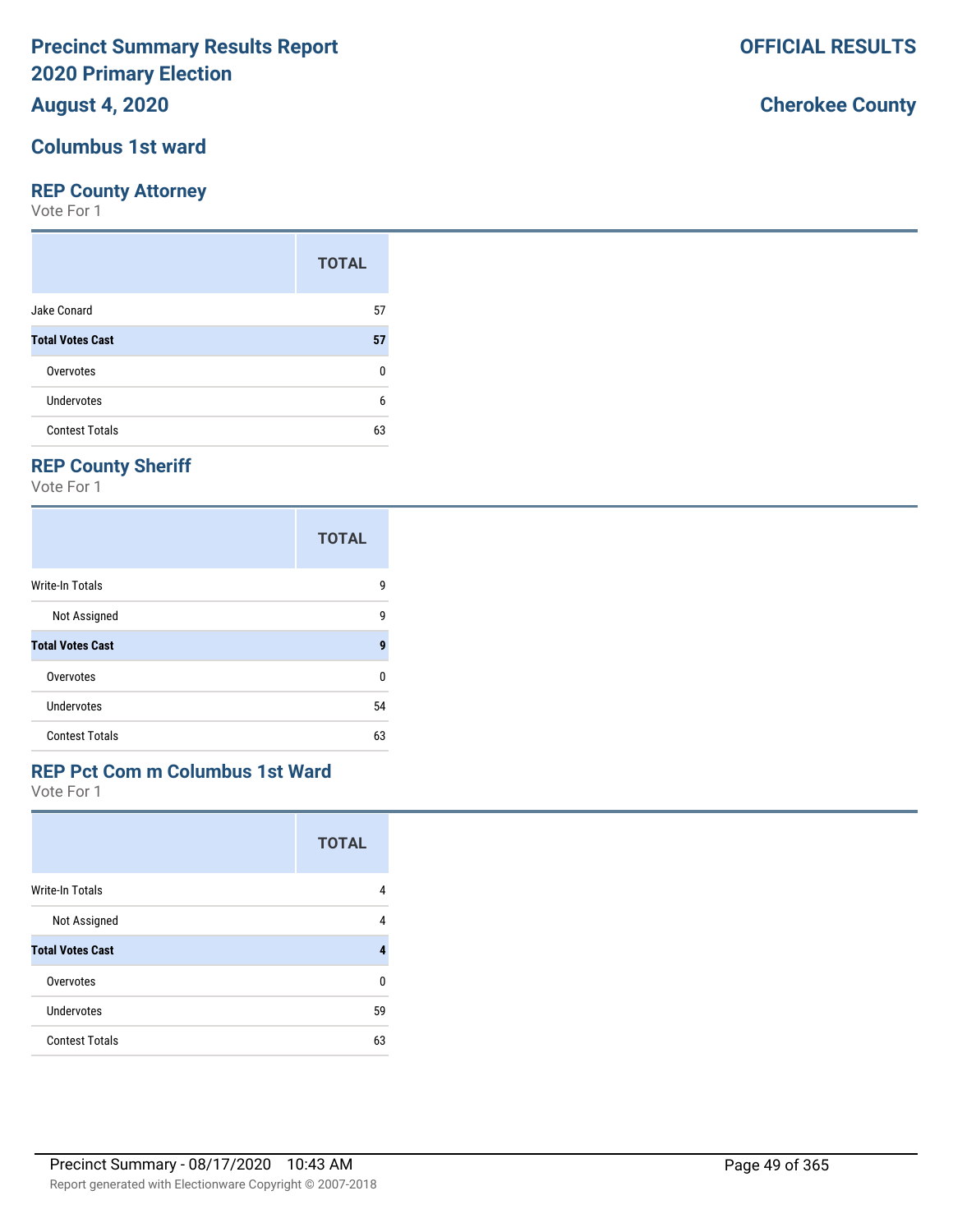# Precinct Summary Results Report
# 2020 Primary Election
## August 4, 2020

**OFFICIAL RESULTS**

**Cherokee County**

## Columbus 1st ward

### REP County Attorney

Vote For 1

| | TOTAL |
|---|---|
| Jake Conard | 57 |
| **Total Votes Cast** | **57** |
| Overvotes | 0 |
| Undervotes | 6 |
| Contest Totals | 63 |

### REP County Sheriff

Vote For 1

| | TOTAL |
|---|---|
| Write-In Totals | 9 |
| Not Assigned | 9 |
| **Total Votes Cast** | **9** |
| Overvotes | 0 |
| Undervotes | 54 |
| Contest Totals | 63 |

### REP Pct Com m Columbus 1st Ward

Vote For 1

| | TOTAL |
|---|---|
| Write-In Totals | 4 |
| Not Assigned | 4 |
| **Total Votes Cast** | **4** |
| Overvotes | 0 |
| Undervotes | 59 |
| Contest Totals | 63 |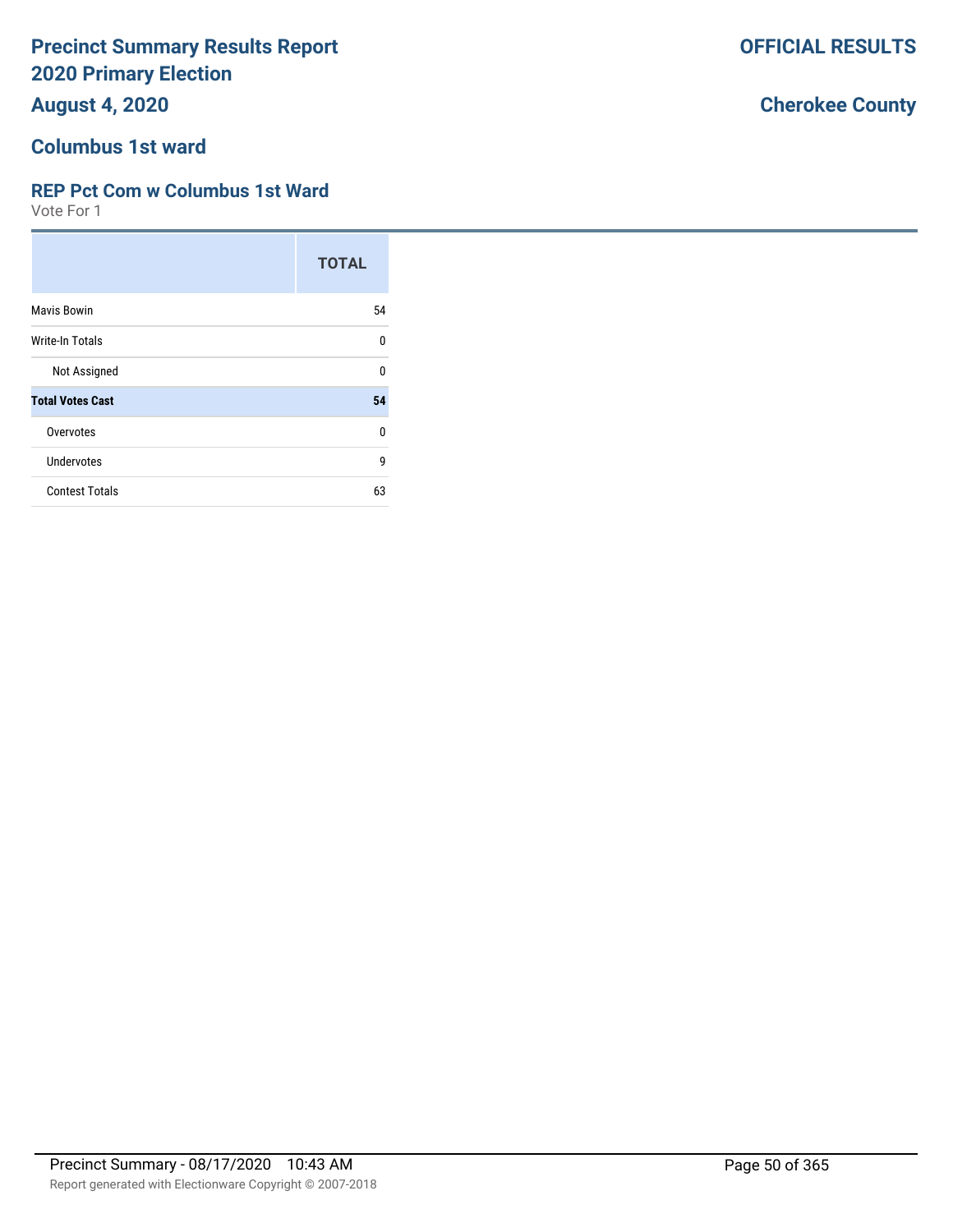# Precinct Summary Results Report 2020 Primary Election

**OFFICIAL RESULTS**

**August 4, 2020**

**Cherokee County**

## Columbus 1st ward

### REP Pct Com w Columbus 1st Ward

Vote For 1

| | TOTAL |
|---|---|
| Mavis Bowin | 54 |
| Write-In Totals | 0 |
| Not Assigned | 0 |
| **Total Votes Cast** | **54** |
| Overvotes | 0 |
| Undervotes | 9 |
| Contest Totals | 63 |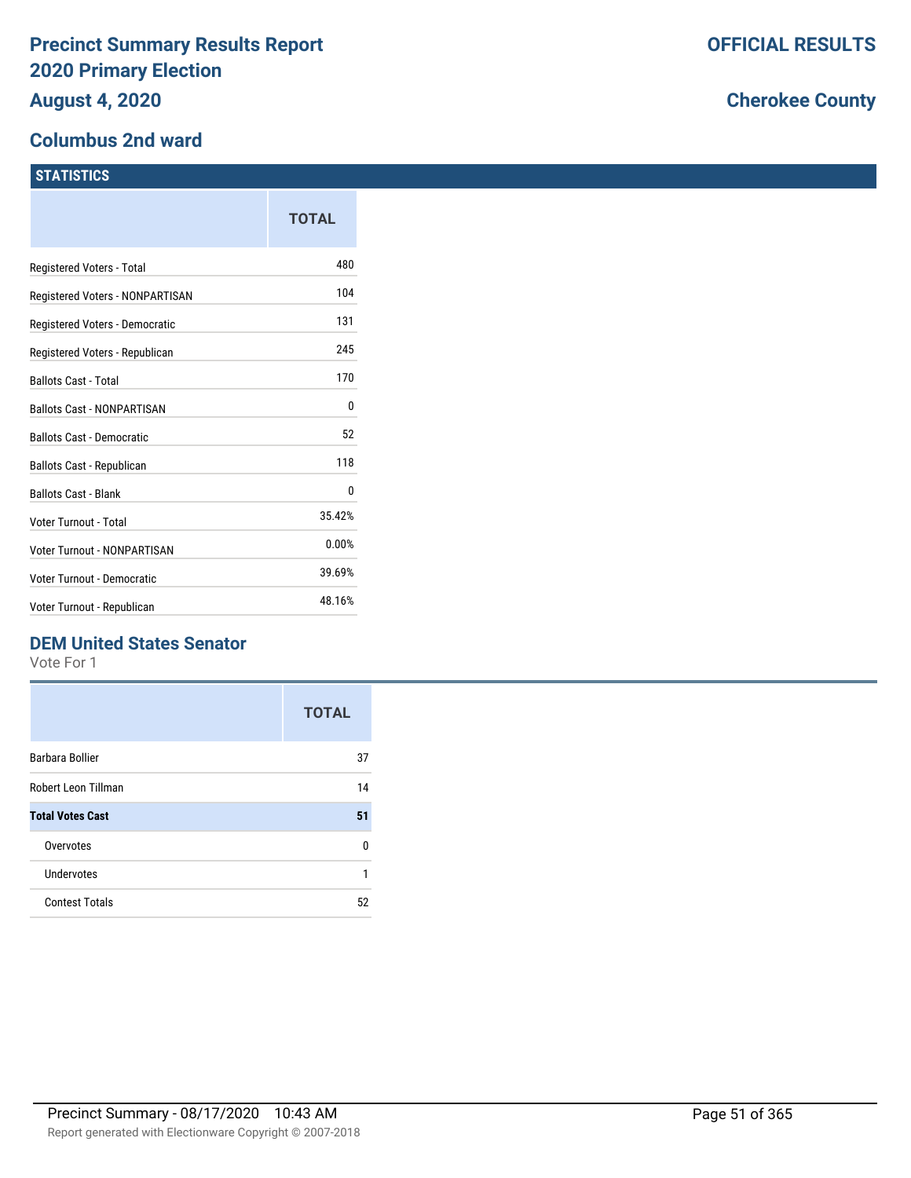# Precinct Summary Results Report
# 2020 Primary Election
# August 4, 2020

**OFFICIAL RESULTS**

**Cherokee County**

## Columbus 2nd ward

### STATISTICS

| | TOTAL |
|---|---|
| Registered Voters - Total | 480 |
| Registered Voters - NONPARTISAN | 104 |
| Registered Voters - Democratic | 131 |
| Registered Voters - Republican | 245 |
| Ballots Cast - Total | 170 |
| Ballots Cast - NONPARTISAN | 0 |
| Ballots Cast - Democratic | 52 |
| Ballots Cast - Republican | 118 |
| Ballots Cast - Blank | 0 |
| Voter Turnout - Total | 35.42% |
| Voter Turnout - NONPARTISAN | 0.00% |
| Voter Turnout - Democratic | 39.69% |
| Voter Turnout - Republican | 48.16% |

### DEM United States Senator

Vote For 1

| | TOTAL |
|---|---|
| Barbara Bollier | 37 |
| Robert Leon Tillman | 14 |
| **Total Votes Cast** | **51** |
| Overvotes | 0 |
| Undervotes | 1 |
| Contest Totals | 52 |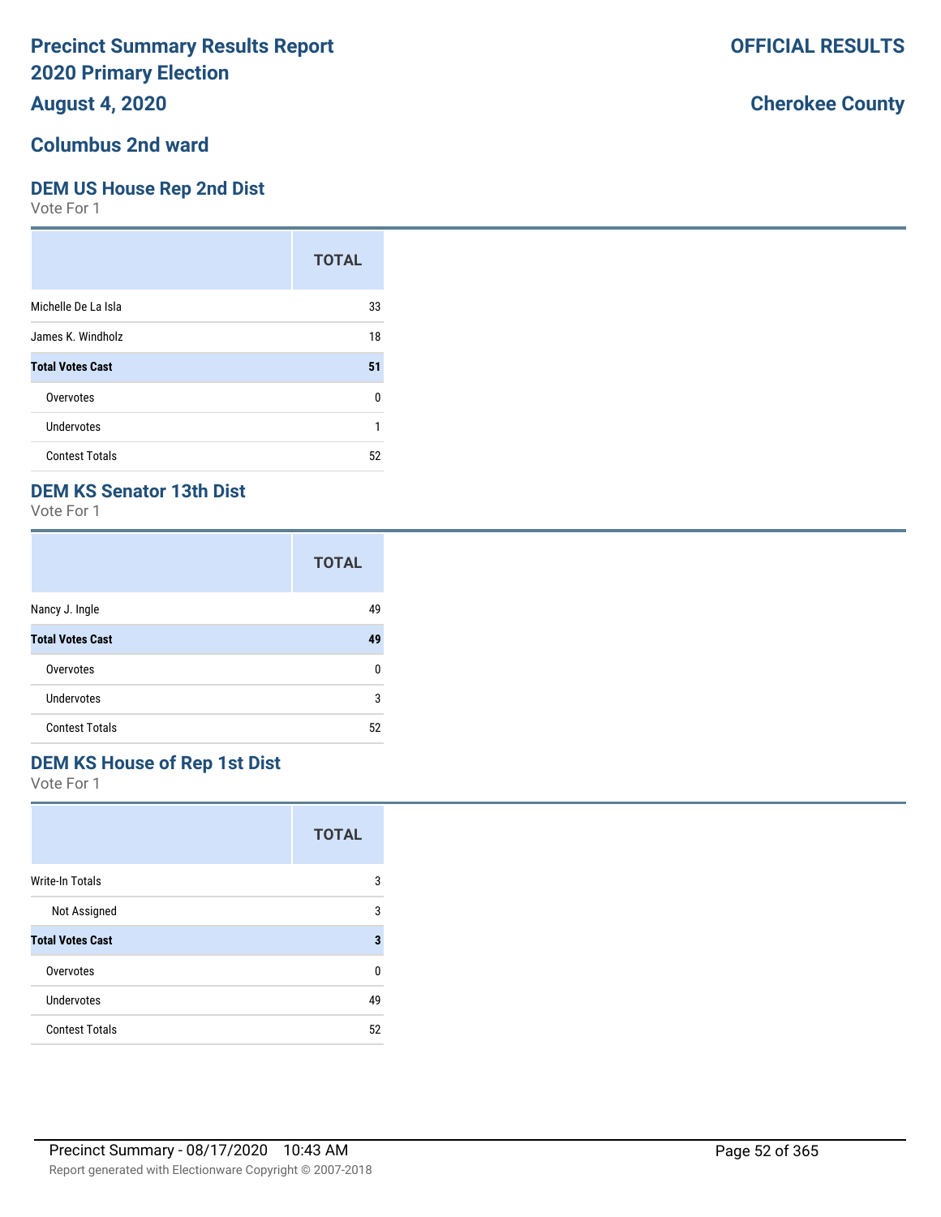# Precinct Summary Results Report
# 2020 Primary Election
# August 4, 2020

**OFFICIAL RESULTS**

**Cherokee County**

## Columbus 2nd ward

### DEM US House Rep 2nd Dist

Vote For 1

| | TOTAL |
|---|---|
| Michelle De La Isla | 33 |
| James K. Windholz | 18 |
| **Total Votes Cast** | **51** |
| Overvotes | 0 |
| Undervotes | 1 |
| Contest Totals | 52 |

### DEM KS Senator 13th Dist

Vote For 1

| | TOTAL |
|---|---|
| Nancy J. Ingle | 49 |
| **Total Votes Cast** | **49** |
| Overvotes | 0 |
| Undervotes | 3 |
| Contest Totals | 52 |

### DEM KS House of Rep 1st Dist

Vote For 1

| | TOTAL |
|---|---|
| Write-In Totals | 3 |
| Not Assigned | 3 |
| **Total Votes Cast** | **3** |
| Overvotes | 0 |
| Undervotes | 49 |
| Contest Totals | 52 |

Precinct Summary - 08/17/2020 10:43 AM

Report generated with Electionware Copyright © 2007-2018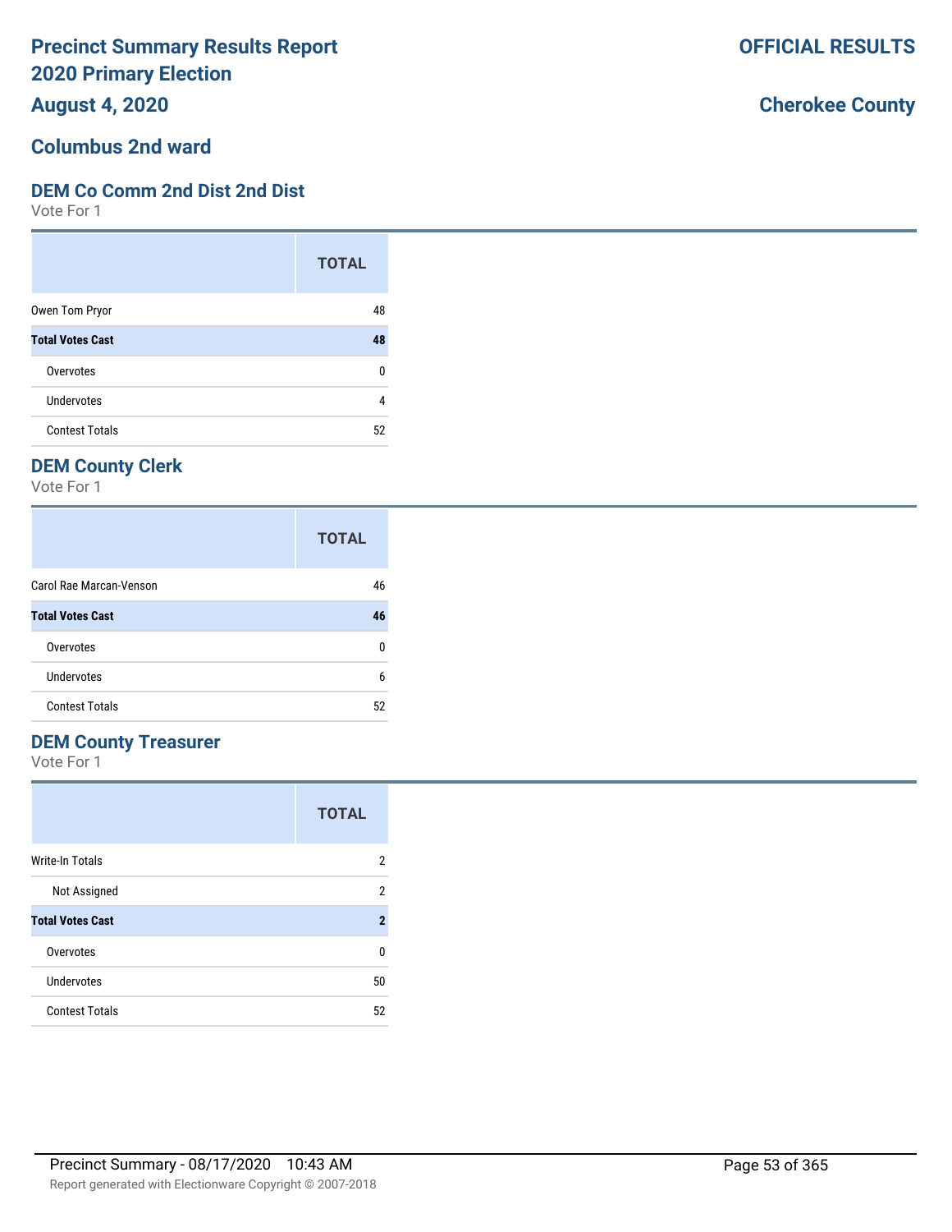# Precinct Summary Results Report
# 2020 Primary Election
# August 4, 2020

**OFFICIAL RESULTS**

**Cherokee County**

## Columbus 2nd ward

### DEM Co Comm 2nd Dist 2nd Dist

Vote For 1

| | TOTAL |
|---|---|
| Owen Tom Pryor | 48 |
| **Total Votes Cast** | **48** |
| Overvotes | 0 |
| Undervotes | 4 |
| Contest Totals | 52 |

### DEM County Clerk

Vote For 1

| | TOTAL |
|---|---|
| Carol Rae Marcan-Venson | 46 |
| **Total Votes Cast** | **46** |
| Overvotes | 0 |
| Undervotes | 6 |
| Contest Totals | 52 |

### DEM County Treasurer

Vote For 1

| | TOTAL |
|---|---|
| Write-In Totals | 2 |
| Not Assigned | 2 |
| **Total Votes Cast** | **2** |
| Overvotes | 0 |
| Undervotes | 50 |
| Contest Totals | 52 |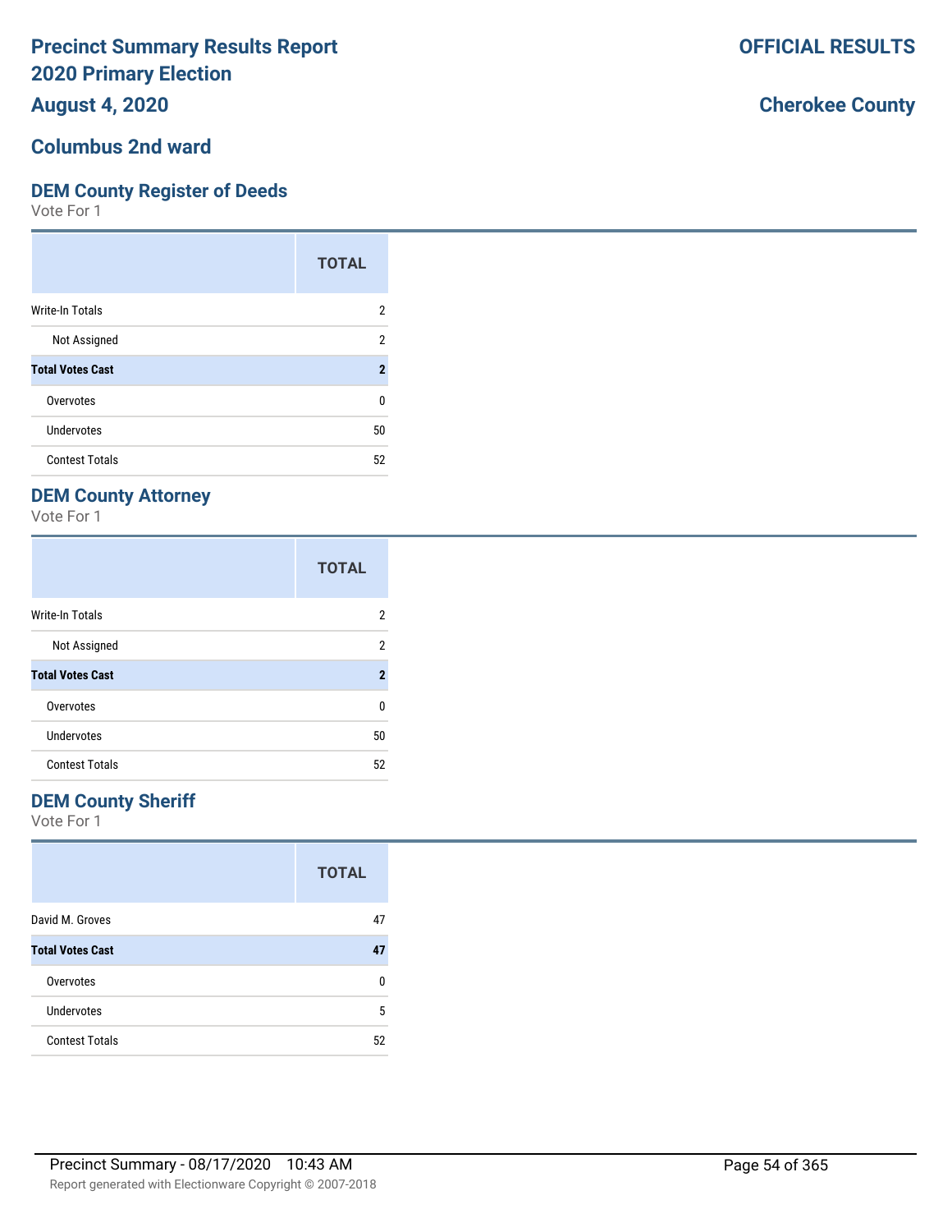# Precinct Summary Results Report
# 2020 Primary Election
## August 4, 2020

**OFFICIAL RESULTS**

**Cherokee County**

## Columbus 2nd ward

### DEM County Register of Deeds
Vote For 1

| | TOTAL |
|---|---|
| Write-In Totals | 2 |
| Not Assigned | 2 |
| **Total Votes Cast** | **2** |
| Overvotes | 0 |
| Undervotes | 50 |
| Contest Totals | 52 |

### DEM County Attorney
Vote For 1

| | TOTAL |
|---|---|
| Write-In Totals | 2 |
| Not Assigned | 2 |
| **Total Votes Cast** | **2** |
| Overvotes | 0 |
| Undervotes | 50 |
| Contest Totals | 52 |

### DEM County Sheriff
Vote For 1

| | TOTAL |
|---|---|
| David M. Groves | 47 |
| **Total Votes Cast** | **47** |
| Overvotes | 0 |
| Undervotes | 5 |
| Contest Totals | 52 |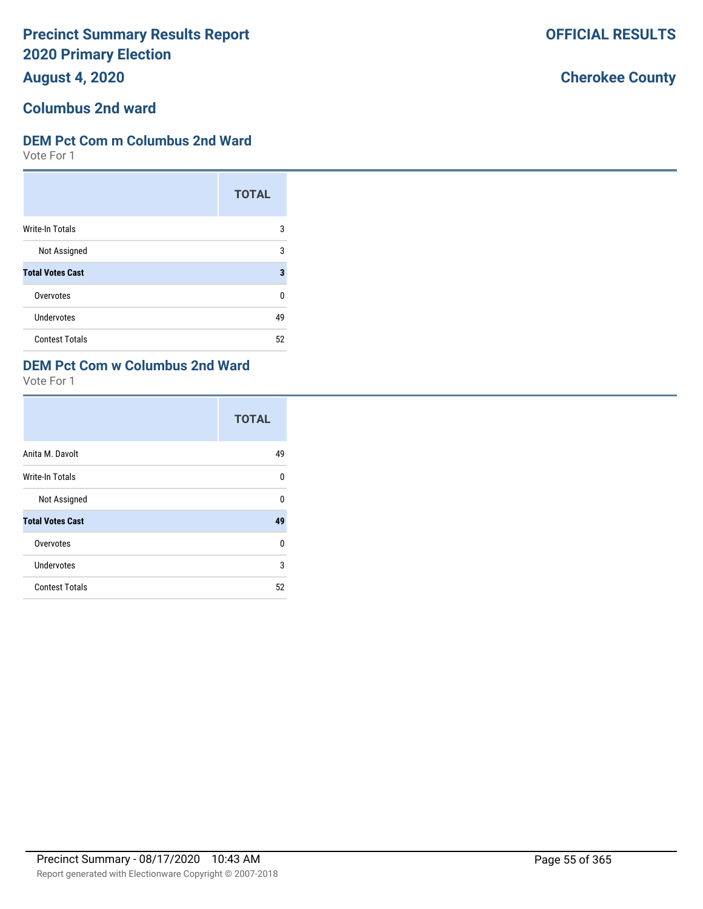# Precinct Summary Results Report
# 2020 Primary Election

**OFFICIAL RESULTS**

**August 4, 2020**

**Cherokee County**

## Columbus 2nd ward

### DEM Pct Com m Columbus 2nd Ward

Vote For 1

| | TOTAL |
|---|---|
| Write-In Totals | 3 |
| Not Assigned | 3 |
| **Total Votes Cast** | **3** |
| Overvotes | 0 |
| Undervotes | 49 |
| Contest Totals | 52 |

### DEM Pct Com w Columbus 2nd Ward

Vote For 1

| | TOTAL |
|---|---|
| Anita M. Davolt | 49 |
| Write-In Totals | 0 |
| Not Assigned | 0 |
| **Total Votes Cast** | **49** |
| Overvotes | 0 |
| Undervotes | 3 |
| Contest Totals | 52 |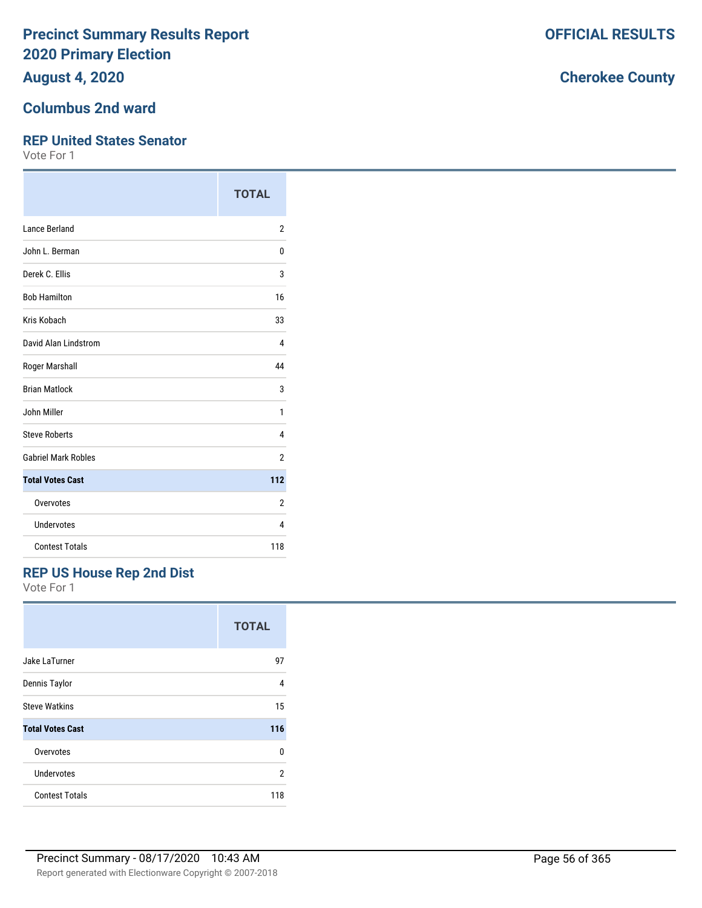# Precinct Summary Results Report
# 2020 Primary Election

**OFFICIAL RESULTS**

**August 4, 2020**

**Cherokee County**

## Columbus 2nd ward

### REP United States Senator

Vote For 1

| | TOTAL |
|---|---|
| Lance Berland | 2 |
| John L. Berman | 0 |
| Derek C. Ellis | 3 |
| Bob Hamilton | 16 |
| Kris Kobach | 33 |
| David Alan Lindstrom | 4 |
| Roger Marshall | 44 |
| Brian Matlock | 3 |
| John Miller | 1 |
| Steve Roberts | 4 |
| Gabriel Mark Robles | 2 |
| **Total Votes Cast** | **112** |
| Overvotes | 2 |
| Undervotes | 4 |
| Contest Totals | 118 |

### REP US House Rep 2nd Dist

Vote For 1

| | TOTAL |
|---|---|
| Jake LaTurner | 97 |
| Dennis Taylor | 4 |
| Steve Watkins | 15 |
| **Total Votes Cast** | **116** |
| Overvotes | 0 |
| Undervotes | 2 |
| Contest Totals | 118 |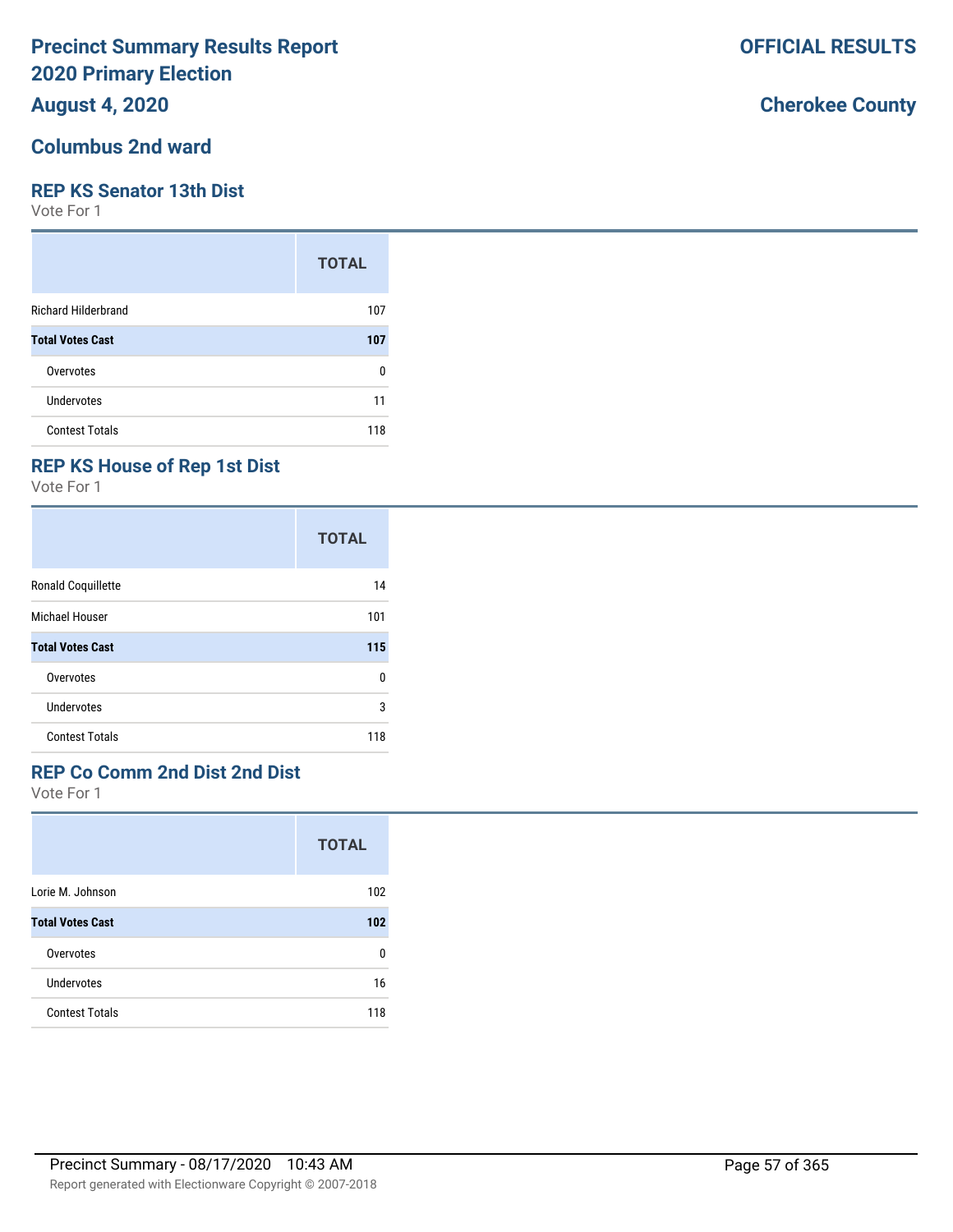# Precinct Summary Results Report
# 2020 Primary Election
## August 4, 2020

**OFFICIAL RESULTS**

**Cherokee County**

## Columbus 2nd ward

### REP KS Senator 13th Dist

Vote For 1

| | TOTAL |
|---|---|
| Richard Hilderbrand | 107 |
| **Total Votes Cast** | **107** |
| Overvotes | 0 |
| Undervotes | 11 |
| Contest Totals | 118 |

### REP KS House of Rep 1st Dist

Vote For 1

| | TOTAL |
|---|---|
| Ronald Coquillette | 14 |
| Michael Houser | 101 |
| **Total Votes Cast** | **115** |
| Overvotes | 0 |
| Undervotes | 3 |
| Contest Totals | 118 |

### REP Co Comm 2nd Dist 2nd Dist

Vote For 1

| | TOTAL |
|---|---|
| Lorie M. Johnson | 102 |
| **Total Votes Cast** | **102** |
| Overvotes | 0 |
| Undervotes | 16 |
| Contest Totals | 118 |

Precinct Summary - 08/17/2020 10:43 AM

Report generated with Electionware Copyright © 2007-2018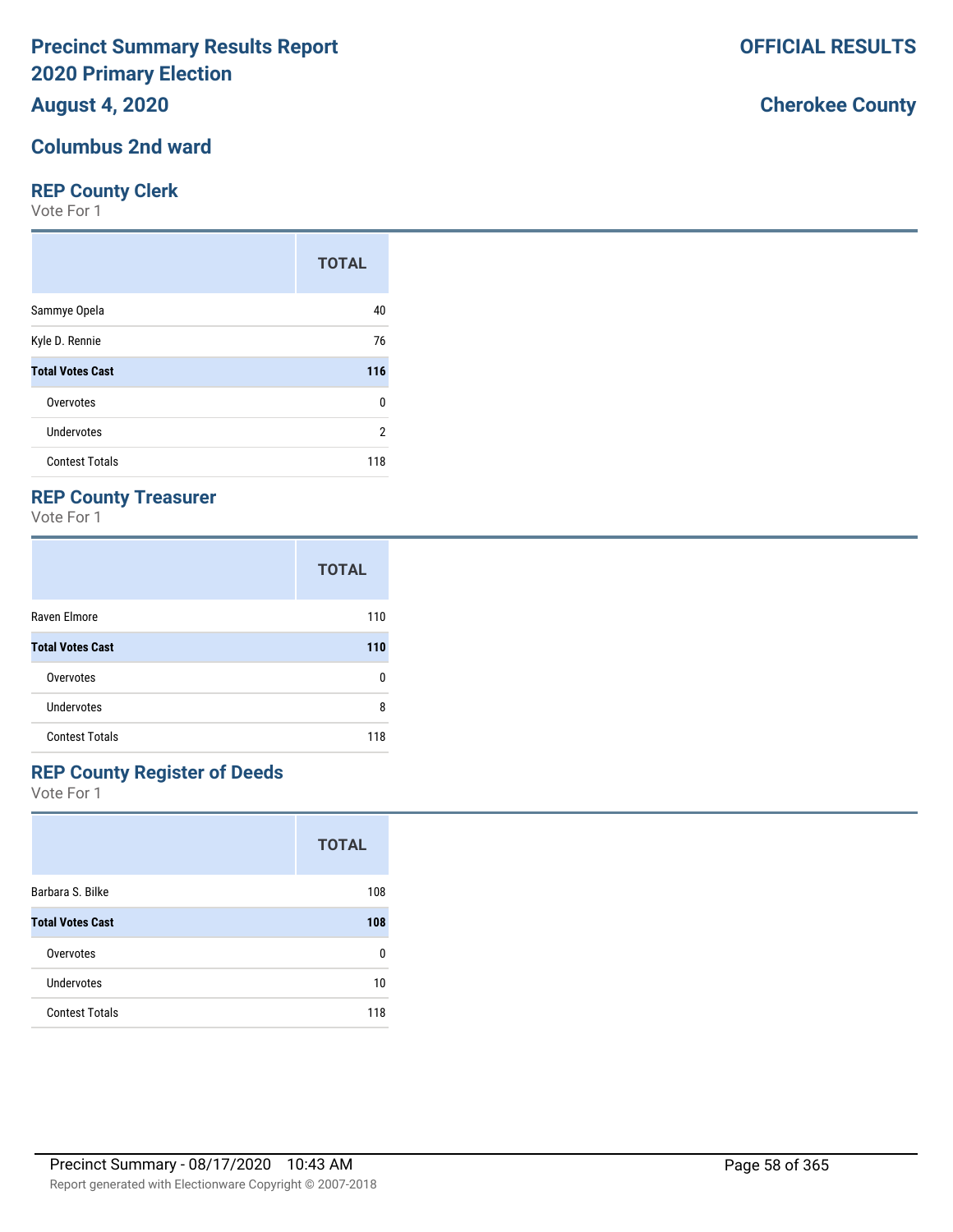# Precinct Summary Results Report 2020 Primary Election

**OFFICIAL RESULTS**

**August 4, 2020**

**Cherokee County**

## Columbus 2nd ward

### REP County Clerk

Vote For 1

| | TOTAL |
|---|---|
| Sammye Opela | 40 |
| Kyle D. Rennie | 76 |
| **Total Votes Cast** | **116** |
| Overvotes | 0 |
| Undervotes | 2 |
| Contest Totals | 118 |

### REP County Treasurer

Vote For 1

| | TOTAL |
|---|---|
| Raven Elmore | 110 |
| **Total Votes Cast** | **110** |
| Overvotes | 0 |
| Undervotes | 8 |
| Contest Totals | 118 |

### REP County Register of Deeds

Vote For 1

| | TOTAL |
|---|---|
| Barbara S. Bilke | 108 |
| **Total Votes Cast** | **108** |
| Overvotes | 0 |
| Undervotes | 10 |
| Contest Totals | 118 |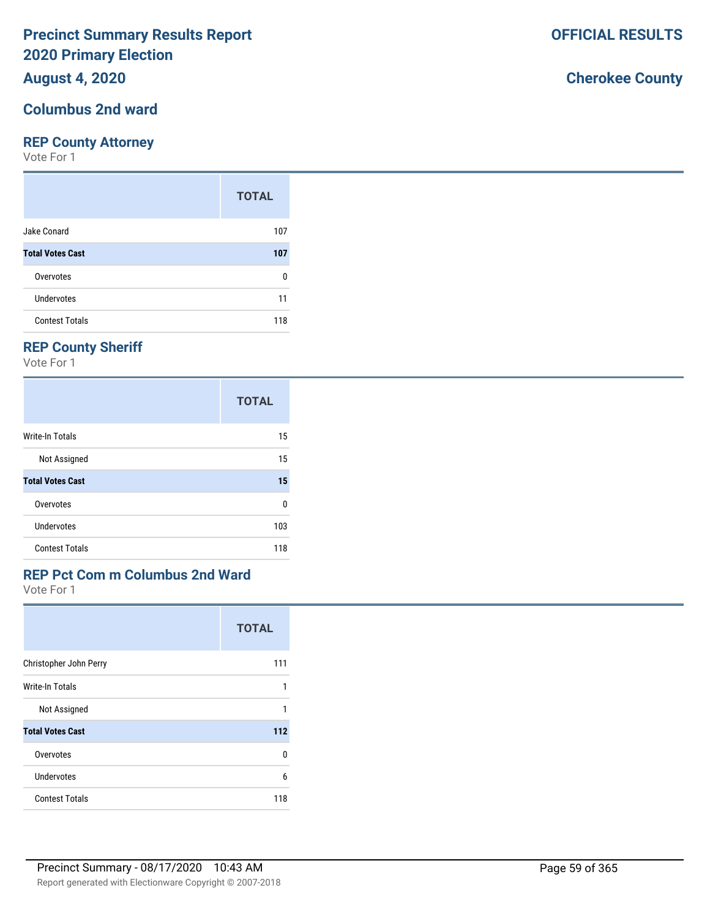**Precinct Summary Results Report**
**2020 Primary Election**
**August 4, 2020**

**OFFICIAL RESULTS**

**Cherokee County**

## Columbus 2nd ward

### REP County Attorney

Vote For 1

| | TOTAL |
|---|---|
| Jake Conard | 107 |
| **Total Votes Cast** | **107** |
| Overvotes | 0 |
| Undervotes | 11 |
| Contest Totals | 118 |

### REP County Sheriff

Vote For 1

| | TOTAL |
|---|---|
| Write-In Totals | 15 |
| Not Assigned | 15 |
| **Total Votes Cast** | **15** |
| Overvotes | 0 |
| Undervotes | 103 |
| Contest Totals | 118 |

### REP Pct Com m Columbus 2nd Ward

Vote For 1

| | TOTAL |
|---|---|
| Christopher John Perry | 111 |
| Write-In Totals | 1 |
| Not Assigned | 1 |
| **Total Votes Cast** | **112** |
| Overvotes | 0 |
| Undervotes | 6 |
| Contest Totals | 118 |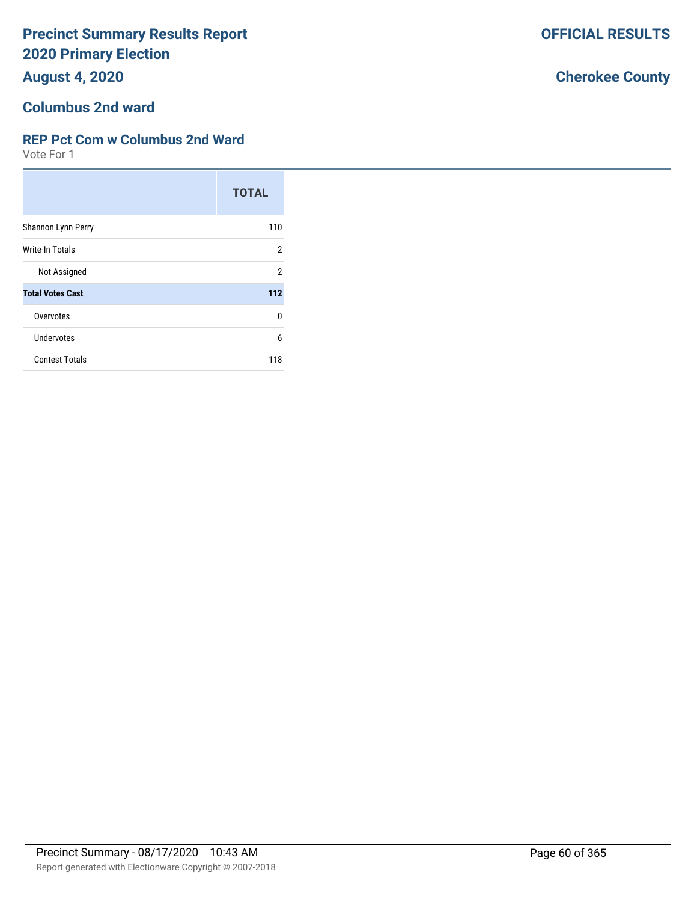# Precinct Summary Results Report
# 2020 Primary Election
## August 4, 2020

**OFFICIAL RESULTS**

**Cherokee County**

## Columbus 2nd ward

### REP Pct Com w Columbus 2nd Ward

Vote For 1

| | TOTAL |
|---|---|
| Shannon Lynn Perry | 110 |
| Write-In Totals | 2 |
| Not Assigned | 2 |
| **Total Votes Cast** | **112** |
| Overvotes | 0 |
| Undervotes | 6 |
| Contest Totals | 118 |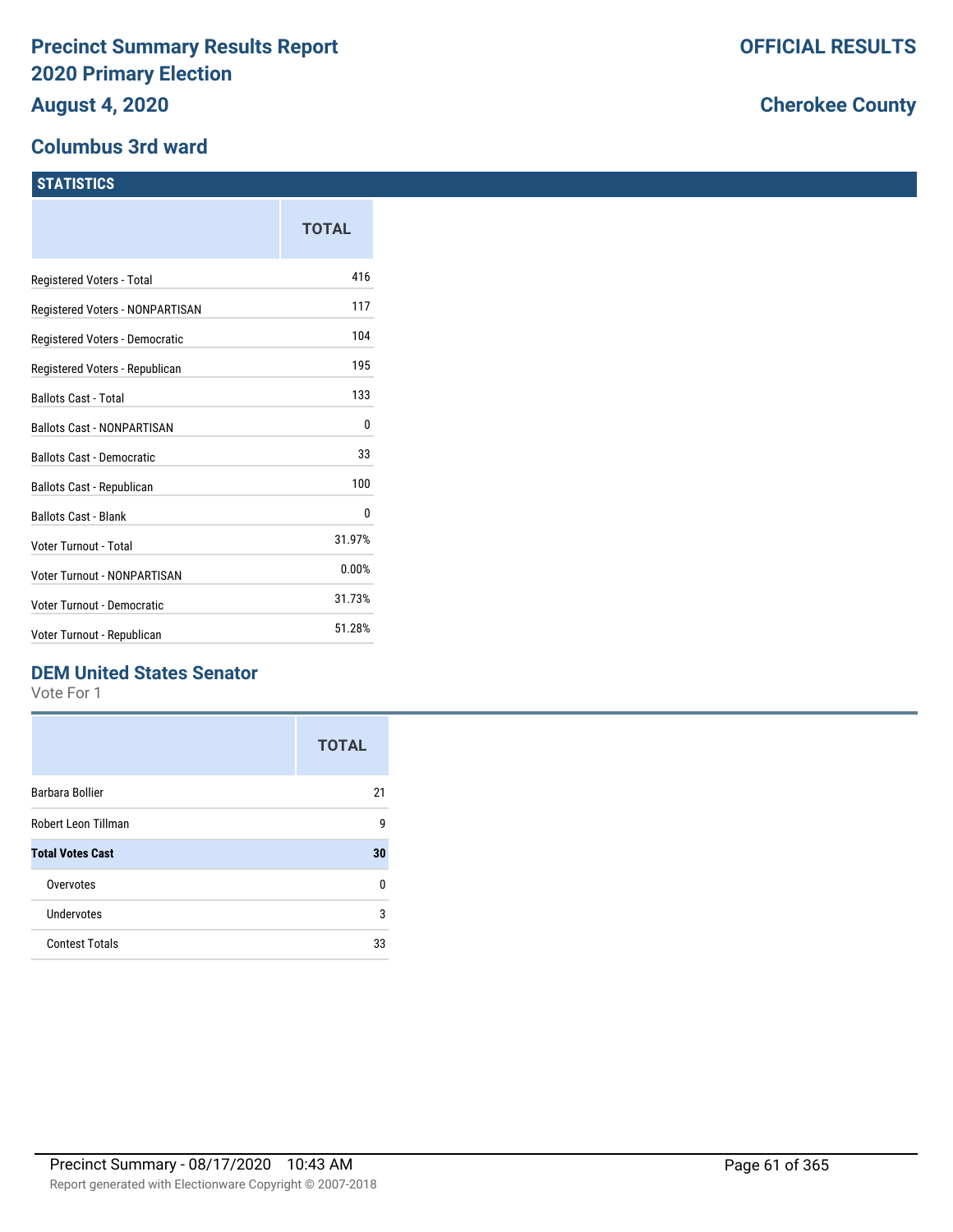# Precinct Summary Results Report
# 2020 Primary Election
## August 4, 2020

**OFFICIAL RESULTS**

**Cherokee County**

## Columbus 3rd ward

### STATISTICS

| | TOTAL |
|---|---|
| Registered Voters - Total | 416 |
| Registered Voters - NONPARTISAN | 117 |
| Registered Voters - Democratic | 104 |
| Registered Voters - Republican | 195 |
| Ballots Cast - Total | 133 |
| Ballots Cast - NONPARTISAN | 0 |
| Ballots Cast - Democratic | 33 |
| Ballots Cast - Republican | 100 |
| Ballots Cast - Blank | 0 |
| Voter Turnout - Total | 31.97% |
| Voter Turnout - NONPARTISAN | 0.00% |
| Voter Turnout - Democratic | 31.73% |
| Voter Turnout - Republican | 51.28% |

### DEM United States Senator

Vote For 1

| | TOTAL |
|---|---|
| Barbara Bollier | 21 |
| Robert Leon Tillman | 9 |
| **Total Votes Cast** | **30** |
| Overvotes | 0 |
| Undervotes | 3 |
| Contest Totals | 33 |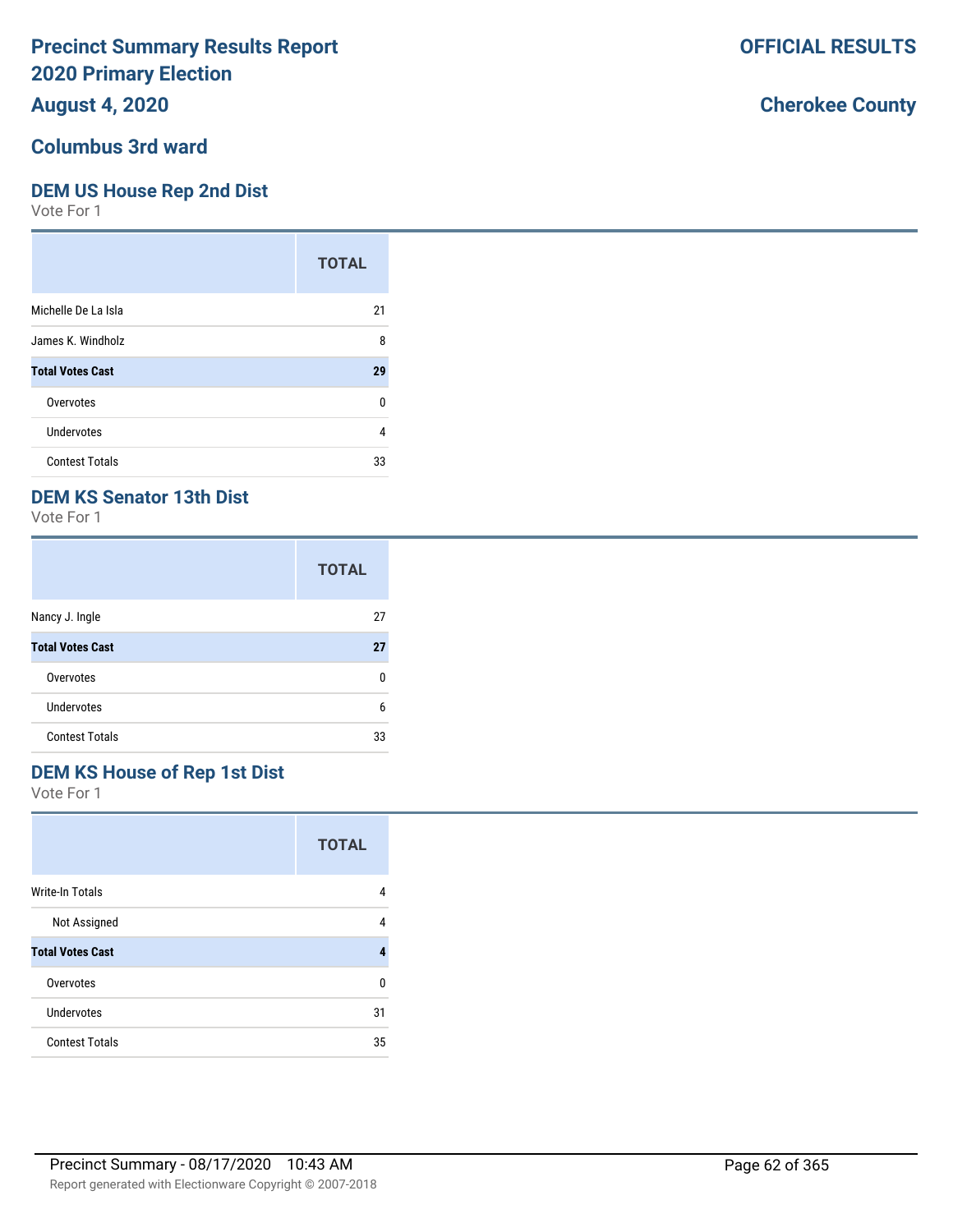# Precinct Summary Results Report
# 2020 Primary Election

**OFFICIAL RESULTS**

**August 4, 2020**

**Cherokee County**

## Columbus 3rd ward

### DEM US House Rep 2nd Dist

Vote For 1

| | TOTAL |
|---|---|
| Michelle De La Isla | 21 |
| James K. Windholz | 8 |
| **Total Votes Cast** | **29** |
| Overvotes | 0 |
| Undervotes | 4 |
| Contest Totals | 33 |

### DEM KS Senator 13th Dist

Vote For 1

| | TOTAL |
|---|---|
| Nancy J. Ingle | 27 |
| **Total Votes Cast** | **27** |
| Overvotes | 0 |
| Undervotes | 6 |
| Contest Totals | 33 |

### DEM KS House of Rep 1st Dist

Vote For 1

| | TOTAL |
|---|---|
| Write-In Totals | 4 |
| Not Assigned | 4 |
| **Total Votes Cast** | **4** |
| Overvotes | 0 |
| Undervotes | 31 |
| Contest Totals | 35 |

Precinct Summary - 08/17/2020 10:43 AM

Report generated with Electionware Copyright © 2007-2018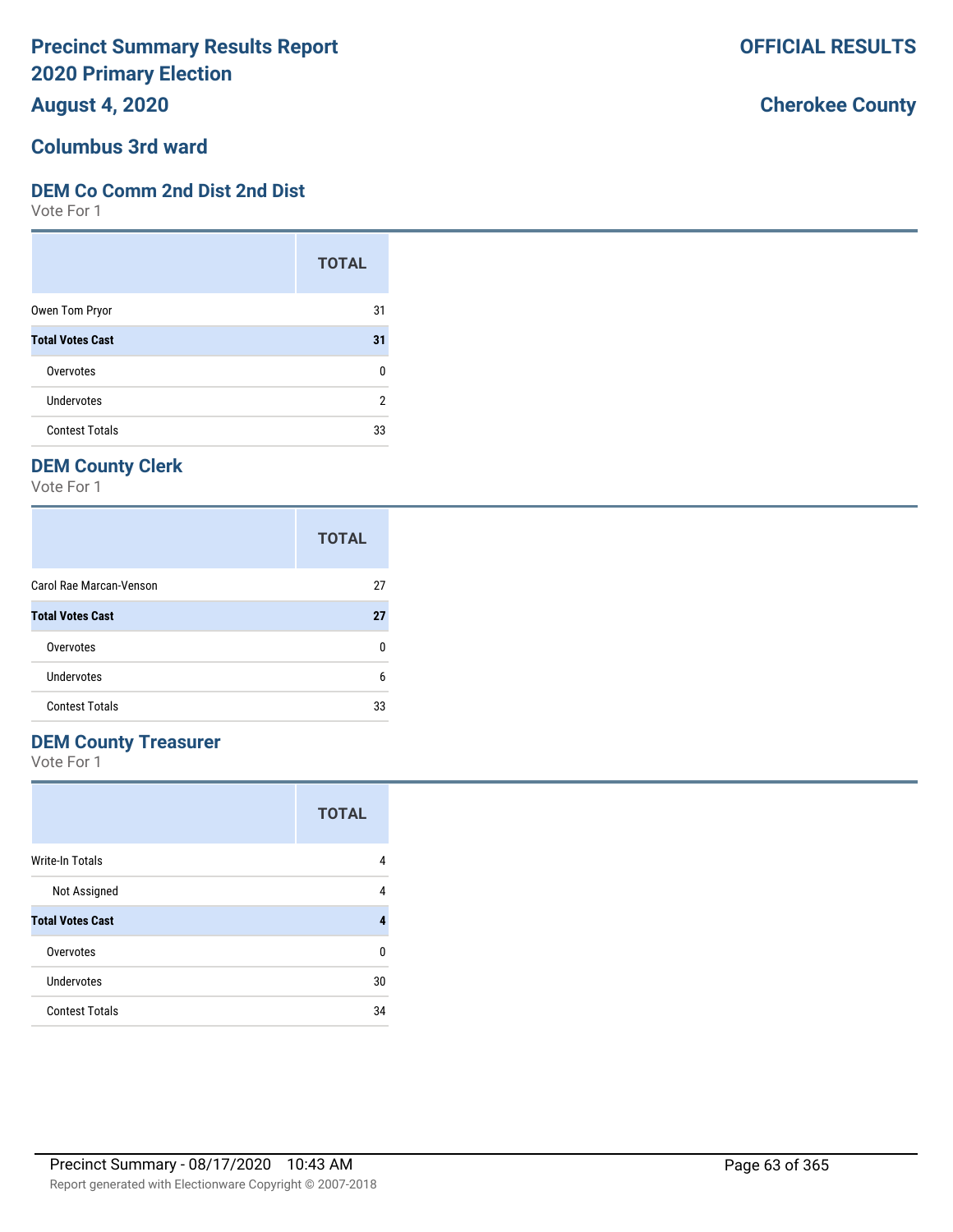# Precinct Summary Results Report
# 2020 Primary Election
## August 4, 2020

**OFFICIAL RESULTS**

**Cherokee County**

## Columbus 3rd ward

### DEM Co Comm 2nd Dist 2nd Dist
Vote For 1

| | TOTAL |
|---|---|
| Owen Tom Pryor | 31 |
| **Total Votes Cast** | **31** |
| Overvotes | 0 |
| Undervotes | 2 |
| Contest Totals | 33 |

### DEM County Clerk
Vote For 1

| | TOTAL |
|---|---|
| Carol Rae Marcan-Venson | 27 |
| **Total Votes Cast** | **27** |
| Overvotes | 0 |
| Undervotes | 6 |
| Contest Totals | 33 |

### DEM County Treasurer
Vote For 1

| | TOTAL |
|---|---|
| Write-In Totals | 4 |
| Not Assigned | 4 |
| **Total Votes Cast** | **4** |
| Overvotes | 0 |
| Undervotes | 30 |
| Contest Totals | 34 |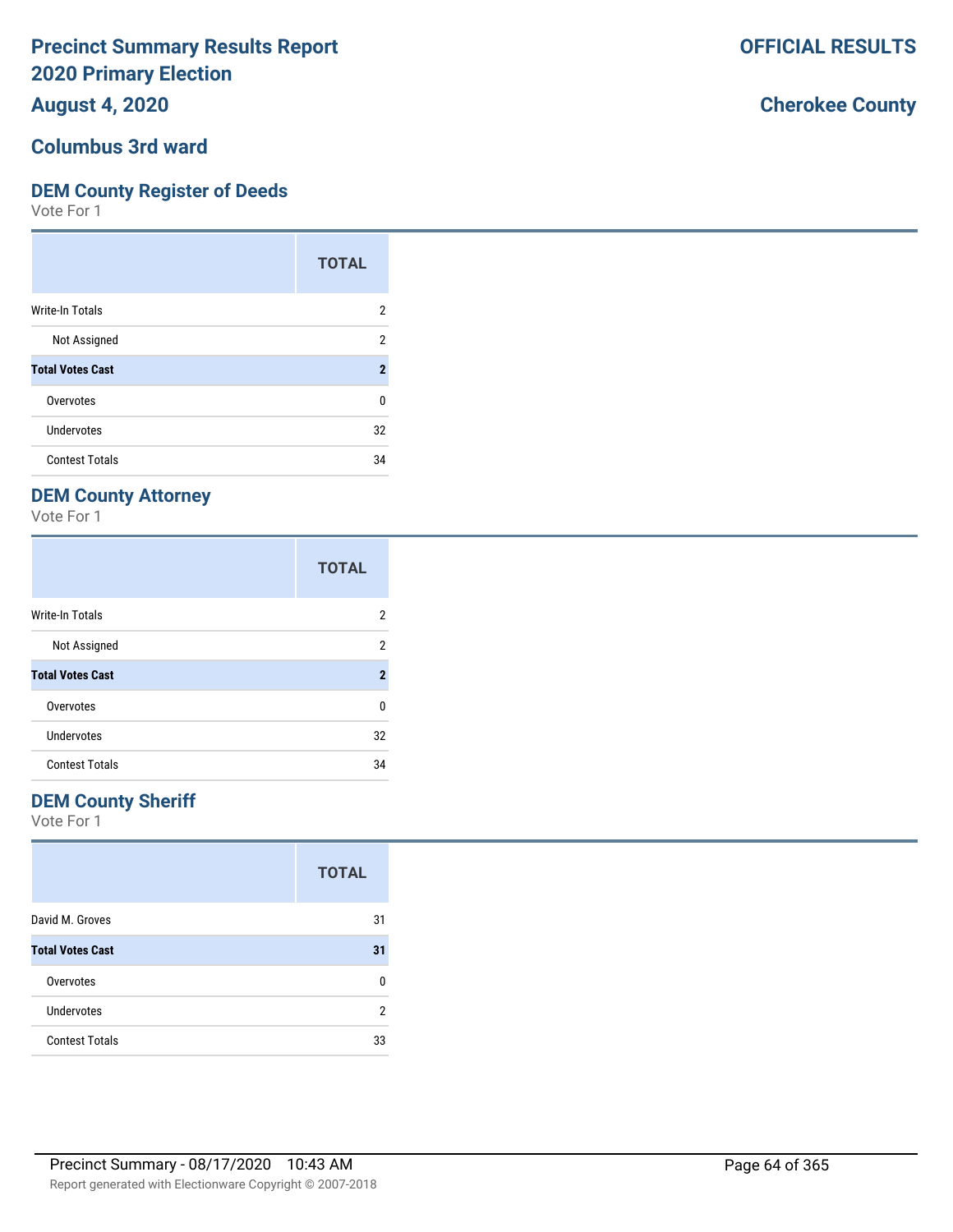# Precinct Summary Results Report
# 2020 Primary Election
## August 4, 2020

**OFFICIAL RESULTS**

**Cherokee County**

## Columbus 3rd ward

### DEM County Register of Deeds

Vote For 1

| | TOTAL |
|---|---|
| Write-In Totals | 2 |
| Not Assigned | 2 |
| **Total Votes Cast** | **2** |
| Overvotes | 0 |
| Undervotes | 32 |
| Contest Totals | 34 |

### DEM County Attorney

Vote For 1

| | TOTAL |
|---|---|
| Write-In Totals | 2 |
| Not Assigned | 2 |
| **Total Votes Cast** | **2** |
| Overvotes | 0 |
| Undervotes | 32 |
| Contest Totals | 34 |

### DEM County Sheriff

Vote For 1

| | TOTAL |
|---|---|
| David M. Groves | 31 |
| **Total Votes Cast** | **31** |
| Overvotes | 0 |
| Undervotes | 2 |
| Contest Totals | 33 |

Precinct Summary - 08/17/2020 10:43 AM

Report generated with Electionware Copyright © 2007-2018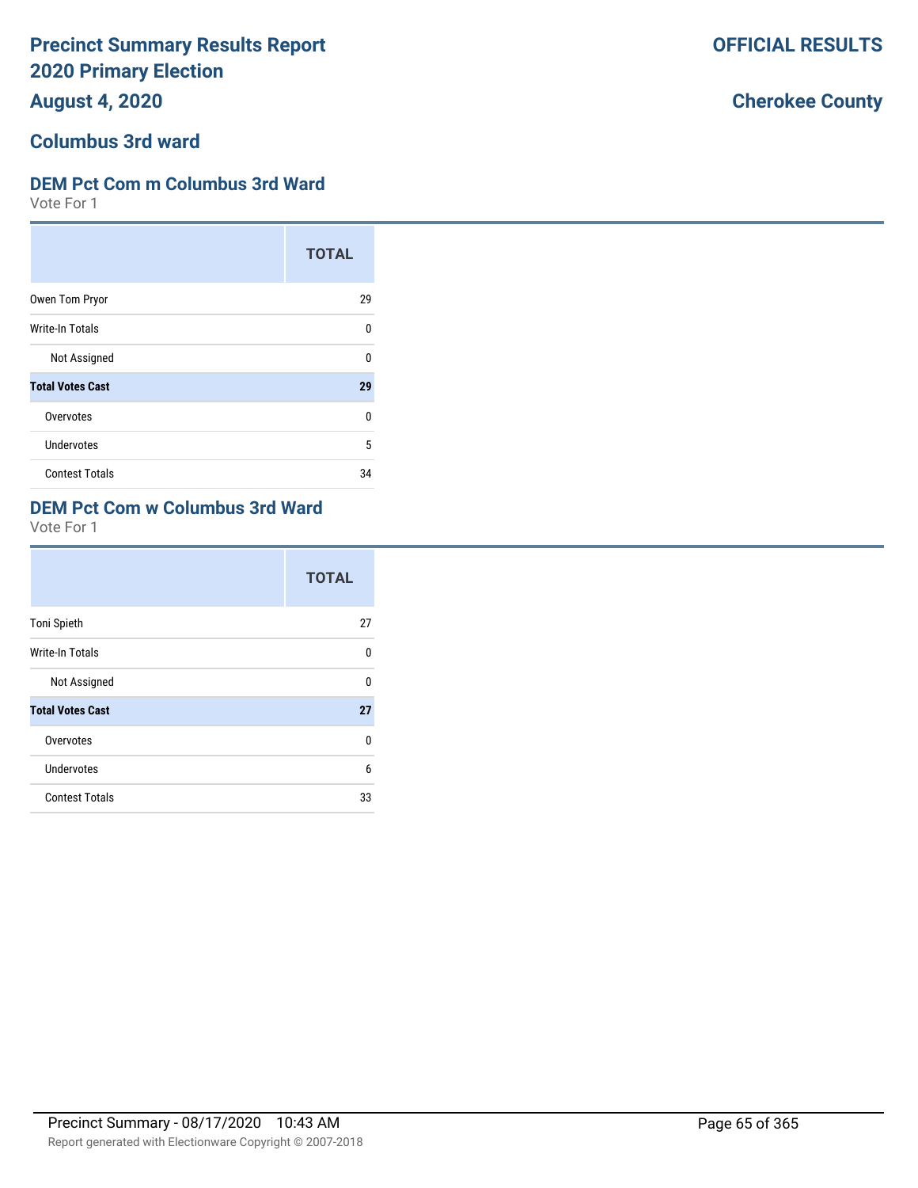# Precinct Summary Results Report
# 2020 Primary Election
## August 4, 2020

**OFFICIAL RESULTS**

**Cherokee County**

## Columbus 3rd ward

### DEM Pct Com m Columbus 3rd Ward

Vote For 1

| | TOTAL |
|---|---|
| Owen Tom Pryor | 29 |
| Write-In Totals | 0 |
| Not Assigned | 0 |
| **Total Votes Cast** | **29** |
| Overvotes | 0 |
| Undervotes | 5 |
| Contest Totals | 34 |

### DEM Pct Com w Columbus 3rd Ward

Vote For 1

| | TOTAL |
|---|---|
| Toni Spieth | 27 |
| Write-In Totals | 0 |
| Not Assigned | 0 |
| **Total Votes Cast** | **27** |
| Overvotes | 0 |
| Undervotes | 6 |
| Contest Totals | 33 |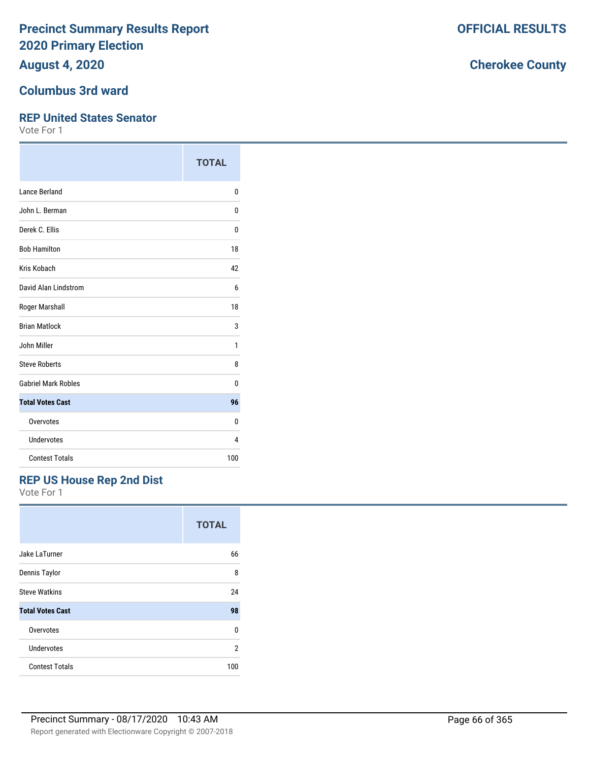# Precinct Summary Results Report
# 2020 Primary Election
# August 4, 2020

**OFFICIAL RESULTS**

**Cherokee County**

## Columbus 3rd ward

### REP United States Senator

Vote For 1

| | TOTAL |
|---|---|
| Lance Berland | 0 |
| John L. Berman | 0 |
| Derek C. Ellis | 0 |
| Bob Hamilton | 18 |
| Kris Kobach | 42 |
| David Alan Lindstrom | 6 |
| Roger Marshall | 18 |
| Brian Matlock | 3 |
| John Miller | 1 |
| Steve Roberts | 8 |
| Gabriel Mark Robles | 0 |
| **Total Votes Cast** | **96** |
| Overvotes | 0 |
| Undervotes | 4 |
| Contest Totals | 100 |

### REP US House Rep 2nd Dist

Vote For 1

| | TOTAL |
|---|---|
| Jake LaTurner | 66 |
| Dennis Taylor | 8 |
| Steve Watkins | 24 |
| **Total Votes Cast** | **98** |
| Overvotes | 0 |
| Undervotes | 2 |
| Contest Totals | 100 |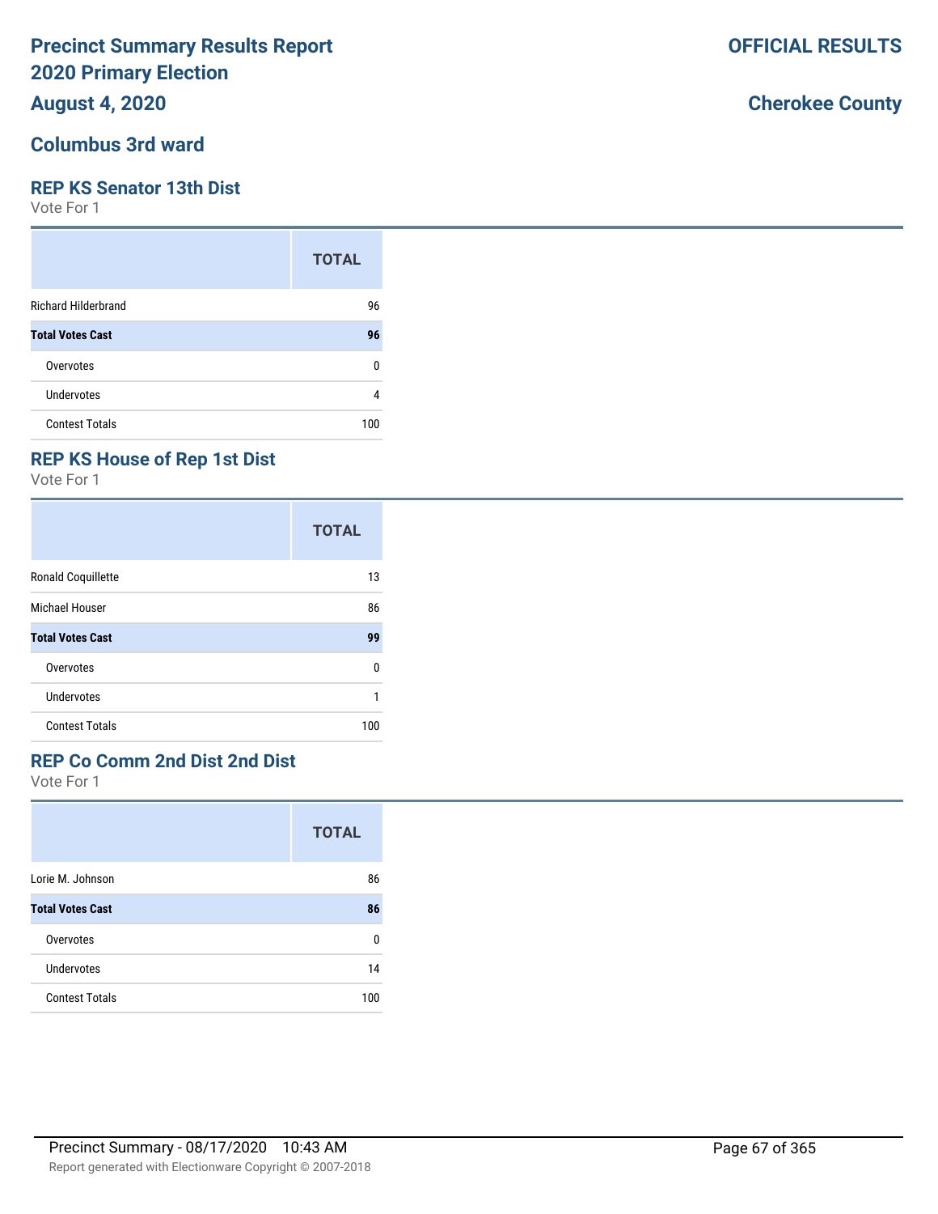# Precinct Summary Results Report
## 2020 Primary Election
## August 4, 2020

**OFFICIAL RESULTS**

**Cherokee County**

## Columbus 3rd ward

### REP KS Senator 13th Dist
Vote For 1

| | TOTAL |
|---|---|
| Richard Hilderbrand | 96 |
| **Total Votes Cast** | **96** |
| Overvotes | 0 |
| Undervotes | 4 |
| Contest Totals | 100 |

### REP KS House of Rep 1st Dist
Vote For 1

| | TOTAL |
|---|---|
| Ronald Coquillette | 13 |
| Michael Houser | 86 |
| **Total Votes Cast** | **99** |
| Overvotes | 0 |
| Undervotes | 1 |
| Contest Totals | 100 |

### REP Co Comm 2nd Dist 2nd Dist
Vote For 1

| | TOTAL |
|---|---|
| Lorie M. Johnson | 86 |
| **Total Votes Cast** | **86** |
| Overvotes | 0 |
| Undervotes | 14 |
| Contest Totals | 100 |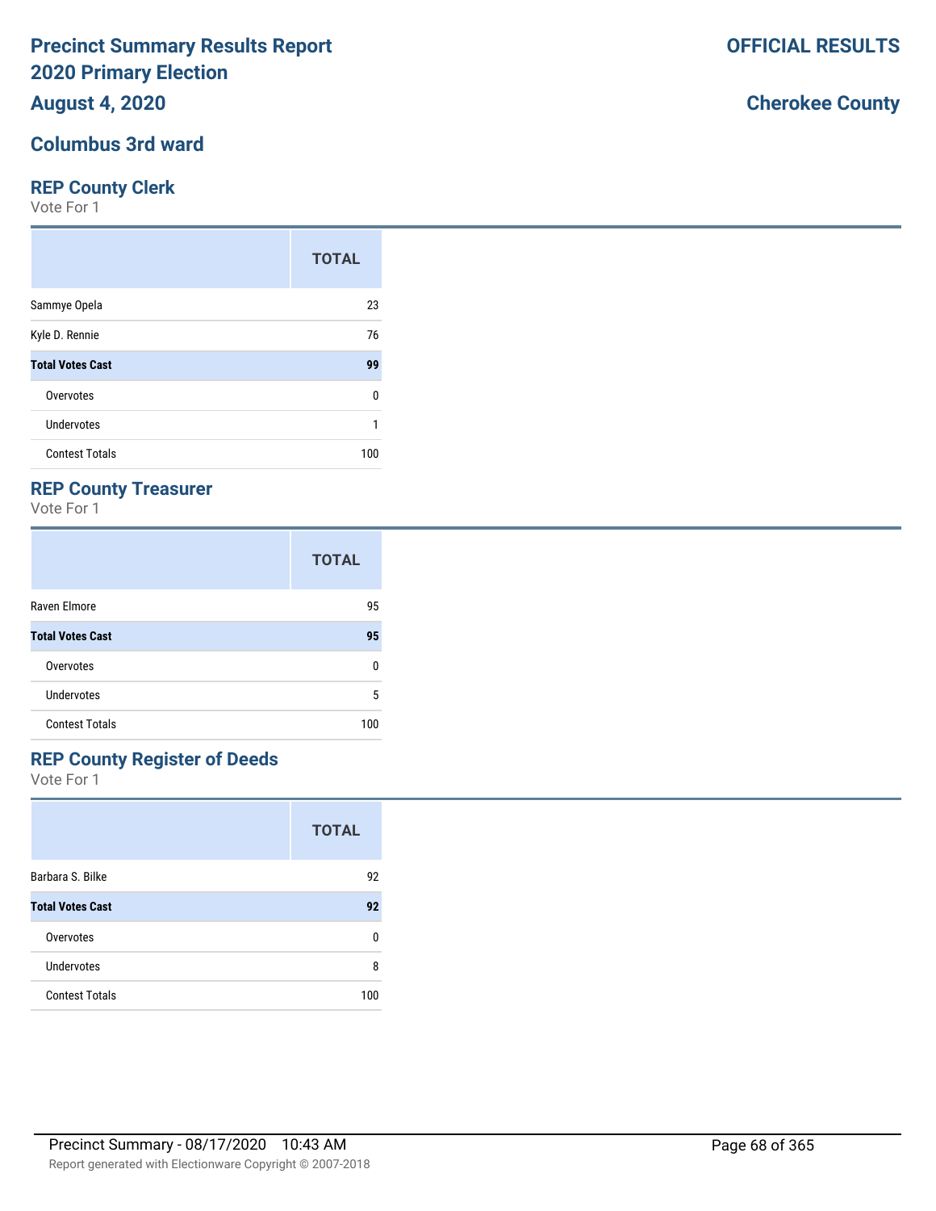# Precinct Summary Results Report
# 2020 Primary Election
## August 4, 2020

**OFFICIAL RESULTS**

**Cherokee County**

## Columbus 3rd ward

### REP County Clerk
Vote For 1

| | TOTAL |
|---|---|
| Sammye Opela | 23 |
| Kyle D. Rennie | 76 |
| **Total Votes Cast** | **99** |
| Overvotes | 0 |
| Undervotes | 1 |
| Contest Totals | 100 |

### REP County Treasurer
Vote For 1

| | TOTAL |
|---|---|
| Raven Elmore | 95 |
| **Total Votes Cast** | **95** |
| Overvotes | 0 |
| Undervotes | 5 |
| Contest Totals | 100 |

### REP County Register of Deeds
Vote For 1

| | TOTAL |
|---|---|
| Barbara S. Bilke | 92 |
| **Total Votes Cast** | **92** |
| Overvotes | 0 |
| Undervotes | 8 |
| Contest Totals | 100 |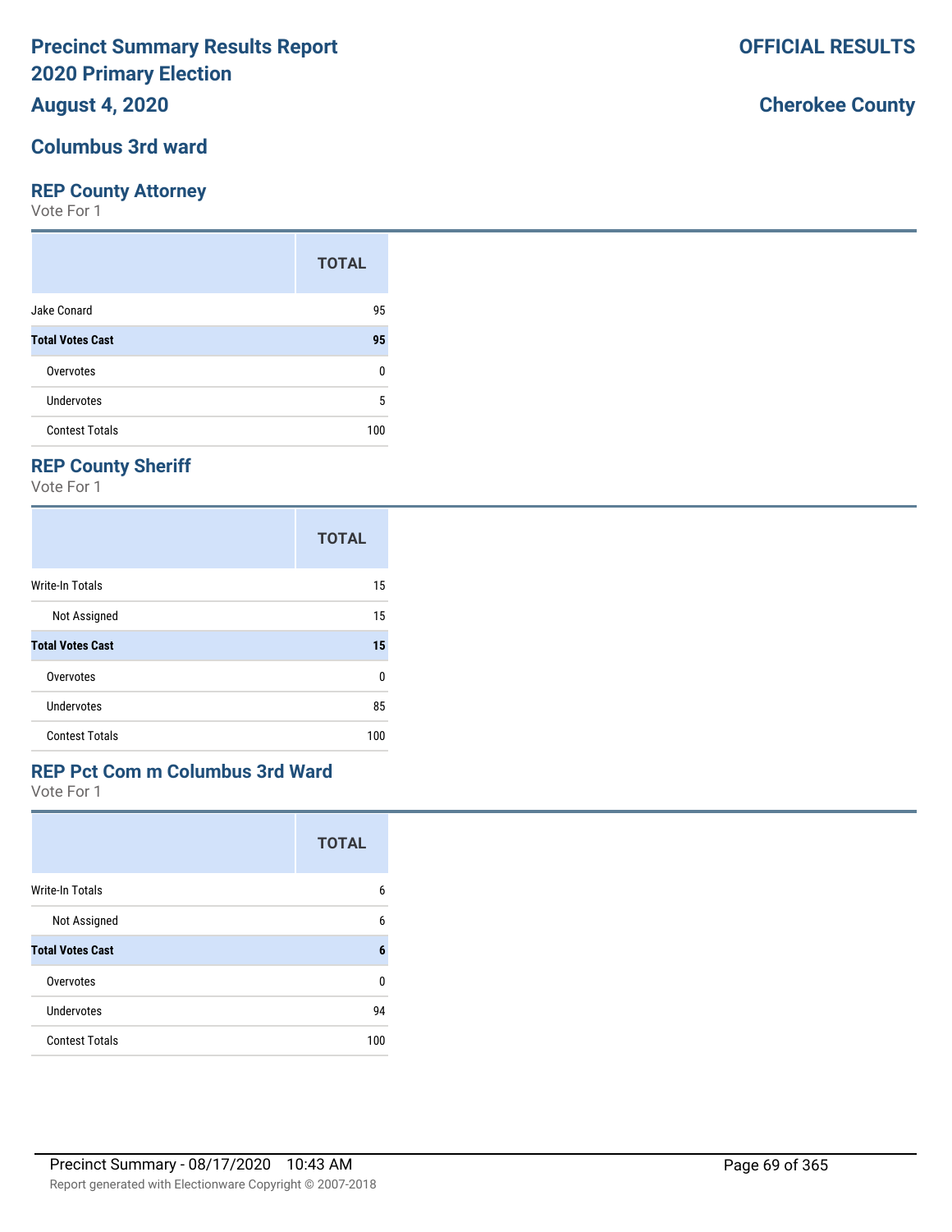# Precinct Summary Results Report
# 2020 Primary Election
## August 4, 2020

**OFFICIAL RESULTS**

**Cherokee County**

## Columbus 3rd ward

### REP County Attorney
Vote For 1

| | TOTAL |
|---|---|
| Jake Conard | 95 |
| **Total Votes Cast** | **95** |
| Overvotes | 0 |
| Undervotes | 5 |
| Contest Totals | 100 |

### REP County Sheriff
Vote For 1

| | TOTAL |
|---|---|
| Write-In Totals | 15 |
| Not Assigned | 15 |
| **Total Votes Cast** | **15** |
| Overvotes | 0 |
| Undervotes | 85 |
| Contest Totals | 100 |

### REP Pct Com m Columbus 3rd Ward
Vote For 1

| | TOTAL |
|---|---|
| Write-In Totals | 6 |
| Not Assigned | 6 |
| **Total Votes Cast** | **6** |
| Overvotes | 0 |
| Undervotes | 94 |
| Contest Totals | 100 |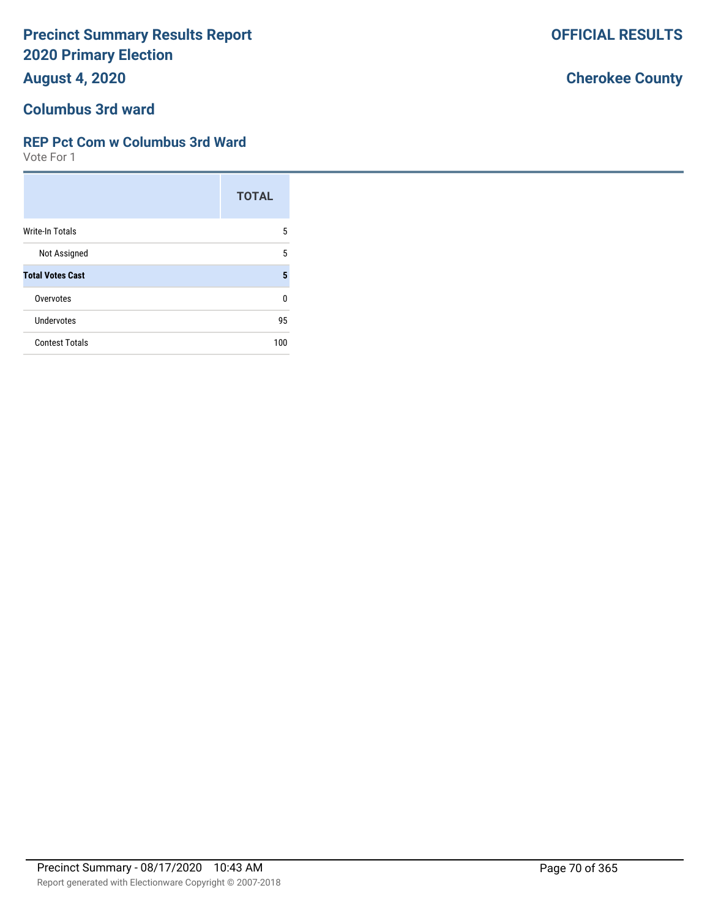# Precinct Summary Results Report
# 2020 Primary Election

**OFFICIAL RESULTS**

**August 4, 2020**

**Cherokee County**

## Columbus 3rd ward

### REP Pct Com w Columbus 3rd Ward

Vote For 1

| | TOTAL |
|---|---|
| Write-In Totals | 5 |
| Not Assigned | 5 |
| **Total Votes Cast** | **5** |
| Overvotes | 0 |
| Undervotes | 95 |
| Contest Totals | 100 |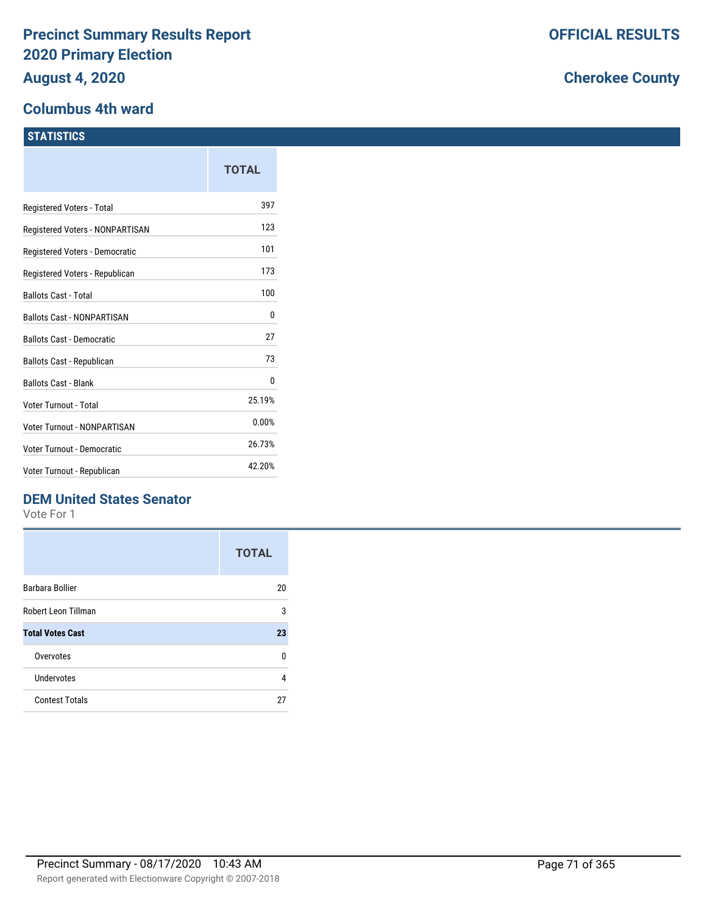# Precinct Summary Results Report
# 2020 Primary Election
## August 4, 2020

**OFFICIAL RESULTS**

**Cherokee County**

## Columbus 4th ward

### STATISTICS

| | TOTAL |
|---|---|
| Registered Voters - Total | 397 |
| Registered Voters - NONPARTISAN | 123 |
| Registered Voters - Democratic | 101 |
| Registered Voters - Republican | 173 |
| Ballots Cast - Total | 100 |
| Ballots Cast - NONPARTISAN | 0 |
| Ballots Cast - Democratic | 27 |
| Ballots Cast - Republican | 73 |
| Ballots Cast - Blank | 0 |
| Voter Turnout - Total | 25.19% |
| Voter Turnout - NONPARTISAN | 0.00% |
| Voter Turnout - Democratic | 26.73% |
| Voter Turnout - Republican | 42.20% |

### DEM United States Senator

Vote For 1

| | TOTAL |
|---|---|
| Barbara Bollier | 20 |
| Robert Leon Tillman | 3 |
| **Total Votes Cast** | **23** |
| Overvotes | 0 |
| Undervotes | 4 |
| Contest Totals | 27 |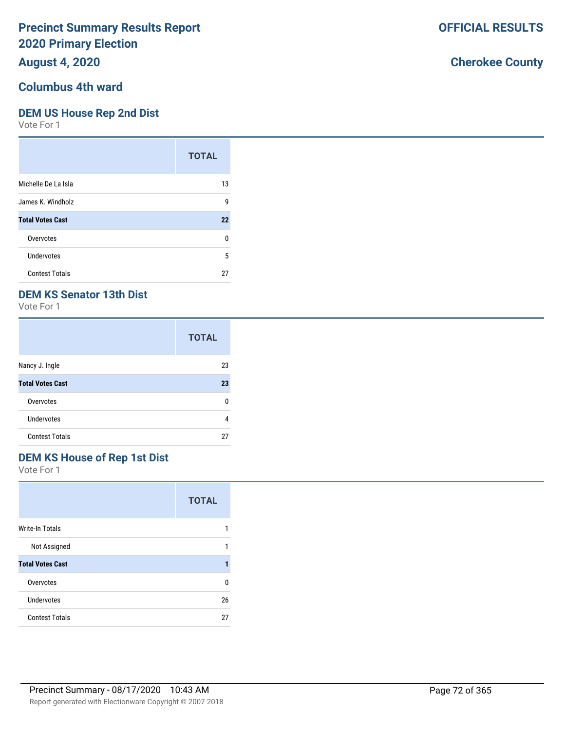# Precinct Summary Results Report
# 2020 Primary Election
# August 4, 2020

**OFFICIAL RESULTS**

**Cherokee County**

## Columbus 4th ward

### DEM US House Rep 2nd Dist

Vote For 1

| | TOTAL |
|---|---|
| Michelle De La Isla | 13 |
| James K. Windholz | 9 |
| **Total Votes Cast** | **22** |
| Overvotes | 0 |
| Undervotes | 5 |
| Contest Totals | 27 |

### DEM KS Senator 13th Dist

Vote For 1

| | TOTAL |
|---|---|
| Nancy J. Ingle | 23 |
| **Total Votes Cast** | **23** |
| Overvotes | 0 |
| Undervotes | 4 |
| Contest Totals | 27 |

### DEM KS House of Rep 1st Dist

Vote For 1

| | TOTAL |
|---|---|
| Write-In Totals | 1 |
| Not Assigned | 1 |
| **Total Votes Cast** | **1** |
| Overvotes | 0 |
| Undervotes | 26 |
| Contest Totals | 27 |

Precinct Summary - 08/17/2020 10:43 AM

Report generated with Electionware Copyright © 2007-2018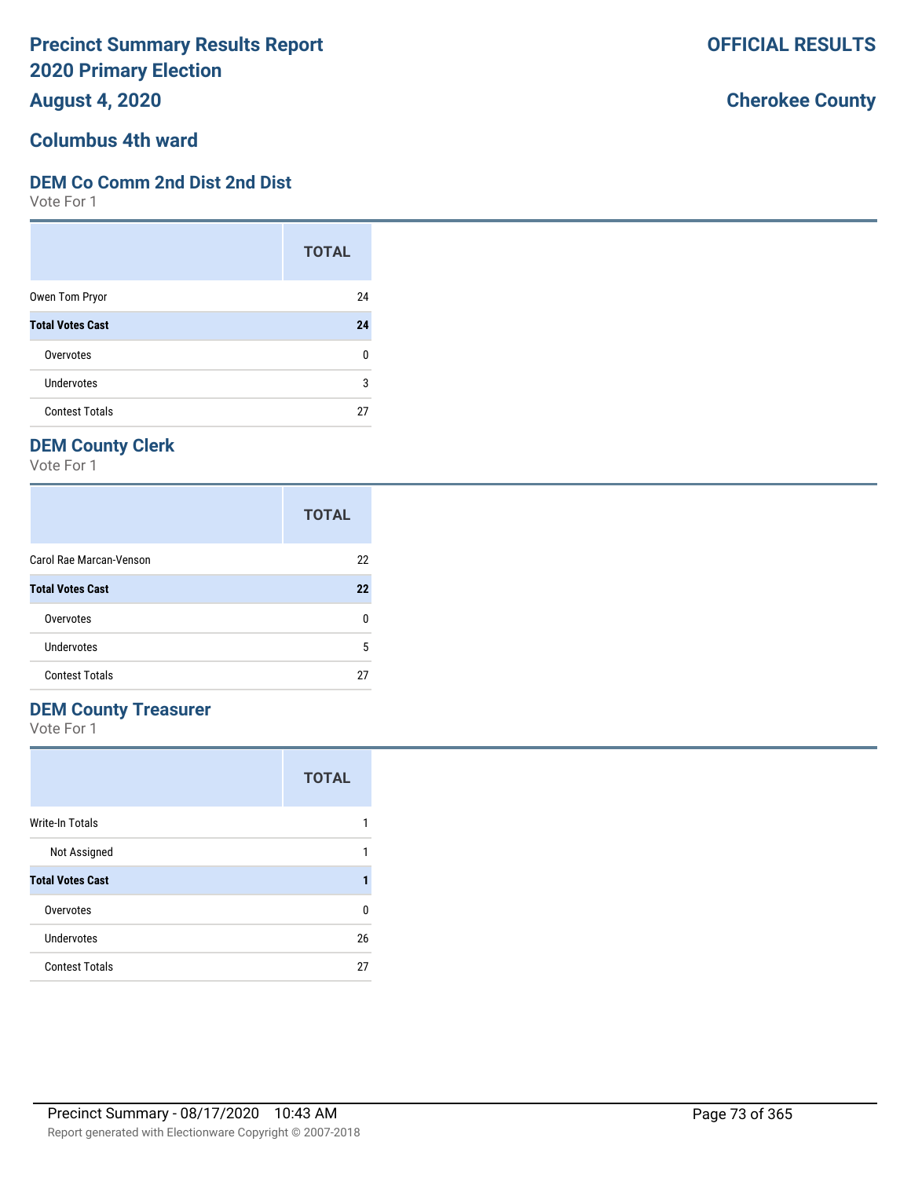# Precinct Summary Results Report
# 2020 Primary Election
# August 4, 2020

**OFFICIAL RESULTS**

**Cherokee County**

## Columbus 4th ward

### DEM Co Comm 2nd Dist 2nd Dist

Vote For 1

| | TOTAL |
|---|---|
| Owen Tom Pryor | 24 |
| **Total Votes Cast** | **24** |
| Overvotes | 0 |
| Undervotes | 3 |
| Contest Totals | 27 |

### DEM County Clerk

Vote For 1

| | TOTAL |
|---|---|
| Carol Rae Marcan-Venson | 22 |
| **Total Votes Cast** | **22** |
| Overvotes | 0 |
| Undervotes | 5 |
| Contest Totals | 27 |

### DEM County Treasurer

Vote For 1

| | TOTAL |
|---|---|
| Write-In Totals | 1 |
| Not Assigned | 1 |
| **Total Votes Cast** | **1** |
| Overvotes | 0 |
| Undervotes | 26 |
| Contest Totals | 27 |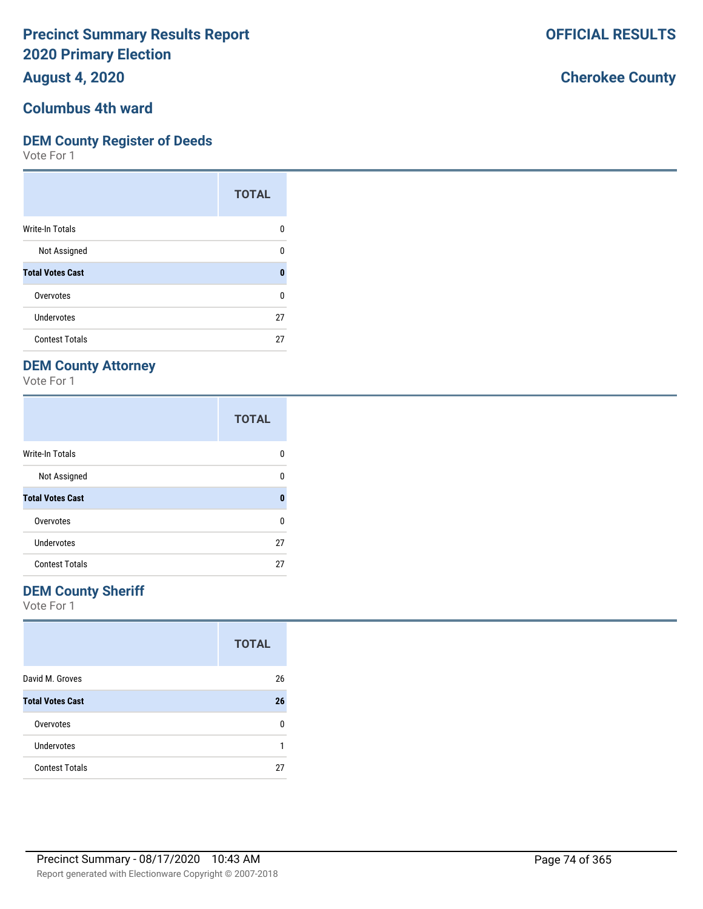# Precinct Summary Results Report
# 2020 Primary Election
# August 4, 2020

**OFFICIAL RESULTS**

**Cherokee County**

## Columbus 4th ward

### DEM County Register of Deeds

Vote For 1

| | TOTAL |
|---|---|
| Write-In Totals | 0 |
| Not Assigned | 0 |
| **Total Votes Cast** | **0** |
| Overvotes | 0 |
| Undervotes | 27 |
| Contest Totals | 27 |

### DEM County Attorney

Vote For 1

| | TOTAL |
|---|---|
| Write-In Totals | 0 |
| Not Assigned | 0 |
| **Total Votes Cast** | **0** |
| Overvotes | 0 |
| Undervotes | 27 |
| Contest Totals | 27 |

### DEM County Sheriff

Vote For 1

| | TOTAL |
|---|---|
| David M. Groves | 26 |
| **Total Votes Cast** | **26** |
| Overvotes | 0 |
| Undervotes | 1 |
| Contest Totals | 27 |

Precinct Summary - 08/17/2020 10:43 AM

Report generated with Electionware Copyright © 2007-2018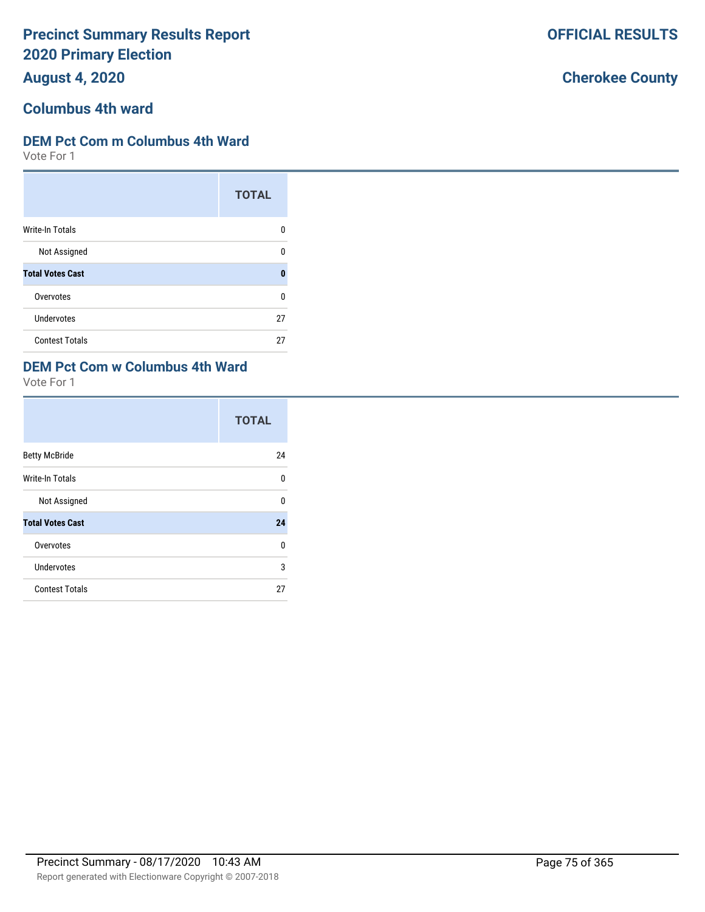# Precinct Summary Results Report
# 2020 Primary Election
## August 4, 2020

**OFFICIAL RESULTS**

**Cherokee County**

## Columbus 4th ward

### DEM Pct Com m Columbus 4th Ward

Vote For 1

| | TOTAL |
|---|---|
| Write-In Totals | 0 |
| Not Assigned | 0 |
| **Total Votes Cast** | **0** |
| Overvotes | 0 |
| Undervotes | 27 |
| Contest Totals | 27 |

### DEM Pct Com w Columbus 4th Ward

Vote For 1

| | TOTAL |
|---|---|
| Betty McBride | 24 |
| Write-In Totals | 0 |
| Not Assigned | 0 |
| **Total Votes Cast** | **24** |
| Overvotes | 0 |
| Undervotes | 3 |
| Contest Totals | 27 |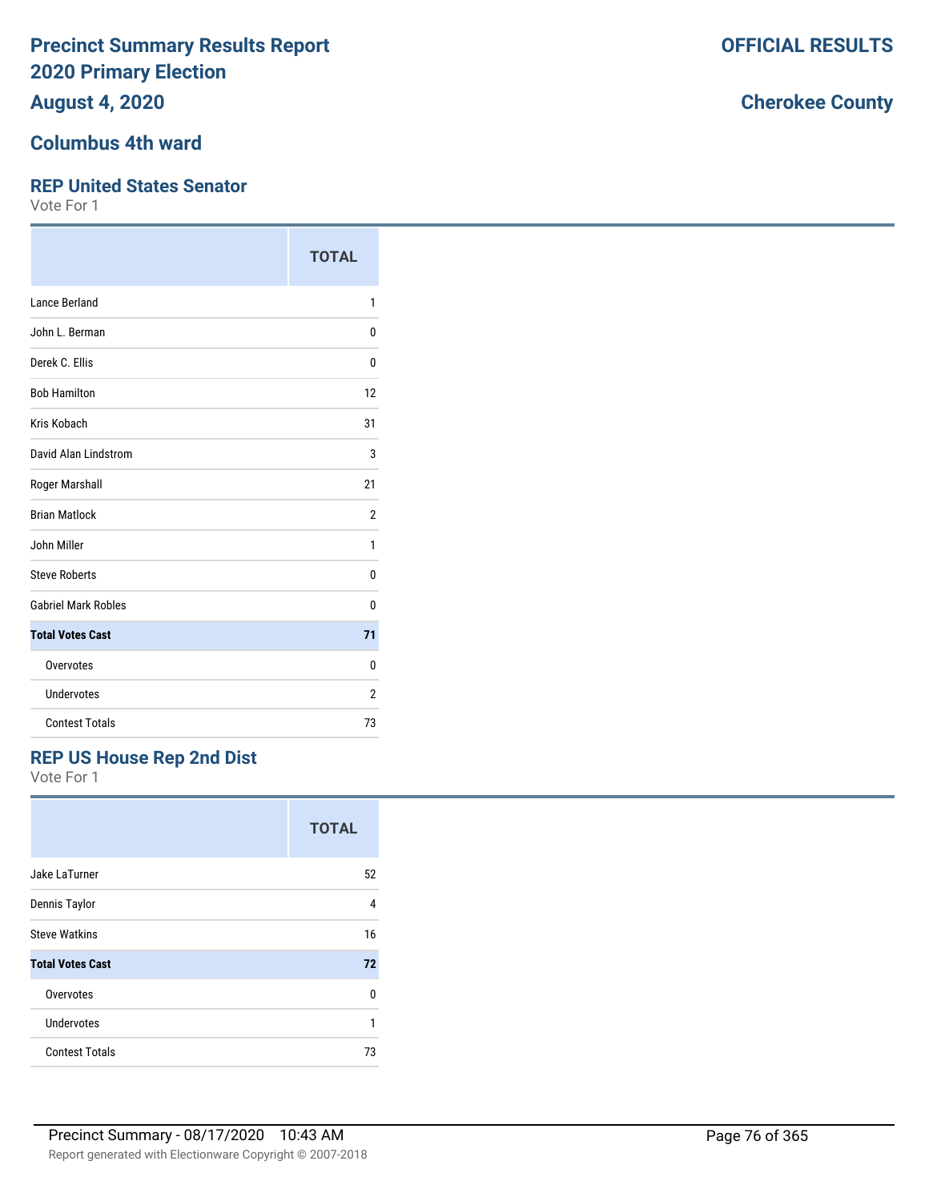# Precinct Summary Results Report
# 2020 Primary Election
## August 4, 2020

**OFFICIAL RESULTS**

**Cherokee County**

## Columbus 4th ward

### REP United States Senator

Vote For 1

| | TOTAL |
|---|---|
| Lance Berland | 1 |
| John L. Berman | 0 |
| Derek C. Ellis | 0 |
| Bob Hamilton | 12 |
| Kris Kobach | 31 |
| David Alan Lindstrom | 3 |
| Roger Marshall | 21 |
| Brian Matlock | 2 |
| John Miller | 1 |
| Steve Roberts | 0 |
| Gabriel Mark Robles | 0 |
| **Total Votes Cast** | **71** |
| Overvotes | 0 |
| Undervotes | 2 |
| Contest Totals | 73 |

### REP US House Rep 2nd Dist

Vote For 1

| | TOTAL |
|---|---|
| Jake LaTurner | 52 |
| Dennis Taylor | 4 |
| Steve Watkins | 16 |
| **Total Votes Cast** | **72** |
| Overvotes | 0 |
| Undervotes | 1 |
| Contest Totals | 73 |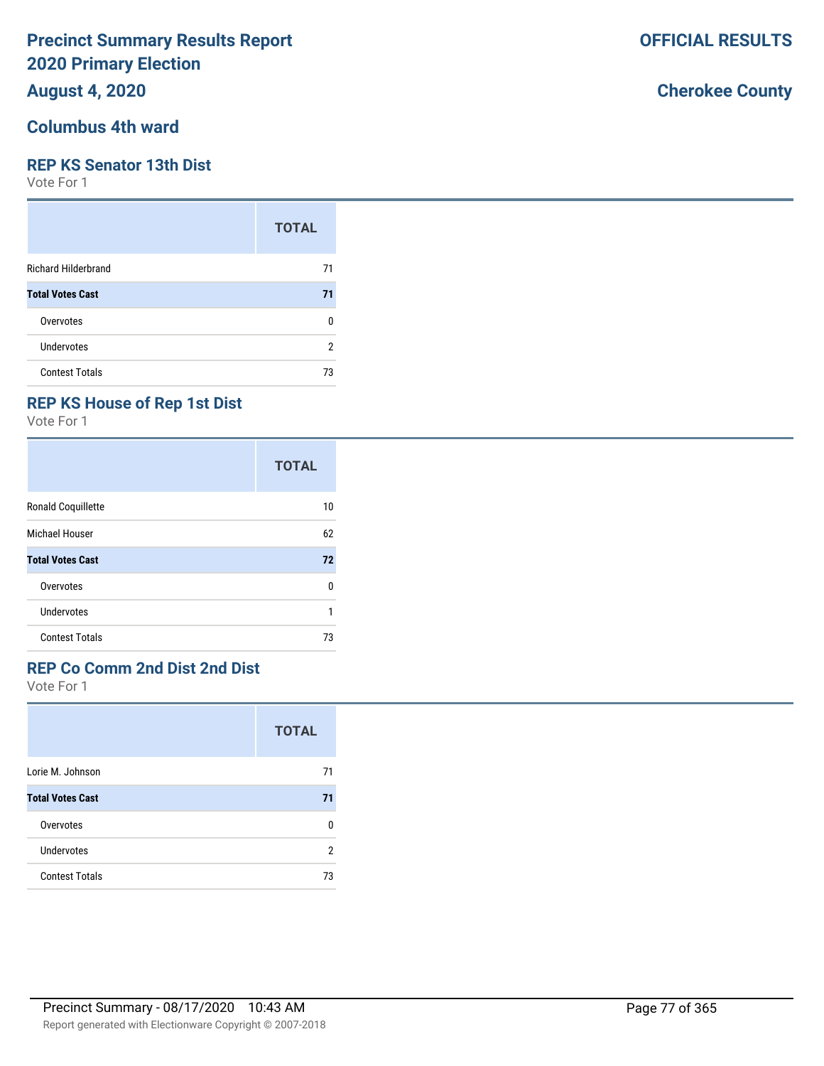# Precinct Summary Results Report
# 2020 Primary Election

**OFFICIAL RESULTS**

**August 4, 2020**

**Cherokee County**

## Columbus 4th ward

### REP KS Senator 13th Dist

Vote For 1

| | TOTAL |
|---|---|
| Richard Hilderbrand | 71 |
| **Total Votes Cast** | **71** |
| Overvotes | 0 |
| Undervotes | 2 |
| Contest Totals | 73 |

### REP KS House of Rep 1st Dist

Vote For 1

| | TOTAL |
|---|---|
| Ronald Coquillette | 10 |
| Michael Houser | 62 |
| **Total Votes Cast** | **72** |
| Overvotes | 0 |
| Undervotes | 1 |
| Contest Totals | 73 |

### REP Co Comm 2nd Dist 2nd Dist

Vote For 1

| | TOTAL |
|---|---|
| Lorie M. Johnson | 71 |
| **Total Votes Cast** | **71** |
| Overvotes | 0 |
| Undervotes | 2 |
| Contest Totals | 73 |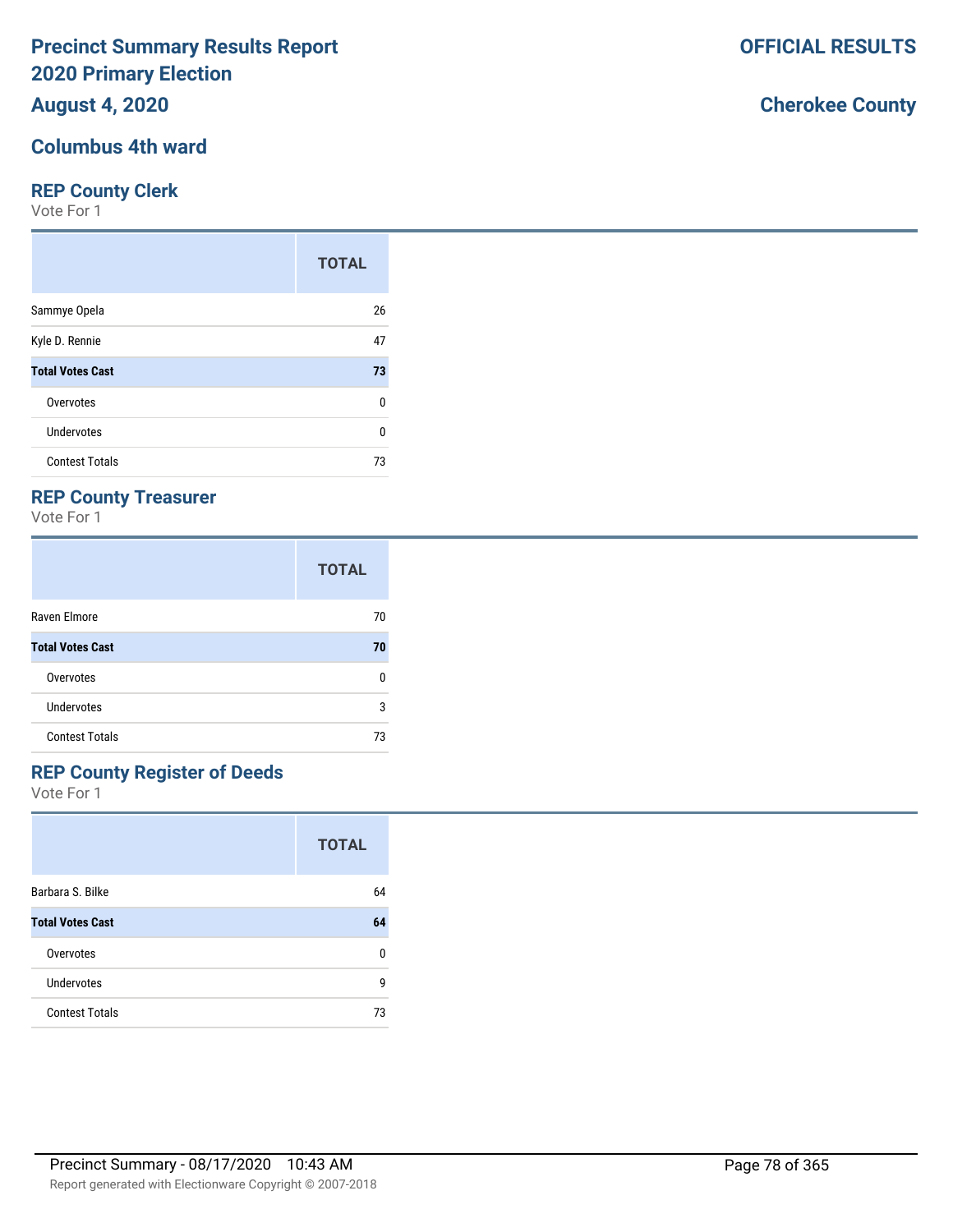# Precinct Summary Results Report
# 2020 Primary Election

**OFFICIAL RESULTS**

**August 4, 2020**

**Cherokee County**

## Columbus 4th ward

### REP County Clerk

Vote For 1

| | TOTAL |
|---|---|
| Sammye Opela | 26 |
| Kyle D. Rennie | 47 |
| **Total Votes Cast** | **73** |
| Overvotes | 0 |
| Undervotes | 0 |
| Contest Totals | 73 |

### REP County Treasurer

Vote For 1

| | TOTAL |
|---|---|
| Raven Elmore | 70 |
| **Total Votes Cast** | **70** |
| Overvotes | 0 |
| Undervotes | 3 |
| Contest Totals | 73 |

### REP County Register of Deeds

Vote For 1

| | TOTAL |
|---|---|
| Barbara S. Bilke | 64 |
| **Total Votes Cast** | **64** |
| Overvotes | 0 |
| Undervotes | 9 |
| Contest Totals | 73 |

Precinct Summary - 08/17/2020 10:43 AM

Report generated with Electionware Copyright © 2007-2018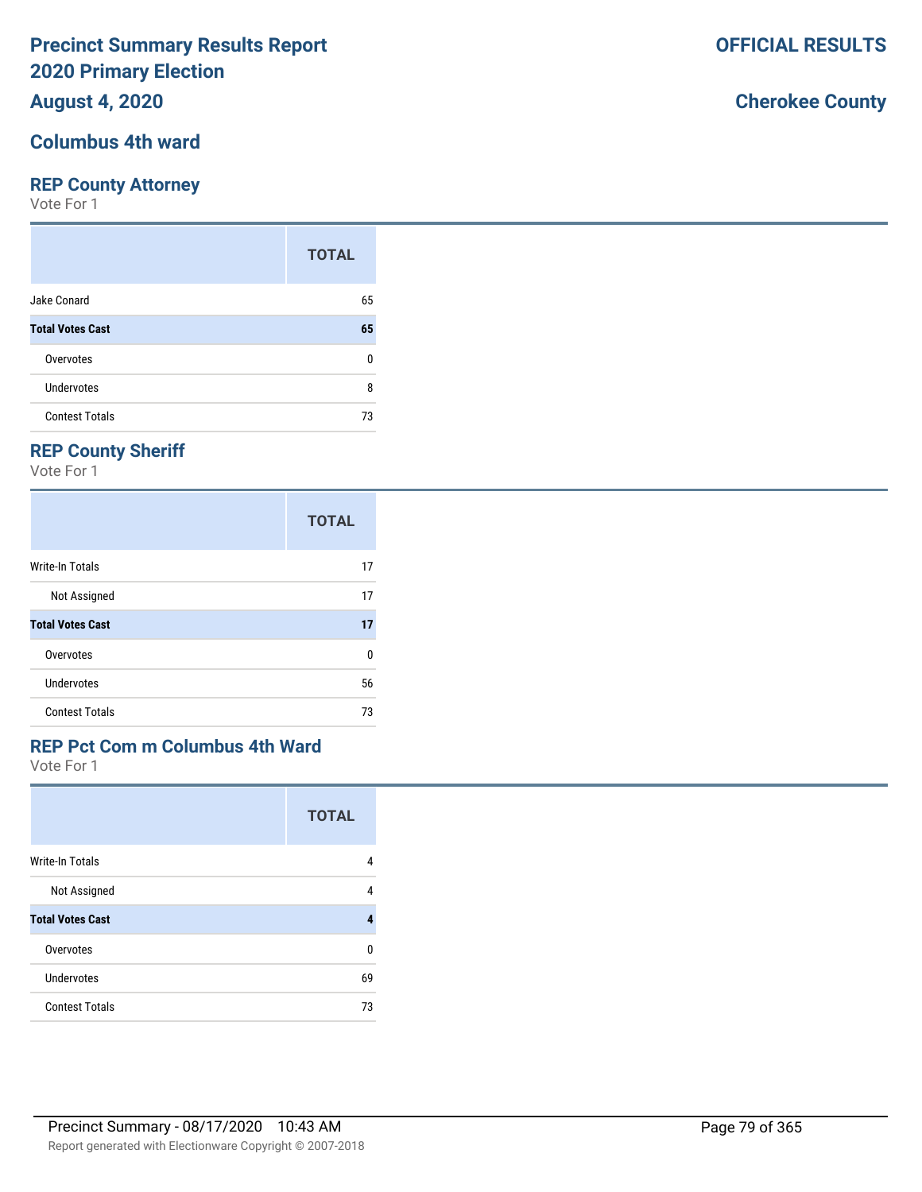# Precinct Summary Results Report
# 2020 Primary Election
## August 4, 2020

**OFFICIAL RESULTS**

**Cherokee County**

## Columbus 4th ward

### REP County Attorney
Vote For 1

| | TOTAL |
|---|---|
| Jake Conard | 65 |
| **Total Votes Cast** | **65** |
| Overvotes | 0 |
| Undervotes | 8 |
| Contest Totals | 73 |

### REP County Sheriff
Vote For 1

| | TOTAL |
|---|---|
| Write-In Totals | 17 |
| Not Assigned | 17 |
| **Total Votes Cast** | **17** |
| Overvotes | 0 |
| Undervotes | 56 |
| Contest Totals | 73 |

### REP Pct Com m Columbus 4th Ward
Vote For 1

| | TOTAL |
|---|---|
| Write-In Totals | 4 |
| Not Assigned | 4 |
| **Total Votes Cast** | **4** |
| Overvotes | 0 |
| Undervotes | 69 |
| Contest Totals | 73 |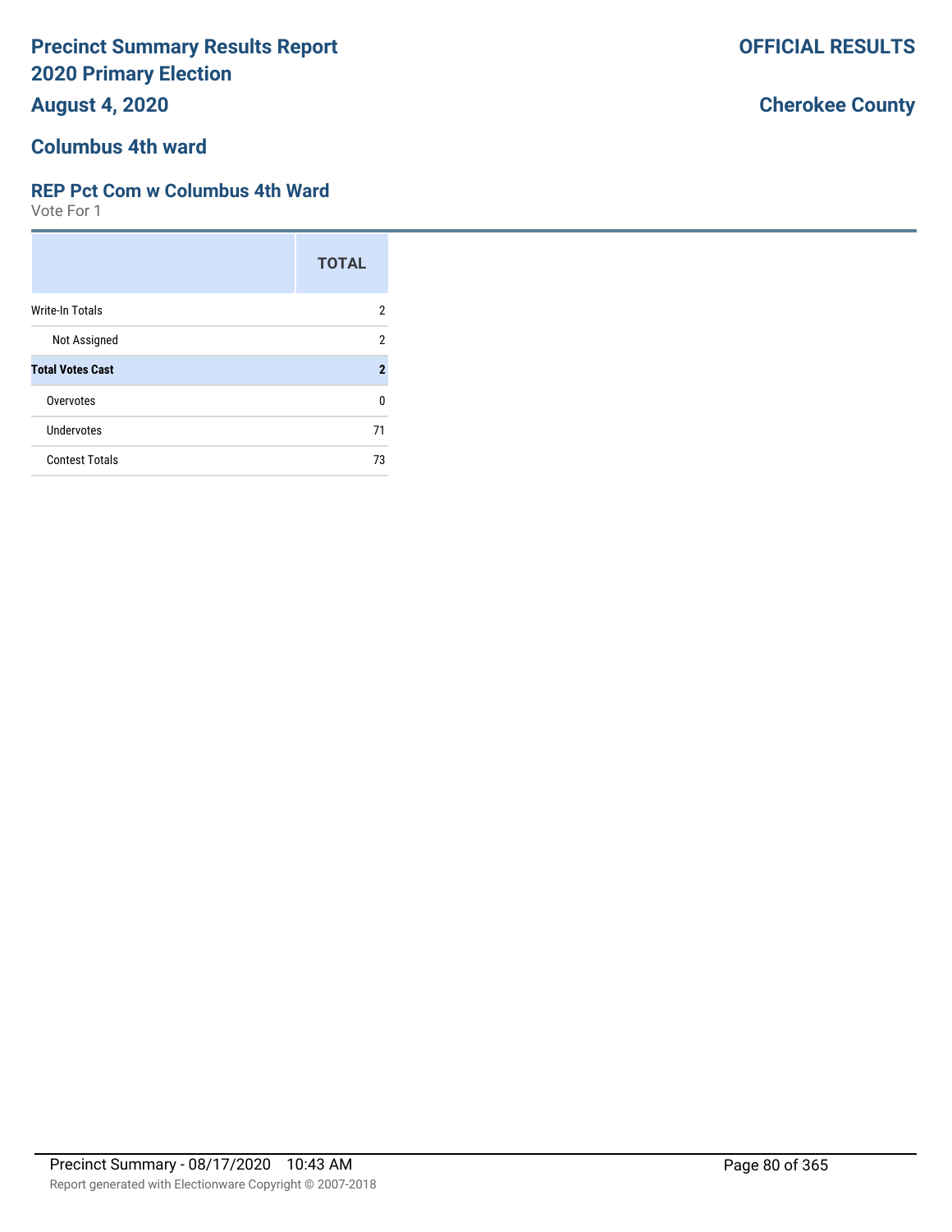# Precinct Summary Results Report
# 2020 Primary Election
## August 4, 2020

**OFFICIAL RESULTS**

**Cherokee County**

## Columbus 4th ward

### REP Pct Com w Columbus 4th Ward

Vote For 1

| | TOTAL |
|---|---|
| Write-In Totals | 2 |
| Not Assigned | 2 |
| **Total Votes Cast** | **2** |
| Overvotes | 0 |
| Undervotes | 71 |
| Contest Totals | 73 |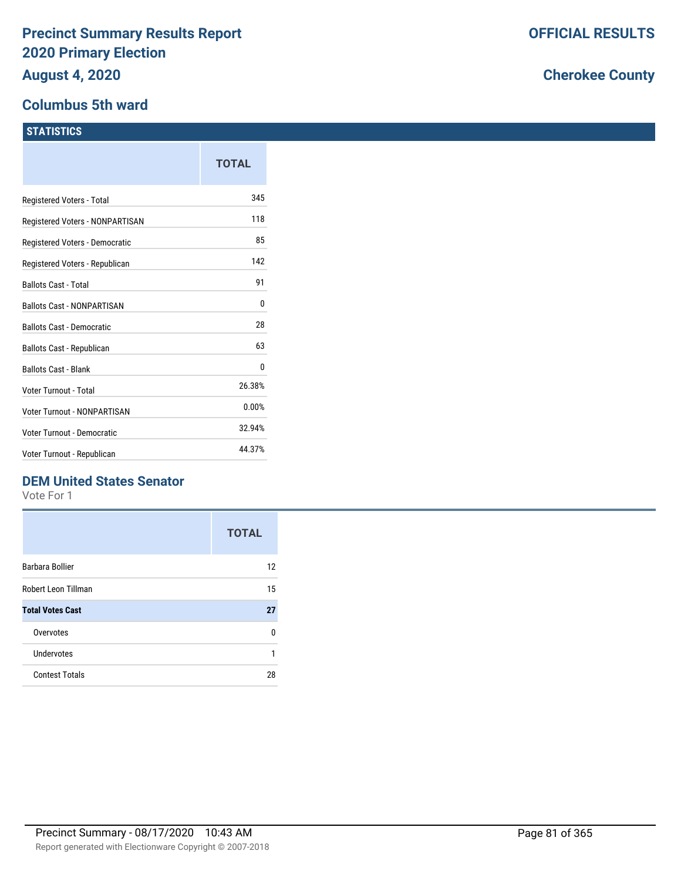# Precinct Summary Results Report
# 2020 Primary Election
# August 4, 2020

**OFFICIAL RESULTS**

**Cherokee County**

## Columbus 5th ward

### STATISTICS

| | TOTAL |
|---|---|
| Registered Voters - Total | 345 |
| Registered Voters - NONPARTISAN | 118 |
| Registered Voters - Democratic | 85 |
| Registered Voters - Republican | 142 |
| Ballots Cast - Total | 91 |
| Ballots Cast - NONPARTISAN | 0 |
| Ballots Cast - Democratic | 28 |
| Ballots Cast - Republican | 63 |
| Ballots Cast - Blank | 0 |
| Voter Turnout - Total | 26.38% |
| Voter Turnout - NONPARTISAN | 0.00% |
| Voter Turnout - Democratic | 32.94% |
| Voter Turnout - Republican | 44.37% |

### DEM United States Senator

Vote For 1

| | TOTAL |
|---|---|
| Barbara Bollier | 12 |
| Robert Leon Tillman | 15 |
| **Total Votes Cast** | **27** |
| Overvotes | 0 |
| Undervotes | 1 |
| Contest Totals | 28 |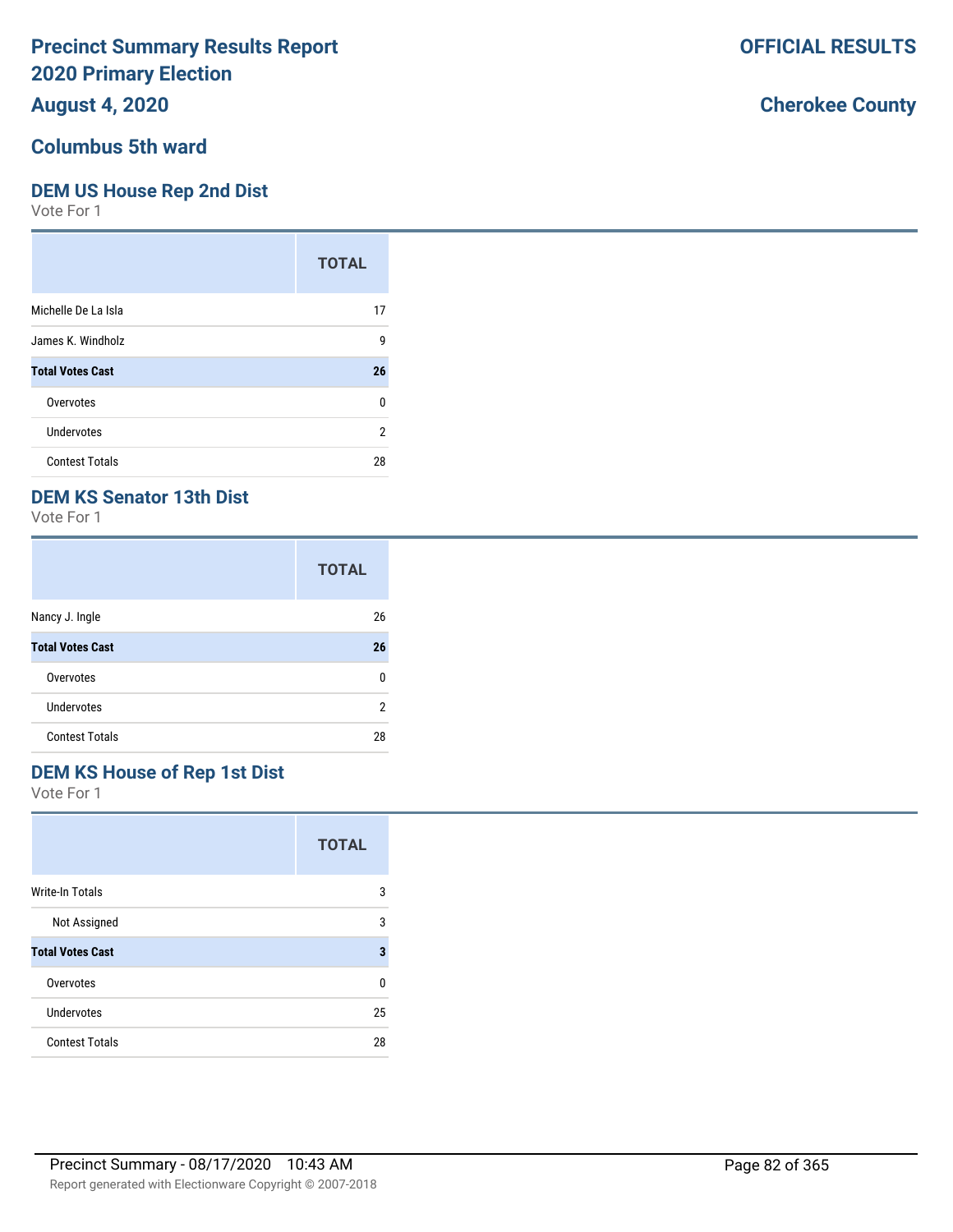# Precinct Summary Results Report
# 2020 Primary Election
# August 4, 2020

**OFFICIAL RESULTS**

**Cherokee County**

## Columbus 5th ward

### DEM US House Rep 2nd Dist

Vote For 1

| | TOTAL |
|---|---|
| Michelle De La Isla | 17 |
| James K. Windholz | 9 |
| **Total Votes Cast** | **26** |
| Overvotes | 0 |
| Undervotes | 2 |
| Contest Totals | 28 |

### DEM KS Senator 13th Dist

Vote For 1

| | TOTAL |
|---|---|
| Nancy J. Ingle | 26 |
| **Total Votes Cast** | **26** |
| Overvotes | 0 |
| Undervotes | 2 |
| Contest Totals | 28 |

### DEM KS House of Rep 1st Dist

Vote For 1

| | TOTAL |
|---|---|
| Write-In Totals | 3 |
| Not Assigned | 3 |
| **Total Votes Cast** | **3** |
| Overvotes | 0 |
| Undervotes | 25 |
| Contest Totals | 28 |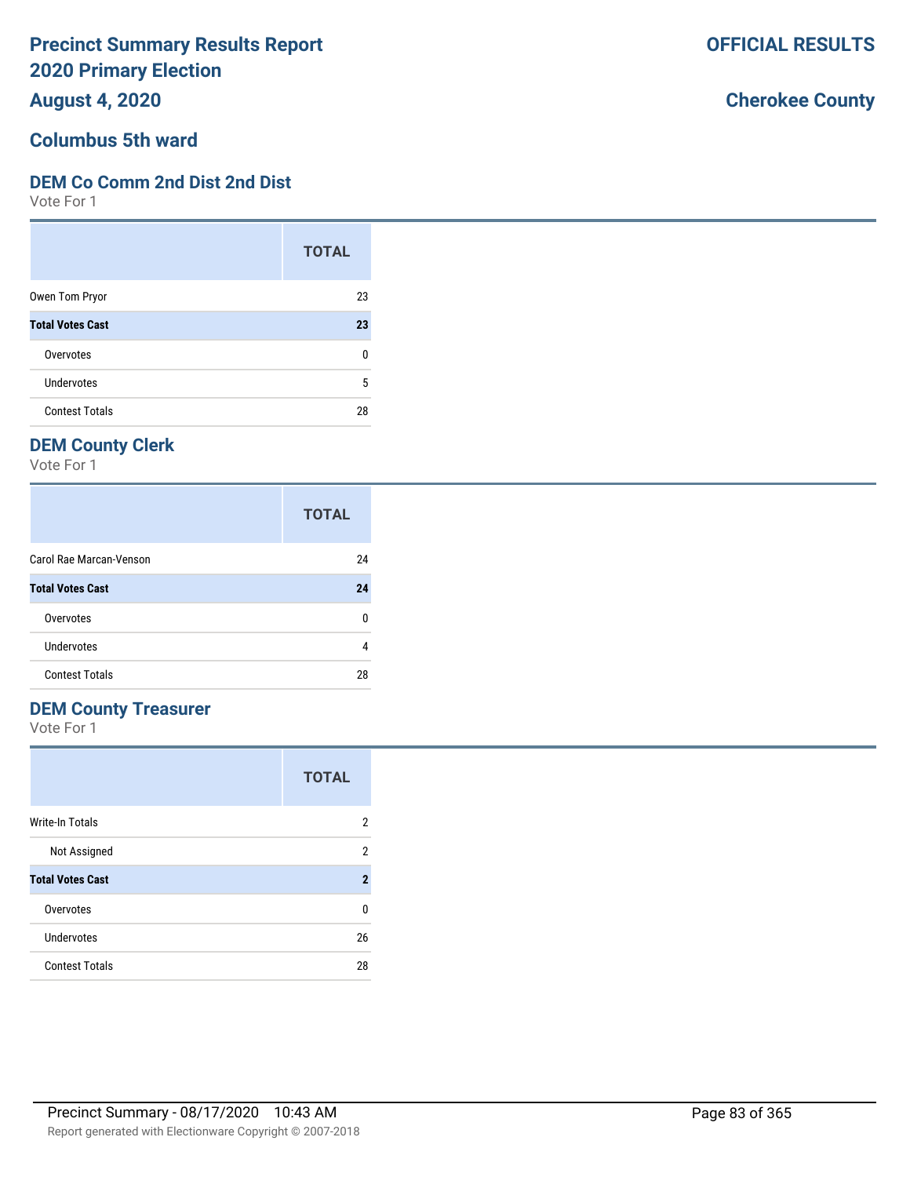# Precinct Summary Results Report
# 2020 Primary Election
# August 4, 2020

**OFFICIAL RESULTS**

**Cherokee County**

## Columbus 5th ward

### DEM Co Comm 2nd Dist 2nd Dist

Vote For 1

| | TOTAL |
|---|---|
| Owen Tom Pryor | 23 |
| **Total Votes Cast** | **23** |
| Overvotes | 0 |
| Undervotes | 5 |
| Contest Totals | 28 |

### DEM County Clerk

Vote For 1

| | TOTAL |
|---|---|
| Carol Rae Marcan-Venson | 24 |
| **Total Votes Cast** | **24** |
| Overvotes | 0 |
| Undervotes | 4 |
| Contest Totals | 28 |

### DEM County Treasurer

Vote For 1

| | TOTAL |
|---|---|
| Write-In Totals | 2 |
| Not Assigned | 2 |
| **Total Votes Cast** | **2** |
| Overvotes | 0 |
| Undervotes | 26 |
| Contest Totals | 28 |

Precinct Summary - 08/17/2020 10:43 AM

Report generated with Electionware Copyright © 2007-2018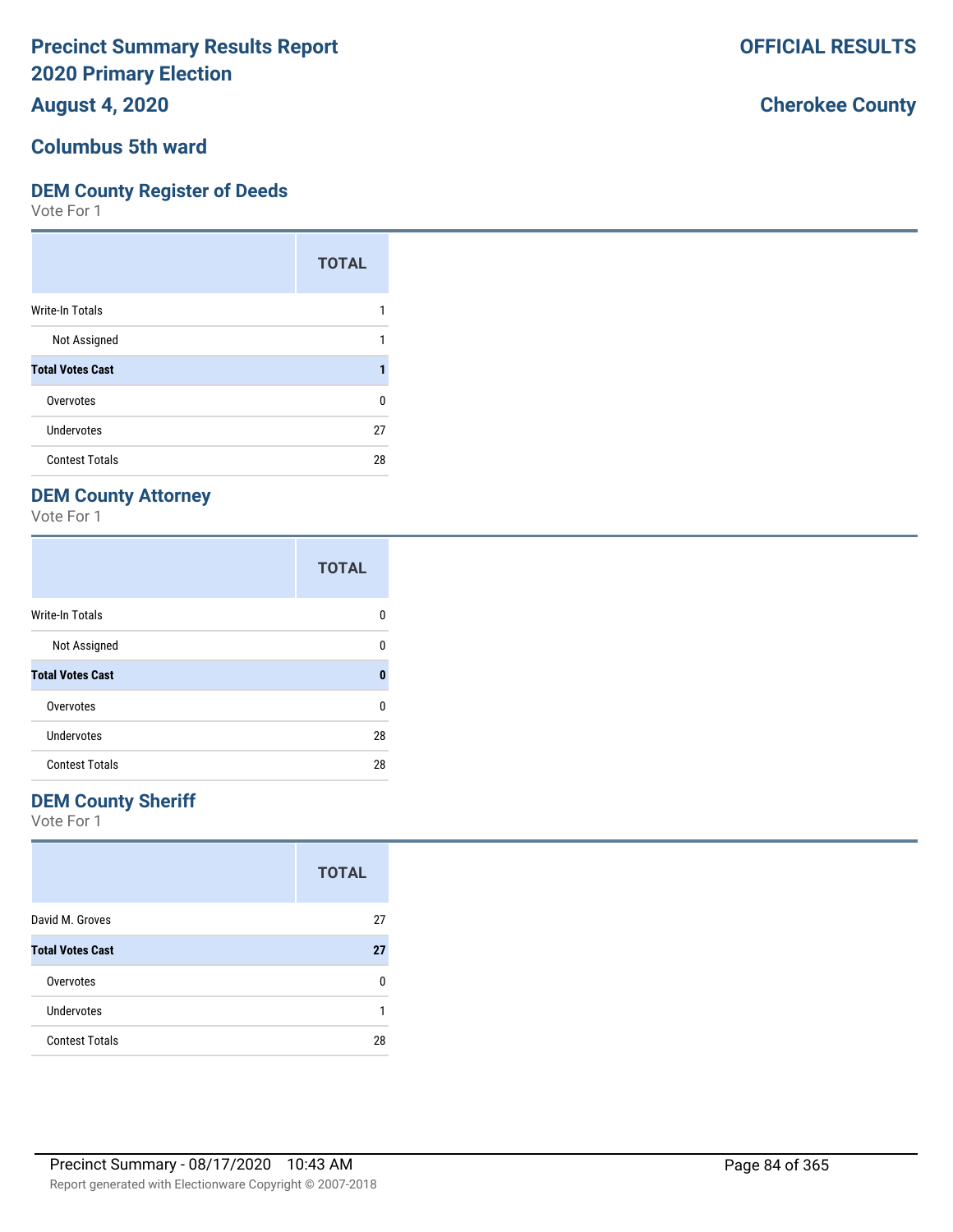# Precinct Summary Results Report 2020 Primary Election

**OFFICIAL RESULTS**

## August 4, 2020

**Cherokee County**

## Columbus 5th ward

### DEM County Register of Deeds

Vote For 1

| | TOTAL |
|---|---|
| Write-In Totals | 1 |
| Not Assigned | 1 |
| **Total Votes Cast** | **1** |
| Overvotes | 0 |
| Undervotes | 27 |
| Contest Totals | 28 |

### DEM County Attorney

Vote For 1

| | TOTAL |
|---|---|
| Write-In Totals | 0 |
| Not Assigned | 0 |
| **Total Votes Cast** | **0** |
| Overvotes | 0 |
| Undervotes | 28 |
| Contest Totals | 28 |

### DEM County Sheriff

Vote For 1

| | TOTAL |
|---|---|
| David M. Groves | 27 |
| **Total Votes Cast** | **27** |
| Overvotes | 0 |
| Undervotes | 1 |
| Contest Totals | 28 |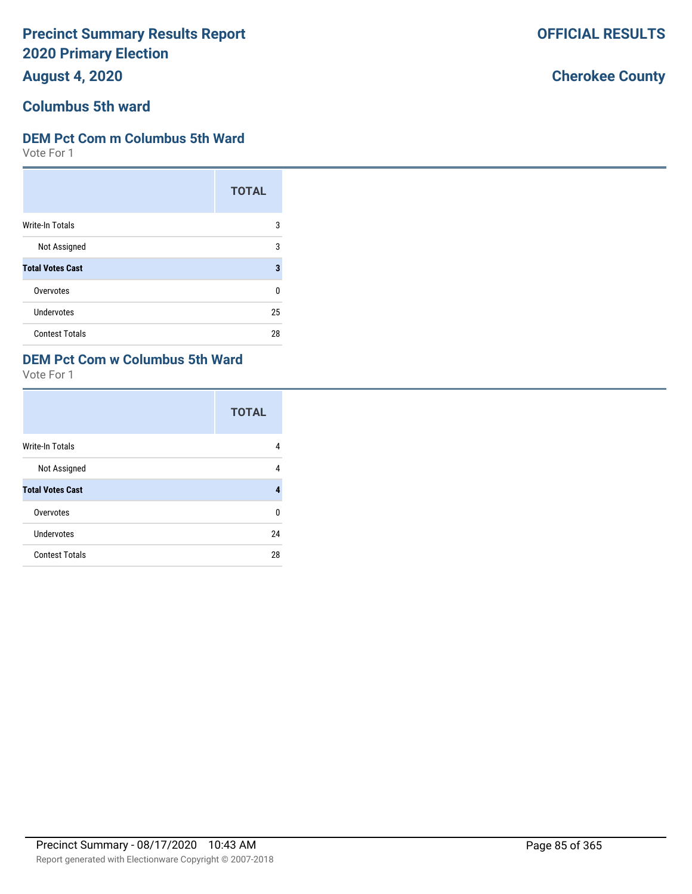# Precinct Summary Results Report
# 2020 Primary Election
## August 4, 2020

**OFFICIAL RESULTS**

**Cherokee County**

## Columbus 5th ward

### DEM Pct Com m Columbus 5th Ward

Vote For 1

| | TOTAL |
|---|---|
| Write-In Totals | 3 |
| Not Assigned | 3 |
| **Total Votes Cast** | **3** |
| Overvotes | 0 |
| Undervotes | 25 |
| Contest Totals | 28 |

### DEM Pct Com w Columbus 5th Ward

Vote For 1

| | TOTAL |
|---|---|
| Write-In Totals | 4 |
| Not Assigned | 4 |
| **Total Votes Cast** | **4** |
| Overvotes | 0 |
| Undervotes | 24 |
| Contest Totals | 28 |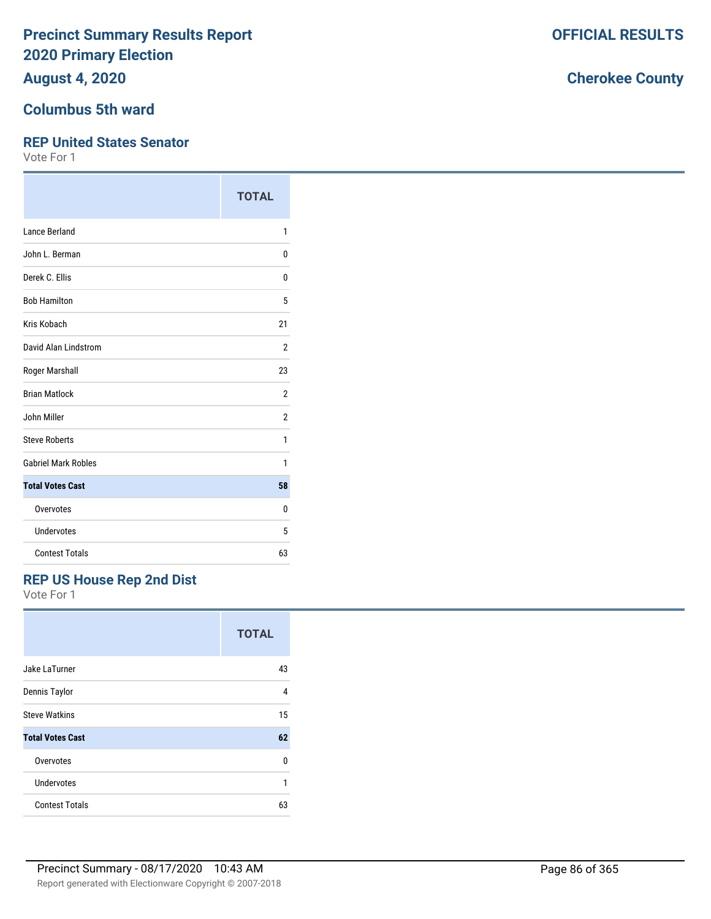# Precinct Summary Results Report
# 2020 Primary Election
# August 4, 2020

**OFFICIAL RESULTS**

**Cherokee County**

## Columbus 5th ward

### REP United States Senator

Vote For 1

| | TOTAL |
|---|---|
| Lance Berland | 1 |
| John L. Berman | 0 |
| Derek C. Ellis | 0 |
| Bob Hamilton | 5 |
| Kris Kobach | 21 |
| David Alan Lindstrom | 2 |
| Roger Marshall | 23 |
| Brian Matlock | 2 |
| John Miller | 2 |
| Steve Roberts | 1 |
| Gabriel Mark Robles | 1 |
| **Total Votes Cast** | **58** |
| Overvotes | 0 |
| Undervotes | 5 |
| Contest Totals | 63 |

### REP US House Rep 2nd Dist

Vote For 1

| | TOTAL |
|---|---|
| Jake LaTurner | 43 |
| Dennis Taylor | 4 |
| Steve Watkins | 15 |
| **Total Votes Cast** | **62** |
| Overvotes | 0 |
| Undervotes | 1 |
| Contest Totals | 63 |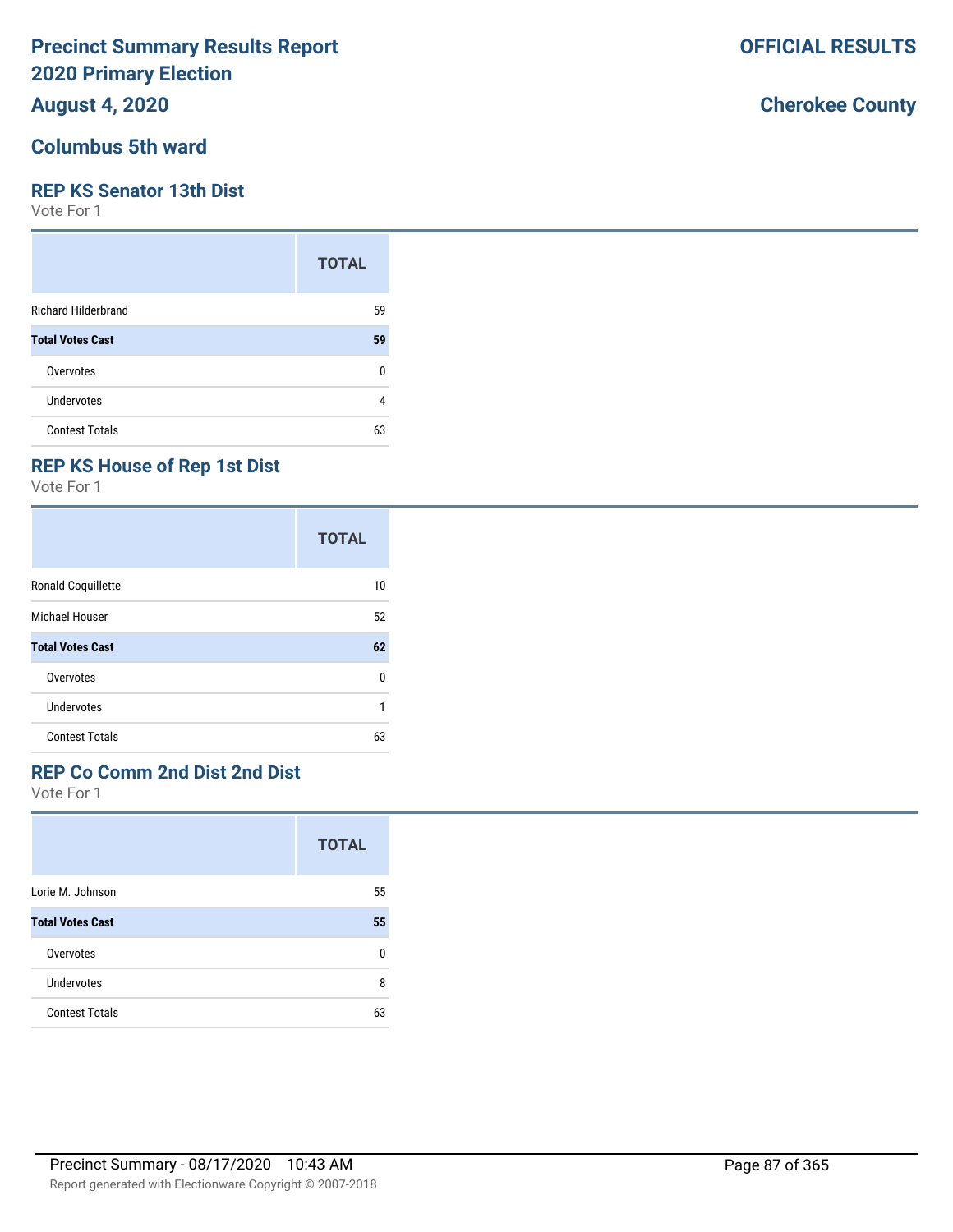# Precinct Summary Results Report
# 2020 Primary Election
## August 4, 2020

**OFFICIAL RESULTS**

**Cherokee County**

## Columbus 5th ward

### REP KS Senator 13th Dist
Vote For 1

| | TOTAL |
|---|---|
| Richard Hilderbrand | 59 |
| **Total Votes Cast** | **59** |
| Overvotes | 0 |
| Undervotes | 4 |
| Contest Totals | 63 |

### REP KS House of Rep 1st Dist
Vote For 1

| | TOTAL |
|---|---|
| Ronald Coquillette | 10 |
| Michael Houser | 52 |
| **Total Votes Cast** | **62** |
| Overvotes | 0 |
| Undervotes | 1 |
| Contest Totals | 63 |

### REP Co Comm 2nd Dist 2nd Dist
Vote For 1

| | TOTAL |
|---|---|
| Lorie M. Johnson | 55 |
| **Total Votes Cast** | **55** |
| Overvotes | 0 |
| Undervotes | 8 |
| Contest Totals | 63 |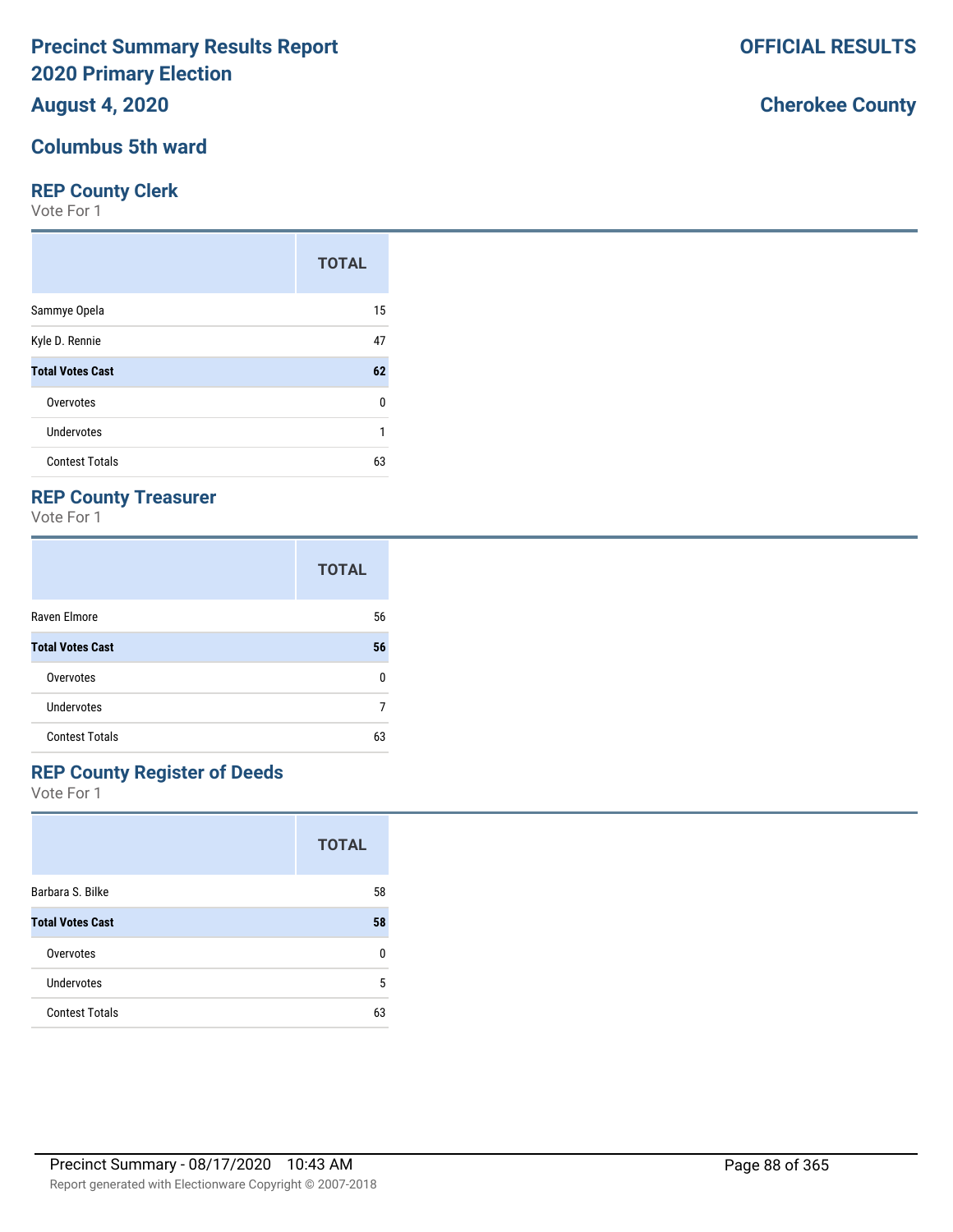# Precinct Summary Results Report
# 2020 Primary Election
# August 4, 2020

**OFFICIAL RESULTS**

**Cherokee County**

## Columbus 5th ward

### REP County Clerk

Vote For 1

| | TOTAL |
|---|---|
| Sammye Opela | 15 |
| Kyle D. Rennie | 47 |
| **Total Votes Cast** | **62** |
| Overvotes | 0 |
| Undervotes | 1 |
| Contest Totals | 63 |

### REP County Treasurer

Vote For 1

| | TOTAL |
|---|---|
| Raven Elmore | 56 |
| **Total Votes Cast** | **56** |
| Overvotes | 0 |
| Undervotes | 7 |
| Contest Totals | 63 |

### REP County Register of Deeds

Vote For 1

| | TOTAL |
|---|---|
| Barbara S. Bilke | 58 |
| **Total Votes Cast** | **58** |
| Overvotes | 0 |
| Undervotes | 5 |
| Contest Totals | 63 |

Precinct Summary - 08/17/2020 10:43 AM

Report generated with Electionware Copyright © 2007-2018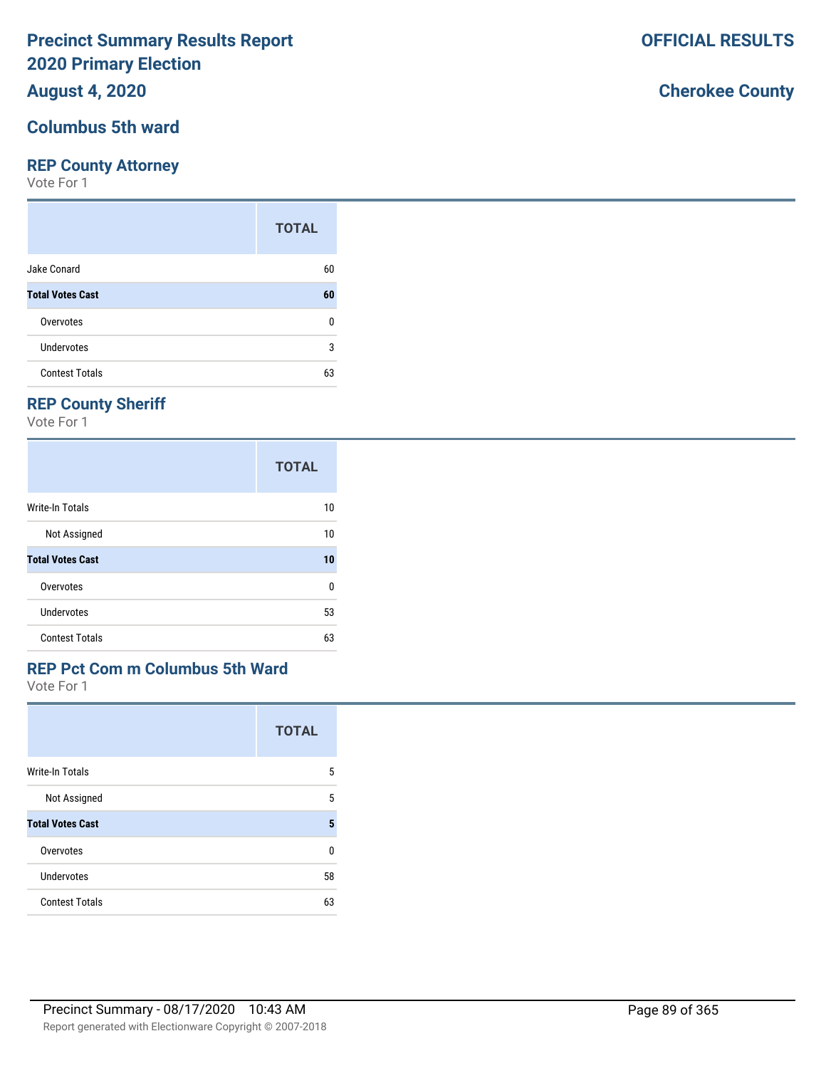# Precinct Summary Results Report
# 2020 Primary Election
## August 4, 2020

**OFFICIAL RESULTS**

**Cherokee County**

## Columbus 5th ward

### REP County Attorney

Vote For 1

| | TOTAL |
|---|---|
| Jake Conard | 60 |
| **Total Votes Cast** | **60** |
| Overvotes | 0 |
| Undervotes | 3 |
| Contest Totals | 63 |

### REP County Sheriff

Vote For 1

| | TOTAL |
|---|---|
| Write-In Totals | 10 |
| Not Assigned | 10 |
| **Total Votes Cast** | **10** |
| Overvotes | 0 |
| Undervotes | 53 |
| Contest Totals | 63 |

### REP Pct Com m Columbus 5th Ward

Vote For 1

| | TOTAL |
|---|---|
| Write-In Totals | 5 |
| Not Assigned | 5 |
| **Total Votes Cast** | **5** |
| Overvotes | 0 |
| Undervotes | 58 |
| Contest Totals | 63 |

Precinct Summary - 08/17/2020 10:43 AM

Report generated with Electionware Copyright © 2007-2018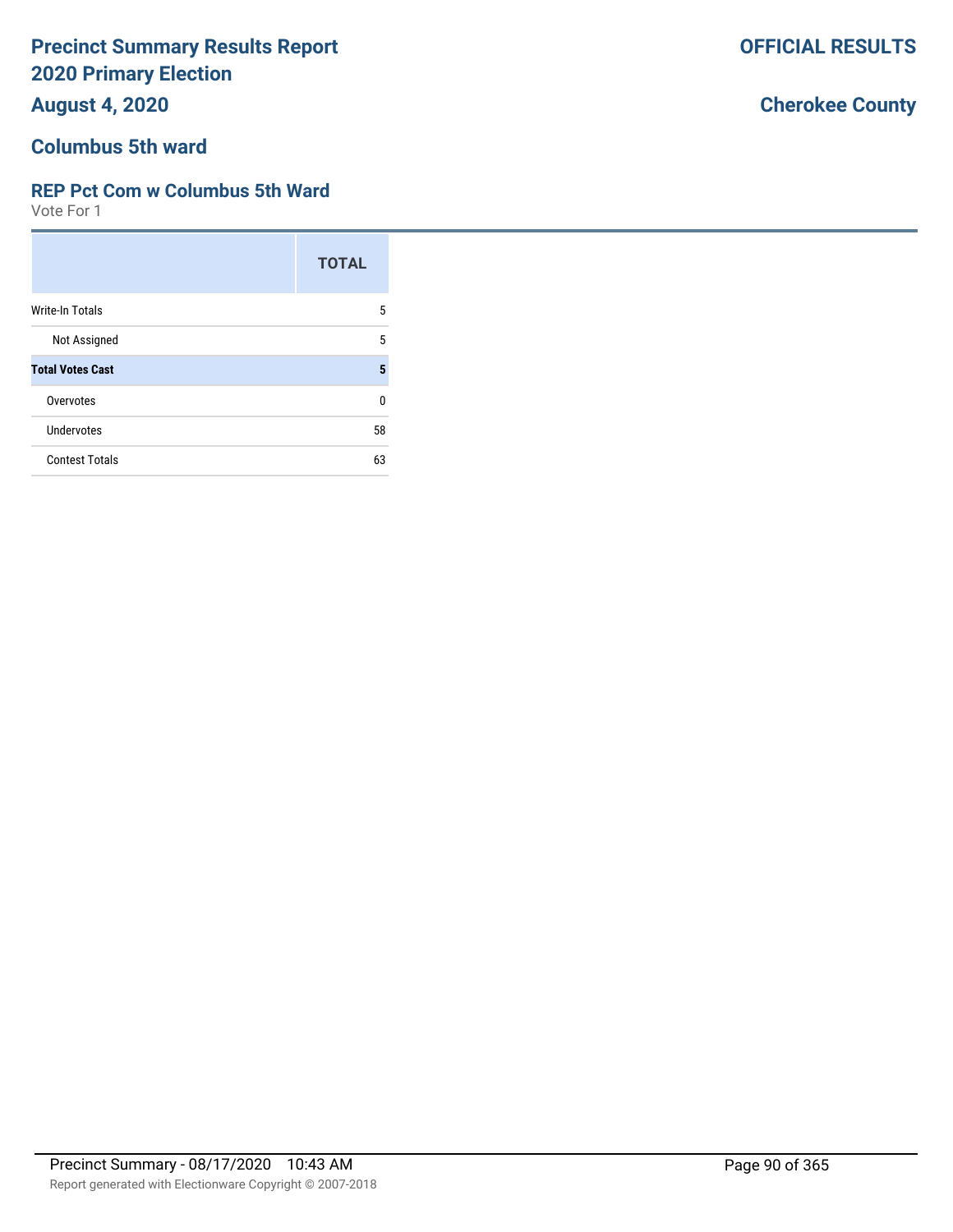# Precinct Summary Results Report
# 2020 Primary Election

**OFFICIAL RESULTS**

**August 4, 2020**

**Cherokee County**

## Columbus 5th ward

### REP Pct Com w Columbus 5th Ward

Vote For 1

| | TOTAL |
|---|---|
| Write-In Totals | 5 |
| Not Assigned | 5 |
| **Total Votes Cast** | **5** |
| Overvotes | 0 |
| Undervotes | 58 |
| Contest Totals | 63 |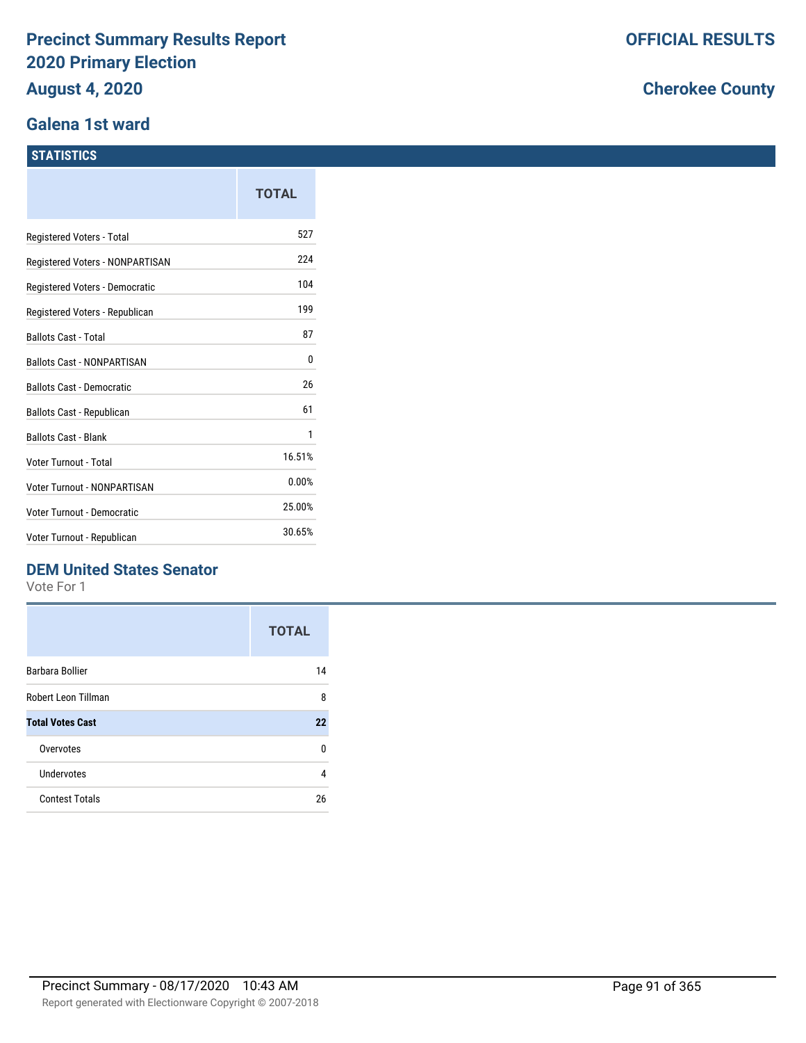# Precinct Summary Results Report
# 2020 Primary Election
# August 4, 2020

**OFFICIAL RESULTS**

**Cherokee County**

## Galena 1st ward

### STATISTICS

| | TOTAL |
|---|---|
| Registered Voters - Total | 527 |
| Registered Voters - NONPARTISAN | 224 |
| Registered Voters - Democratic | 104 |
| Registered Voters - Republican | 199 |
| Ballots Cast - Total | 87 |
| Ballots Cast - NONPARTISAN | 0 |
| Ballots Cast - Democratic | 26 |
| Ballots Cast - Republican | 61 |
| Ballots Cast - Blank | 1 |
| Voter Turnout - Total | 16.51% |
| Voter Turnout - NONPARTISAN | 0.00% |
| Voter Turnout - Democratic | 25.00% |
| Voter Turnout - Republican | 30.65% |

### DEM United States Senator

Vote For 1

| | TOTAL |
|---|---|
| Barbara Bollier | 14 |
| Robert Leon Tillman | 8 |
| **Total Votes Cast** | **22** |
| Overvotes | 0 |
| Undervotes | 4 |
| Contest Totals | 26 |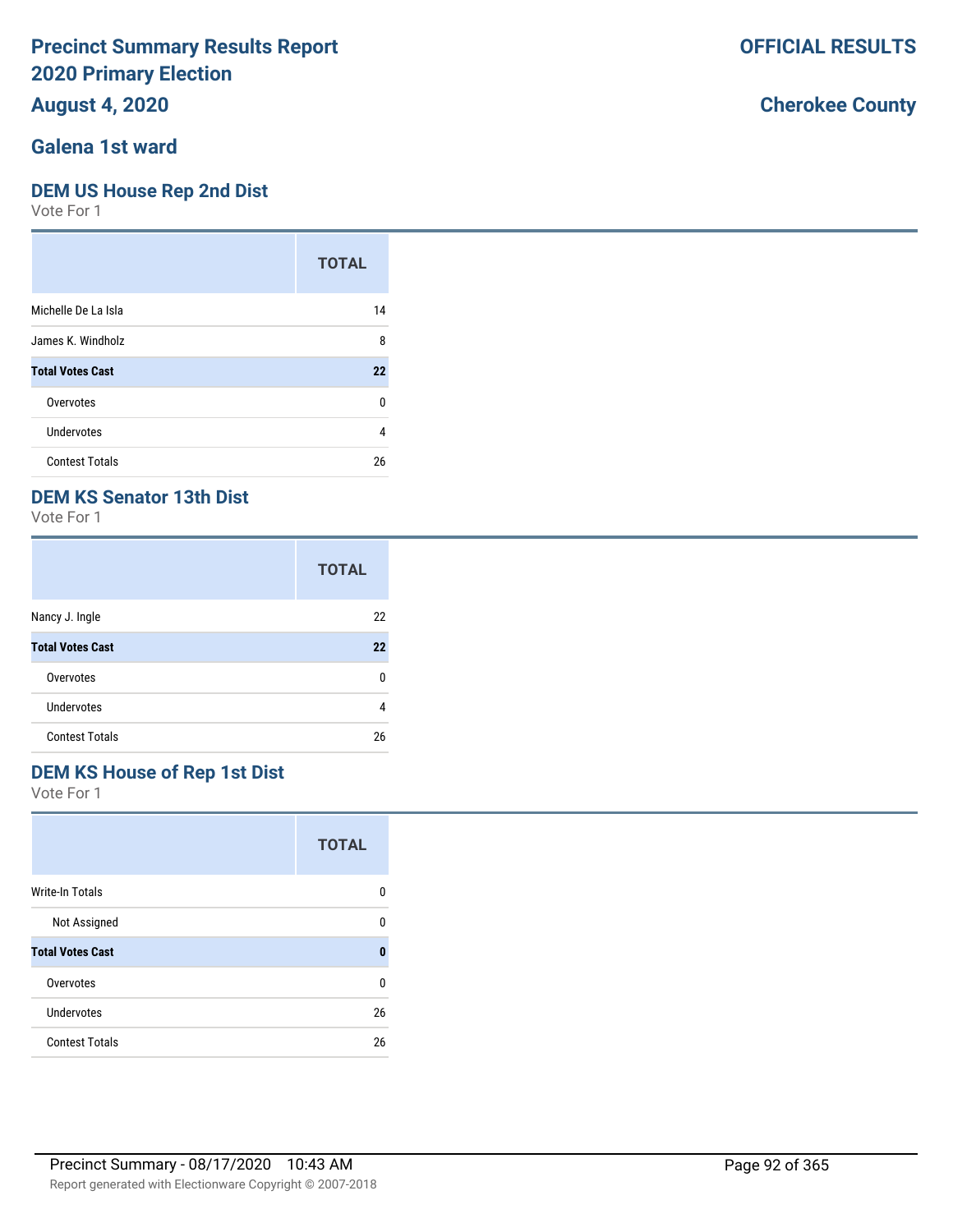# Precinct Summary Results Report
# 2020 Primary Election
## August 4, 2020

**OFFICIAL RESULTS**

**Cherokee County**

## Galena 1st ward

### DEM US House Rep 2nd Dist

Vote For 1

| | TOTAL |
|---|---|
| Michelle De La Isla | 14 |
| James K. Windholz | 8 |
| **Total Votes Cast** | **22** |
| Overvotes | 0 |
| Undervotes | 4 |
| Contest Totals | 26 |

### DEM KS Senator 13th Dist

Vote For 1

| | TOTAL |
|---|---|
| Nancy J. Ingle | 22 |
| **Total Votes Cast** | **22** |
| Overvotes | 0 |
| Undervotes | 4 |
| Contest Totals | 26 |

### DEM KS House of Rep 1st Dist

Vote For 1

| | TOTAL |
|---|---|
| Write-In Totals | 0 |
| Not Assigned | 0 |
| **Total Votes Cast** | **0** |
| Overvotes | 0 |
| Undervotes | 26 |
| Contest Totals | 26 |

Precinct Summary - 08/17/2020 10:43 AM

Report generated with Electionware Copyright © 2007-2018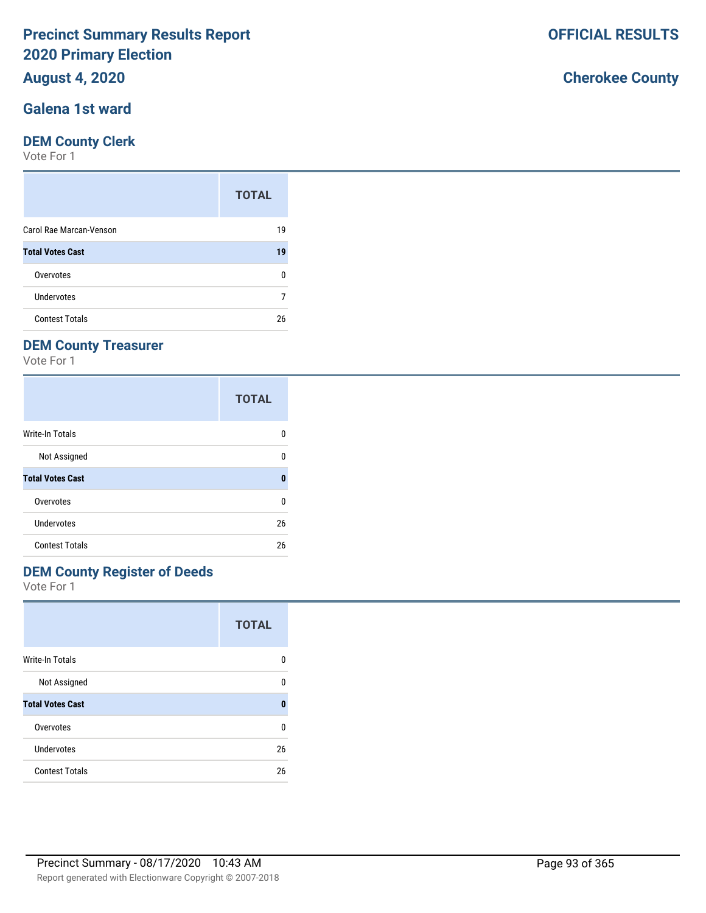# Precinct Summary Results Report
# 2020 Primary Election
# August 4, 2020

**OFFICIAL RESULTS**

**Cherokee County**

## Galena 1st ward

### DEM County Clerk

Vote For 1

| | TOTAL |
|---|---|
| Carol Rae Marcan-Venson | 19 |
| **Total Votes Cast** | **19** |
| Overvotes | 0 |
| Undervotes | 7 |
| Contest Totals | 26 |

### DEM County Treasurer

Vote For 1

| | TOTAL |
|---|---|
| Write-In Totals | 0 |
| Not Assigned | 0 |
| **Total Votes Cast** | **0** |
| Overvotes | 0 |
| Undervotes | 26 |
| Contest Totals | 26 |

### DEM County Register of Deeds

Vote For 1

| | TOTAL |
|---|---|
| Write-In Totals | 0 |
| Not Assigned | 0 |
| **Total Votes Cast** | **0** |
| Overvotes | 0 |
| Undervotes | 26 |
| Contest Totals | 26 |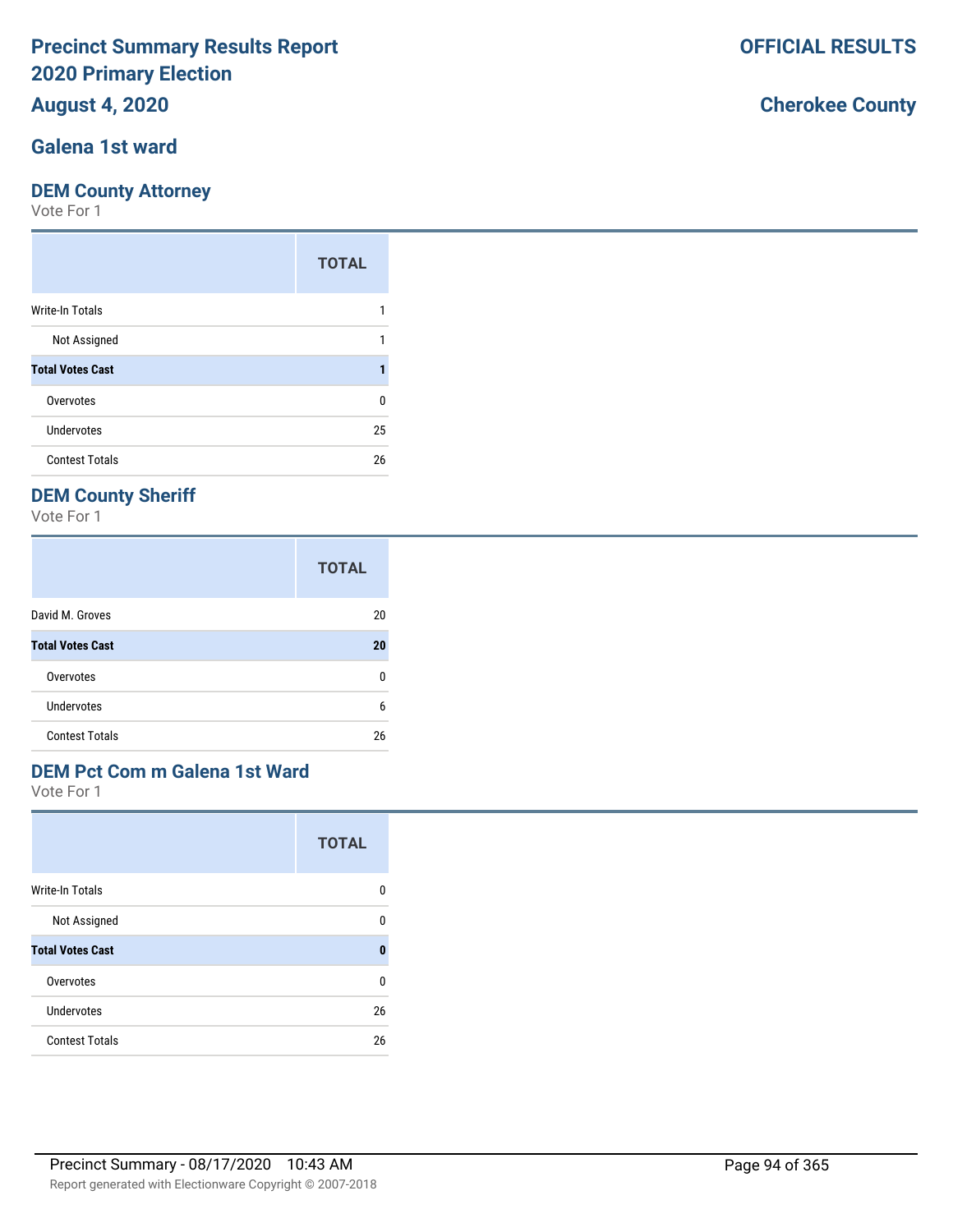# Precinct Summary Results Report
# 2020 Primary Election
## August 4, 2020

**OFFICIAL RESULTS**

**Cherokee County**

## Galena 1st ward

### DEM County Attorney

Vote For 1

| | TOTAL |
|---|---|
| Write-In Totals | 1 |
| Not Assigned | 1 |
| **Total Votes Cast** | **1** |
| Overvotes | 0 |
| Undervotes | 25 |
| Contest Totals | 26 |

### DEM County Sheriff

Vote For 1

| | TOTAL |
|---|---|
| David M. Groves | 20 |
| **Total Votes Cast** | **20** |
| Overvotes | 0 |
| Undervotes | 6 |
| Contest Totals | 26 |

### DEM Pct Com m Galena 1st Ward

Vote For 1

| | TOTAL |
|---|---|
| Write-In Totals | 0 |
| Not Assigned | 0 |
| **Total Votes Cast** | **0** |
| Overvotes | 0 |
| Undervotes | 26 |
| Contest Totals | 26 |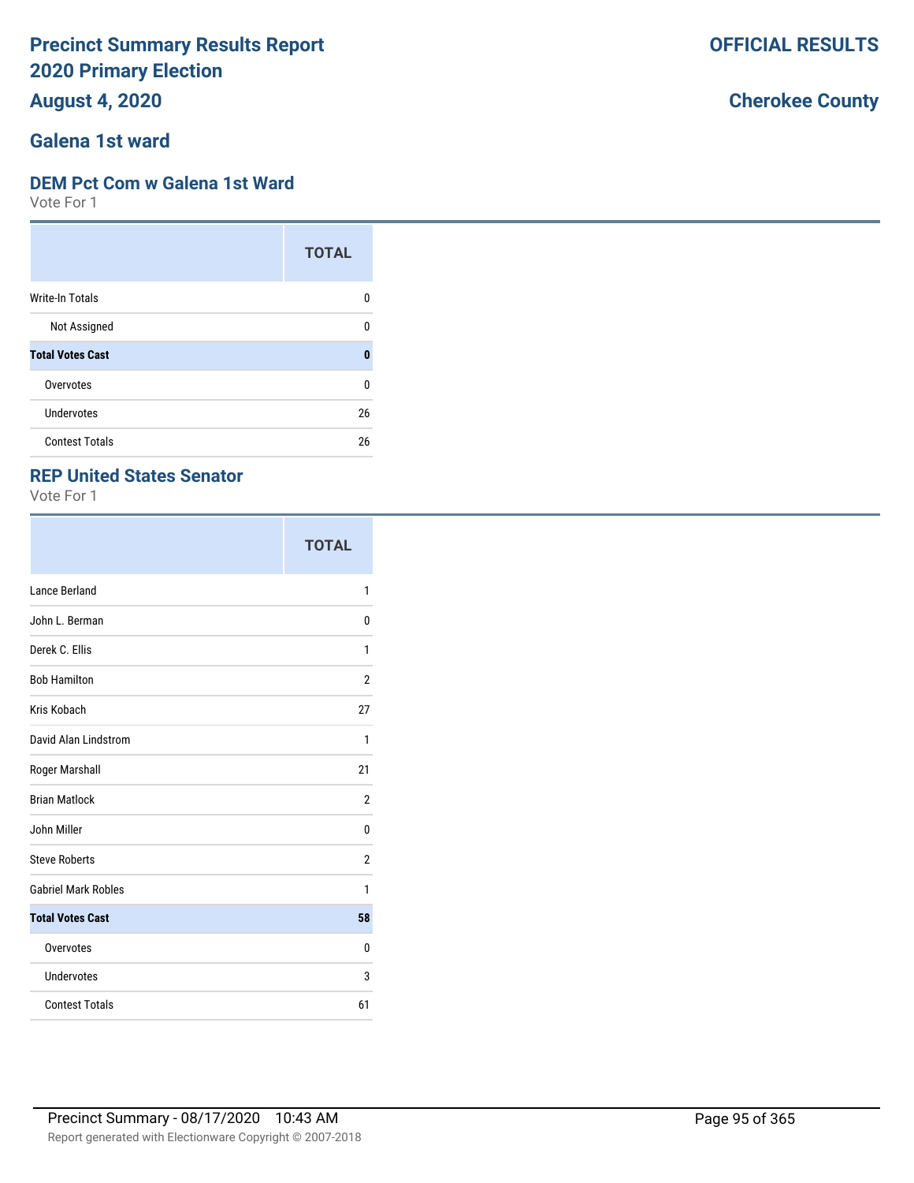# Precinct Summary Results Report
# 2020 Primary Election
## August 4, 2020

**OFFICIAL RESULTS**

**Cherokee County**

## Galena 1st ward

### DEM Pct Com w Galena 1st Ward

Vote For 1

| | TOTAL |
|---|---|
| Write-In Totals | 0 |
| Not Assigned | 0 |
| **Total Votes Cast** | **0** |
| Overvotes | 0 |
| Undervotes | 26 |
| Contest Totals | 26 |

### REP United States Senator

Vote For 1

| | TOTAL |
|---|---|
| Lance Berland | 1 |
| John L. Berman | 0 |
| Derek C. Ellis | 1 |
| Bob Hamilton | 2 |
| Kris Kobach | 27 |
| David Alan Lindstrom | 1 |
| Roger Marshall | 21 |
| Brian Matlock | 2 |
| John Miller | 0 |
| Steve Roberts | 2 |
| Gabriel Mark Robles | 1 |
| **Total Votes Cast** | **58** |
| Overvotes | 0 |
| Undervotes | 3 |
| Contest Totals | 61 |

Precinct Summary - 08/17/2020 10:43 AM

Report generated with Electionware Copyright © 2007-2018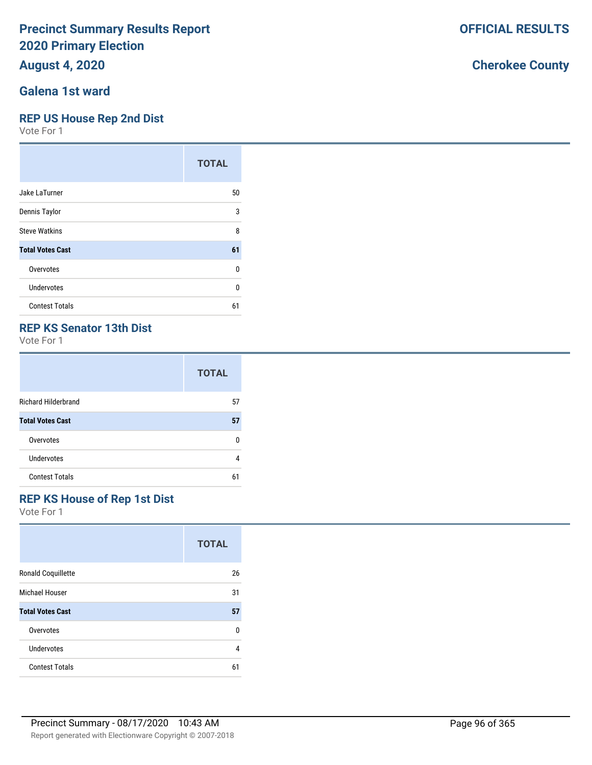# Precinct Summary Results Report
# 2020 Primary Election
## August 4, 2020

**OFFICIAL RESULTS**

**Cherokee County**

## Galena 1st ward

### REP US House Rep 2nd Dist
Vote For 1

| | TOTAL |
|---|---|
| Jake LaTurner | 50 |
| Dennis Taylor | 3 |
| Steve Watkins | 8 |
| **Total Votes Cast** | **61** |
| Overvotes | 0 |
| Undervotes | 0 |
| Contest Totals | 61 |

### REP KS Senator 13th Dist
Vote For 1

| | TOTAL |
|---|---|
| Richard Hilderbrand | 57 |
| **Total Votes Cast** | **57** |
| Overvotes | 0 |
| Undervotes | 4 |
| Contest Totals | 61 |

### REP KS House of Rep 1st Dist
Vote For 1

| | TOTAL |
|---|---|
| Ronald Coquillette | 26 |
| Michael Houser | 31 |
| **Total Votes Cast** | **57** |
| Overvotes | 0 |
| Undervotes | 4 |
| Contest Totals | 61 |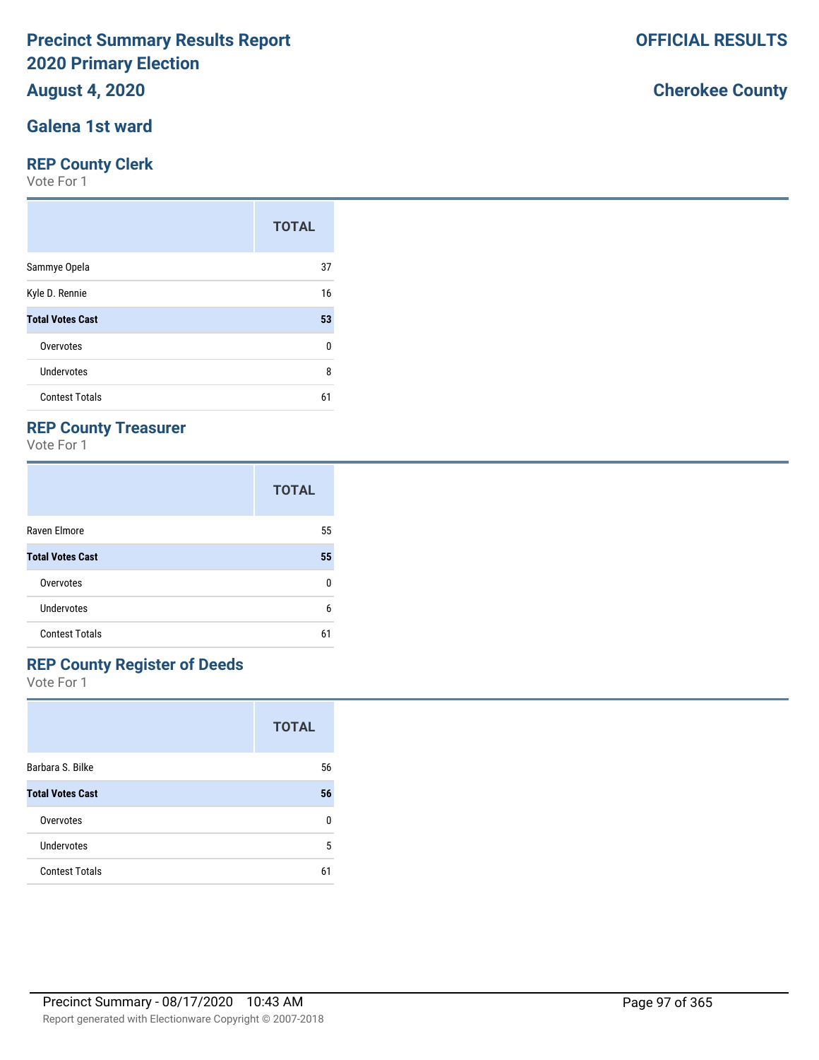# Precinct Summary Results Report
# 2020 Primary Election

**OFFICIAL RESULTS**

**August 4, 2020**

**Cherokee County**

## Galena 1st ward

### REP County Clerk

Vote For 1

| | TOTAL |
|---|---|
| Sammye Opela | 37 |
| Kyle D. Rennie | 16 |
| **Total Votes Cast** | **53** |
| Overvotes | 0 |
| Undervotes | 8 |
| Contest Totals | 61 |

### REP County Treasurer

Vote For 1

| | TOTAL |
|---|---|
| Raven Elmore | 55 |
| **Total Votes Cast** | **55** |
| Overvotes | 0 |
| Undervotes | 6 |
| Contest Totals | 61 |

### REP County Register of Deeds

Vote For 1

| | TOTAL |
|---|---|
| Barbara S. Bilke | 56 |
| **Total Votes Cast** | **56** |
| Overvotes | 0 |
| Undervotes | 5 |
| Contest Totals | 61 |

Precinct Summary - 08/17/2020 10:43 AM

Report generated with Electionware Copyright © 2007-2018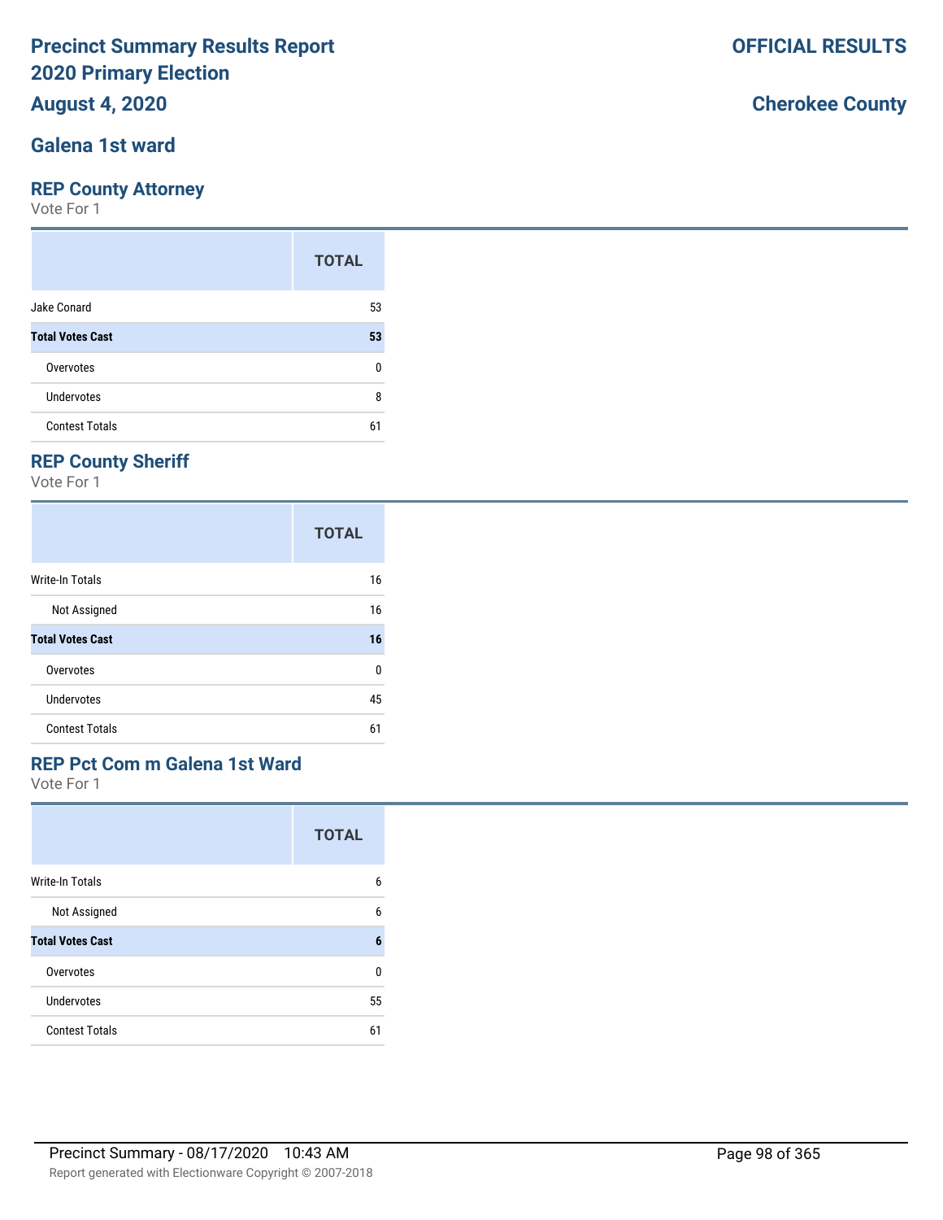# Precinct Summary Results Report
# 2020 Primary Election
# August 4, 2020

**OFFICIAL RESULTS**

**Cherokee County**

## Galena 1st ward

### REP County Attorney
Vote For 1

| | TOTAL |
|---|---|
| Jake Conard | 53 |
| **Total Votes Cast** | **53** |
| Overvotes | 0 |
| Undervotes | 8 |
| Contest Totals | 61 |

### REP County Sheriff
Vote For 1

| | TOTAL |
|---|---|
| Write-In Totals | 16 |
| Not Assigned | 16 |
| **Total Votes Cast** | **16** |
| Overvotes | 0 |
| Undervotes | 45 |
| Contest Totals | 61 |

### REP Pct Com m Galena 1st Ward
Vote For 1

| | TOTAL |
|---|---|
| Write-In Totals | 6 |
| Not Assigned | 6 |
| **Total Votes Cast** | **6** |
| Overvotes | 0 |
| Undervotes | 55 |
| Contest Totals | 61 |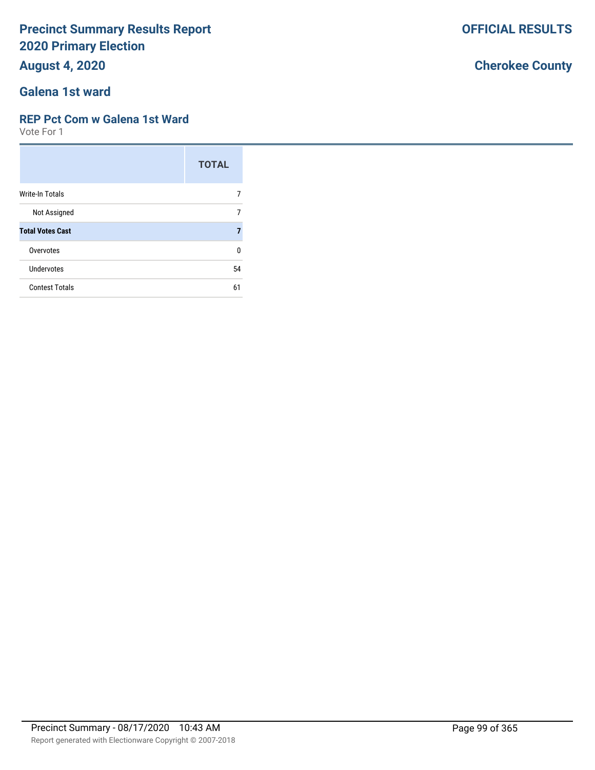# Precinct Summary Results Report
# 2020 Primary Election
# August 4, 2020

**OFFICIAL RESULTS**

**Cherokee County**

## Galena 1st ward

### REP Pct Com w Galena 1st Ward

Vote For 1

| | TOTAL |
|---|---|
| Write-In Totals | 7 |
| Not Assigned | 7 |
| **Total Votes Cast** | **7** |
| Overvotes | 0 |
| Undervotes | 54 |
| Contest Totals | 61 |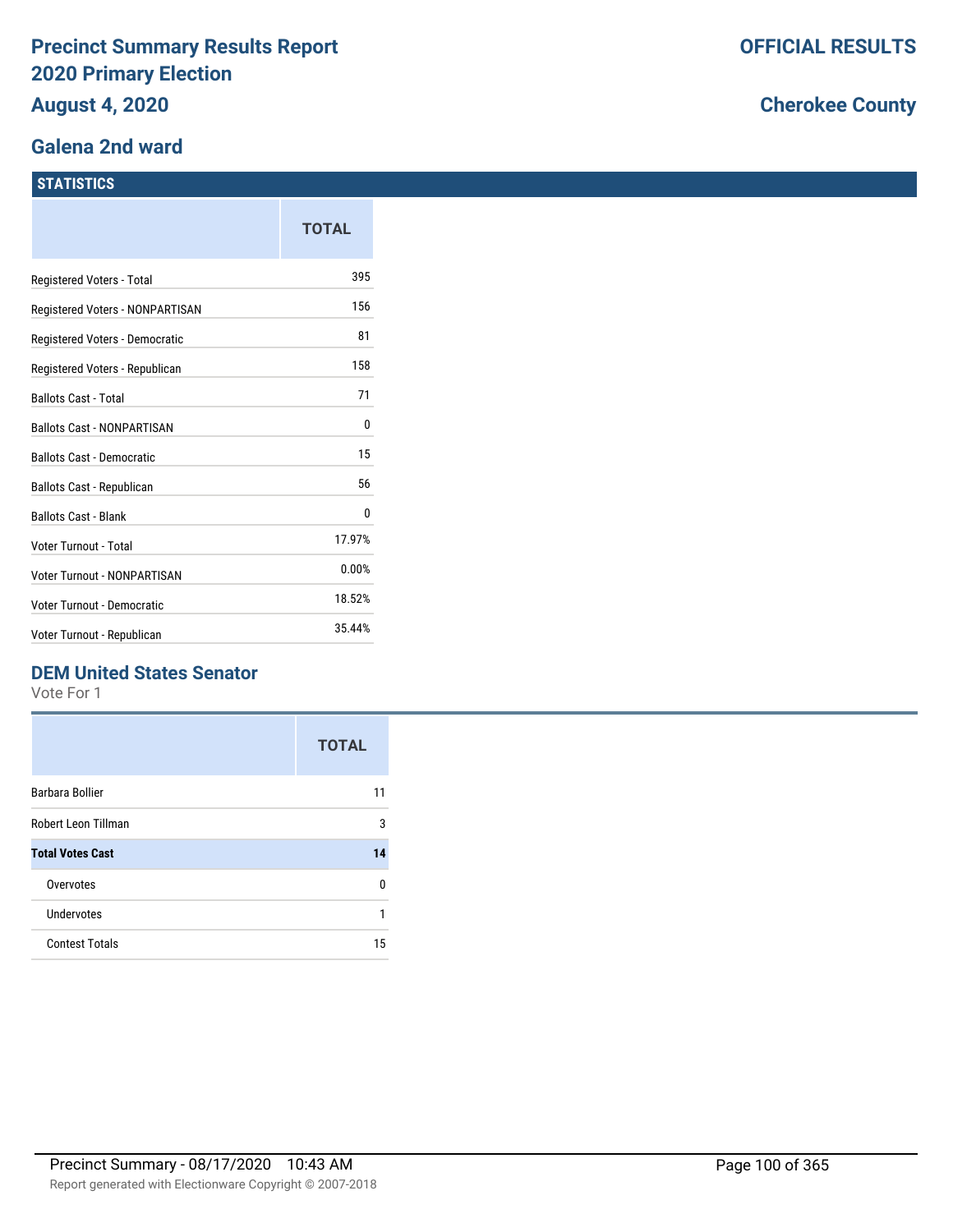# Precinct Summary Results Report
# 2020 Primary Election
# August 4, 2020

**OFFICIAL RESULTS**

**Cherokee County**

## Galena 2nd ward

### STATISTICS

| | TOTAL |
|---|---|
| Registered Voters - Total | 395 |
| Registered Voters - NONPARTISAN | 156 |
| Registered Voters - Democratic | 81 |
| Registered Voters - Republican | 158 |
| Ballots Cast - Total | 71 |
| Ballots Cast - NONPARTISAN | 0 |
| Ballots Cast - Democratic | 15 |
| Ballots Cast - Republican | 56 |
| Ballots Cast - Blank | 0 |
| Voter Turnout - Total | 17.97% |
| Voter Turnout - NONPARTISAN | 0.00% |
| Voter Turnout - Democratic | 18.52% |
| Voter Turnout - Republican | 35.44% |

### DEM United States Senator

Vote For 1

| | TOTAL |
|---|---|
| Barbara Bollier | 11 |
| Robert Leon Tillman | 3 |
| **Total Votes Cast** | **14** |
| Overvotes | 0 |
| Undervotes | 1 |
| Contest Totals | 15 |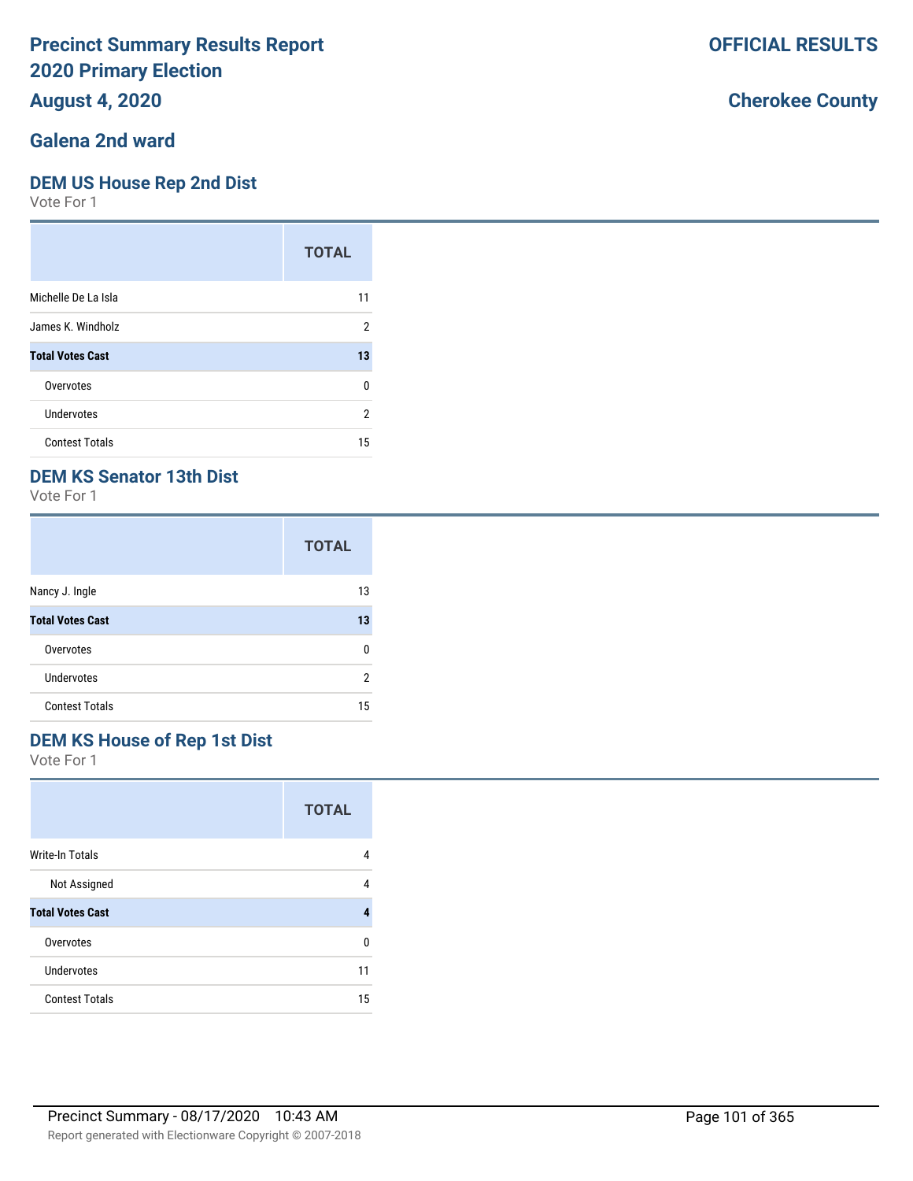# Precinct Summary Results Report
# 2020 Primary Election
# August 4, 2020

**OFFICIAL RESULTS**

**Cherokee County**

## Galena 2nd ward

### DEM US House Rep 2nd Dist

Vote For 1

| | TOTAL |
|---|---|
| Michelle De La Isla | 11 |
| James K. Windholz | 2 |
| **Total Votes Cast** | **13** |
| Overvotes | 0 |
| Undervotes | 2 |
| Contest Totals | 15 |

### DEM KS Senator 13th Dist

Vote For 1

| | TOTAL |
|---|---|
| Nancy J. Ingle | 13 |
| **Total Votes Cast** | **13** |
| Overvotes | 0 |
| Undervotes | 2 |
| Contest Totals | 15 |

### DEM KS House of Rep 1st Dist

Vote For 1

| | TOTAL |
|---|---|
| Write-In Totals | 4 |
| Not Assigned | 4 |
| **Total Votes Cast** | **4** |
| Overvotes | 0 |
| Undervotes | 11 |
| Contest Totals | 15 |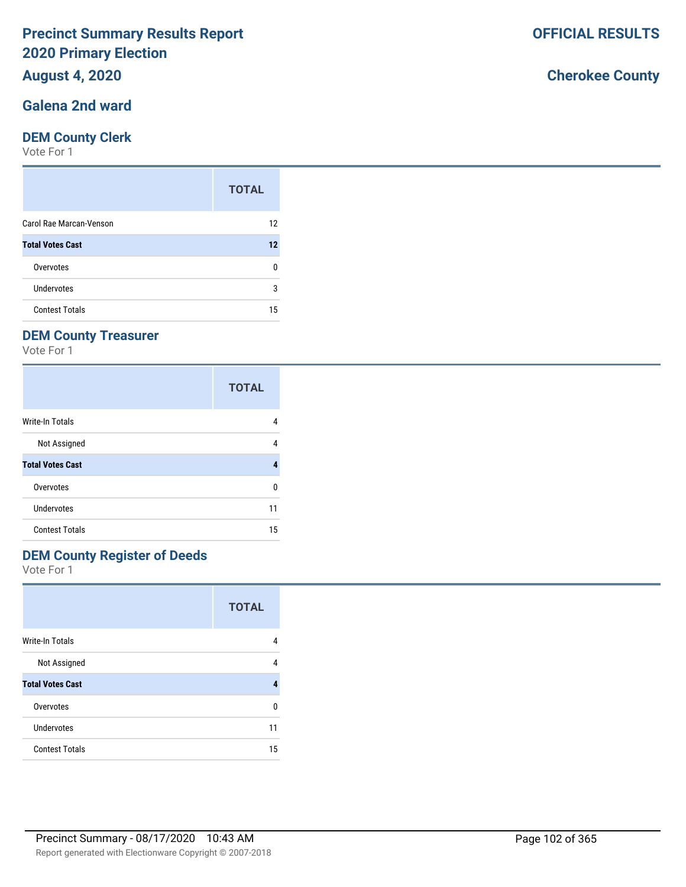# Precinct Summary Results Report
# 2020 Primary Election
## August 4, 2020

**OFFICIAL RESULTS**

**Cherokee County**

## Galena 2nd ward

### DEM County Clerk

Vote For 1

| | TOTAL |
|---|---|
| Carol Rae Marcan-Venson | 12 |
| **Total Votes Cast** | **12** |
| Overvotes | 0 |
| Undervotes | 3 |
| Contest Totals | 15 |

### DEM County Treasurer

Vote For 1

| | TOTAL |
|---|---|
| Write-In Totals | 4 |
| Not Assigned | 4 |
| **Total Votes Cast** | **4** |
| Overvotes | 0 |
| Undervotes | 11 |
| Contest Totals | 15 |

### DEM County Register of Deeds

Vote For 1

| | TOTAL |
|---|---|
| Write-In Totals | 4 |
| Not Assigned | 4 |
| **Total Votes Cast** | **4** |
| Overvotes | 0 |
| Undervotes | 11 |
| Contest Totals | 15 |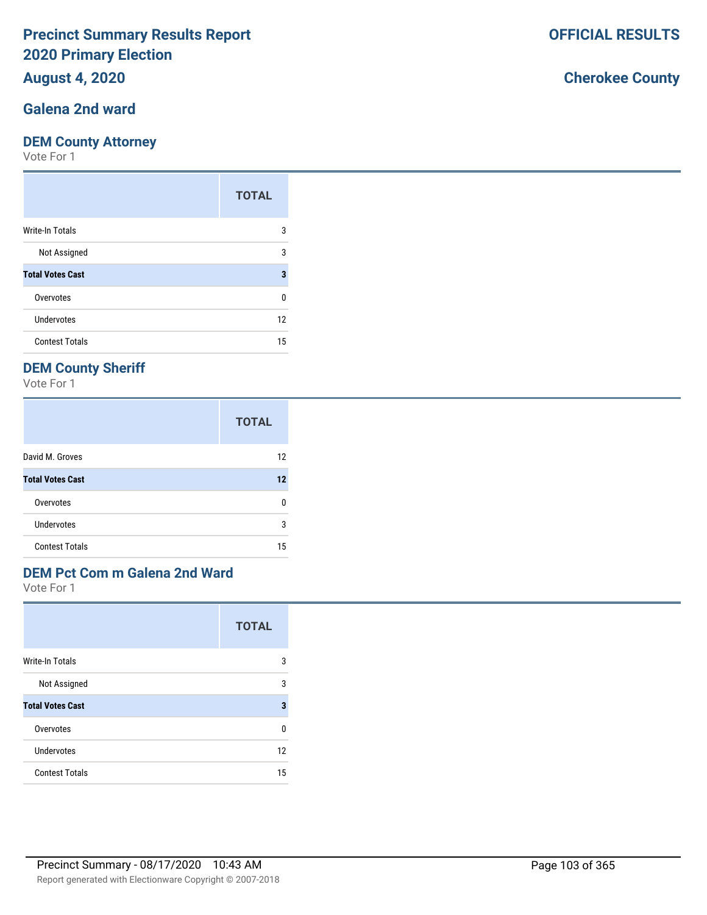# Precinct Summary Results Report
# 2020 Primary Election
# August 4, 2020

**OFFICIAL RESULTS**

**Cherokee County**

## Galena 2nd ward

### DEM County Attorney

Vote For 1

| | TOTAL |
|---|---|
| Write-In Totals | 3 |
| Not Assigned | 3 |
| **Total Votes Cast** | **3** |
| Overvotes | 0 |
| Undervotes | 12 |
| Contest Totals | 15 |

### DEM County Sheriff

Vote For 1

| | TOTAL |
|---|---|
| David M. Groves | 12 |
| **Total Votes Cast** | **12** |
| Overvotes | 0 |
| Undervotes | 3 |
| Contest Totals | 15 |

### DEM Pct Com m Galena 2nd Ward

Vote For 1

| | TOTAL |
|---|---|
| Write-In Totals | 3 |
| Not Assigned | 3 |
| **Total Votes Cast** | **3** |
| Overvotes | 0 |
| Undervotes | 12 |
| Contest Totals | 15 |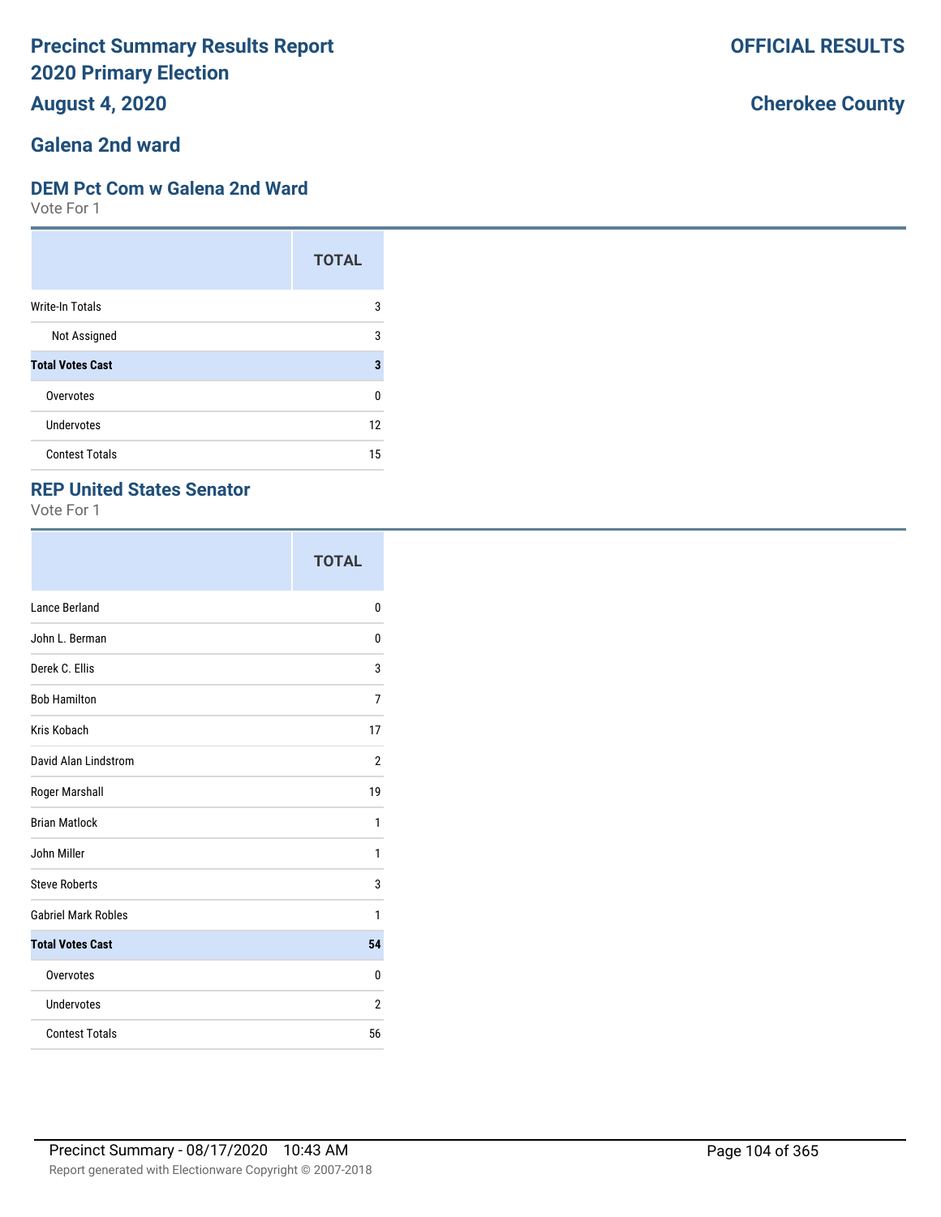# Precinct Summary Results Report
# 2020 Primary Election
# August 4, 2020

**OFFICIAL RESULTS**

**Cherokee County**

## Galena 2nd ward

### DEM Pct Com w Galena 2nd Ward

Vote For 1

| | TOTAL |
|---|---|
| Write-In Totals | 3 |
| Not Assigned | 3 |
| **Total Votes Cast** | **3** |
| Overvotes | 0 |
| Undervotes | 12 |
| Contest Totals | 15 |

### REP United States Senator

Vote For 1

| | TOTAL |
|---|---|
| Lance Berland | 0 |
| John L. Berman | 0 |
| Derek C. Ellis | 3 |
| Bob Hamilton | 7 |
| Kris Kobach | 17 |
| David Alan Lindstrom | 2 |
| Roger Marshall | 19 |
| Brian Matlock | 1 |
| John Miller | 1 |
| Steve Roberts | 3 |
| Gabriel Mark Robles | 1 |
| **Total Votes Cast** | **54** |
| Overvotes | 0 |
| Undervotes | 2 |
| Contest Totals | 56 |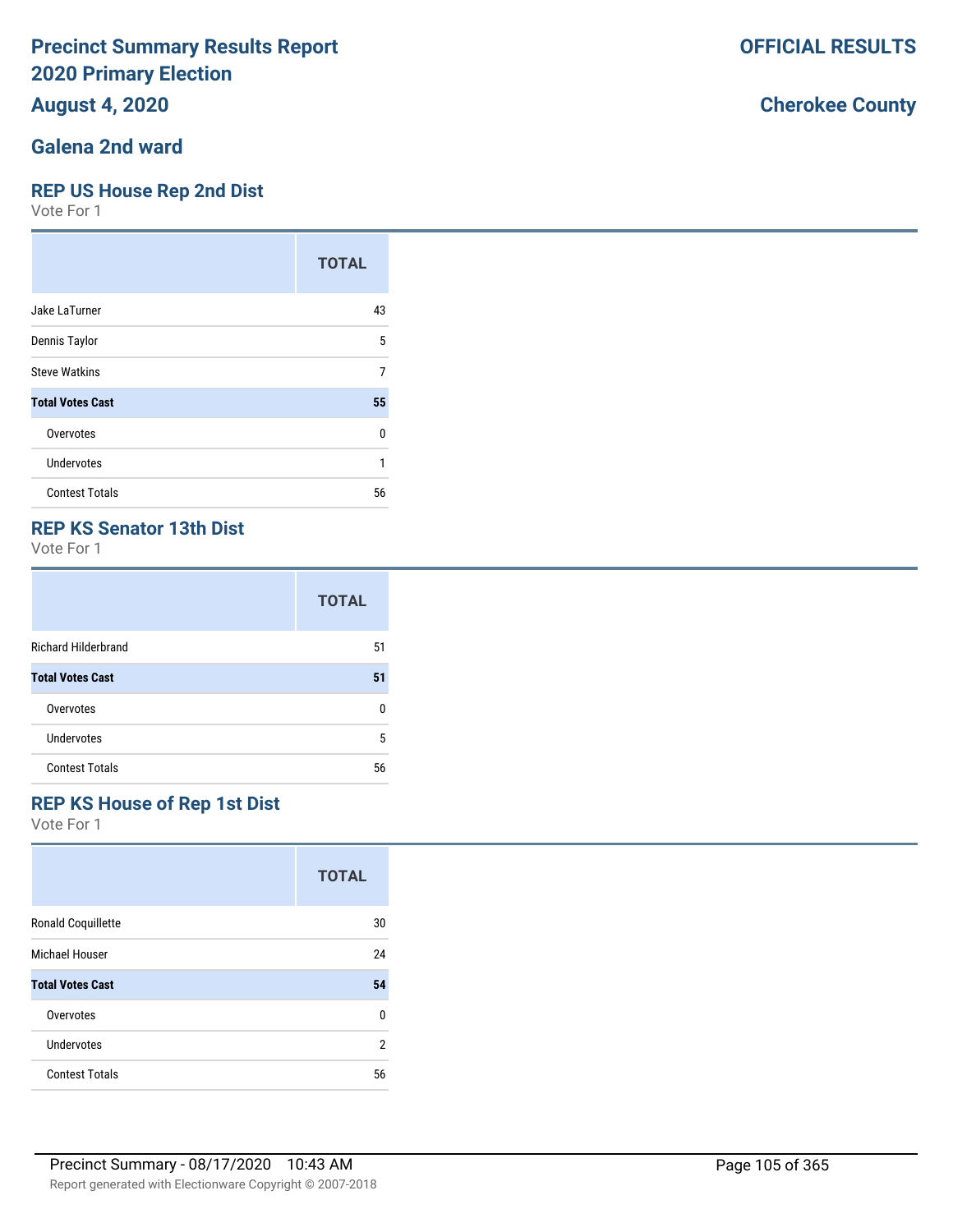# Precinct Summary Results Report
# 2020 Primary Election
## August 4, 2020

**OFFICIAL RESULTS**

**Cherokee County**

## Galena 2nd ward

### REP US House Rep 2nd Dist
Vote For 1

| | TOTAL |
|---|---|
| Jake LaTurner | 43 |
| Dennis Taylor | 5 |
| Steve Watkins | 7 |
| **Total Votes Cast** | **55** |
| Overvotes | 0 |
| Undervotes | 1 |
| Contest Totals | 56 |

### REP KS Senator 13th Dist
Vote For 1

| | TOTAL |
|---|---|
| Richard Hilderbrand | 51 |
| **Total Votes Cast** | **51** |
| Overvotes | 0 |
| Undervotes | 5 |
| Contest Totals | 56 |

### REP KS House of Rep 1st Dist
Vote For 1

| | TOTAL |
|---|---|
| Ronald Coquillette | 30 |
| Michael Houser | 24 |
| **Total Votes Cast** | **54** |
| Overvotes | 0 |
| Undervotes | 2 |
| Contest Totals | 56 |

Precinct Summary - 08/17/2020 10:43 AM

Report generated with Electionware Copyright © 2007-2018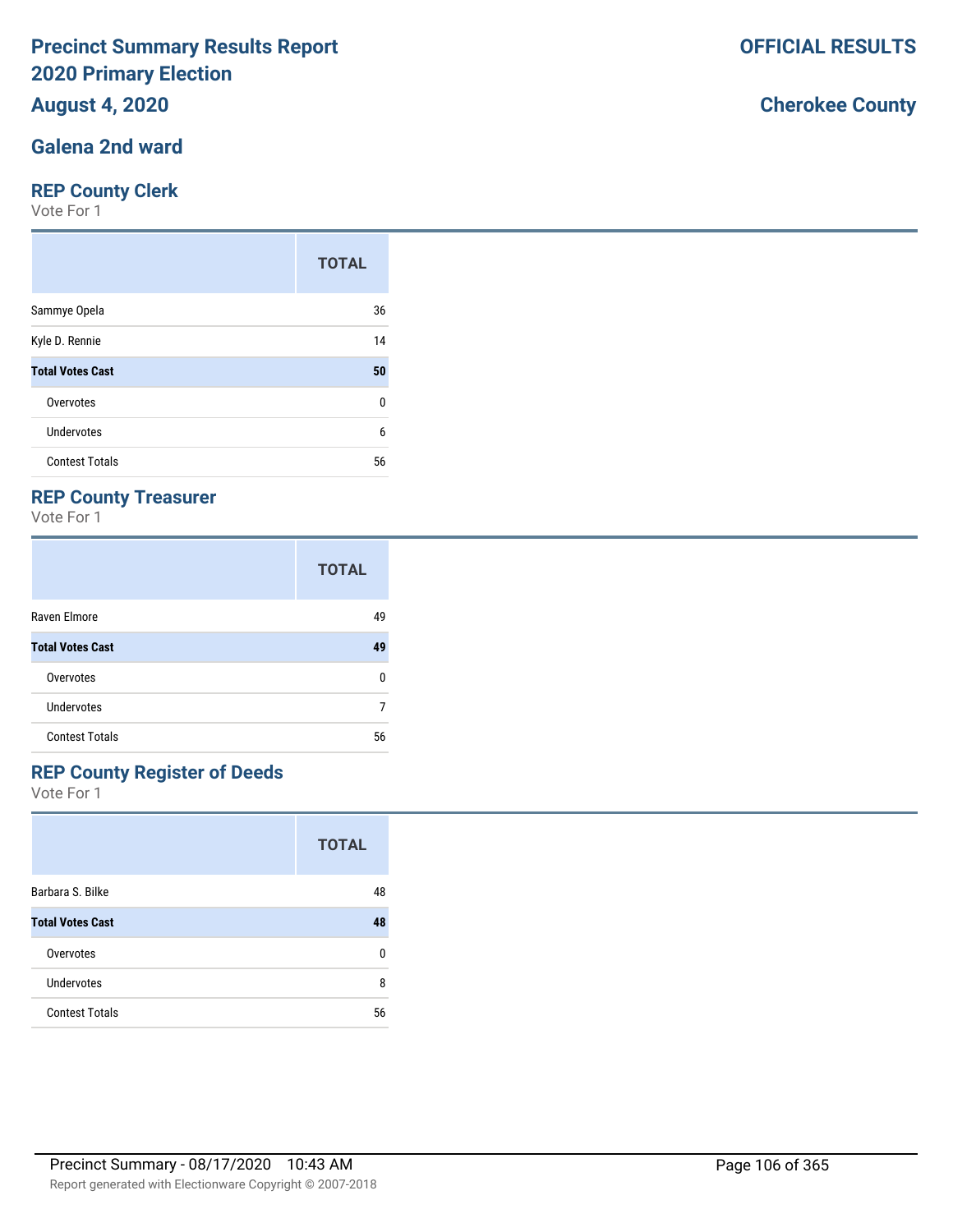# Precinct Summary Results Report
# 2020 Primary Election
## August 4, 2020

**OFFICIAL RESULTS**

**Cherokee County**

## Galena 2nd ward

### REP County Clerk
Vote For 1

| | TOTAL |
|---|---|
| Sammye Opela | 36 |
| Kyle D. Rennie | 14 |
| **Total Votes Cast** | **50** |
| Overvotes | 0 |
| Undervotes | 6 |
| Contest Totals | 56 |

### REP County Treasurer
Vote For 1

| | TOTAL |
|---|---|
| Raven Elmore | 49 |
| **Total Votes Cast** | **49** |
| Overvotes | 0 |
| Undervotes | 7 |
| Contest Totals | 56 |

### REP County Register of Deeds
Vote For 1

| | TOTAL |
|---|---|
| Barbara S. Bilke | 48 |
| **Total Votes Cast** | **48** |
| Overvotes | 0 |
| Undervotes | 8 |
| Contest Totals | 56 |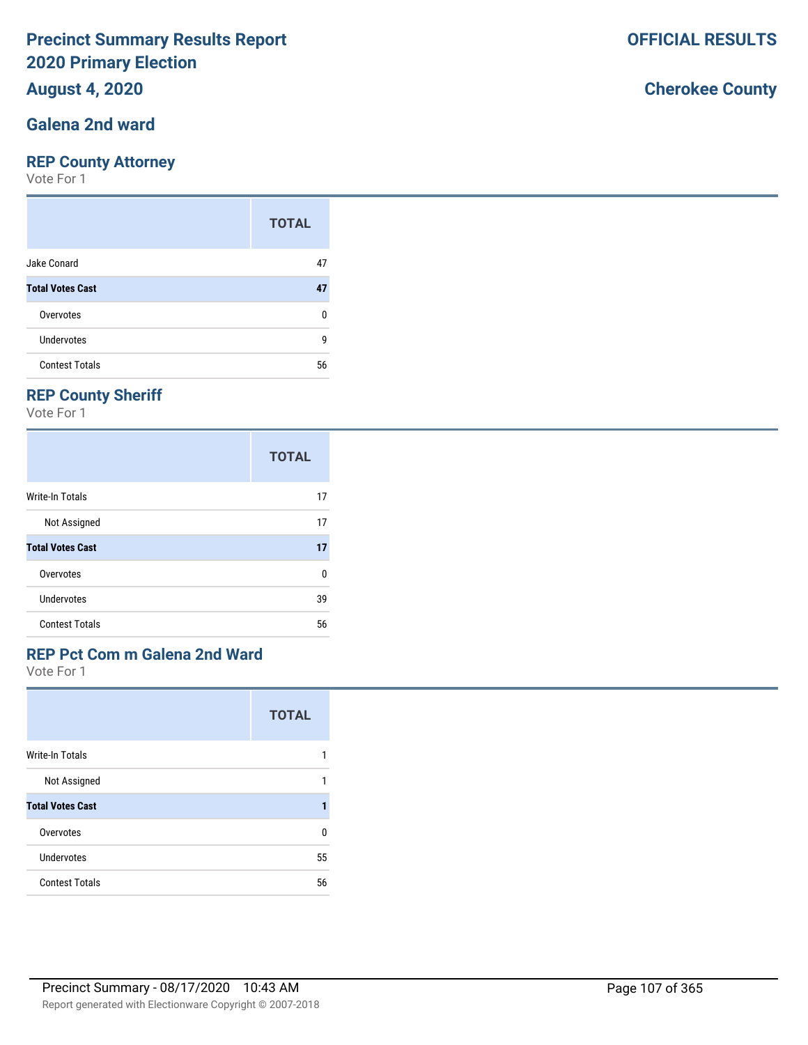# Precinct Summary Results Report
# 2020 Primary Election
## August 4, 2020

**OFFICIAL RESULTS**

**Cherokee County**

## Galena 2nd ward

### REP County Attorney
Vote For 1

| | TOTAL |
|---|---|
| Jake Conard | 47 |
| **Total Votes Cast** | **47** |
| Overvotes | 0 |
| Undervotes | 9 |
| Contest Totals | 56 |

### REP County Sheriff
Vote For 1

| | TOTAL |
|---|---|
| Write-In Totals | 17 |
| Not Assigned | 17 |
| **Total Votes Cast** | **17** |
| Overvotes | 0 |
| Undervotes | 39 |
| Contest Totals | 56 |

### REP Pct Com m Galena 2nd Ward
Vote For 1

| | TOTAL |
|---|---|
| Write-In Totals | 1 |
| Not Assigned | 1 |
| **Total Votes Cast** | **1** |
| Overvotes | 0 |
| Undervotes | 55 |
| Contest Totals | 56 |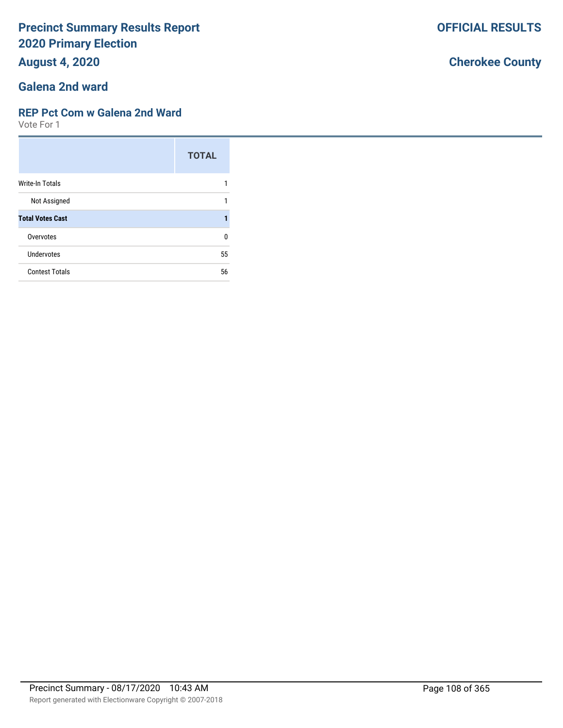# Precinct Summary Results Report
# 2020 Primary Election

**August 4, 2020**

**OFFICIAL RESULTS**

**Cherokee County**

## Galena 2nd ward

### REP Pct Com w Galena 2nd Ward

Vote For 1

| | TOTAL |
|---|---|
| Write-In Totals | 1 |
| Not Assigned | 1 |
| **Total Votes Cast** | **1** |
| Overvotes | 0 |
| Undervotes | 55 |
| Contest Totals | 56 |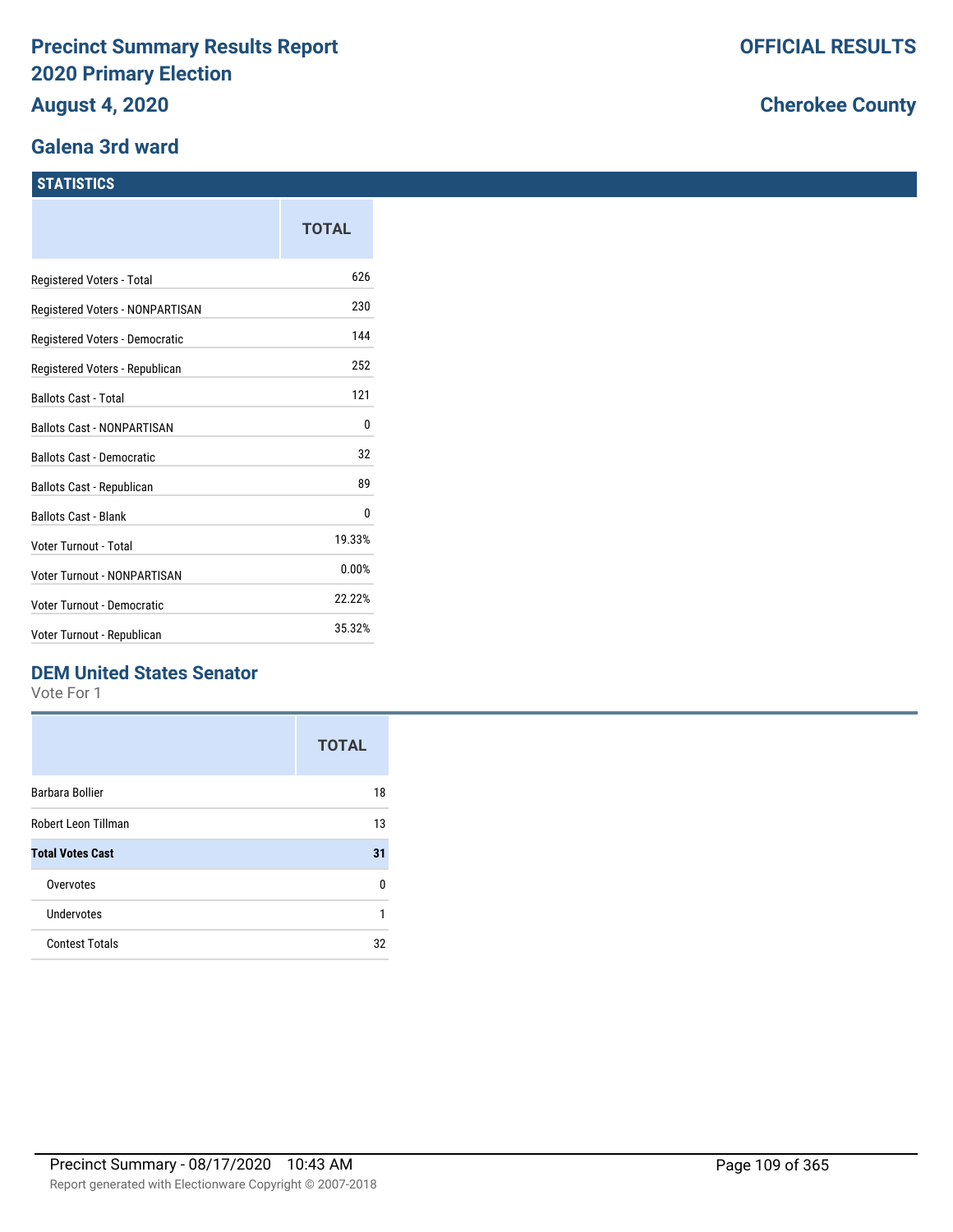# Precinct Summary Results Report
# 2020 Primary Election
## August 4, 2020

**OFFICIAL RESULTS**

**Cherokee County**

## Galena 3rd ward

### STATISTICS

| | TOTAL |
|---|---|
| Registered Voters - Total | 626 |
| Registered Voters - NONPARTISAN | 230 |
| Registered Voters - Democratic | 144 |
| Registered Voters - Republican | 252 |
| Ballots Cast - Total | 121 |
| Ballots Cast - NONPARTISAN | 0 |
| Ballots Cast - Democratic | 32 |
| Ballots Cast - Republican | 89 |
| Ballots Cast - Blank | 0 |
| Voter Turnout - Total | 19.33% |
| Voter Turnout - NONPARTISAN | 0.00% |
| Voter Turnout - Democratic | 22.22% |
| Voter Turnout - Republican | 35.32% |

### DEM United States Senator

Vote For 1

| | TOTAL |
|---|---|
| Barbara Bollier | 18 |
| Robert Leon Tillman | 13 |
| **Total Votes Cast** | **31** |
| Overvotes | 0 |
| Undervotes | 1 |
| Contest Totals | 32 |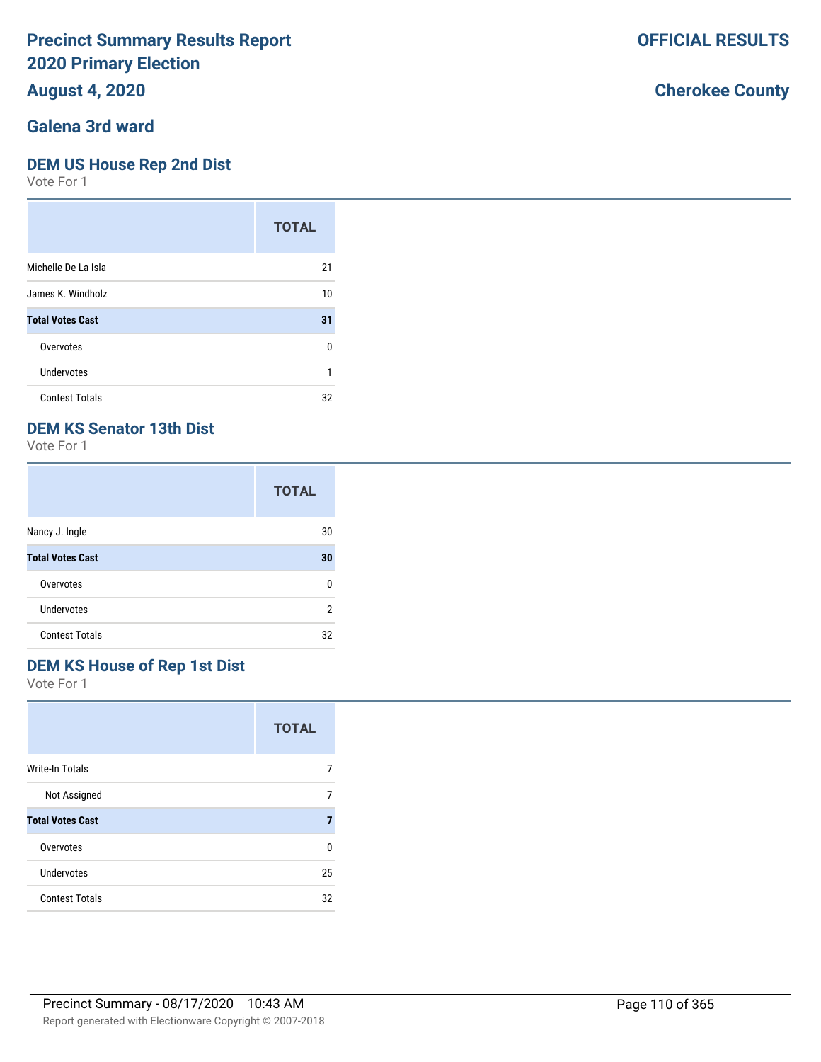# Precinct Summary Results Report 2020 Primary Election

**August 4, 2020**

**OFFICIAL RESULTS**

**Cherokee County**

## Galena 3rd ward

### DEM US House Rep 2nd Dist

Vote For 1

| | TOTAL |
|---|---|
| Michelle De La Isla | 21 |
| James K. Windholz | 10 |
| **Total Votes Cast** | **31** |
| Overvotes | 0 |
| Undervotes | 1 |
| Contest Totals | 32 |

### DEM KS Senator 13th Dist

Vote For 1

| | TOTAL |
|---|---|
| Nancy J. Ingle | 30 |
| **Total Votes Cast** | **30** |
| Overvotes | 0 |
| Undervotes | 2 |
| Contest Totals | 32 |

### DEM KS House of Rep 1st Dist

Vote For 1

| | TOTAL |
|---|---|
| Write-In Totals | 7 |
| Not Assigned | 7 |
| **Total Votes Cast** | **7** |
| Overvotes | 0 |
| Undervotes | 25 |
| Contest Totals | 32 |

Precinct Summary - 08/17/2020 10:43 AM

Report generated with Electionware Copyright © 2007-2018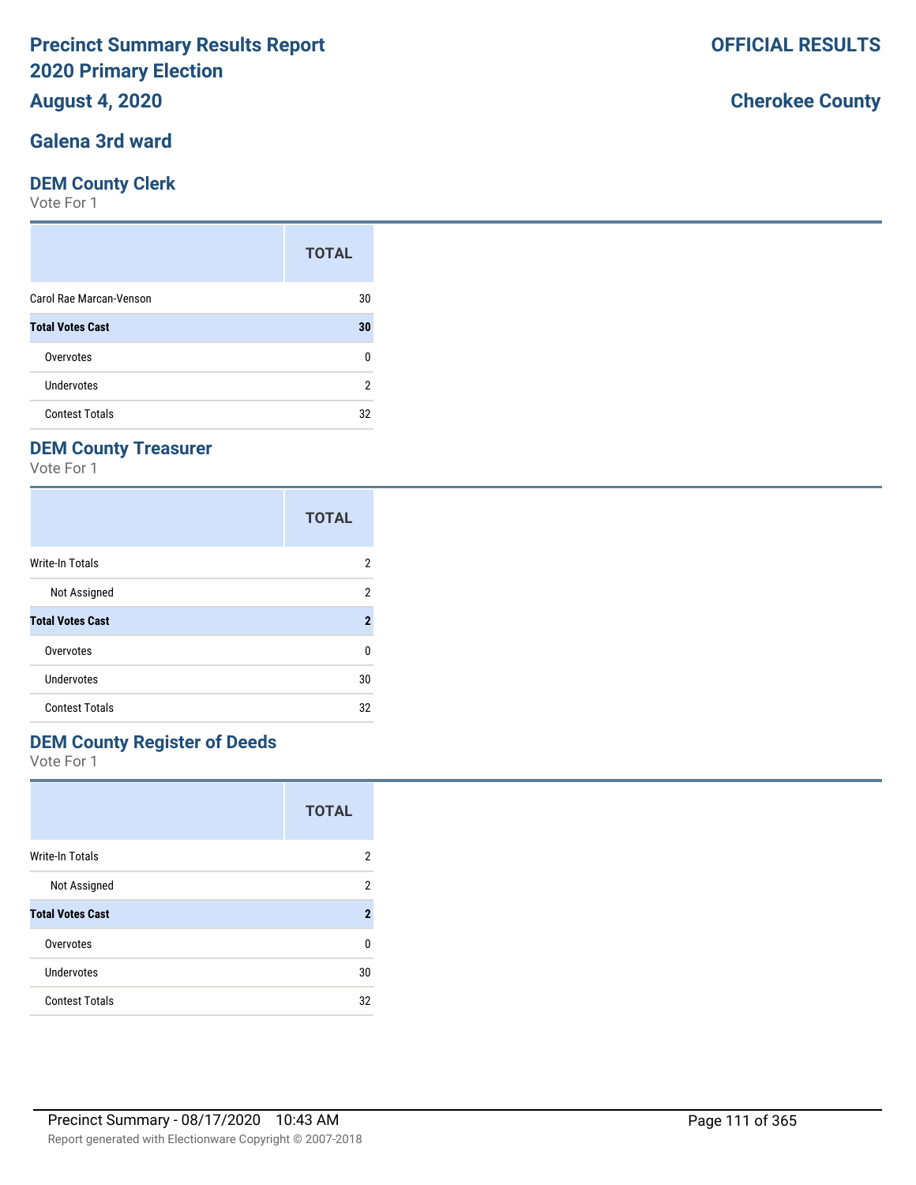# Precinct Summary Results Report
# 2020 Primary Election
# August 4, 2020

**OFFICIAL RESULTS**

**Cherokee County**

## Galena 3rd ward

### DEM County Clerk

Vote For 1

| | TOTAL |
|---|---|
| Carol Rae Marcan-Venson | 30 |
| **Total Votes Cast** | **30** |
| Overvotes | 0 |
| Undervotes | 2 |
| Contest Totals | 32 |

### DEM County Treasurer

Vote For 1

| | TOTAL |
|---|---|
| Write-In Totals | 2 |
| Not Assigned | 2 |
| **Total Votes Cast** | **2** |
| Overvotes | 0 |
| Undervotes | 30 |
| Contest Totals | 32 |

### DEM County Register of Deeds

Vote For 1

| | TOTAL |
|---|---|
| Write-In Totals | 2 |
| Not Assigned | 2 |
| **Total Votes Cast** | **2** |
| Overvotes | 0 |
| Undervotes | 30 |
| Contest Totals | 32 |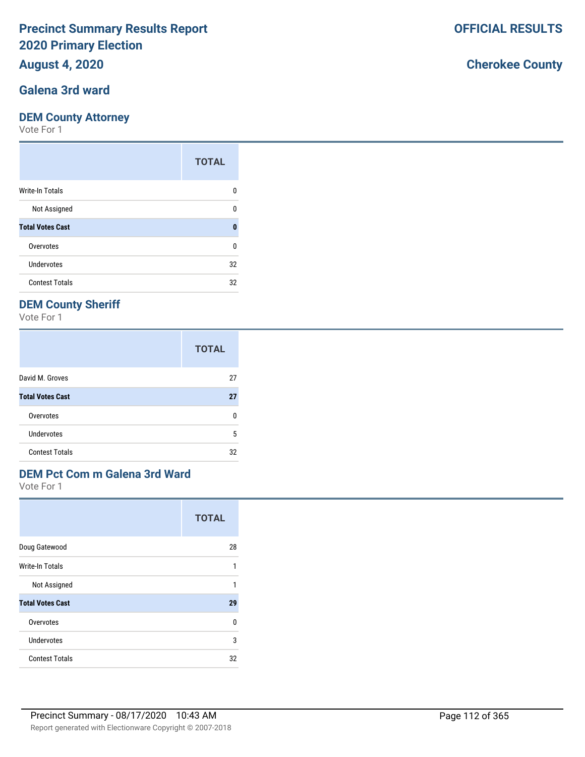# Precinct Summary Results Report
# 2020 Primary Election
## August 4, 2020

**OFFICIAL RESULTS**

**Cherokee County**

## Galena 3rd ward

### DEM County Attorney

Vote For 1

| | TOTAL |
|---|---|
| Write-In Totals | 0 |
| Not Assigned | 0 |
| **Total Votes Cast** | **0** |
| Overvotes | 0 |
| Undervotes | 32 |
| Contest Totals | 32 |

### DEM County Sheriff

Vote For 1

| | TOTAL |
|---|---|
| David M. Groves | 27 |
| **Total Votes Cast** | **27** |
| Overvotes | 0 |
| Undervotes | 5 |
| Contest Totals | 32 |

### DEM Pct Com m Galena 3rd Ward

Vote For 1

| | TOTAL |
|---|---|
| Doug Gatewood | 28 |
| Write-In Totals | 1 |
| Not Assigned | 1 |
| **Total Votes Cast** | **29** |
| Overvotes | 0 |
| Undervotes | 3 |
| Contest Totals | 32 |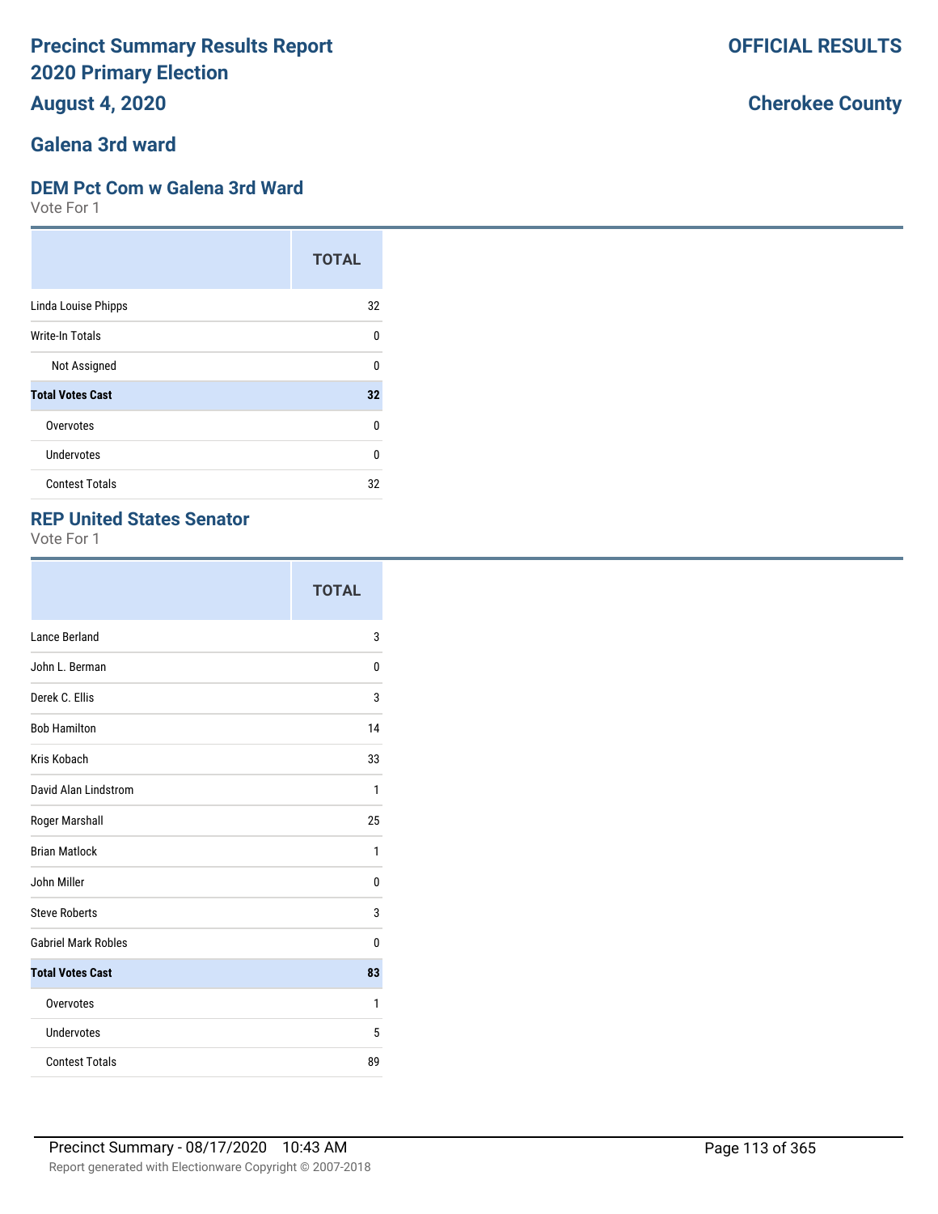# Precinct Summary Results Report
# 2020 Primary Election
# August 4, 2020

**OFFICIAL RESULTS**

**Cherokee County**

## Galena 3rd ward

### DEM Pct Com w Galena 3rd Ward

Vote For 1

| | TOTAL |
|---|---|
| Linda Louise Phipps | 32 |
| Write-In Totals | 0 |
| Not Assigned | 0 |
| **Total Votes Cast** | **32** |
| Overvotes | 0 |
| Undervotes | 0 |
| Contest Totals | 32 |

### REP United States Senator

Vote For 1

| | TOTAL |
|---|---|
| Lance Berland | 3 |
| John L. Berman | 0 |
| Derek C. Ellis | 3 |
| Bob Hamilton | 14 |
| Kris Kobach | 33 |
| David Alan Lindstrom | 1 |
| Roger Marshall | 25 |
| Brian Matlock | 1 |
| John Miller | 0 |
| Steve Roberts | 3 |
| Gabriel Mark Robles | 0 |
| **Total Votes Cast** | **83** |
| Overvotes | 1 |
| Undervotes | 5 |
| Contest Totals | 89 |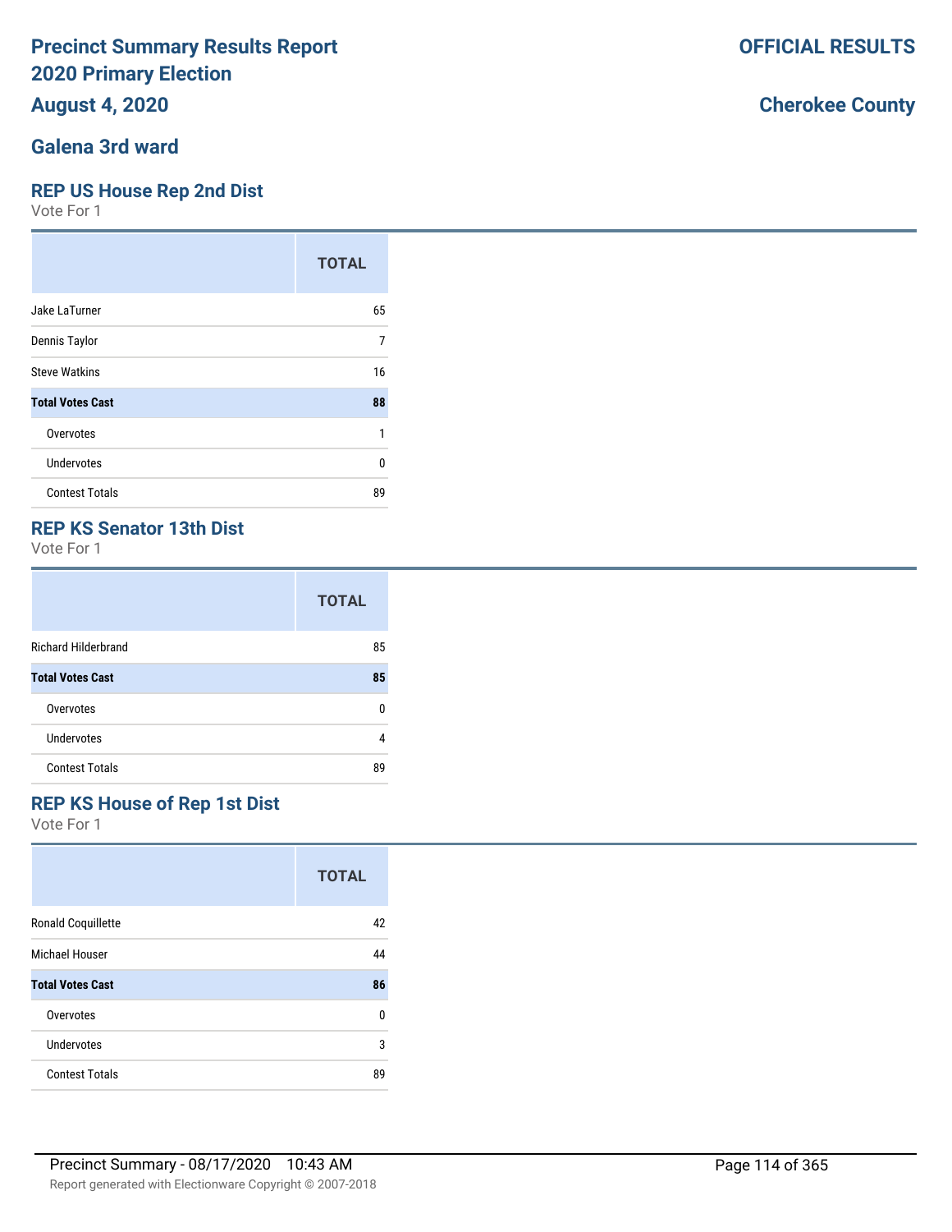# Precinct Summary Results Report
# 2020 Primary Election

**August 4, 2020**

**OFFICIAL RESULTS**

**Cherokee County**

## Galena 3rd ward

### REP US House Rep 2nd Dist

Vote For 1

| | TOTAL |
|---|---|
| Jake LaTurner | 65 |
| Dennis Taylor | 7 |
| Steve Watkins | 16 |
| **Total Votes Cast** | **88** |
| Overvotes | 1 |
| Undervotes | 0 |
| Contest Totals | 89 |

### REP KS Senator 13th Dist

Vote For 1

| | TOTAL |
|---|---|
| Richard Hilderbrand | 85 |
| **Total Votes Cast** | **85** |
| Overvotes | 0 |
| Undervotes | 4 |
| Contest Totals | 89 |

### REP KS House of Rep 1st Dist

Vote For 1

| | TOTAL |
|---|---|
| Ronald Coquillette | 42 |
| Michael Houser | 44 |
| **Total Votes Cast** | **86** |
| Overvotes | 0 |
| Undervotes | 3 |
| Contest Totals | 89 |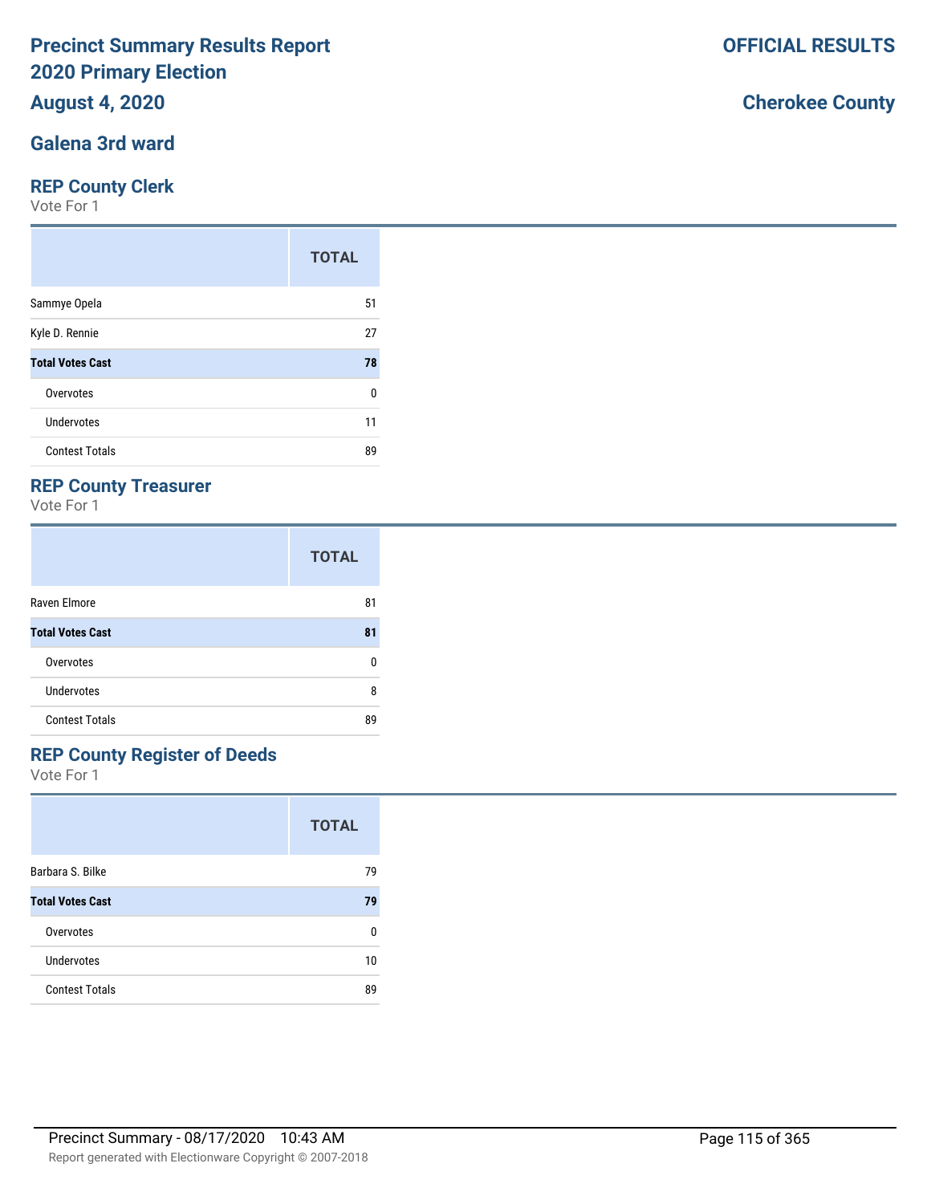# Precinct Summary Results Report 2020 Primary Election

**August 4, 2020**

**OFFICIAL RESULTS**

**Cherokee County**

## Galena 3rd ward

### REP County Clerk

Vote For 1

| | TOTAL |
|---|---|
| Sammye Opela | 51 |
| Kyle D. Rennie | 27 |
| **Total Votes Cast** | **78** |
| Overvotes | 0 |
| Undervotes | 11 |
| Contest Totals | 89 |

### REP County Treasurer

Vote For 1

| | TOTAL |
|---|---|
| Raven Elmore | 81 |
| **Total Votes Cast** | **81** |
| Overvotes | 0 |
| Undervotes | 8 |
| Contest Totals | 89 |

### REP County Register of Deeds

Vote For 1

| | TOTAL |
|---|---|
| Barbara S. Bilke | 79 |
| **Total Votes Cast** | **79** |
| Overvotes | 0 |
| Undervotes | 10 |
| Contest Totals | 89 |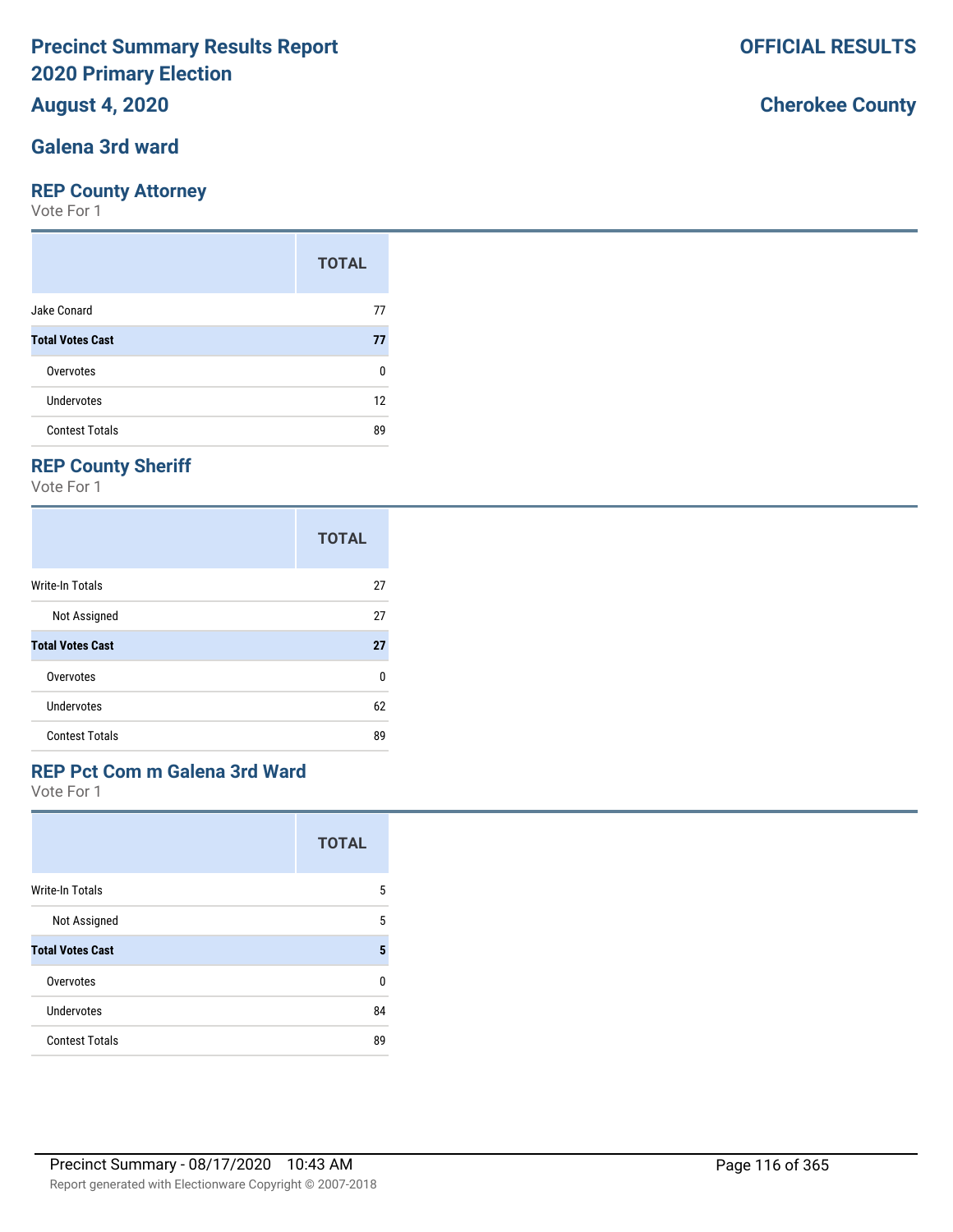# Precinct Summary Results Report
# 2020 Primary Election
## August 4, 2020

**OFFICIAL RESULTS**

**Cherokee County**

## Galena 3rd ward

### REP County Attorney

Vote For 1

| | TOTAL |
|---|---|
| Jake Conard | 77 |
| **Total Votes Cast** | **77** |
| Overvotes | 0 |
| Undervotes | 12 |
| Contest Totals | 89 |

### REP County Sheriff

Vote For 1

| | TOTAL |
|---|---|
| Write-In Totals | 27 |
| Not Assigned | 27 |
| **Total Votes Cast** | **27** |
| Overvotes | 0 |
| Undervotes | 62 |
| Contest Totals | 89 |

### REP Pct Com m Galena 3rd Ward

Vote For 1

| | TOTAL |
|---|---|
| Write-In Totals | 5 |
| Not Assigned | 5 |
| **Total Votes Cast** | **5** |
| Overvotes | 0 |
| Undervotes | 84 |
| Contest Totals | 89 |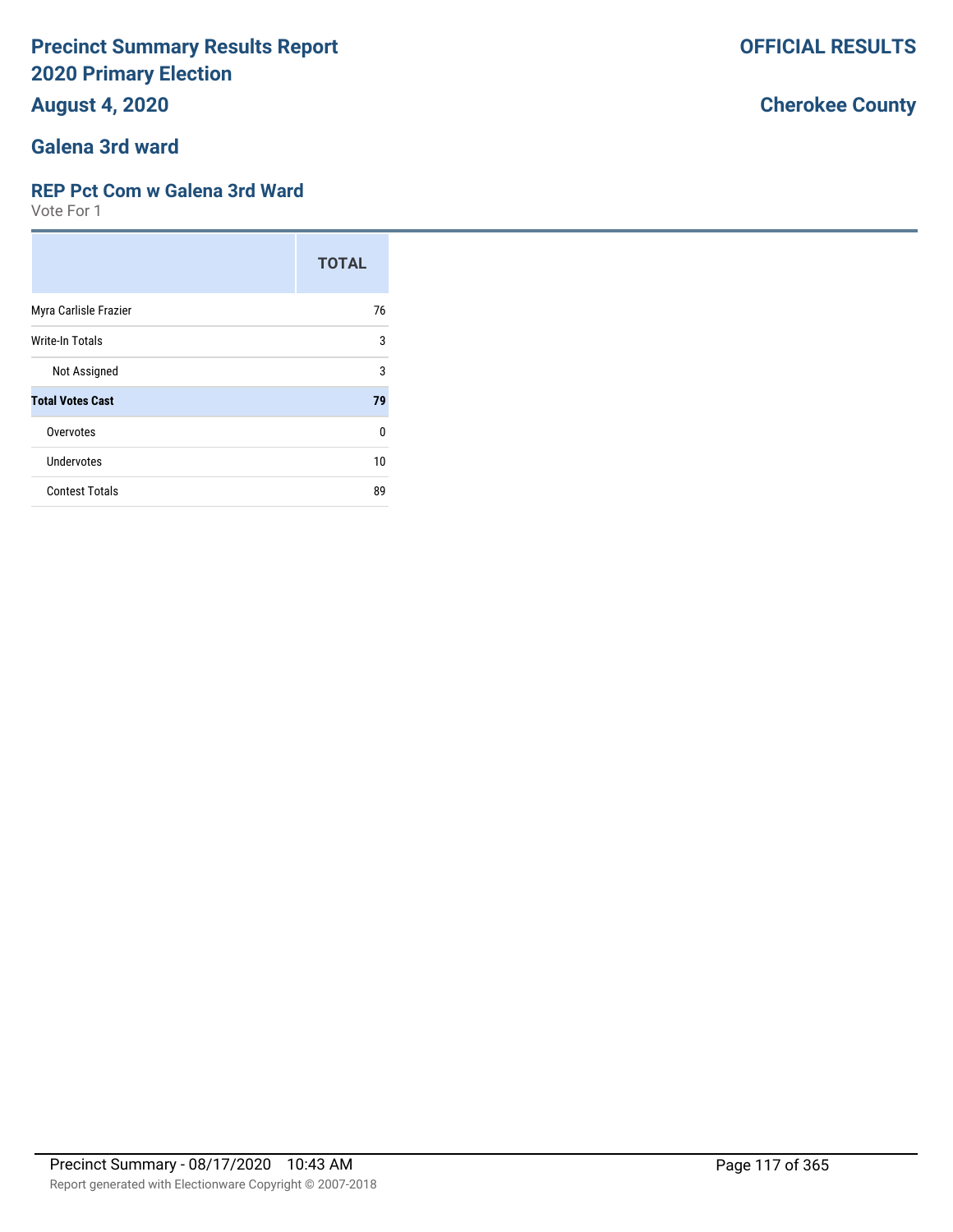# Precinct Summary Results Report
# 2020 Primary Election

**August 4, 2020**

**OFFICIAL RESULTS**

**Cherokee County**

## Galena 3rd ward

### REP Pct Com w Galena 3rd Ward

Vote For 1

| | TOTAL |
|---|---|
| Myra Carlisle Frazier | 76 |
| Write-In Totals | 3 |
| Not Assigned | 3 |
| **Total Votes Cast** | **79** |
| Overvotes | 0 |
| Undervotes | 10 |
| Contest Totals | 89 |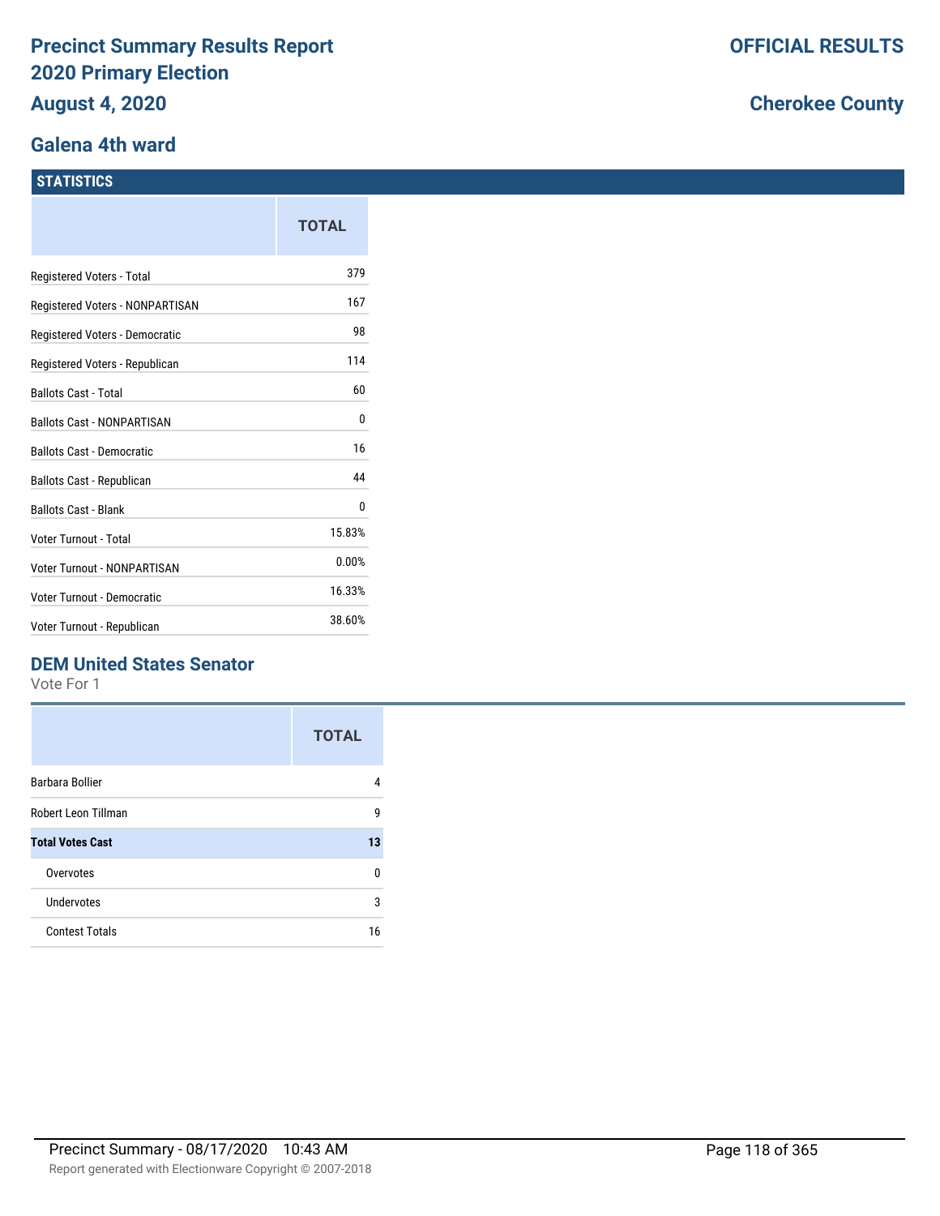# Precinct Summary Results Report
# 2020 Primary Election
# August 4, 2020

**OFFICIAL RESULTS**

**Cherokee County**

## Galena 4th ward

### STATISTICS

| | TOTAL |
|---|---|
| Registered Voters - Total | 379 |
| Registered Voters - NONPARTISAN | 167 |
| Registered Voters - Democratic | 98 |
| Registered Voters - Republican | 114 |
| Ballots Cast - Total | 60 |
| Ballots Cast - NONPARTISAN | 0 |
| Ballots Cast - Democratic | 16 |
| Ballots Cast - Republican | 44 |
| Ballots Cast - Blank | 0 |
| Voter Turnout - Total | 15.83% |
| Voter Turnout - NONPARTISAN | 0.00% |
| Voter Turnout - Democratic | 16.33% |
| Voter Turnout - Republican | 38.60% |

### DEM United States Senator

Vote For 1

| | TOTAL |
|---|---|
| Barbara Bollier | 4 |
| Robert Leon Tillman | 9 |
| **Total Votes Cast** | **13** |
| Overvotes | 0 |
| Undervotes | 3 |
| Contest Totals | 16 |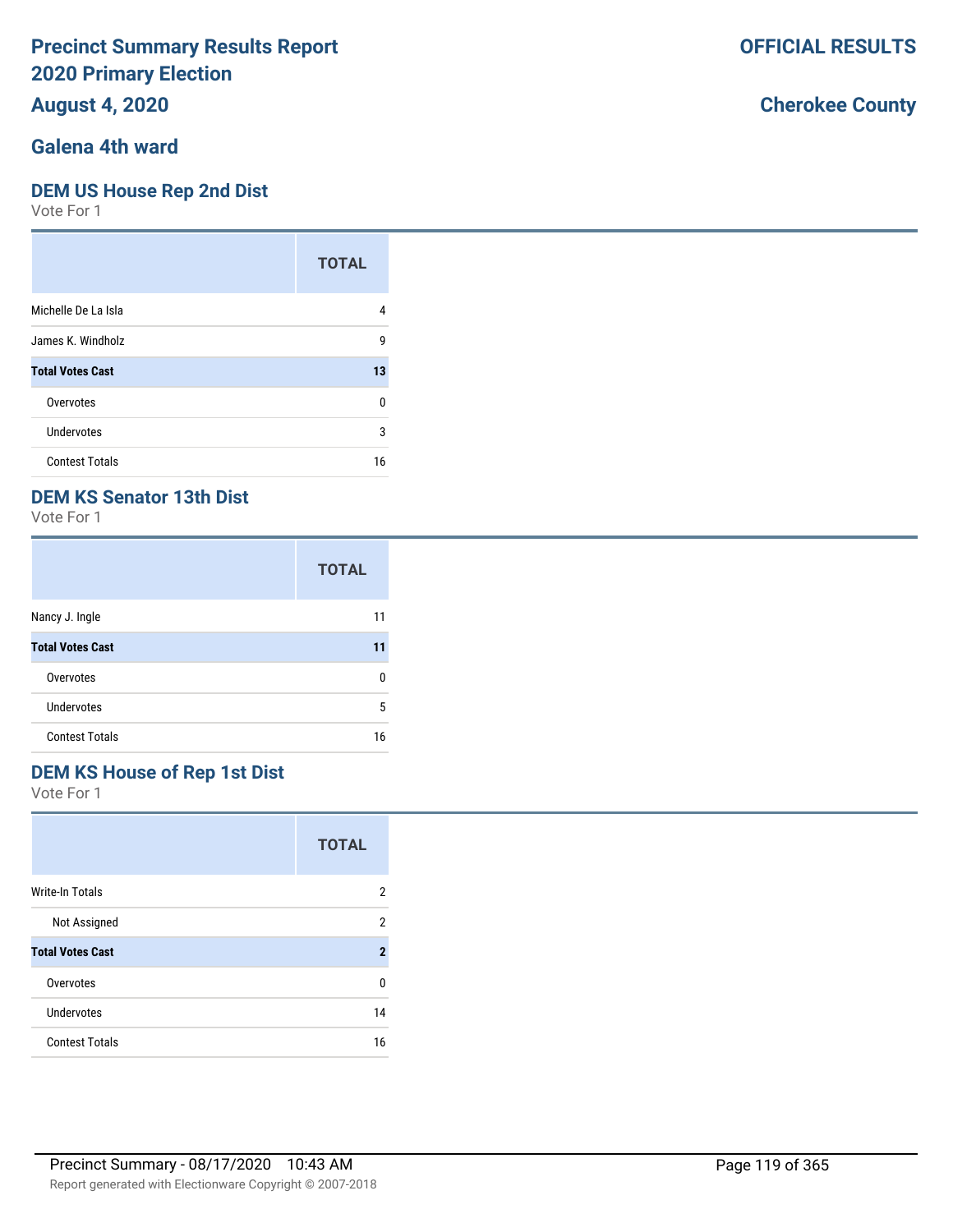# Precinct Summary Results Report
# 2020 Primary Election
## August 4, 2020

**OFFICIAL RESULTS**

**Cherokee County**

## Galena 4th ward

### DEM US House Rep 2nd Dist

Vote For 1

| | TOTAL |
|---|---|
| Michelle De La Isla | 4 |
| James K. Windholz | 9 |
| **Total Votes Cast** | **13** |
| Overvotes | 0 |
| Undervotes | 3 |
| Contest Totals | 16 |

### DEM KS Senator 13th Dist

Vote For 1

| | TOTAL |
|---|---|
| Nancy J. Ingle | 11 |
| **Total Votes Cast** | **11** |
| Overvotes | 0 |
| Undervotes | 5 |
| Contest Totals | 16 |

### DEM KS House of Rep 1st Dist

Vote For 1

| | TOTAL |
|---|---|
| Write-In Totals | 2 |
| Not Assigned | 2 |
| **Total Votes Cast** | **2** |
| Overvotes | 0 |
| Undervotes | 14 |
| Contest Totals | 16 |

Precinct Summary - 08/17/2020 10:43 AM

Report generated with Electionware Copyright © 2007-2018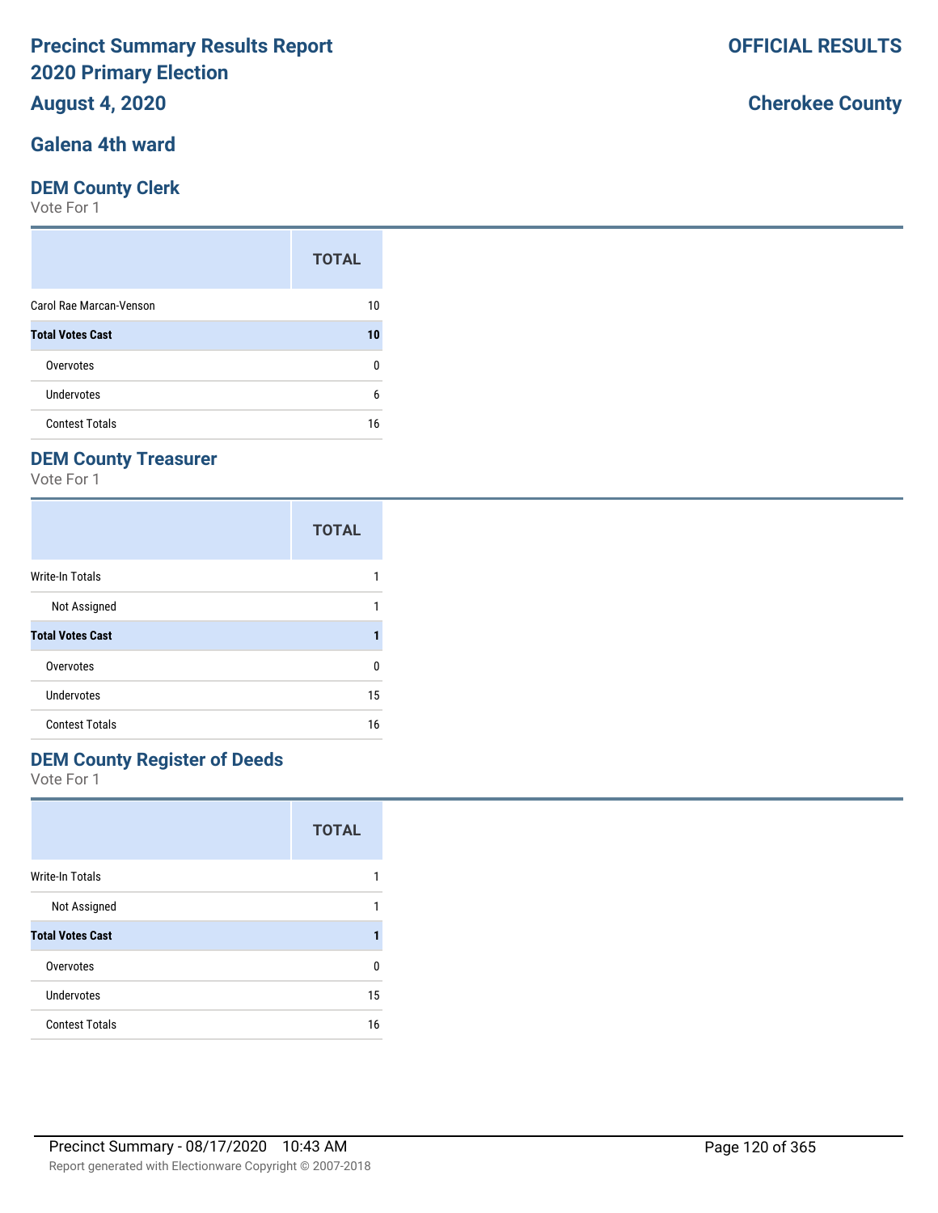# Precinct Summary Results Report
# 2020 Primary Election
## August 4, 2020

**OFFICIAL RESULTS**

**Cherokee County**

## Galena 4th ward

### DEM County Clerk

Vote For 1

| | TOTAL |
|---|---|
| Carol Rae Marcan-Venson | 10 |
| **Total Votes Cast** | **10** |
| Overvotes | 0 |
| Undervotes | 6 |
| Contest Totals | 16 |

### DEM County Treasurer

Vote For 1

| | TOTAL |
|---|---|
| Write-In Totals | 1 |
| Not Assigned | 1 |
| **Total Votes Cast** | **1** |
| Overvotes | 0 |
| Undervotes | 15 |
| Contest Totals | 16 |

### DEM County Register of Deeds

Vote For 1

| | TOTAL |
|---|---|
| Write-In Totals | 1 |
| Not Assigned | 1 |
| **Total Votes Cast** | **1** |
| Overvotes | 0 |
| Undervotes | 15 |
| Contest Totals | 16 |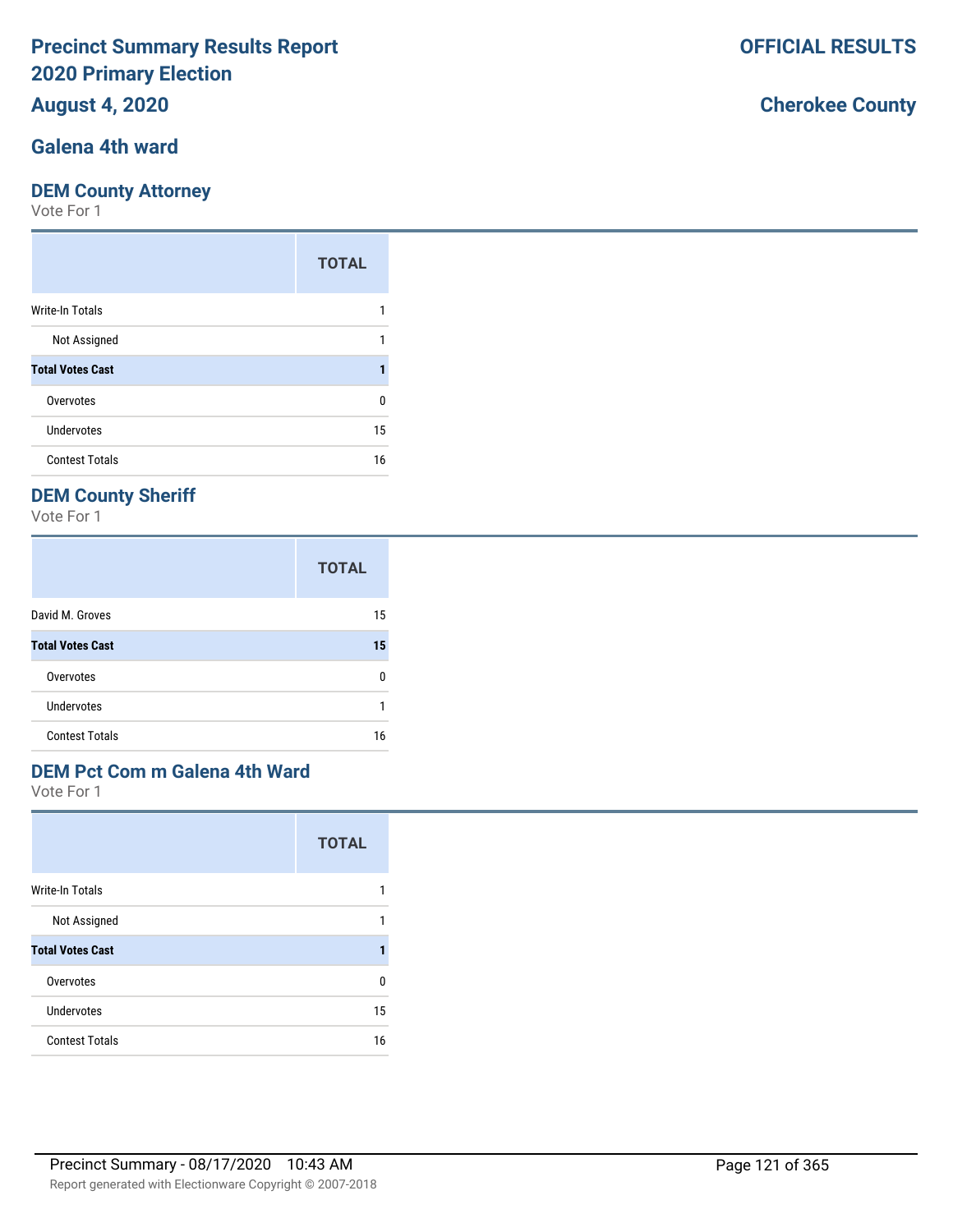# Precinct Summary Results Report
# 2020 Primary Election
## August 4, 2020

**OFFICIAL RESULTS**

**Cherokee County**

## Galena 4th ward

### DEM County Attorney

Vote For 1

| | TOTAL |
|---|---|
| Write-In Totals | 1 |
| Not Assigned | 1 |
| **Total Votes Cast** | **1** |
| Overvotes | 0 |
| Undervotes | 15 |
| Contest Totals | 16 |

### DEM County Sheriff

Vote For 1

| | TOTAL |
|---|---|
| David M. Groves | 15 |
| **Total Votes Cast** | **15** |
| Overvotes | 0 |
| Undervotes | 1 |
| Contest Totals | 16 |

### DEM Pct Com m Galena 4th Ward

Vote For 1

| | TOTAL |
|---|---|
| Write-In Totals | 1 |
| Not Assigned | 1 |
| **Total Votes Cast** | **1** |
| Overvotes | 0 |
| Undervotes | 15 |
| Contest Totals | 16 |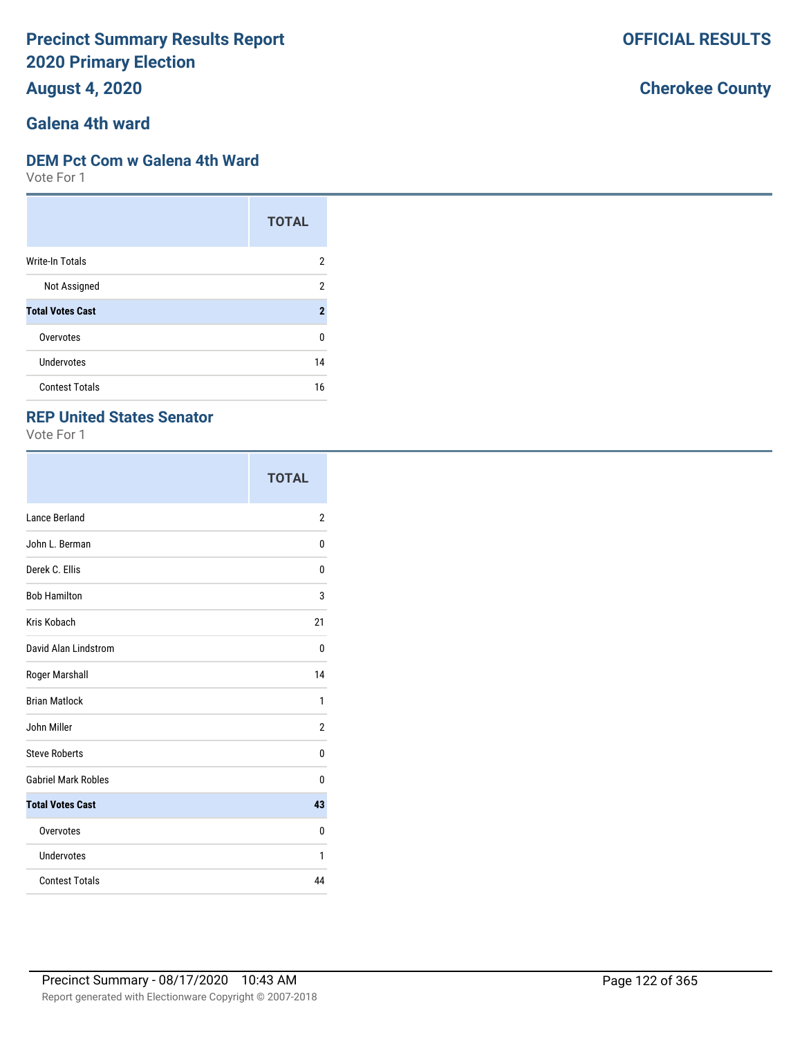# Precinct Summary Results Report
# 2020 Primary Election
# August 4, 2020

**OFFICIAL RESULTS**

**Cherokee County**

## Galena 4th ward

### DEM Pct Com w Galena 4th Ward

Vote For 1

| | TOTAL |
|---|---|
| Write-In Totals | 2 |
| Not Assigned | 2 |
| **Total Votes Cast** | **2** |
| Overvotes | 0 |
| Undervotes | 14 |
| Contest Totals | 16 |

### REP United States Senator

Vote For 1

| | TOTAL |
|---|---|
| Lance Berland | 2 |
| John L. Berman | 0 |
| Derek C. Ellis | 0 |
| Bob Hamilton | 3 |
| Kris Kobach | 21 |
| David Alan Lindstrom | 0 |
| Roger Marshall | 14 |
| Brian Matlock | 1 |
| John Miller | 2 |
| Steve Roberts | 0 |
| Gabriel Mark Robles | 0 |
| **Total Votes Cast** | **43** |
| Overvotes | 0 |
| Undervotes | 1 |
| Contest Totals | 44 |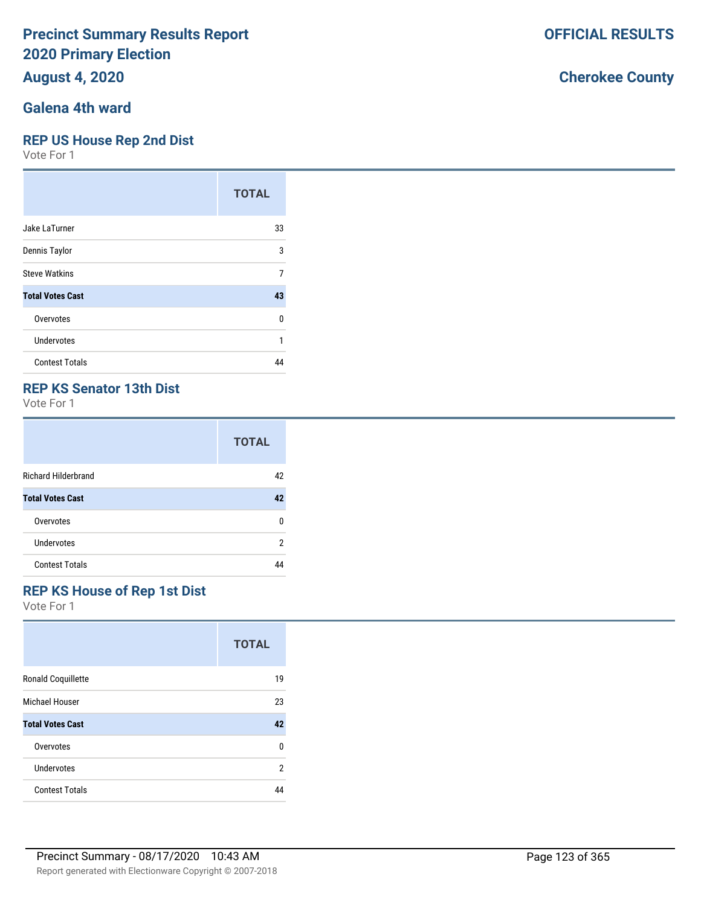# Precinct Summary Results Report
# 2020 Primary Election
## August 4, 2020

**OFFICIAL RESULTS**

**Cherokee County**

## Galena 4th ward

### REP US House Rep 2nd Dist
Vote For 1

| | TOTAL |
|---|---|
| Jake LaTurner | 33 |
| Dennis Taylor | 3 |
| Steve Watkins | 7 |
| **Total Votes Cast** | **43** |
| Overvotes | 0 |
| Undervotes | 1 |
| Contest Totals | 44 |

### REP KS Senator 13th Dist
Vote For 1

| | TOTAL |
|---|---|
| Richard Hilderbrand | 42 |
| **Total Votes Cast** | **42** |
| Overvotes | 0 |
| Undervotes | 2 |
| Contest Totals | 44 |

### REP KS House of Rep 1st Dist
Vote For 1

| | TOTAL |
|---|---|
| Ronald Coquillette | 19 |
| Michael Houser | 23 |
| **Total Votes Cast** | **42** |
| Overvotes | 0 |
| Undervotes | 2 |
| Contest Totals | 44 |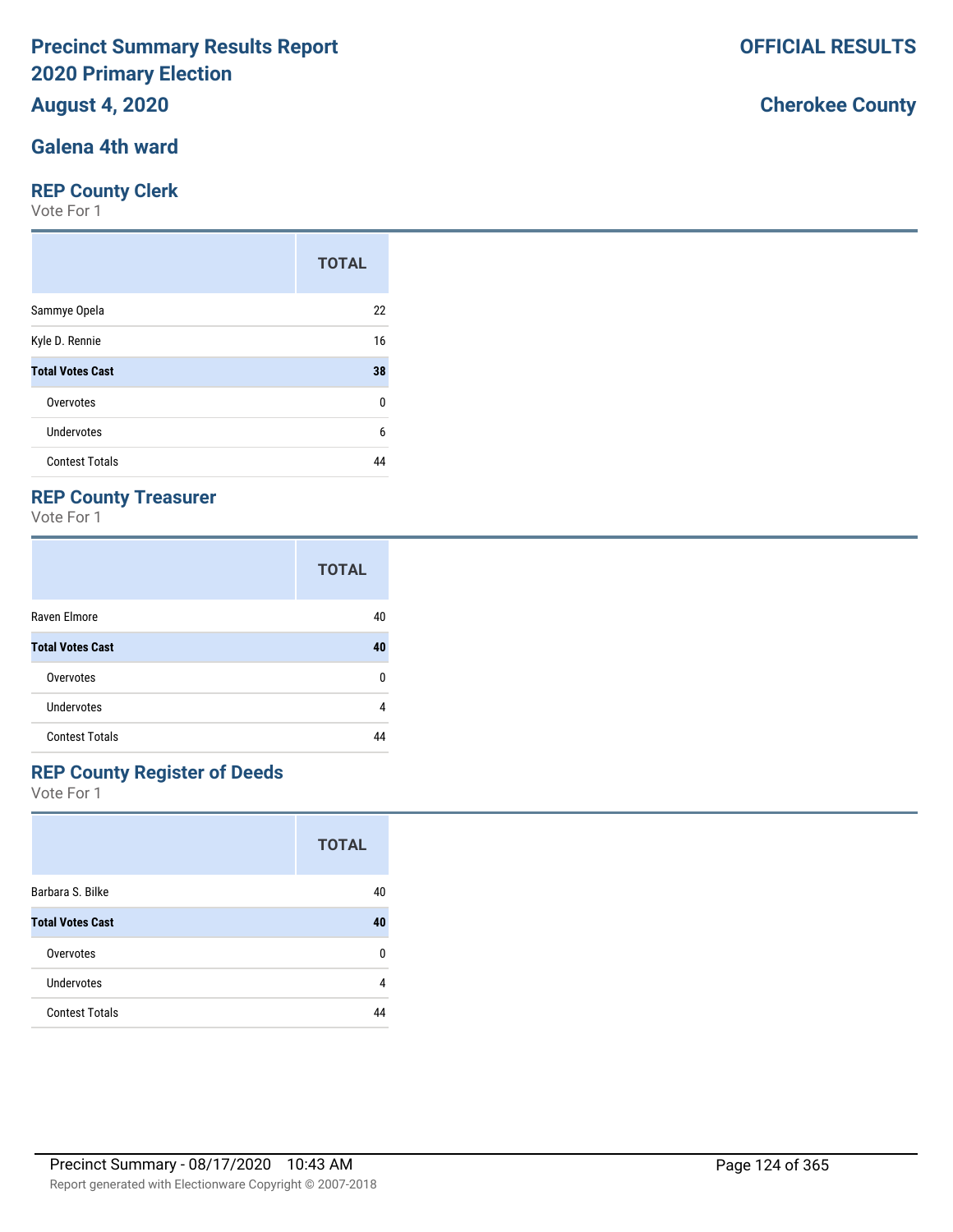# Precinct Summary Results Report
# 2020 Primary Election
# August 4, 2020

**OFFICIAL RESULTS**

**Cherokee County**

## Galena 4th ward

### REP County Clerk

Vote For 1

| | TOTAL |
|---|---|
| Sammye Opela | 22 |
| Kyle D. Rennie | 16 |
| **Total Votes Cast** | **38** |
| Overvotes | 0 |
| Undervotes | 6 |
| Contest Totals | 44 |

### REP County Treasurer

Vote For 1

| | TOTAL |
|---|---|
| Raven Elmore | 40 |
| **Total Votes Cast** | **40** |
| Overvotes | 0 |
| Undervotes | 4 |
| Contest Totals | 44 |

### REP County Register of Deeds

Vote For 1

| | TOTAL |
|---|---|
| Barbara S. Bilke | 40 |
| **Total Votes Cast** | **40** |
| Overvotes | 0 |
| Undervotes | 4 |
| Contest Totals | 44 |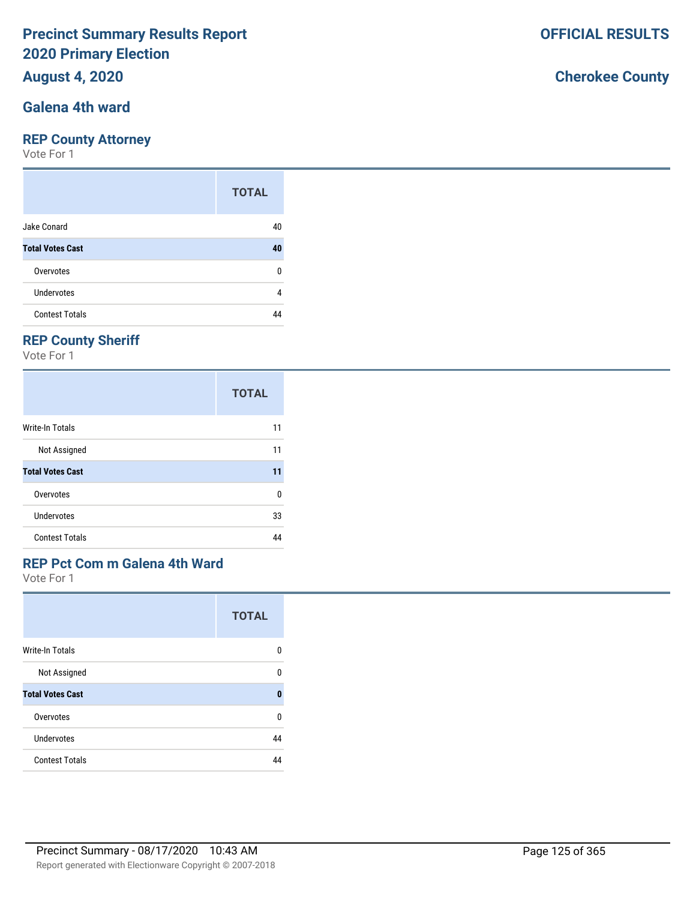# Precinct Summary Results Report
# 2020 Primary Election
## August 4, 2020

**OFFICIAL RESULTS**

**Cherokee County**

## Galena 4th ward

### REP County Attorney
Vote For 1

| | TOTAL |
|---|---|
| Jake Conard | 40 |
| **Total Votes Cast** | **40** |
| Overvotes | 0 |
| Undervotes | 4 |
| Contest Totals | 44 |

### REP County Sheriff
Vote For 1

| | TOTAL |
|---|---|
| Write-In Totals | 11 |
| Not Assigned | 11 |
| **Total Votes Cast** | **11** |
| Overvotes | 0 |
| Undervotes | 33 |
| Contest Totals | 44 |

### REP Pct Com m Galena 4th Ward
Vote For 1

| | TOTAL |
|---|---|
| Write-In Totals | 0 |
| Not Assigned | 0 |
| **Total Votes Cast** | **0** |
| Overvotes | 0 |
| Undervotes | 44 |
| Contest Totals | 44 |

Precinct Summary - 08/17/2020 10:43 AM

Report generated with Electionware Copyright © 2007-2018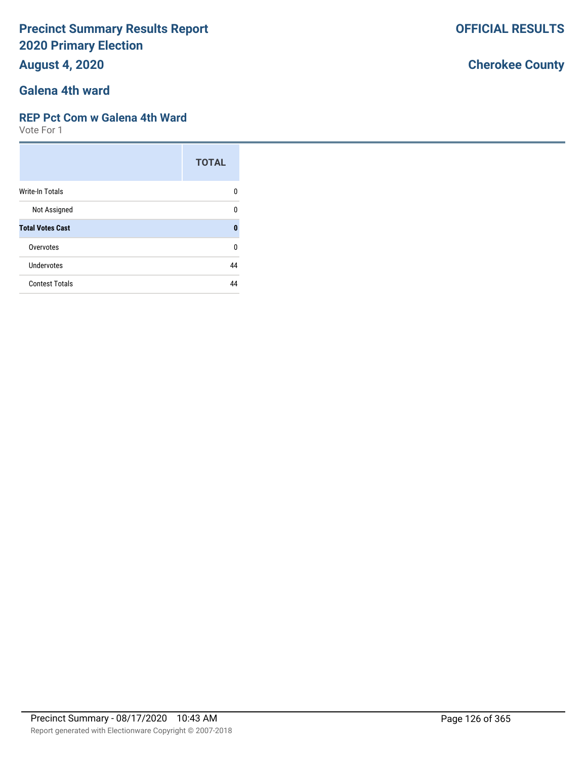# Precinct Summary Results Report
# 2020 Primary Election
## August 4, 2020

**OFFICIAL RESULTS**

**Cherokee County**

## Galena 4th ward

### REP Pct Com w Galena 4th Ward
Vote For 1

| | TOTAL |
|---|---|
| Write-In Totals | 0 |
| Not Assigned | 0 |
| **Total Votes Cast** | **0** |
| Overvotes | 0 |
| Undervotes | 44 |
| Contest Totals | 44 |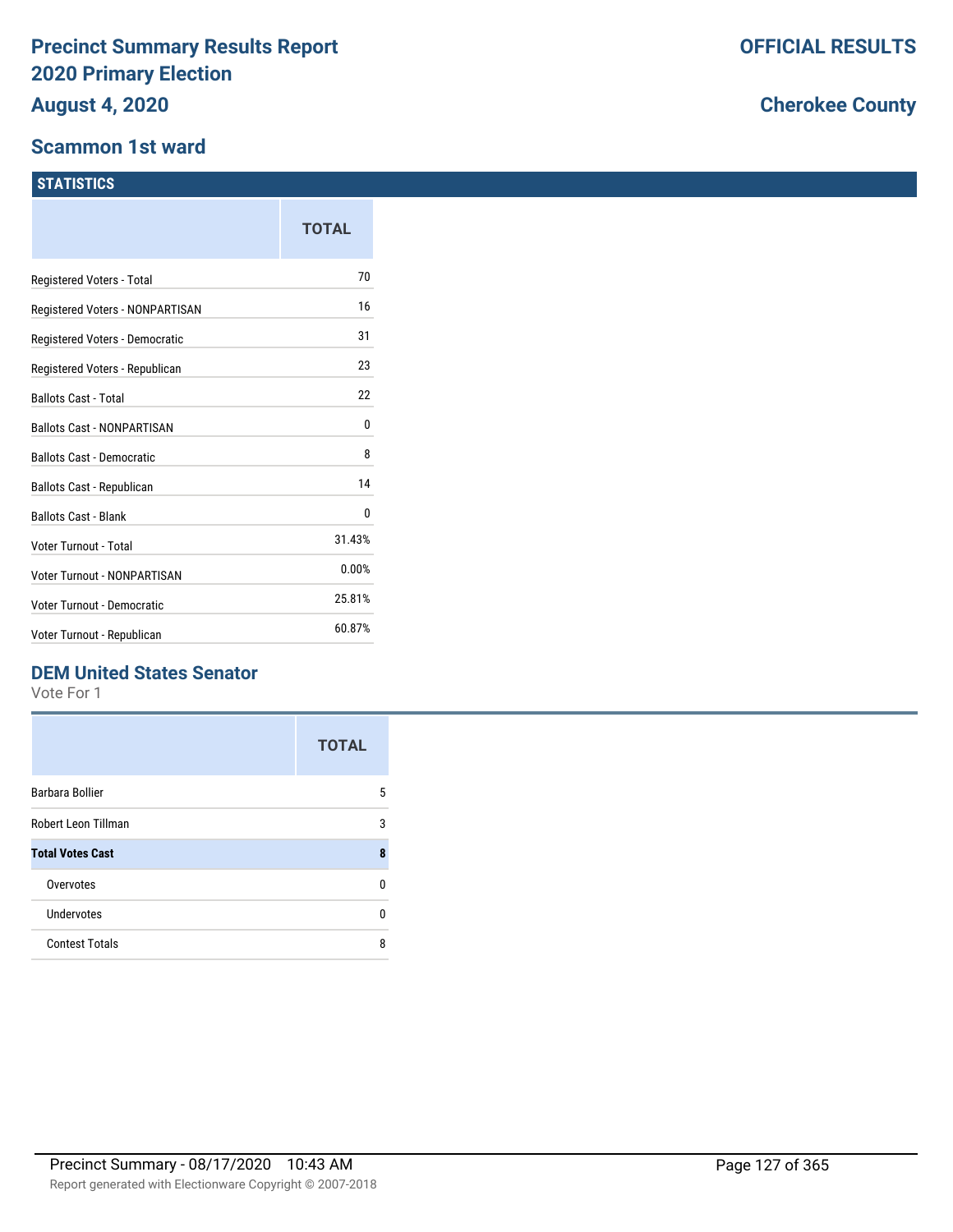# Precinct Summary Results Report
# 2020 Primary Election
## August 4, 2020

**OFFICIAL RESULTS**

**Cherokee County**

## Scammon 1st ward

### STATISTICS

| | TOTAL |
|---|---|
| Registered Voters - Total | 70 |
| Registered Voters - NONPARTISAN | 16 |
| Registered Voters - Democratic | 31 |
| Registered Voters - Republican | 23 |
| Ballots Cast - Total | 22 |
| Ballots Cast - NONPARTISAN | 0 |
| Ballots Cast - Democratic | 8 |
| Ballots Cast - Republican | 14 |
| Ballots Cast - Blank | 0 |
| Voter Turnout - Total | 31.43% |
| Voter Turnout - NONPARTISAN | 0.00% |
| Voter Turnout - Democratic | 25.81% |
| Voter Turnout - Republican | 60.87% |

### DEM United States Senator

Vote For 1

| | TOTAL |
|---|---|
| Barbara Bollier | 5 |
| Robert Leon Tillman | 3 |
| **Total Votes Cast** | **8** |
| Overvotes | 0 |
| Undervotes | 0 |
| Contest Totals | 8 |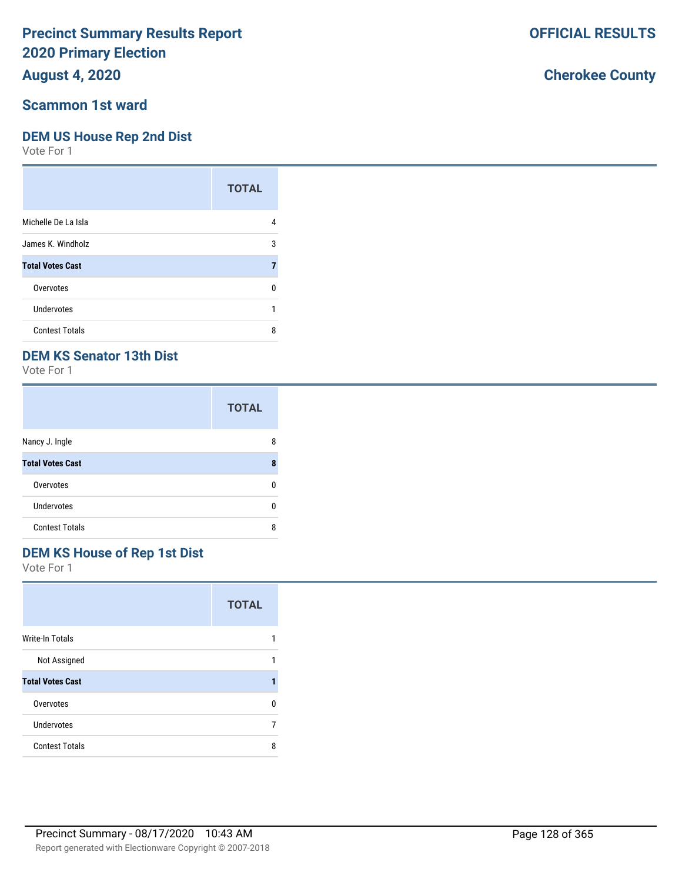# Precinct Summary Results Report
# 2020 Primary Election
## August 4, 2020

**OFFICIAL RESULTS**

**Cherokee County**

## Scammon 1st ward

### DEM US House Rep 2nd Dist

Vote For 1

| | TOTAL |
|---|---|
| Michelle De La Isla | 4 |
| James K. Windholz | 3 |
| **Total Votes Cast** | **7** |
| Overvotes | 0 |
| Undervotes | 1 |
| Contest Totals | 8 |

### DEM KS Senator 13th Dist

Vote For 1

| | TOTAL |
|---|---|
| Nancy J. Ingle | 8 |
| **Total Votes Cast** | **8** |
| Overvotes | 0 |
| Undervotes | 0 |
| Contest Totals | 8 |

### DEM KS House of Rep 1st Dist

Vote For 1

| | TOTAL |
|---|---|
| Write-In Totals | 1 |
| Not Assigned | 1 |
| **Total Votes Cast** | **1** |
| Overvotes | 0 |
| Undervotes | 7 |
| Contest Totals | 8 |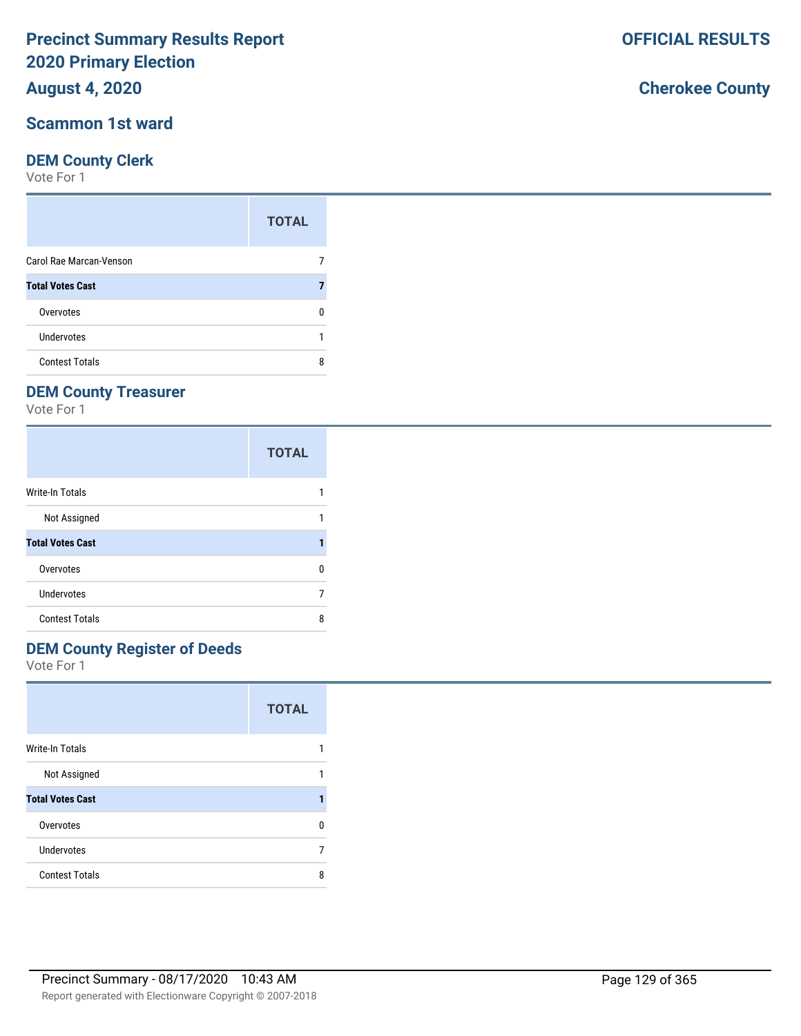# Precinct Summary Results Report
# 2020 Primary Election
# August 4, 2020

**OFFICIAL RESULTS**

**Cherokee County**

## Scammon 1st ward

### DEM County Clerk

Vote For 1

| | TOTAL |
|---|---|
| Carol Rae Marcan-Venson | 7 |
| **Total Votes Cast** | **7** |
| Overvotes | 0 |
| Undervotes | 1 |
| Contest Totals | 8 |

### DEM County Treasurer

Vote For 1

| | TOTAL |
|---|---|
| Write-In Totals | 1 |
| Not Assigned | 1 |
| **Total Votes Cast** | **1** |
| Overvotes | 0 |
| Undervotes | 7 |
| Contest Totals | 8 |

### DEM County Register of Deeds

Vote For 1

| | TOTAL |
|---|---|
| Write-In Totals | 1 |
| Not Assigned | 1 |
| **Total Votes Cast** | **1** |
| Overvotes | 0 |
| Undervotes | 7 |
| Contest Totals | 8 |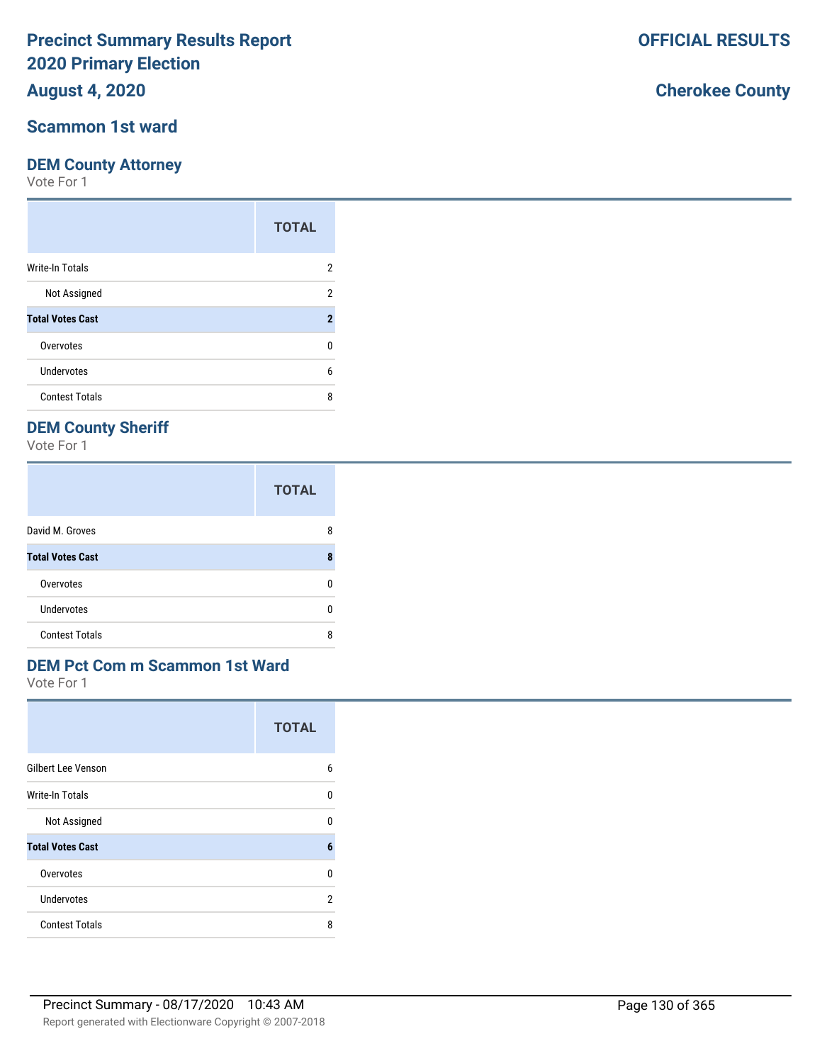# Precinct Summary Results Report
# 2020 Primary Election
# August 4, 2020

**OFFICIAL RESULTS**

**Cherokee County**

## Scammon 1st ward

### DEM County Attorney

Vote For 1

| | TOTAL |
|---|---|
| Write-In Totals | 2 |
| Not Assigned | 2 |
| **Total Votes Cast** | **2** |
| Overvotes | 0 |
| Undervotes | 6 |
| Contest Totals | 8 |

### DEM County Sheriff

Vote For 1

| | TOTAL |
|---|---|
| David M. Groves | 8 |
| **Total Votes Cast** | **8** |
| Overvotes | 0 |
| Undervotes | 0 |
| Contest Totals | 8 |

### DEM Pct Com m Scammon 1st Ward

Vote For 1

| | TOTAL |
|---|---|
| Gilbert Lee Venson | 6 |
| Write-In Totals | 0 |
| Not Assigned | 0 |
| **Total Votes Cast** | **6** |
| Overvotes | 0 |
| Undervotes | 2 |
| Contest Totals | 8 |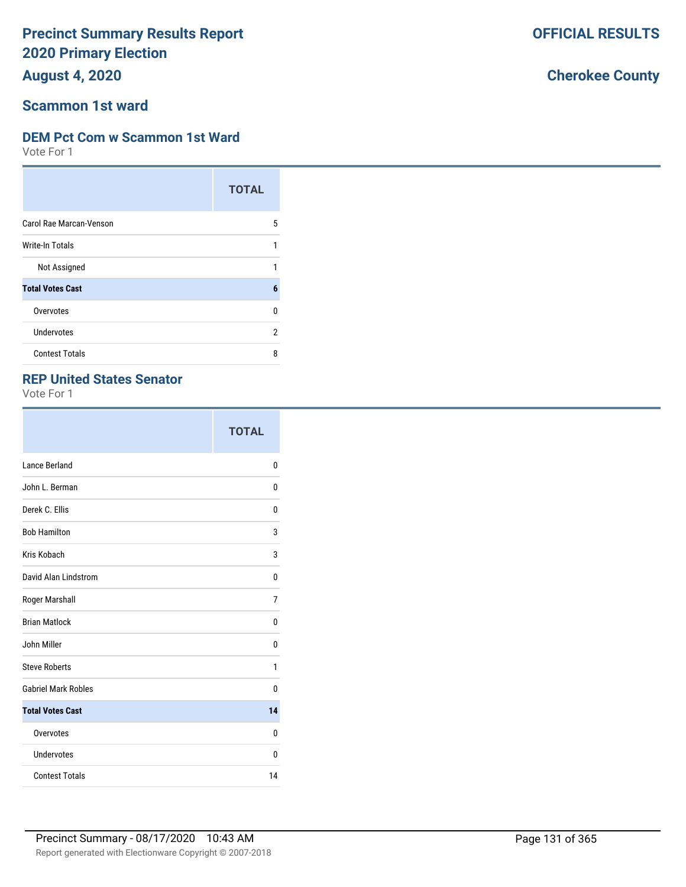# Precinct Summary Results Report 2020 Primary Election

**August 4, 2020**

**OFFICIAL RESULTS**

**Cherokee County**

## Scammon 1st ward

### DEM Pct Com w Scammon 1st Ward

Vote For 1

| | TOTAL |
|---|---|
| Carol Rae Marcan-Venson | 5 |
| Write-In Totals | 1 |
| Not Assigned | 1 |
| **Total Votes Cast** | **6** |
| Overvotes | 0 |
| Undervotes | 2 |
| Contest Totals | 8 |

### REP United States Senator

Vote For 1

| | TOTAL |
|---|---|
| Lance Berland | 0 |
| John L. Berman | 0 |
| Derek C. Ellis | 0 |
| Bob Hamilton | 3 |
| Kris Kobach | 3 |
| David Alan Lindstrom | 0 |
| Roger Marshall | 7 |
| Brian Matlock | 0 |
| John Miller | 0 |
| Steve Roberts | 1 |
| Gabriel Mark Robles | 0 |
| **Total Votes Cast** | **14** |
| Overvotes | 0 |
| Undervotes | 0 |
| Contest Totals | 14 |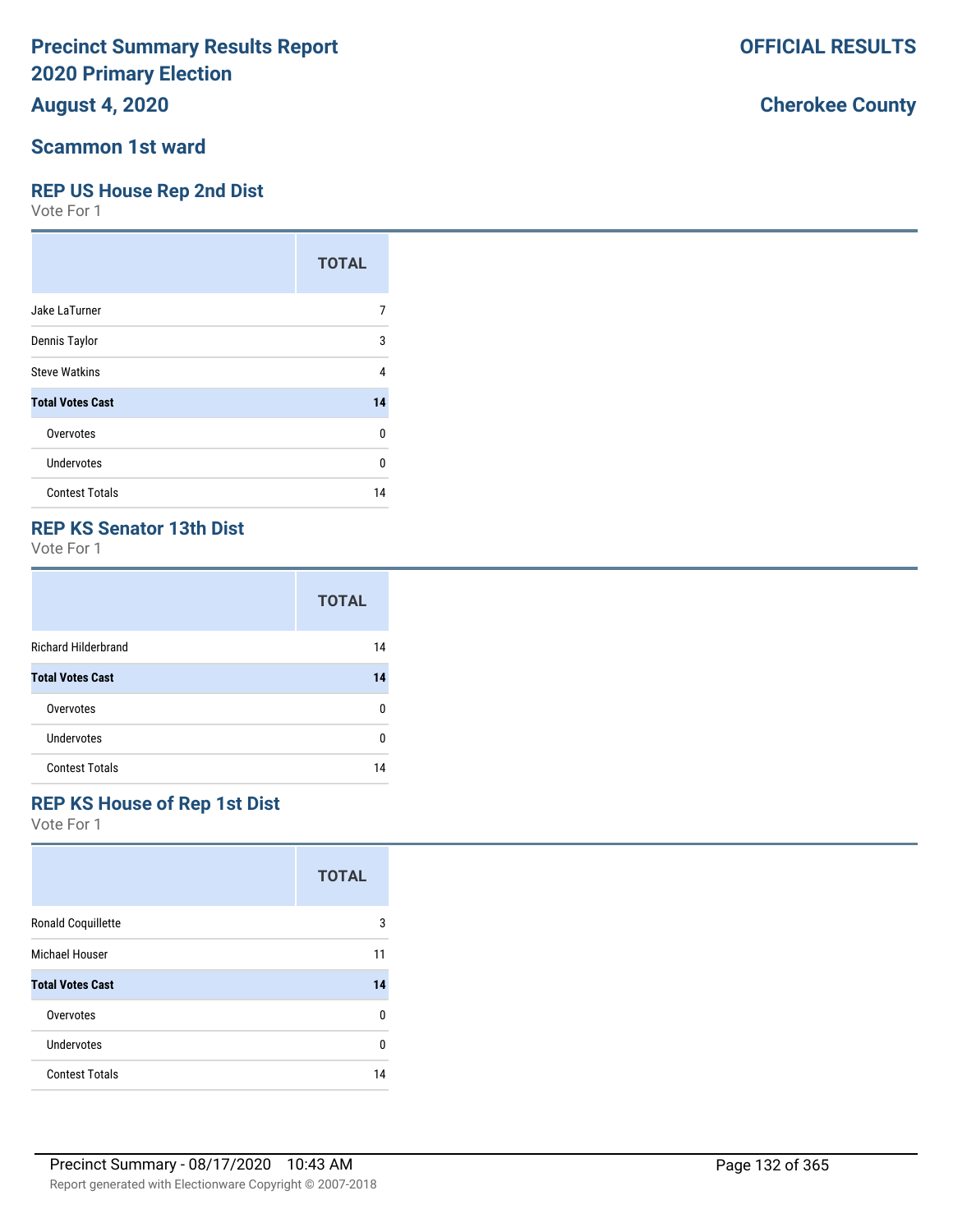# Precinct Summary Results Report
# 2020 Primary Election
## August 4, 2020

**OFFICIAL RESULTS**

**Cherokee County**

## Scammon 1st ward

### REP US House Rep 2nd Dist

Vote For 1

| | TOTAL |
|---|---|
| Jake LaTurner | 7 |
| Dennis Taylor | 3 |
| Steve Watkins | 4 |
| **Total Votes Cast** | **14** |
| Overvotes | 0 |
| Undervotes | 0 |
| Contest Totals | 14 |

### REP KS Senator 13th Dist

Vote For 1

| | TOTAL |
|---|---|
| Richard Hilderbrand | 14 |
| **Total Votes Cast** | **14** |
| Overvotes | 0 |
| Undervotes | 0 |
| Contest Totals | 14 |

### REP KS House of Rep 1st Dist

Vote For 1

| | TOTAL |
|---|---|
| Ronald Coquillette | 3 |
| Michael Houser | 11 |
| **Total Votes Cast** | **14** |
| Overvotes | 0 |
| Undervotes | 0 |
| Contest Totals | 14 |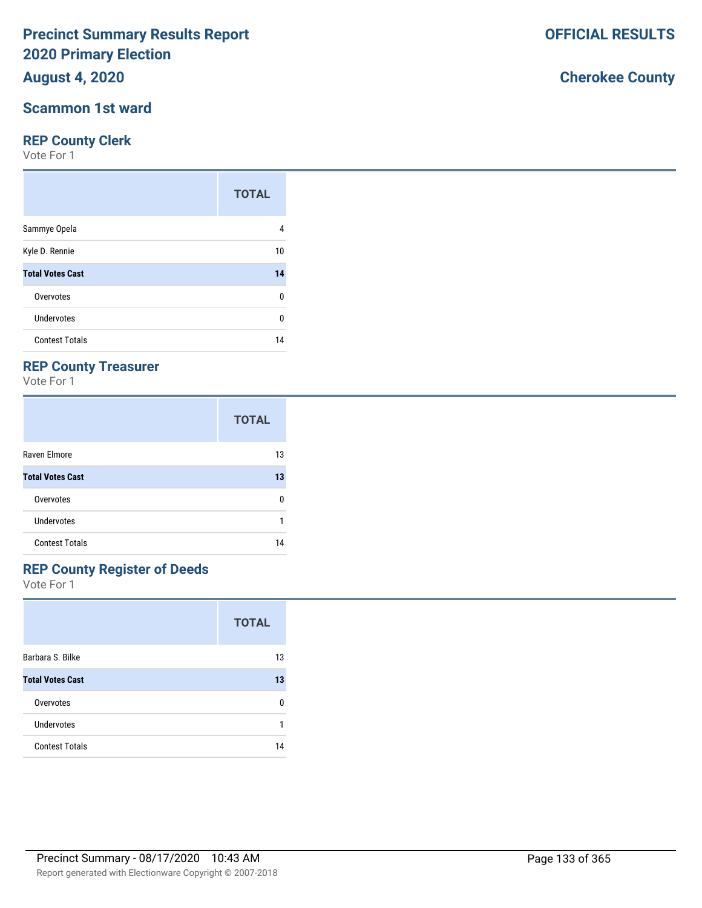# Precinct Summary Results Report
# 2020 Primary Election
# August 4, 2020

**OFFICIAL RESULTS**

**Cherokee County**

## Scammon 1st ward

### REP County Clerk

Vote For 1

| | TOTAL |
|---|---|
| Sammye Opela | 4 |
| Kyle D. Rennie | 10 |
| **Total Votes Cast** | **14** |
| Overvotes | 0 |
| Undervotes | 0 |
| Contest Totals | 14 |

### REP County Treasurer

Vote For 1

| | TOTAL |
|---|---|
| Raven Elmore | 13 |
| **Total Votes Cast** | **13** |
| Overvotes | 0 |
| Undervotes | 1 |
| Contest Totals | 14 |

### REP County Register of Deeds

Vote For 1

| | TOTAL |
|---|---|
| Barbara S. Bilke | 13 |
| **Total Votes Cast** | **13** |
| Overvotes | 0 |
| Undervotes | 1 |
| Contest Totals | 14 |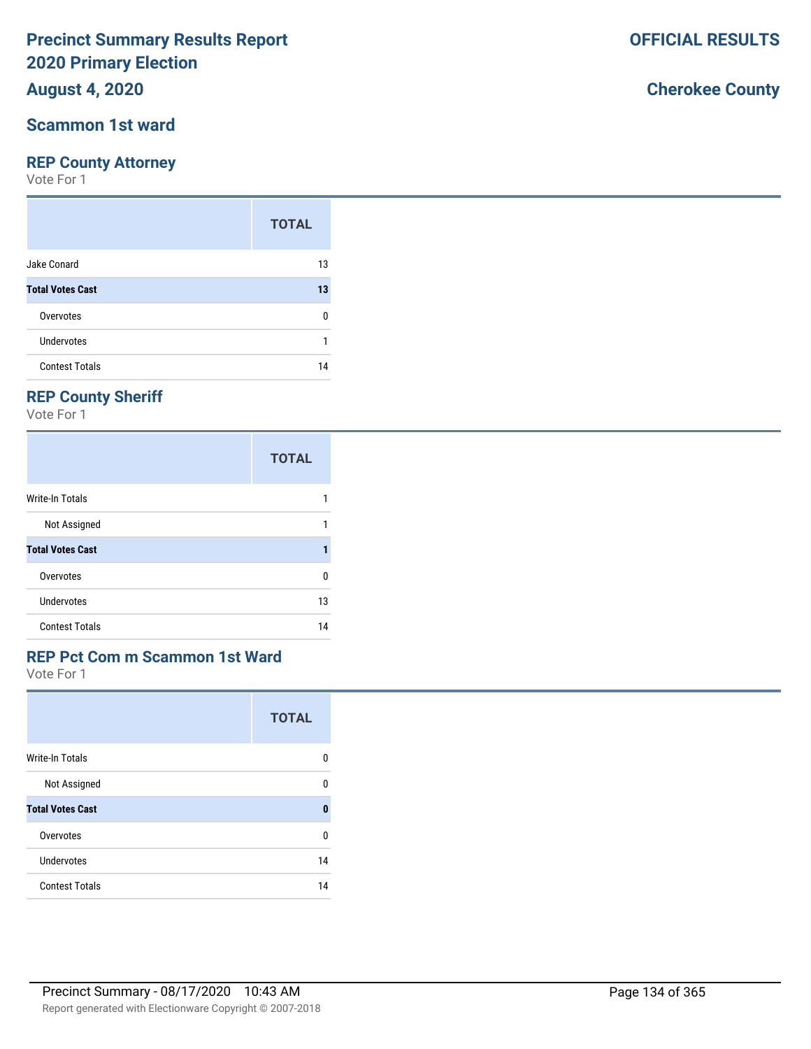# Precinct Summary Results Report
# 2020 Primary Election
## August 4, 2020

**OFFICIAL RESULTS**

**Cherokee County**

## Scammon 1st ward

### REP County Attorney
Vote For 1

| | TOTAL |
|---|---|
| Jake Conard | 13 |
| **Total Votes Cast** | **13** |
| Overvotes | 0 |
| Undervotes | 1 |
| Contest Totals | 14 |

### REP County Sheriff
Vote For 1

| | TOTAL |
|---|---|
| Write-In Totals | 1 |
| Not Assigned | 1 |
| **Total Votes Cast** | **1** |
| Overvotes | 0 |
| Undervotes | 13 |
| Contest Totals | 14 |

### REP Pct Com m Scammon 1st Ward
Vote For 1

| | TOTAL |
|---|---|
| Write-In Totals | 0 |
| Not Assigned | 0 |
| **Total Votes Cast** | **0** |
| Overvotes | 0 |
| Undervotes | 14 |
| Contest Totals | 14 |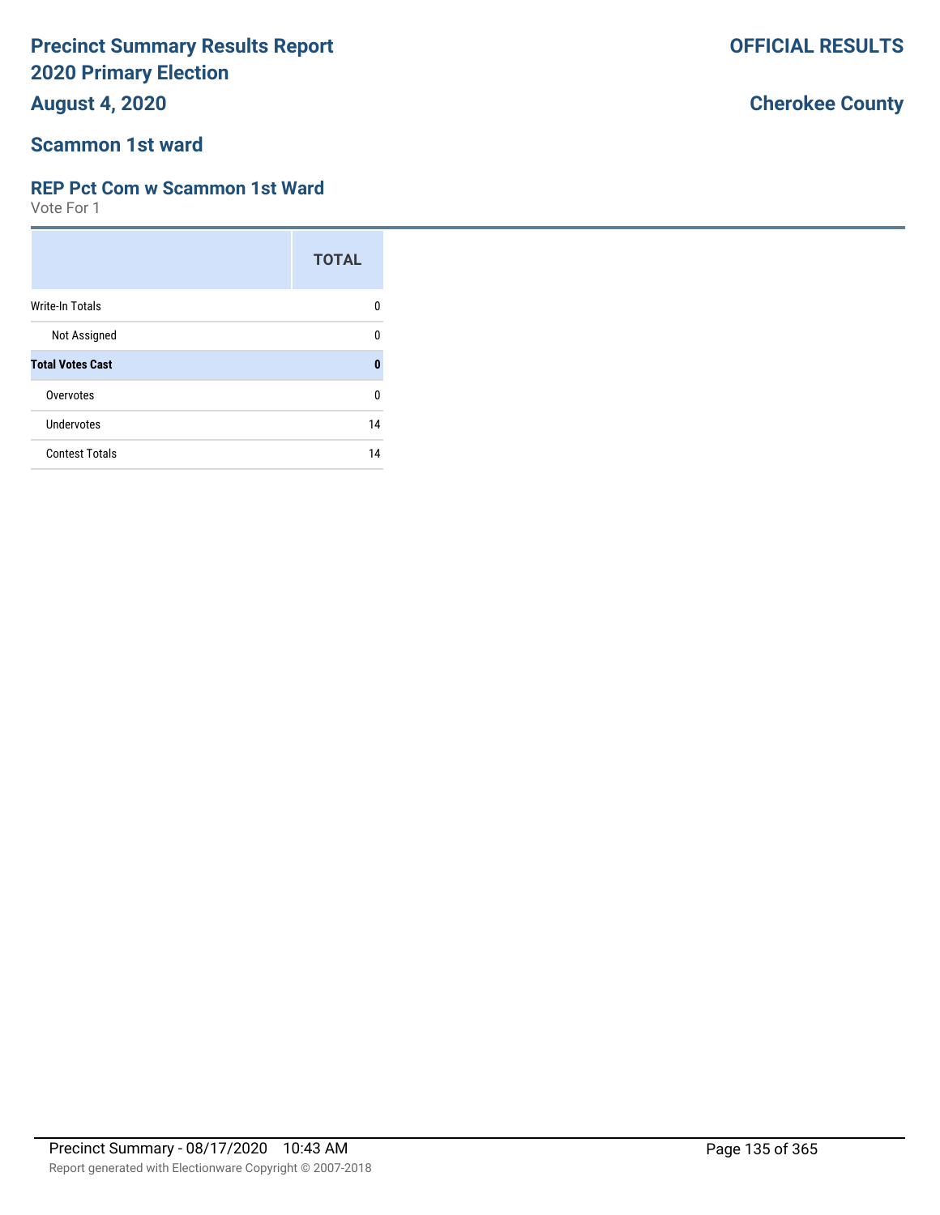# Precinct Summary Results Report
# 2020 Primary Election
# August 4, 2020

**OFFICIAL RESULTS**

**Cherokee County**

## Scammon 1st ward

### REP Pct Com w Scammon 1st Ward

Vote For 1

| | TOTAL |
|---|---|
| Write-In Totals | 0 |
| Not Assigned | 0 |
| **Total Votes Cast** | **0** |
| Overvotes | 0 |
| Undervotes | 14 |
| Contest Totals | 14 |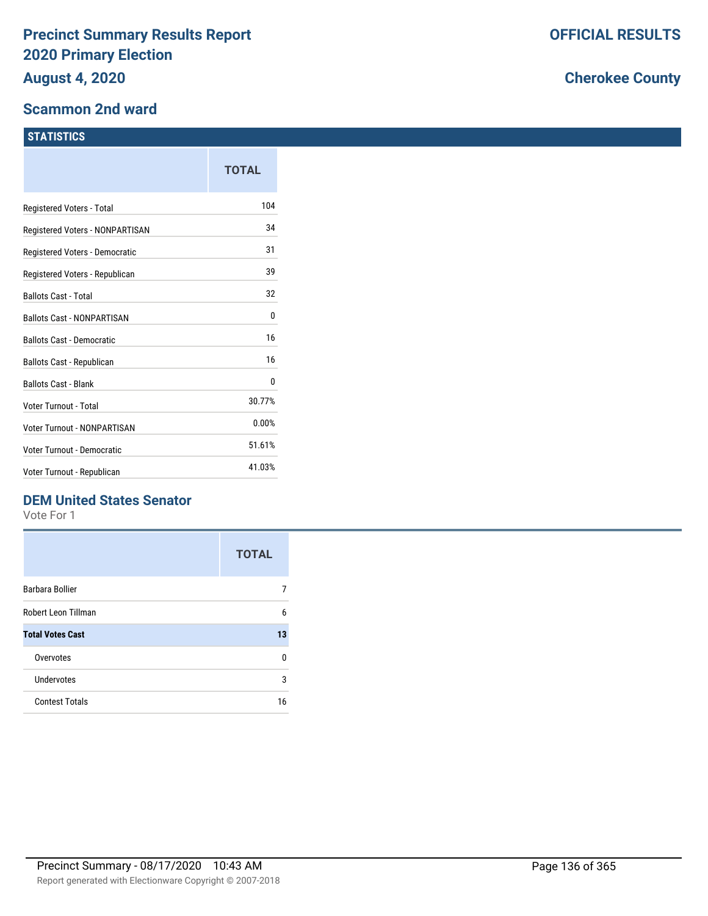# Precinct Summary Results Report
# 2020 Primary Election
# August 4, 2020

**OFFICIAL RESULTS**

**Cherokee County**

## Scammon 2nd ward

### STATISTICS

| | TOTAL |
|---|---|
| Registered Voters - Total | 104 |
| Registered Voters - NONPARTISAN | 34 |
| Registered Voters - Democratic | 31 |
| Registered Voters - Republican | 39 |
| Ballots Cast - Total | 32 |
| Ballots Cast - NONPARTISAN | 0 |
| Ballots Cast - Democratic | 16 |
| Ballots Cast - Republican | 16 |
| Ballots Cast - Blank | 0 |
| Voter Turnout - Total | 30.77% |
| Voter Turnout - NONPARTISAN | 0.00% |
| Voter Turnout - Democratic | 51.61% |
| Voter Turnout - Republican | 41.03% |

### DEM United States Senator

Vote For 1

| | TOTAL |
|---|---|
| Barbara Bollier | 7 |
| Robert Leon Tillman | 6 |
| **Total Votes Cast** | **13** |
| Overvotes | 0 |
| Undervotes | 3 |
| Contest Totals | 16 |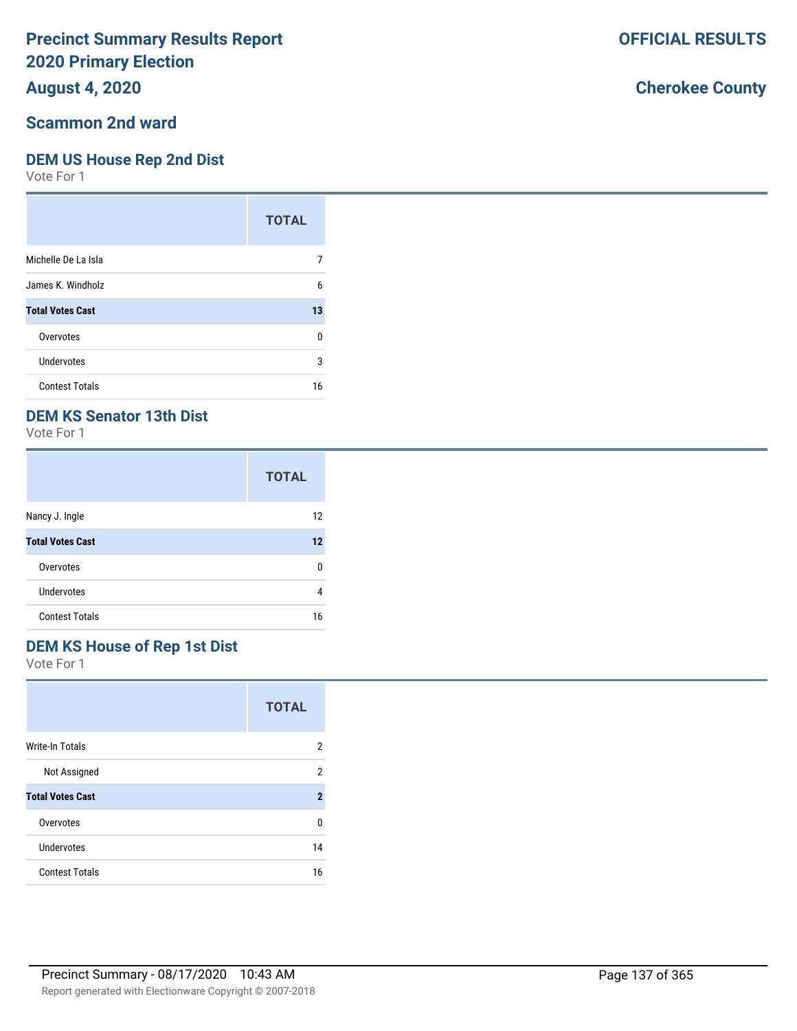# Precinct Summary Results Report
# 2020 Primary Election
# August 4, 2020

**OFFICIAL RESULTS**

**Cherokee County**

## Scammon 2nd ward

### DEM US House Rep 2nd Dist

Vote For 1

| | TOTAL |
|---|---|
| Michelle De La Isla | 7 |
| James K. Windholz | 6 |
| **Total Votes Cast** | **13** |
| Overvotes | 0 |
| Undervotes | 3 |
| Contest Totals | 16 |

### DEM KS Senator 13th Dist

Vote For 1

| | TOTAL |
|---|---|
| Nancy J. Ingle | 12 |
| **Total Votes Cast** | **12** |
| Overvotes | 0 |
| Undervotes | 4 |
| Contest Totals | 16 |

### DEM KS House of Rep 1st Dist

Vote For 1

| | TOTAL |
|---|---|
| Write-In Totals | 2 |
| Not Assigned | 2 |
| **Total Votes Cast** | **2** |
| Overvotes | 0 |
| Undervotes | 14 |
| Contest Totals | 16 |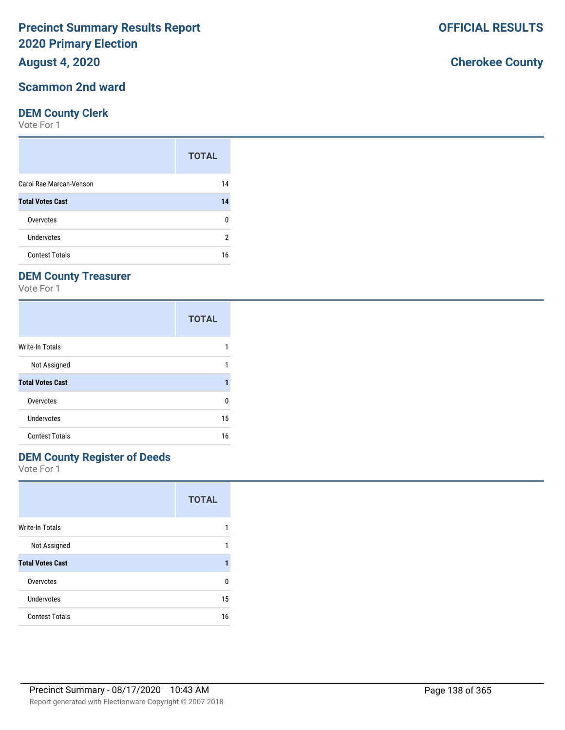# Precinct Summary Results Report
# 2020 Primary Election
# August 4, 2020

**OFFICIAL RESULTS**

**Cherokee County**

## Scammon 2nd ward

### DEM County Clerk

Vote For 1

| | TOTAL |
|---|---|
| Carol Rae Marcan-Venson | 14 |
| **Total Votes Cast** | **14** |
| Overvotes | 0 |
| Undervotes | 2 |
| Contest Totals | 16 |

### DEM County Treasurer

Vote For 1

| | TOTAL |
|---|---|
| Write-In Totals | 1 |
| Not Assigned | 1 |
| **Total Votes Cast** | **1** |
| Overvotes | 0 |
| Undervotes | 15 |
| Contest Totals | 16 |

### DEM County Register of Deeds

Vote For 1

| | TOTAL |
|---|---|
| Write-In Totals | 1 |
| Not Assigned | 1 |
| **Total Votes Cast** | **1** |
| Overvotes | 0 |
| Undervotes | 15 |
| Contest Totals | 16 |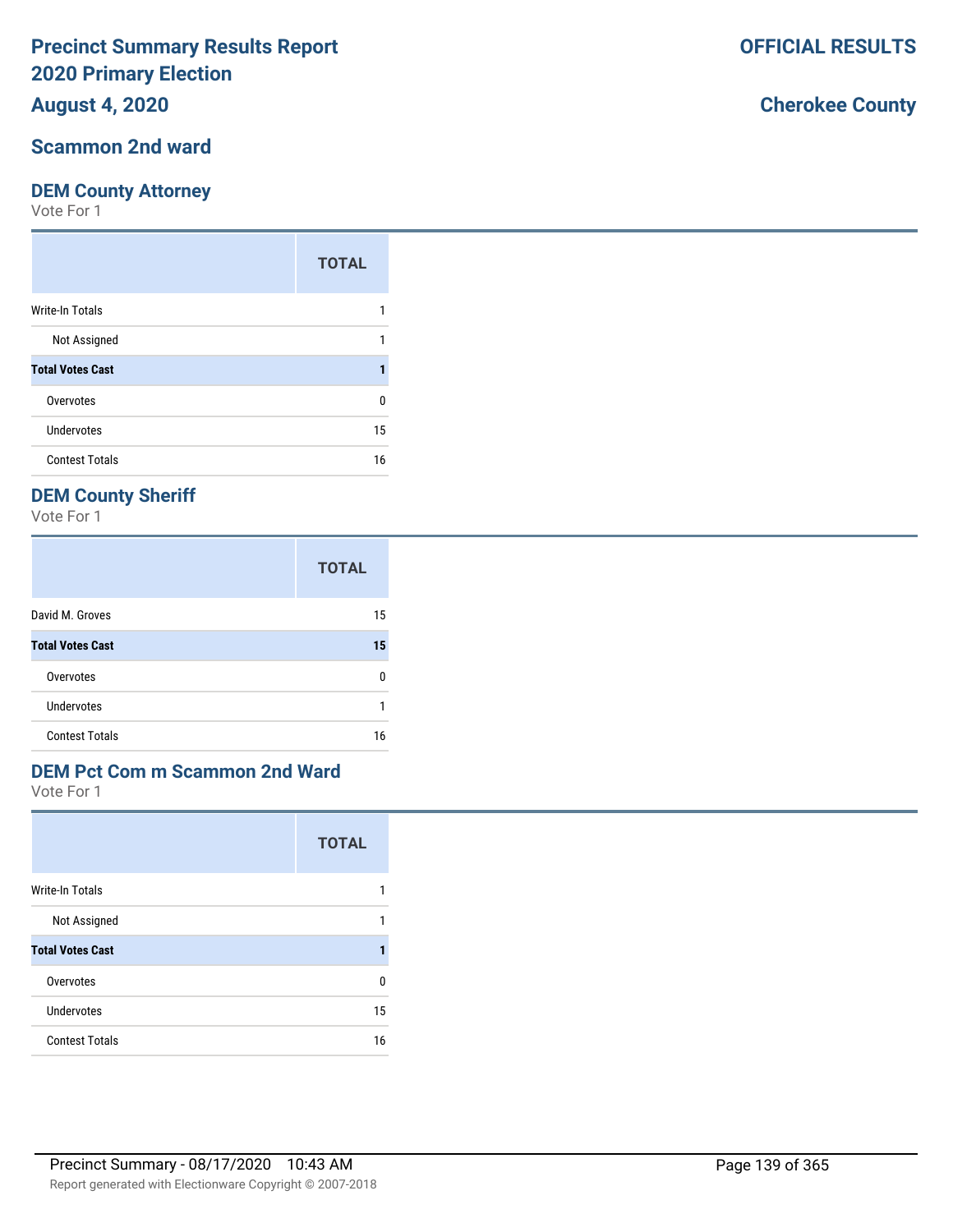# Precinct Summary Results Report
# 2020 Primary Election

**August 4, 2020**

**OFFICIAL RESULTS**

**Cherokee County**

## Scammon 2nd ward

### DEM County Attorney

Vote For 1

| | TOTAL |
|---|---|
| Write-In Totals | 1 |
| Not Assigned | 1 |
| **Total Votes Cast** | **1** |
| Overvotes | 0 |
| Undervotes | 15 |
| Contest Totals | 16 |

### DEM County Sheriff

Vote For 1

| | TOTAL |
|---|---|
| David M. Groves | 15 |
| **Total Votes Cast** | **15** |
| Overvotes | 0 |
| Undervotes | 1 |
| Contest Totals | 16 |

### DEM Pct Com m Scammon 2nd Ward

Vote For 1

| | TOTAL |
|---|---|
| Write-In Totals | 1 |
| Not Assigned | 1 |
| **Total Votes Cast** | **1** |
| Overvotes | 0 |
| Undervotes | 15 |
| Contest Totals | 16 |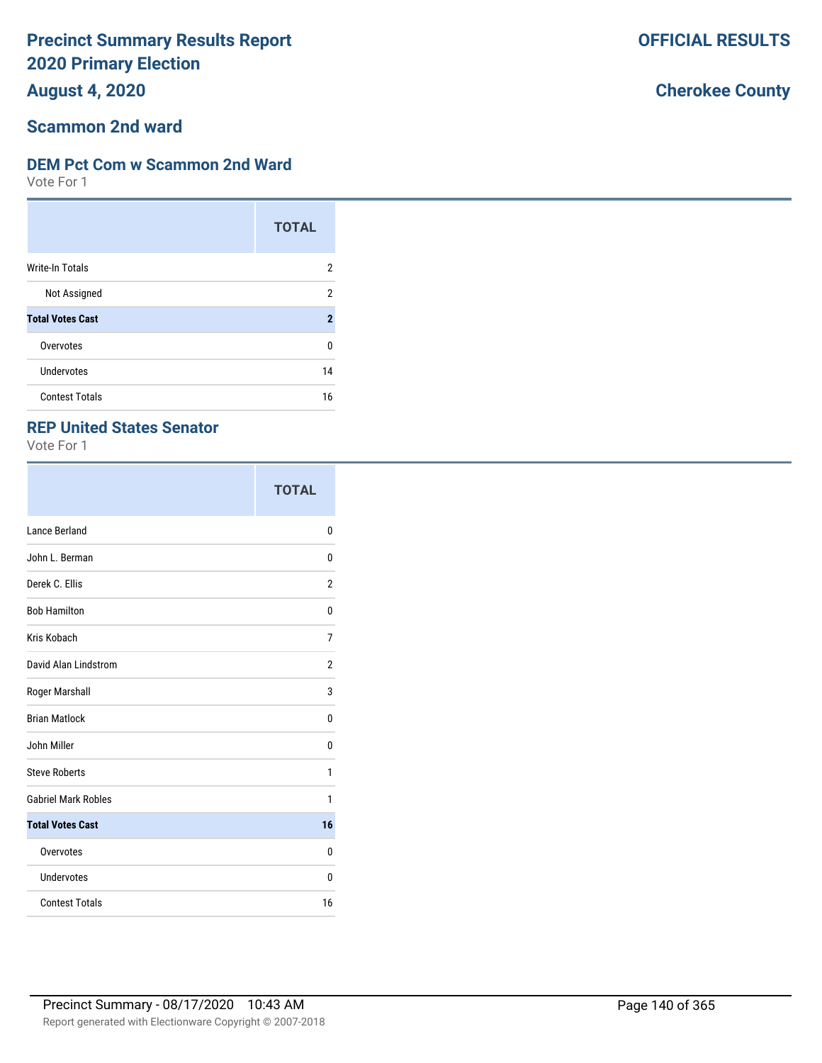# Precinct Summary Results Report
# 2020 Primary Election
## August 4, 2020

**OFFICIAL RESULTS**

**Cherokee County**

## Scammon 2nd ward

### DEM Pct Com w Scammon 2nd Ward
Vote For 1

| | TOTAL |
|---|---|
| Write-In Totals | 2 |
| Not Assigned | 2 |
| **Total Votes Cast** | **2** |
| Overvotes | 0 |
| Undervotes | 14 |
| Contest Totals | 16 |

### REP United States Senator
Vote For 1

| | TOTAL |
|---|---|
| Lance Berland | 0 |
| John L. Berman | 0 |
| Derek C. Ellis | 2 |
| Bob Hamilton | 0 |
| Kris Kobach | 7 |
| David Alan Lindstrom | 2 |
| Roger Marshall | 3 |
| Brian Matlock | 0 |
| John Miller | 0 |
| Steve Roberts | 1 |
| Gabriel Mark Robles | 1 |
| **Total Votes Cast** | **16** |
| Overvotes | 0 |
| Undervotes | 0 |
| Contest Totals | 16 |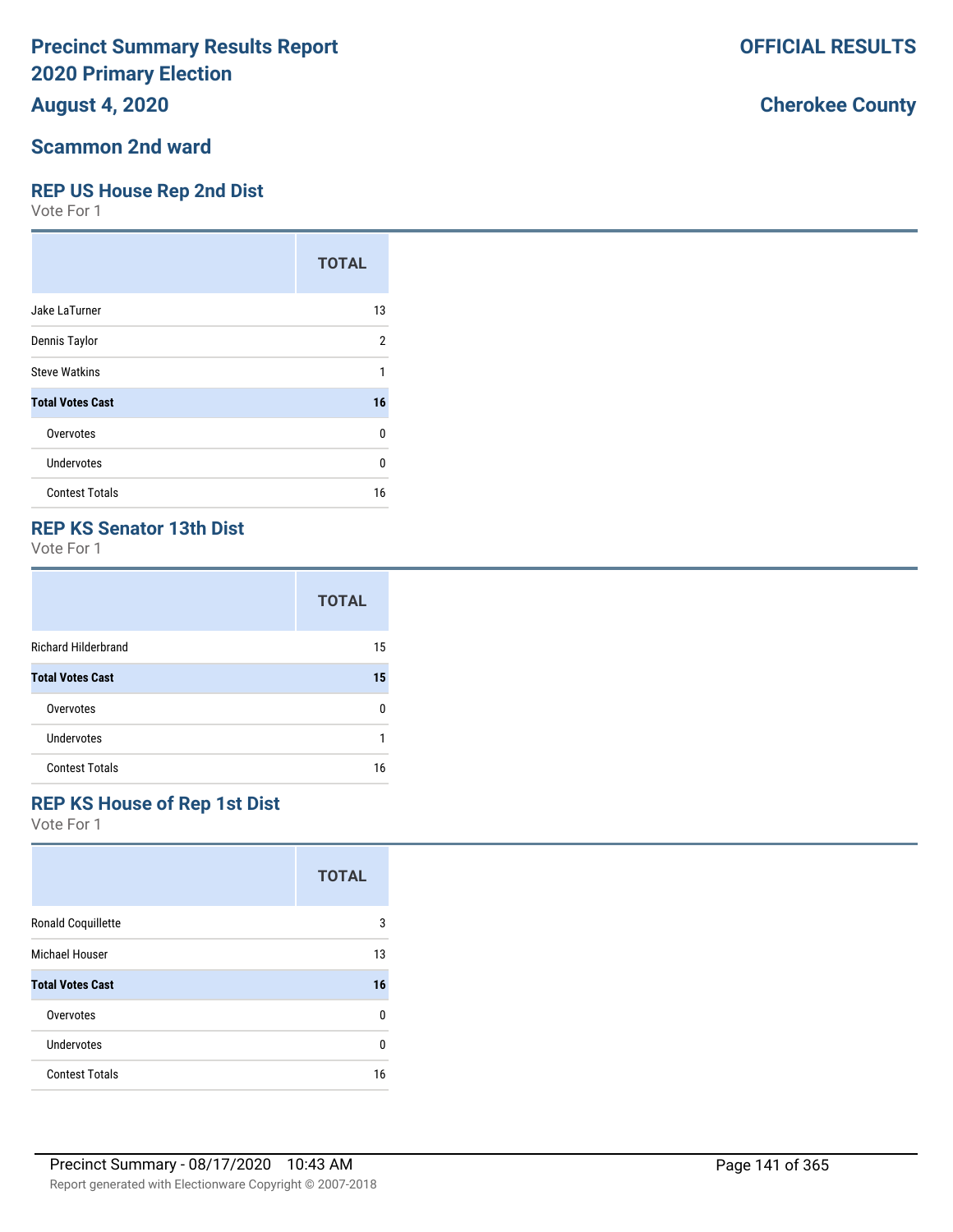# Precinct Summary Results Report
# 2020 Primary Election

**OFFICIAL RESULTS**

**August 4, 2020**

**Cherokee County**

## Scammon 2nd ward

### REP US House Rep 2nd Dist

Vote For 1

| | TOTAL |
|---|---|
| Jake LaTurner | 13 |
| Dennis Taylor | 2 |
| Steve Watkins | 1 |
| **Total Votes Cast** | **16** |
| Overvotes | 0 |
| Undervotes | 0 |
| Contest Totals | 16 |

### REP KS Senator 13th Dist

Vote For 1

| | TOTAL |
|---|---|
| Richard Hilderbrand | 15 |
| **Total Votes Cast** | **15** |
| Overvotes | 0 |
| Undervotes | 1 |
| Contest Totals | 16 |

### REP KS House of Rep 1st Dist

Vote For 1

| | TOTAL |
|---|---|
| Ronald Coquillette | 3 |
| Michael Houser | 13 |
| **Total Votes Cast** | **16** |
| Overvotes | 0 |
| Undervotes | 0 |
| Contest Totals | 16 |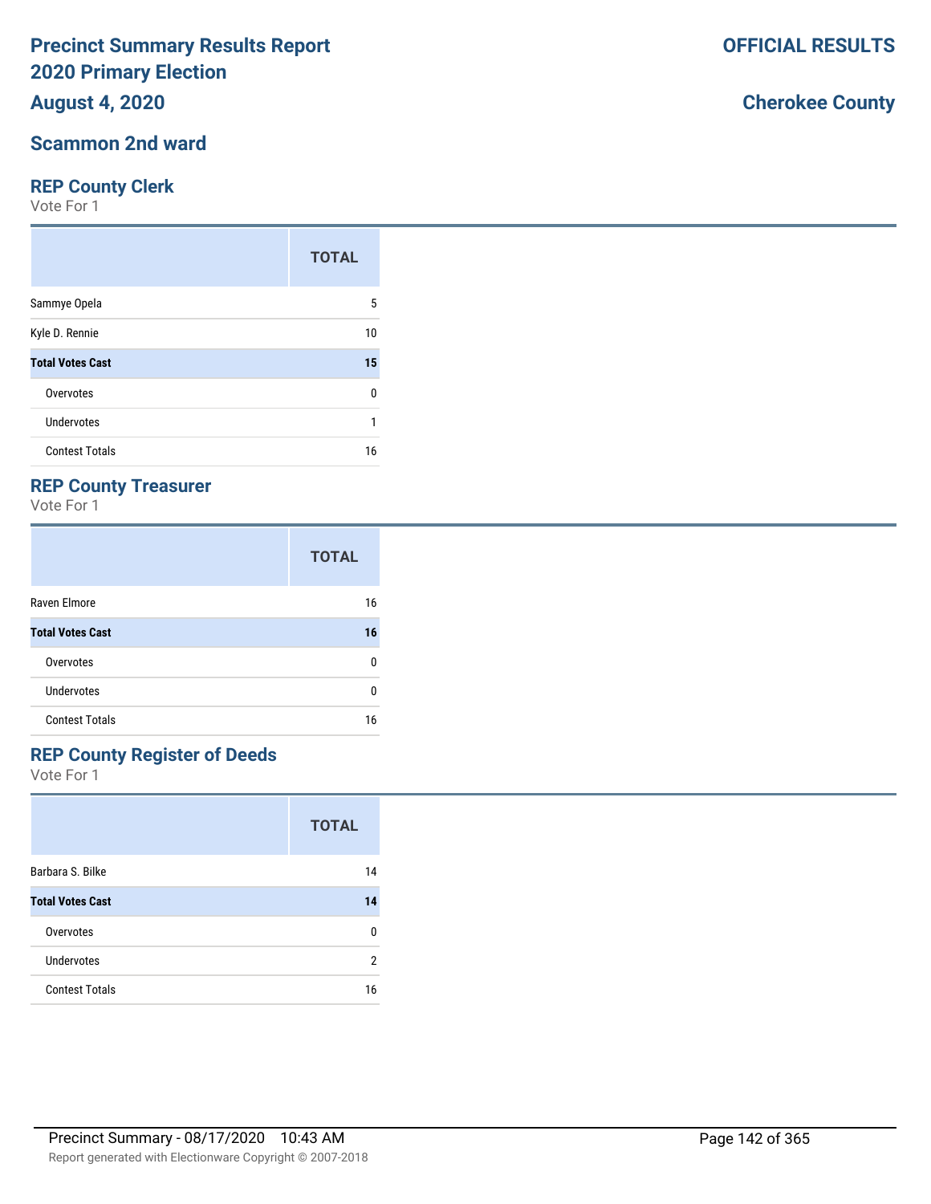# Precinct Summary Results Report
# 2020 Primary Election
# August 4, 2020

**OFFICIAL RESULTS**

**Cherokee County**

## Scammon 2nd ward

### REP County Clerk

Vote For 1

| | TOTAL |
|---|---|
| Sammye Opela | 5 |
| Kyle D. Rennie | 10 |
| **Total Votes Cast** | **15** |
| Overvotes | 0 |
| Undervotes | 1 |
| Contest Totals | 16 |

### REP County Treasurer

Vote For 1

| | TOTAL |
|---|---|
| Raven Elmore | 16 |
| **Total Votes Cast** | **16** |
| Overvotes | 0 |
| Undervotes | 0 |
| Contest Totals | 16 |

### REP County Register of Deeds

Vote For 1

| | TOTAL |
|---|---|
| Barbara S. Bilke | 14 |
| **Total Votes Cast** | **14** |
| Overvotes | 0 |
| Undervotes | 2 |
| Contest Totals | 16 |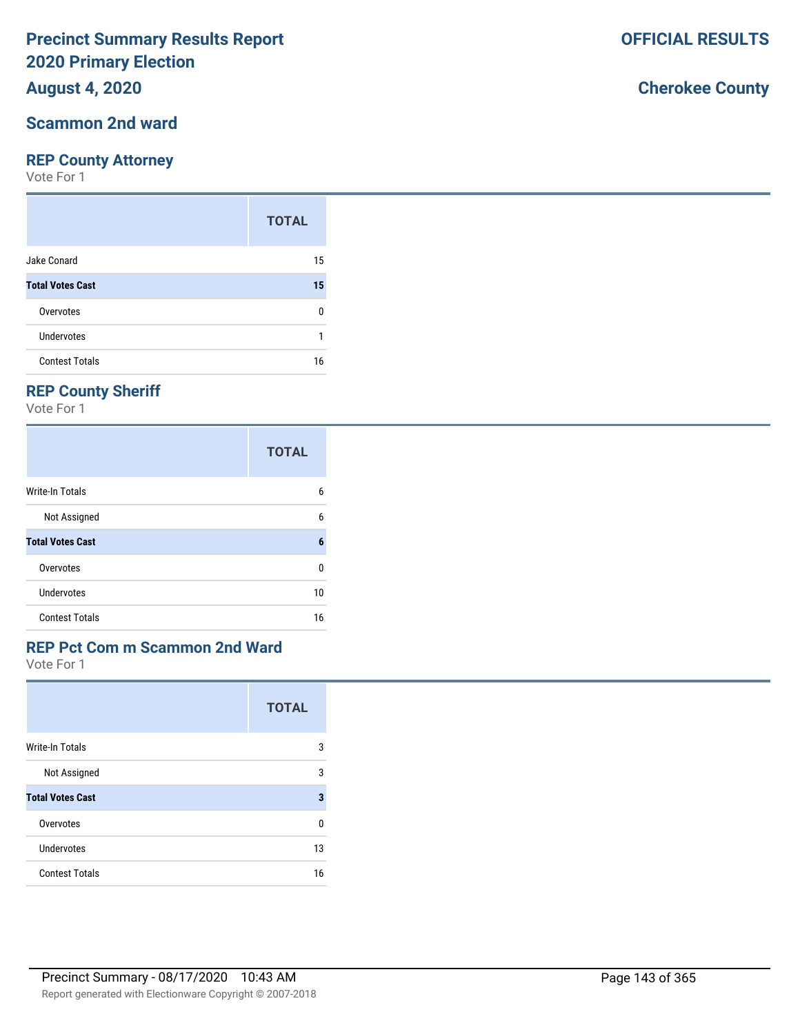# Precinct Summary Results Report
# 2020 Primary Election
## August 4, 2020

**OFFICIAL RESULTS**

**Cherokee County**

## Scammon 2nd ward

### REP County Attorney
Vote For 1

| | TOTAL |
|---|---|
| Jake Conard | 15 |
| **Total Votes Cast** | **15** |
| Overvotes | 0 |
| Undervotes | 1 |
| Contest Totals | 16 |

### REP County Sheriff
Vote For 1

| | TOTAL |
|---|---|
| Write-In Totals | 6 |
| Not Assigned | 6 |
| **Total Votes Cast** | **6** |
| Overvotes | 0 |
| Undervotes | 10 |
| Contest Totals | 16 |

### REP Pct Com m Scammon 2nd Ward
Vote For 1

| | TOTAL |
|---|---|
| Write-In Totals | 3 |
| Not Assigned | 3 |
| **Total Votes Cast** | **3** |
| Overvotes | 0 |
| Undervotes | 13 |
| Contest Totals | 16 |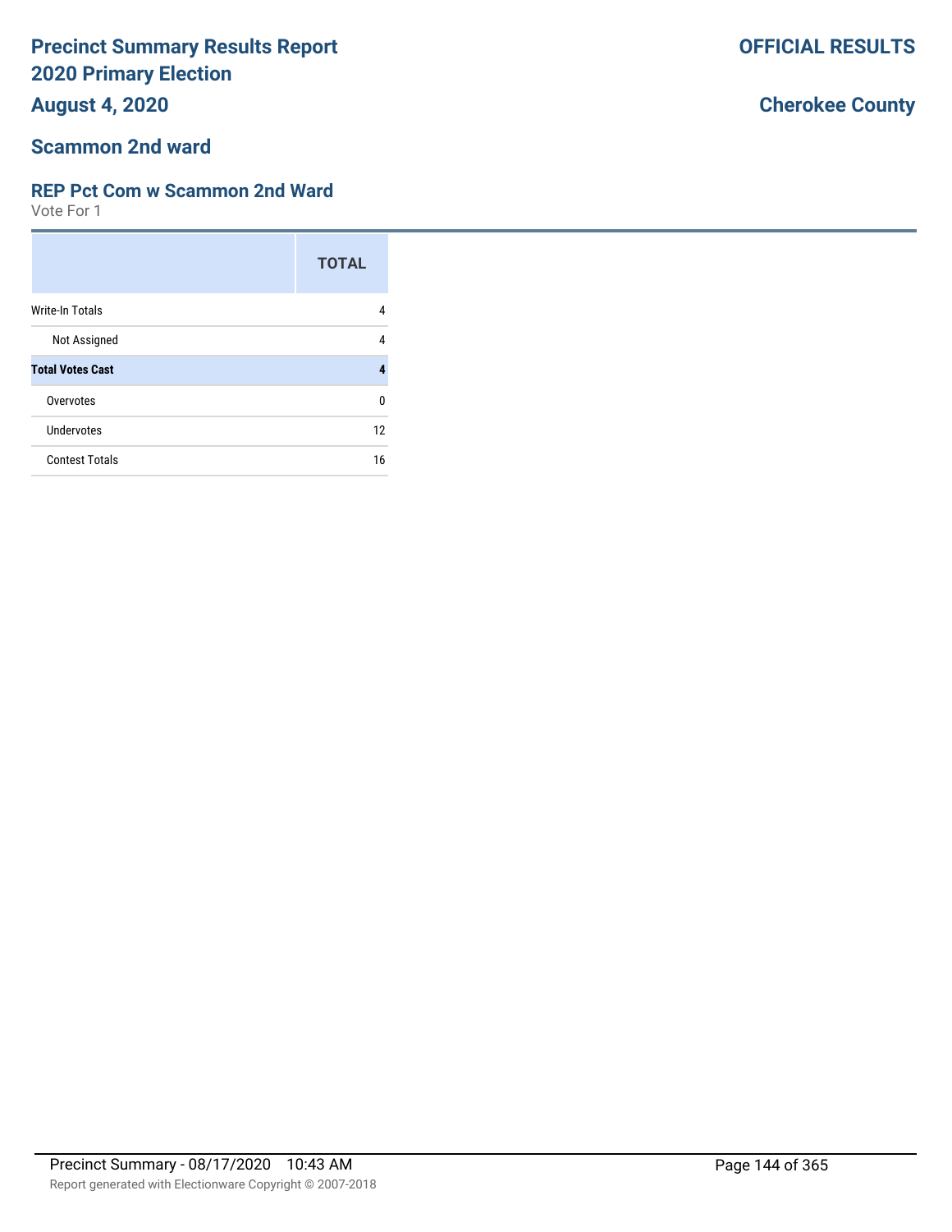# Precinct Summary Results Report
# 2020 Primary Election
## August 4, 2020

**OFFICIAL RESULTS**

**Cherokee County**

## Scammon 2nd ward

### REP Pct Com w Scammon 2nd Ward

Vote For 1

| | TOTAL |
|---|---|
| Write-In Totals | 4 |
| Not Assigned | 4 |
| **Total Votes Cast** | **4** |
| Overvotes | 0 |
| Undervotes | 12 |
| Contest Totals | 16 |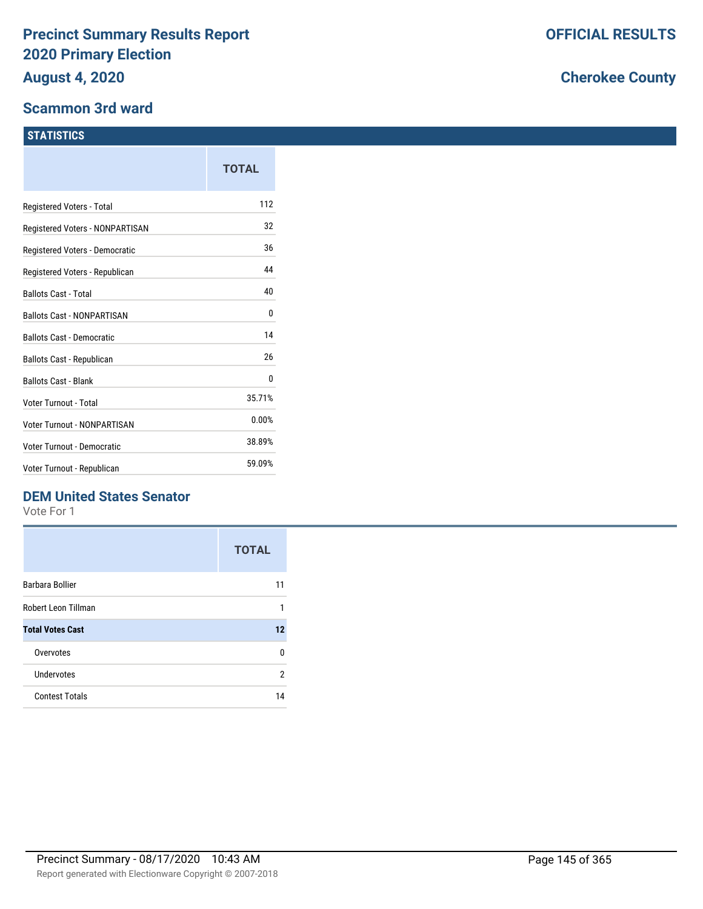# Precinct Summary Results Report
# 2020 Primary Election
## August 4, 2020

**OFFICIAL RESULTS**

**Cherokee County**

## Scammon 3rd ward

### STATISTICS

| | TOTAL |
|---|---|
| Registered Voters - Total | 112 |
| Registered Voters - NONPARTISAN | 32 |
| Registered Voters - Democratic | 36 |
| Registered Voters - Republican | 44 |
| Ballots Cast - Total | 40 |
| Ballots Cast - NONPARTISAN | 0 |
| Ballots Cast - Democratic | 14 |
| Ballots Cast - Republican | 26 |
| Ballots Cast - Blank | 0 |
| Voter Turnout - Total | 35.71% |
| Voter Turnout - NONPARTISAN | 0.00% |
| Voter Turnout - Democratic | 38.89% |
| Voter Turnout - Republican | 59.09% |

### DEM United States Senator

Vote For 1

| | TOTAL |
|---|---|
| Barbara Bollier | 11 |
| Robert Leon Tillman | 1 |
| **Total Votes Cast** | **12** |
| Overvotes | 0 |
| Undervotes | 2 |
| Contest Totals | 14 |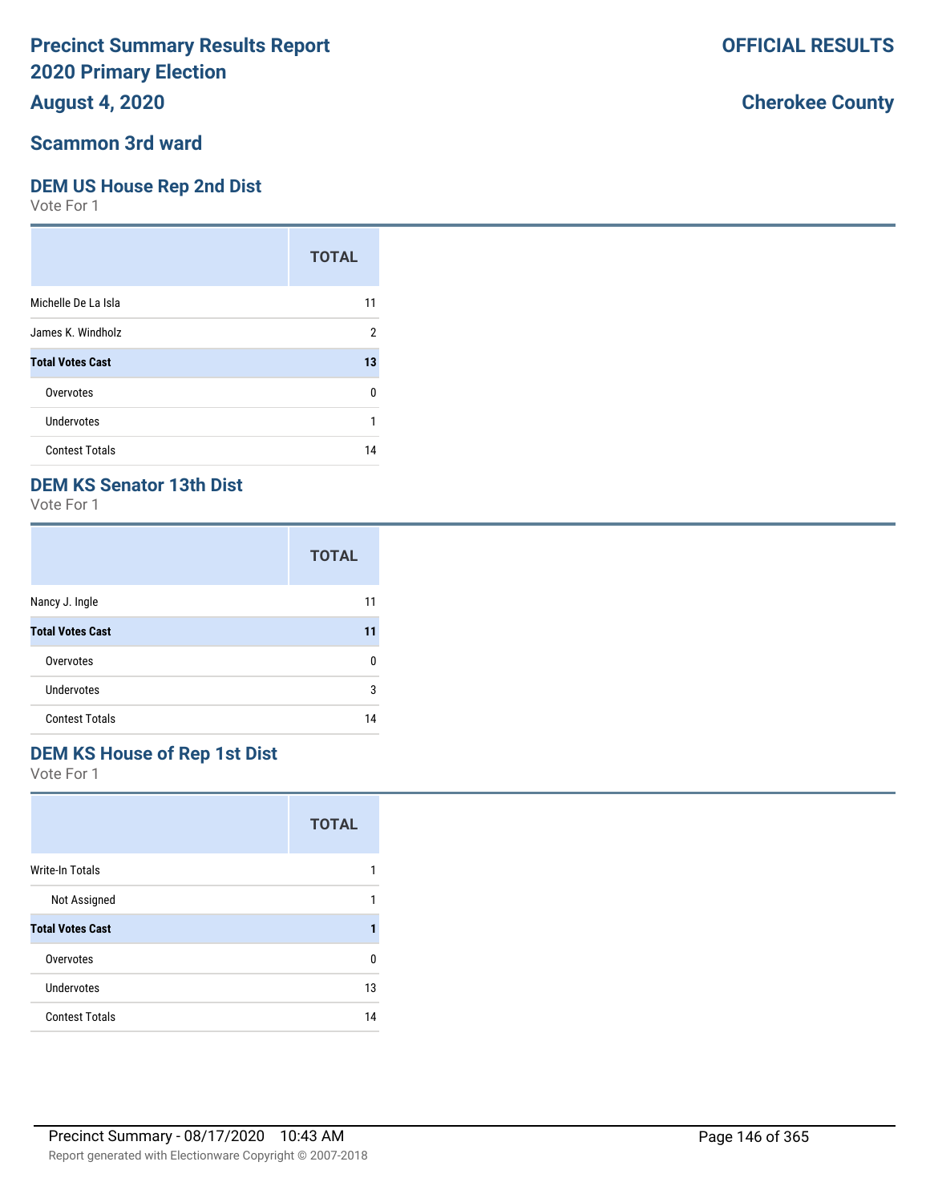# Precinct Summary Results Report
# 2020 Primary Election
## August 4, 2020

**OFFICIAL RESULTS**

**Cherokee County**

## Scammon 3rd ward

### DEM US House Rep 2nd Dist

Vote For 1

| | TOTAL |
|---|---|
| Michelle De La Isla | 11 |
| James K. Windholz | 2 |
| **Total Votes Cast** | **13** |
| Overvotes | 0 |
| Undervotes | 1 |
| Contest Totals | 14 |

### DEM KS Senator 13th Dist

Vote For 1

| | TOTAL |
|---|---|
| Nancy J. Ingle | 11 |
| **Total Votes Cast** | **11** |
| Overvotes | 0 |
| Undervotes | 3 |
| Contest Totals | 14 |

### DEM KS House of Rep 1st Dist

Vote For 1

| | TOTAL |
|---|---|
| Write-In Totals | 1 |
| Not Assigned | 1 |
| **Total Votes Cast** | **1** |
| Overvotes | 0 |
| Undervotes | 13 |
| Contest Totals | 14 |

Precinct Summary - 08/17/2020 10:43 AM

Report generated with Electionware Copyright © 2007-2018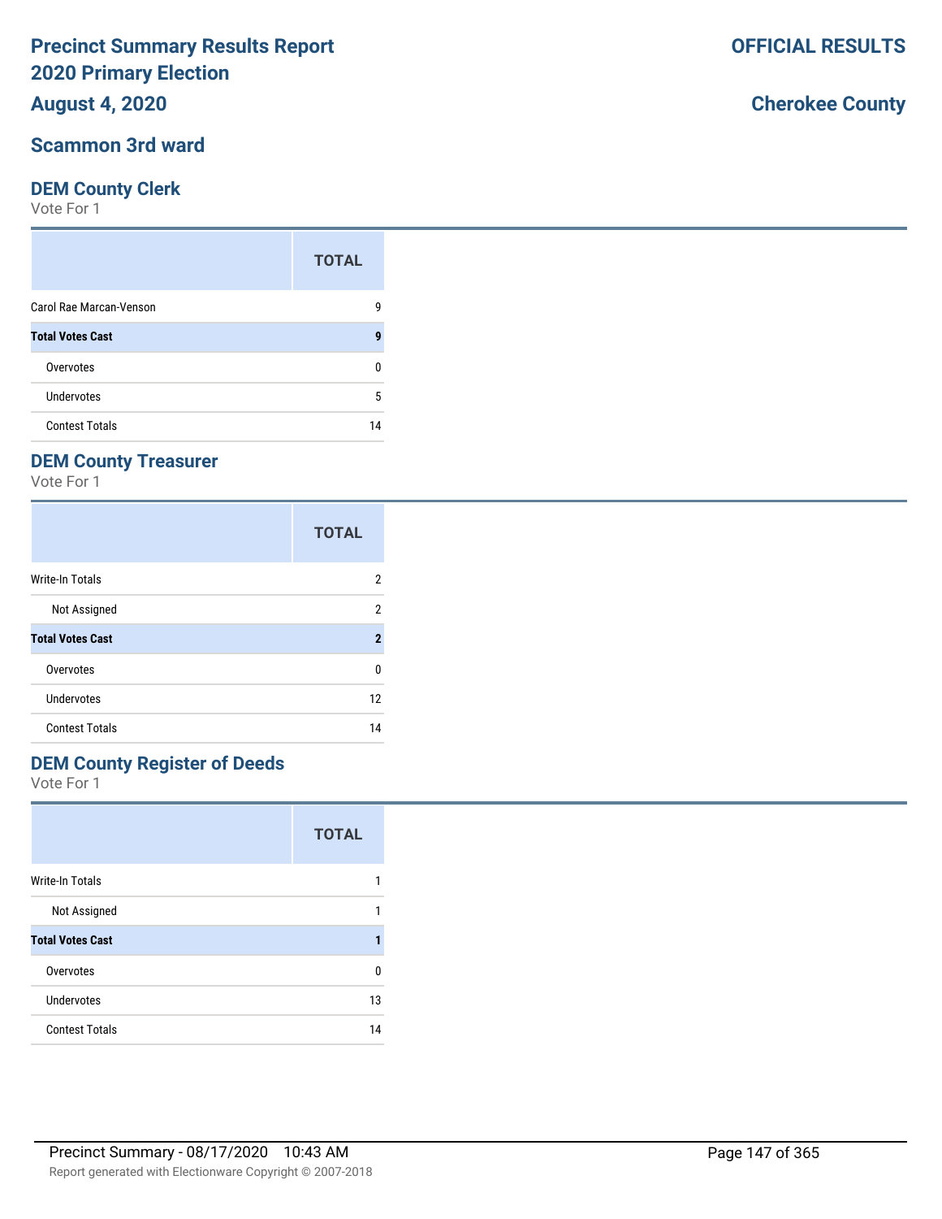# Precinct Summary Results Report 2020 Primary Election

**August 4, 2020**

**OFFICIAL RESULTS**

**Cherokee County**

## Scammon 3rd ward

### DEM County Clerk

Vote For 1

| | TOTAL |
|---|---|
| Carol Rae Marcan-Venson | 9 |
| **Total Votes Cast** | **9** |
| Overvotes | 0 |
| Undervotes | 5 |
| Contest Totals | 14 |

### DEM County Treasurer

Vote For 1

| | TOTAL |
|---|---|
| Write-In Totals | 2 |
| Not Assigned | 2 |
| **Total Votes Cast** | **2** |
| Overvotes | 0 |
| Undervotes | 12 |
| Contest Totals | 14 |

### DEM County Register of Deeds

Vote For 1

| | TOTAL |
|---|---|
| Write-In Totals | 1 |
| Not Assigned | 1 |
| **Total Votes Cast** | **1** |
| Overvotes | 0 |
| Undervotes | 13 |
| Contest Totals | 14 |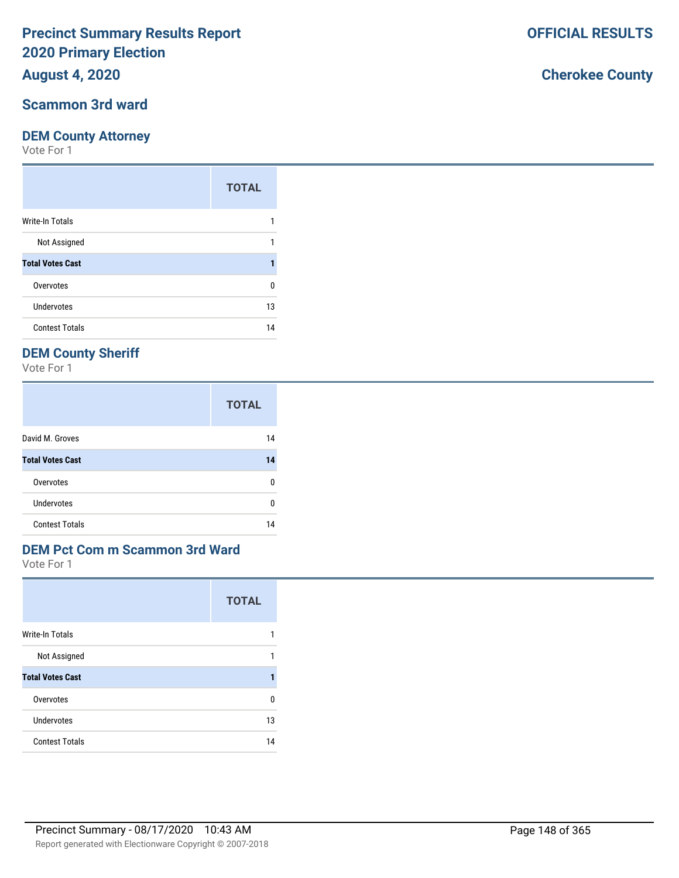# Precinct Summary Results Report
# 2020 Primary Election
## August 4, 2020

**OFFICIAL RESULTS**

**Cherokee County**

## Scammon 3rd ward

### DEM County Attorney
Vote For 1

| | TOTAL |
|---|---|
| Write-In Totals | 1 |
| Not Assigned | 1 |
| **Total Votes Cast** | **1** |
| Overvotes | 0 |
| Undervotes | 13 |
| Contest Totals | 14 |

### DEM County Sheriff
Vote For 1

| | TOTAL |
|---|---|
| David M. Groves | 14 |
| **Total Votes Cast** | **14** |
| Overvotes | 0 |
| Undervotes | 0 |
| Contest Totals | 14 |

### DEM Pct Com m Scammon 3rd Ward
Vote For 1

| | TOTAL |
|---|---|
| Write-In Totals | 1 |
| Not Assigned | 1 |
| **Total Votes Cast** | **1** |
| Overvotes | 0 |
| Undervotes | 13 |
| Contest Totals | 14 |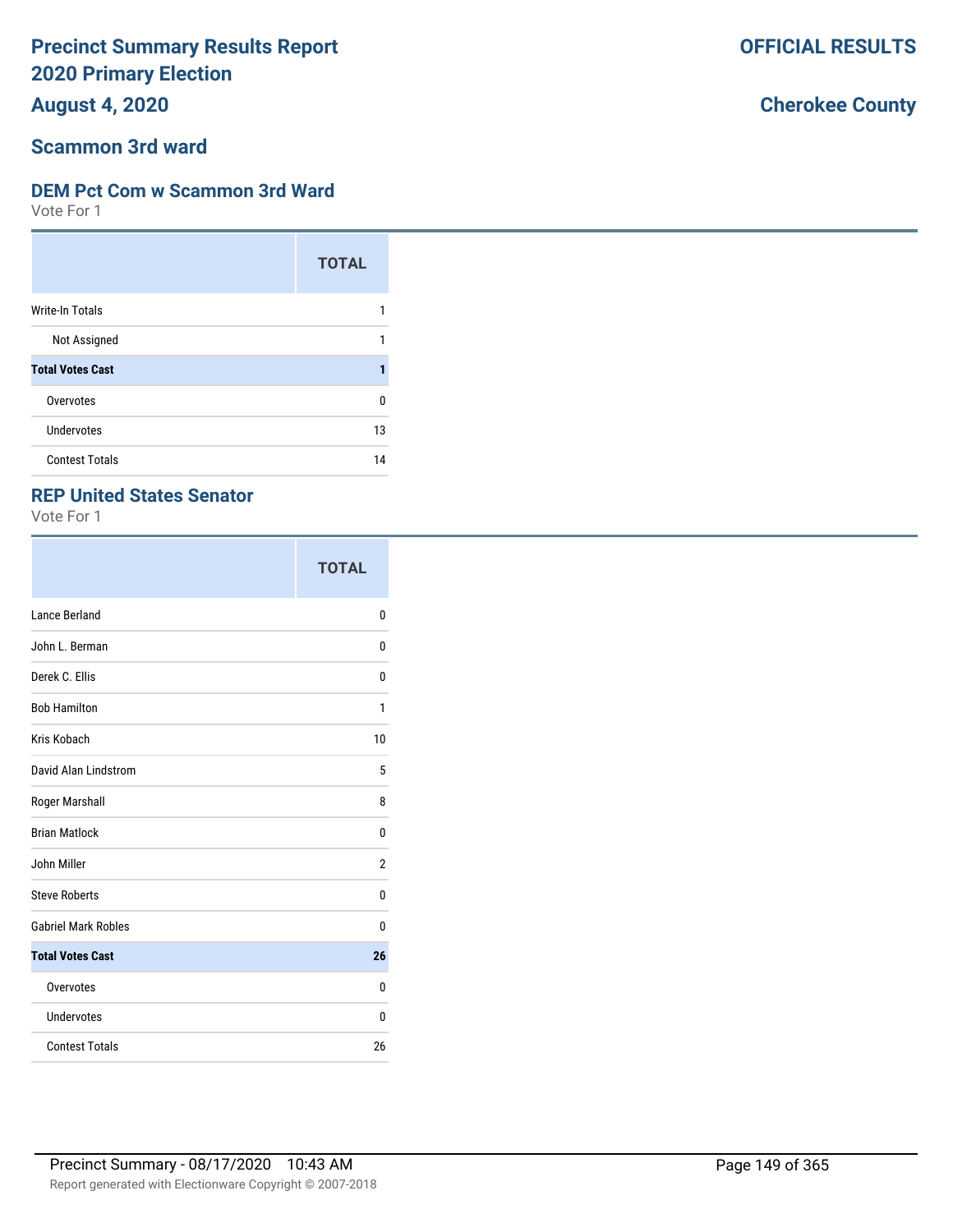# Precinct Summary Results Report
# 2020 Primary Election
## August 4, 2020

**OFFICIAL RESULTS**

**Cherokee County**

## Scammon 3rd ward

### DEM Pct Com w Scammon 3rd Ward

Vote For 1

| | TOTAL |
|---|---|
| Write-In Totals | 1 |
| Not Assigned | 1 |
| **Total Votes Cast** | **1** |
| Overvotes | 0 |
| Undervotes | 13 |
| Contest Totals | 14 |

### REP United States Senator

Vote For 1

| | TOTAL |
|---|---|
| Lance Berland | 0 |
| John L. Berman | 0 |
| Derek C. Ellis | 0 |
| Bob Hamilton | 1 |
| Kris Kobach | 10 |
| David Alan Lindstrom | 5 |
| Roger Marshall | 8 |
| Brian Matlock | 0 |
| John Miller | 2 |
| Steve Roberts | 0 |
| Gabriel Mark Robles | 0 |
| **Total Votes Cast** | **26** |
| Overvotes | 0 |
| Undervotes | 0 |
| Contest Totals | 26 |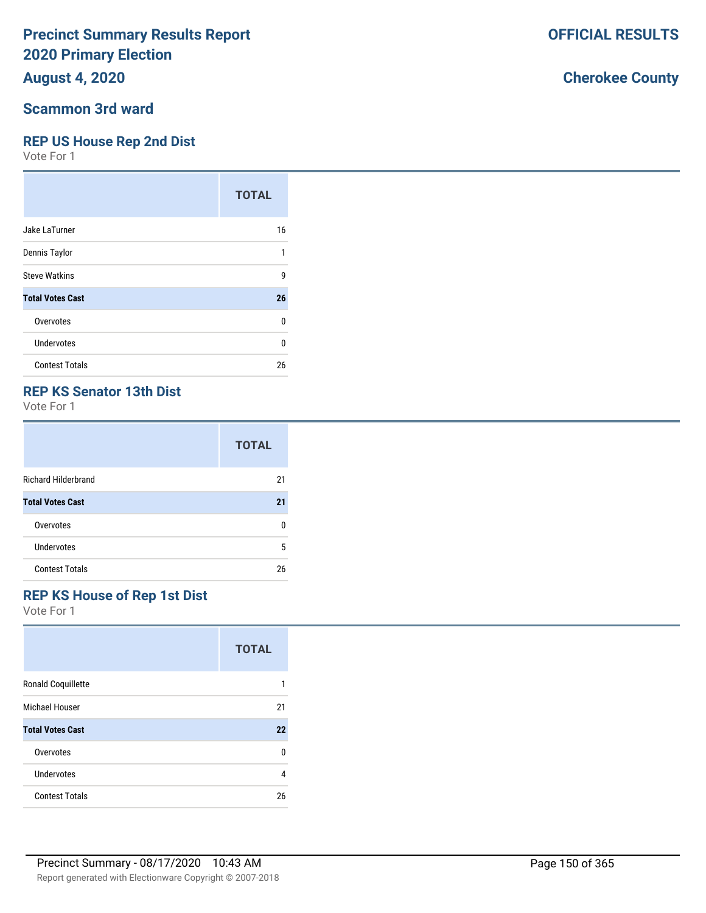# Precinct Summary Results Report 2020 Primary Election

**August 4, 2020**

**OFFICIAL RESULTS**

**Cherokee County**

## Scammon 3rd ward

### REP US House Rep 2nd Dist

Vote For 1

| | TOTAL |
|---|---|
| Jake LaTurner | 16 |
| Dennis Taylor | 1 |
| Steve Watkins | 9 |
| **Total Votes Cast** | **26** |
| Overvotes | 0 |
| Undervotes | 0 |
| Contest Totals | 26 |

### REP KS Senator 13th Dist

Vote For 1

| | TOTAL |
|---|---|
| Richard Hilderbrand | 21 |
| **Total Votes Cast** | **21** |
| Overvotes | 0 |
| Undervotes | 5 |
| Contest Totals | 26 |

### REP KS House of Rep 1st Dist

Vote For 1

| | TOTAL |
|---|---|
| Ronald Coquillette | 1 |
| Michael Houser | 21 |
| **Total Votes Cast** | **22** |
| Overvotes | 0 |
| Undervotes | 4 |
| Contest Totals | 26 |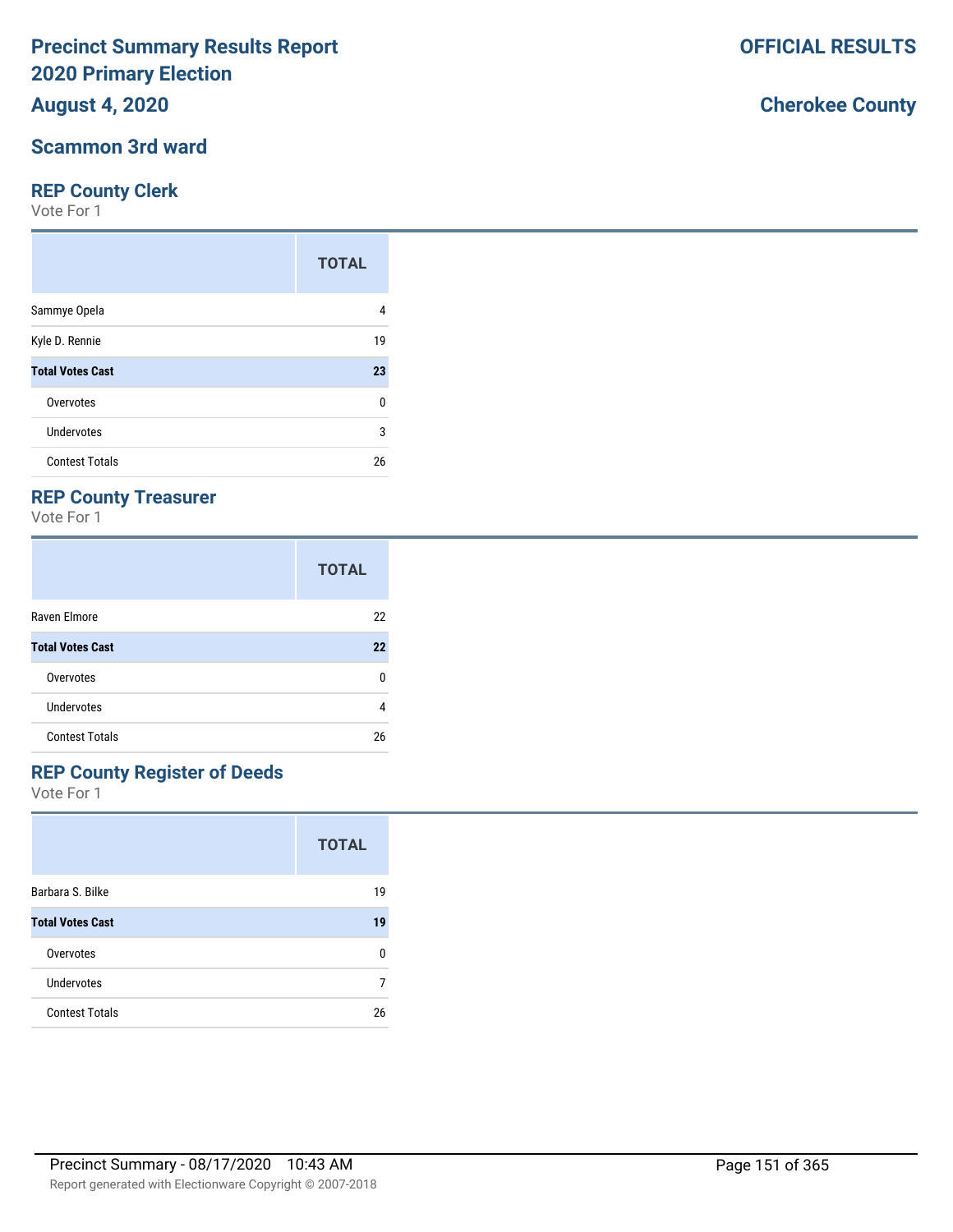# Precinct Summary Results Report
# 2020 Primary Election
# August 4, 2020

**OFFICIAL RESULTS**

**Cherokee County**

## Scammon 3rd ward

### REP County Clerk
Vote For 1

| | TOTAL |
|---|---|
| Sammye Opela | 4 |
| Kyle D. Rennie | 19 |
| **Total Votes Cast** | **23** |
| Overvotes | 0 |
| Undervotes | 3 |
| Contest Totals | 26 |

### REP County Treasurer
Vote For 1

| | TOTAL |
|---|---|
| Raven Elmore | 22 |
| **Total Votes Cast** | **22** |
| Overvotes | 0 |
| Undervotes | 4 |
| Contest Totals | 26 |

### REP County Register of Deeds
Vote For 1

| | TOTAL |
|---|---|
| Barbara S. Bilke | 19 |
| **Total Votes Cast** | **19** |
| Overvotes | 0 |
| Undervotes | 7 |
| Contest Totals | 26 |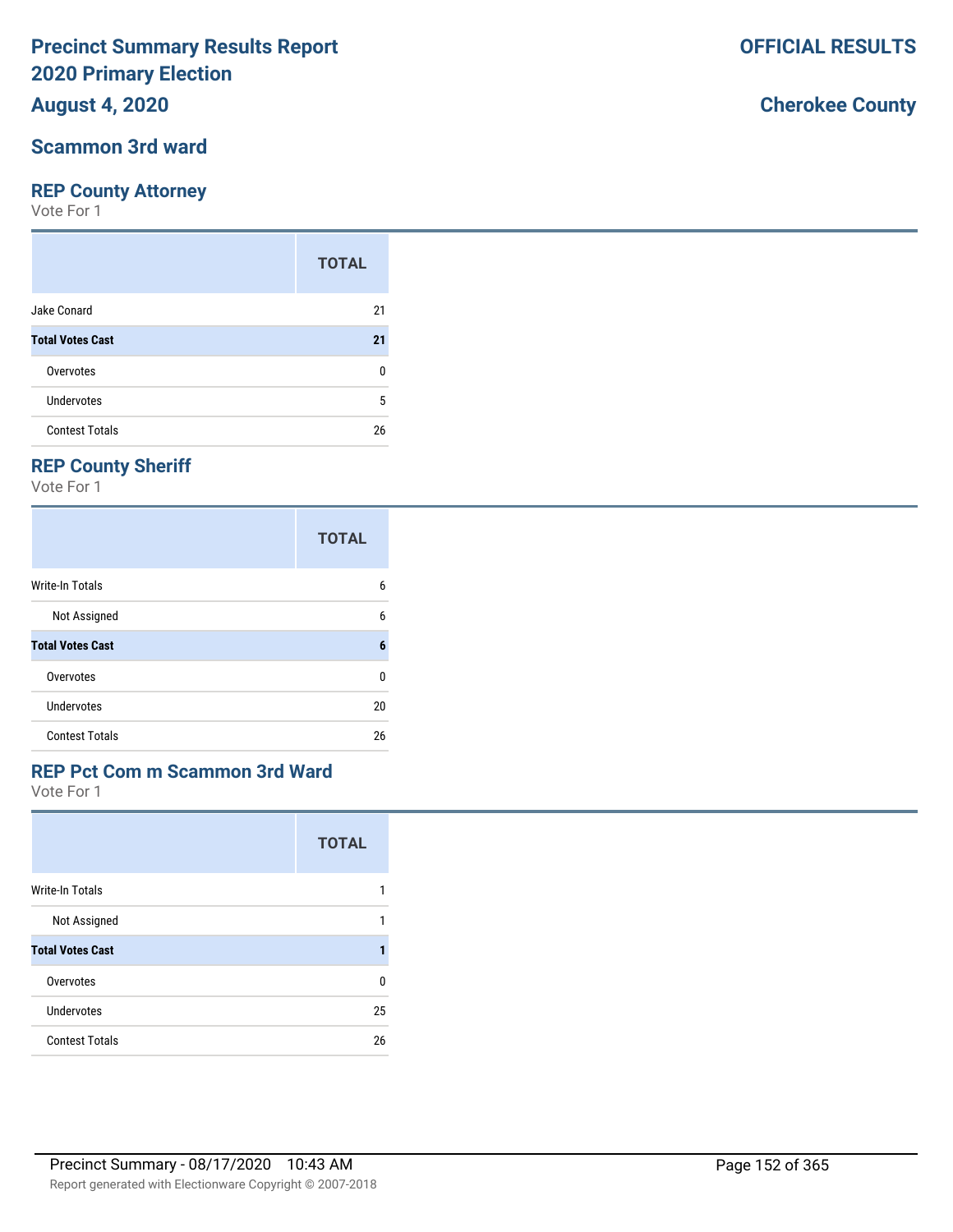# Precinct Summary Results Report
# 2020 Primary Election
# August 4, 2020

**OFFICIAL RESULTS**

**Cherokee County**

## Scammon 3rd ward

### REP County Attorney

Vote For 1

| | TOTAL |
|---|---|
| Jake Conard | 21 |
| **Total Votes Cast** | **21** |
| Overvotes | 0 |
| Undervotes | 5 |
| Contest Totals | 26 |

### REP County Sheriff

Vote For 1

| | TOTAL |
|---|---|
| Write-In Totals | 6 |
| Not Assigned | 6 |
| **Total Votes Cast** | **6** |
| Overvotes | 0 |
| Undervotes | 20 |
| Contest Totals | 26 |

### REP Pct Com m Scammon 3rd Ward

Vote For 1

| | TOTAL |
|---|---|
| Write-In Totals | 1 |
| Not Assigned | 1 |
| **Total Votes Cast** | **1** |
| Overvotes | 0 |
| Undervotes | 25 |
| Contest Totals | 26 |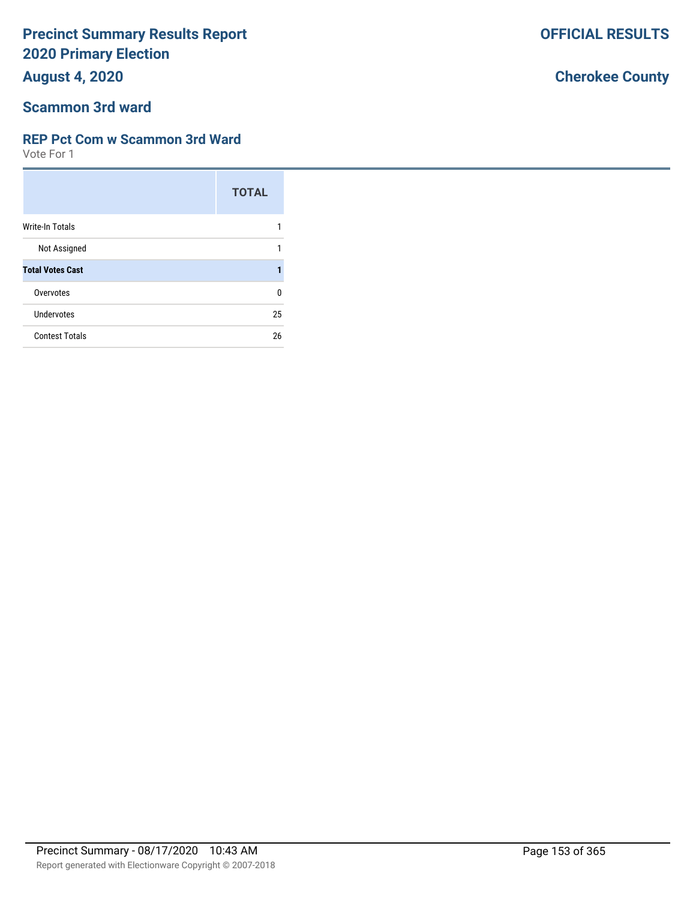# Precinct Summary Results Report
# 2020 Primary Election
## August 4, 2020

**OFFICIAL RESULTS**

**Cherokee County**

## Scammon 3rd ward

### REP Pct Com w Scammon 3rd Ward
Vote For 1

| | TOTAL |
|---|---|
| Write-In Totals | 1 |
| Not Assigned | 1 |
| **Total Votes Cast** | **1** |
| Overvotes | 0 |
| Undervotes | 25 |
| Contest Totals | 26 |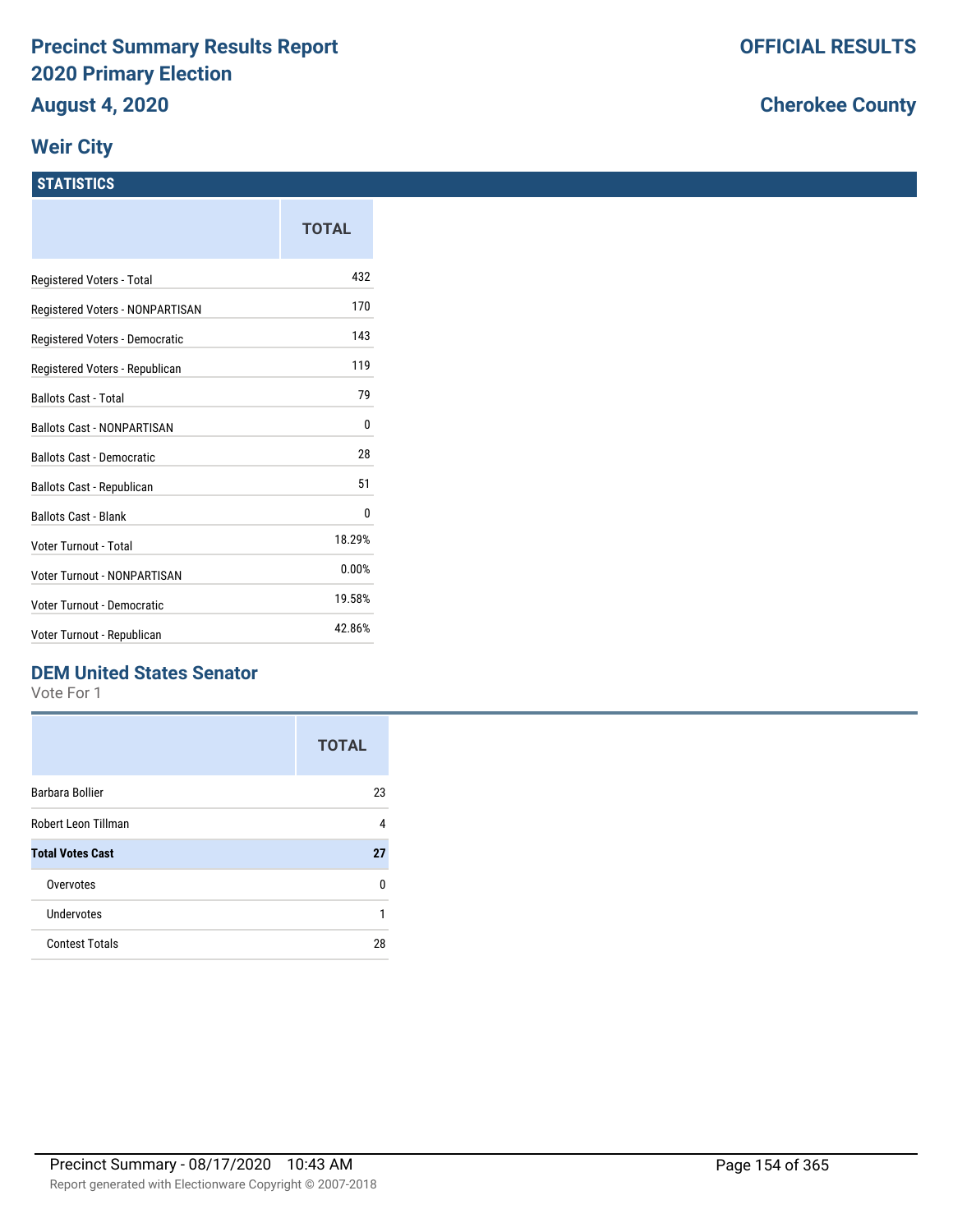# Precinct Summary Results Report
## 2020 Primary Election
## August 4, 2020

**OFFICIAL RESULTS**

**Cherokee County**

## Weir City

### STATISTICS

| | TOTAL |
|---|---|
| Registered Voters - Total | 432 |
| Registered Voters - NONPARTISAN | 170 |
| Registered Voters - Democratic | 143 |
| Registered Voters - Republican | 119 |
| Ballots Cast - Total | 79 |
| Ballots Cast - NONPARTISAN | 0 |
| Ballots Cast - Democratic | 28 |
| Ballots Cast - Republican | 51 |
| Ballots Cast - Blank | 0 |
| Voter Turnout - Total | 18.29% |
| Voter Turnout - NONPARTISAN | 0.00% |
| Voter Turnout - Democratic | 19.58% |
| Voter Turnout - Republican | 42.86% |

### DEM United States Senator

Vote For 1

| | TOTAL |
|---|---|
| Barbara Bollier | 23 |
| Robert Leon Tillman | 4 |
| **Total Votes Cast** | **27** |
| Overvotes | 0 |
| Undervotes | 1 |
| Contest Totals | 28 |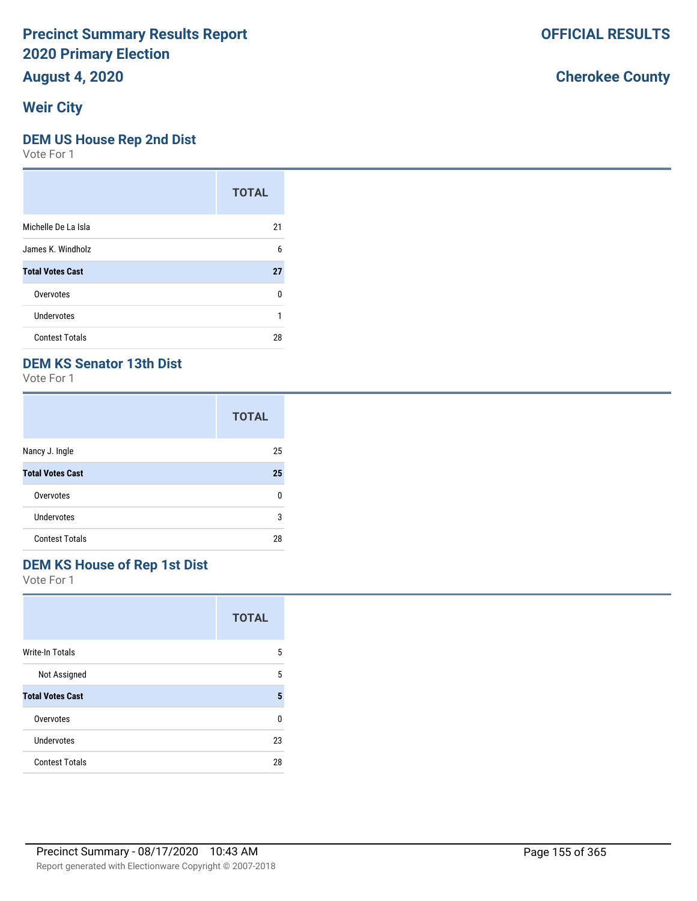# Precinct Summary Results Report 2020 Primary Election

**August 4, 2020**

**OFFICIAL RESULTS**

**Cherokee County**

## Weir City

### DEM US House Rep 2nd Dist

Vote For 1

| | TOTAL |
|---|---|
| Michelle De La Isla | 21 |
| James K. Windholz | 6 |
| **Total Votes Cast** | **27** |
| Overvotes | 0 |
| Undervotes | 1 |
| Contest Totals | 28 |

### DEM KS Senator 13th Dist

Vote For 1

| | TOTAL |
|---|---|
| Nancy J. Ingle | 25 |
| **Total Votes Cast** | **25** |
| Overvotes | 0 |
| Undervotes | 3 |
| Contest Totals | 28 |

### DEM KS House of Rep 1st Dist

Vote For 1

| | TOTAL |
|---|---|
| Write-In Totals | 5 |
| Not Assigned | 5 |
| **Total Votes Cast** | **5** |
| Overvotes | 0 |
| Undervotes | 23 |
| Contest Totals | 28 |

Precinct Summary - 08/17/2020 10:43 AM

Report generated with Electionware Copyright © 2007-2018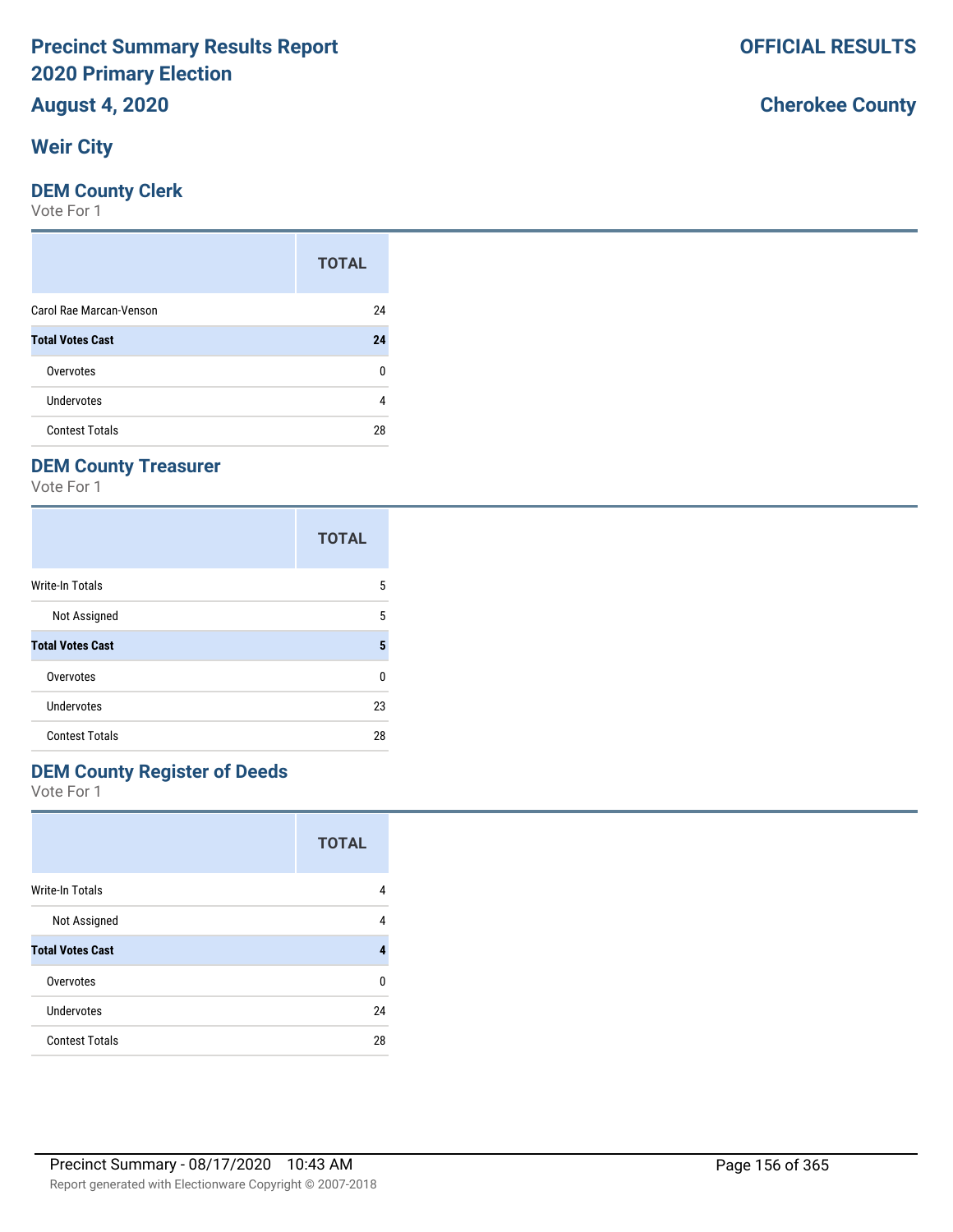# Precinct Summary Results Report
# 2020 Primary Election
# August 4, 2020

**OFFICIAL RESULTS**

**Cherokee County**

## Weir City

### DEM County Clerk

Vote For 1

| | TOTAL |
|---|---|
| Carol Rae Marcan-Venson | 24 |
| **Total Votes Cast** | **24** |
| Overvotes | 0 |
| Undervotes | 4 |
| Contest Totals | 28 |

### DEM County Treasurer

Vote For 1

| | TOTAL |
|---|---|
| Write-In Totals | 5 |
| Not Assigned | 5 |
| **Total Votes Cast** | **5** |
| Overvotes | 0 |
| Undervotes | 23 |
| Contest Totals | 28 |

### DEM County Register of Deeds

Vote For 1

| | TOTAL |
|---|---|
| Write-In Totals | 4 |
| Not Assigned | 4 |
| **Total Votes Cast** | **4** |
| Overvotes | 0 |
| Undervotes | 24 |
| Contest Totals | 28 |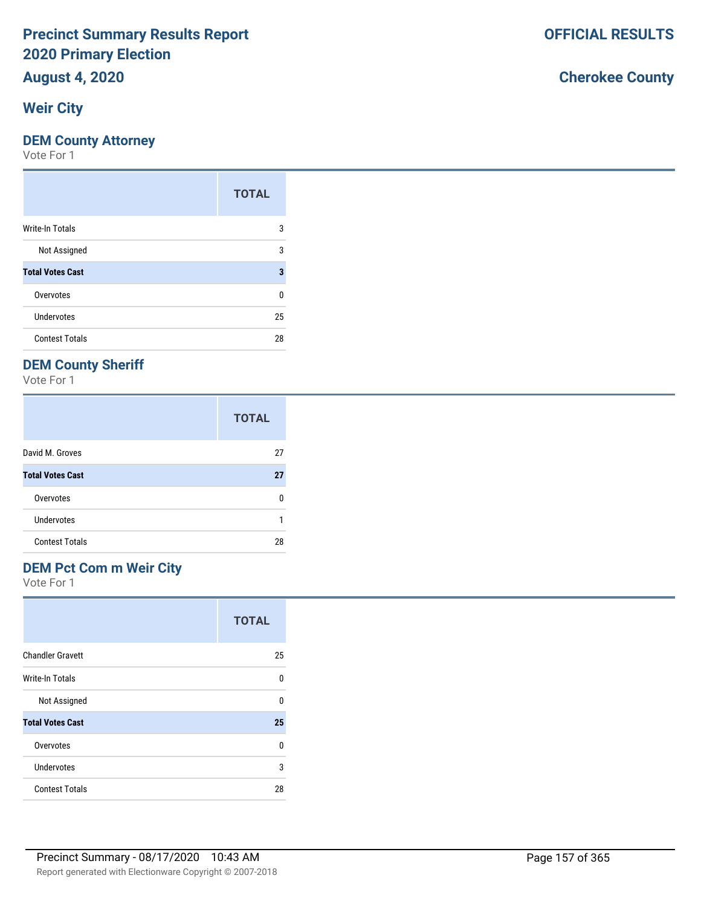# Precinct Summary Results Report
# 2020 Primary Election
# August 4, 2020

**OFFICIAL RESULTS**

**Cherokee County**

## Weir City

### DEM County Attorney

Vote For 1

| | TOTAL |
|---|---|
| Write-In Totals | 3 |
| Not Assigned | 3 |
| **Total Votes Cast** | **3** |
| Overvotes | 0 |
| Undervotes | 25 |
| Contest Totals | 28 |

### DEM County Sheriff

Vote For 1

| | TOTAL |
|---|---|
| David M. Groves | 27 |
| **Total Votes Cast** | **27** |
| Overvotes | 0 |
| Undervotes | 1 |
| Contest Totals | 28 |

### DEM Pct Com m Weir City

Vote For 1

| | TOTAL |
|---|---|
| Chandler Gravett | 25 |
| Write-In Totals | 0 |
| Not Assigned | 0 |
| **Total Votes Cast** | **25** |
| Overvotes | 0 |
| Undervotes | 3 |
| Contest Totals | 28 |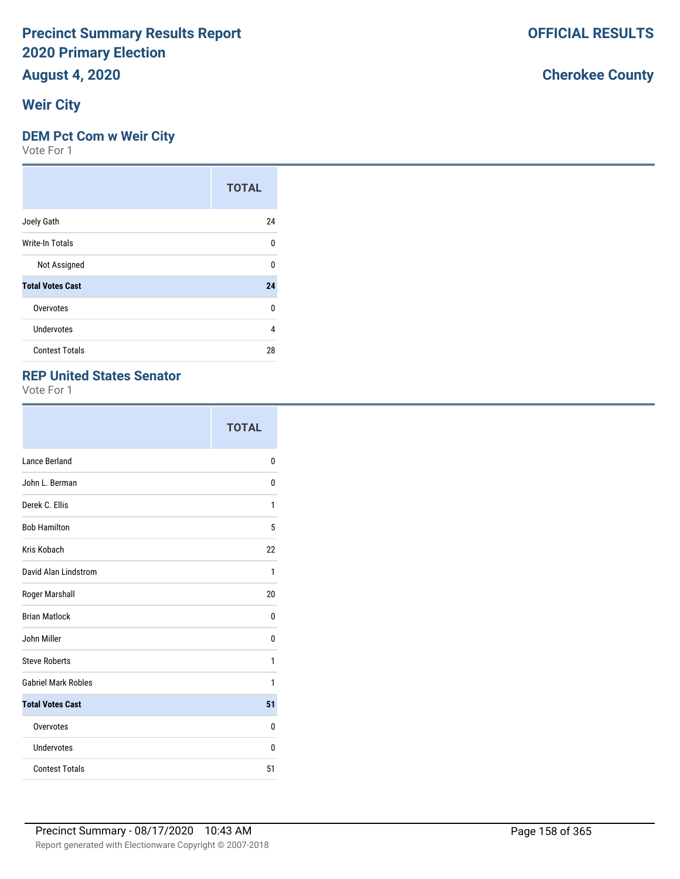# Precinct Summary Results Report
# 2020 Primary Election
# August 4, 2020

**OFFICIAL RESULTS**

**Cherokee County**

## Weir City

### DEM Pct Com w Weir City

Vote For 1

| | TOTAL |
|---|---|
| Joely Gath | 24 |
| Write-In Totals | 0 |
| Not Assigned | 0 |
| **Total Votes Cast** | **24** |
| Overvotes | 0 |
| Undervotes | 4 |
| Contest Totals | 28 |

### REP United States Senator

Vote For 1

| | TOTAL |
|---|---|
| Lance Berland | 0 |
| John L. Berman | 0 |
| Derek C. Ellis | 1 |
| Bob Hamilton | 5 |
| Kris Kobach | 22 |
| David Alan Lindstrom | 1 |
| Roger Marshall | 20 |
| Brian Matlock | 0 |
| John Miller | 0 |
| Steve Roberts | 1 |
| Gabriel Mark Robles | 1 |
| **Total Votes Cast** | **51** |
| Overvotes | 0 |
| Undervotes | 0 |
| Contest Totals | 51 |

Precinct Summary - 08/17/2020 10:43 AM

Report generated with Electionware Copyright © 2007-2018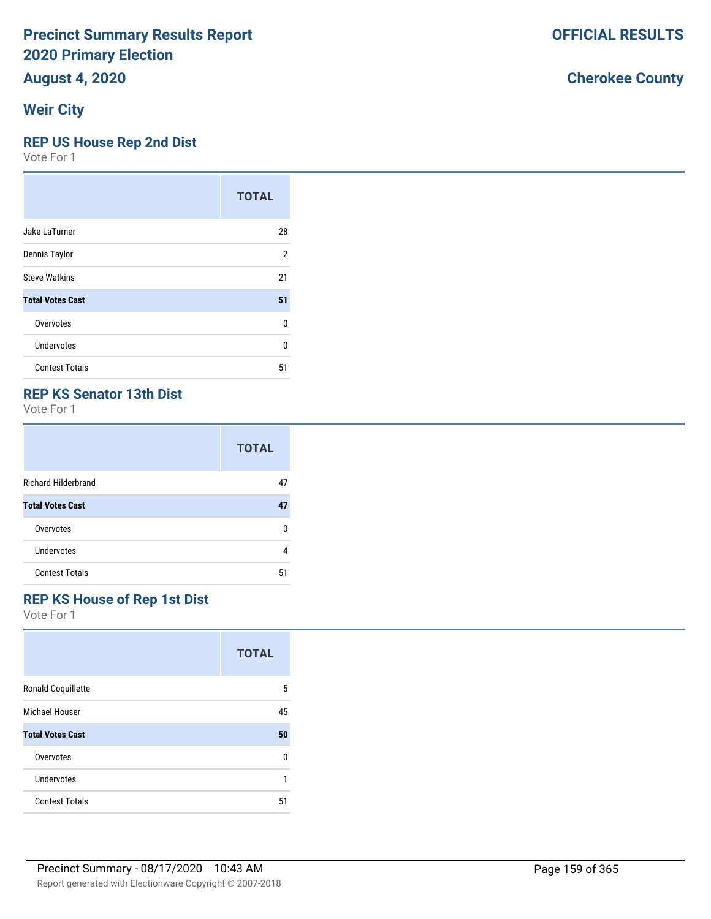# Precinct Summary Results Report
# 2020 Primary Election
# August 4, 2020

**OFFICIAL RESULTS**

**Cherokee County**

## Weir City

### REP US House Rep 2nd Dist
Vote For 1

| | TOTAL |
|---|---|
| Jake LaTurner | 28 |
| Dennis Taylor | 2 |
| Steve Watkins | 21 |
| **Total Votes Cast** | **51** |
| Overvotes | 0 |
| Undervotes | 0 |
| Contest Totals | 51 |

### REP KS Senator 13th Dist
Vote For 1

| | TOTAL |
|---|---|
| Richard Hilderbrand | 47 |
| **Total Votes Cast** | **47** |
| Overvotes | 0 |
| Undervotes | 4 |
| Contest Totals | 51 |

### REP KS House of Rep 1st Dist
Vote For 1

| | TOTAL |
|---|---|
| Ronald Coquillette | 5 |
| Michael Houser | 45 |
| **Total Votes Cast** | **50** |
| Overvotes | 0 |
| Undervotes | 1 |
| Contest Totals | 51 |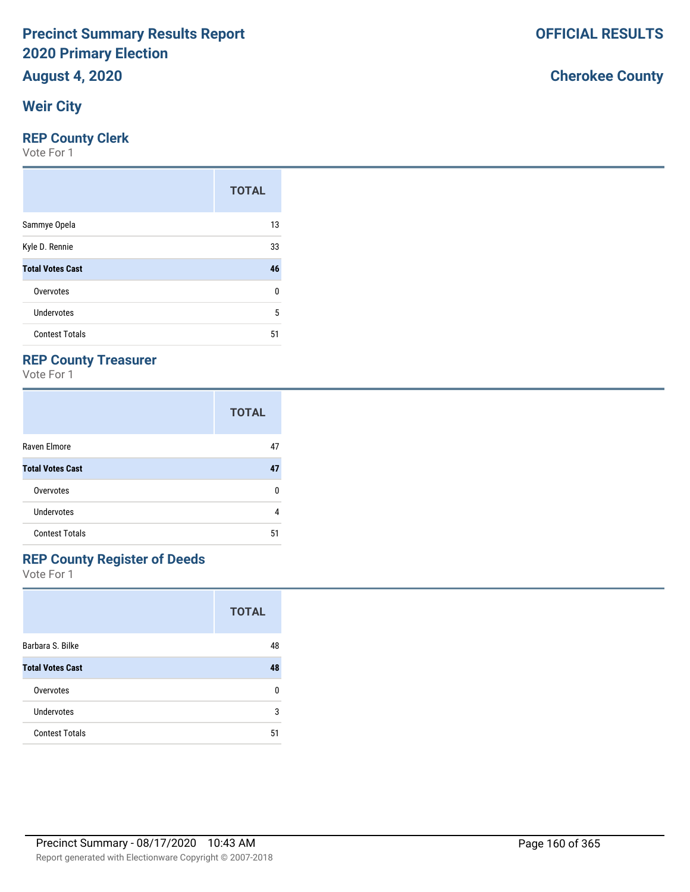# Precinct Summary Results Report
# 2020 Primary Election
## August 4, 2020

**OFFICIAL RESULTS**

**Cherokee County**

## Weir City

### REP County Clerk

Vote For 1

| | TOTAL |
|---|---|
| Sammye Opela | 13 |
| Kyle D. Rennie | 33 |
| **Total Votes Cast** | **46** |
| Overvotes | 0 |
| Undervotes | 5 |
| Contest Totals | 51 |

### REP County Treasurer

Vote For 1

| | TOTAL |
|---|---|
| Raven Elmore | 47 |
| **Total Votes Cast** | **47** |
| Overvotes | 0 |
| Undervotes | 4 |
| Contest Totals | 51 |

### REP County Register of Deeds

Vote For 1

| | TOTAL |
|---|---|
| Barbara S. Bilke | 48 |
| **Total Votes Cast** | **48** |
| Overvotes | 0 |
| Undervotes | 3 |
| Contest Totals | 51 |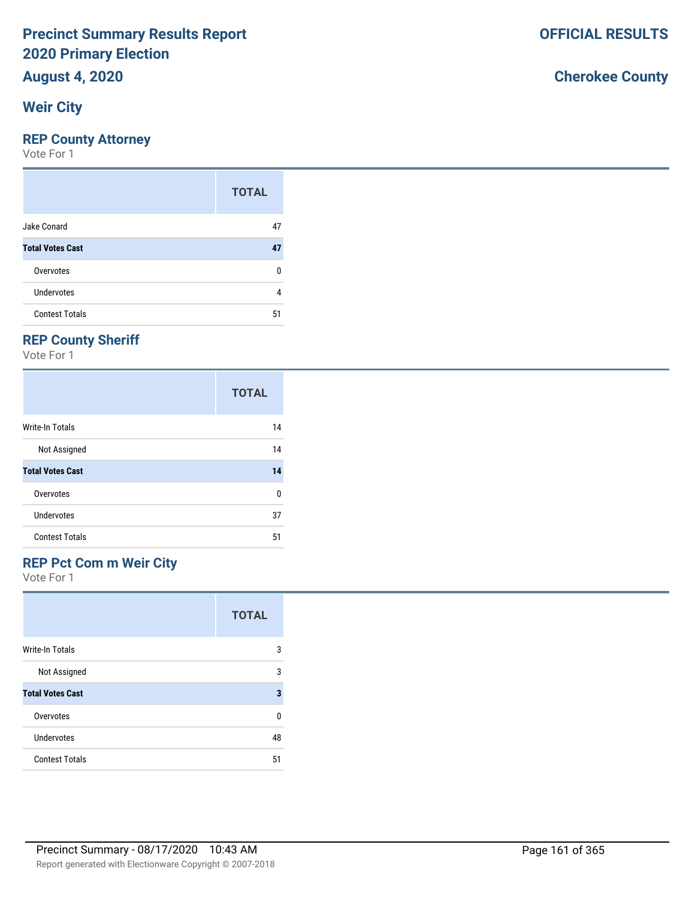# Precinct Summary Results Report
# 2020 Primary Election
# August 4, 2020

**OFFICIAL RESULTS**

**Cherokee County**

## Weir City

### REP County Attorney

Vote For 1

| | TOTAL |
|---|---|
| Jake Conard | 47 |
| **Total Votes Cast** | **47** |
| Overvotes | 0 |
| Undervotes | 4 |
| Contest Totals | 51 |

### REP County Sheriff

Vote For 1

| | TOTAL |
|---|---|
| Write-In Totals | 14 |
| Not Assigned | 14 |
| **Total Votes Cast** | **14** |
| Overvotes | 0 |
| Undervotes | 37 |
| Contest Totals | 51 |

### REP Pct Com m Weir City

Vote For 1

| | TOTAL |
|---|---|
| Write-In Totals | 3 |
| Not Assigned | 3 |
| **Total Votes Cast** | **3** |
| Overvotes | 0 |
| Undervotes | 48 |
| Contest Totals | 51 |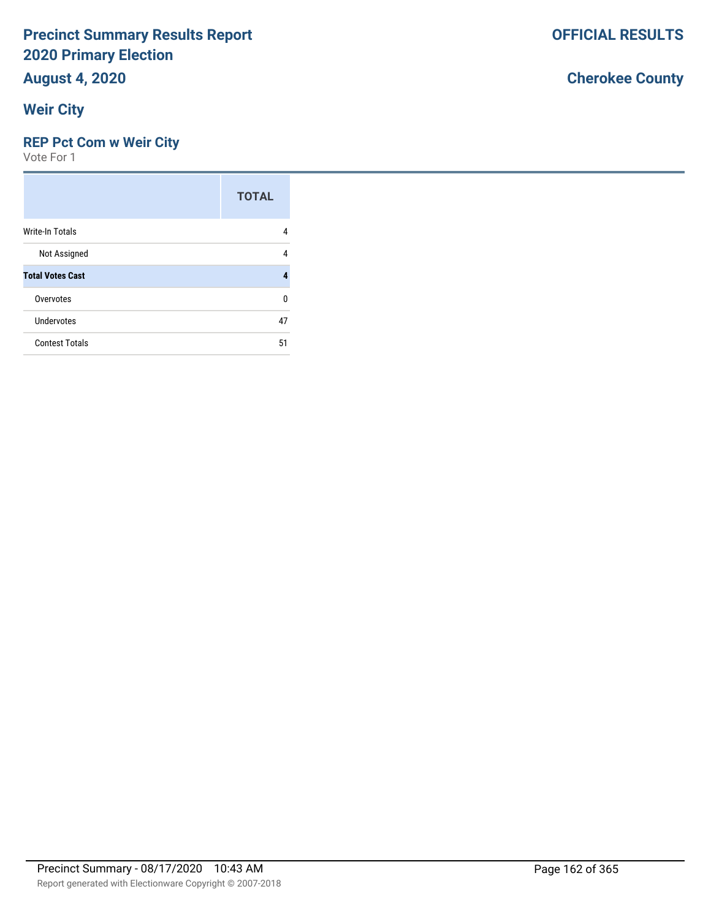# Precinct Summary Results Report
## 2020 Primary Election
## August 4, 2020

**OFFICIAL RESULTS**

**Cherokee County**

## Weir City

### REP Pct Com w Weir City

Vote For 1

| | TOTAL |
|---|---|
| Write-In Totals | 4 |
| Not Assigned | 4 |
| **Total Votes Cast** | **4** |
| Overvotes | 0 |
| Undervotes | 47 |
| Contest Totals | 51 |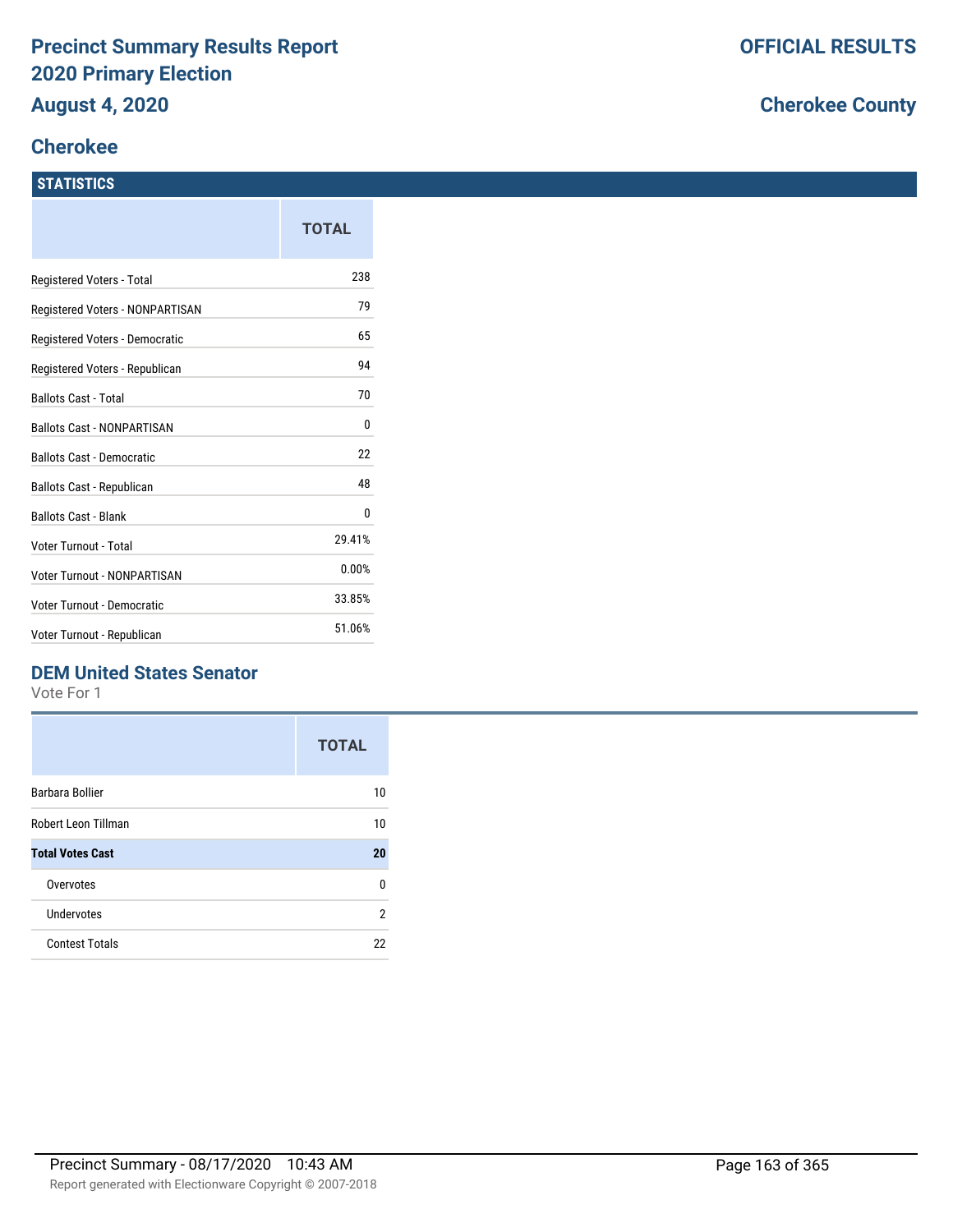# Precinct Summary Results Report
# 2020 Primary Election
## August 4, 2020

**OFFICIAL RESULTS**

**Cherokee County**

## Cherokee

### STATISTICS

| | TOTAL |
|---|---|
| Registered Voters - Total | 238 |
| Registered Voters - NONPARTISAN | 79 |
| Registered Voters - Democratic | 65 |
| Registered Voters - Republican | 94 |
| Ballots Cast - Total | 70 |
| Ballots Cast - NONPARTISAN | 0 |
| Ballots Cast - Democratic | 22 |
| Ballots Cast - Republican | 48 |
| Ballots Cast - Blank | 0 |
| Voter Turnout - Total | 29.41% |
| Voter Turnout - NONPARTISAN | 0.00% |
| Voter Turnout - Democratic | 33.85% |
| Voter Turnout - Republican | 51.06% |

### DEM United States Senator

Vote For 1

| | TOTAL |
|---|---|
| Barbara Bollier | 10 |
| Robert Leon Tillman | 10 |
| **Total Votes Cast** | **20** |
| Overvotes | 0 |
| Undervotes | 2 |
| Contest Totals | 22 |

Precinct Summary - 08/17/2020 10:43 AM

Report generated with Electionware Copyright © 2007-2018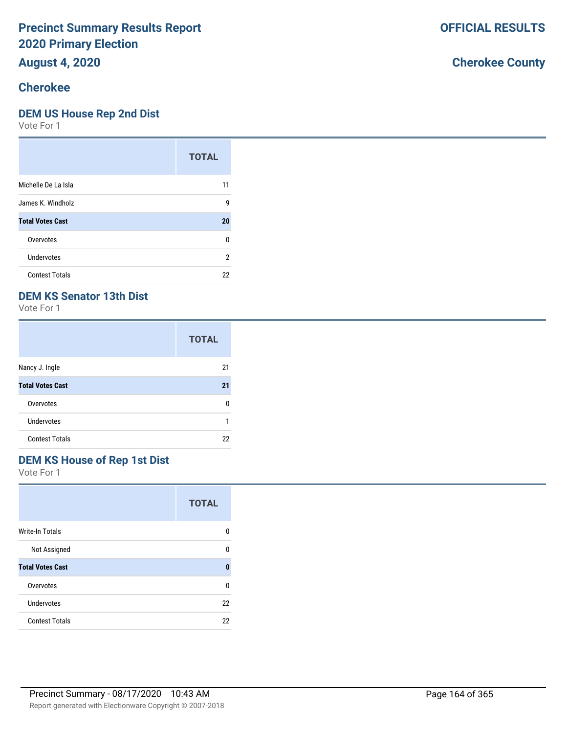# Precinct Summary Results Report
# 2020 Primary Election
# August 4, 2020

**OFFICIAL RESULTS**

**Cherokee County**

## Cherokee

### DEM US House Rep 2nd Dist

Vote For 1

| | TOTAL |
|---|---|
| Michelle De La Isla | 11 |
| James K. Windholz | 9 |
| **Total Votes Cast** | **20** |
| Overvotes | 0 |
| Undervotes | 2 |
| Contest Totals | 22 |

### DEM KS Senator 13th Dist

Vote For 1

| | TOTAL |
|---|---|
| Nancy J. Ingle | 21 |
| **Total Votes Cast** | **21** |
| Overvotes | 0 |
| Undervotes | 1 |
| Contest Totals | 22 |

### DEM KS House of Rep 1st Dist

Vote For 1

| | TOTAL |
|---|---|
| Write-In Totals | 0 |
| Not Assigned | 0 |
| **Total Votes Cast** | **0** |
| Overvotes | 0 |
| Undervotes | 22 |
| Contest Totals | 22 |

Precinct Summary - 08/17/2020 10:43 AM

Report generated with Electionware Copyright © 2007-2018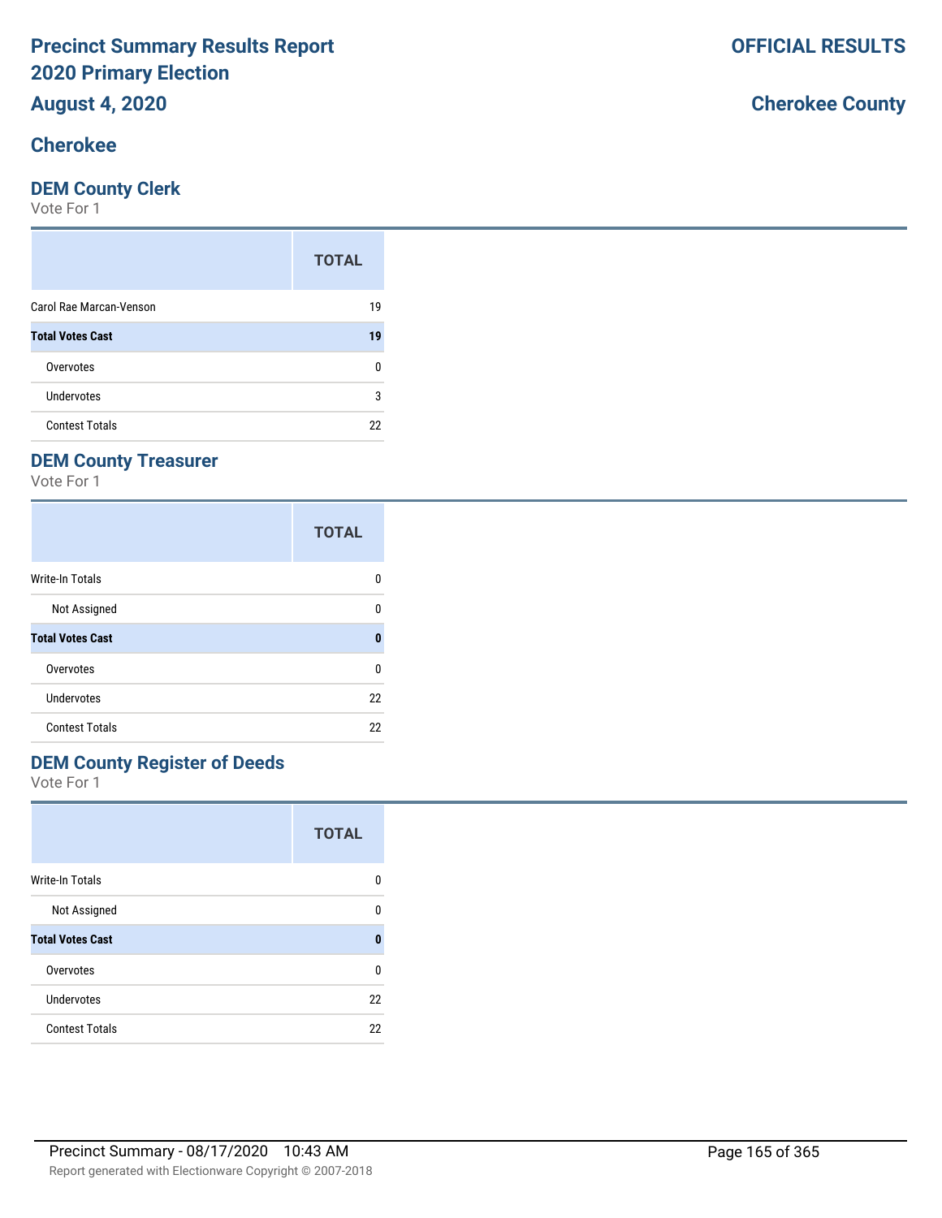# Precinct Summary Results Report
# 2020 Primary Election
# August 4, 2020

**OFFICIAL RESULTS**

**Cherokee County**

## Cherokee

### DEM County Clerk

Vote For 1

| | TOTAL |
|---|---|
| Carol Rae Marcan-Venson | 19 |
| **Total Votes Cast** | **19** |
| Overvotes | 0 |
| Undervotes | 3 |
| Contest Totals | 22 |

### DEM County Treasurer

Vote For 1

| | TOTAL |
|---|---|
| Write-In Totals | 0 |
| Not Assigned | 0 |
| **Total Votes Cast** | **0** |
| Overvotes | 0 |
| Undervotes | 22 |
| Contest Totals | 22 |

### DEM County Register of Deeds

Vote For 1

| | TOTAL |
|---|---|
| Write-In Totals | 0 |
| Not Assigned | 0 |
| **Total Votes Cast** | **0** |
| Overvotes | 0 |
| Undervotes | 22 |
| Contest Totals | 22 |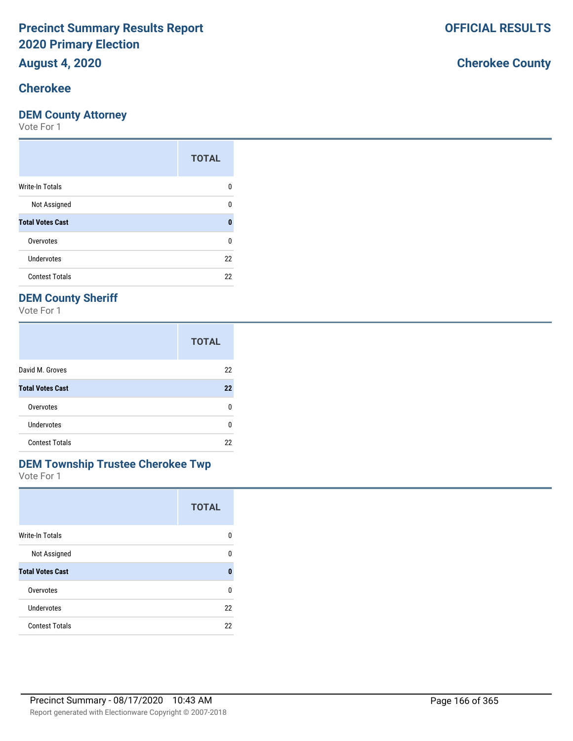# Precinct Summary Results Report
# 2020 Primary Election
# August 4, 2020

**OFFICIAL RESULTS**

**Cherokee County**

## Cherokee

### DEM County Attorney

Vote For 1

| | TOTAL |
|---|---|
| Write-In Totals | 0 |
| Not Assigned | 0 |
| **Total Votes Cast** | **0** |
| Overvotes | 0 |
| Undervotes | 22 |
| Contest Totals | 22 |

### DEM County Sheriff

Vote For 1

| | TOTAL |
|---|---|
| David M. Groves | 22 |
| **Total Votes Cast** | **22** |
| Overvotes | 0 |
| Undervotes | 0 |
| Contest Totals | 22 |

### DEM Township Trustee Cherokee Twp

Vote For 1

| | TOTAL |
|---|---|
| Write-In Totals | 0 |
| Not Assigned | 0 |
| **Total Votes Cast** | **0** |
| Overvotes | 0 |
| Undervotes | 22 |
| Contest Totals | 22 |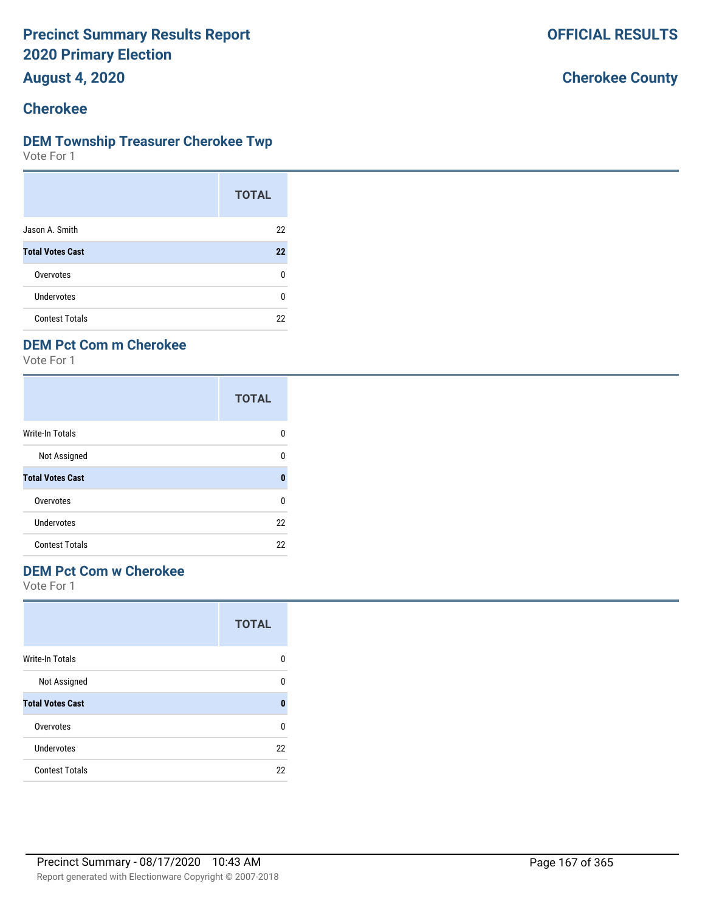# Precinct Summary Results Report
# 2020 Primary Election
# August 4, 2020

**OFFICIAL RESULTS**

**Cherokee County**

## Cherokee

### DEM Township Treasurer Cherokee Twp
Vote For 1

| | TOTAL |
|---|---|
| Jason A. Smith | 22 |
| **Total Votes Cast** | **22** |
| Overvotes | 0 |
| Undervotes | 0 |
| Contest Totals | 22 |

### DEM Pct Com m Cherokee
Vote For 1

| | TOTAL |
|---|---|
| Write-In Totals | 0 |
| Not Assigned | 0 |
| **Total Votes Cast** | **0** |
| Overvotes | 0 |
| Undervotes | 22 |
| Contest Totals | 22 |

### DEM Pct Com w Cherokee
Vote For 1

| | TOTAL |
|---|---|
| Write-In Totals | 0 |
| Not Assigned | 0 |
| **Total Votes Cast** | **0** |
| Overvotes | 0 |
| Undervotes | 22 |
| Contest Totals | 22 |

Precinct Summary - 08/17/2020 10:43 AM

Report generated with Electionware Copyright © 2007-2018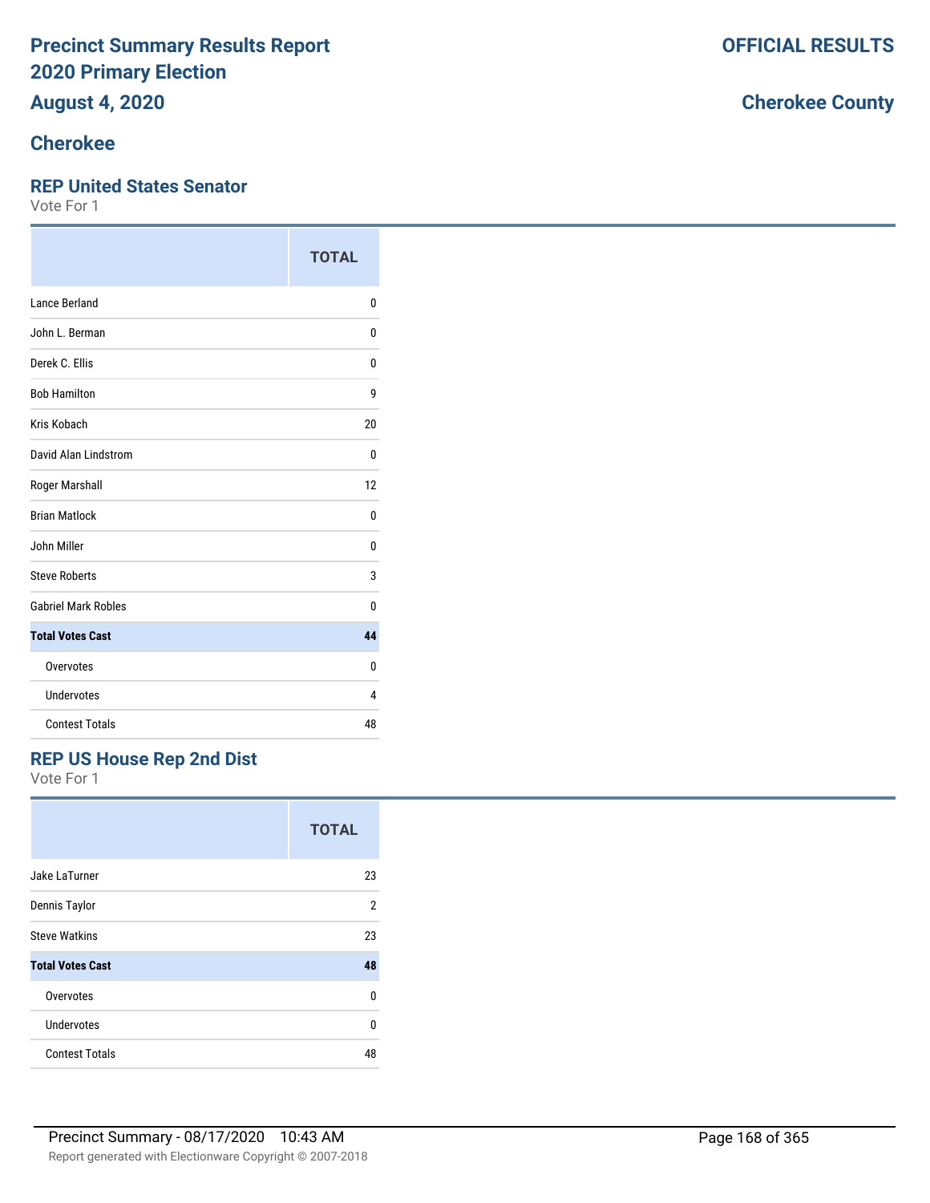# Precinct Summary Results Report
# 2020 Primary Election
# August 4, 2020

**OFFICIAL RESULTS**

**Cherokee County**

## Cherokee

### REP United States Senator

Vote For 1

| | TOTAL |
|---|---|
| Lance Berland | 0 |
| John L. Berman | 0 |
| Derek C. Ellis | 0 |
| Bob Hamilton | 9 |
| Kris Kobach | 20 |
| David Alan Lindstrom | 0 |
| Roger Marshall | 12 |
| Brian Matlock | 0 |
| John Miller | 0 |
| Steve Roberts | 3 |
| Gabriel Mark Robles | 0 |
| **Total Votes Cast** | **44** |
| Overvotes | 0 |
| Undervotes | 4 |
| Contest Totals | 48 |

### REP US House Rep 2nd Dist

Vote For 1

| | TOTAL |
|---|---|
| Jake LaTurner | 23 |
| Dennis Taylor | 2 |
| Steve Watkins | 23 |
| **Total Votes Cast** | **48** |
| Overvotes | 0 |
| Undervotes | 0 |
| Contest Totals | 48 |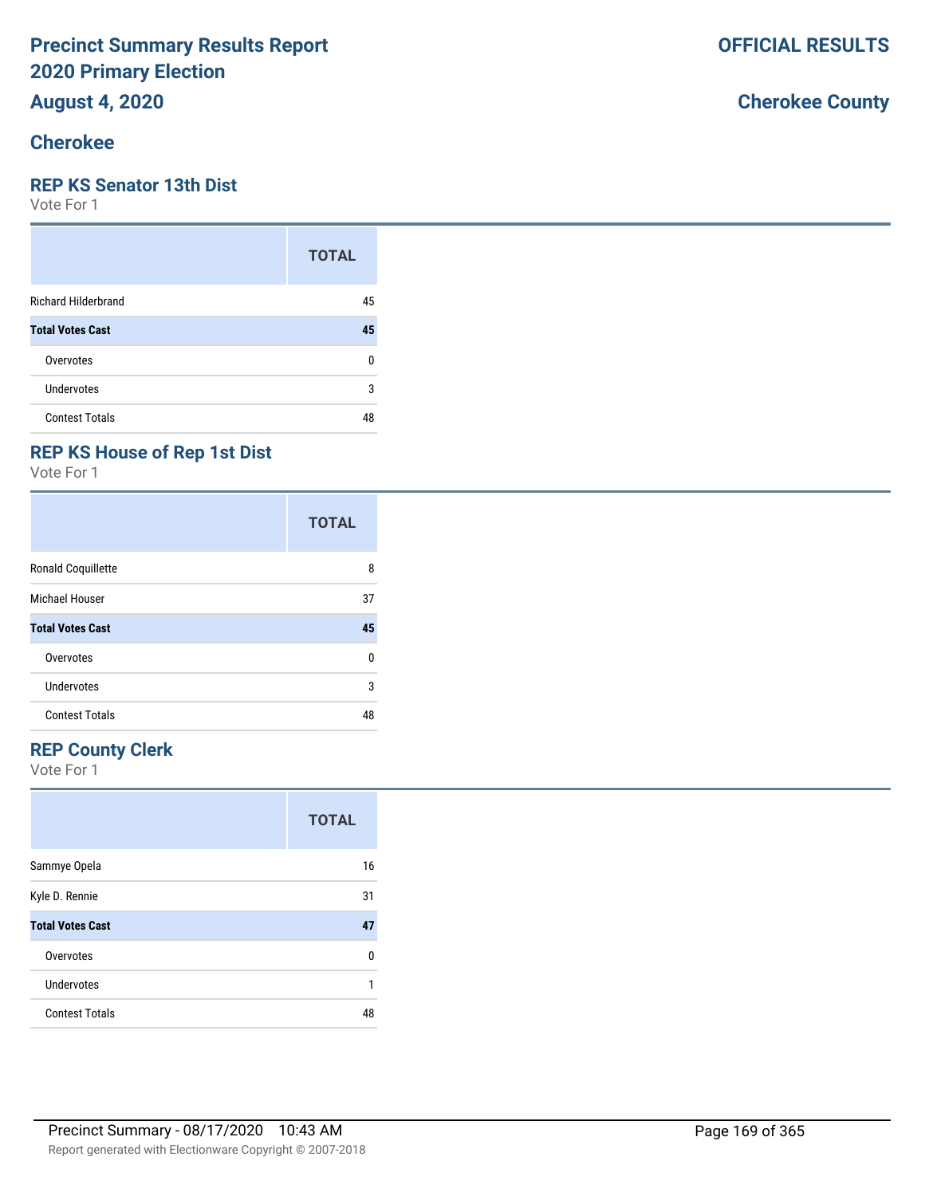# Precinct Summary Results Report
# 2020 Primary Election
# August 4, 2020

**OFFICIAL RESULTS**

**Cherokee County**

## Cherokee

### REP KS Senator 13th Dist

Vote For 1

| | TOTAL |
|---|---|
| Richard Hilderbrand | 45 |
| **Total Votes Cast** | **45** |
| Overvotes | 0 |
| Undervotes | 3 |
| Contest Totals | 48 |

### REP KS House of Rep 1st Dist

Vote For 1

| | TOTAL |
|---|---|
| Ronald Coquillette | 8 |
| Michael Houser | 37 |
| **Total Votes Cast** | **45** |
| Overvotes | 0 |
| Undervotes | 3 |
| Contest Totals | 48 |

### REP County Clerk

Vote For 1

| | TOTAL |
|---|---|
| Sammye Opela | 16 |
| Kyle D. Rennie | 31 |
| **Total Votes Cast** | **47** |
| Overvotes | 0 |
| Undervotes | 1 |
| Contest Totals | 48 |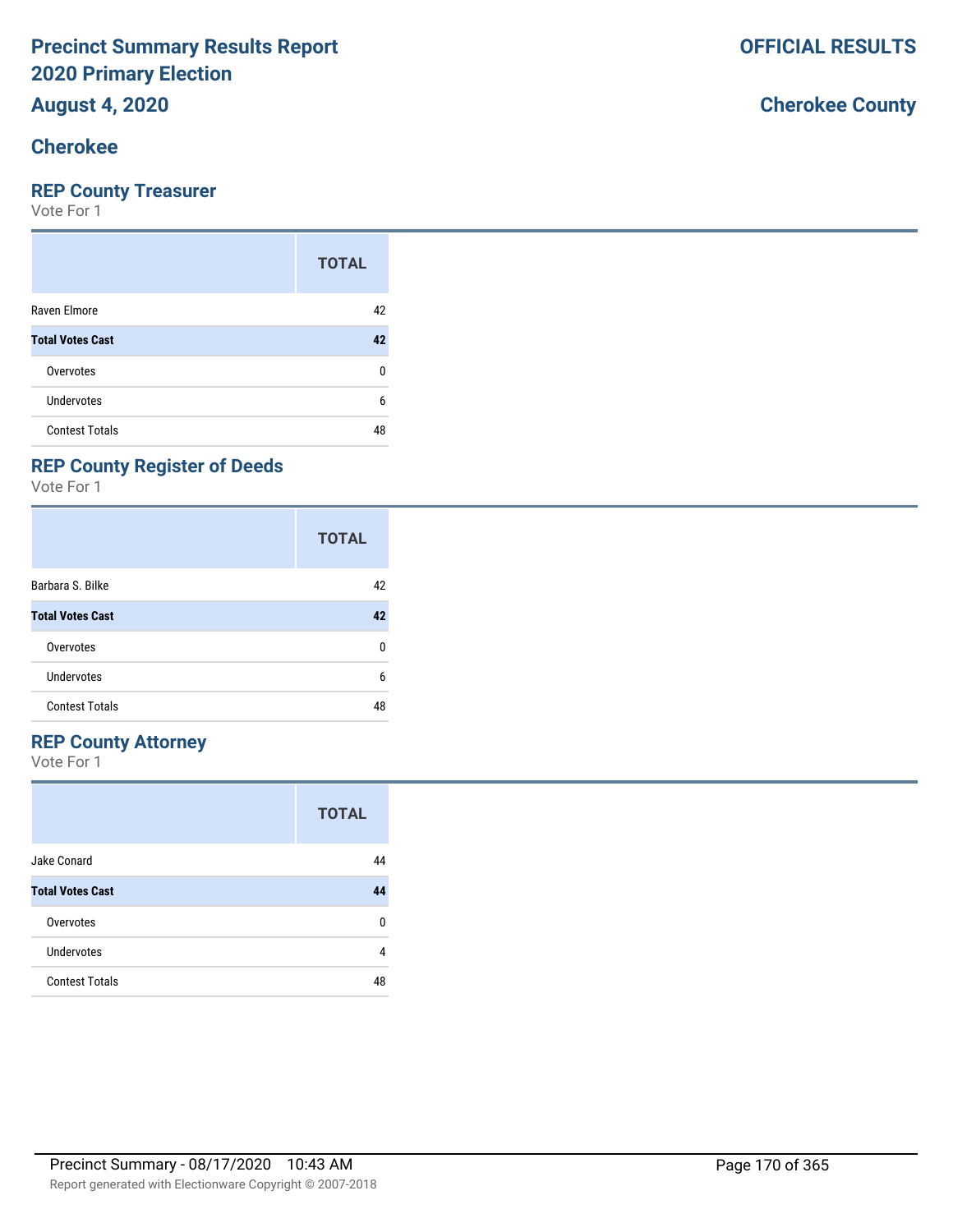# Precinct Summary Results Report
# 2020 Primary Election
## August 4, 2020

**OFFICIAL RESULTS**

**Cherokee County**

## Cherokee

### REP County Treasurer
Vote For 1

| | TOTAL |
|---|---|
| Raven Elmore | 42 |
| **Total Votes Cast** | **42** |
| Overvotes | 0 |
| Undervotes | 6 |
| Contest Totals | 48 |

### REP County Register of Deeds
Vote For 1

| | TOTAL |
|---|---|
| Barbara S. Bilke | 42 |
| **Total Votes Cast** | **42** |
| Overvotes | 0 |
| Undervotes | 6 |
| Contest Totals | 48 |

### REP County Attorney
Vote For 1

| | TOTAL |
|---|---|
| Jake Conard | 44 |
| **Total Votes Cast** | **44** |
| Overvotes | 0 |
| Undervotes | 4 |
| Contest Totals | 48 |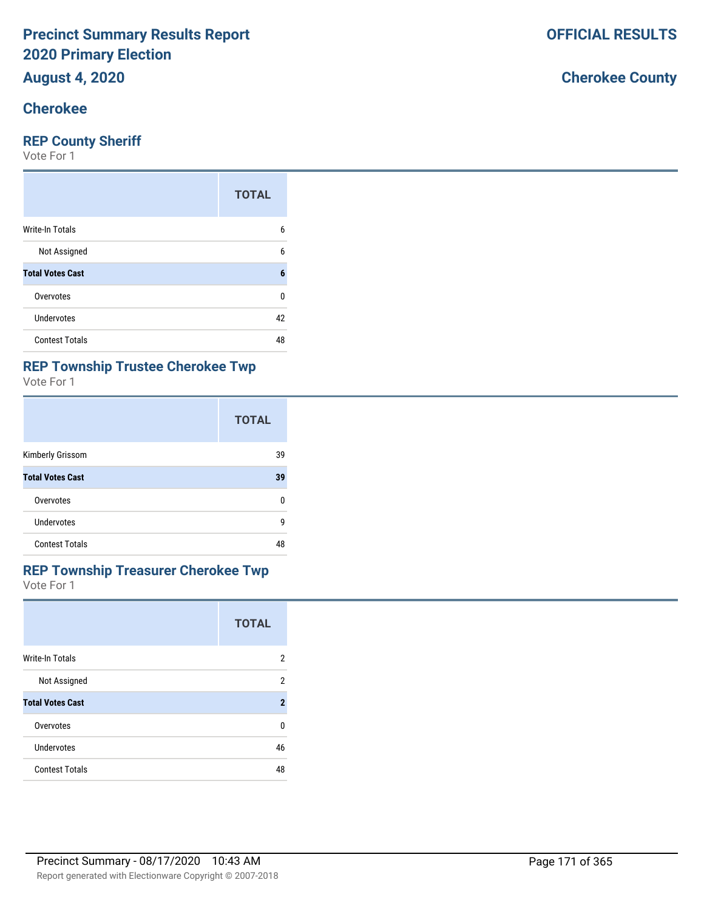# Precinct Summary Results Report
# 2020 Primary Election
## August 4, 2020

**OFFICIAL RESULTS**

**Cherokee County**

## Cherokee

### REP County Sheriff

Vote For 1

| | TOTAL |
|---|---|
| Write-In Totals | 6 |
| Not Assigned | 6 |
| **Total Votes Cast** | **6** |
| Overvotes | 0 |
| Undervotes | 42 |
| Contest Totals | 48 |

### REP Township Trustee Cherokee Twp

Vote For 1

| | TOTAL |
|---|---|
| Kimberly Grissom | 39 |
| **Total Votes Cast** | **39** |
| Overvotes | 0 |
| Undervotes | 9 |
| Contest Totals | 48 |

### REP Township Treasurer Cherokee Twp

Vote For 1

| | TOTAL |
|---|---|
| Write-In Totals | 2 |
| Not Assigned | 2 |
| **Total Votes Cast** | **2** |
| Overvotes | 0 |
| Undervotes | 46 |
| Contest Totals | 48 |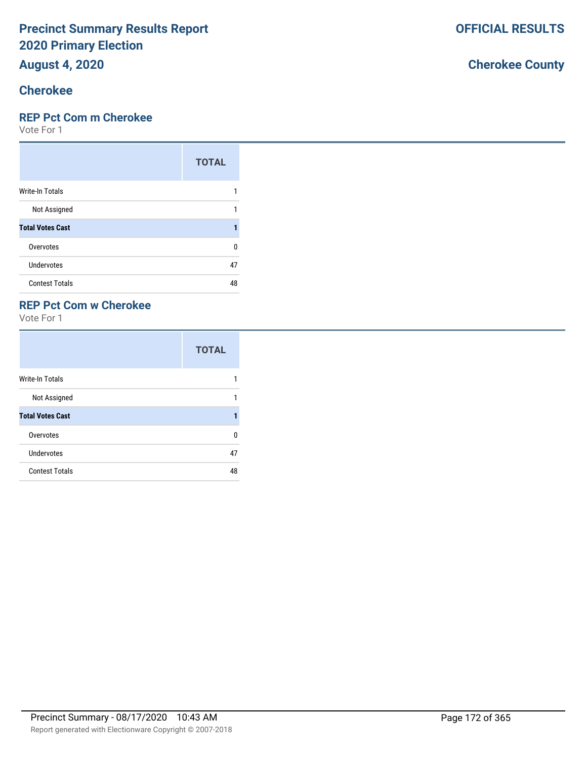# Precinct Summary Results Report
# 2020 Primary Election
## August 4, 2020

**OFFICIAL RESULTS**

**Cherokee County**

## Cherokee

### REP Pct Com m Cherokee

Vote For 1

| | TOTAL |
|---|---|
| Write-In Totals | 1 |
| Not Assigned | 1 |
| **Total Votes Cast** | **1** |
| Overvotes | 0 |
| Undervotes | 47 |
| Contest Totals | 48 |

### REP Pct Com w Cherokee

Vote For 1

| | TOTAL |
|---|---|
| Write-In Totals | 1 |
| Not Assigned | 1 |
| **Total Votes Cast** | **1** |
| Overvotes | 0 |
| Undervotes | 47 |
| Contest Totals | 48 |

Precinct Summary - 08/17/2020 10:43 AM

Report generated with Electionware Copyright © 2007-2018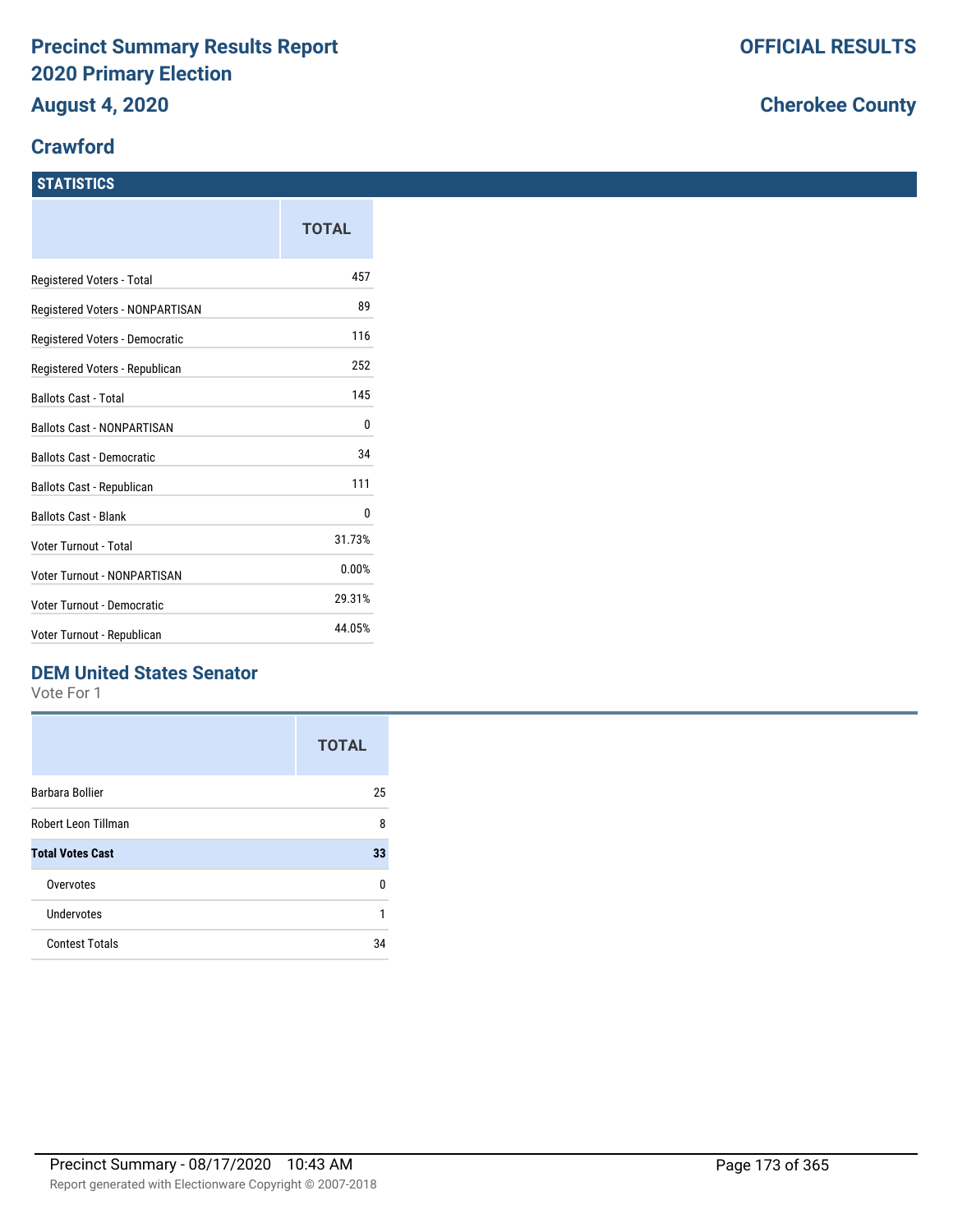# Precinct Summary Results Report
# 2020 Primary Election
## August 4, 2020

**OFFICIAL RESULTS**

**Cherokee County**

## Crawford

### STATISTICS

| | TOTAL |
|---|---|
| Registered Voters - Total | 457 |
| Registered Voters - NONPARTISAN | 89 |
| Registered Voters - Democratic | 116 |
| Registered Voters - Republican | 252 |
| Ballots Cast - Total | 145 |
| Ballots Cast - NONPARTISAN | 0 |
| Ballots Cast - Democratic | 34 |
| Ballots Cast - Republican | 111 |
| Ballots Cast - Blank | 0 |
| Voter Turnout - Total | 31.73% |
| Voter Turnout - NONPARTISAN | 0.00% |
| Voter Turnout - Democratic | 29.31% |
| Voter Turnout - Republican | 44.05% |

### DEM United States Senator

Vote For 1

| | TOTAL |
|---|---|
| Barbara Bollier | 25 |
| Robert Leon Tillman | 8 |
| **Total Votes Cast** | **33** |
| Overvotes | 0 |
| Undervotes | 1 |
| Contest Totals | 34 |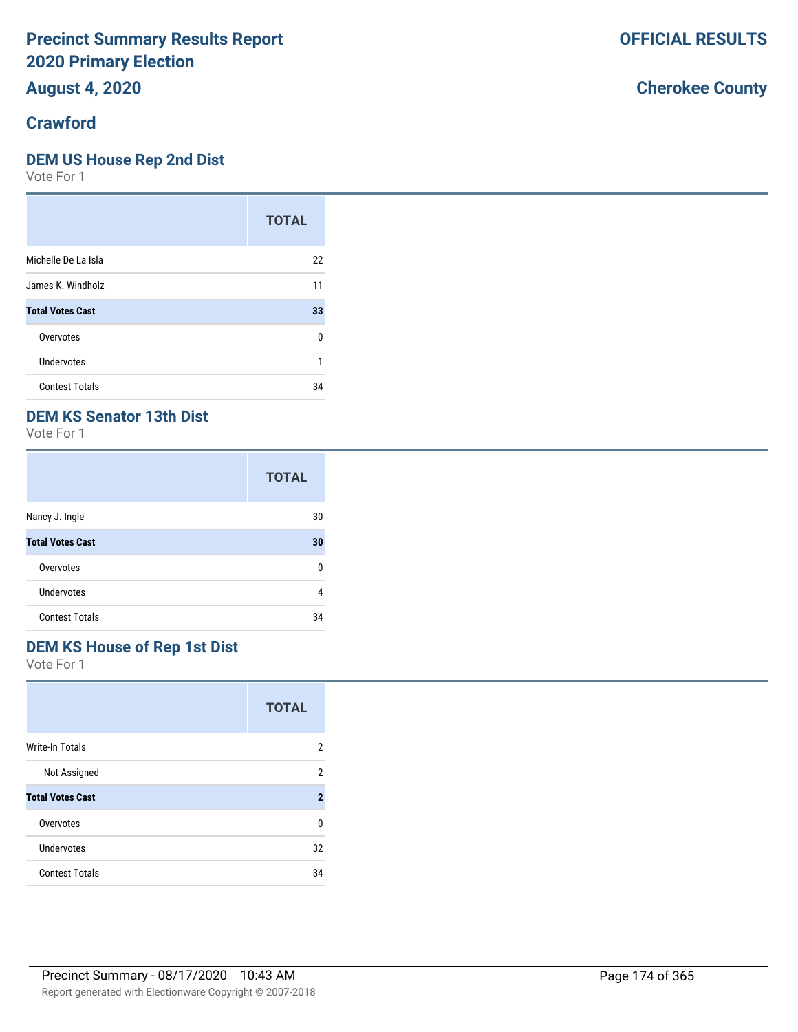# Precinct Summary Results Report
# 2020 Primary Election
## August 4, 2020

**OFFICIAL RESULTS**

**Cherokee County**

## Crawford

### DEM US House Rep 2nd Dist

Vote For 1

| | TOTAL |
|---|---|
| Michelle De La Isla | 22 |
| James K. Windholz | 11 |
| **Total Votes Cast** | **33** |
| Overvotes | 0 |
| Undervotes | 1 |
| Contest Totals | 34 |

### DEM KS Senator 13th Dist

Vote For 1

| | TOTAL |
|---|---|
| Nancy J. Ingle | 30 |
| **Total Votes Cast** | **30** |
| Overvotes | 0 |
| Undervotes | 4 |
| Contest Totals | 34 |

### DEM KS House of Rep 1st Dist

Vote For 1

| | TOTAL |
|---|---|
| Write-In Totals | 2 |
| Not Assigned | 2 |
| **Total Votes Cast** | **2** |
| Overvotes | 0 |
| Undervotes | 32 |
| Contest Totals | 34 |

Precinct Summary - 08/17/2020 10:43 AM

Report generated with Electionware Copyright © 2007-2018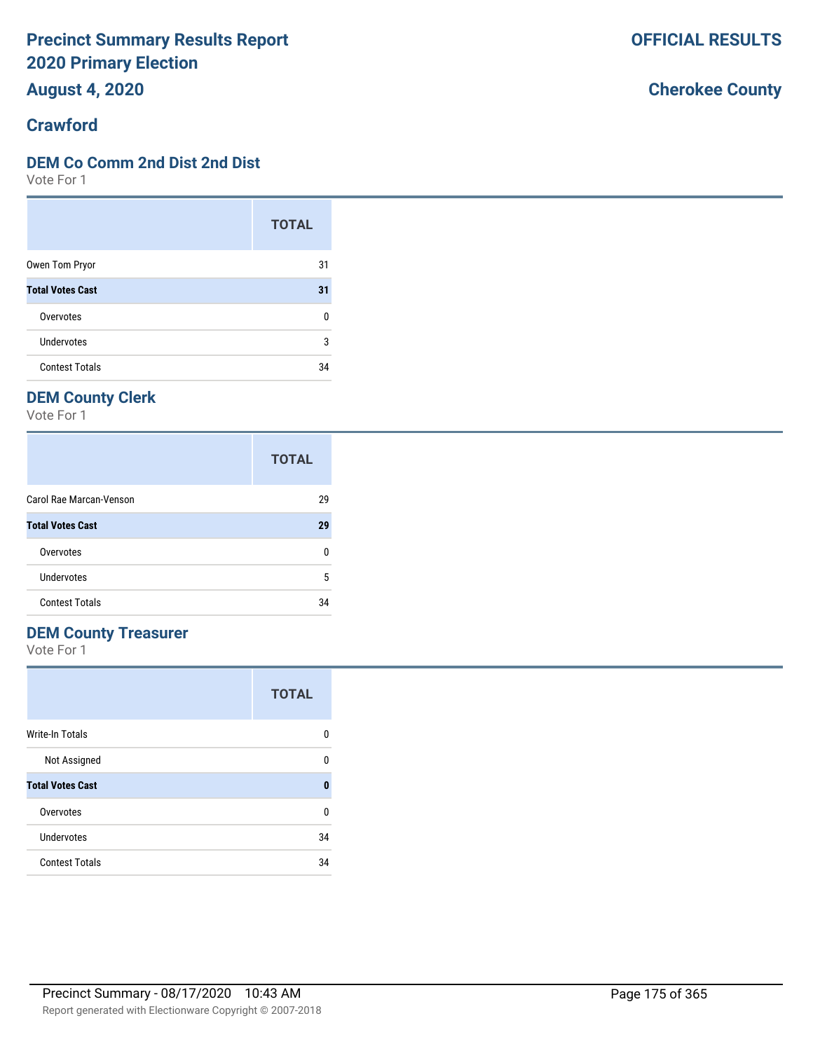# Precinct Summary Results Report
# 2020 Primary Election
## August 4, 2020

**OFFICIAL RESULTS**

**Cherokee County**

## Crawford

### DEM Co Comm 2nd Dist 2nd Dist

Vote For 1

| | TOTAL |
|---|---|
| Owen Tom Pryor | 31 |
| **Total Votes Cast** | **31** |
| Overvotes | 0 |
| Undervotes | 3 |
| Contest Totals | 34 |

### DEM County Clerk

Vote For 1

| | TOTAL |
|---|---|
| Carol Rae Marcan-Venson | 29 |
| **Total Votes Cast** | **29** |
| Overvotes | 0 |
| Undervotes | 5 |
| Contest Totals | 34 |

### DEM County Treasurer

Vote For 1

| | TOTAL |
|---|---|
| Write-In Totals | 0 |
| Not Assigned | 0 |
| **Total Votes Cast** | **0** |
| Overvotes | 0 |
| Undervotes | 34 |
| Contest Totals | 34 |

Precinct Summary - 08/17/2020 10:43 AM

Report generated with Electionware Copyright © 2007-2018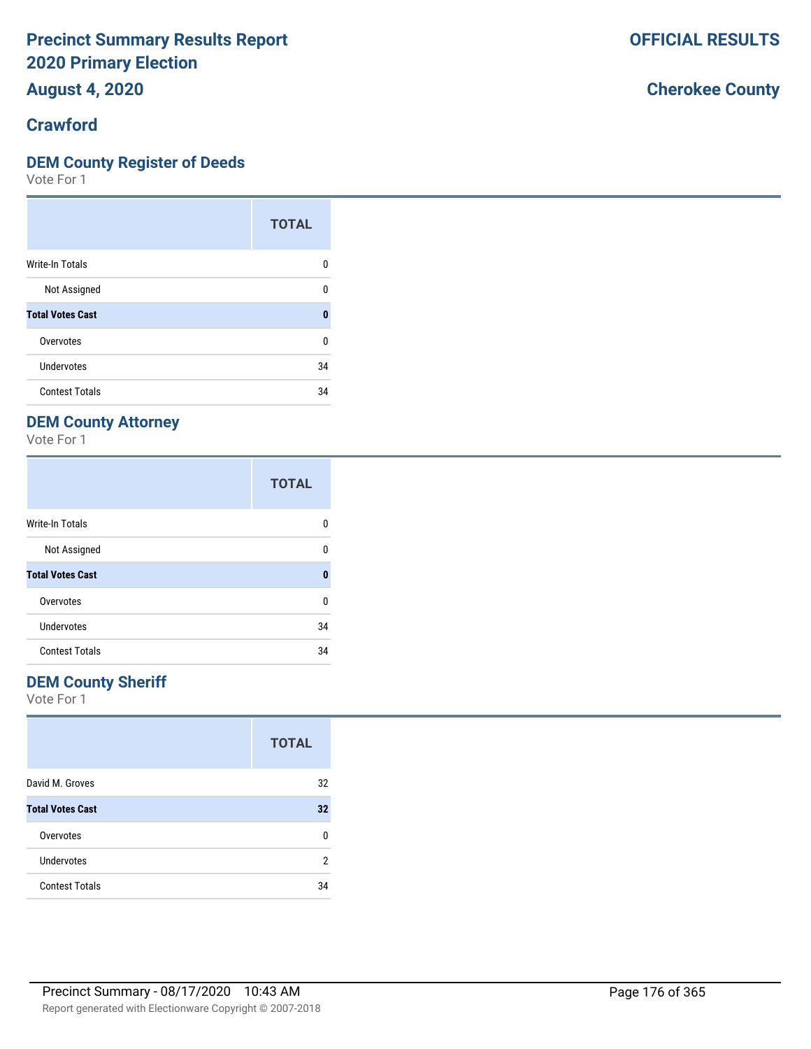# Precinct Summary Results Report 2020 Primary Election

**August 4, 2020**

**OFFICIAL RESULTS**

**Cherokee County**

## Crawford

### DEM County Register of Deeds

Vote For 1

| | TOTAL |
|---|---|
| Write-In Totals | 0 |
| Not Assigned | 0 |
| **Total Votes Cast** | **0** |
| Overvotes | 0 |
| Undervotes | 34 |
| Contest Totals | 34 |

### DEM County Attorney

Vote For 1

| | TOTAL |
|---|---|
| Write-In Totals | 0 |
| Not Assigned | 0 |
| **Total Votes Cast** | **0** |
| Overvotes | 0 |
| Undervotes | 34 |
| Contest Totals | 34 |

### DEM County Sheriff

Vote For 1

| | TOTAL |
|---|---|
| David M. Groves | 32 |
| **Total Votes Cast** | **32** |
| Overvotes | 0 |
| Undervotes | 2 |
| Contest Totals | 34 |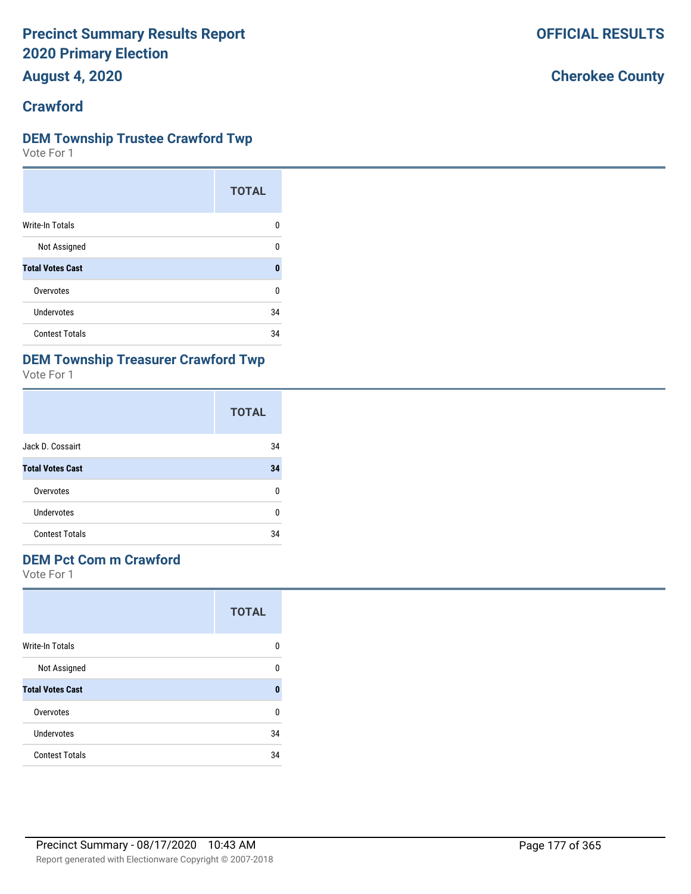# Precinct Summary Results Report
# 2020 Primary Election
# August 4, 2020

**OFFICIAL RESULTS**

**Cherokee County**

## Crawford

### DEM Township Trustee Crawford Twp

Vote For 1

| | TOTAL |
|---|---|
| Write-In Totals | 0 |
| Not Assigned | 0 |
| **Total Votes Cast** | **0** |
| Overvotes | 0 |
| Undervotes | 34 |
| Contest Totals | 34 |

### DEM Township Treasurer Crawford Twp

Vote For 1

| | TOTAL |
|---|---|
| Jack D. Cossairt | 34 |
| **Total Votes Cast** | **34** |
| Overvotes | 0 |
| Undervotes | 0 |
| Contest Totals | 34 |

### DEM Pct Com m Crawford

Vote For 1

| | TOTAL |
|---|---|
| Write-In Totals | 0 |
| Not Assigned | 0 |
| **Total Votes Cast** | **0** |
| Overvotes | 0 |
| Undervotes | 34 |
| Contest Totals | 34 |

Precinct Summary - 08/17/2020 10:43 AM

Report generated with Electionware Copyright © 2007-2018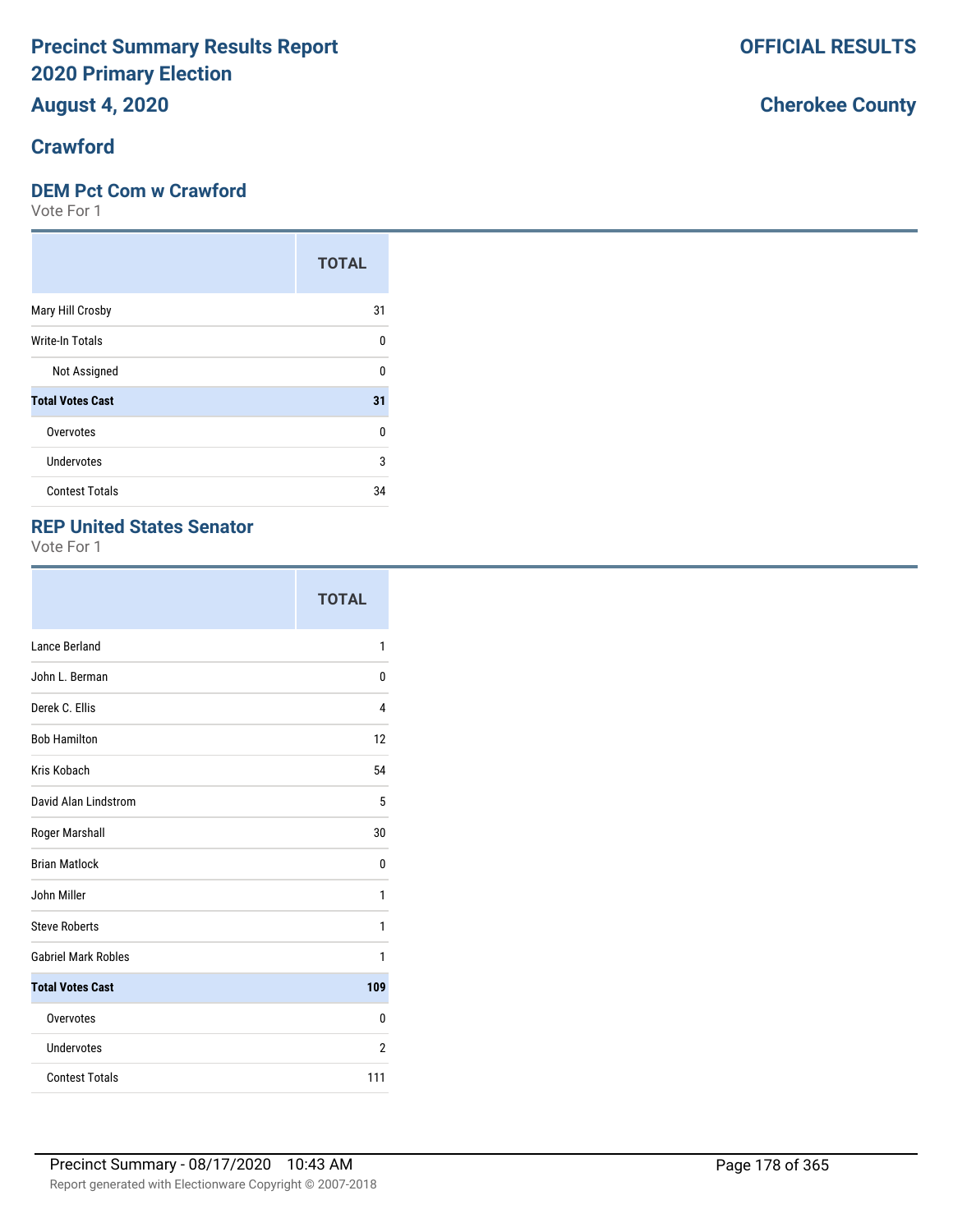# Precinct Summary Results Report
# 2020 Primary Election
# August 4, 2020

**OFFICIAL RESULTS**

**Cherokee County**

## Crawford

### DEM Pct Com w Crawford

Vote For 1

| | TOTAL |
|---|---|
| Mary Hill Crosby | 31 |
| Write-In Totals | 0 |
| Not Assigned | 0 |
| **Total Votes Cast** | **31** |
| Overvotes | 0 |
| Undervotes | 3 |
| Contest Totals | 34 |

### REP United States Senator

Vote For 1

| | TOTAL |
|---|---|
| Lance Berland | 1 |
| John L. Berman | 0 |
| Derek C. Ellis | 4 |
| Bob Hamilton | 12 |
| Kris Kobach | 54 |
| David Alan Lindstrom | 5 |
| Roger Marshall | 30 |
| Brian Matlock | 0 |
| John Miller | 1 |
| Steve Roberts | 1 |
| Gabriel Mark Robles | 1 |
| **Total Votes Cast** | **109** |
| Overvotes | 0 |
| Undervotes | 2 |
| Contest Totals | 111 |

Precinct Summary - 08/17/2020 10:43 AM

Report generated with Electionware Copyright © 2007-2018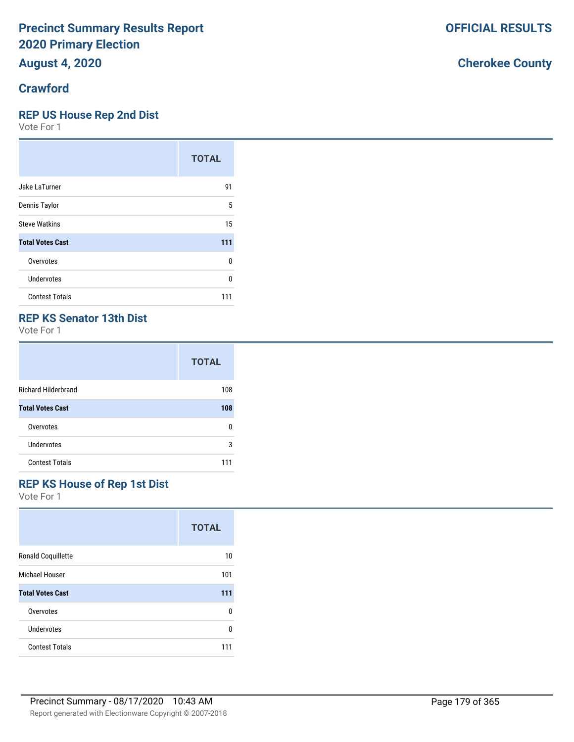# Precinct Summary Results Report
# 2020 Primary Election
## August 4, 2020

**OFFICIAL RESULTS**

**Cherokee County**

## Crawford

### REP US House Rep 2nd Dist

Vote For 1

| | TOTAL |
|---|---|
| Jake LaTurner | 91 |
| Dennis Taylor | 5 |
| Steve Watkins | 15 |
| **Total Votes Cast** | **111** |
| Overvotes | 0 |
| Undervotes | 0 |
| Contest Totals | 111 |

### REP KS Senator 13th Dist

Vote For 1

| | TOTAL |
|---|---|
| Richard Hilderbrand | 108 |
| **Total Votes Cast** | **108** |
| Overvotes | 0 |
| Undervotes | 3 |
| Contest Totals | 111 |

### REP KS House of Rep 1st Dist

Vote For 1

| | TOTAL |
|---|---|
| Ronald Coquillette | 10 |
| Michael Houser | 101 |
| **Total Votes Cast** | **111** |
| Overvotes | 0 |
| Undervotes | 0 |
| Contest Totals | 111 |

Precinct Summary - 08/17/2020 10:43 AM

Report generated with Electionware Copyright © 2007-2018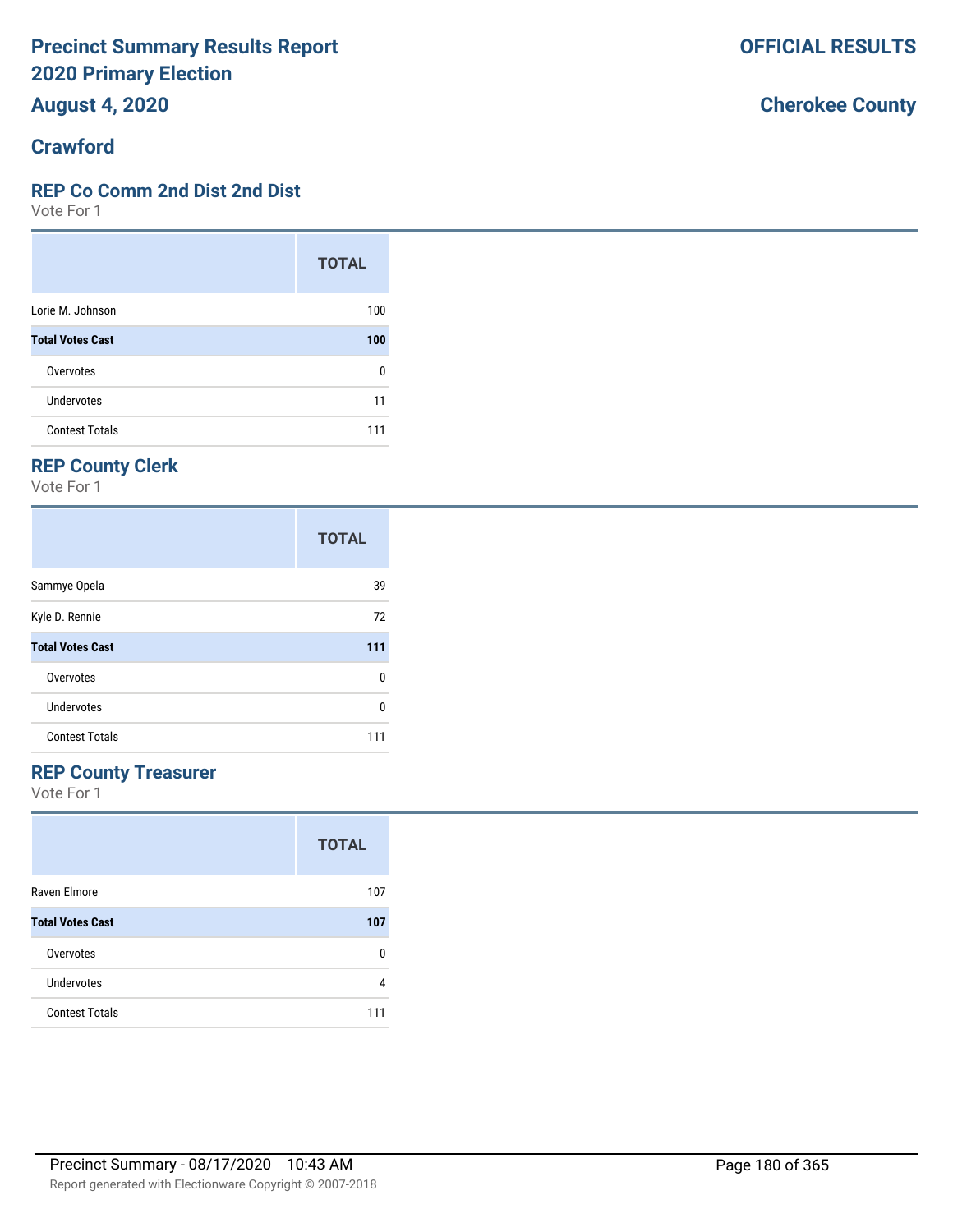# Precinct Summary Results Report
# 2020 Primary Election
## August 4, 2020

**OFFICIAL RESULTS**

**Cherokee County**

## Crawford

### REP Co Comm 2nd Dist 2nd Dist

Vote For 1

| | TOTAL |
|---|---|
| Lorie M. Johnson | 100 |
| **Total Votes Cast** | **100** |
| Overvotes | 0 |
| Undervotes | 11 |
| Contest Totals | 111 |

### REP County Clerk

Vote For 1

| | TOTAL |
|---|---|
| Sammye Opela | 39 |
| Kyle D. Rennie | 72 |
| **Total Votes Cast** | **111** |
| Overvotes | 0 |
| Undervotes | 0 |
| Contest Totals | 111 |

### REP County Treasurer

Vote For 1

| | TOTAL |
|---|---|
| Raven Elmore | 107 |
| **Total Votes Cast** | **107** |
| Overvotes | 0 |
| Undervotes | 4 |
| Contest Totals | 111 |

Precinct Summary - 08/17/2020 10:43 AM

Report generated with Electionware Copyright © 2007-2018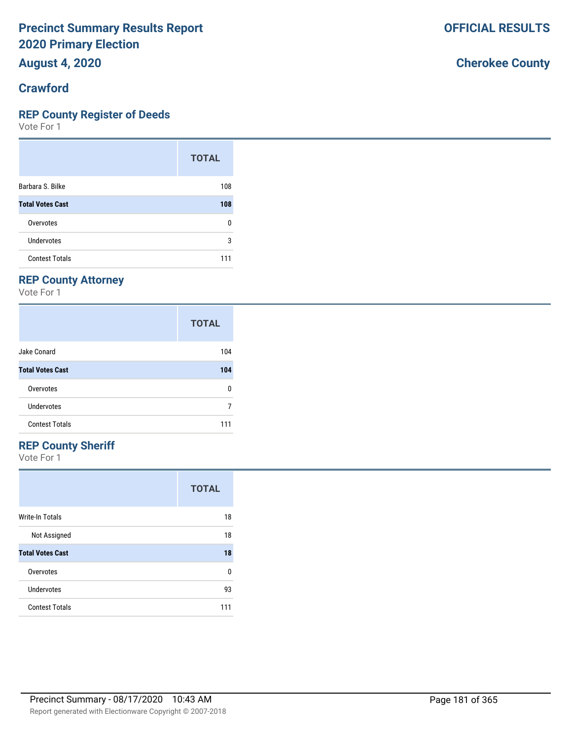# Precinct Summary Results Report
# 2020 Primary Election
## August 4, 2020

**OFFICIAL RESULTS**

**Cherokee County**

## Crawford

### REP County Register of Deeds
Vote For 1

| | TOTAL |
|---|---|
| Barbara S. Bilke | 108 |
| **Total Votes Cast** | **108** |
| Overvotes | 0 |
| Undervotes | 3 |
| Contest Totals | 111 |

### REP County Attorney
Vote For 1

| | TOTAL |
|---|---|
| Jake Conard | 104 |
| **Total Votes Cast** | **104** |
| Overvotes | 0 |
| Undervotes | 7 |
| Contest Totals | 111 |

### REP County Sheriff
Vote For 1

| | TOTAL |
|---|---|
| Write-In Totals | 18 |
| Not Assigned | 18 |
| **Total Votes Cast** | **18** |
| Overvotes | 0 |
| Undervotes | 93 |
| Contest Totals | 111 |

Precinct Summary - 08/17/2020 10:43 AM

Report generated with Electionware Copyright © 2007-2018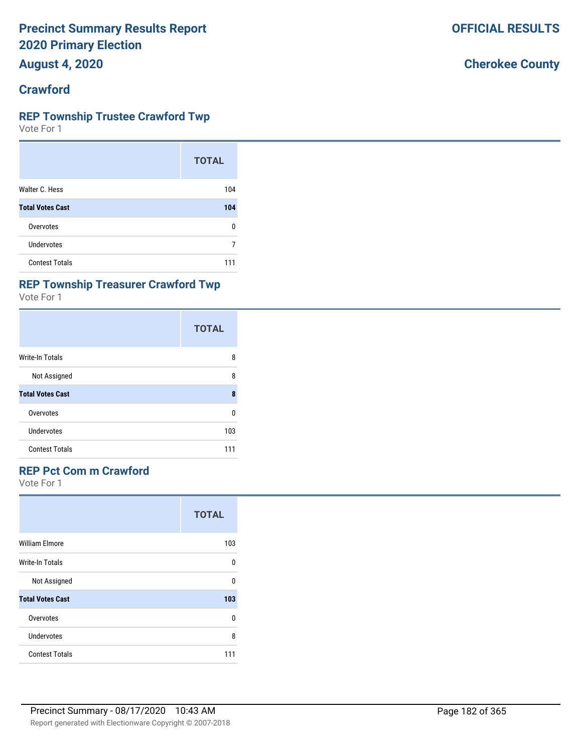# Precinct Summary Results Report
# 2020 Primary Election
# August 4, 2020

**OFFICIAL RESULTS**

**Cherokee County**

## Crawford

### REP Township Trustee Crawford Twp

Vote For 1

| | TOTAL |
|---|---|
| Walter C. Hess | 104 |
| **Total Votes Cast** | **104** |
| Overvotes | 0 |
| Undervotes | 7 |
| Contest Totals | 111 |

### REP Township Treasurer Crawford Twp

Vote For 1

| | TOTAL |
|---|---|
| Write-In Totals | 8 |
| Not Assigned | 8 |
| **Total Votes Cast** | **8** |
| Overvotes | 0 |
| Undervotes | 103 |
| Contest Totals | 111 |

### REP Pct Com m Crawford

Vote For 1

| | TOTAL |
|---|---|
| William Elmore | 103 |
| Write-In Totals | 0 |
| Not Assigned | 0 |
| **Total Votes Cast** | **103** |
| Overvotes | 0 |
| Undervotes | 8 |
| Contest Totals | 111 |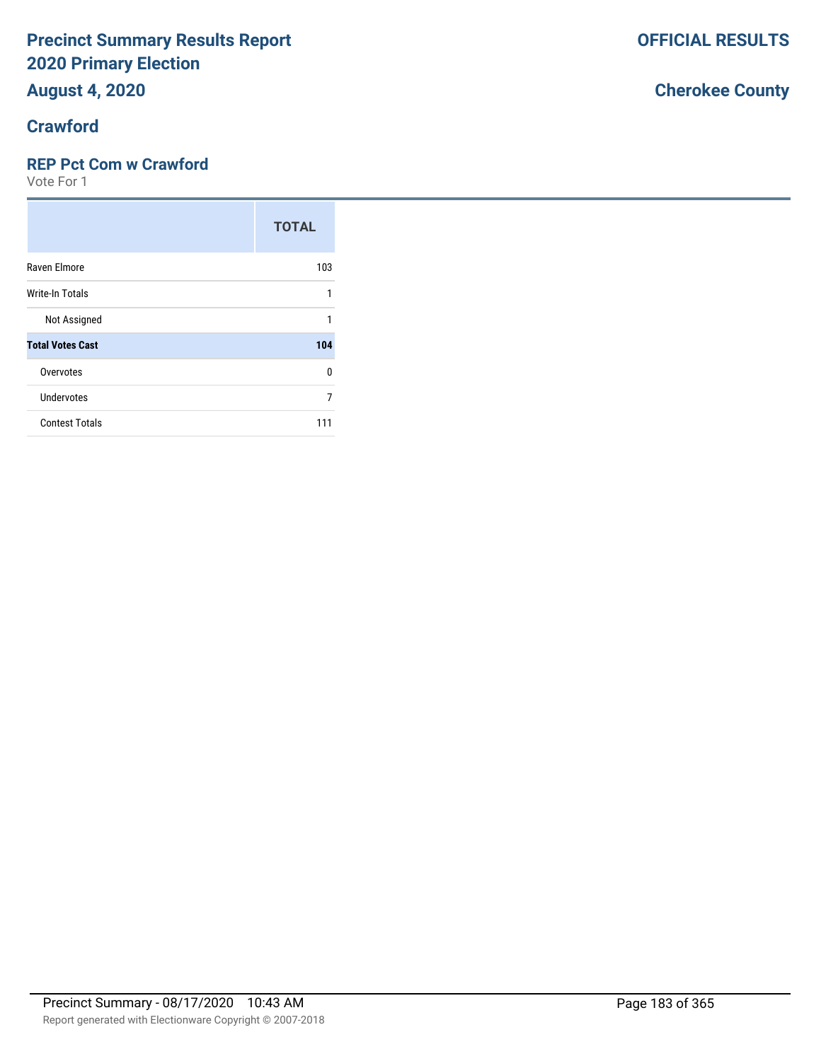# Precinct Summary Results Report
# 2020 Primary Election
## August 4, 2020

**OFFICIAL RESULTS**

**Cherokee County**

## Crawford

### REP Pct Com w Crawford
Vote For 1

| | TOTAL |
|---|---|
| Raven Elmore | 103 |
| Write-In Totals | 1 |
| Not Assigned | 1 |
| **Total Votes Cast** | **104** |
| Overvotes | 0 |
| Undervotes | 7 |
| Contest Totals | 111 |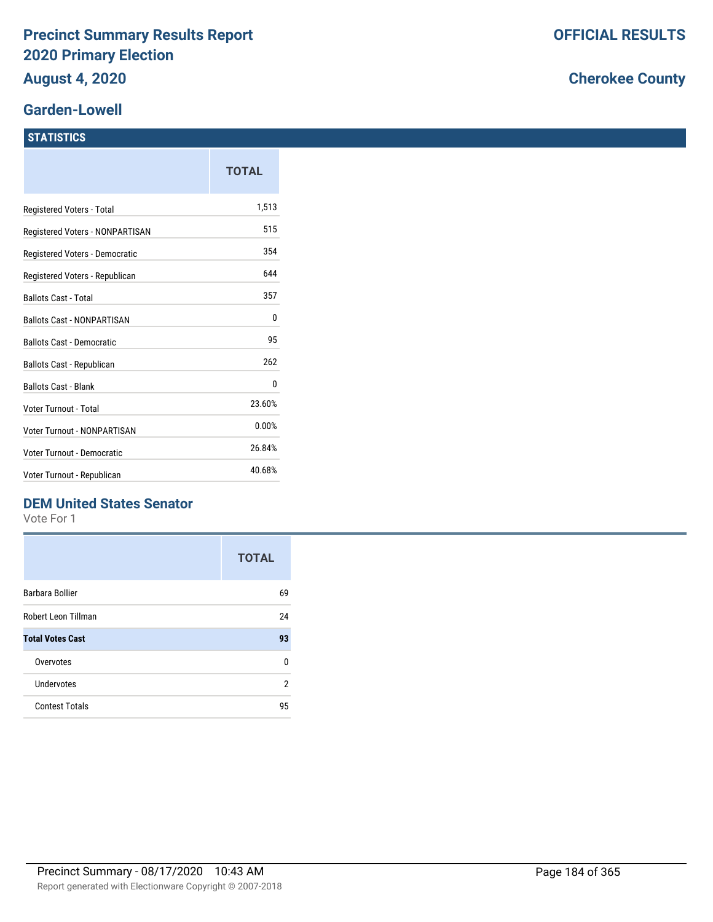# Precinct Summary Results Report
# 2020 Primary Election
# August 4, 2020

**OFFICIAL RESULTS**

**Cherokee County**

## Garden-Lowell

### STATISTICS

| | TOTAL |
|---|---|
| Registered Voters - Total | 1,513 |
| Registered Voters - NONPARTISAN | 515 |
| Registered Voters - Democratic | 354 |
| Registered Voters - Republican | 644 |
| Ballots Cast - Total | 357 |
| Ballots Cast - NONPARTISAN | 0 |
| Ballots Cast - Democratic | 95 |
| Ballots Cast - Republican | 262 |
| Ballots Cast - Blank | 0 |
| Voter Turnout - Total | 23.60% |
| Voter Turnout - NONPARTISAN | 0.00% |
| Voter Turnout - Democratic | 26.84% |
| Voter Turnout - Republican | 40.68% |

### DEM United States Senator

Vote For 1

| | TOTAL |
|---|---|
| Barbara Bollier | 69 |
| Robert Leon Tillman | 24 |
| **Total Votes Cast** | **93** |
| Overvotes | 0 |
| Undervotes | 2 |
| Contest Totals | 95 |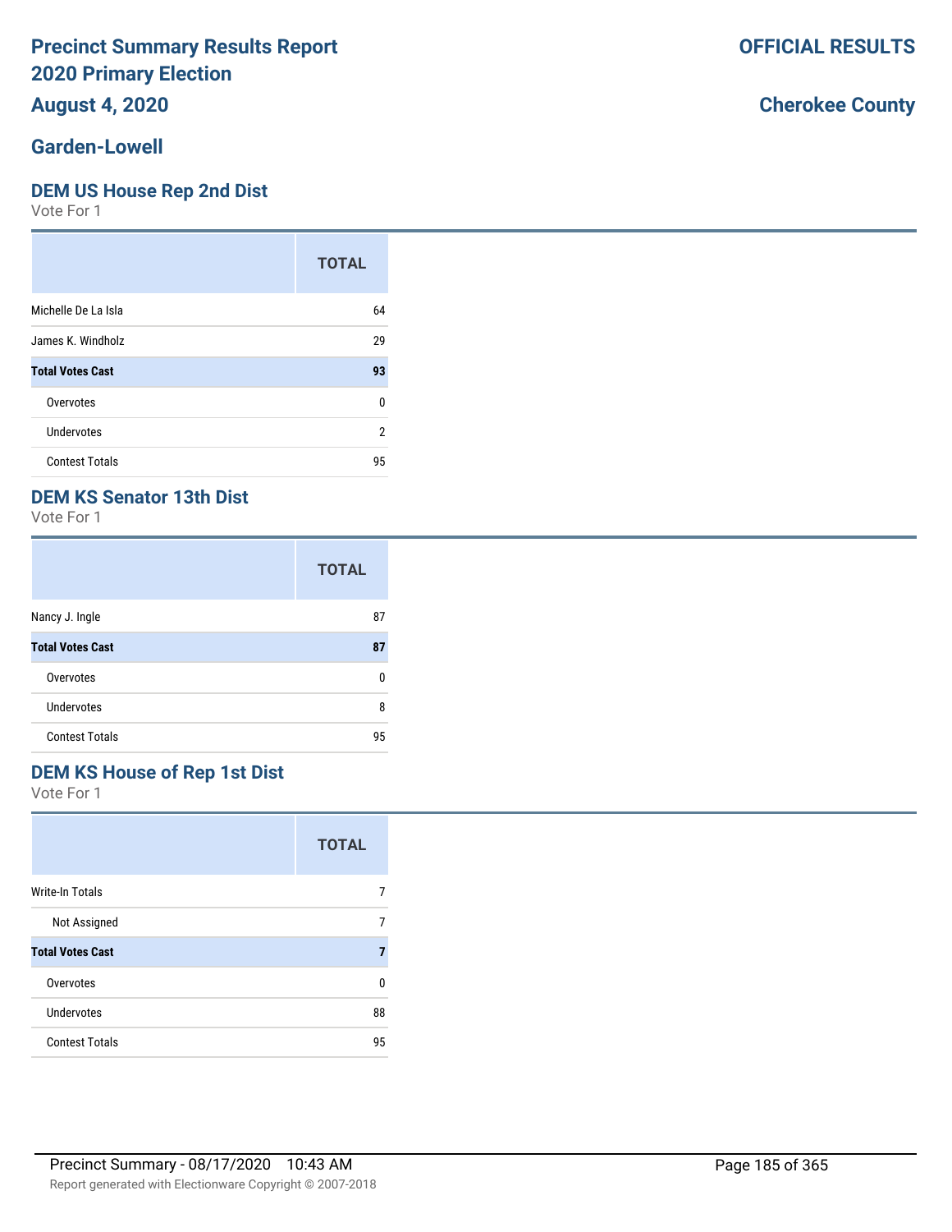# Precinct Summary Results Report
# 2020 Primary Election
# August 4, 2020

**OFFICIAL RESULTS**

**Cherokee County**

## Garden-Lowell

### DEM US House Rep 2nd Dist

Vote For 1

| | TOTAL |
|---|---|
| Michelle De La Isla | 64 |
| James K. Windholz | 29 |
| **Total Votes Cast** | **93** |
| Overvotes | 0 |
| Undervotes | 2 |
| Contest Totals | 95 |

### DEM KS Senator 13th Dist

Vote For 1

| | TOTAL |
|---|---|
| Nancy J. Ingle | 87 |
| **Total Votes Cast** | **87** |
| Overvotes | 0 |
| Undervotes | 8 |
| Contest Totals | 95 |

### DEM KS House of Rep 1st Dist

Vote For 1

| | TOTAL |
|---|---|
| Write-In Totals | 7 |
| Not Assigned | 7 |
| **Total Votes Cast** | **7** |
| Overvotes | 0 |
| Undervotes | 88 |
| Contest Totals | 95 |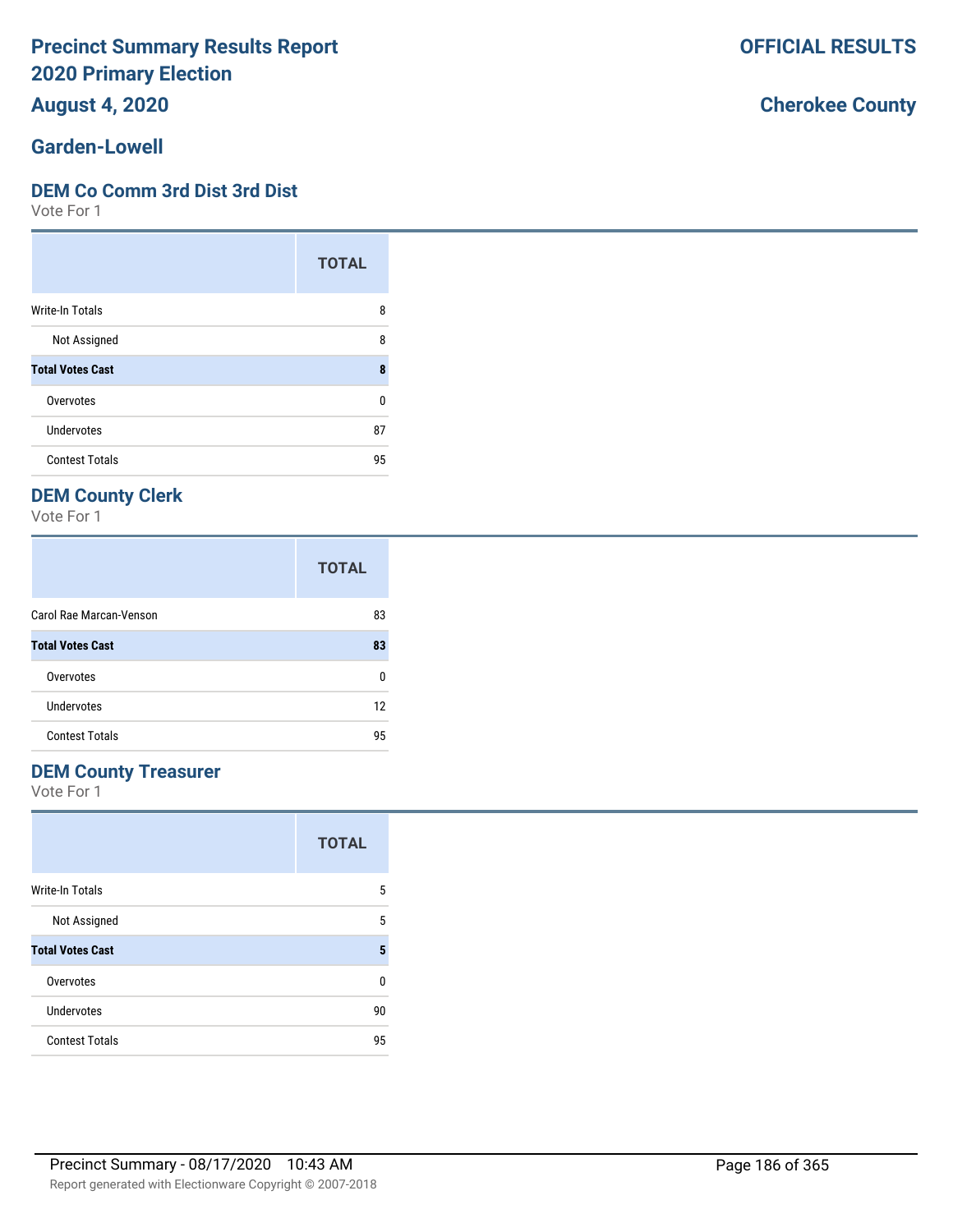# Precinct Summary Results Report
# 2020 Primary Election
# August 4, 2020

**OFFICIAL RESULTS**

**Cherokee County**

## Garden-Lowell

### DEM Co Comm 3rd Dist 3rd Dist

Vote For 1

| | TOTAL |
|---|---|
| Write-In Totals | 8 |
| Not Assigned | 8 |
| **Total Votes Cast** | **8** |
| Overvotes | 0 |
| Undervotes | 87 |
| Contest Totals | 95 |

### DEM County Clerk

Vote For 1

| | TOTAL |
|---|---|
| Carol Rae Marcan-Venson | 83 |
| **Total Votes Cast** | **83** |
| Overvotes | 0 |
| Undervotes | 12 |
| Contest Totals | 95 |

### DEM County Treasurer

Vote For 1

| | TOTAL |
|---|---|
| Write-In Totals | 5 |
| Not Assigned | 5 |
| **Total Votes Cast** | **5** |
| Overvotes | 0 |
| Undervotes | 90 |
| Contest Totals | 95 |

Precinct Summary - 08/17/2020 10:43 AM

Report generated with Electionware Copyright © 2007-2018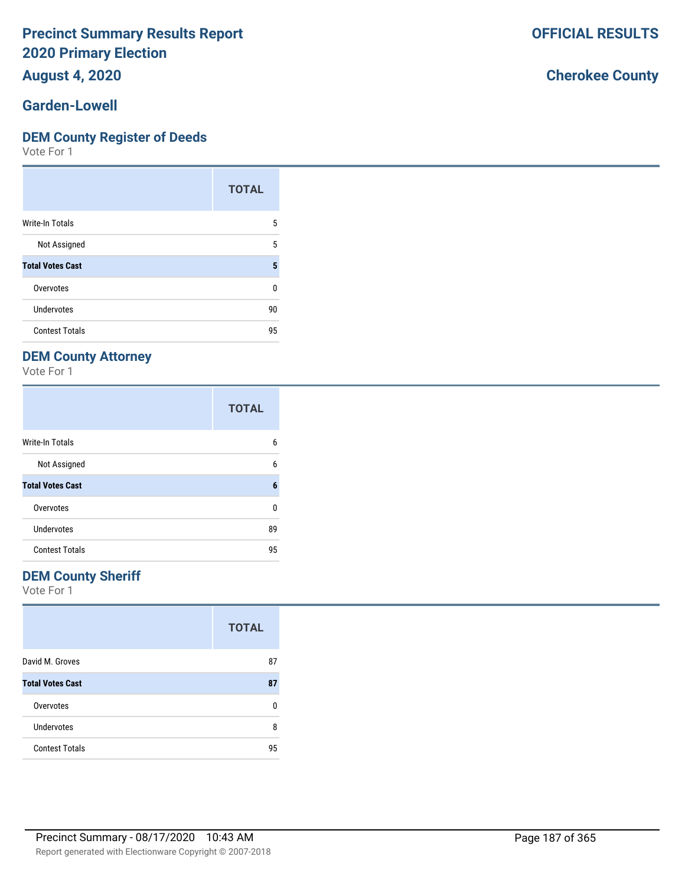# Precinct Summary Results Report
# 2020 Primary Election
## August 4, 2020

**OFFICIAL RESULTS**

**Cherokee County**

## Garden-Lowell

### DEM County Register of Deeds

Vote For 1

| | TOTAL |
|---|---|
| Write-In Totals | 5 |
| Not Assigned | 5 |
| **Total Votes Cast** | **5** |
| Overvotes | 0 |
| Undervotes | 90 |
| Contest Totals | 95 |

### DEM County Attorney

Vote For 1

| | TOTAL |
|---|---|
| Write-In Totals | 6 |
| Not Assigned | 6 |
| **Total Votes Cast** | **6** |
| Overvotes | 0 |
| Undervotes | 89 |
| Contest Totals | 95 |

### DEM County Sheriff

Vote For 1

| | TOTAL |
|---|---|
| David M. Groves | 87 |
| **Total Votes Cast** | **87** |
| Overvotes | 0 |
| Undervotes | 8 |
| Contest Totals | 95 |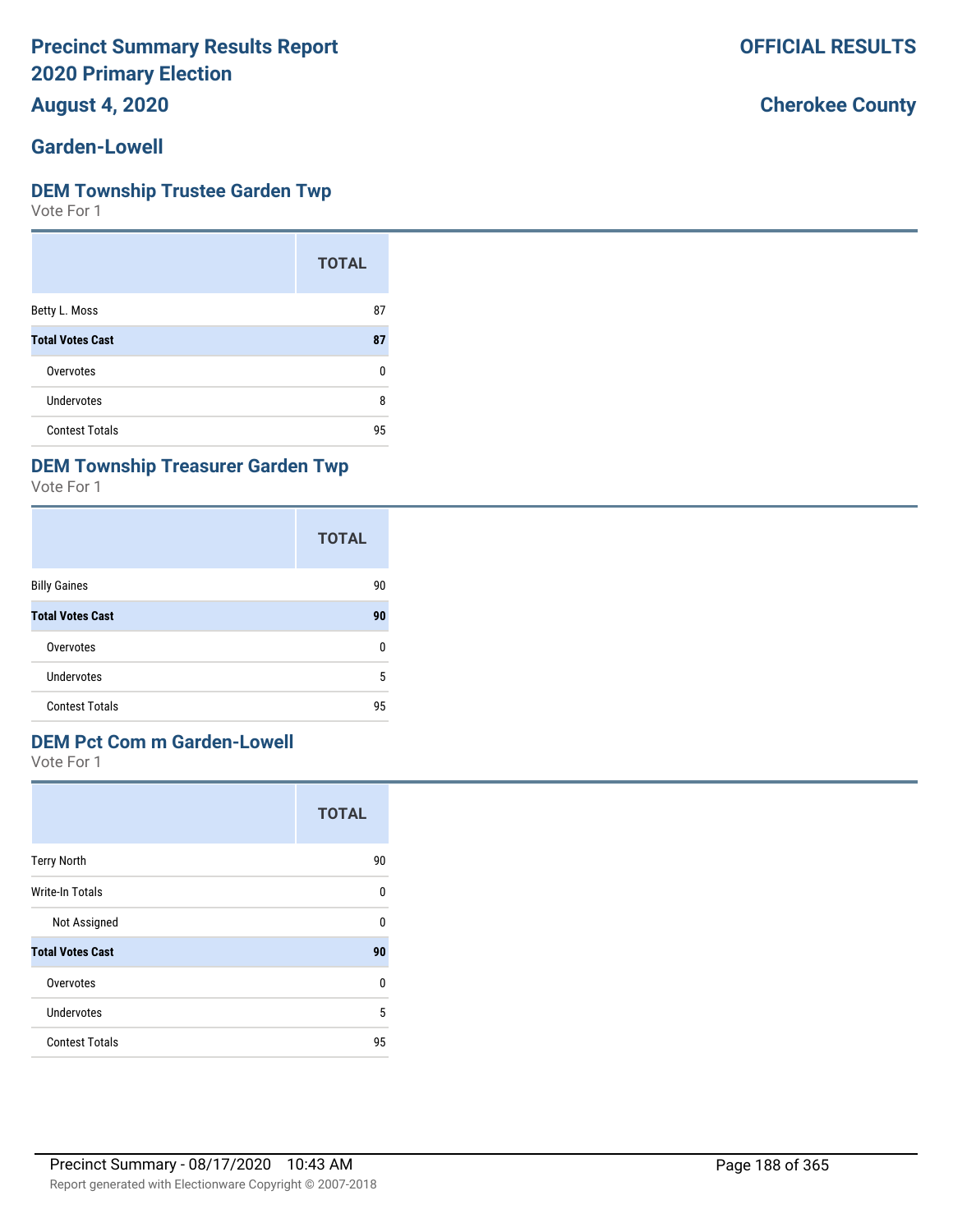# Precinct Summary Results Report
# 2020 Primary Election
# August 4, 2020

**OFFICIAL RESULTS**

**Cherokee County**

## Garden-Lowell

### DEM Township Trustee Garden Twp

Vote For 1

| | TOTAL |
|---|---|
| Betty L. Moss | 87 |
| **Total Votes Cast** | **87** |
| Overvotes | 0 |
| Undervotes | 8 |
| Contest Totals | 95 |

### DEM Township Treasurer Garden Twp

Vote For 1

| | TOTAL |
|---|---|
| Billy Gaines | 90 |
| **Total Votes Cast** | **90** |
| Overvotes | 0 |
| Undervotes | 5 |
| Contest Totals | 95 |

### DEM Pct Com m Garden-Lowell

Vote For 1

| | TOTAL |
|---|---|
| Terry North | 90 |
| Write-In Totals | 0 |
| Not Assigned | 0 |
| **Total Votes Cast** | **90** |
| Overvotes | 0 |
| Undervotes | 5 |
| Contest Totals | 95 |

Precinct Summary - 08/17/2020 10:43 AM

Report generated with Electionware Copyright © 2007-2018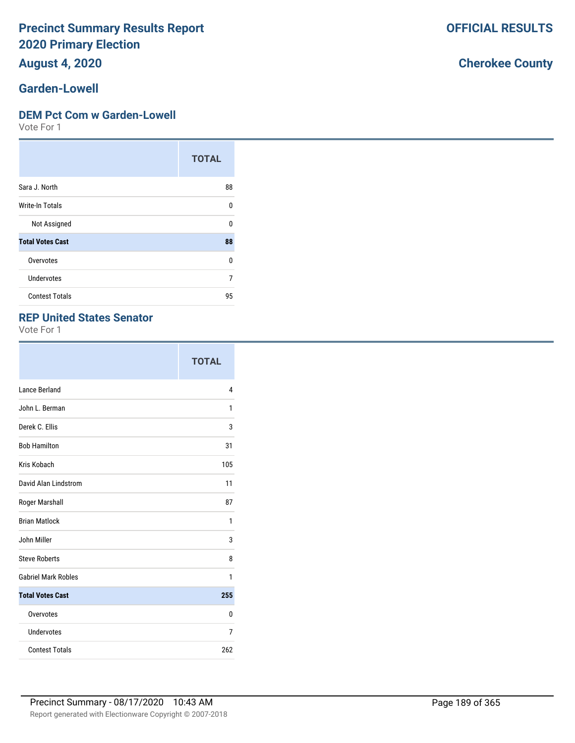# Precinct Summary Results Report 2020 Primary Election

**OFFICIAL RESULTS**

**August 4, 2020**

**Cherokee County**

## Garden-Lowell

### DEM Pct Com w Garden-Lowell

Vote For 1

| | TOTAL |
|---|---|
| Sara J. North | 88 |
| Write-In Totals | 0 |
| Not Assigned | 0 |
| **Total Votes Cast** | **88** |
| Overvotes | 0 |
| Undervotes | 7 |
| Contest Totals | 95 |

### REP United States Senator

Vote For 1

| | TOTAL |
|---|---|
| Lance Berland | 4 |
| John L. Berman | 1 |
| Derek C. Ellis | 3 |
| Bob Hamilton | 31 |
| Kris Kobach | 105 |
| David Alan Lindstrom | 11 |
| Roger Marshall | 87 |
| Brian Matlock | 1 |
| John Miller | 3 |
| Steve Roberts | 8 |
| Gabriel Mark Robles | 1 |
| **Total Votes Cast** | **255** |
| Overvotes | 0 |
| Undervotes | 7 |
| Contest Totals | 262 |

Precinct Summary - 08/17/2020 10:43 AM

Report generated with Electionware Copyright © 2007-2018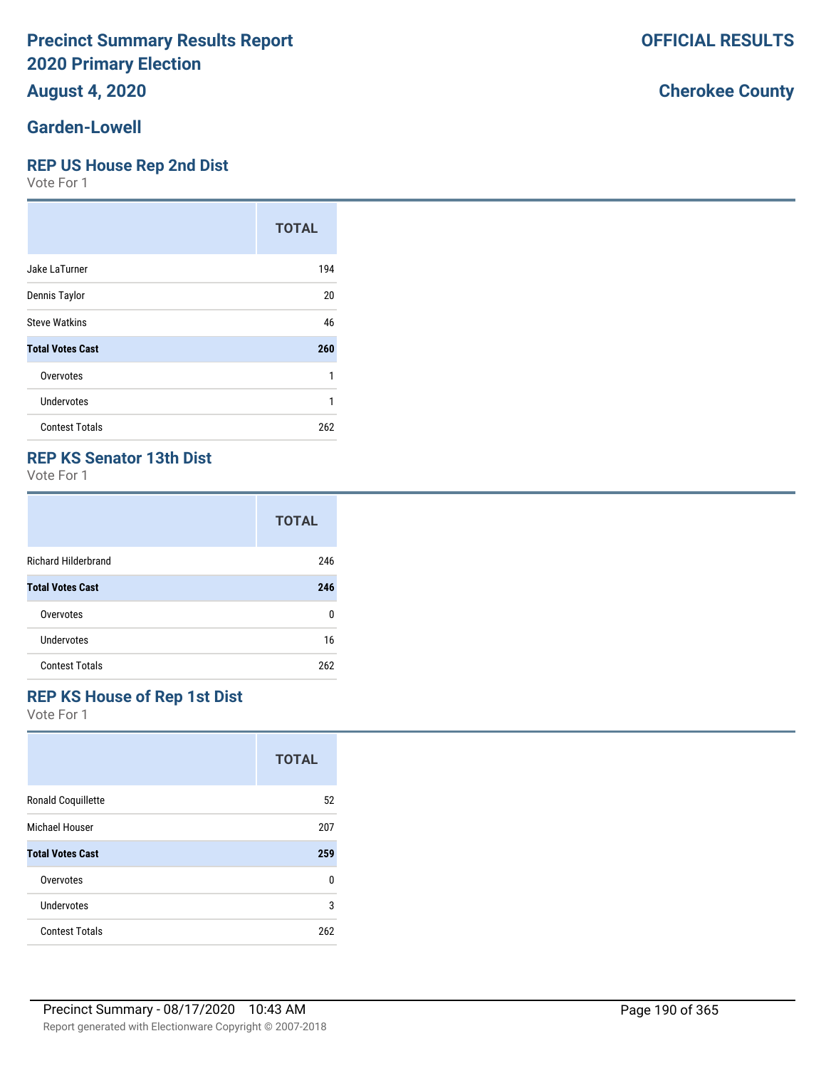# Precinct Summary Results Report
# 2020 Primary Election
# August 4, 2020

**OFFICIAL RESULTS**

**Cherokee County**

## Garden-Lowell

### REP US House Rep 2nd Dist

Vote For 1

| | TOTAL |
|---|---|
| Jake LaTurner | 194 |
| Dennis Taylor | 20 |
| Steve Watkins | 46 |
| **Total Votes Cast** | **260** |
| Overvotes | 1 |
| Undervotes | 1 |
| Contest Totals | 262 |

### REP KS Senator 13th Dist

Vote For 1

| | TOTAL |
|---|---|
| Richard Hilderbrand | 246 |
| **Total Votes Cast** | **246** |
| Overvotes | 0 |
| Undervotes | 16 |
| Contest Totals | 262 |

### REP KS House of Rep 1st Dist

Vote For 1

| | TOTAL |
|---|---|
| Ronald Coquillette | 52 |
| Michael Houser | 207 |
| **Total Votes Cast** | **259** |
| Overvotes | 0 |
| Undervotes | 3 |
| Contest Totals | 262 |

Precinct Summary - 08/17/2020 10:43 AM

Report generated with Electionware Copyright © 2007-2018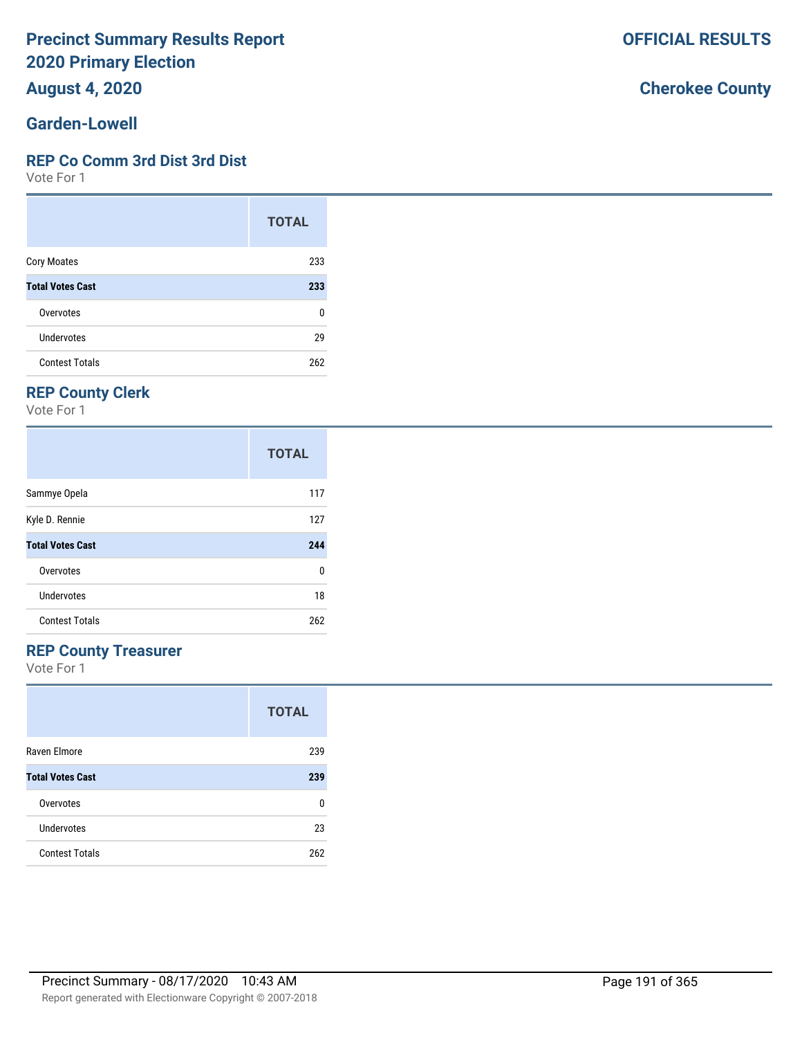# Precinct Summary Results Report
# 2020 Primary Election

**OFFICIAL RESULTS**

**August 4, 2020**

**Cherokee County**

## Garden-Lowell

### REP Co Comm 3rd Dist 3rd Dist

Vote For 1

| | TOTAL |
|---|---|
| Cory Moates | 233 |
| **Total Votes Cast** | **233** |
| Overvotes | 0 |
| Undervotes | 29 |
| Contest Totals | 262 |

### REP County Clerk

Vote For 1

| | TOTAL |
|---|---|
| Sammye Opela | 117 |
| Kyle D. Rennie | 127 |
| **Total Votes Cast** | **244** |
| Overvotes | 0 |
| Undervotes | 18 |
| Contest Totals | 262 |

### REP County Treasurer

Vote For 1

| | TOTAL |
|---|---|
| Raven Elmore | 239 |
| **Total Votes Cast** | **239** |
| Overvotes | 0 |
| Undervotes | 23 |
| Contest Totals | 262 |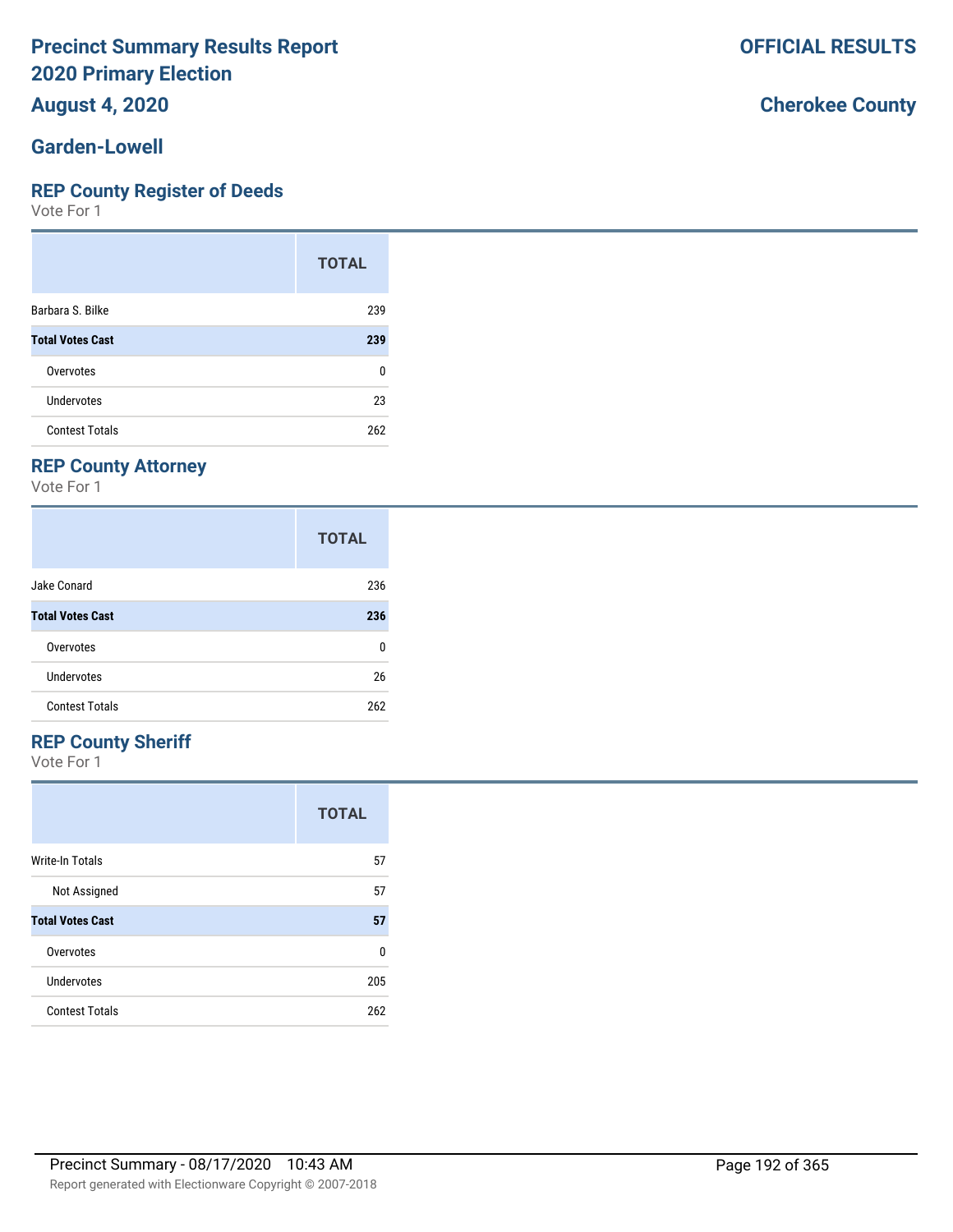# Precinct Summary Results Report
# 2020 Primary Election
# August 4, 2020

**OFFICIAL RESULTS**

**Cherokee County**

## Garden-Lowell

### REP County Register of Deeds

Vote For 1

| | TOTAL |
|---|---|
| Barbara S. Bilke | 239 |
| **Total Votes Cast** | **239** |
| Overvotes | 0 |
| Undervotes | 23 |
| Contest Totals | 262 |

### REP County Attorney

Vote For 1

| | TOTAL |
|---|---|
| Jake Conard | 236 |
| **Total Votes Cast** | **236** |
| Overvotes | 0 |
| Undervotes | 26 |
| Contest Totals | 262 |

### REP County Sheriff

Vote For 1

| | TOTAL |
|---|---|
| Write-In Totals | 57 |
| Not Assigned | 57 |
| **Total Votes Cast** | **57** |
| Overvotes | 0 |
| Undervotes | 205 |
| Contest Totals | 262 |

Precinct Summary - 08/17/2020 10:43 AM

Report generated with Electionware Copyright © 2007-2018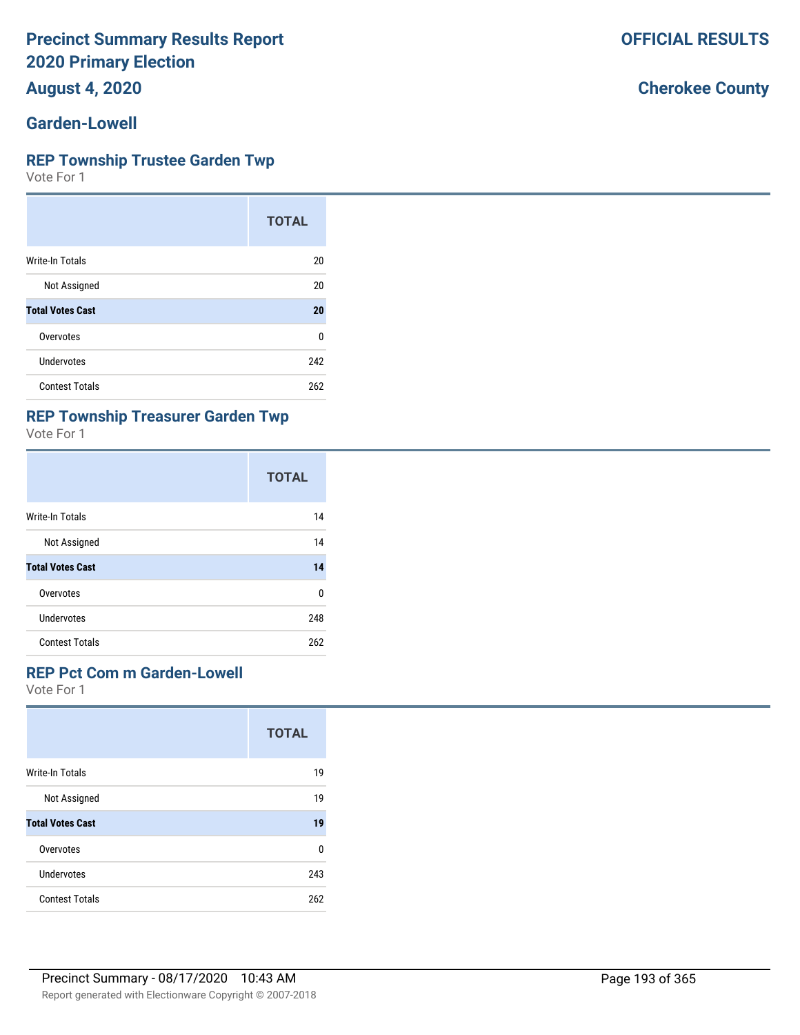# Precinct Summary Results Report
## 2020 Primary Election
## August 4, 2020

**OFFICIAL RESULTS**

**Cherokee County**

## Garden-Lowell

### REP Township Trustee Garden Twp
Vote For 1

| | TOTAL |
|---|---|
| Write-In Totals | 20 |
| Not Assigned | 20 |
| **Total Votes Cast** | **20** |
| Overvotes | 0 |
| Undervotes | 242 |
| Contest Totals | 262 |

### REP Township Treasurer Garden Twp
Vote For 1

| | TOTAL |
|---|---|
| Write-In Totals | 14 |
| Not Assigned | 14 |
| **Total Votes Cast** | **14** |
| Overvotes | 0 |
| Undervotes | 248 |
| Contest Totals | 262 |

### REP Pct Com m Garden-Lowell
Vote For 1

| | TOTAL |
|---|---|
| Write-In Totals | 19 |
| Not Assigned | 19 |
| **Total Votes Cast** | **19** |
| Overvotes | 0 |
| Undervotes | 243 |
| Contest Totals | 262 |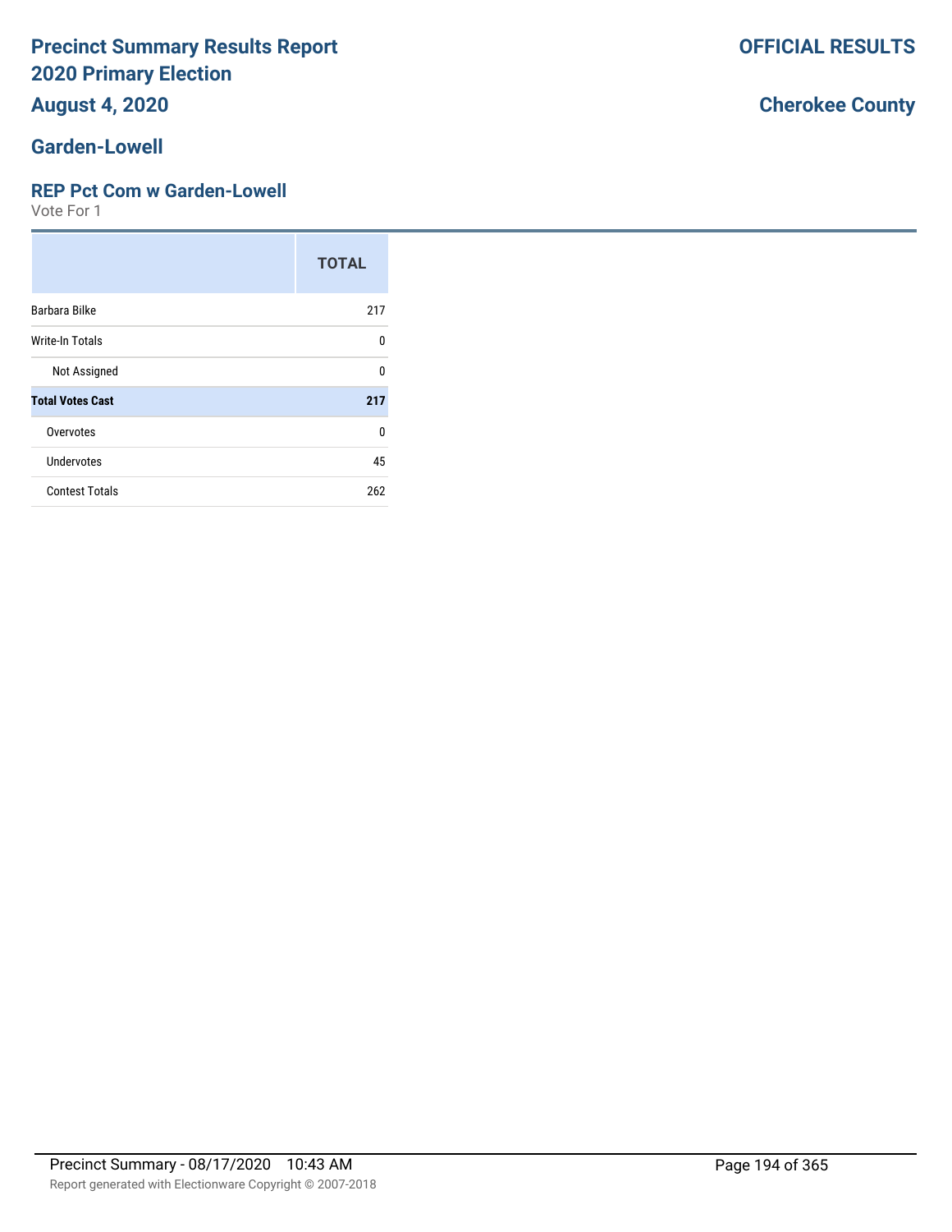# Precinct Summary Results Report
# 2020 Primary Election
## August 4, 2020

**OFFICIAL RESULTS**

**Cherokee County**

## Garden-Lowell

### REP Pct Com w Garden-Lowell

Vote For 1

| | TOTAL |
|---|---|
| Barbara Bilke | 217 |
| Write-In Totals | 0 |
| Not Assigned | 0 |
| **Total Votes Cast** | **217** |
| Overvotes | 0 |
| Undervotes | 45 |
| Contest Totals | 262 |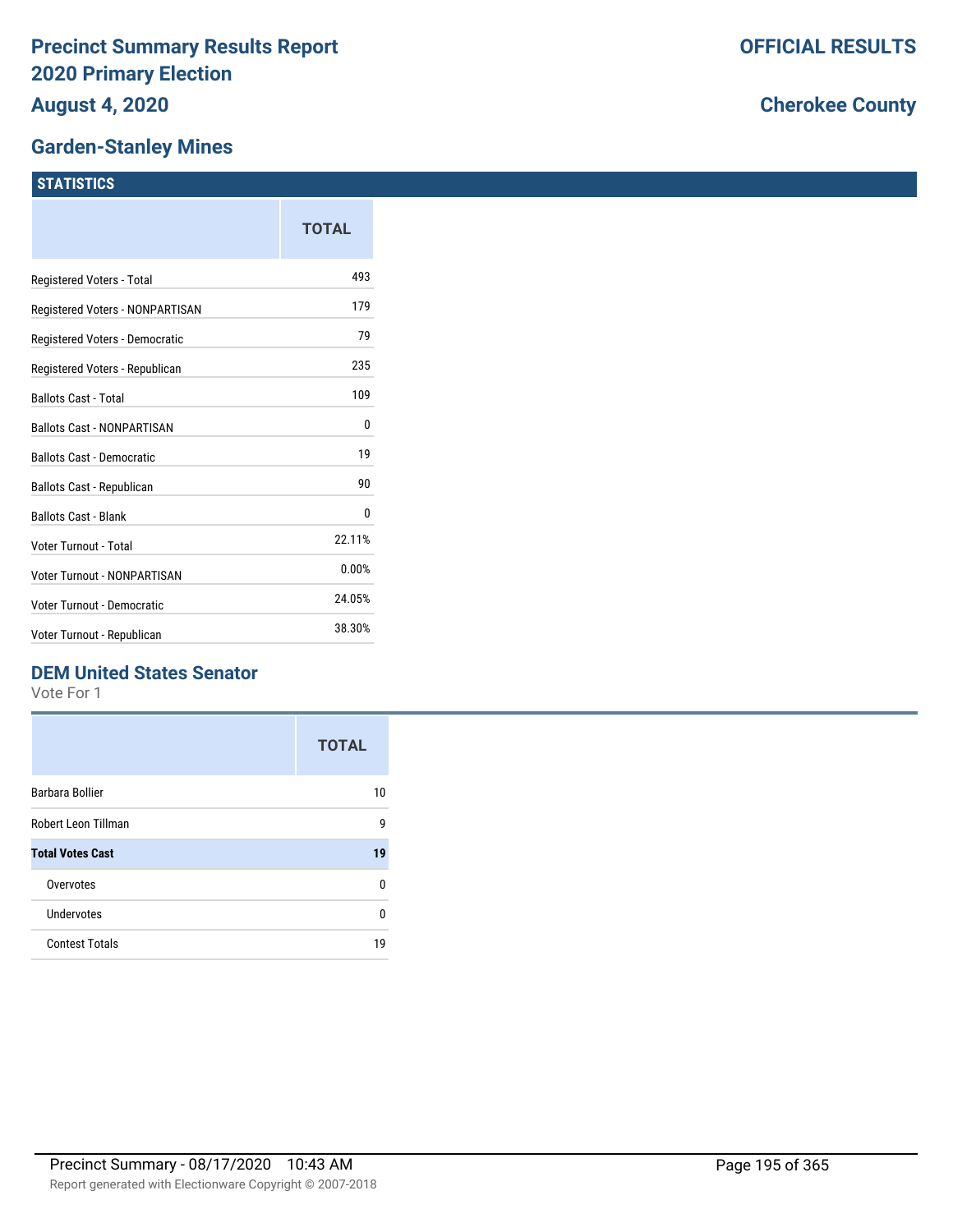# Precinct Summary Results Report
# 2020 Primary Election
# August 4, 2020

**OFFICIAL RESULTS**

**Cherokee County**

## Garden-Stanley Mines

### STATISTICS

| | TOTAL |
|---|---|
| Registered Voters - Total | 493 |
| Registered Voters - NONPARTISAN | 179 |
| Registered Voters - Democratic | 79 |
| Registered Voters - Republican | 235 |
| Ballots Cast - Total | 109 |
| Ballots Cast - NONPARTISAN | 0 |
| Ballots Cast - Democratic | 19 |
| Ballots Cast - Republican | 90 |
| Ballots Cast - Blank | 0 |
| Voter Turnout - Total | 22.11% |
| Voter Turnout - NONPARTISAN | 0.00% |
| Voter Turnout - Democratic | 24.05% |
| Voter Turnout - Republican | 38.30% |

### DEM United States Senator

Vote For 1

| | TOTAL |
|---|---|
| Barbara Bollier | 10 |
| Robert Leon Tillman | 9 |
| **Total Votes Cast** | **19** |
| Overvotes | 0 |
| Undervotes | 0 |
| Contest Totals | 19 |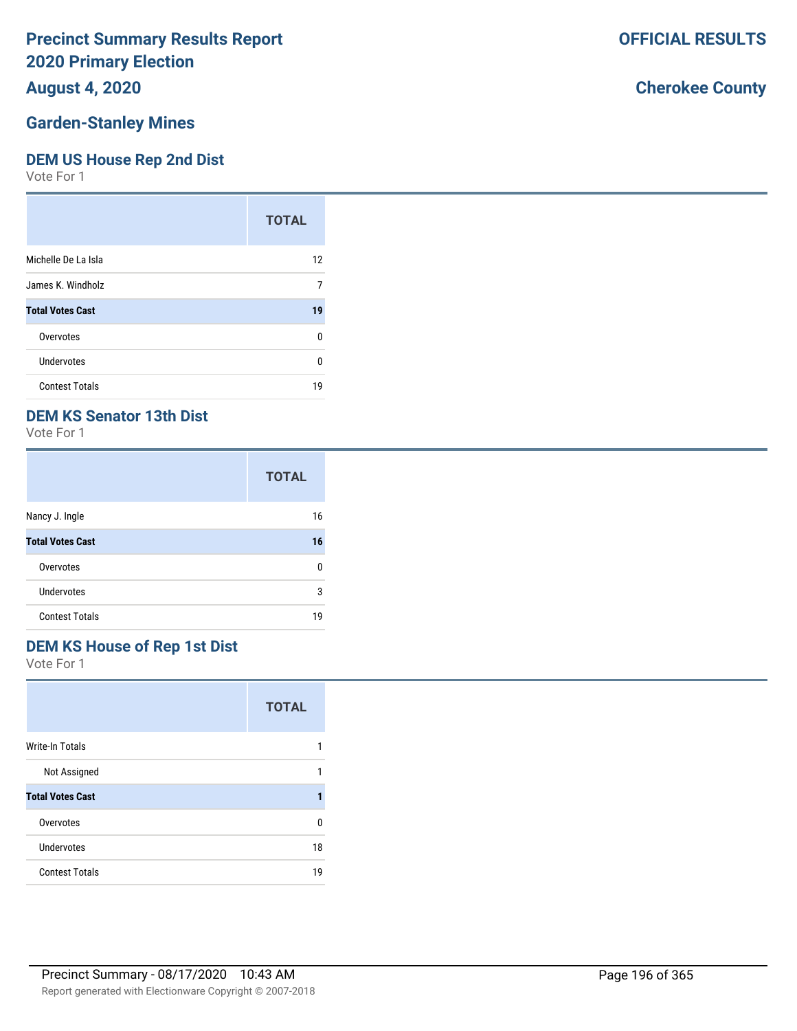# Precinct Summary Results Report
# 2020 Primary Election
# August 4, 2020

**OFFICIAL RESULTS**

**Cherokee County**

## Garden-Stanley Mines

### DEM US House Rep 2nd Dist

Vote For 1

| | TOTAL |
|---|---|
| Michelle De La Isla | 12 |
| James K. Windholz | 7 |
| **Total Votes Cast** | **19** |
| Overvotes | 0 |
| Undervotes | 0 |
| Contest Totals | 19 |

### DEM KS Senator 13th Dist

Vote For 1

| | TOTAL |
|---|---|
| Nancy J. Ingle | 16 |
| **Total Votes Cast** | **16** |
| Overvotes | 0 |
| Undervotes | 3 |
| Contest Totals | 19 |

### DEM KS House of Rep 1st Dist

Vote For 1

| | TOTAL |
|---|---|
| Write-In Totals | 1 |
| Not Assigned | 1 |
| **Total Votes Cast** | **1** |
| Overvotes | 0 |
| Undervotes | 18 |
| Contest Totals | 19 |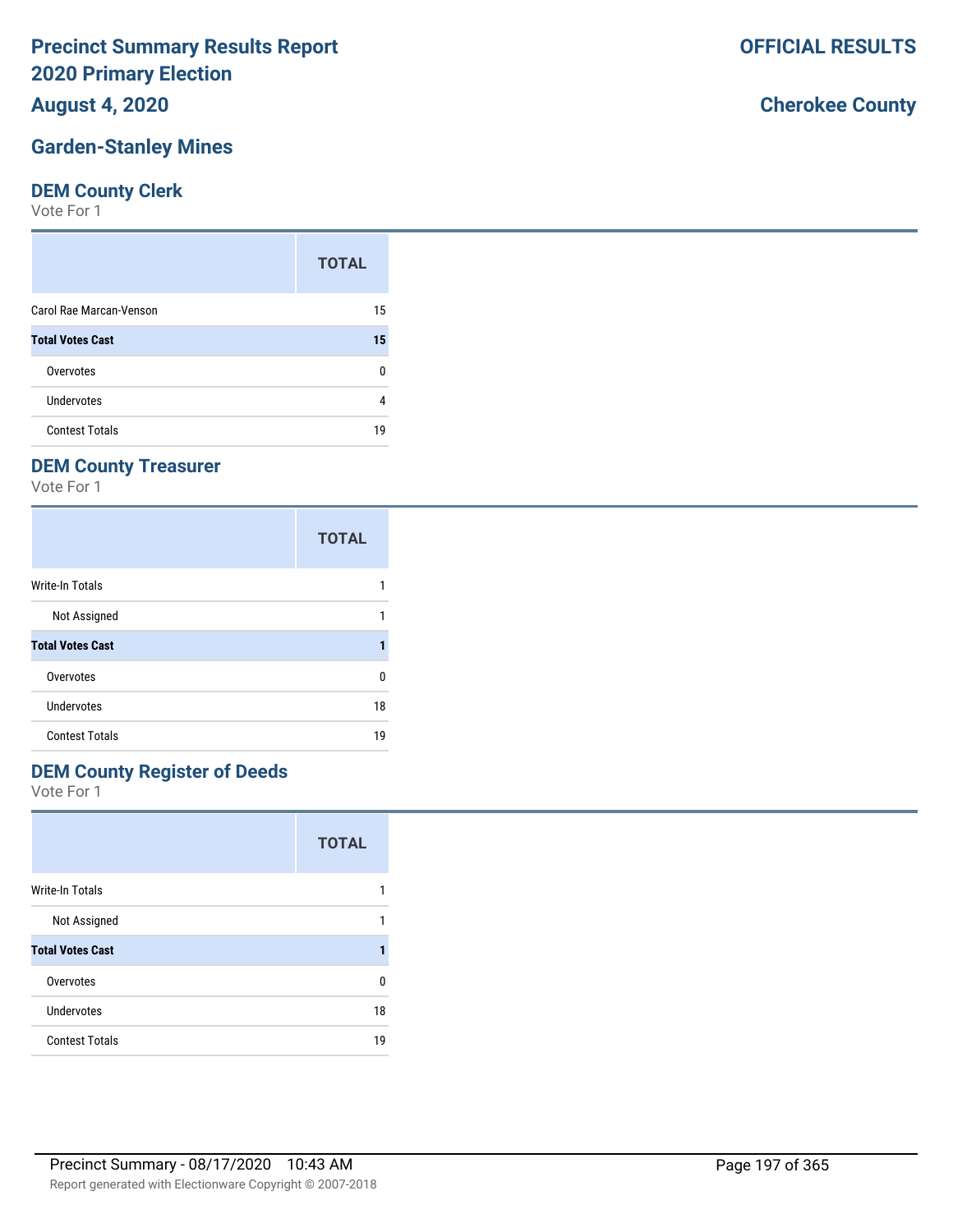# Precinct Summary Results Report
# 2020 Primary Election
# August 4, 2020

**OFFICIAL RESULTS**

**Cherokee County**

## Garden-Stanley Mines

### DEM County Clerk
Vote For 1

| | TOTAL |
|---|---|
| Carol Rae Marcan-Venson | 15 |
| **Total Votes Cast** | **15** |
| Overvotes | 0 |
| Undervotes | 4 |
| Contest Totals | 19 |

### DEM County Treasurer
Vote For 1

| | TOTAL |
|---|---|
| Write-In Totals | 1 |
| Not Assigned | 1 |
| **Total Votes Cast** | **1** |
| Overvotes | 0 |
| Undervotes | 18 |
| Contest Totals | 19 |

### DEM County Register of Deeds
Vote For 1

| | TOTAL |
|---|---|
| Write-In Totals | 1 |
| Not Assigned | 1 |
| **Total Votes Cast** | **1** |
| Overvotes | 0 |
| Undervotes | 18 |
| Contest Totals | 19 |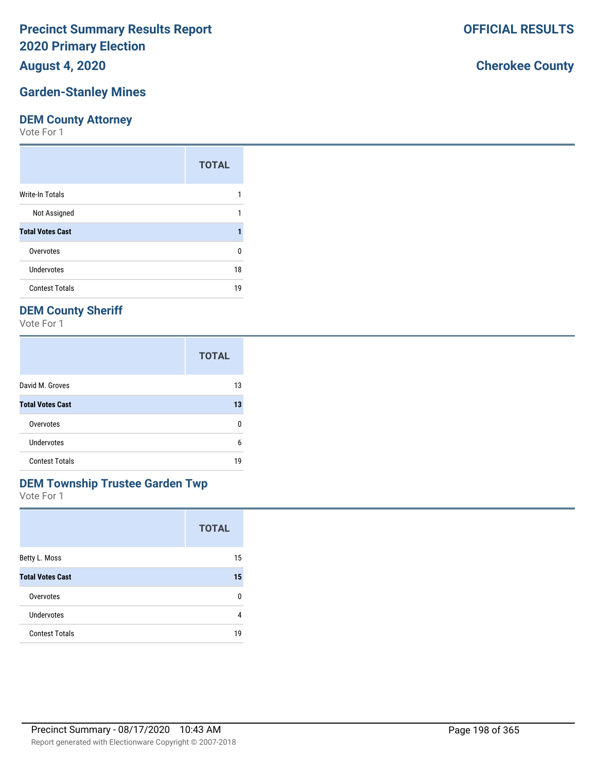# Precinct Summary Results Report
# 2020 Primary Election
# August 4, 2020

**OFFICIAL RESULTS**

**Cherokee County**

## Garden-Stanley Mines

### DEM County Attorney

Vote For 1

| | TOTAL |
|---|---|
| Write-In Totals | 1 |
| Not Assigned | 1 |
| **Total Votes Cast** | **1** |
| Overvotes | 0 |
| Undervotes | 18 |
| Contest Totals | 19 |

### DEM County Sheriff

Vote For 1

| | TOTAL |
|---|---|
| David M. Groves | 13 |
| **Total Votes Cast** | **13** |
| Overvotes | 0 |
| Undervotes | 6 |
| Contest Totals | 19 |

### DEM Township Trustee Garden Twp

Vote For 1

| | TOTAL |
|---|---|
| Betty L. Moss | 15 |
| **Total Votes Cast** | **15** |
| Overvotes | 0 |
| Undervotes | 4 |
| Contest Totals | 19 |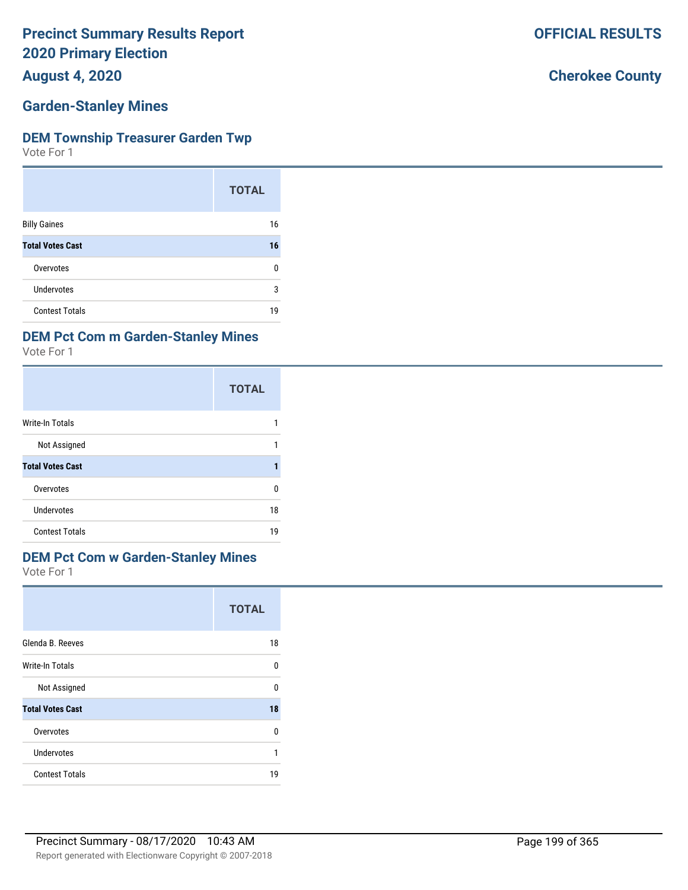# Precinct Summary Results Report
# 2020 Primary Election
# August 4, 2020

**OFFICIAL RESULTS**

**Cherokee County**

## Garden-Stanley Mines

### DEM Township Treasurer Garden Twp

Vote For 1

| | TOTAL |
|---|---|
| Billy Gaines | 16 |
| **Total Votes Cast** | **16** |
| Overvotes | 0 |
| Undervotes | 3 |
| Contest Totals | 19 |

### DEM Pct Com m Garden-Stanley Mines

Vote For 1

| | TOTAL |
|---|---|
| Write-In Totals | 1 |
| Not Assigned | 1 |
| **Total Votes Cast** | **1** |
| Overvotes | 0 |
| Undervotes | 18 |
| Contest Totals | 19 |

### DEM Pct Com w Garden-Stanley Mines

Vote For 1

| | TOTAL |
|---|---|
| Glenda B. Reeves | 18 |
| Write-In Totals | 0 |
| Not Assigned | 0 |
| **Total Votes Cast** | **18** |
| Overvotes | 0 |
| Undervotes | 1 |
| Contest Totals | 19 |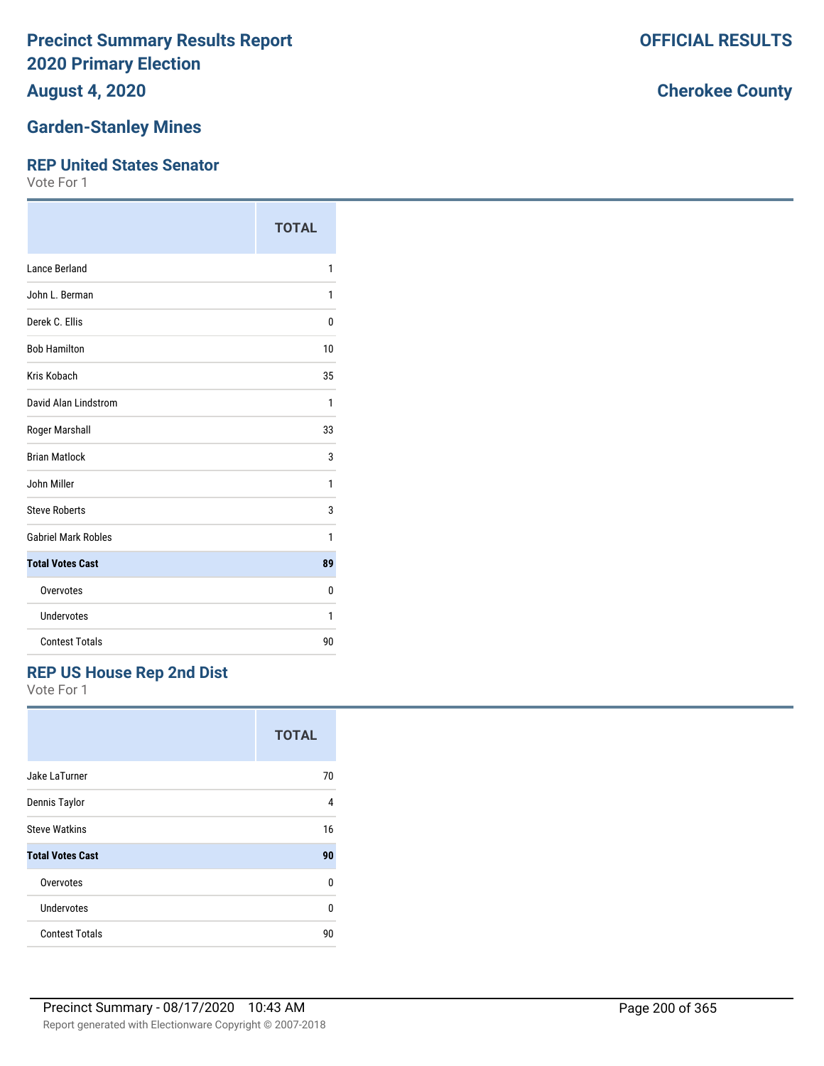# Precinct Summary Results Report 2020 Primary Election

**OFFICIAL RESULTS**

**August 4, 2020**

**Cherokee County**

## Garden-Stanley Mines

### REP United States Senator

Vote For 1

| | TOTAL |
|---|---|
| Lance Berland | 1 |
| John L. Berman | 1 |
| Derek C. Ellis | 0 |
| Bob Hamilton | 10 |
| Kris Kobach | 35 |
| David Alan Lindstrom | 1 |
| Roger Marshall | 33 |
| Brian Matlock | 3 |
| John Miller | 1 |
| Steve Roberts | 3 |
| Gabriel Mark Robles | 1 |
| **Total Votes Cast** | **89** |
| Overvotes | 0 |
| Undervotes | 1 |
| Contest Totals | 90 |

### REP US House Rep 2nd Dist

Vote For 1

| | TOTAL |
|---|---|
| Jake LaTurner | 70 |
| Dennis Taylor | 4 |
| Steve Watkins | 16 |
| **Total Votes Cast** | **90** |
| Overvotes | 0 |
| Undervotes | 0 |
| Contest Totals | 90 |

Precinct Summary - 08/17/2020 10:43 AM

Report generated with Electionware Copyright © 2007-2018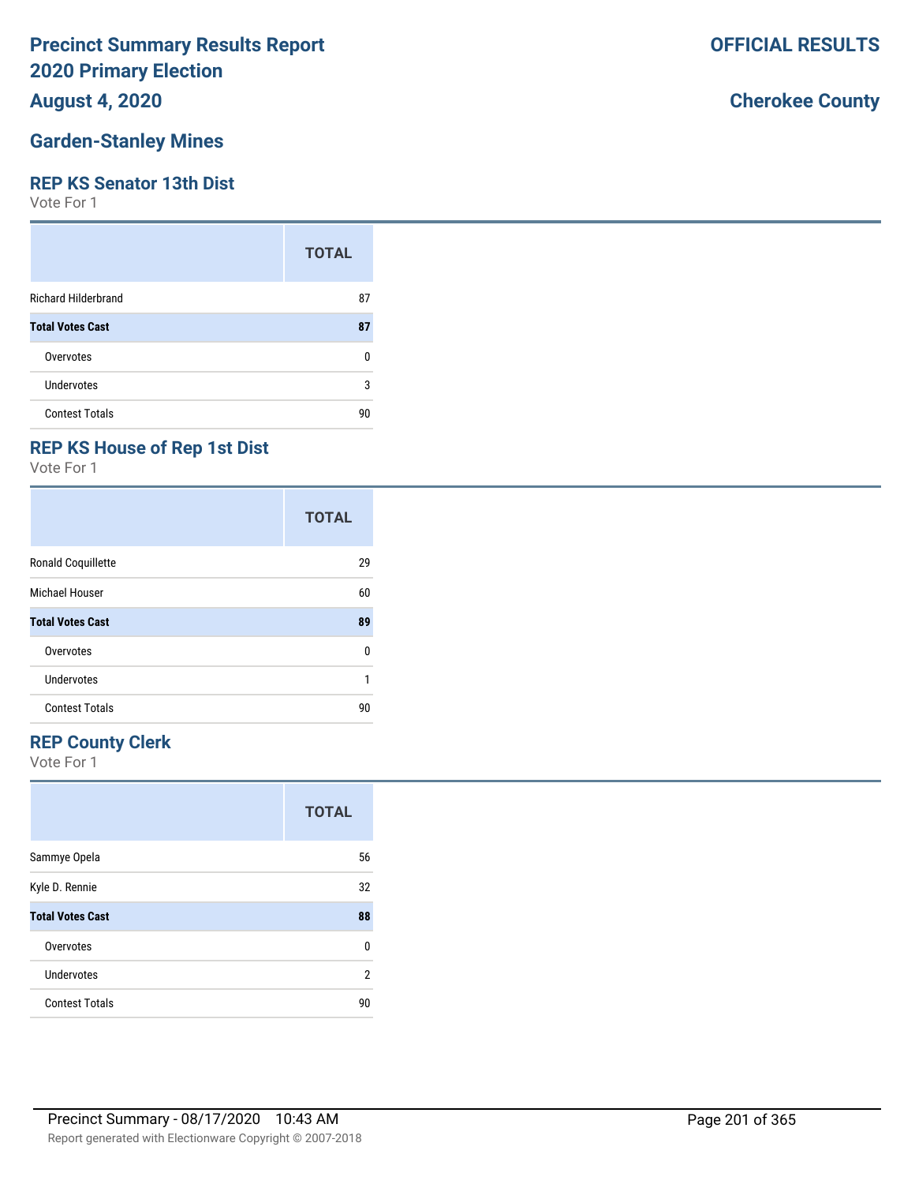# Precinct Summary Results Report
# 2020 Primary Election

**OFFICIAL RESULTS**

**August 4, 2020**

**Cherokee County**

## Garden-Stanley Mines

### REP KS Senator 13th Dist

Vote For 1

| | TOTAL |
|---|---|
| Richard Hilderbrand | 87 |
| **Total Votes Cast** | **87** |
| Overvotes | 0 |
| Undervotes | 3 |
| Contest Totals | 90 |

### REP KS House of Rep 1st Dist

Vote For 1

| | TOTAL |
|---|---|
| Ronald Coquillette | 29 |
| Michael Houser | 60 |
| **Total Votes Cast** | **89** |
| Overvotes | 0 |
| Undervotes | 1 |
| Contest Totals | 90 |

### REP County Clerk

Vote For 1

| | TOTAL |
|---|---|
| Sammye Opela | 56 |
| Kyle D. Rennie | 32 |
| **Total Votes Cast** | **88** |
| Overvotes | 0 |
| Undervotes | 2 |
| Contest Totals | 90 |

Precinct Summary - 08/17/2020 10:43 AM

Report generated with Electionware Copyright © 2007-2018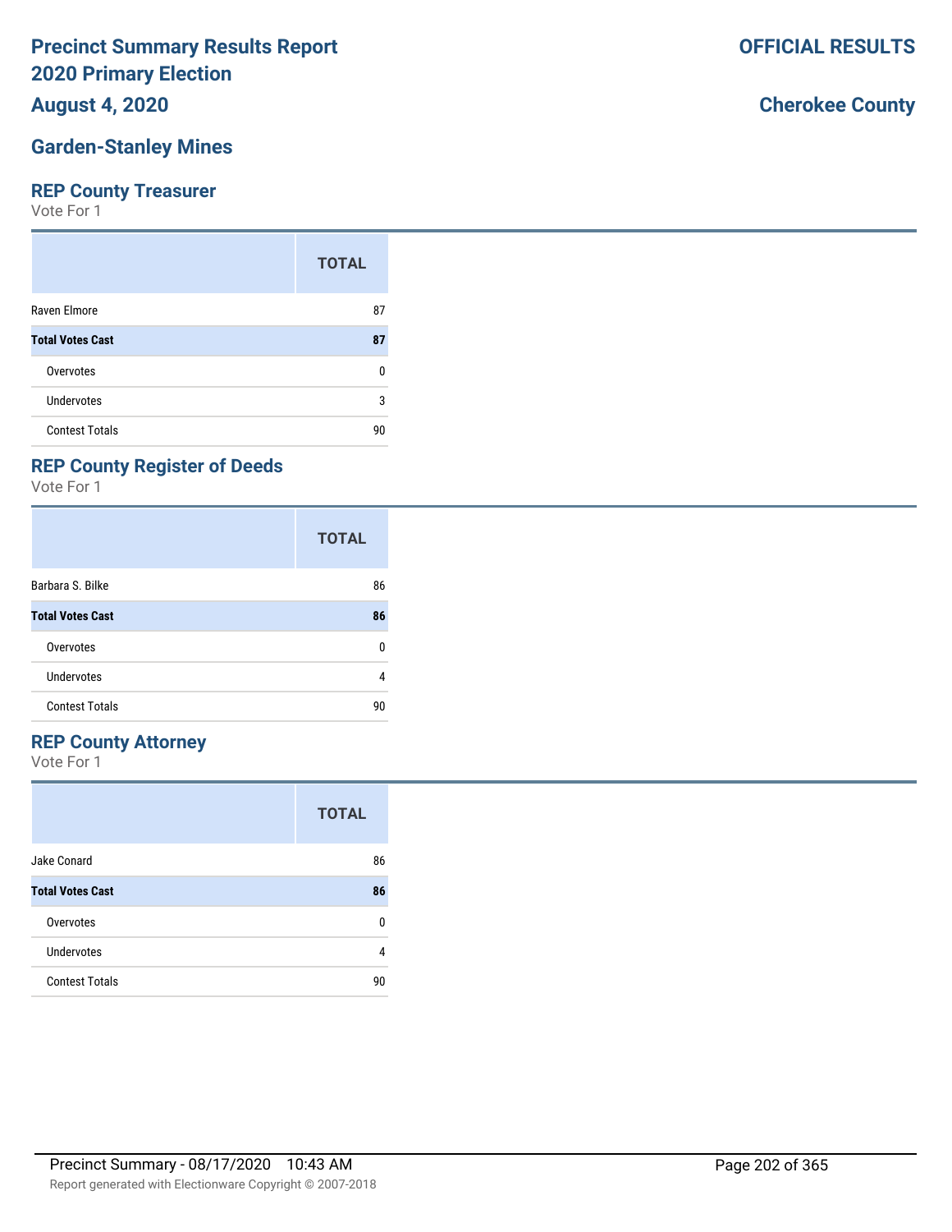# Precinct Summary Results Report
# 2020 Primary Election
# August 4, 2020

**OFFICIAL RESULTS**

**Cherokee County**

## Garden-Stanley Mines

### REP County Treasurer

Vote For 1

| | TOTAL |
|---|---|
| Raven Elmore | 87 |
| **Total Votes Cast** | **87** |
| Overvotes | 0 |
| Undervotes | 3 |
| Contest Totals | 90 |

### REP County Register of Deeds

Vote For 1

| | TOTAL |
|---|---|
| Barbara S. Bilke | 86 |
| **Total Votes Cast** | **86** |
| Overvotes | 0 |
| Undervotes | 4 |
| Contest Totals | 90 |

### REP County Attorney

Vote For 1

| | TOTAL |
|---|---|
| Jake Conard | 86 |
| **Total Votes Cast** | **86** |
| Overvotes | 0 |
| Undervotes | 4 |
| Contest Totals | 90 |

Precinct Summary - 08/17/2020 10:43 AM

Report generated with Electionware Copyright © 2007-2018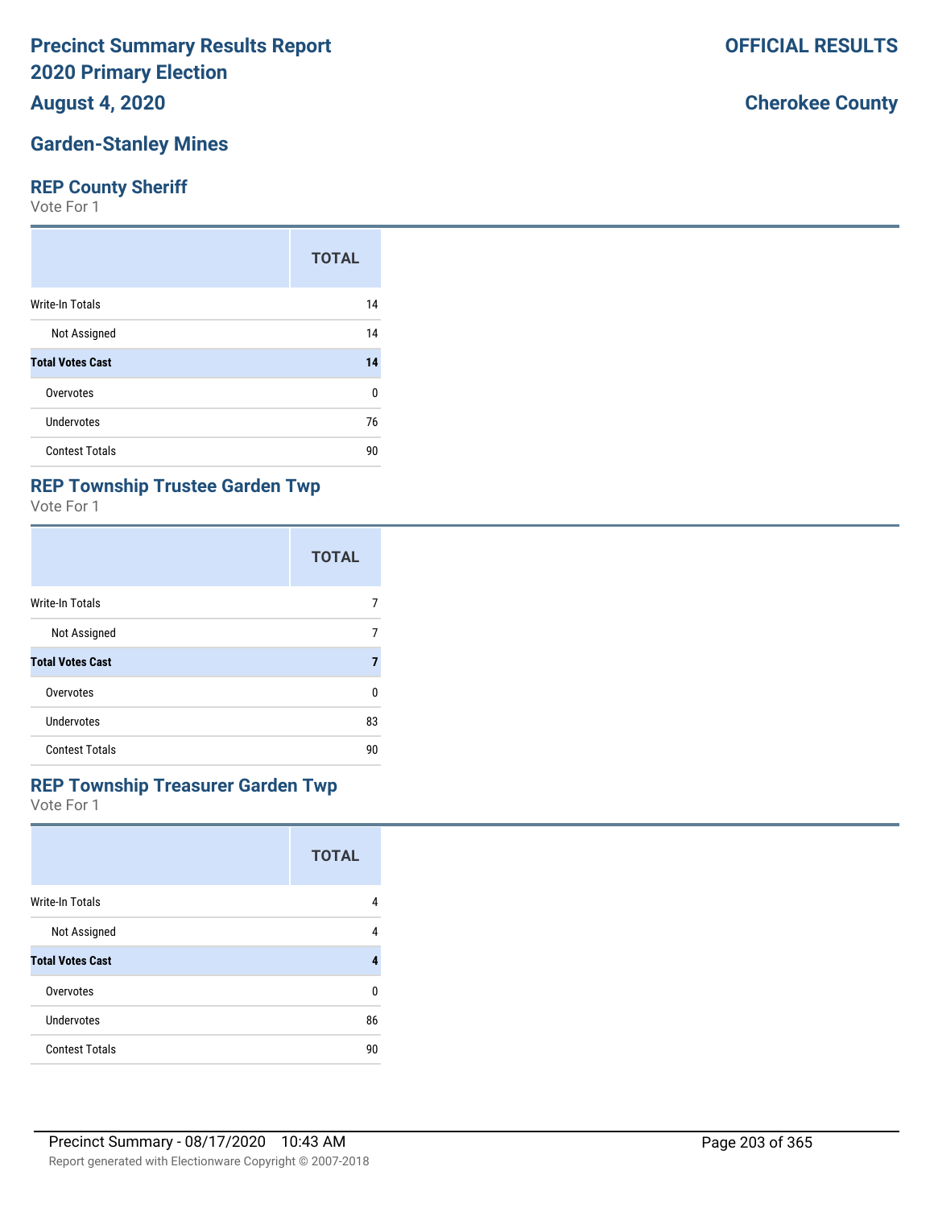# Precinct Summary Results Report
# 2020 Primary Election
# August 4, 2020

**OFFICIAL RESULTS**

**Cherokee County**

## Garden-Stanley Mines

### REP County Sheriff

Vote For 1

| | TOTAL |
|---|---|
| Write-In Totals | 14 |
| Not Assigned | 14 |
| **Total Votes Cast** | **14** |
| Overvotes | 0 |
| Undervotes | 76 |
| Contest Totals | 90 |

### REP Township Trustee Garden Twp

Vote For 1

| | TOTAL |
|---|---|
| Write-In Totals | 7 |
| Not Assigned | 7 |
| **Total Votes Cast** | **7** |
| Overvotes | 0 |
| Undervotes | 83 |
| Contest Totals | 90 |

### REP Township Treasurer Garden Twp

Vote For 1

| | TOTAL |
|---|---|
| Write-In Totals | 4 |
| Not Assigned | 4 |
| **Total Votes Cast** | **4** |
| Overvotes | 0 |
| Undervotes | 86 |
| Contest Totals | 90 |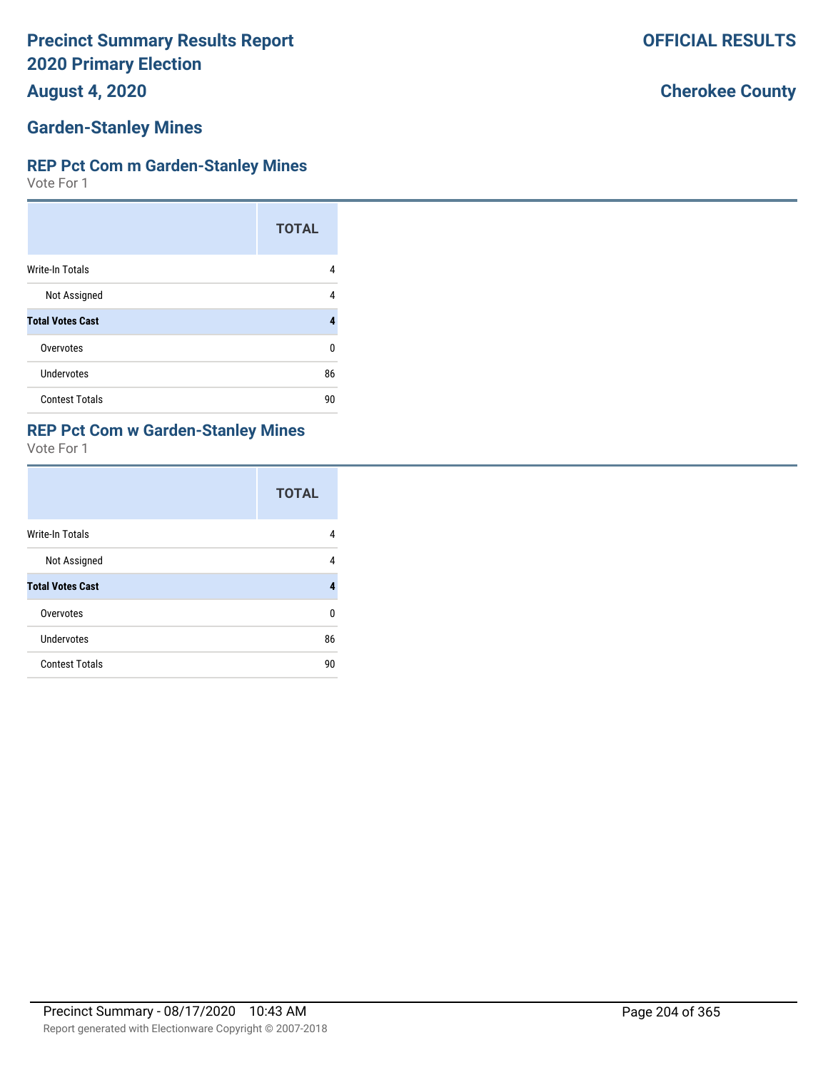# Precinct Summary Results Report
# 2020 Primary Election
# August 4, 2020

**OFFICIAL RESULTS**

**Cherokee County**

## Garden-Stanley Mines

### REP Pct Com m Garden-Stanley Mines

Vote For 1

| | TOTAL |
|---|---|
| Write-In Totals | 4 |
| Not Assigned | 4 |
| **Total Votes Cast** | **4** |
| Overvotes | 0 |
| Undervotes | 86 |
| Contest Totals | 90 |

### REP Pct Com w Garden-Stanley Mines

Vote For 1

| | TOTAL |
|---|---|
| Write-In Totals | 4 |
| Not Assigned | 4 |
| **Total Votes Cast** | **4** |
| Overvotes | 0 |
| Undervotes | 86 |
| Contest Totals | 90 |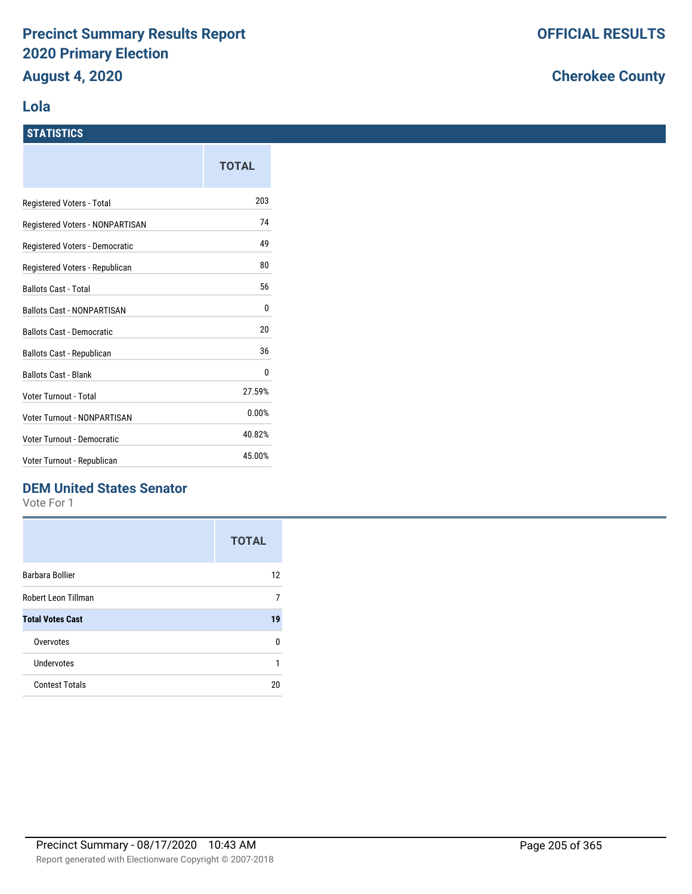# Precinct Summary Results Report
# 2020 Primary Election
# August 4, 2020

**OFFICIAL RESULTS**

**Cherokee County**

## Lola

### STATISTICS

| | TOTAL |
|---|---|
| Registered Voters - Total | 203 |
| Registered Voters - NONPARTISAN | 74 |
| Registered Voters - Democratic | 49 |
| Registered Voters - Republican | 80 |
| Ballots Cast - Total | 56 |
| Ballots Cast - NONPARTISAN | 0 |
| Ballots Cast - Democratic | 20 |
| Ballots Cast - Republican | 36 |
| Ballots Cast - Blank | 0 |
| Voter Turnout - Total | 27.59% |
| Voter Turnout - NONPARTISAN | 0.00% |
| Voter Turnout - Democratic | 40.82% |
| Voter Turnout - Republican | 45.00% |

### DEM United States Senator

Vote For 1

| | TOTAL |
|---|---|
| Barbara Bollier | 12 |
| Robert Leon Tillman | 7 |
| **Total Votes Cast** | **19** |
| Overvotes | 0 |
| Undervotes | 1 |
| Contest Totals | 20 |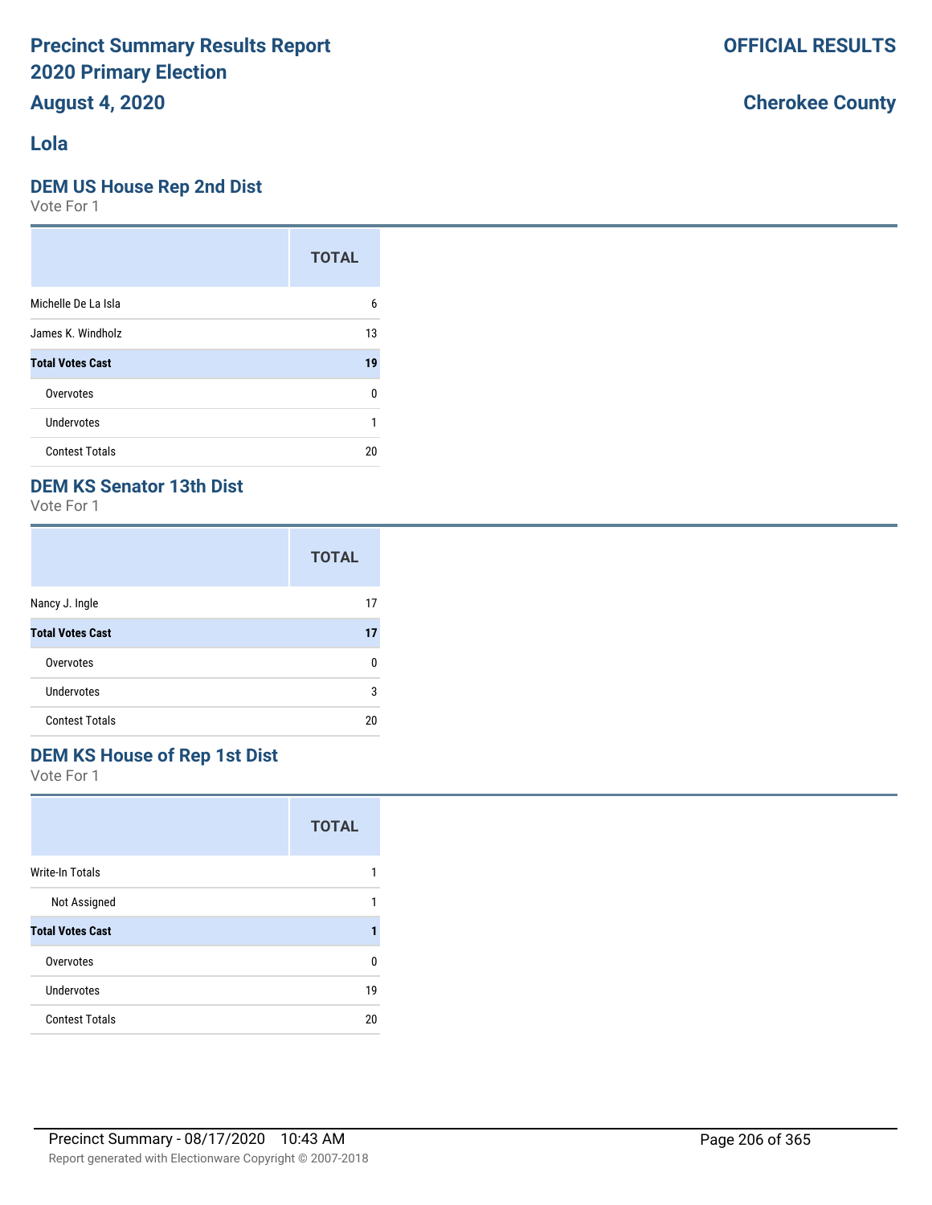# Precinct Summary Results Report
# 2020 Primary Election
# August 4, 2020

**OFFICIAL RESULTS**

**Cherokee County**

## Lola

### DEM US House Rep 2nd Dist

Vote For 1

| | TOTAL |
|---|---|
| Michelle De La Isla | 6 |
| James K. Windholz | 13 |
| **Total Votes Cast** | **19** |
| Overvotes | 0 |
| Undervotes | 1 |
| Contest Totals | 20 |

### DEM KS Senator 13th Dist

Vote For 1

| | TOTAL |
|---|---|
| Nancy J. Ingle | 17 |
| **Total Votes Cast** | **17** |
| Overvotes | 0 |
| Undervotes | 3 |
| Contest Totals | 20 |

### DEM KS House of Rep 1st Dist

Vote For 1

| | TOTAL |
|---|---|
| Write-In Totals | 1 |
| Not Assigned | 1 |
| **Total Votes Cast** | **1** |
| Overvotes | 0 |
| Undervotes | 19 |
| Contest Totals | 20 |

Precinct Summary - 08/17/2020 10:43 AM

Report generated with Electionware Copyright © 2007-2018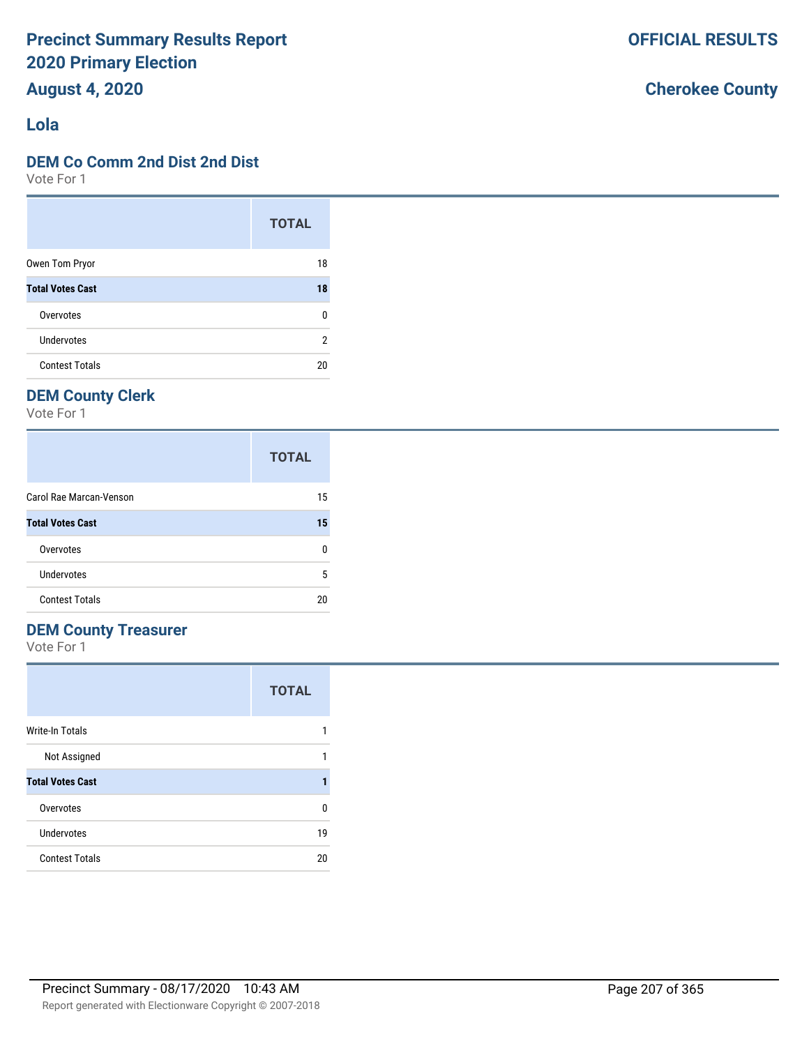# Precinct Summary Results Report
# 2020 Primary Election
# August 4, 2020

**OFFICIAL RESULTS**

**Cherokee County**

## Lola

### DEM Co Comm 2nd Dist 2nd Dist

Vote For 1

| | TOTAL |
|---|---|
| Owen Tom Pryor | 18 |
| **Total Votes Cast** | **18** |
| Overvotes | 0 |
| Undervotes | 2 |
| Contest Totals | 20 |

### DEM County Clerk

Vote For 1

| | TOTAL |
|---|---|
| Carol Rae Marcan-Venson | 15 |
| **Total Votes Cast** | **15** |
| Overvotes | 0 |
| Undervotes | 5 |
| Contest Totals | 20 |

### DEM County Treasurer

Vote For 1

| | TOTAL |
|---|---|
| Write-In Totals | 1 |
| Not Assigned | 1 |
| **Total Votes Cast** | **1** |
| Overvotes | 0 |
| Undervotes | 19 |
| Contest Totals | 20 |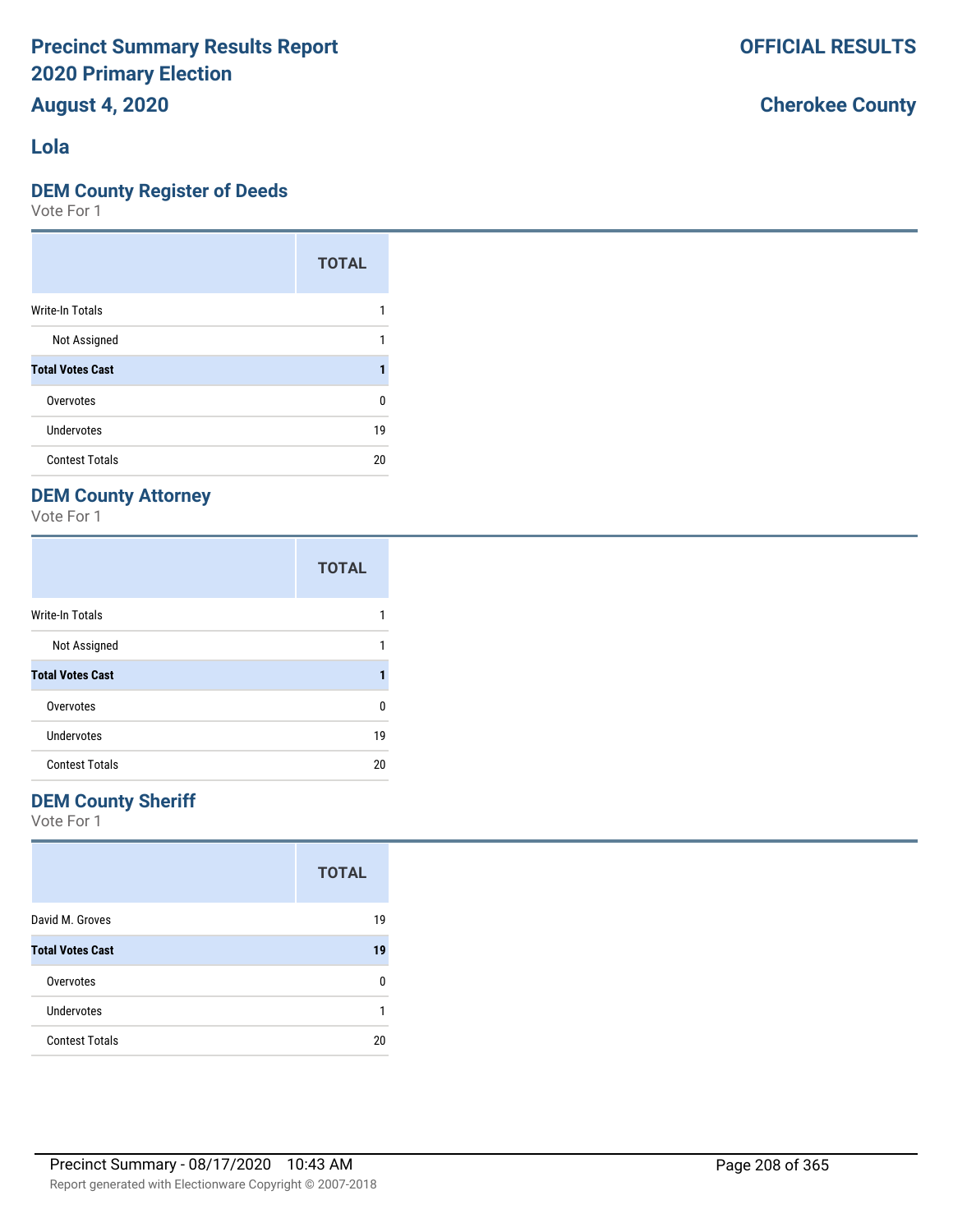# Precinct Summary Results Report
# 2020 Primary Election
# August 4, 2020

**OFFICIAL RESULTS**

**Cherokee County**

## Lola

### DEM County Register of Deeds

Vote For 1

| | TOTAL |
|---|---|
| Write-In Totals | 1 |
| Not Assigned | 1 |
| **Total Votes Cast** | **1** |
| Overvotes | 0 |
| Undervotes | 19 |
| Contest Totals | 20 |

### DEM County Attorney

Vote For 1

| | TOTAL |
|---|---|
| Write-In Totals | 1 |
| Not Assigned | 1 |
| **Total Votes Cast** | **1** |
| Overvotes | 0 |
| Undervotes | 19 |
| Contest Totals | 20 |

### DEM County Sheriff

Vote For 1

| | TOTAL |
|---|---|
| David M. Groves | 19 |
| **Total Votes Cast** | **19** |
| Overvotes | 0 |
| Undervotes | 1 |
| Contest Totals | 20 |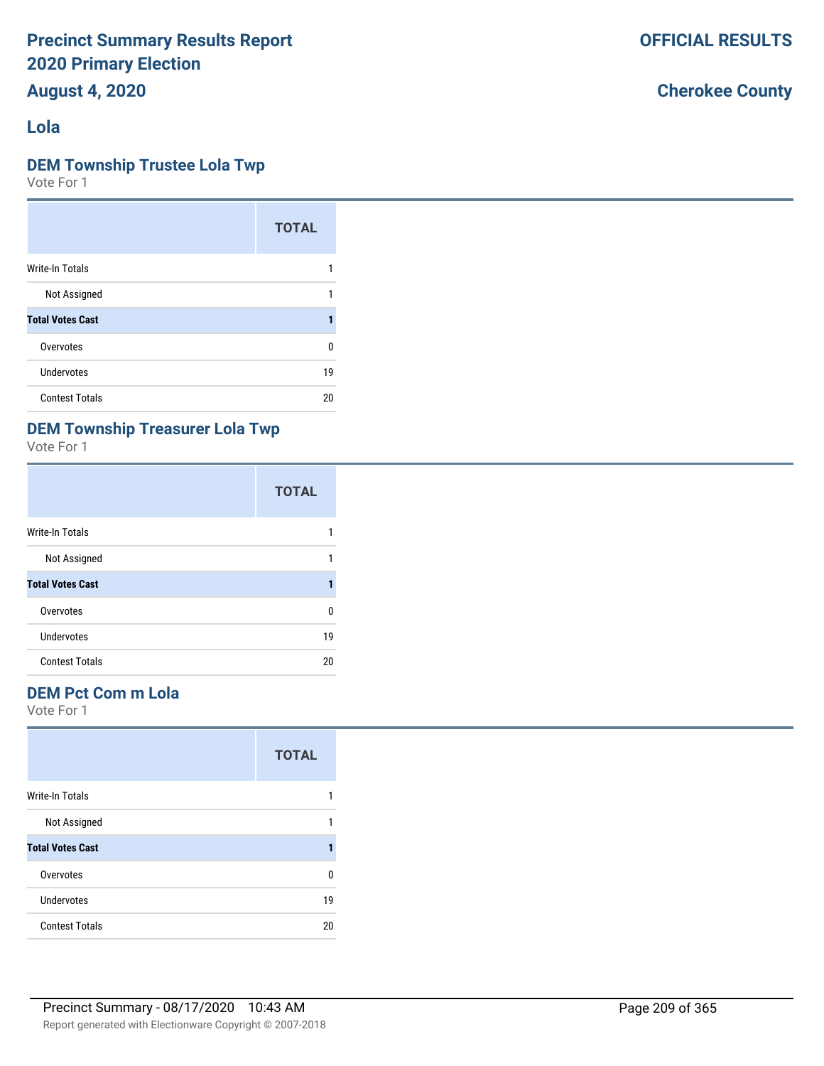# Precinct Summary Results Report
# 2020 Primary Election
## August 4, 2020

**OFFICIAL RESULTS**

**Cherokee County**

## Lola

### DEM Township Trustee Lola Twp

Vote For 1

| | TOTAL |
|---|---|
| Write-In Totals | 1 |
| Not Assigned | 1 |
| **Total Votes Cast** | **1** |
| Overvotes | 0 |
| Undervotes | 19 |
| Contest Totals | 20 |

### DEM Township Treasurer Lola Twp

Vote For 1

| | TOTAL |
|---|---|
| Write-In Totals | 1 |
| Not Assigned | 1 |
| **Total Votes Cast** | **1** |
| Overvotes | 0 |
| Undervotes | 19 |
| Contest Totals | 20 |

### DEM Pct Com m Lola

Vote For 1

| | TOTAL |
|---|---|
| Write-In Totals | 1 |
| Not Assigned | 1 |
| **Total Votes Cast** | **1** |
| Overvotes | 0 |
| Undervotes | 19 |
| Contest Totals | 20 |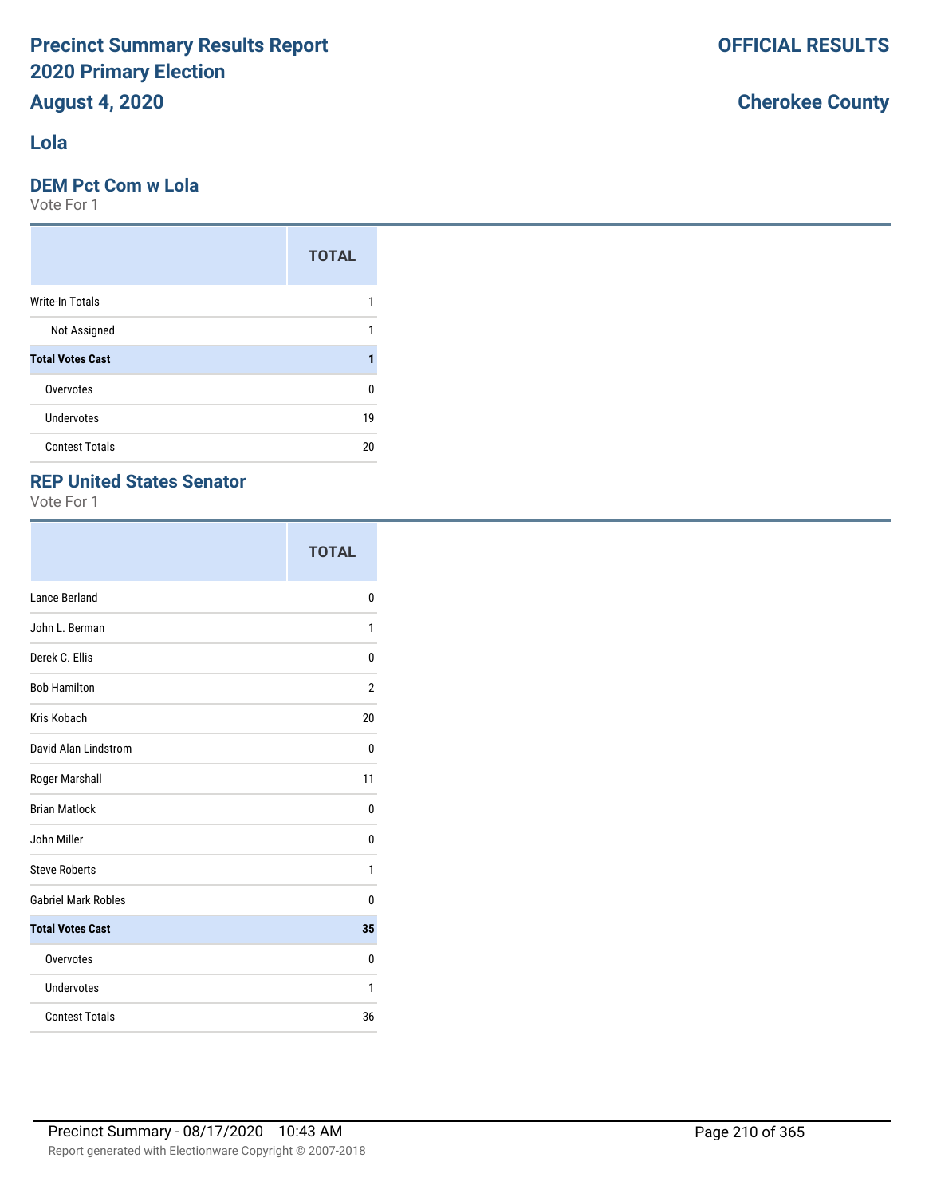# Precinct Summary Results Report
# 2020 Primary Election
## August 4, 2020

**OFFICIAL RESULTS**

**Cherokee County**

## Lola

### DEM Pct Com w Lola

Vote For 1

| | TOTAL |
|---|---|
| Write-In Totals | 1 |
| Not Assigned | 1 |
| **Total Votes Cast** | **1** |
| Overvotes | 0 |
| Undervotes | 19 |
| Contest Totals | 20 |

### REP United States Senator

Vote For 1

| | TOTAL |
|---|---|
| Lance Berland | 0 |
| John L. Berman | 1 |
| Derek C. Ellis | 0 |
| Bob Hamilton | 2 |
| Kris Kobach | 20 |
| David Alan Lindstrom | 0 |
| Roger Marshall | 11 |
| Brian Matlock | 0 |
| John Miller | 0 |
| Steve Roberts | 1 |
| Gabriel Mark Robles | 0 |
| **Total Votes Cast** | **35** |
| Overvotes | 0 |
| Undervotes | 1 |
| Contest Totals | 36 |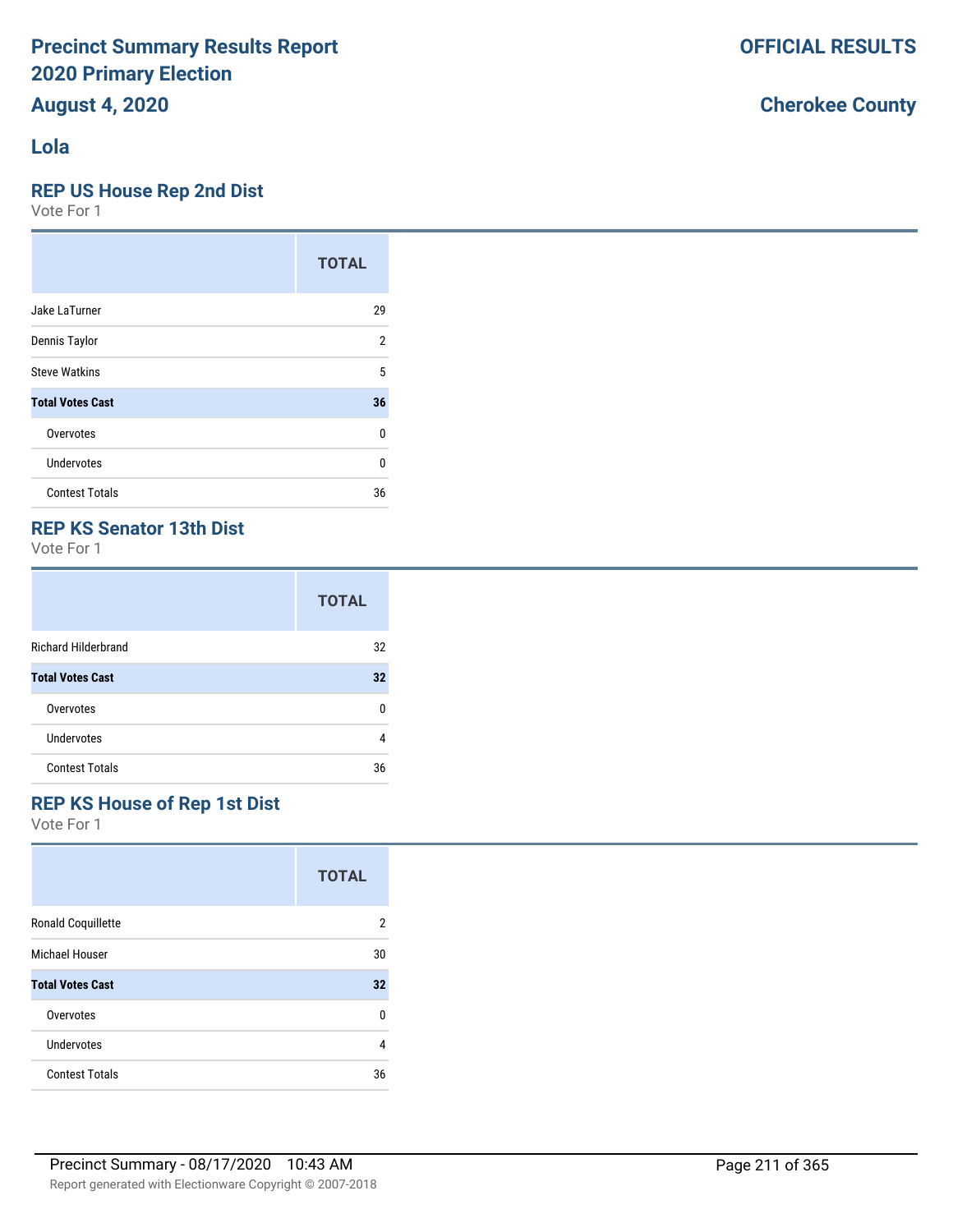# Precinct Summary Results Report
# 2020 Primary Election
# August 4, 2020

**OFFICIAL RESULTS**

**Cherokee County**

## Lola

### REP US House Rep 2nd Dist

Vote For 1

| | TOTAL |
|---|---|
| Jake LaTurner | 29 |
| Dennis Taylor | 2 |
| Steve Watkins | 5 |
| **Total Votes Cast** | **36** |
| Overvotes | 0 |
| Undervotes | 0 |
| Contest Totals | 36 |

### REP KS Senator 13th Dist

Vote For 1

| | TOTAL |
|---|---|
| Richard Hilderbrand | 32 |
| **Total Votes Cast** | **32** |
| Overvotes | 0 |
| Undervotes | 4 |
| Contest Totals | 36 |

### REP KS House of Rep 1st Dist

Vote For 1

| | TOTAL |
|---|---|
| Ronald Coquillette | 2 |
| Michael Houser | 30 |
| **Total Votes Cast** | **32** |
| Overvotes | 0 |
| Undervotes | 4 |
| Contest Totals | 36 |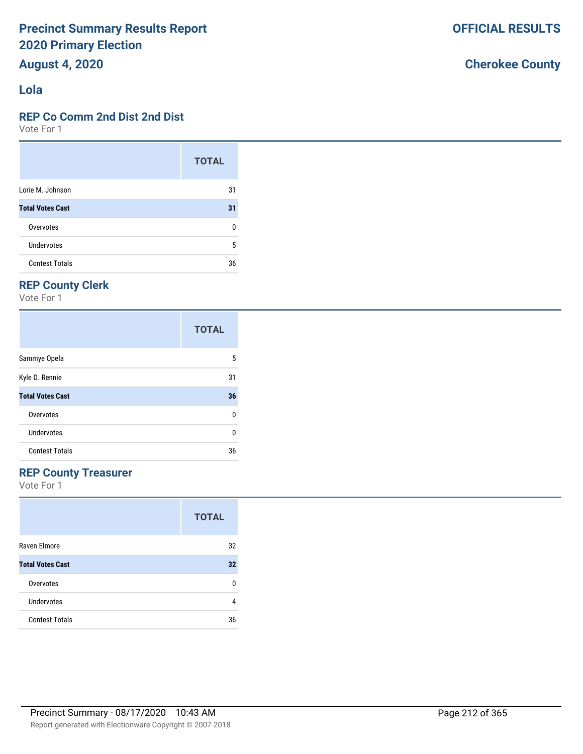# Precinct Summary Results Report 2020 Primary Election

**August 4, 2020**

**OFFICIAL RESULTS**

**Cherokee County**

## Lola

### REP Co Comm 2nd Dist 2nd Dist

Vote For 1

| | TOTAL |
|---|---|
| Lorie M. Johnson | 31 |
| **Total Votes Cast** | **31** |
| Overvotes | 0 |
| Undervotes | 5 |
| Contest Totals | 36 |

### REP County Clerk

Vote For 1

| | TOTAL |
|---|---|
| Sammye Opela | 5 |
| Kyle D. Rennie | 31 |
| **Total Votes Cast** | **36** |
| Overvotes | 0 |
| Undervotes | 0 |
| Contest Totals | 36 |

### REP County Treasurer

Vote For 1

| | TOTAL |
|---|---|
| Raven Elmore | 32 |
| **Total Votes Cast** | **32** |
| Overvotes | 0 |
| Undervotes | 4 |
| Contest Totals | 36 |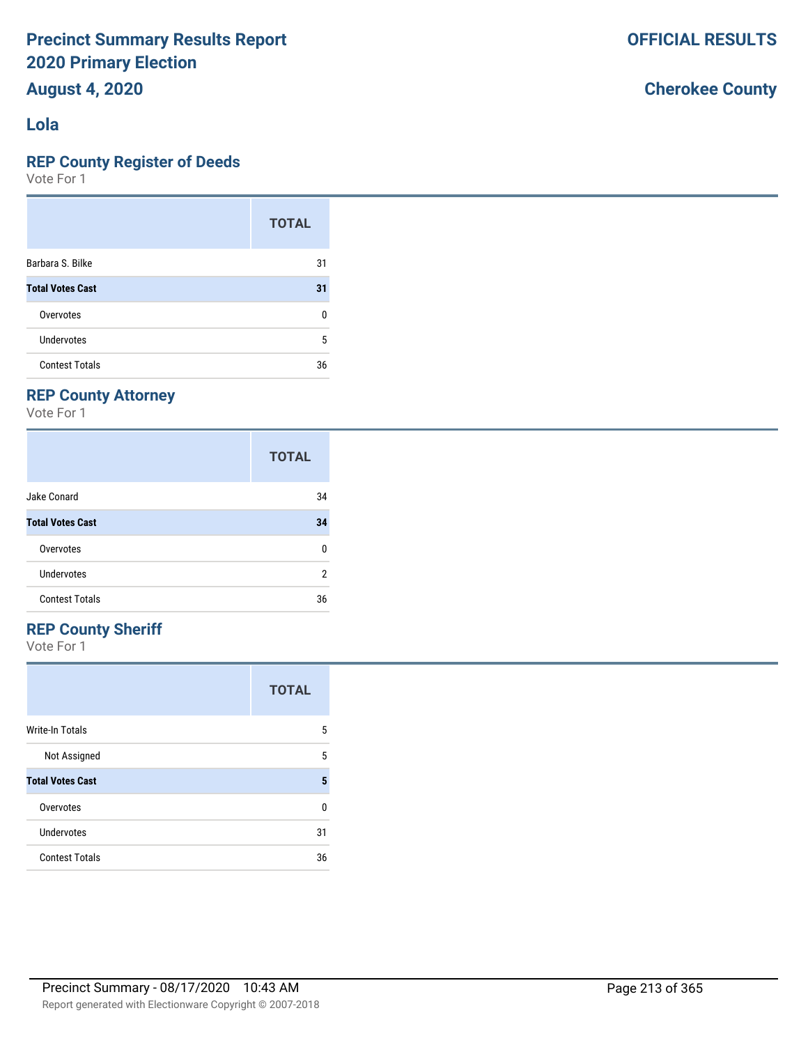# Precinct Summary Results Report
# 2020 Primary Election
# August 4, 2020

**OFFICIAL RESULTS**

**Cherokee County**

## Lola

### REP County Register of Deeds

Vote For 1

| | TOTAL |
|---|---|
| Barbara S. Bilke | 31 |
| **Total Votes Cast** | **31** |
| Overvotes | 0 |
| Undervotes | 5 |
| Contest Totals | 36 |

### REP County Attorney

Vote For 1

| | TOTAL |
|---|---|
| Jake Conard | 34 |
| **Total Votes Cast** | **34** |
| Overvotes | 0 |
| Undervotes | 2 |
| Contest Totals | 36 |

### REP County Sheriff

Vote For 1

| | TOTAL |
|---|---|
| Write-In Totals | 5 |
| Not Assigned | 5 |
| **Total Votes Cast** | **5** |
| Overvotes | 0 |
| Undervotes | 31 |
| Contest Totals | 36 |

Precinct Summary - 08/17/2020 10:43 AM

Report generated with Electionware Copyright © 2007-2018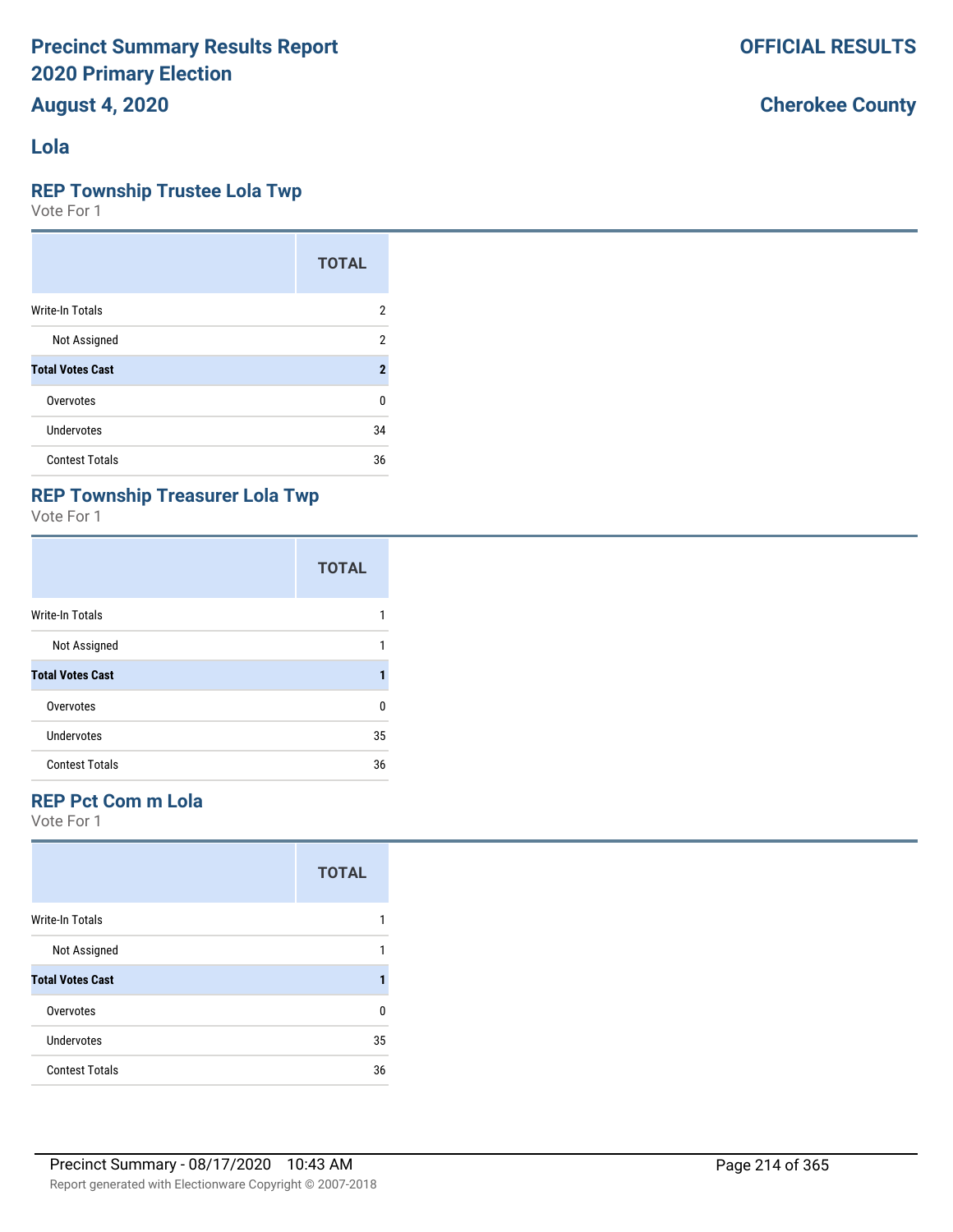# Precinct Summary Results Report
# 2020 Primary Election
# August 4, 2020

**OFFICIAL RESULTS**

**Cherokee County**

## Lola

### REP Township Trustee Lola Twp

Vote For 1

| | TOTAL |
|---|---|
| Write-In Totals | 2 |
| Not Assigned | 2 |
| **Total Votes Cast** | **2** |
| Overvotes | 0 |
| Undervotes | 34 |
| Contest Totals | 36 |

### REP Township Treasurer Lola Twp

Vote For 1

| | TOTAL |
|---|---|
| Write-In Totals | 1 |
| Not Assigned | 1 |
| **Total Votes Cast** | **1** |
| Overvotes | 0 |
| Undervotes | 35 |
| Contest Totals | 36 |

### REP Pct Com m Lola

Vote For 1

| | TOTAL |
|---|---|
| Write-In Totals | 1 |
| Not Assigned | 1 |
| **Total Votes Cast** | **1** |
| Overvotes | 0 |
| Undervotes | 35 |
| Contest Totals | 36 |

Precinct Summary - 08/17/2020 10:43 AM

Report generated with Electionware Copyright © 2007-2018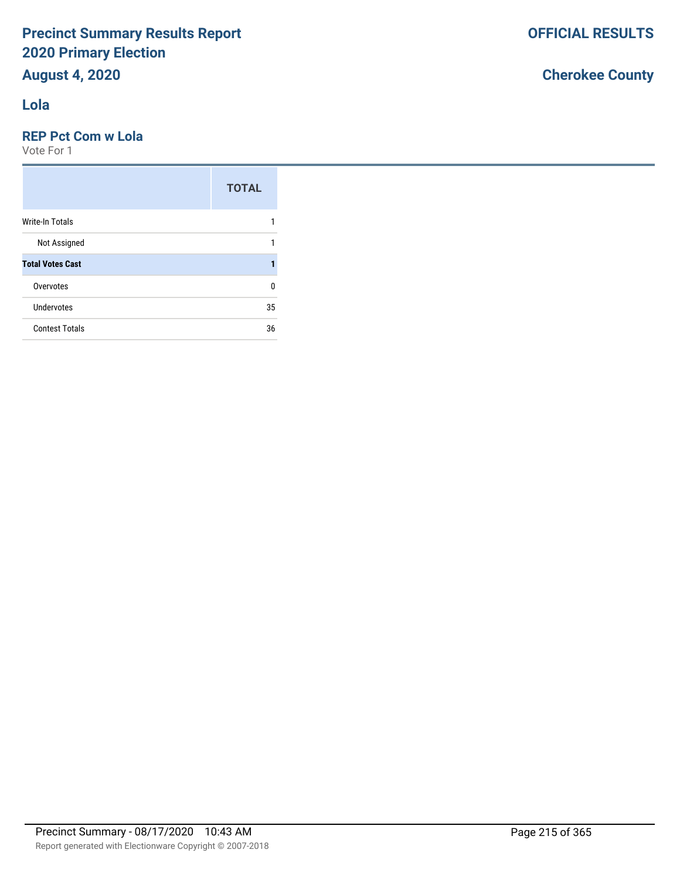# Precinct Summary Results Report
## 2020 Primary Election
## August 4, 2020

**OFFICIAL RESULTS**

**Cherokee County**

## Lola

### REP Pct Com w Lola

Vote For 1

| | TOTAL |
|---|---|
| Write-In Totals | 1 |
| Not Assigned | 1 |
| **Total Votes Cast** | **1** |
| Overvotes | 0 |
| Undervotes | 35 |
| Contest Totals | 36 |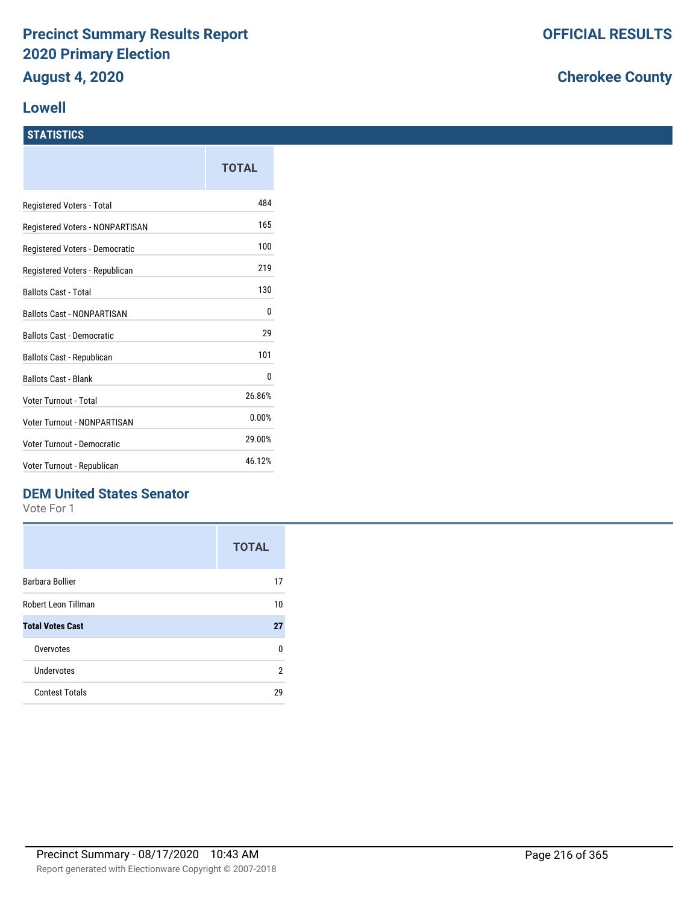# Precinct Summary Results Report
# 2020 Primary Election
## August 4, 2020

**OFFICIAL RESULTS**

**Cherokee County**

## Lowell

### STATISTICS

| | TOTAL |
|---|---|
| Registered Voters - Total | 484 |
| Registered Voters - NONPARTISAN | 165 |
| Registered Voters - Democratic | 100 |
| Registered Voters - Republican | 219 |
| Ballots Cast - Total | 130 |
| Ballots Cast - NONPARTISAN | 0 |
| Ballots Cast - Democratic | 29 |
| Ballots Cast - Republican | 101 |
| Ballots Cast - Blank | 0 |
| Voter Turnout - Total | 26.86% |
| Voter Turnout - NONPARTISAN | 0.00% |
| Voter Turnout - Democratic | 29.00% |
| Voter Turnout - Republican | 46.12% |

### DEM United States Senator

Vote For 1

| | TOTAL |
|---|---|
| Barbara Bollier | 17 |
| Robert Leon Tillman | 10 |
| **Total Votes Cast** | **27** |
| Overvotes | 0 |
| Undervotes | 2 |
| Contest Totals | 29 |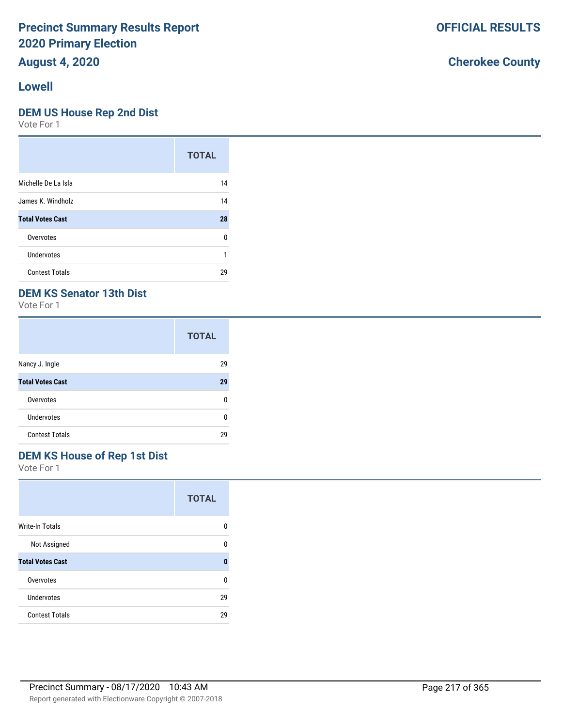# Precinct Summary Results Report
# 2020 Primary Election
# August 4, 2020

**OFFICIAL RESULTS**

**Cherokee County**

## Lowell

### DEM US House Rep 2nd Dist

Vote For 1

| | TOTAL |
|---|---|
| Michelle De La Isla | 14 |
| James K. Windholz | 14 |
| **Total Votes Cast** | **28** |
| Overvotes | 0 |
| Undervotes | 1 |
| Contest Totals | 29 |

### DEM KS Senator 13th Dist

Vote For 1

| | TOTAL |
|---|---|
| Nancy J. Ingle | 29 |
| **Total Votes Cast** | **29** |
| Overvotes | 0 |
| Undervotes | 0 |
| Contest Totals | 29 |

### DEM KS House of Rep 1st Dist

Vote For 1

| | TOTAL |
|---|---|
| Write-In Totals | 0 |
| Not Assigned | 0 |
| **Total Votes Cast** | **0** |
| Overvotes | 0 |
| Undervotes | 29 |
| Contest Totals | 29 |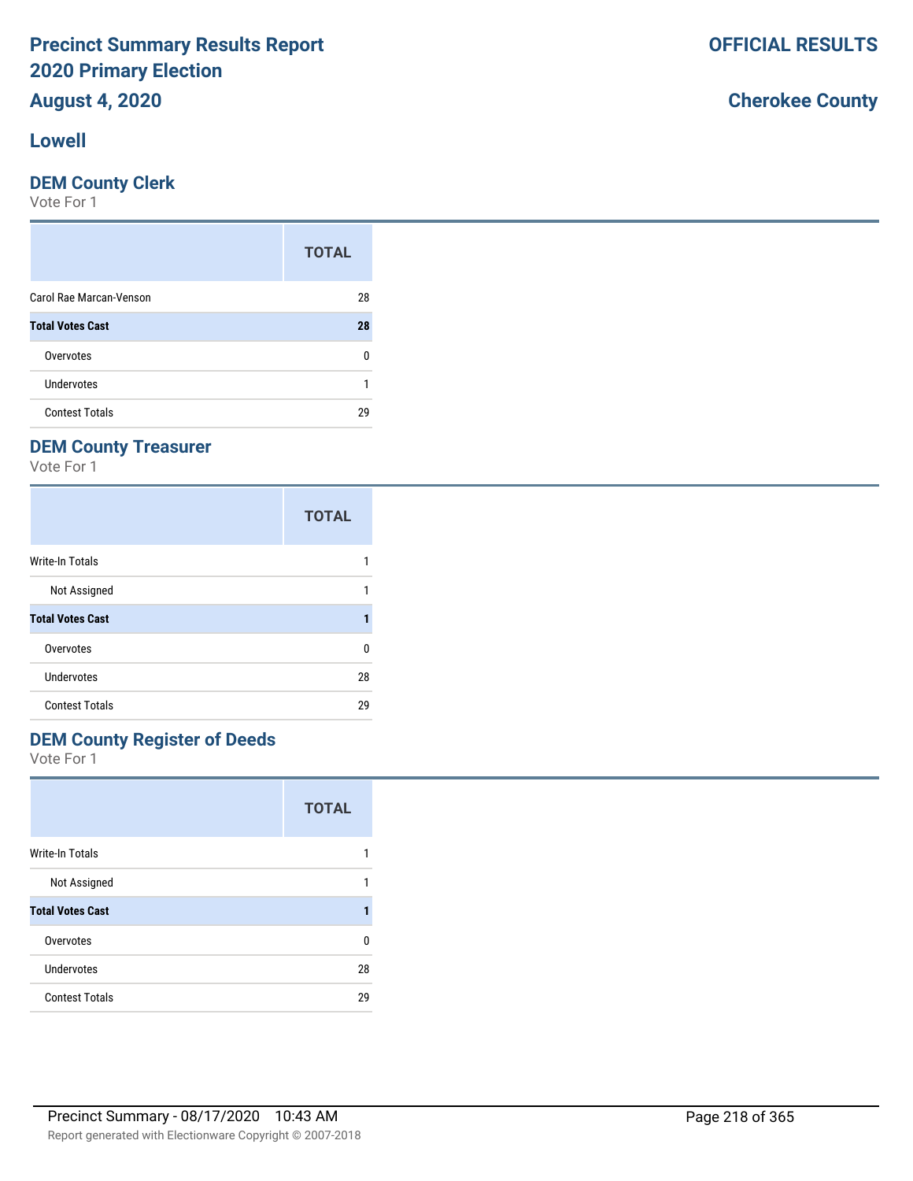# Precinct Summary Results Report
# 2020 Primary Election
## August 4, 2020

**OFFICIAL RESULTS**

**Cherokee County**

## Lowell

### DEM County Clerk

Vote For 1

| | TOTAL |
|---|---|
| Carol Rae Marcan-Venson | 28 |
| **Total Votes Cast** | **28** |
| Overvotes | 0 |
| Undervotes | 1 |
| Contest Totals | 29 |

### DEM County Treasurer

Vote For 1

| | TOTAL |
|---|---|
| Write-In Totals | 1 |
| Not Assigned | 1 |
| **Total Votes Cast** | **1** |
| Overvotes | 0 |
| Undervotes | 28 |
| Contest Totals | 29 |

### DEM County Register of Deeds

Vote For 1

| | TOTAL |
|---|---|
| Write-In Totals | 1 |
| Not Assigned | 1 |
| **Total Votes Cast** | **1** |
| Overvotes | 0 |
| Undervotes | 28 |
| Contest Totals | 29 |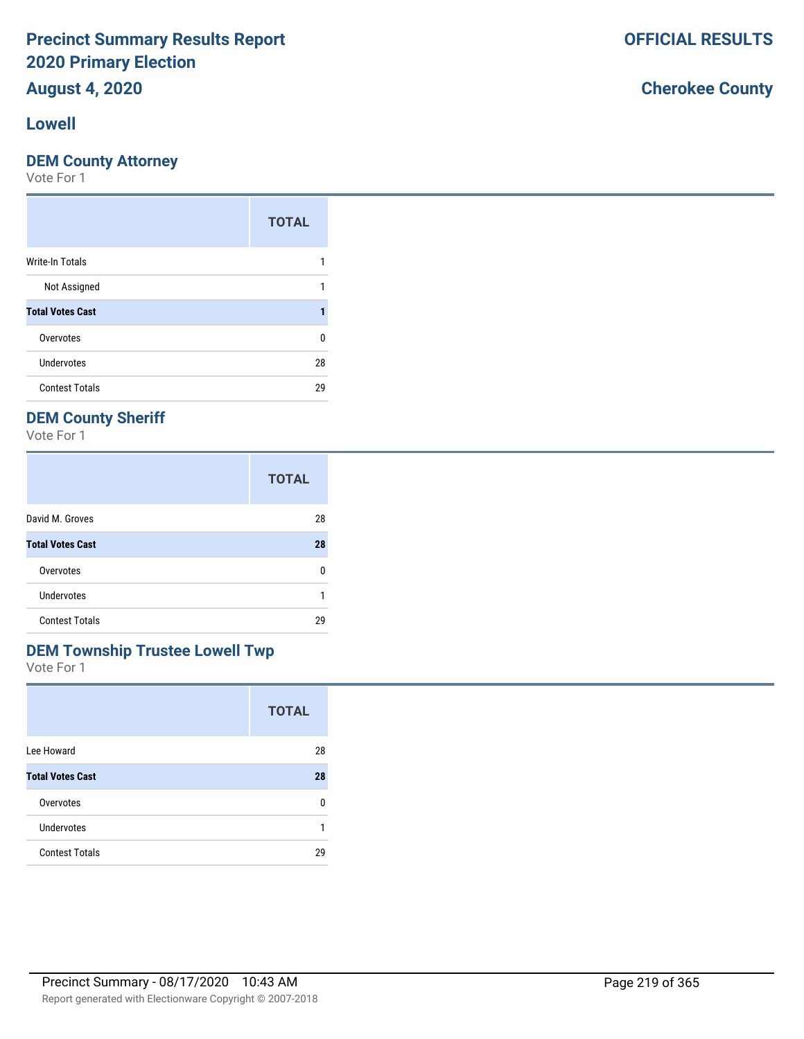# Precinct Summary Results Report
# 2020 Primary Election
# August 4, 2020

**OFFICIAL RESULTS**

**Cherokee County**

## Lowell

### DEM County Attorney

Vote For 1

| | TOTAL |
|---|---|
| Write-In Totals | 1 |
| Not Assigned | 1 |
| **Total Votes Cast** | **1** |
| Overvotes | 0 |
| Undervotes | 28 |
| Contest Totals | 29 |

### DEM County Sheriff

Vote For 1

| | TOTAL |
|---|---|
| David M. Groves | 28 |
| **Total Votes Cast** | **28** |
| Overvotes | 0 |
| Undervotes | 1 |
| Contest Totals | 29 |

### DEM Township Trustee Lowell Twp

Vote For 1

| | TOTAL |
|---|---|
| Lee Howard | 28 |
| **Total Votes Cast** | **28** |
| Overvotes | 0 |
| Undervotes | 1 |
| Contest Totals | 29 |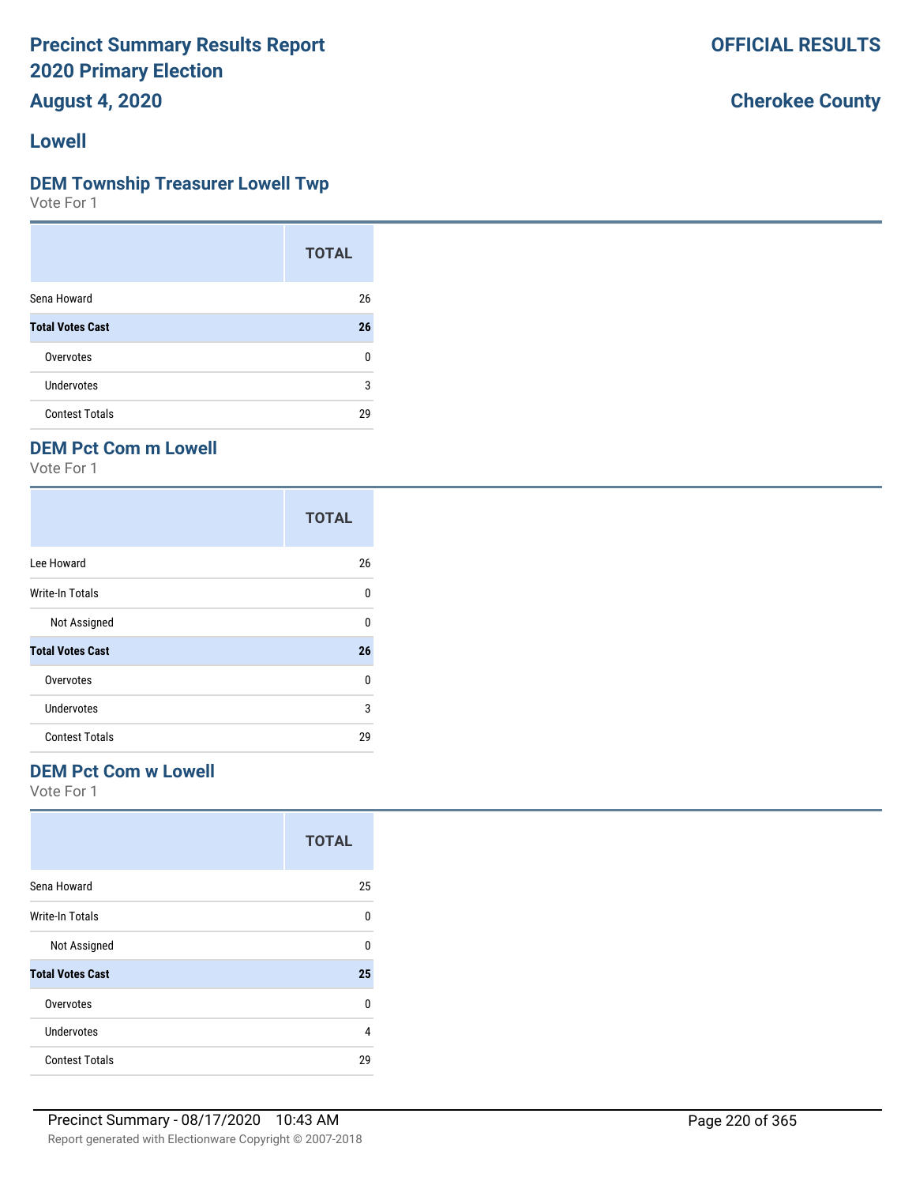# Precinct Summary Results Report
# 2020 Primary Election
# August 4, 2020

**OFFICIAL RESULTS**

**Cherokee County**

## Lowell

### DEM Township Treasurer Lowell Twp

Vote For 1

| | TOTAL |
|---|---|
| Sena Howard | 26 |
| **Total Votes Cast** | **26** |
| Overvotes | 0 |
| Undervotes | 3 |
| Contest Totals | 29 |

### DEM Pct Com m Lowell

Vote For 1

| | TOTAL |
|---|---|
| Lee Howard | 26 |
| Write-In Totals | 0 |
| Not Assigned | 0 |
| **Total Votes Cast** | **26** |
| Overvotes | 0 |
| Undervotes | 3 |
| Contest Totals | 29 |

### DEM Pct Com w Lowell

Vote For 1

| | TOTAL |
|---|---|
| Sena Howard | 25 |
| Write-In Totals | 0 |
| Not Assigned | 0 |
| **Total Votes Cast** | **25** |
| Overvotes | 0 |
| Undervotes | 4 |
| Contest Totals | 29 |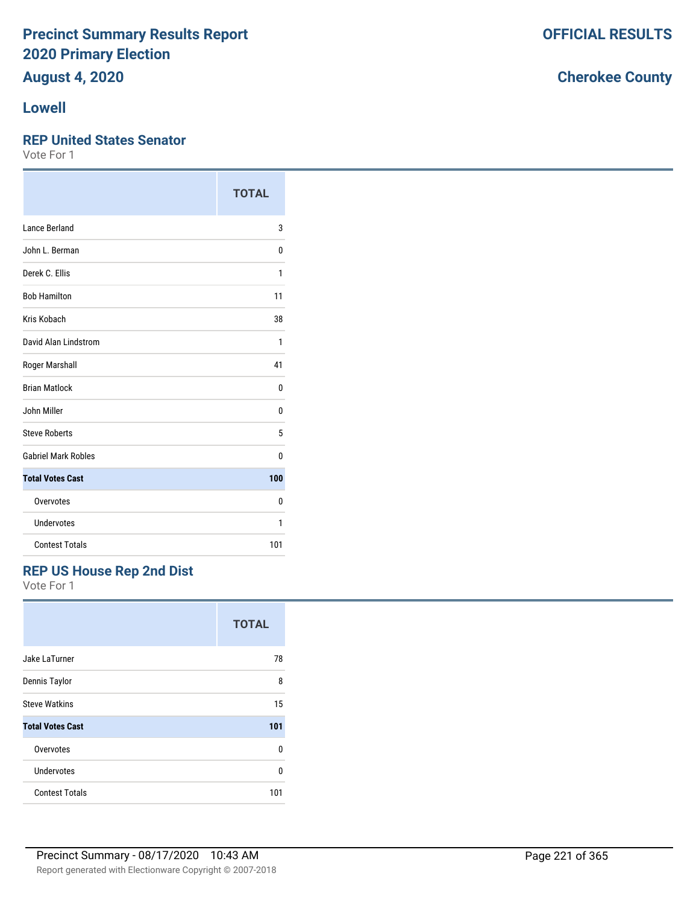# Precinct Summary Results Report 2020 Primary Election

**August 4, 2020**

**OFFICIAL RESULTS**

**Cherokee County**

## Lowell

### REP United States Senator

Vote For 1

| | TOTAL |
|---|---|
| Lance Berland | 3 |
| John L. Berman | 0 |
| Derek C. Ellis | 1 |
| Bob Hamilton | 11 |
| Kris Kobach | 38 |
| David Alan Lindstrom | 1 |
| Roger Marshall | 41 |
| Brian Matlock | 0 |
| John Miller | 0 |
| Steve Roberts | 5 |
| Gabriel Mark Robles | 0 |
| **Total Votes Cast** | **100** |
| Overvotes | 0 |
| Undervotes | 1 |
| Contest Totals | 101 |

### REP US House Rep 2nd Dist

Vote For 1

| | TOTAL |
|---|---|
| Jake LaTurner | 78 |
| Dennis Taylor | 8 |
| Steve Watkins | 15 |
| **Total Votes Cast** | **101** |
| Overvotes | 0 |
| Undervotes | 0 |
| Contest Totals | 101 |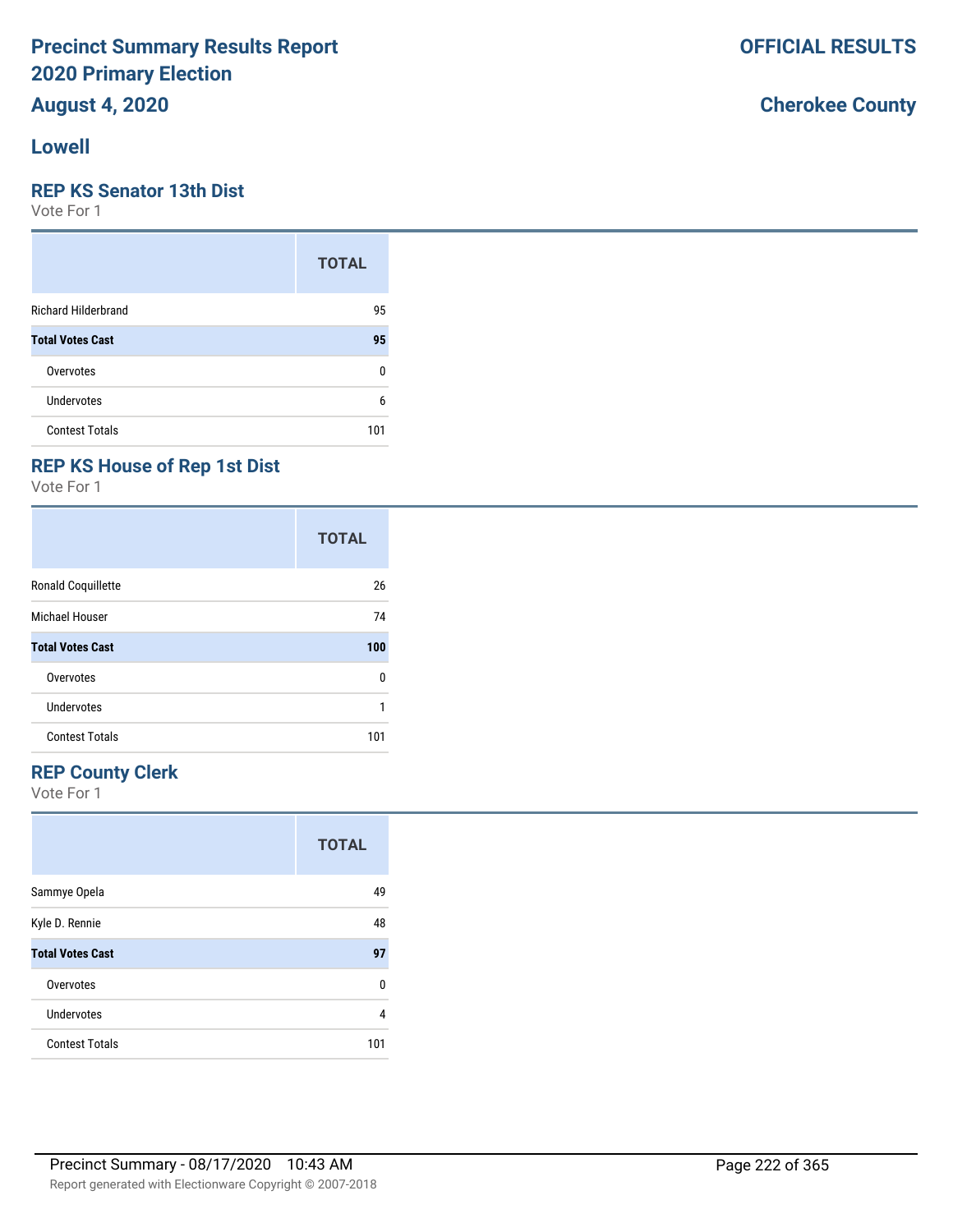# Precinct Summary Results Report
# 2020 Primary Election
## August 4, 2020

**OFFICIAL RESULTS**

**Cherokee County**

## Lowell

### REP KS Senator 13th Dist
Vote For 1

| | TOTAL |
|---|---|
| Richard Hilderbrand | 95 |
| **Total Votes Cast** | **95** |
| Overvotes | 0 |
| Undervotes | 6 |
| Contest Totals | 101 |

### REP KS House of Rep 1st Dist
Vote For 1

| | TOTAL |
|---|---|
| Ronald Coquillette | 26 |
| Michael Houser | 74 |
| **Total Votes Cast** | **100** |
| Overvotes | 0 |
| Undervotes | 1 |
| Contest Totals | 101 |

### REP County Clerk
Vote For 1

| | TOTAL |
|---|---|
| Sammye Opela | 49 |
| Kyle D. Rennie | 48 |
| **Total Votes Cast** | **97** |
| Overvotes | 0 |
| Undervotes | 4 |
| Contest Totals | 101 |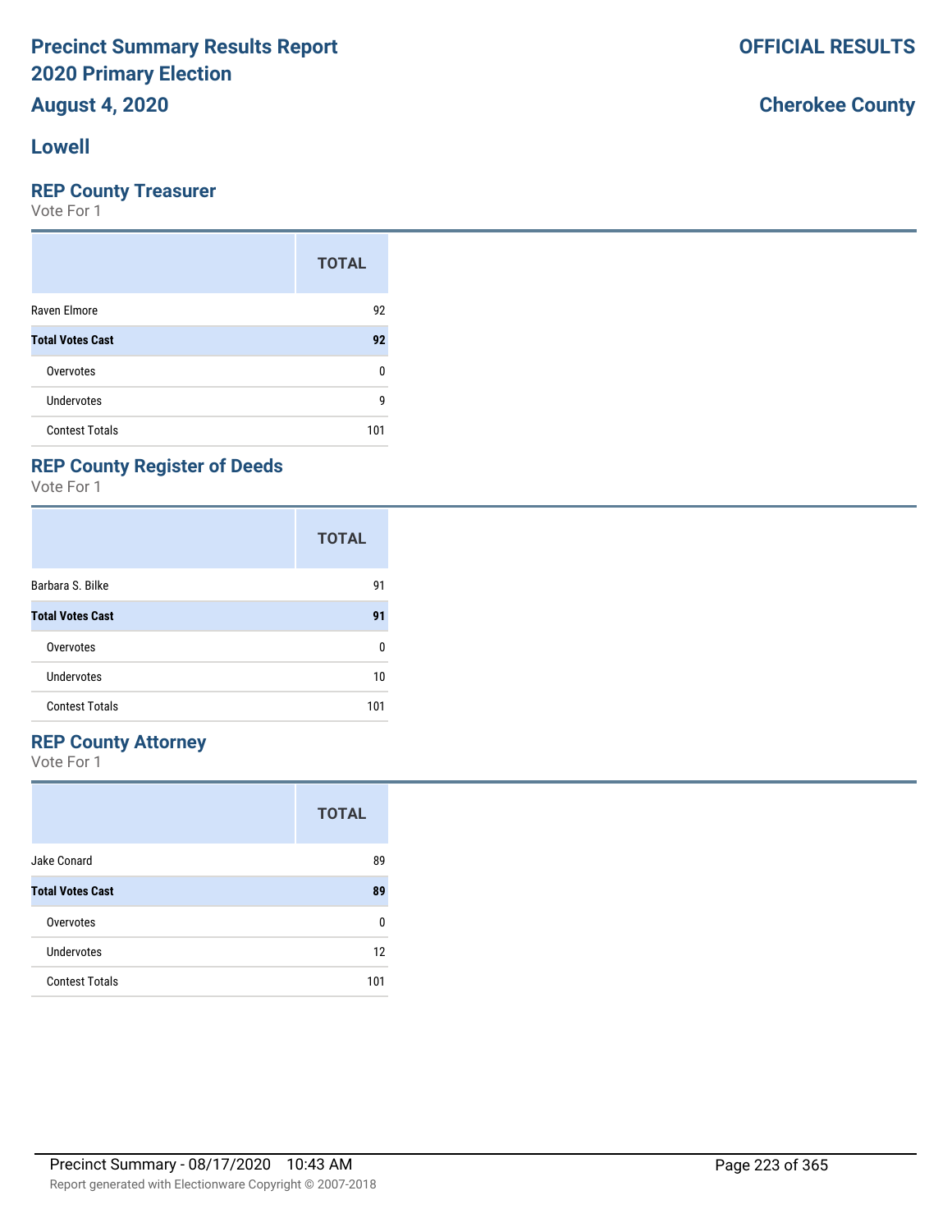# Precinct Summary Results Report
# 2020 Primary Election
## August 4, 2020

**OFFICIAL RESULTS**

**Cherokee County**

## Lowell

### REP County Treasurer

Vote For 1

| | TOTAL |
|---|---|
| Raven Elmore | 92 |
| **Total Votes Cast** | **92** |
| Overvotes | 0 |
| Undervotes | 9 |
| Contest Totals | 101 |

### REP County Register of Deeds

Vote For 1

| | TOTAL |
|---|---|
| Barbara S. Bilke | 91 |
| **Total Votes Cast** | **91** |
| Overvotes | 0 |
| Undervotes | 10 |
| Contest Totals | 101 |

### REP County Attorney

Vote For 1

| | TOTAL |
|---|---|
| Jake Conard | 89 |
| **Total Votes Cast** | **89** |
| Overvotes | 0 |
| Undervotes | 12 |
| Contest Totals | 101 |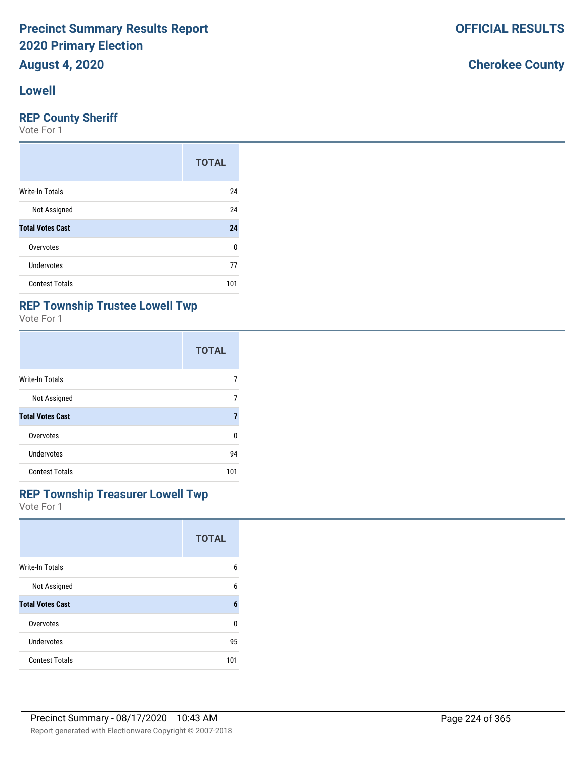# Precinct Summary Results Report
# 2020 Primary Election
## August 4, 2020

**OFFICIAL RESULTS**

**Cherokee County**

## Lowell

### REP County Sheriff
Vote For 1

| | TOTAL |
|---|---|
| Write-In Totals | 24 |
| Not Assigned | 24 |
| **Total Votes Cast** | **24** |
| Overvotes | 0 |
| Undervotes | 77 |
| Contest Totals | 101 |

### REP Township Trustee Lowell Twp
Vote For 1

| | TOTAL |
|---|---|
| Write-In Totals | 7 |
| Not Assigned | 7 |
| **Total Votes Cast** | **7** |
| Overvotes | 0 |
| Undervotes | 94 |
| Contest Totals | 101 |

### REP Township Treasurer Lowell Twp
Vote For 1

| | TOTAL |
|---|---|
| Write-In Totals | 6 |
| Not Assigned | 6 |
| **Total Votes Cast** | **6** |
| Overvotes | 0 |
| Undervotes | 95 |
| Contest Totals | 101 |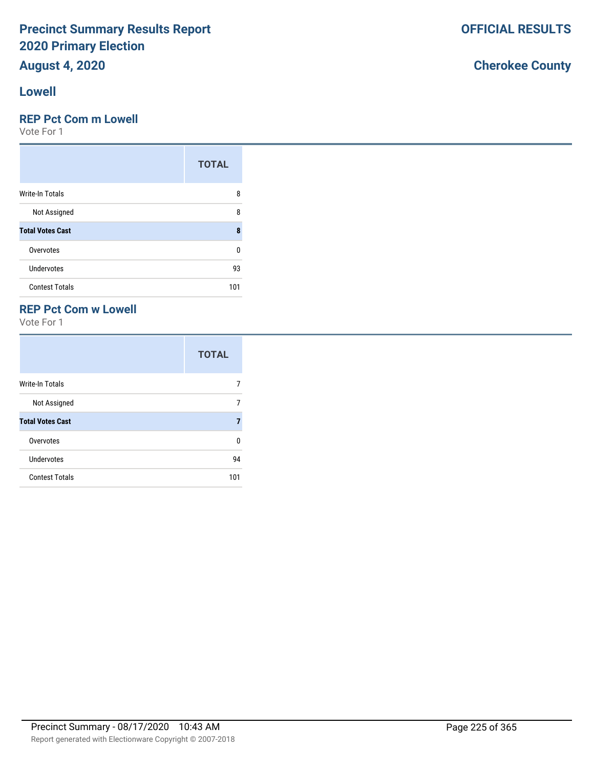# Precinct Summary Results Report 2020 Primary Election

**August 4, 2020**

**OFFICIAL RESULTS**

**Cherokee County**

## Lowell

### REP Pct Com m Lowell

Vote For 1

| | TOTAL |
|---|---|
| Write-In Totals | 8 |
| Not Assigned | 8 |
| **Total Votes Cast** | **8** |
| Overvotes | 0 |
| Undervotes | 93 |
| Contest Totals | 101 |

### REP Pct Com w Lowell

Vote For 1

| | TOTAL |
|---|---|
| Write-In Totals | 7 |
| Not Assigned | 7 |
| **Total Votes Cast** | **7** |
| Overvotes | 0 |
| Undervotes | 94 |
| Contest Totals | 101 |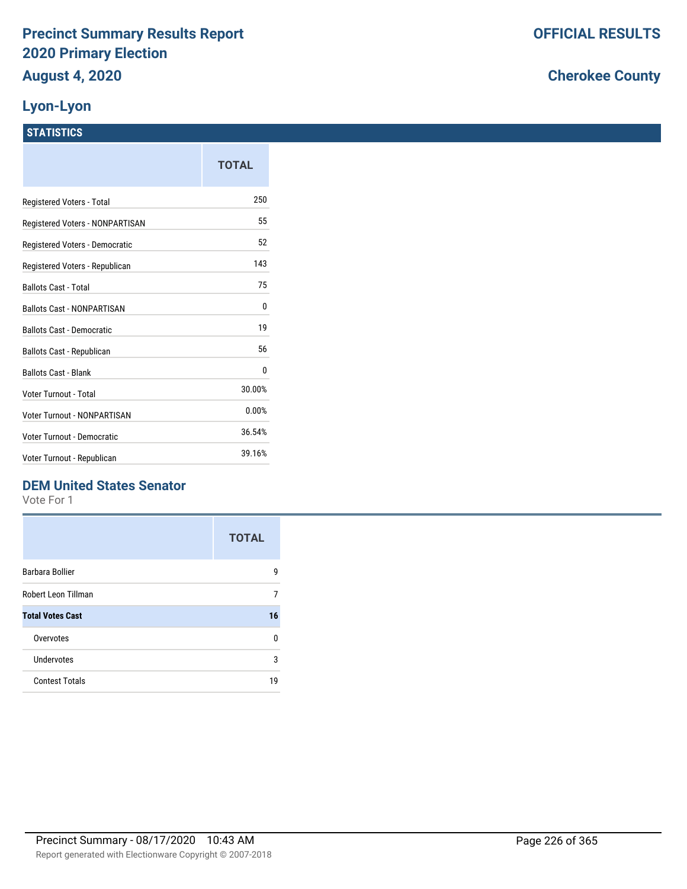# Precinct Summary Results Report
# 2020 Primary Election
# August 4, 2020

**OFFICIAL RESULTS**

**Cherokee County**

## Lyon-Lyon

### STATISTICS

| | TOTAL |
|---|---|
| Registered Voters - Total | 250 |
| Registered Voters - NONPARTISAN | 55 |
| Registered Voters - Democratic | 52 |
| Registered Voters - Republican | 143 |
| Ballots Cast - Total | 75 |
| Ballots Cast - NONPARTISAN | 0 |
| Ballots Cast - Democratic | 19 |
| Ballots Cast - Republican | 56 |
| Ballots Cast - Blank | 0 |
| Voter Turnout - Total | 30.00% |
| Voter Turnout - NONPARTISAN | 0.00% |
| Voter Turnout - Democratic | 36.54% |
| Voter Turnout - Republican | 39.16% |

### DEM United States Senator

Vote For 1

| | TOTAL |
|---|---|
| Barbara Bollier | 9 |
| Robert Leon Tillman | 7 |
| **Total Votes Cast** | **16** |
| Overvotes | 0 |
| Undervotes | 3 |
| Contest Totals | 19 |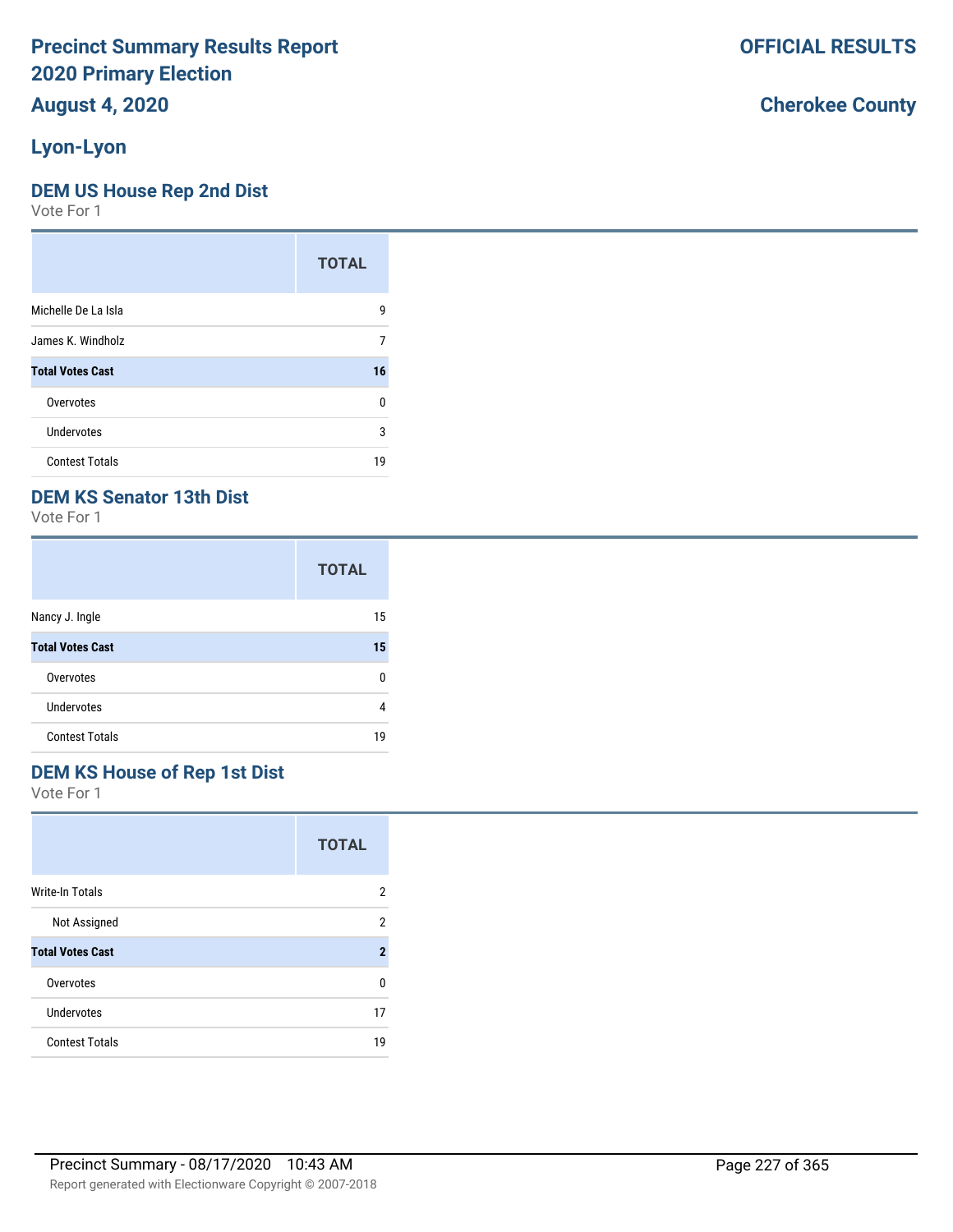# Precinct Summary Results Report
# 2020 Primary Election
# August 4, 2020

**OFFICIAL RESULTS**

**Cherokee County**

## Lyon-Lyon

### DEM US House Rep 2nd Dist

Vote For 1

| | TOTAL |
|---|---|
| Michelle De La Isla | 9 |
| James K. Windholz | 7 |
| **Total Votes Cast** | **16** |
| Overvotes | 0 |
| Undervotes | 3 |
| Contest Totals | 19 |

### DEM KS Senator 13th Dist

Vote For 1

| | TOTAL |
|---|---|
| Nancy J. Ingle | 15 |
| **Total Votes Cast** | **15** |
| Overvotes | 0 |
| Undervotes | 4 |
| Contest Totals | 19 |

### DEM KS House of Rep 1st Dist

Vote For 1

| | TOTAL |
|---|---|
| Write-In Totals | 2 |
| Not Assigned | 2 |
| **Total Votes Cast** | **2** |
| Overvotes | 0 |
| Undervotes | 17 |
| Contest Totals | 19 |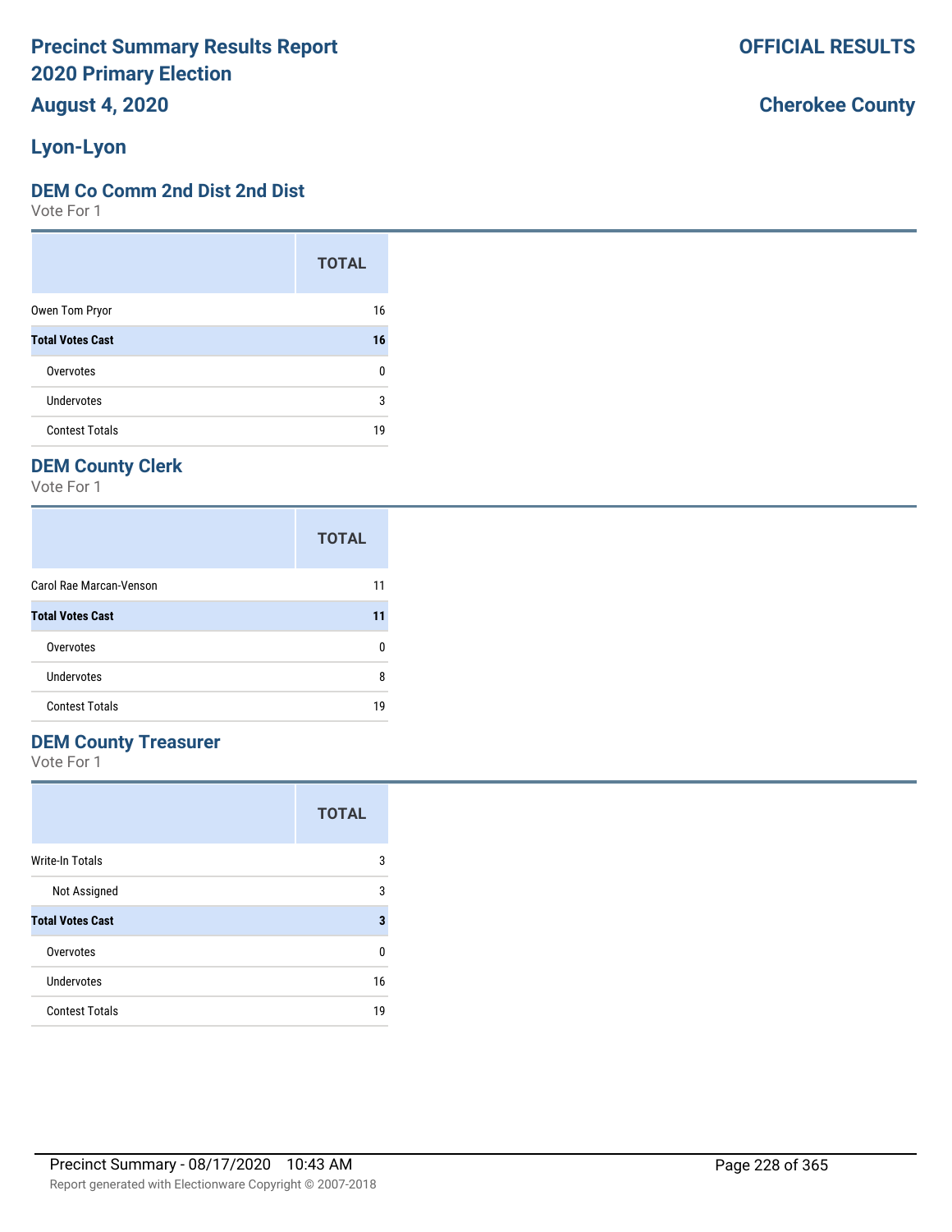# Precinct Summary Results Report
# 2020 Primary Election
## August 4, 2020

**OFFICIAL RESULTS**

**Cherokee County**

## Lyon-Lyon

### DEM Co Comm 2nd Dist 2nd Dist

Vote For 1

| | TOTAL |
|---|---|
| Owen Tom Pryor | 16 |
| **Total Votes Cast** | **16** |
| Overvotes | 0 |
| Undervotes | 3 |
| Contest Totals | 19 |

### DEM County Clerk

Vote For 1

| | TOTAL |
|---|---|
| Carol Rae Marcan-Venson | 11 |
| **Total Votes Cast** | **11** |
| Overvotes | 0 |
| Undervotes | 8 |
| Contest Totals | 19 |

### DEM County Treasurer

Vote For 1

| | TOTAL |
|---|---|
| Write-In Totals | 3 |
| Not Assigned | 3 |
| **Total Votes Cast** | **3** |
| Overvotes | 0 |
| Undervotes | 16 |
| Contest Totals | 19 |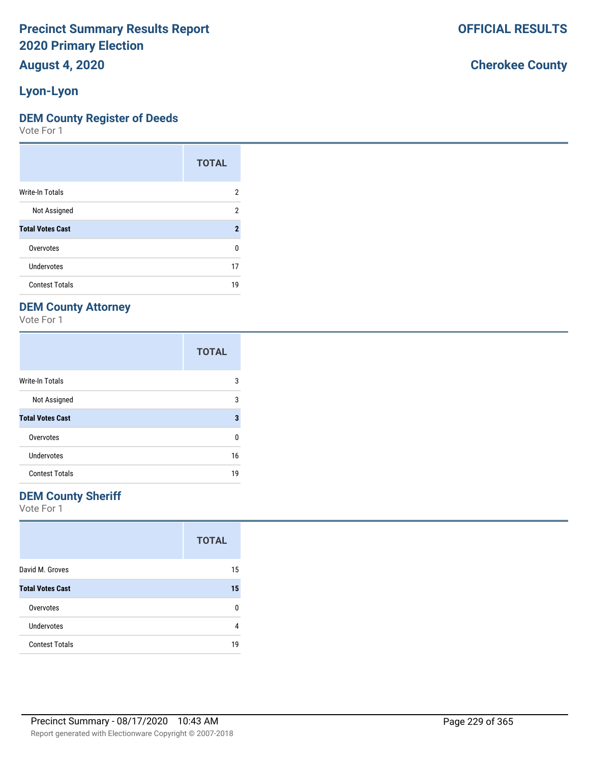# Precinct Summary Results Report
# 2020 Primary Election
# August 4, 2020

**OFFICIAL RESULTS**

**Cherokee County**

## Lyon-Lyon

### DEM County Register of Deeds

Vote For 1

| | TOTAL |
|---|---|
| Write-In Totals | 2 |
| Not Assigned | 2 |
| **Total Votes Cast** | **2** |
| Overvotes | 0 |
| Undervotes | 17 |
| Contest Totals | 19 |

### DEM County Attorney

Vote For 1

| | TOTAL |
|---|---|
| Write-In Totals | 3 |
| Not Assigned | 3 |
| **Total Votes Cast** | **3** |
| Overvotes | 0 |
| Undervotes | 16 |
| Contest Totals | 19 |

### DEM County Sheriff

Vote For 1

| | TOTAL |
|---|---|
| David M. Groves | 15 |
| **Total Votes Cast** | **15** |
| Overvotes | 0 |
| Undervotes | 4 |
| Contest Totals | 19 |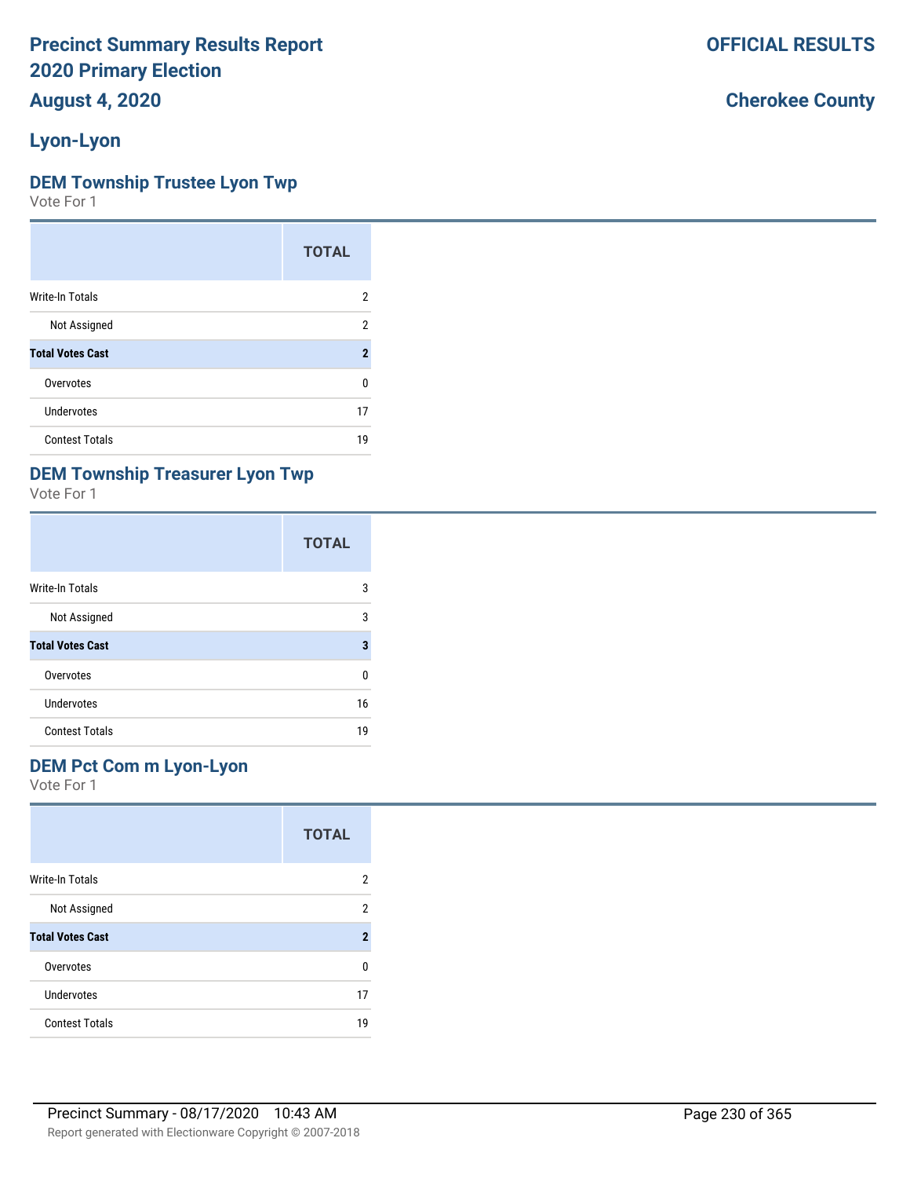**Precinct Summary Results Report**
**2020 Primary Election**
**August 4, 2020**

**OFFICIAL RESULTS**

**Cherokee County**

## Lyon-Lyon

### DEM Township Trustee Lyon Twp

Vote For 1

| | TOTAL |
|---|---|
| Write-In Totals | 2 |
| Not Assigned | 2 |
| **Total Votes Cast** | **2** |
| Overvotes | 0 |
| Undervotes | 17 |
| Contest Totals | 19 |

### DEM Township Treasurer Lyon Twp

Vote For 1

| | TOTAL |
|---|---|
| Write-In Totals | 3 |
| Not Assigned | 3 |
| **Total Votes Cast** | **3** |
| Overvotes | 0 |
| Undervotes | 16 |
| Contest Totals | 19 |

### DEM Pct Com m Lyon-Lyon

Vote For 1

| | TOTAL |
|---|---|
| Write-In Totals | 2 |
| Not Assigned | 2 |
| **Total Votes Cast** | **2** |
| Overvotes | 0 |
| Undervotes | 17 |
| Contest Totals | 19 |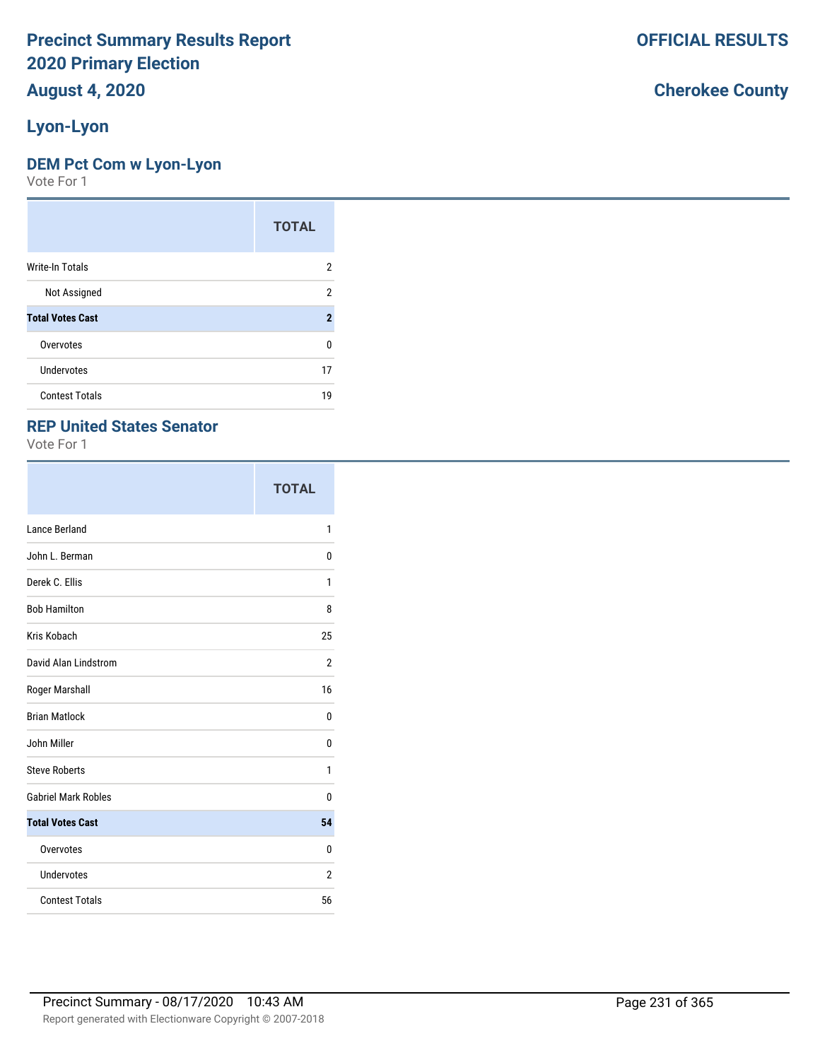# Precinct Summary Results Report
# 2020 Primary Election

**August 4, 2020**

**OFFICIAL RESULTS**

**Cherokee County**

## Lyon-Lyon

### DEM Pct Com w Lyon-Lyon

Vote For 1

| | TOTAL |
|---|---|
| Write-In Totals | 2 |
| Not Assigned | 2 |
| **Total Votes Cast** | **2** |
| Overvotes | 0 |
| Undervotes | 17 |
| Contest Totals | 19 |

### REP United States Senator

Vote For 1

| | TOTAL |
|---|---|
| Lance Berland | 1 |
| John L. Berman | 0 |
| Derek C. Ellis | 1 |
| Bob Hamilton | 8 |
| Kris Kobach | 25 |
| David Alan Lindstrom | 2 |
| Roger Marshall | 16 |
| Brian Matlock | 0 |
| John Miller | 0 |
| Steve Roberts | 1 |
| Gabriel Mark Robles | 0 |
| **Total Votes Cast** | **54** |
| Overvotes | 0 |
| Undervotes | 2 |
| Contest Totals | 56 |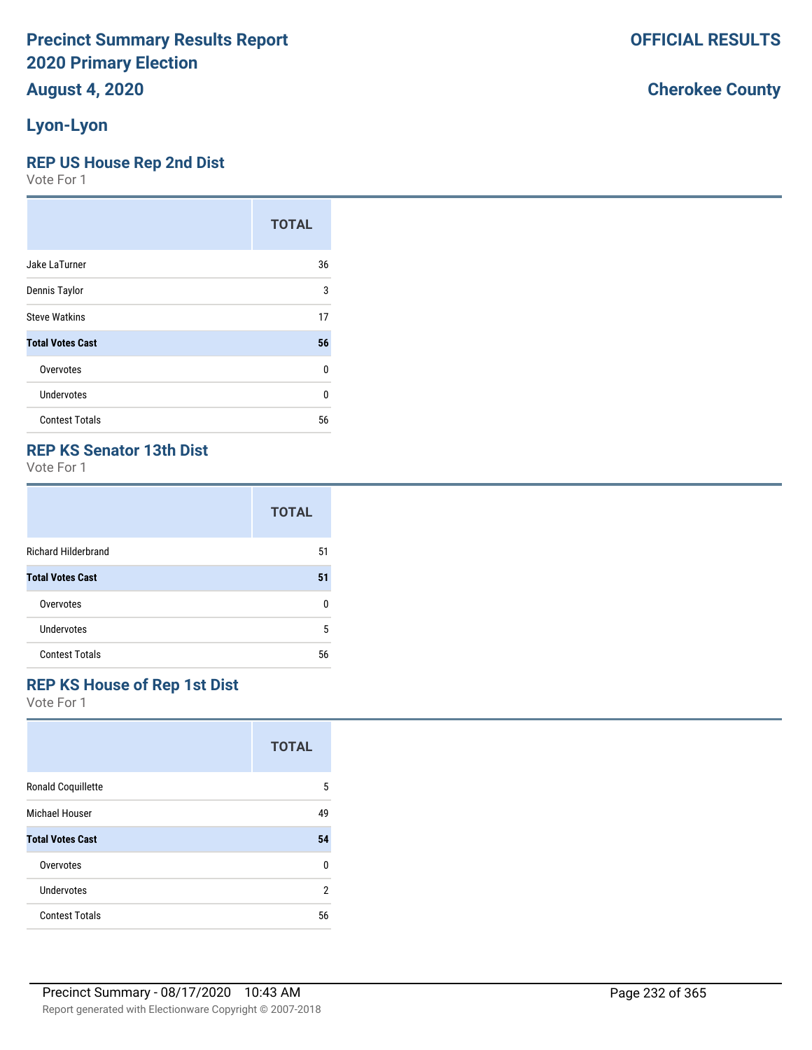# Precinct Summary Results Report
# 2020 Primary Election

**August 4, 2020**

**OFFICIAL RESULTS**

**Cherokee County**

## Lyon-Lyon

### REP US House Rep 2nd Dist

Vote For 1

| | TOTAL |
|---|---|
| Jake LaTurner | 36 |
| Dennis Taylor | 3 |
| Steve Watkins | 17 |
| **Total Votes Cast** | **56** |
| Overvotes | 0 |
| Undervotes | 0 |
| Contest Totals | 56 |

### REP KS Senator 13th Dist

Vote For 1

| | TOTAL |
|---|---|
| Richard Hilderbrand | 51 |
| **Total Votes Cast** | **51** |
| Overvotes | 0 |
| Undervotes | 5 |
| Contest Totals | 56 |

### REP KS House of Rep 1st Dist

Vote For 1

| | TOTAL |
|---|---|
| Ronald Coquillette | 5 |
| Michael Houser | 49 |
| **Total Votes Cast** | **54** |
| Overvotes | 0 |
| Undervotes | 2 |
| Contest Totals | 56 |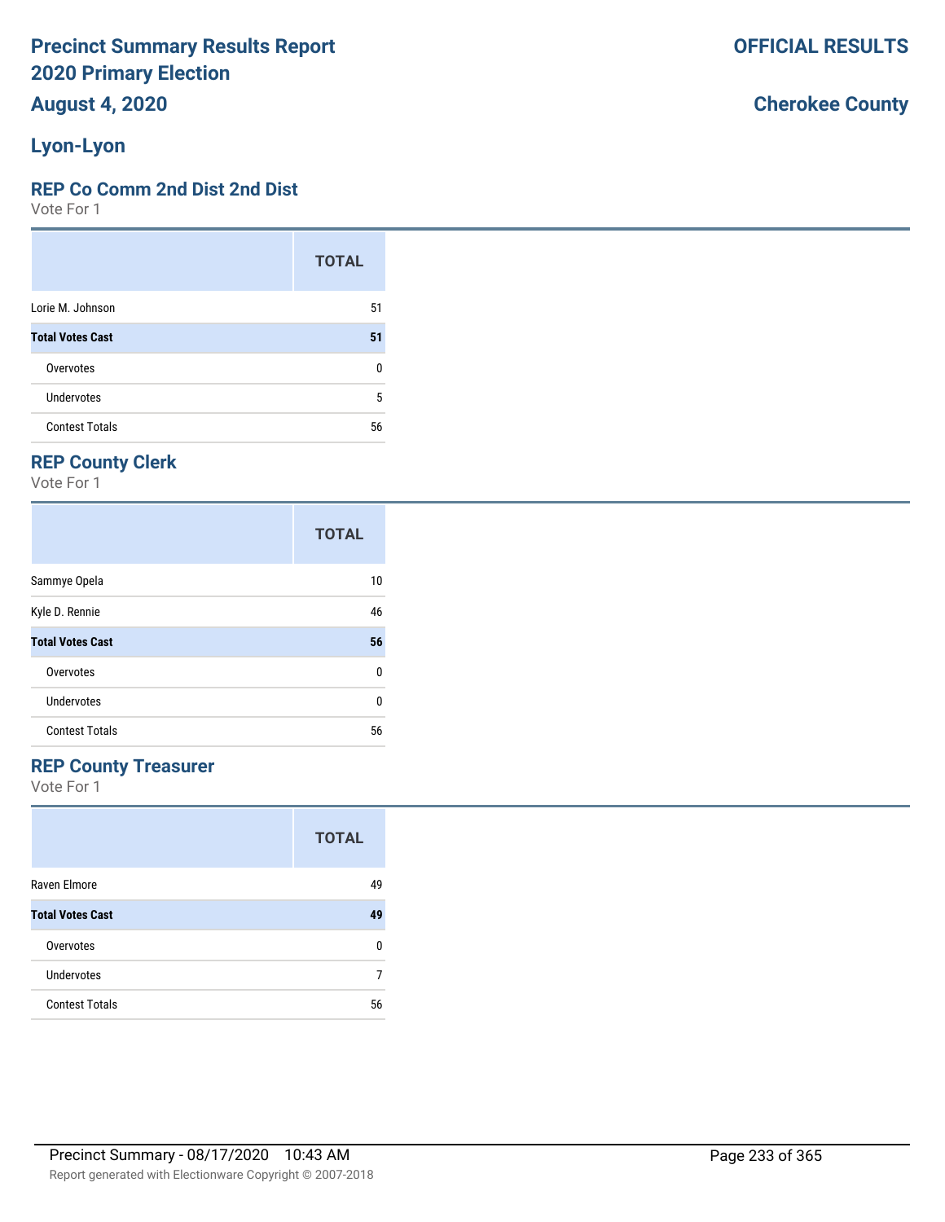# Precinct Summary Results Report
# 2020 Primary Election
# August 4, 2020

**OFFICIAL RESULTS**

**Cherokee County**

## Lyon-Lyon

### REP Co Comm 2nd Dist 2nd Dist

Vote For 1

| | TOTAL |
|---|---|
| Lorie M. Johnson | 51 |
| **Total Votes Cast** | **51** |
| Overvotes | 0 |
| Undervotes | 5 |
| Contest Totals | 56 |

### REP County Clerk

Vote For 1

| | TOTAL |
|---|---|
| Sammye Opela | 10 |
| Kyle D. Rennie | 46 |
| **Total Votes Cast** | **56** |
| Overvotes | 0 |
| Undervotes | 0 |
| Contest Totals | 56 |

### REP County Treasurer

Vote For 1

| | TOTAL |
|---|---|
| Raven Elmore | 49 |
| **Total Votes Cast** | **49** |
| Overvotes | 0 |
| Undervotes | 7 |
| Contest Totals | 56 |

Precinct Summary - 08/17/2020 10:43 AM

Report generated with Electionware Copyright © 2007-2018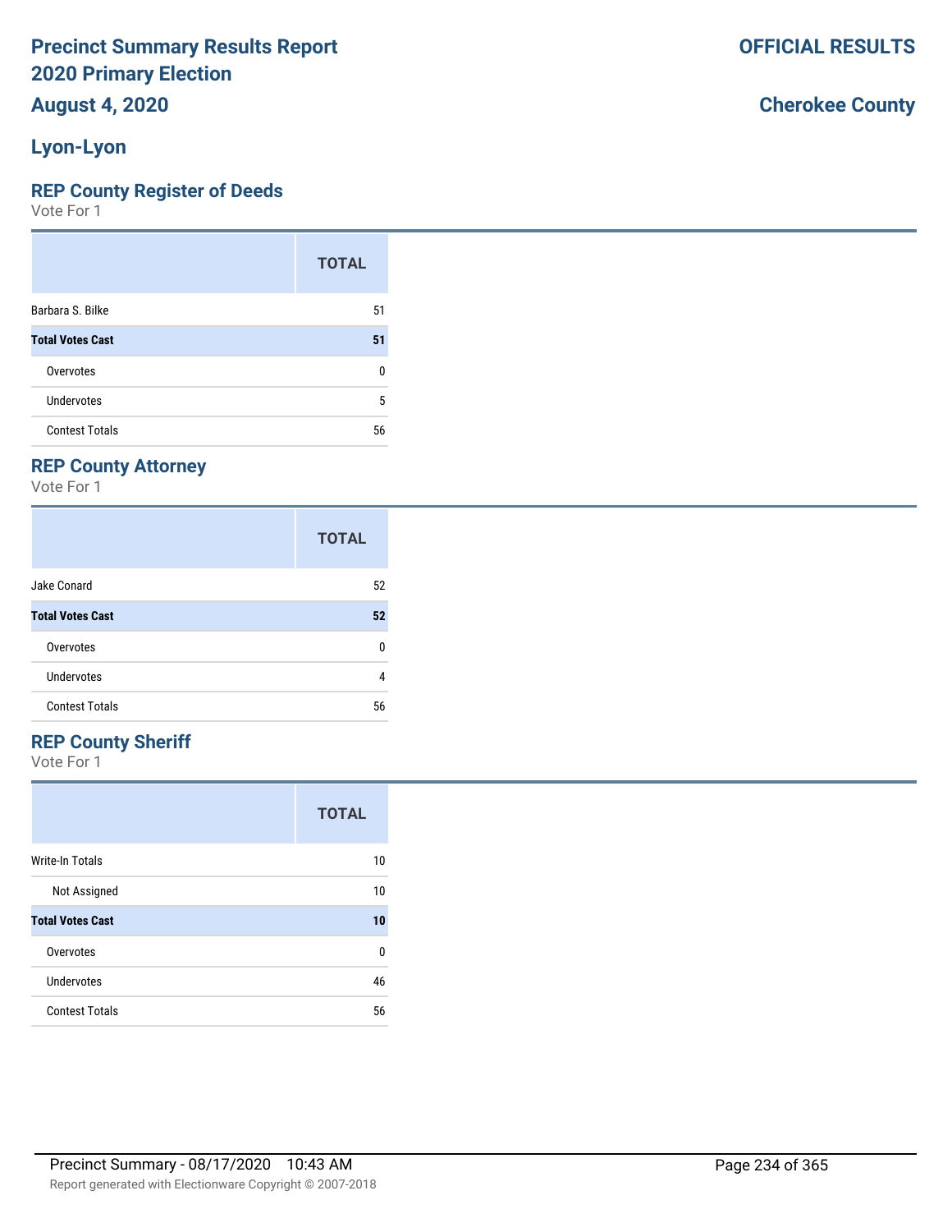# Precinct Summary Results Report
# 2020 Primary Election
## August 4, 2020

**OFFICIAL RESULTS**

**Cherokee County**

## Lyon-Lyon

### REP County Register of Deeds

Vote For 1

| | TOTAL |
|---|---|
| Barbara S. Bilke | 51 |
| **Total Votes Cast** | **51** |
| Overvotes | 0 |
| Undervotes | 5 |
| Contest Totals | 56 |

### REP County Attorney

Vote For 1

| | TOTAL |
|---|---|
| Jake Conard | 52 |
| **Total Votes Cast** | **52** |
| Overvotes | 0 |
| Undervotes | 4 |
| Contest Totals | 56 |

### REP County Sheriff

Vote For 1

| | TOTAL |
|---|---|
| Write-In Totals | 10 |
| Not Assigned | 10 |
| **Total Votes Cast** | **10** |
| Overvotes | 0 |
| Undervotes | 46 |
| Contest Totals | 56 |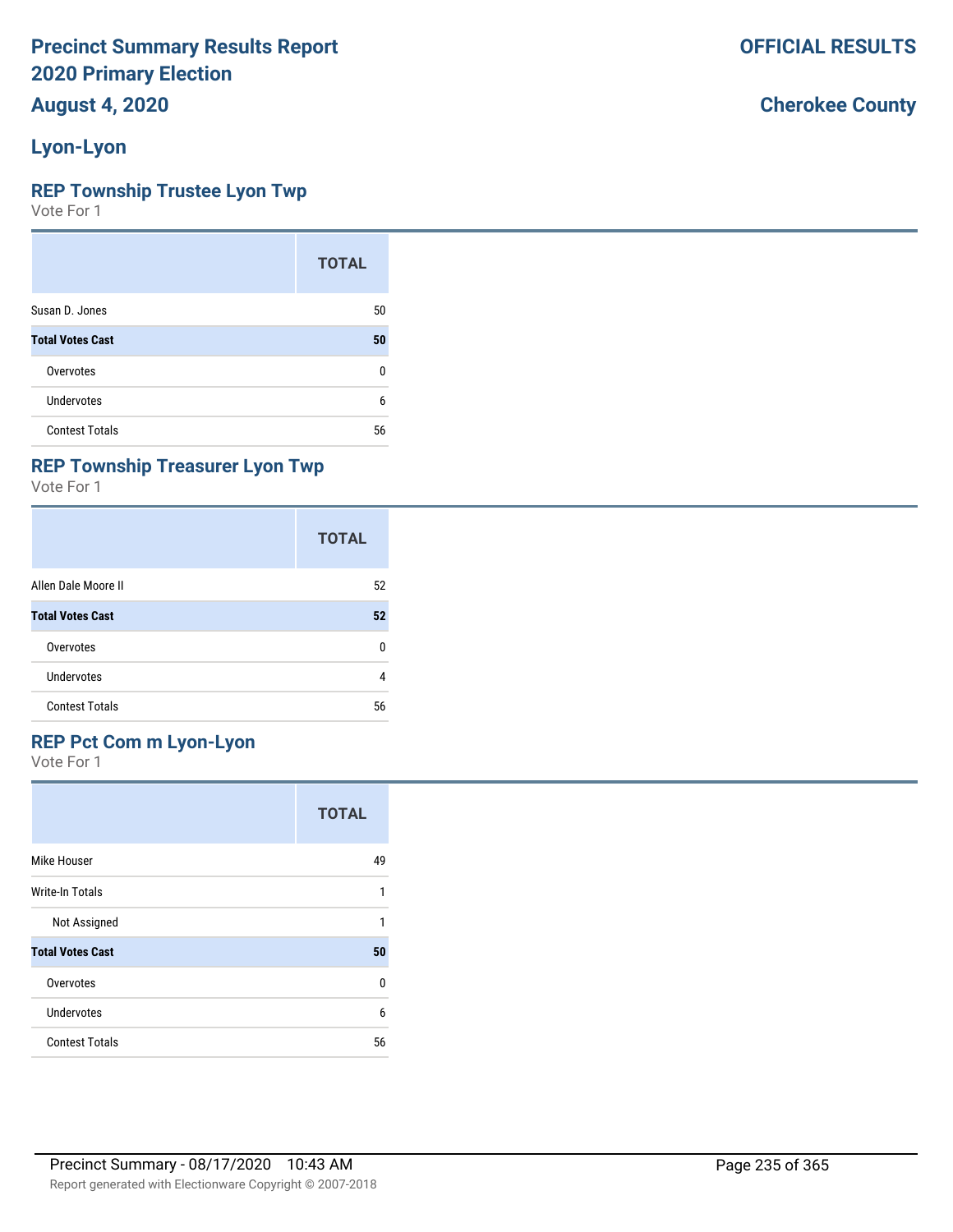# Precinct Summary Results Report
# 2020 Primary Election
## August 4, 2020

**OFFICIAL RESULTS**

**Cherokee County**

## Lyon-Lyon

### REP Township Trustee Lyon Twp
Vote For 1

| | TOTAL |
|---|---|
| Susan D. Jones | 50 |
| **Total Votes Cast** | **50** |
| Overvotes | 0 |
| Undervotes | 6 |
| Contest Totals | 56 |

### REP Township Treasurer Lyon Twp
Vote For 1

| | TOTAL |
|---|---|
| Allen Dale Moore II | 52 |
| **Total Votes Cast** | **52** |
| Overvotes | 0 |
| Undervotes | 4 |
| Contest Totals | 56 |

### REP Pct Com m Lyon-Lyon
Vote For 1

| | TOTAL |
|---|---|
| Mike Houser | 49 |
| Write-In Totals | 1 |
| Not Assigned | 1 |
| **Total Votes Cast** | **50** |
| Overvotes | 0 |
| Undervotes | 6 |
| Contest Totals | 56 |

Precinct Summary - 08/17/2020 10:43 AM

Report generated with Electionware Copyright © 2007-2018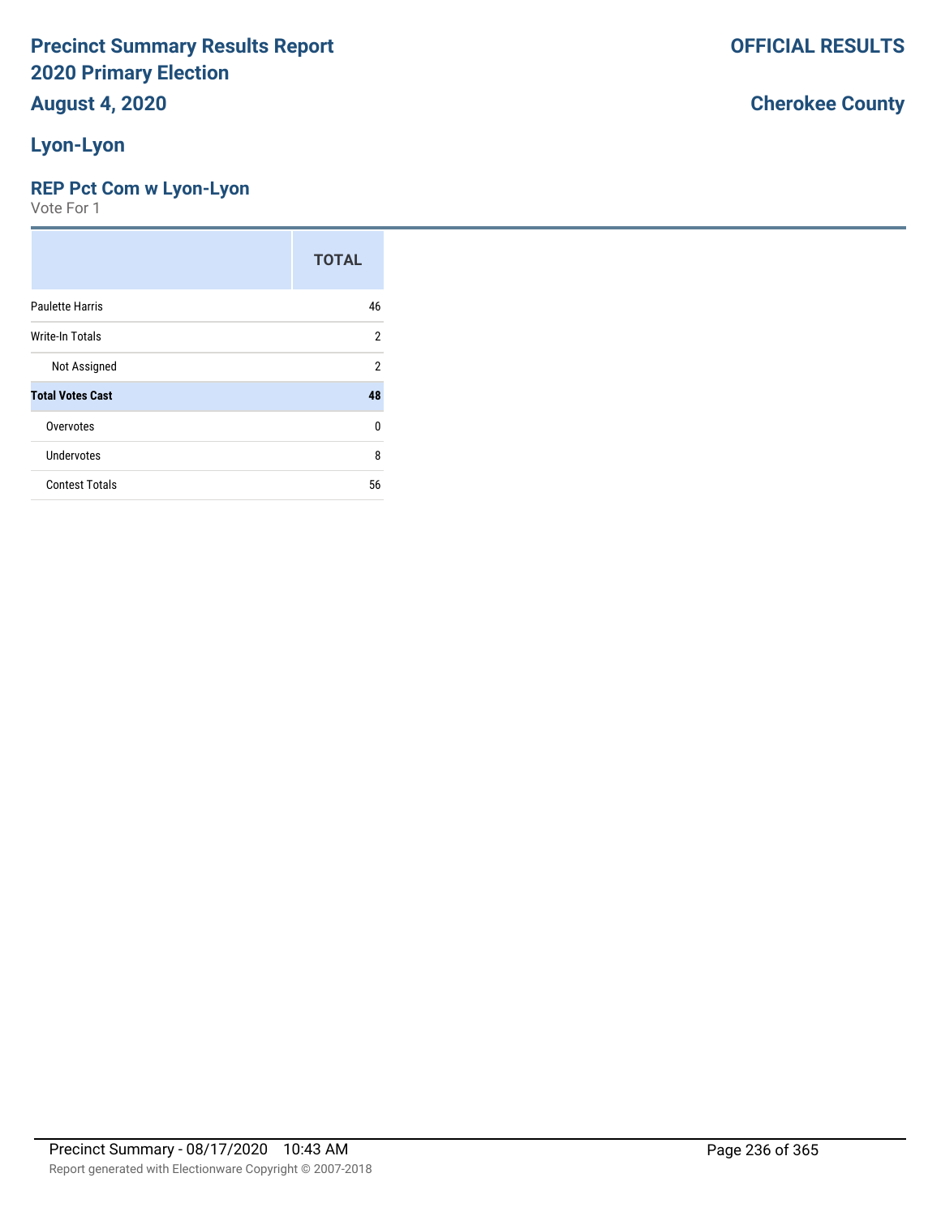# Precinct Summary Results Report
## 2020 Primary Election
## August 4, 2020

**OFFICIAL RESULTS**

**Cherokee County**

## Lyon-Lyon

### REP Pct Com w Lyon-Lyon

Vote For 1

| | TOTAL |
|---|---|
| Paulette Harris | 46 |
| Write-In Totals | 2 |
| Not Assigned | 2 |
| **Total Votes Cast** | **48** |
| Overvotes | 0 |
| Undervotes | 8 |
| Contest Totals | 56 |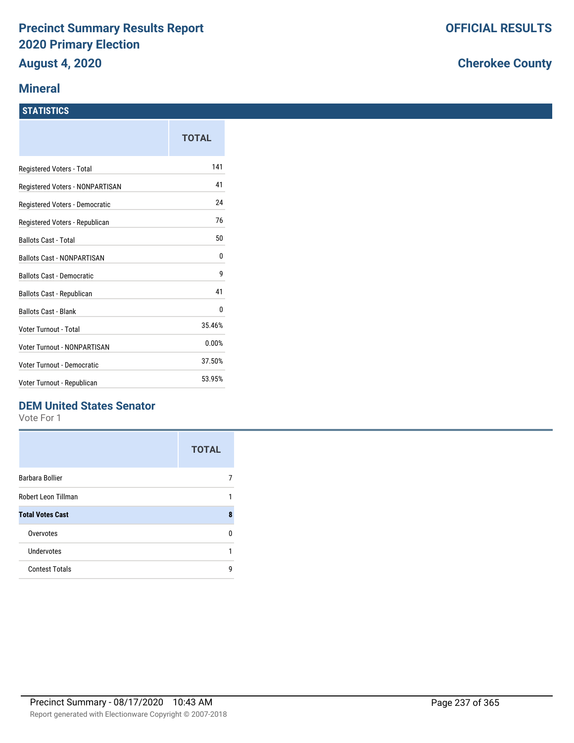# Precinct Summary Results Report
## 2020 Primary Election
## August 4, 2020

**OFFICIAL RESULTS**

**Cherokee County**

## Mineral

### STATISTICS

| | TOTAL |
|---|---|
| Registered Voters - Total | 141 |
| Registered Voters - NONPARTISAN | 41 |
| Registered Voters - Democratic | 24 |
| Registered Voters - Republican | 76 |
| Ballots Cast - Total | 50 |
| Ballots Cast - NONPARTISAN | 0 |
| Ballots Cast - Democratic | 9 |
| Ballots Cast - Republican | 41 |
| Ballots Cast - Blank | 0 |
| Voter Turnout - Total | 35.46% |
| Voter Turnout - NONPARTISAN | 0.00% |
| Voter Turnout - Democratic | 37.50% |
| Voter Turnout - Republican | 53.95% |

### DEM United States Senator

Vote For 1

| | TOTAL |
|---|---|
| Barbara Bollier | 7 |
| Robert Leon Tillman | 1 |
| **Total Votes Cast** | **8** |
| Overvotes | 0 |
| Undervotes | 1 |
| Contest Totals | 9 |

Precinct Summary - 08/17/2020 10:43 AM

Report generated with Electionware Copyright © 2007-2018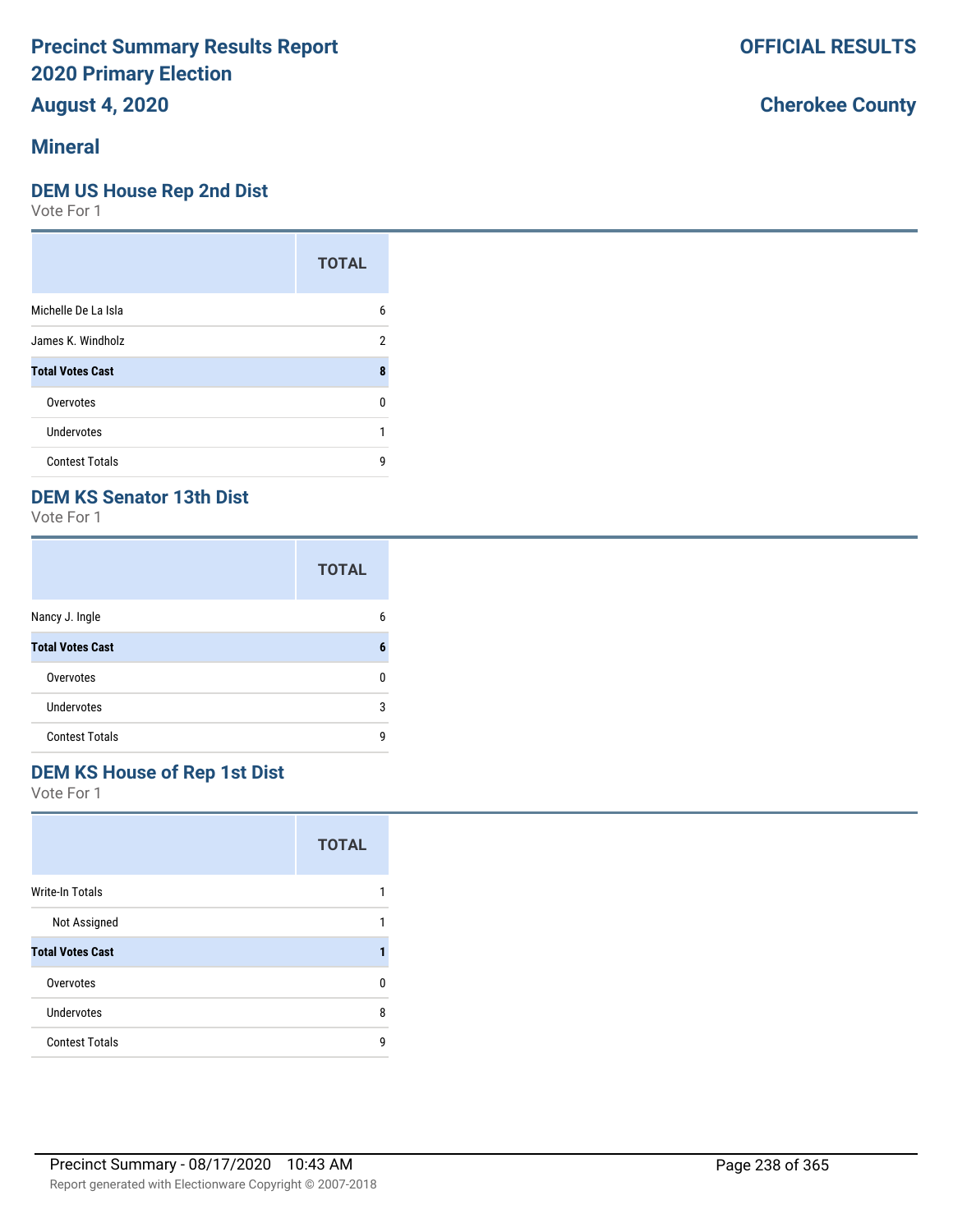# Precinct Summary Results Report
# 2020 Primary Election
## August 4, 2020

**OFFICIAL RESULTS**

**Cherokee County**

## Mineral

### DEM US House Rep 2nd Dist
Vote For 1

| | TOTAL |
|---|---|
| Michelle De La Isla | 6 |
| James K. Windholz | 2 |
| **Total Votes Cast** | **8** |
| Overvotes | 0 |
| Undervotes | 1 |
| Contest Totals | 9 |

### DEM KS Senator 13th Dist
Vote For 1

| | TOTAL |
|---|---|
| Nancy J. Ingle | 6 |
| **Total Votes Cast** | **6** |
| Overvotes | 0 |
| Undervotes | 3 |
| Contest Totals | 9 |

### DEM KS House of Rep 1st Dist
Vote For 1

| | TOTAL |
|---|---|
| Write-In Totals | 1 |
| Not Assigned | 1 |
| **Total Votes Cast** | **1** |
| Overvotes | 0 |
| Undervotes | 8 |
| Contest Totals | 9 |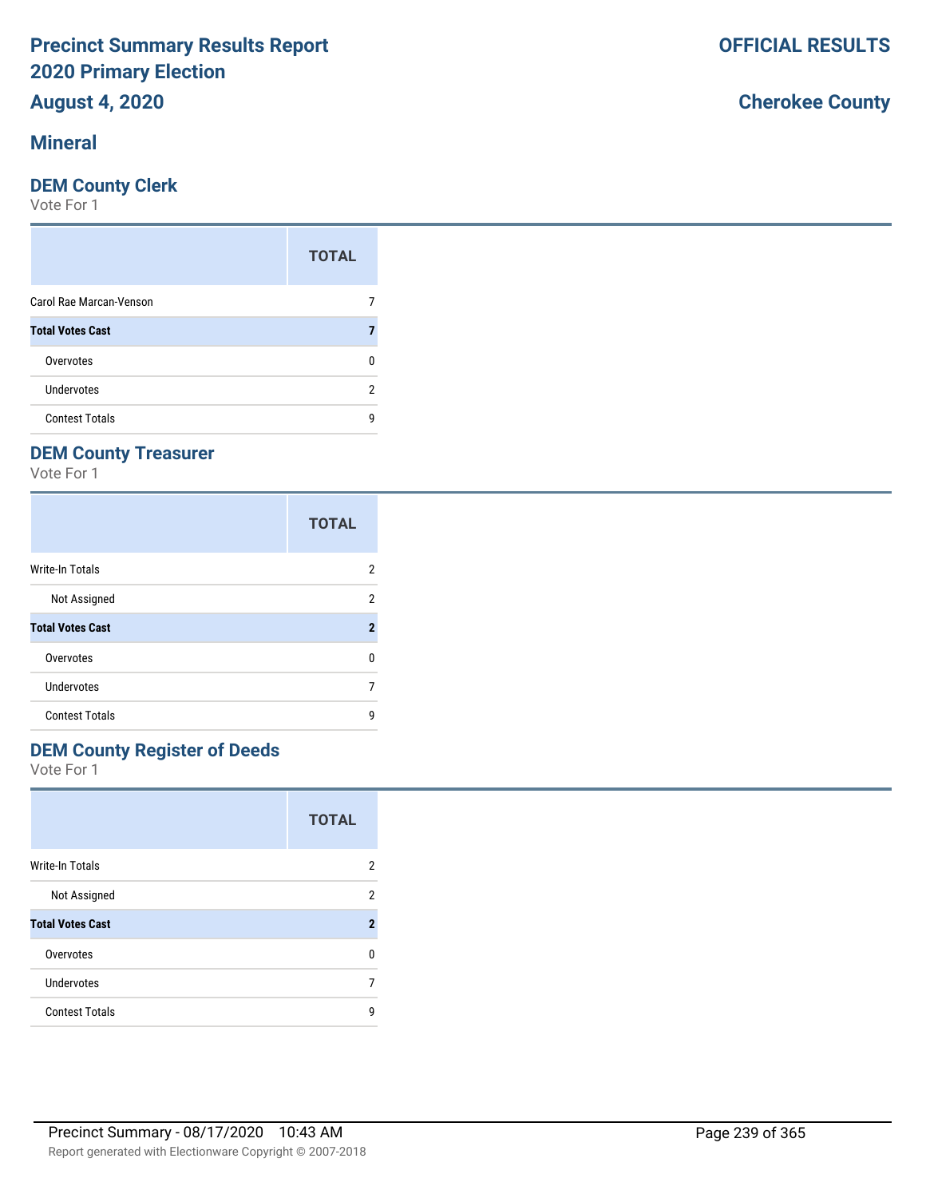# Precinct Summary Results Report
# 2020 Primary Election
# August 4, 2020

**OFFICIAL RESULTS**

**Cherokee County**

## Mineral

### DEM County Clerk

Vote For 1

| | TOTAL |
|---|---|
| Carol Rae Marcan-Venson | 7 |
| **Total Votes Cast** | **7** |
| Overvotes | 0 |
| Undervotes | 2 |
| Contest Totals | 9 |

### DEM County Treasurer

Vote For 1

| | TOTAL |
|---|---|
| Write-In Totals | 2 |
| Not Assigned | 2 |
| **Total Votes Cast** | **2** |
| Overvotes | 0 |
| Undervotes | 7 |
| Contest Totals | 9 |

### DEM County Register of Deeds

Vote For 1

| | TOTAL |
|---|---|
| Write-In Totals | 2 |
| Not Assigned | 2 |
| **Total Votes Cast** | **2** |
| Overvotes | 0 |
| Undervotes | 7 |
| Contest Totals | 9 |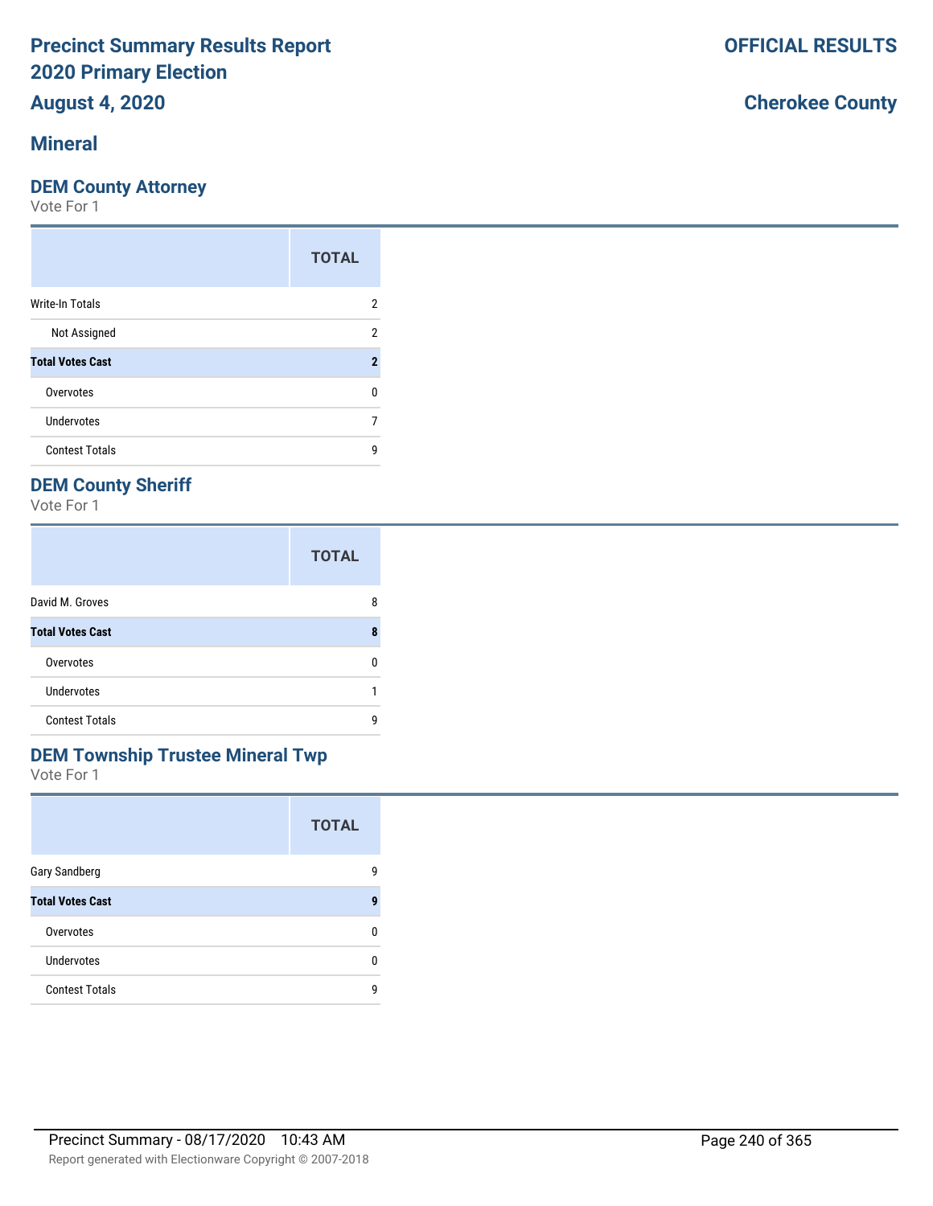**Precinct Summary Results Report**
**2020 Primary Election**
**August 4, 2020**

**OFFICIAL RESULTS**

**Cherokee County**

## Mineral

### DEM County Attorney

Vote For 1

| | TOTAL |
|---|---|
| Write-In Totals | 2 |
| Not Assigned | 2 |
| **Total Votes Cast** | **2** |
| Overvotes | 0 |
| Undervotes | 7 |
| Contest Totals | 9 |

### DEM County Sheriff

Vote For 1

| | TOTAL |
|---|---|
| David M. Groves | 8 |
| **Total Votes Cast** | **8** |
| Overvotes | 0 |
| Undervotes | 1 |
| Contest Totals | 9 |

### DEM Township Trustee Mineral Twp

Vote For 1

| | TOTAL |
|---|---|
| Gary Sandberg | 9 |
| **Total Votes Cast** | **9** |
| Overvotes | 0 |
| Undervotes | 0 |
| Contest Totals | 9 |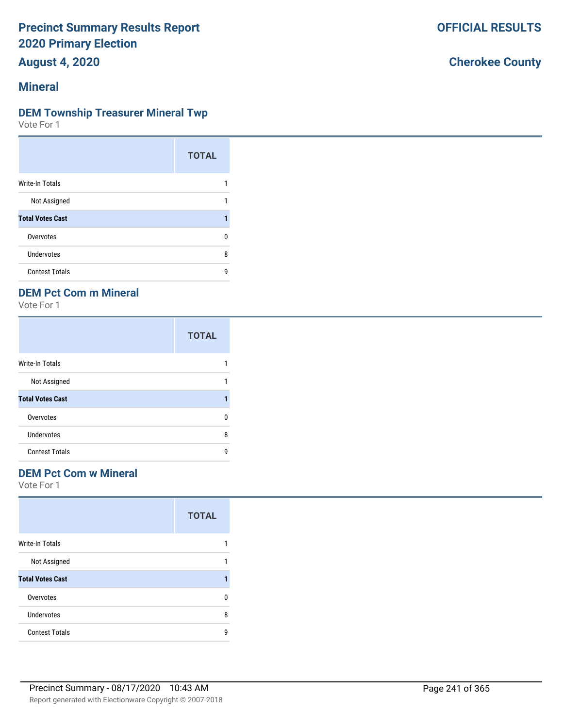# Precinct Summary Results Report
# 2020 Primary Election

**OFFICIAL RESULTS**

## August 4, 2020

**Cherokee County**

## Mineral

### DEM Township Treasurer Mineral Twp

Vote For 1

| | TOTAL |
|---|---|
| Write-In Totals | 1 |
| Not Assigned | 1 |
| **Total Votes Cast** | **1** |
| Overvotes | 0 |
| Undervotes | 8 |
| Contest Totals | 9 |

### DEM Pct Com m Mineral

Vote For 1

| | TOTAL |
|---|---|
| Write-In Totals | 1 |
| Not Assigned | 1 |
| **Total Votes Cast** | **1** |
| Overvotes | 0 |
| Undervotes | 8 |
| Contest Totals | 9 |

### DEM Pct Com w Mineral

Vote For 1

| | TOTAL |
|---|---|
| Write-In Totals | 1 |
| Not Assigned | 1 |
| **Total Votes Cast** | **1** |
| Overvotes | 0 |
| Undervotes | 8 |
| Contest Totals | 9 |

Precinct Summary - 08/17/2020 10:43 AM

Report generated with Electionware Copyright © 2007-2018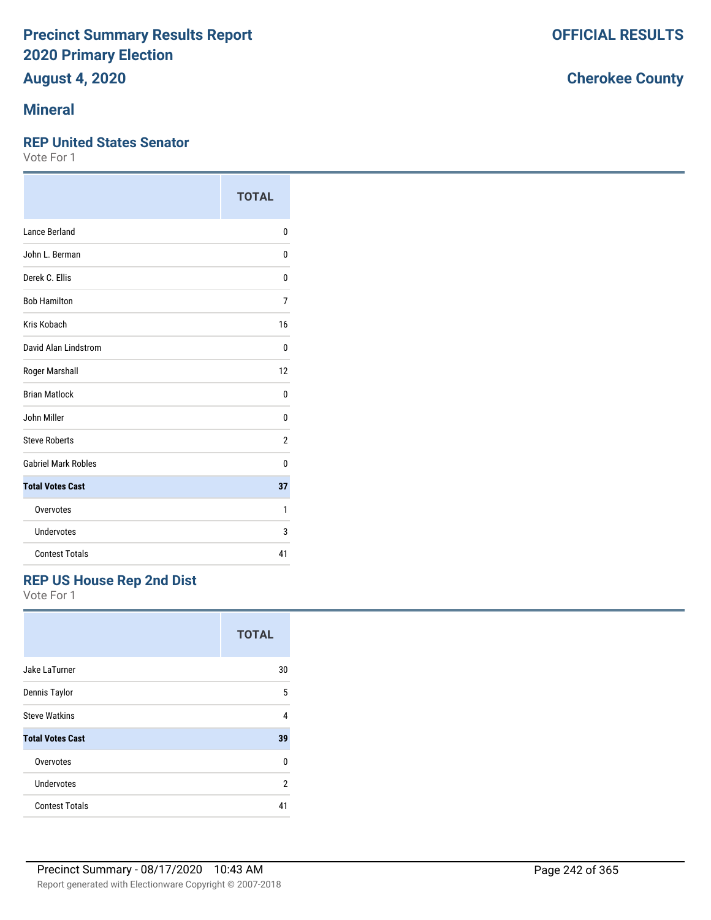# Precinct Summary Results Report 2020 Primary Election

**August 4, 2020**

**OFFICIAL RESULTS**

**Cherokee County**

## Mineral

### REP United States Senator

Vote For 1

| | TOTAL |
|---|---|
| Lance Berland | 0 |
| John L. Berman | 0 |
| Derek C. Ellis | 0 |
| Bob Hamilton | 7 |
| Kris Kobach | 16 |
| David Alan Lindstrom | 0 |
| Roger Marshall | 12 |
| Brian Matlock | 0 |
| John Miller | 0 |
| Steve Roberts | 2 |
| Gabriel Mark Robles | 0 |
| **Total Votes Cast** | **37** |
| Overvotes | 1 |
| Undervotes | 3 |
| Contest Totals | 41 |

### REP US House Rep 2nd Dist

Vote For 1

| | TOTAL |
|---|---|
| Jake LaTurner | 30 |
| Dennis Taylor | 5 |
| Steve Watkins | 4 |
| **Total Votes Cast** | **39** |
| Overvotes | 0 |
| Undervotes | 2 |
| Contest Totals | 41 |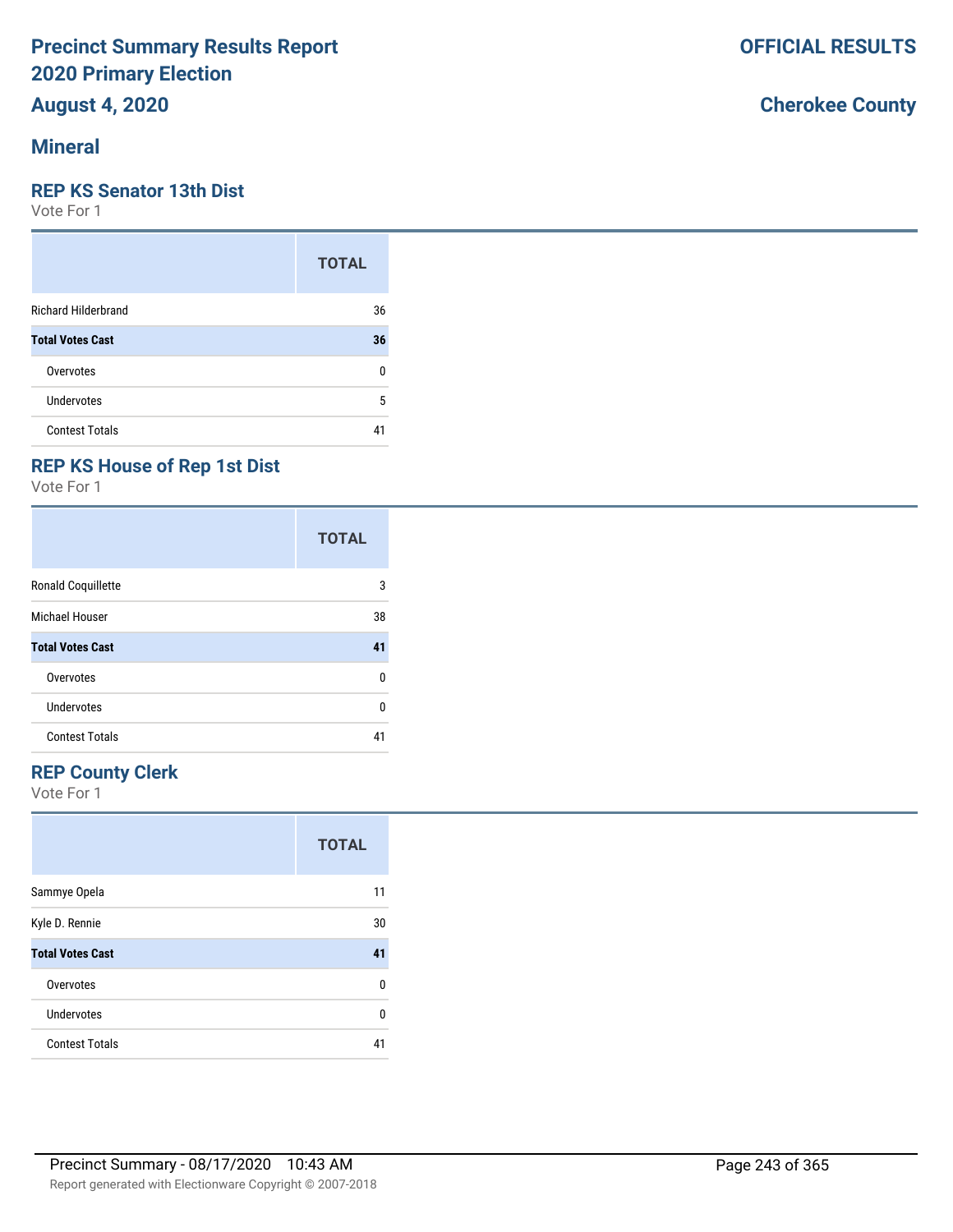# Precinct Summary Results Report
# 2020 Primary Election
## August 4, 2020

**OFFICIAL RESULTS**

**Cherokee County**

## Mineral

### REP KS Senator 13th Dist

Vote For 1

| | TOTAL |
|---|---|
| Richard Hilderbrand | 36 |
| **Total Votes Cast** | **36** |
| Overvotes | 0 |
| Undervotes | 5 |
| Contest Totals | 41 |

### REP KS House of Rep 1st Dist

Vote For 1

| | TOTAL |
|---|---|
| Ronald Coquillette | 3 |
| Michael Houser | 38 |
| **Total Votes Cast** | **41** |
| Overvotes | 0 |
| Undervotes | 0 |
| Contest Totals | 41 |

### REP County Clerk

Vote For 1

| | TOTAL |
|---|---|
| Sammye Opela | 11 |
| Kyle D. Rennie | 30 |
| **Total Votes Cast** | **41** |
| Overvotes | 0 |
| Undervotes | 0 |
| Contest Totals | 41 |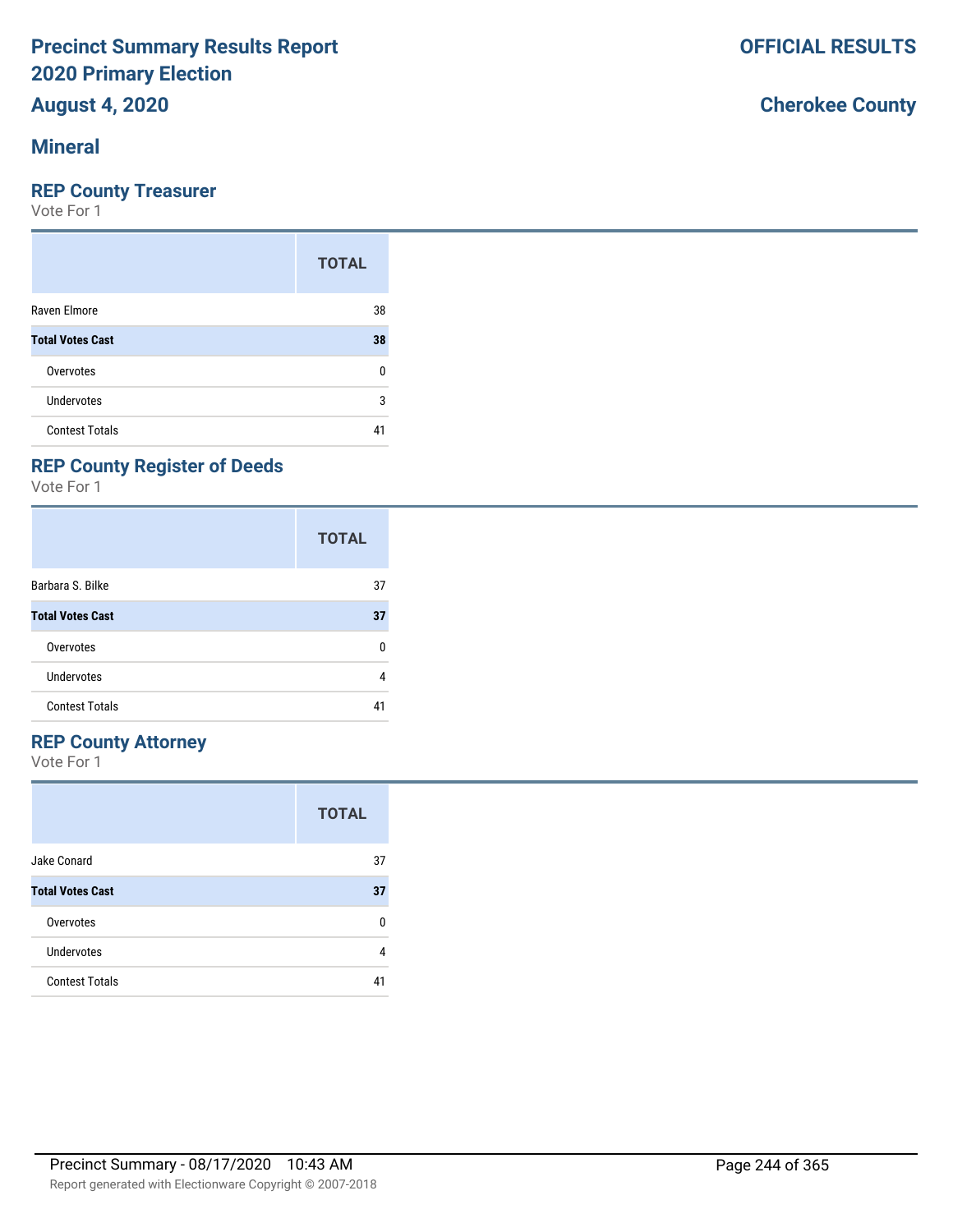# Precinct Summary Results Report
# 2020 Primary Election
# August 4, 2020

**OFFICIAL RESULTS**

**Cherokee County**

## Mineral

### REP County Treasurer

Vote For 1

| | TOTAL |
|---|---|
| Raven Elmore | 38 |
| **Total Votes Cast** | **38** |
| Overvotes | 0 |
| Undervotes | 3 |
| Contest Totals | 41 |

### REP County Register of Deeds

Vote For 1

| | TOTAL |
|---|---|
| Barbara S. Bilke | 37 |
| **Total Votes Cast** | **37** |
| Overvotes | 0 |
| Undervotes | 4 |
| Contest Totals | 41 |

### REP County Attorney

Vote For 1

| | TOTAL |
|---|---|
| Jake Conard | 37 |
| **Total Votes Cast** | **37** |
| Overvotes | 0 |
| Undervotes | 4 |
| Contest Totals | 41 |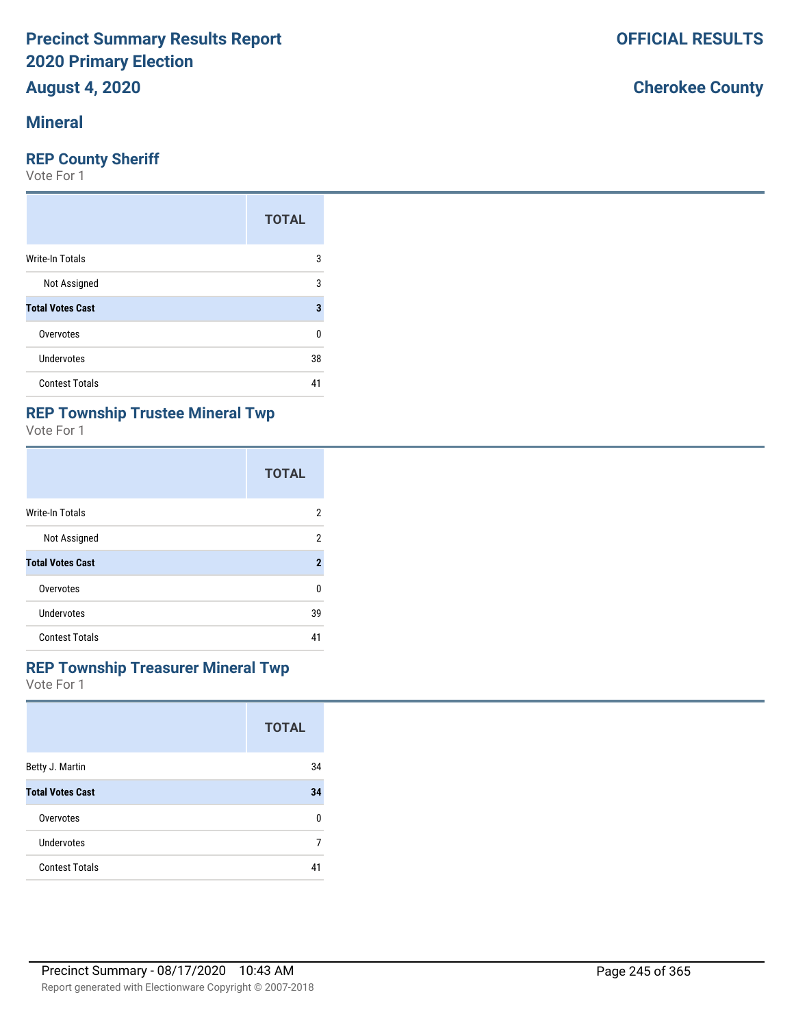# Precinct Summary Results Report
# 2020 Primary Election
# August 4, 2020

**OFFICIAL RESULTS**

**Cherokee County**

## Mineral

### REP County Sheriff

Vote For 1

| | TOTAL |
|---|---|
| Write-In Totals | 3 |
| Not Assigned | 3 |
| **Total Votes Cast** | **3** |
| Overvotes | 0 |
| Undervotes | 38 |
| Contest Totals | 41 |

### REP Township Trustee Mineral Twp

Vote For 1

| | TOTAL |
|---|---|
| Write-In Totals | 2 |
| Not Assigned | 2 |
| **Total Votes Cast** | **2** |
| Overvotes | 0 |
| Undervotes | 39 |
| Contest Totals | 41 |

### REP Township Treasurer Mineral Twp

Vote For 1

| | TOTAL |
|---|---|
| Betty J. Martin | 34 |
| **Total Votes Cast** | **34** |
| Overvotes | 0 |
| Undervotes | 7 |
| Contest Totals | 41 |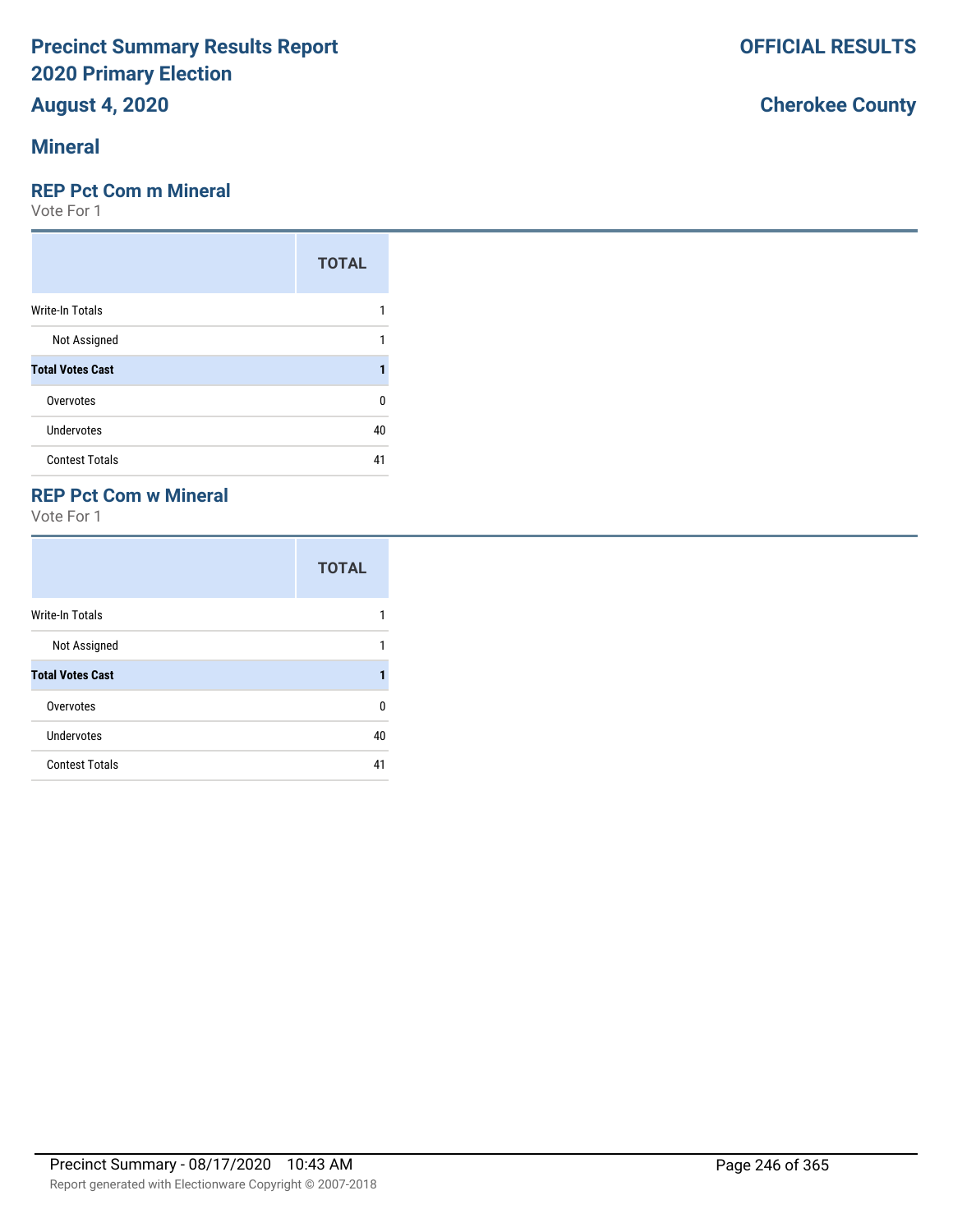# Precinct Summary Results Report
# 2020 Primary Election
# August 4, 2020

**OFFICIAL RESULTS**

**Cherokee County**

## Mineral

### REP Pct Com m Mineral

Vote For 1

| | TOTAL |
|---|---|
| Write-In Totals | 1 |
| Not Assigned | 1 |
| **Total Votes Cast** | **1** |
| Overvotes | 0 |
| Undervotes | 40 |
| Contest Totals | 41 |

### REP Pct Com w Mineral

Vote For 1

| | TOTAL |
|---|---|
| Write-In Totals | 1 |
| Not Assigned | 1 |
| **Total Votes Cast** | **1** |
| Overvotes | 0 |
| Undervotes | 40 |
| Contest Totals | 41 |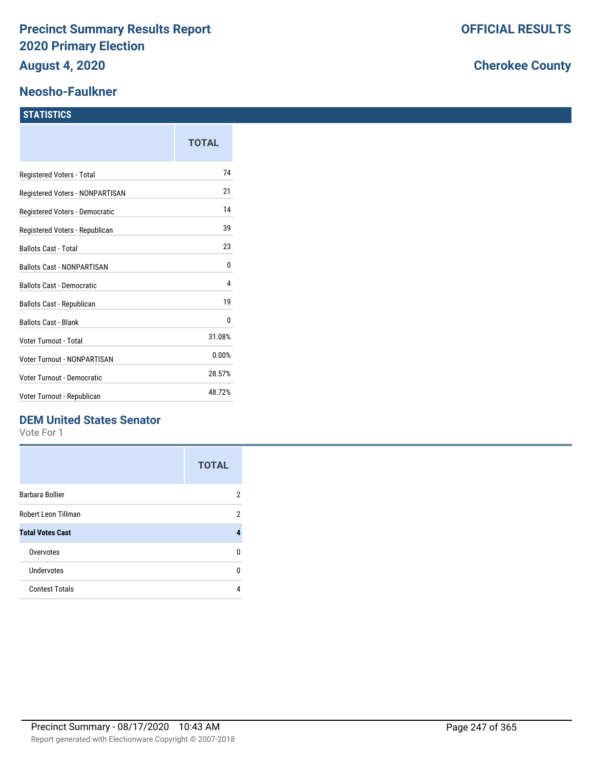# Precinct Summary Results Report
# 2020 Primary Election
# August 4, 2020

**OFFICIAL RESULTS**

**Cherokee County**

## Neosho-Faulkner

### STATISTICS

| | TOTAL |
|---|---|
| Registered Voters - Total | 74 |
| Registered Voters - NONPARTISAN | 21 |
| Registered Voters - Democratic | 14 |
| Registered Voters - Republican | 39 |
| Ballots Cast - Total | 23 |
| Ballots Cast - NONPARTISAN | 0 |
| Ballots Cast - Democratic | 4 |
| Ballots Cast - Republican | 19 |
| Ballots Cast - Blank | 0 |
| Voter Turnout - Total | 31.08% |
| Voter Turnout - NONPARTISAN | 0.00% |
| Voter Turnout - Democratic | 28.57% |
| Voter Turnout - Republican | 48.72% |

### DEM United States Senator

Vote For 1

| | TOTAL |
|---|---|
| Barbara Bollier | 2 |
| Robert Leon Tillman | 2 |
| **Total Votes Cast** | **4** |
| Overvotes | 0 |
| Undervotes | 0 |
| Contest Totals | 4 |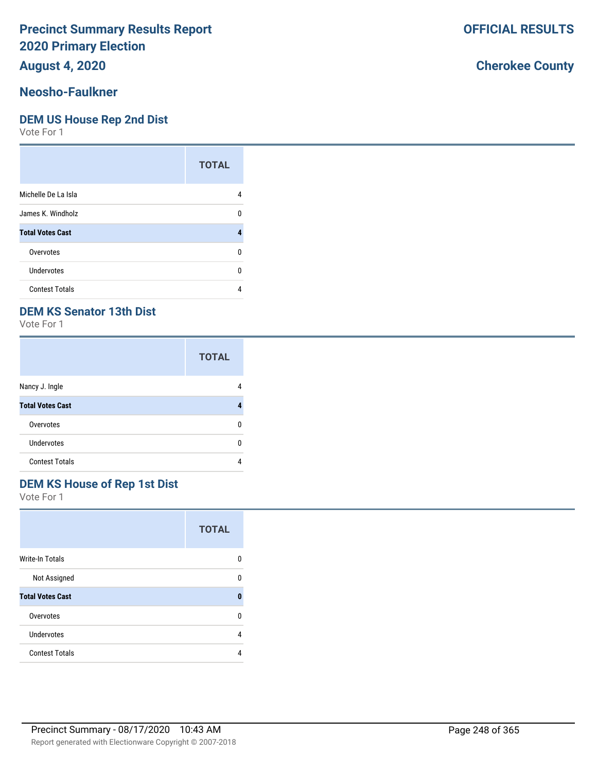# Precinct Summary Results Report
# 2020 Primary Election
# August 4, 2020

**OFFICIAL RESULTS**

**Cherokee County**

## Neosho-Faulkner

### DEM US House Rep 2nd Dist

Vote For 1

| | TOTAL |
|---|---|
| Michelle De La Isla | 4 |
| James K. Windholz | 0 |
| **Total Votes Cast** | **4** |
| Overvotes | 0 |
| Undervotes | 0 |
| Contest Totals | 4 |

### DEM KS Senator 13th Dist

Vote For 1

| | TOTAL |
|---|---|
| Nancy J. Ingle | 4 |
| **Total Votes Cast** | **4** |
| Overvotes | 0 |
| Undervotes | 0 |
| Contest Totals | 4 |

### DEM KS House of Rep 1st Dist

Vote For 1

| | TOTAL |
|---|---|
| Write-In Totals | 0 |
| Not Assigned | 0 |
| **Total Votes Cast** | **0** |
| Overvotes | 0 |
| Undervotes | 4 |
| Contest Totals | 4 |

Precinct Summary - 08/17/2020 10:43 AM

Report generated with Electionware Copyright © 2007-2018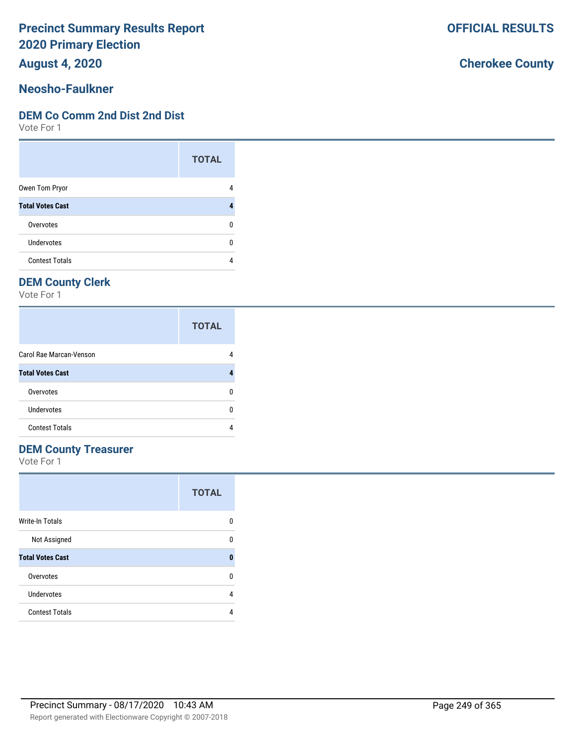# Precinct Summary Results Report
# 2020 Primary Election
## August 4, 2020

**OFFICIAL RESULTS**

**Cherokee County**

## Neosho-Faulkner

### DEM Co Comm 2nd Dist 2nd Dist

Vote For 1

| | TOTAL |
|---|---|
| Owen Tom Pryor | 4 |
| **Total Votes Cast** | **4** |
| Overvotes | 0 |
| Undervotes | 0 |
| Contest Totals | 4 |

### DEM County Clerk

Vote For 1

| | TOTAL |
|---|---|
| Carol Rae Marcan-Venson | 4 |
| **Total Votes Cast** | **4** |
| Overvotes | 0 |
| Undervotes | 0 |
| Contest Totals | 4 |

### DEM County Treasurer

Vote For 1

| | TOTAL |
|---|---|
| Write-In Totals | 0 |
| Not Assigned | 0 |
| **Total Votes Cast** | **0** |
| Overvotes | 0 |
| Undervotes | 4 |
| Contest Totals | 4 |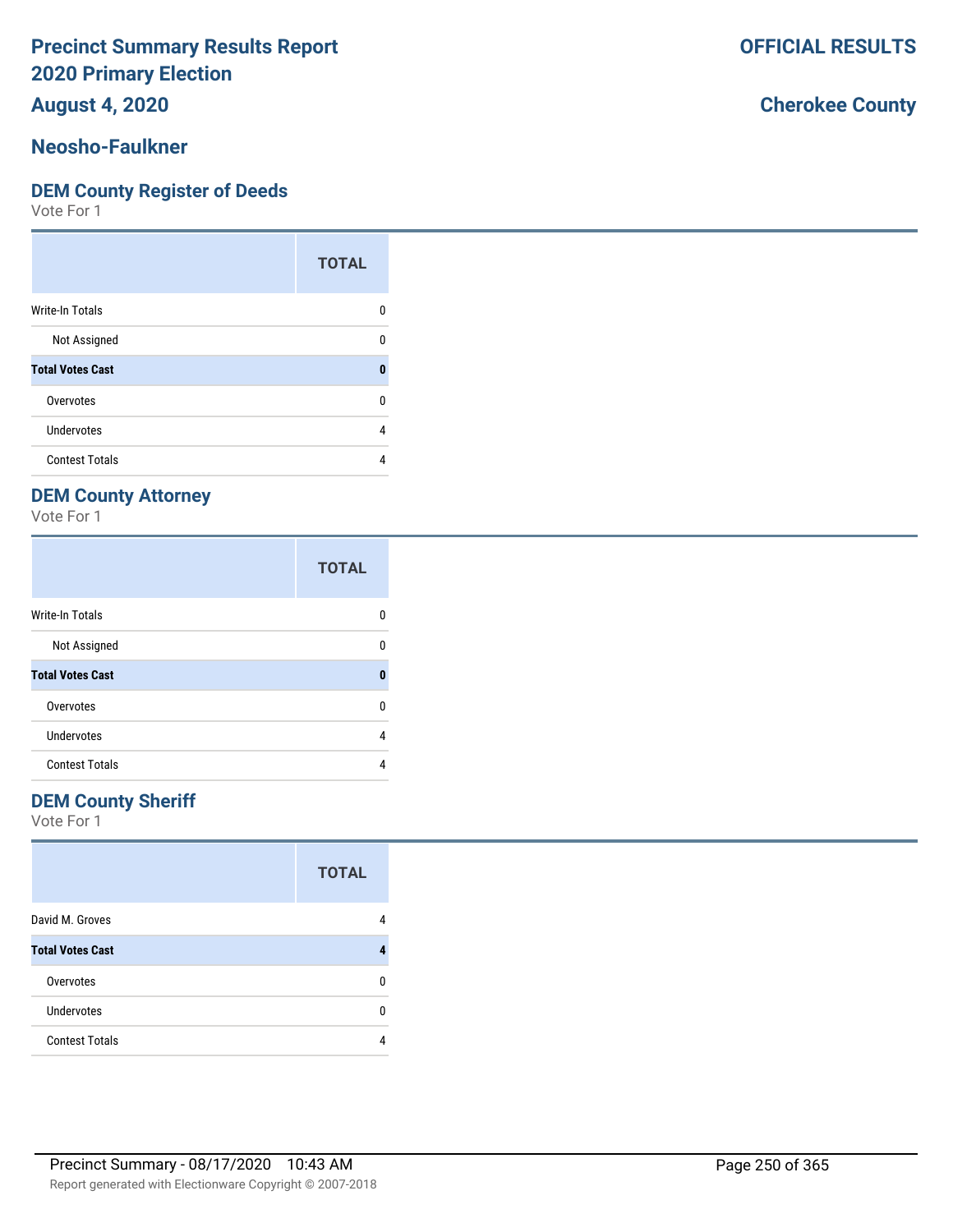# Precinct Summary Results Report
## 2020 Primary Election
## August 4, 2020

**OFFICIAL RESULTS**

**Cherokee County**

## Neosho-Faulkner

### DEM County Register of Deeds

Vote For 1

| | TOTAL |
|---|---|
| Write-In Totals | 0 |
| Not Assigned | 0 |
| **Total Votes Cast** | **0** |
| Overvotes | 0 |
| Undervotes | 4 |
| Contest Totals | 4 |

### DEM County Attorney

Vote For 1

| | TOTAL |
|---|---|
| Write-In Totals | 0 |
| Not Assigned | 0 |
| **Total Votes Cast** | **0** |
| Overvotes | 0 |
| Undervotes | 4 |
| Contest Totals | 4 |

### DEM County Sheriff

Vote For 1

| | TOTAL |
|---|---|
| David M. Groves | 4 |
| **Total Votes Cast** | **4** |
| Overvotes | 0 |
| Undervotes | 0 |
| Contest Totals | 4 |

Precinct Summary - 08/17/2020 10:43 AM

Report generated with Electionware Copyright © 2007-2018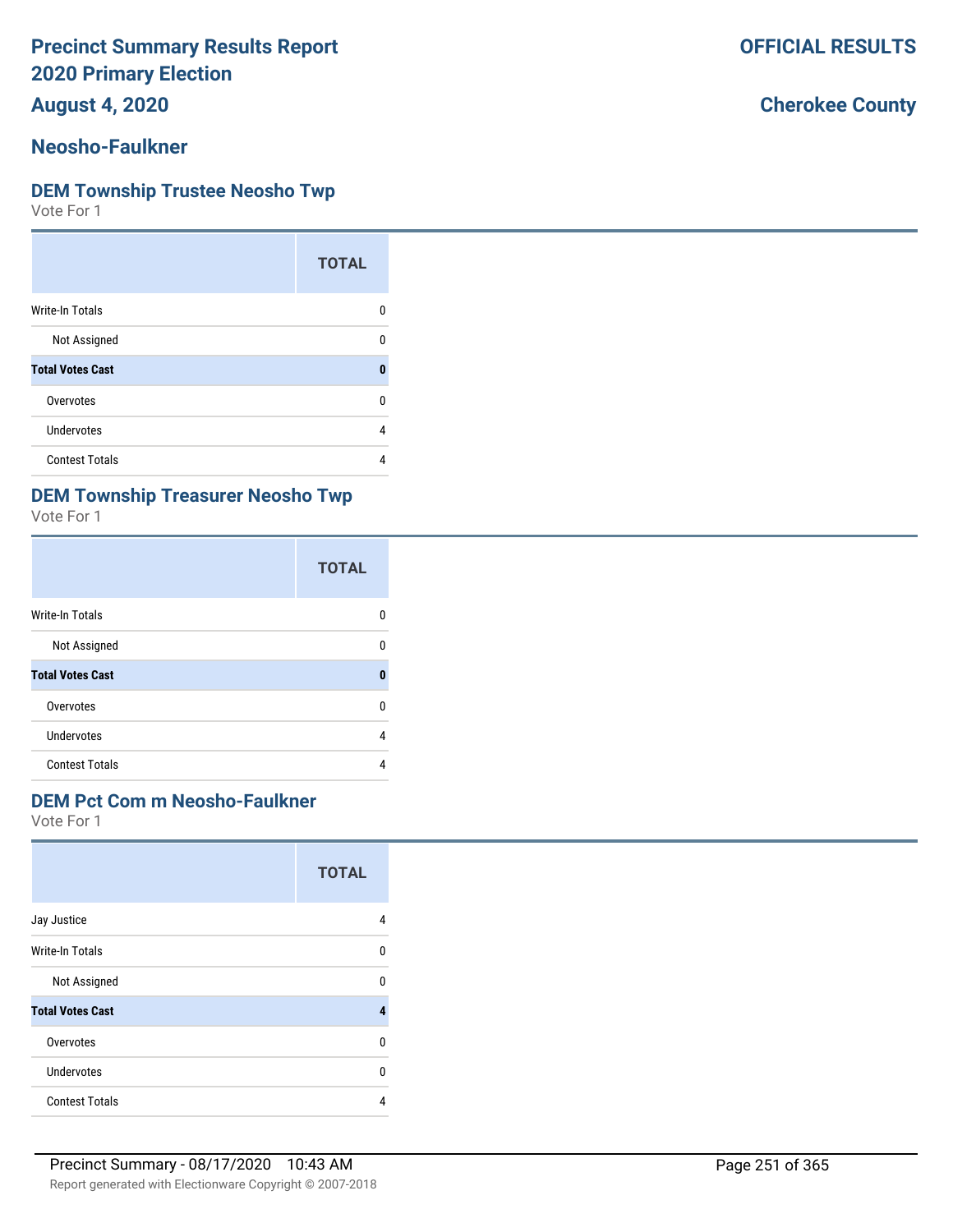# Precinct Summary Results Report
# 2020 Primary Election
# August 4, 2020

**OFFICIAL RESULTS**

**Cherokee County**

## Neosho-Faulkner

### DEM Township Trustee Neosho Twp

Vote For 1

| | TOTAL |
|---|---|
| Write-In Totals | 0 |
| Not Assigned | 0 |
| **Total Votes Cast** | **0** |
| Overvotes | 0 |
| Undervotes | 4 |
| Contest Totals | 4 |

### DEM Township Treasurer Neosho Twp

Vote For 1

| | TOTAL |
|---|---|
| Write-In Totals | 0 |
| Not Assigned | 0 |
| **Total Votes Cast** | **0** |
| Overvotes | 0 |
| Undervotes | 4 |
| Contest Totals | 4 |

### DEM Pct Com m Neosho-Faulkner

Vote For 1

| | TOTAL |
|---|---|
| Jay Justice | 4 |
| Write-In Totals | 0 |
| Not Assigned | 0 |
| **Total Votes Cast** | **4** |
| Overvotes | 0 |
| Undervotes | 0 |
| Contest Totals | 4 |

Precinct Summary - 08/17/2020 10:43 AM

Report generated with Electionware Copyright © 2007-2018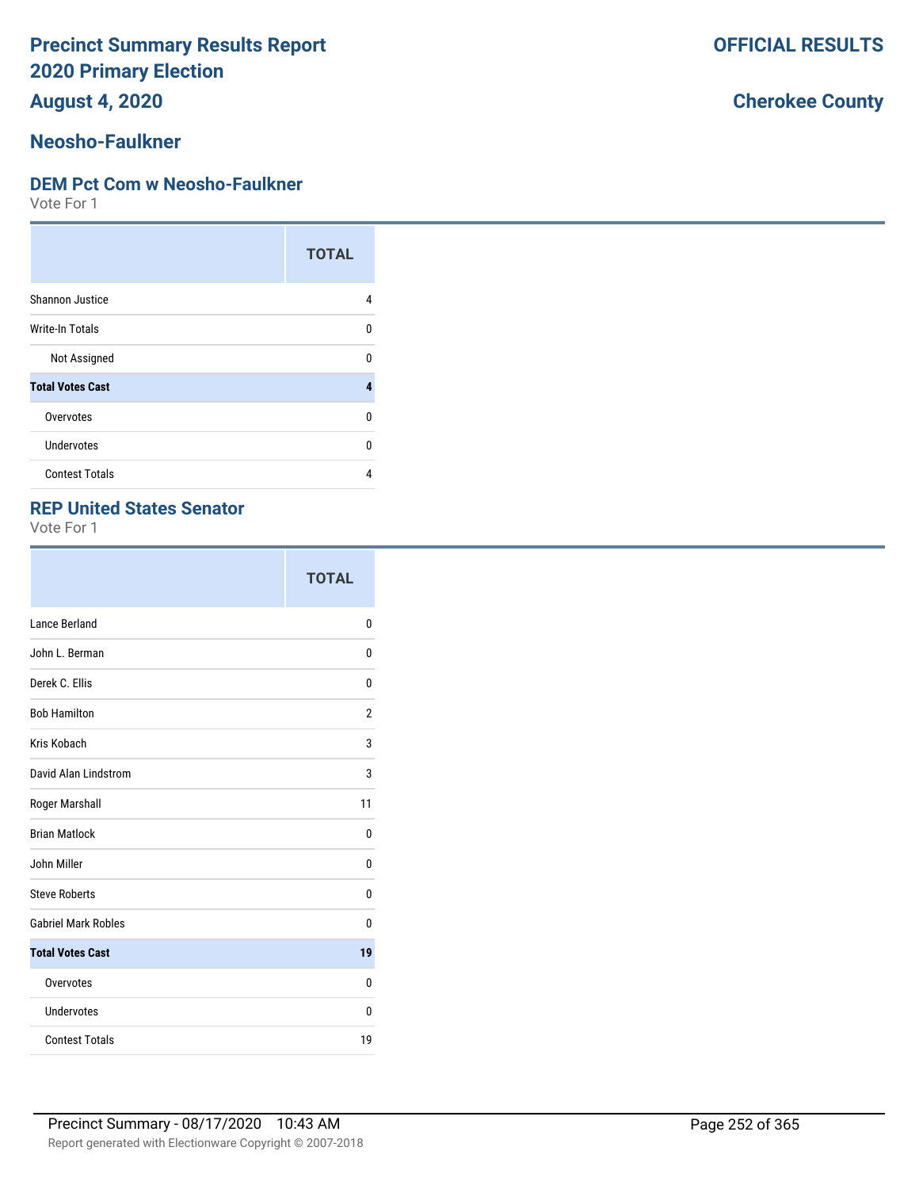# Precinct Summary Results Report
# 2020 Primary Election
## August 4, 2020

**OFFICIAL RESULTS**

**Cherokee County**

## Neosho-Faulkner

### DEM Pct Com w Neosho-Faulkner

Vote For 1

| | TOTAL |
|---|---|
| Shannon Justice | 4 |
| Write-In Totals | 0 |
| Not Assigned | 0 |
| **Total Votes Cast** | **4** |
| Overvotes | 0 |
| Undervotes | 0 |
| Contest Totals | 4 |

### REP United States Senator

Vote For 1

| | TOTAL |
|---|---|
| Lance Berland | 0 |
| John L. Berman | 0 |
| Derek C. Ellis | 0 |
| Bob Hamilton | 2 |
| Kris Kobach | 3 |
| David Alan Lindstrom | 3 |
| Roger Marshall | 11 |
| Brian Matlock | 0 |
| John Miller | 0 |
| Steve Roberts | 0 |
| Gabriel Mark Robles | 0 |
| **Total Votes Cast** | **19** |
| Overvotes | 0 |
| Undervotes | 0 |
| Contest Totals | 19 |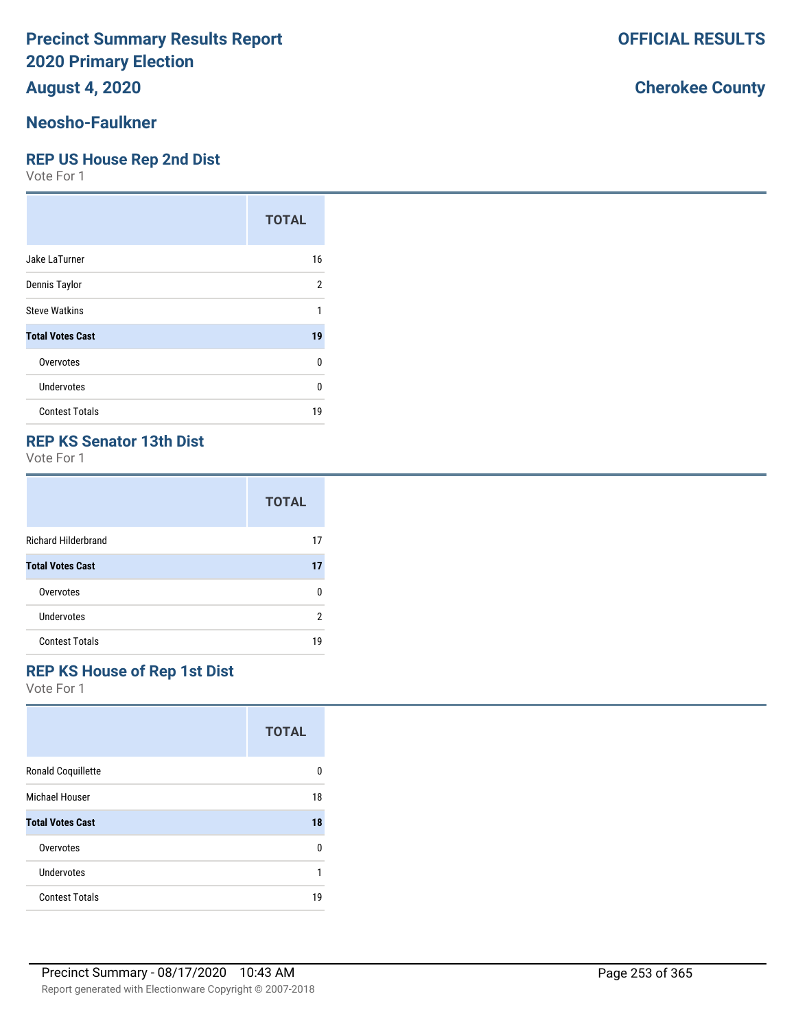# Precinct Summary Results Report
# 2020 Primary Election
## August 4, 2020

**OFFICIAL RESULTS**

**Cherokee County**

## Neosho-Faulkner

### REP US House Rep 2nd Dist

Vote For 1

| | TOTAL |
|---|---|
| Jake LaTurner | 16 |
| Dennis Taylor | 2 |
| Steve Watkins | 1 |
| **Total Votes Cast** | **19** |
| Overvotes | 0 |
| Undervotes | 0 |
| Contest Totals | 19 |

### REP KS Senator 13th Dist

Vote For 1

| | TOTAL |
|---|---|
| Richard Hilderbrand | 17 |
| **Total Votes Cast** | **17** |
| Overvotes | 0 |
| Undervotes | 2 |
| Contest Totals | 19 |

### REP KS House of Rep 1st Dist

Vote For 1

| | TOTAL |
|---|---|
| Ronald Coquillette | 0 |
| Michael Houser | 18 |
| **Total Votes Cast** | **18** |
| Overvotes | 0 |
| Undervotes | 1 |
| Contest Totals | 19 |

Precinct Summary - 08/17/2020 10:43 AM

Report generated with Electionware Copyright © 2007-2018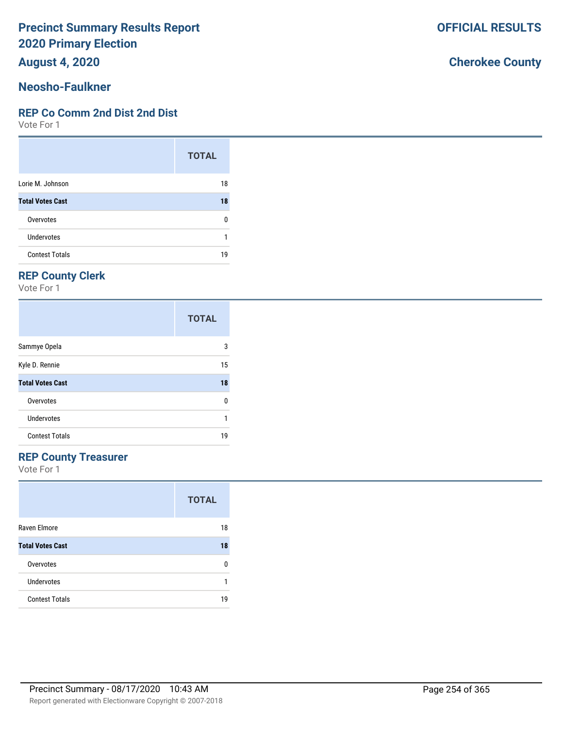# Precinct Summary Results Report
# 2020 Primary Election
# August 4, 2020

**OFFICIAL RESULTS**

**Cherokee County**

## Neosho-Faulkner

### REP Co Comm 2nd Dist 2nd Dist

Vote For 1

| | TOTAL |
|---|---|
| Lorie M. Johnson | 18 |
| **Total Votes Cast** | **18** |
| Overvotes | 0 |
| Undervotes | 1 |
| Contest Totals | 19 |

### REP County Clerk

Vote For 1

| | TOTAL |
|---|---|
| Sammye Opela | 3 |
| Kyle D. Rennie | 15 |
| **Total Votes Cast** | **18** |
| Overvotes | 0 |
| Undervotes | 1 |
| Contest Totals | 19 |

### REP County Treasurer

Vote For 1

| | TOTAL |
|---|---|
| Raven Elmore | 18 |
| **Total Votes Cast** | **18** |
| Overvotes | 0 |
| Undervotes | 1 |
| Contest Totals | 19 |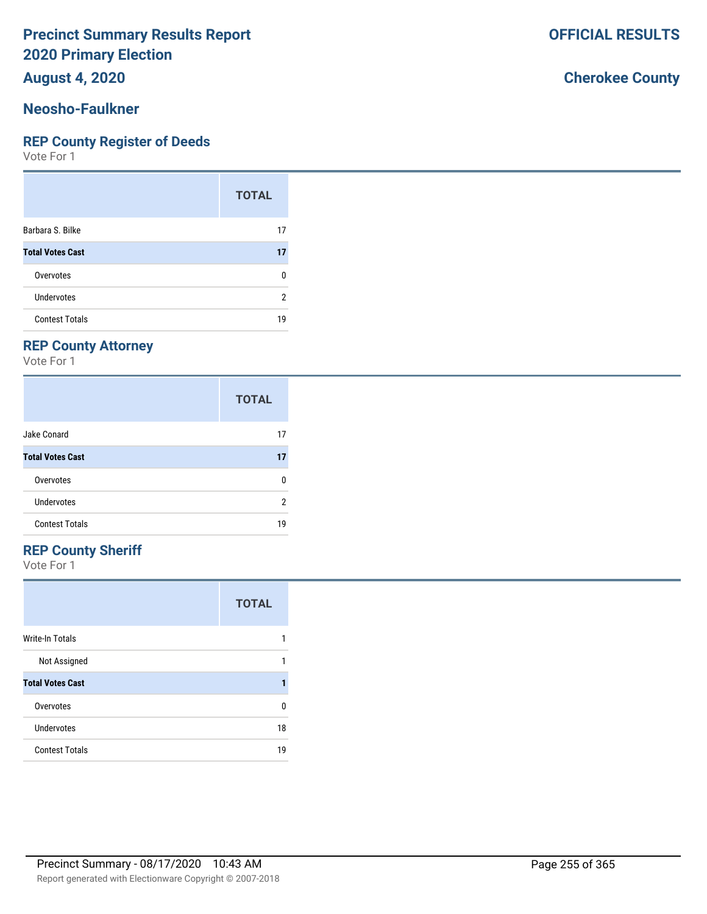# Precinct Summary Results Report
# 2020 Primary Election
# August 4, 2020

**OFFICIAL RESULTS**

**Cherokee County**

## Neosho-Faulkner

### REP County Register of Deeds

Vote For 1

| | TOTAL |
|---|---|
| Barbara S. Bilke | 17 |
| **Total Votes Cast** | **17** |
| Overvotes | 0 |
| Undervotes | 2 |
| Contest Totals | 19 |

### REP County Attorney

Vote For 1

| | TOTAL |
|---|---|
| Jake Conard | 17 |
| **Total Votes Cast** | **17** |
| Overvotes | 0 |
| Undervotes | 2 |
| Contest Totals | 19 |

### REP County Sheriff

Vote For 1

| | TOTAL |
|---|---|
| Write-In Totals | 1 |
| Not Assigned | 1 |
| **Total Votes Cast** | **1** |
| Overvotes | 0 |
| Undervotes | 18 |
| Contest Totals | 19 |

Precinct Summary - 08/17/2020 10:43 AM

Report generated with Electionware Copyright © 2007-2018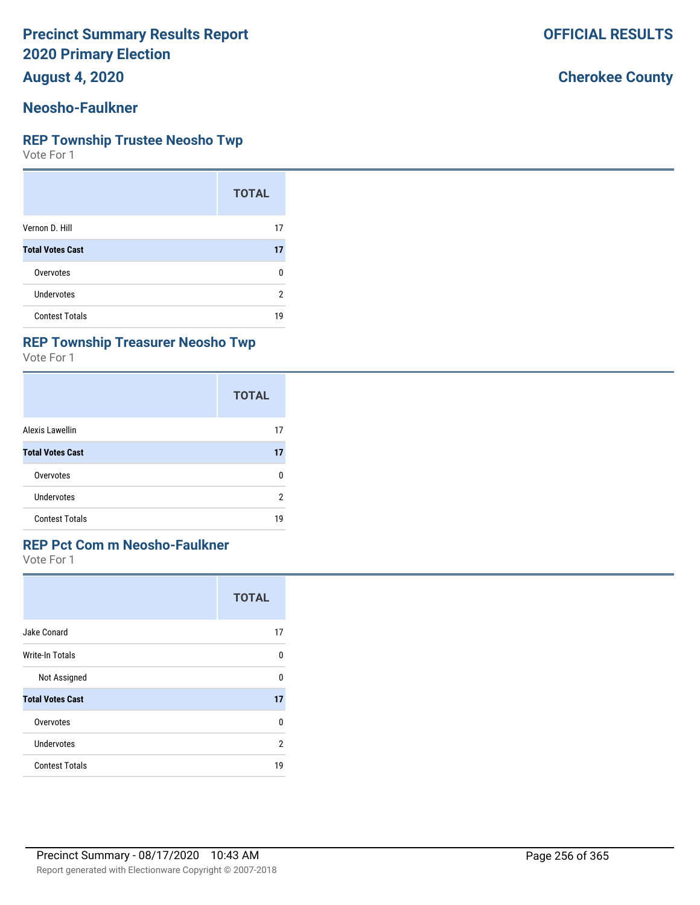# Precinct Summary Results Report
# 2020 Primary Election
# August 4, 2020

**OFFICIAL RESULTS**

**Cherokee County**

## Neosho-Faulkner

### REP Township Trustee Neosho Twp

Vote For 1

| | TOTAL |
|---|---|
| Vernon D. Hill | 17 |
| **Total Votes Cast** | **17** |
| Overvotes | 0 |
| Undervotes | 2 |
| Contest Totals | 19 |

### REP Township Treasurer Neosho Twp

Vote For 1

| | TOTAL |
|---|---|
| Alexis Lawellin | 17 |
| **Total Votes Cast** | **17** |
| Overvotes | 0 |
| Undervotes | 2 |
| Contest Totals | 19 |

### REP Pct Com m Neosho-Faulkner

Vote For 1

| | TOTAL |
|---|---|
| Jake Conard | 17 |
| Write-In Totals | 0 |
| Not Assigned | 0 |
| **Total Votes Cast** | **17** |
| Overvotes | 0 |
| Undervotes | 2 |
| Contest Totals | 19 |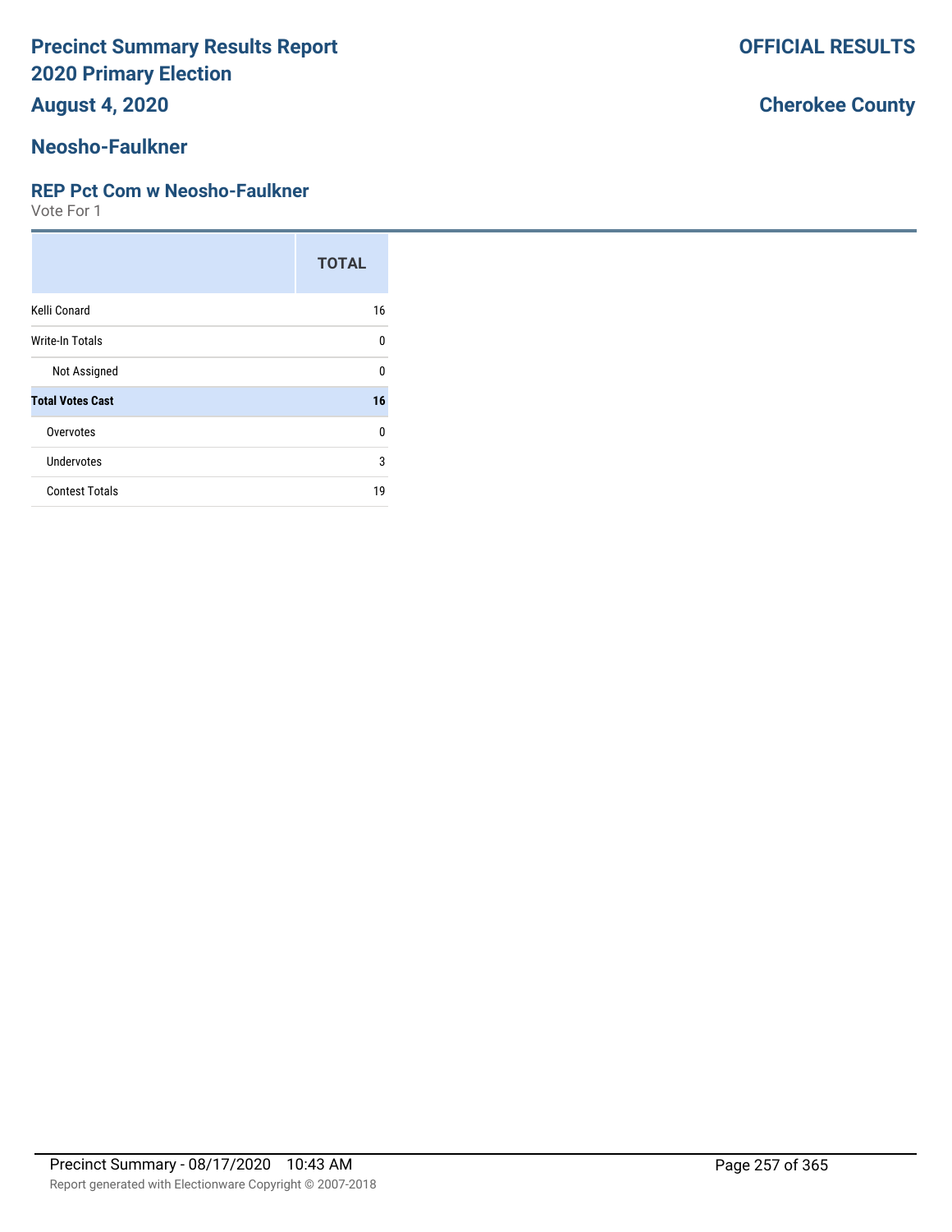# Precinct Summary Results Report
# 2020 Primary Election

**OFFICIAL RESULTS**

**August 4, 2020**

**Cherokee County**

## Neosho-Faulkner

### REP Pct Com w Neosho-Faulkner

Vote For 1

| | TOTAL |
|---|---|
| Kelli Conard | 16 |
| Write-In Totals | 0 |
| Not Assigned | 0 |
| **Total Votes Cast** | **16** |
| Overvotes | 0 |
| Undervotes | 3 |
| Contest Totals | 19 |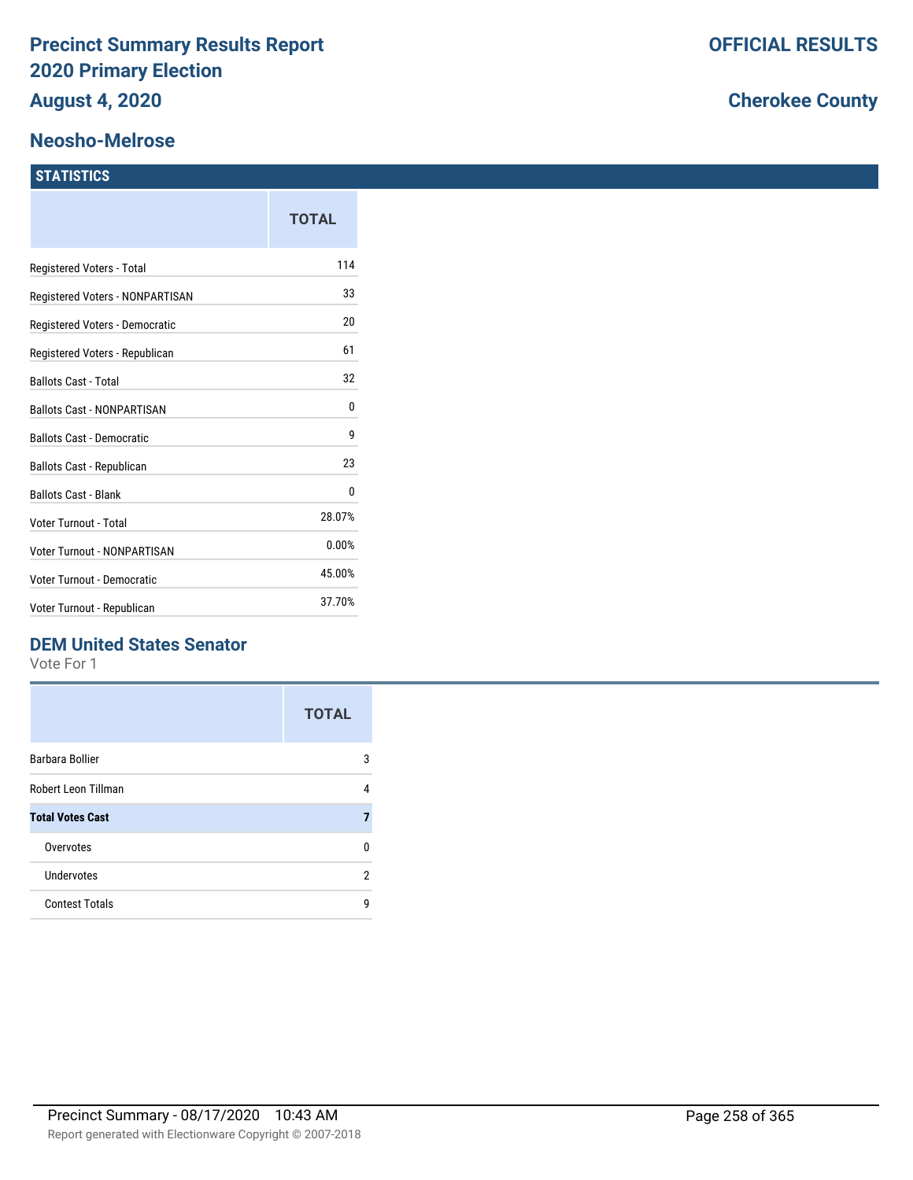# Precinct Summary Results Report
# 2020 Primary Election
# August 4, 2020

**OFFICIAL RESULTS**

**Cherokee County**

## Neosho-Melrose

### STATISTICS

| | TOTAL |
|---|---|
| Registered Voters - Total | 114 |
| Registered Voters - NONPARTISAN | 33 |
| Registered Voters - Democratic | 20 |
| Registered Voters - Republican | 61 |
| Ballots Cast - Total | 32 |
| Ballots Cast - NONPARTISAN | 0 |
| Ballots Cast - Democratic | 9 |
| Ballots Cast - Republican | 23 |
| Ballots Cast - Blank | 0 |
| Voter Turnout - Total | 28.07% |
| Voter Turnout - NONPARTISAN | 0.00% |
| Voter Turnout - Democratic | 45.00% |
| Voter Turnout - Republican | 37.70% |

### DEM United States Senator

Vote For 1

| | TOTAL |
|---|---|
| Barbara Bollier | 3 |
| Robert Leon Tillman | 4 |
| **Total Votes Cast** | **7** |
| Overvotes | 0 |
| Undervotes | 2 |
| Contest Totals | 9 |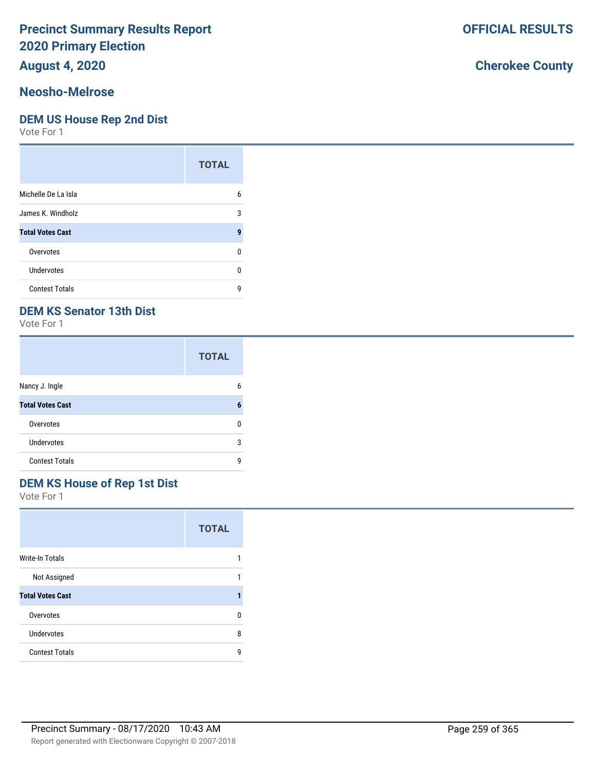# Precinct Summary Results Report
# 2020 Primary Election
## August 4, 2020

**OFFICIAL RESULTS**

**Cherokee County**

## Neosho-Melrose

### DEM US House Rep 2nd Dist

Vote For 1

| | TOTAL |
|---|---|
| Michelle De La Isla | 6 |
| James K. Windholz | 3 |
| **Total Votes Cast** | **9** |
| Overvotes | 0 |
| Undervotes | 0 |
| Contest Totals | 9 |

### DEM KS Senator 13th Dist

Vote For 1

| | TOTAL |
|---|---|
| Nancy J. Ingle | 6 |
| **Total Votes Cast** | **6** |
| Overvotes | 0 |
| Undervotes | 3 |
| Contest Totals | 9 |

### DEM KS House of Rep 1st Dist

Vote For 1

| | TOTAL |
|---|---|
| Write-In Totals | 1 |
| Not Assigned | 1 |
| **Total Votes Cast** | **1** |
| Overvotes | 0 |
| Undervotes | 8 |
| Contest Totals | 9 |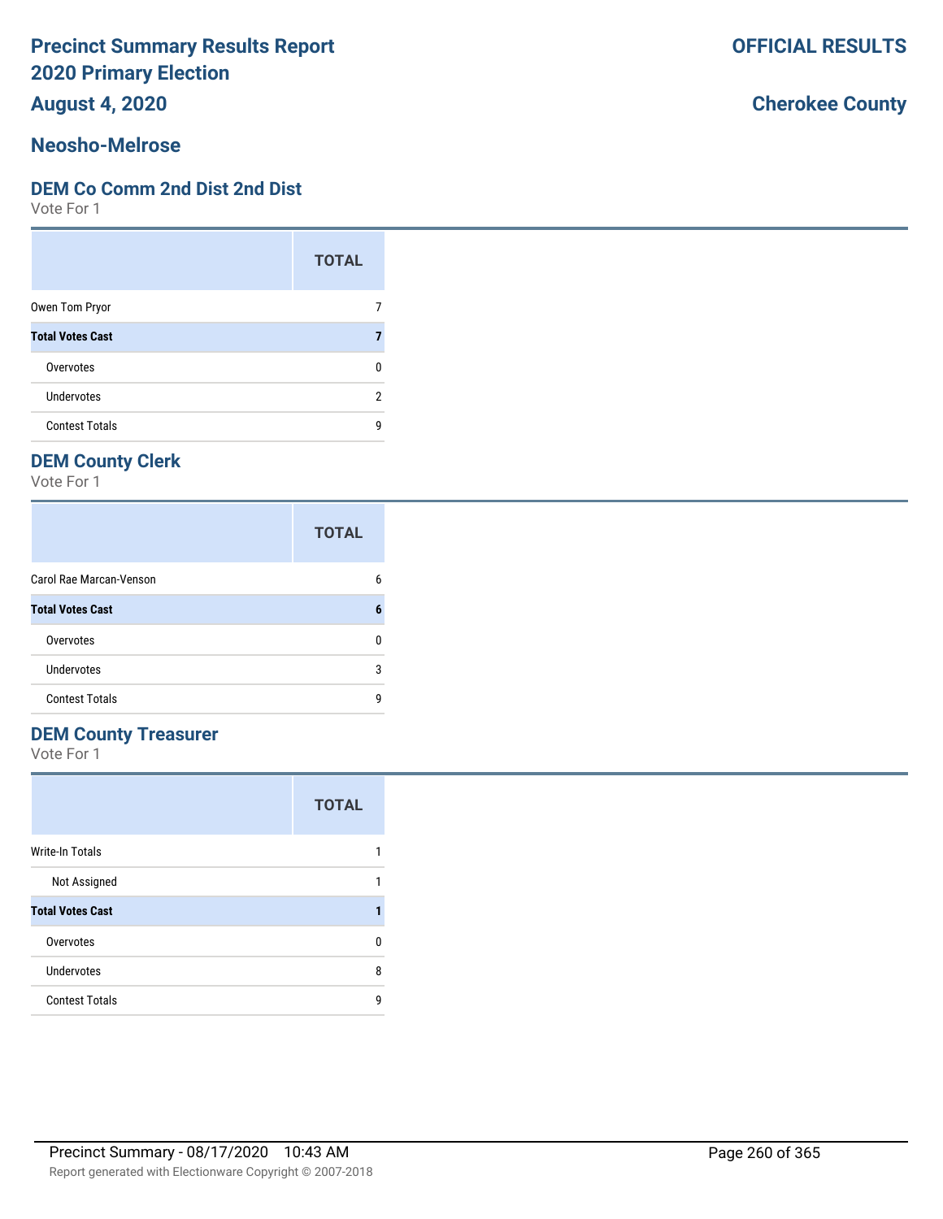# Precinct Summary Results Report
# 2020 Primary Election
## August 4, 2020

**OFFICIAL RESULTS**

**Cherokee County**

## Neosho-Melrose

### DEM Co Comm 2nd Dist 2nd Dist

Vote For 1

| | TOTAL |
|---|---|
| Owen Tom Pryor | 7 |
| **Total Votes Cast** | **7** |
| Overvotes | 0 |
| Undervotes | 2 |
| Contest Totals | 9 |

### DEM County Clerk

Vote For 1

| | TOTAL |
|---|---|
| Carol Rae Marcan-Venson | 6 |
| **Total Votes Cast** | **6** |
| Overvotes | 0 |
| Undervotes | 3 |
| Contest Totals | 9 |

### DEM County Treasurer

Vote For 1

| | TOTAL |
|---|---|
| Write-In Totals | 1 |
| Not Assigned | 1 |
| **Total Votes Cast** | **1** |
| Overvotes | 0 |
| Undervotes | 8 |
| Contest Totals | 9 |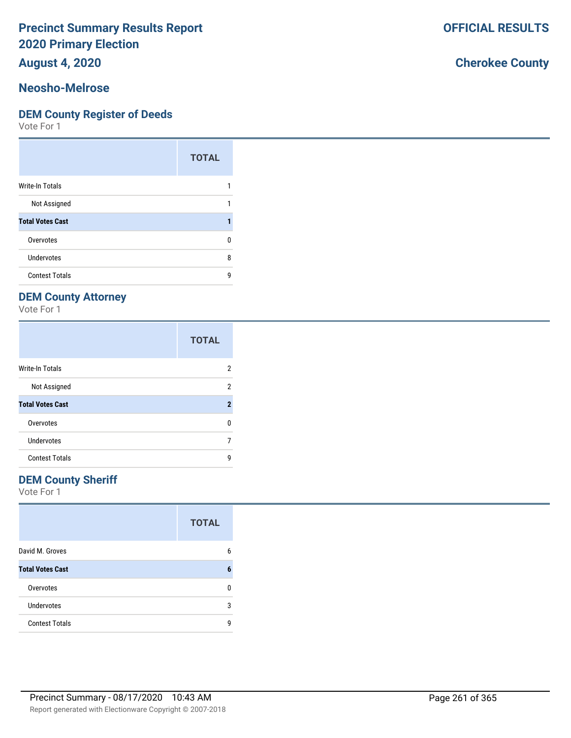# Precinct Summary Results Report
# 2020 Primary Election
## August 4, 2020

**OFFICIAL RESULTS**

**Cherokee County**

## Neosho-Melrose

### DEM County Register of Deeds
Vote For 1

| | TOTAL |
|---|---|
| Write-In Totals | 1 |
| Not Assigned | 1 |
| **Total Votes Cast** | **1** |
| Overvotes | 0 |
| Undervotes | 8 |
| Contest Totals | 9 |

### DEM County Attorney
Vote For 1

| | TOTAL |
|---|---|
| Write-In Totals | 2 |
| Not Assigned | 2 |
| **Total Votes Cast** | **2** |
| Overvotes | 0 |
| Undervotes | 7 |
| Contest Totals | 9 |

### DEM County Sheriff
Vote For 1

| | TOTAL |
|---|---|
| David M. Groves | 6 |
| **Total Votes Cast** | **6** |
| Overvotes | 0 |
| Undervotes | 3 |
| Contest Totals | 9 |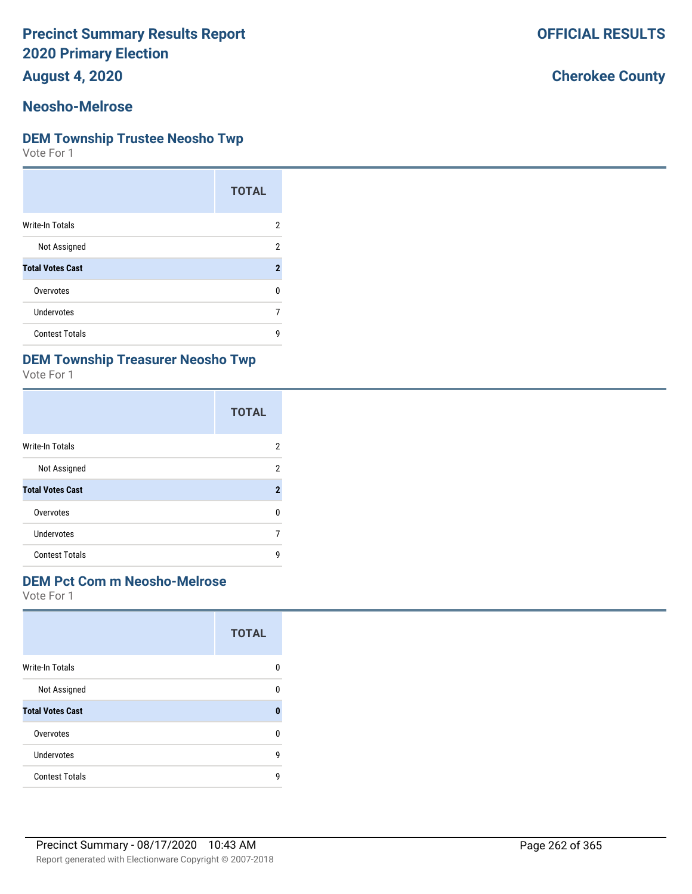# Precinct Summary Results Report
# 2020 Primary Election
# August 4, 2020

**OFFICIAL RESULTS**

**Cherokee County**

## Neosho-Melrose

### DEM Township Trustee Neosho Twp
Vote For 1

| | TOTAL |
|---|---|
| Write-In Totals | 2 |
| Not Assigned | 2 |
| **Total Votes Cast** | **2** |
| Overvotes | 0 |
| Undervotes | 7 |
| Contest Totals | 9 |

### DEM Township Treasurer Neosho Twp
Vote For 1

| | TOTAL |
|---|---|
| Write-In Totals | 2 |
| Not Assigned | 2 |
| **Total Votes Cast** | **2** |
| Overvotes | 0 |
| Undervotes | 7 |
| Contest Totals | 9 |

### DEM Pct Com m Neosho-Melrose
Vote For 1

| | TOTAL |
|---|---|
| Write-In Totals | 0 |
| Not Assigned | 0 |
| **Total Votes Cast** | **0** |
| Overvotes | 0 |
| Undervotes | 9 |
| Contest Totals | 9 |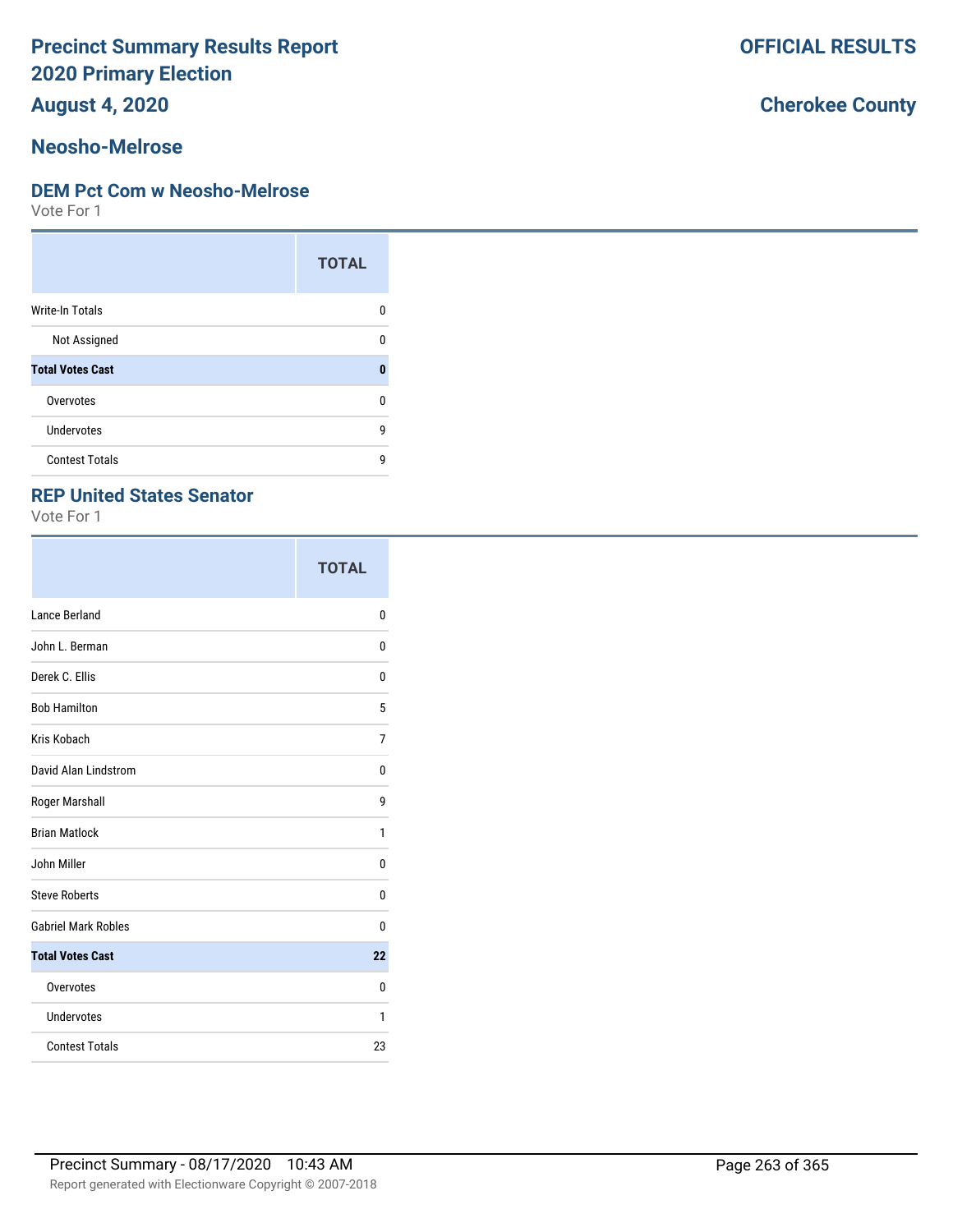# Precinct Summary Results Report
# 2020 Primary Election
## August 4, 2020

**OFFICIAL RESULTS**

**Cherokee County**

## Neosho-Melrose

### DEM Pct Com w Neosho-Melrose

Vote For 1

| | TOTAL |
|---|---|
| Write-In Totals | 0 |
| Not Assigned | 0 |
| **Total Votes Cast** | **0** |
| Overvotes | 0 |
| Undervotes | 9 |
| Contest Totals | 9 |

### REP United States Senator

Vote For 1

| | TOTAL |
|---|---|
| Lance Berland | 0 |
| John L. Berman | 0 |
| Derek C. Ellis | 0 |
| Bob Hamilton | 5 |
| Kris Kobach | 7 |
| David Alan Lindstrom | 0 |
| Roger Marshall | 9 |
| Brian Matlock | 1 |
| John Miller | 0 |
| Steve Roberts | 0 |
| Gabriel Mark Robles | 0 |
| **Total Votes Cast** | **22** |
| Overvotes | 0 |
| Undervotes | 1 |
| Contest Totals | 23 |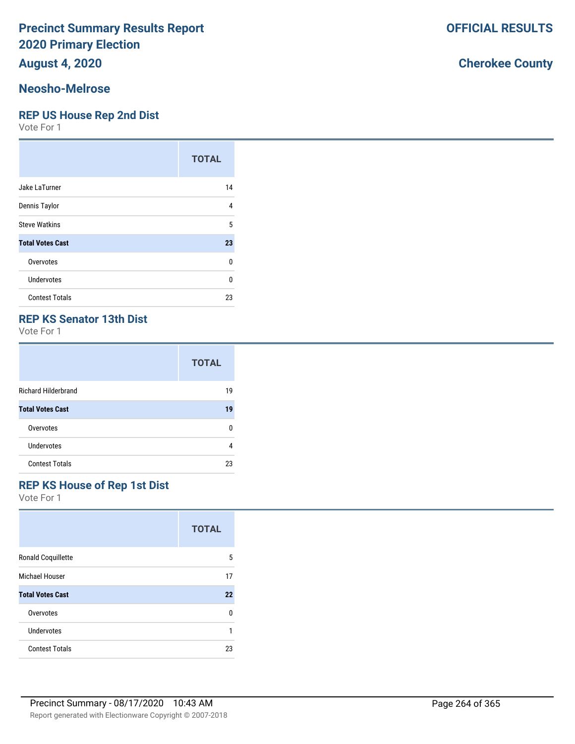# Precinct Summary Results Report
# 2020 Primary Election
# August 4, 2020

**OFFICIAL RESULTS**

**Cherokee County**

## Neosho-Melrose

### REP US House Rep 2nd Dist
Vote For 1

| | TOTAL |
|---|---|
| Jake LaTurner | 14 |
| Dennis Taylor | 4 |
| Steve Watkins | 5 |
| **Total Votes Cast** | **23** |
| Overvotes | 0 |
| Undervotes | 0 |
| Contest Totals | 23 |

### REP KS Senator 13th Dist
Vote For 1

| | TOTAL |
|---|---|
| Richard Hilderbrand | 19 |
| **Total Votes Cast** | **19** |
| Overvotes | 0 |
| Undervotes | 4 |
| Contest Totals | 23 |

### REP KS House of Rep 1st Dist
Vote For 1

| | TOTAL |
|---|---|
| Ronald Coquillette | 5 |
| Michael Houser | 17 |
| **Total Votes Cast** | **22** |
| Overvotes | 0 |
| Undervotes | 1 |
| Contest Totals | 23 |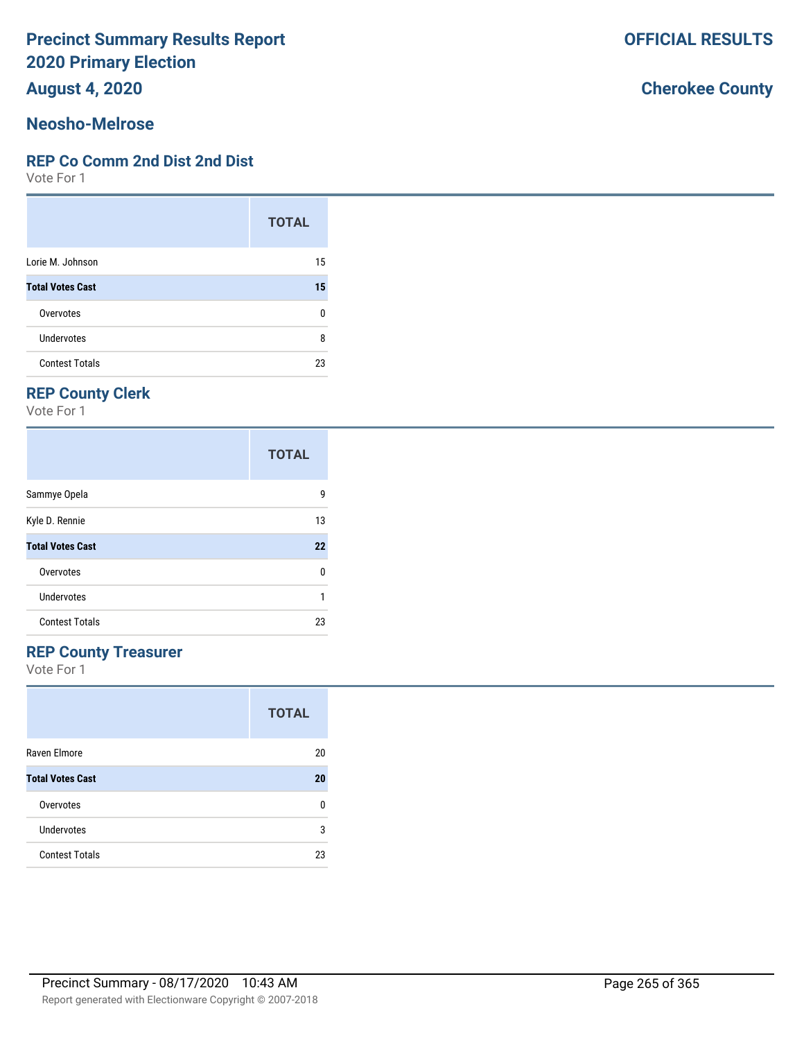# Precinct Summary Results Report
# 2020 Primary Election
# August 4, 2020

**OFFICIAL RESULTS**

**Cherokee County**

## Neosho-Melrose

### REP Co Comm 2nd Dist 2nd Dist

Vote For 1

| | TOTAL |
|---|---|
| Lorie M. Johnson | 15 |
| **Total Votes Cast** | **15** |
| Overvotes | 0 |
| Undervotes | 8 |
| Contest Totals | 23 |

### REP County Clerk

Vote For 1

| | TOTAL |
|---|---|
| Sammye Opela | 9 |
| Kyle D. Rennie | 13 |
| **Total Votes Cast** | **22** |
| Overvotes | 0 |
| Undervotes | 1 |
| Contest Totals | 23 |

### REP County Treasurer

Vote For 1

| | TOTAL |
|---|---|
| Raven Elmore | 20 |
| **Total Votes Cast** | **20** |
| Overvotes | 0 |
| Undervotes | 3 |
| Contest Totals | 23 |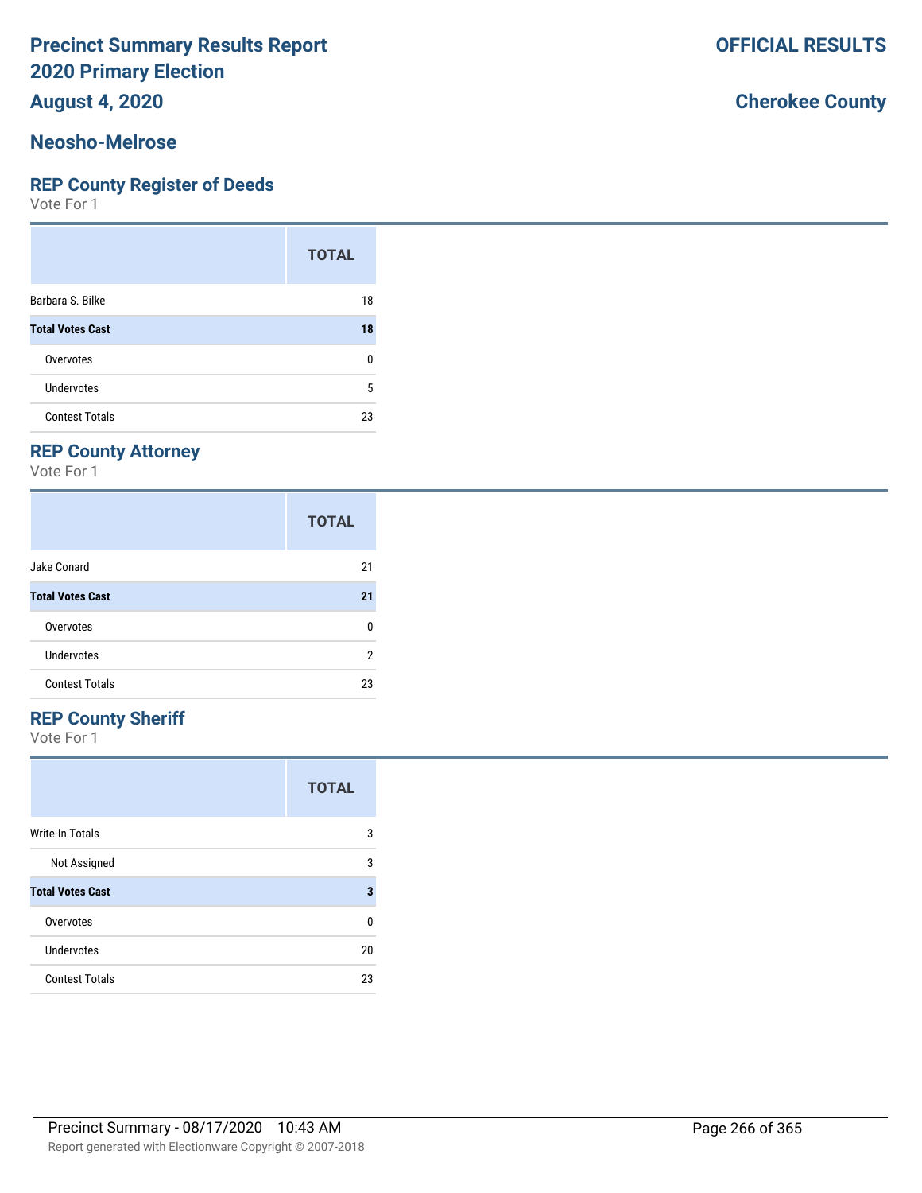# Precinct Summary Results Report
# 2020 Primary Election
## August 4, 2020

**OFFICIAL RESULTS**

**Cherokee County**

## Neosho-Melrose

### REP County Register of Deeds
Vote For 1

| | TOTAL |
|---|---|
| Barbara S. Bilke | 18 |
| **Total Votes Cast** | **18** |
| Overvotes | 0 |
| Undervotes | 5 |
| Contest Totals | 23 |

### REP County Attorney
Vote For 1

| | TOTAL |
|---|---|
| Jake Conard | 21 |
| **Total Votes Cast** | **21** |
| Overvotes | 0 |
| Undervotes | 2 |
| Contest Totals | 23 |

### REP County Sheriff
Vote For 1

| | TOTAL |
|---|---|
| Write-In Totals | 3 |
| Not Assigned | 3 |
| **Total Votes Cast** | **3** |
| Overvotes | 0 |
| Undervotes | 20 |
| Contest Totals | 23 |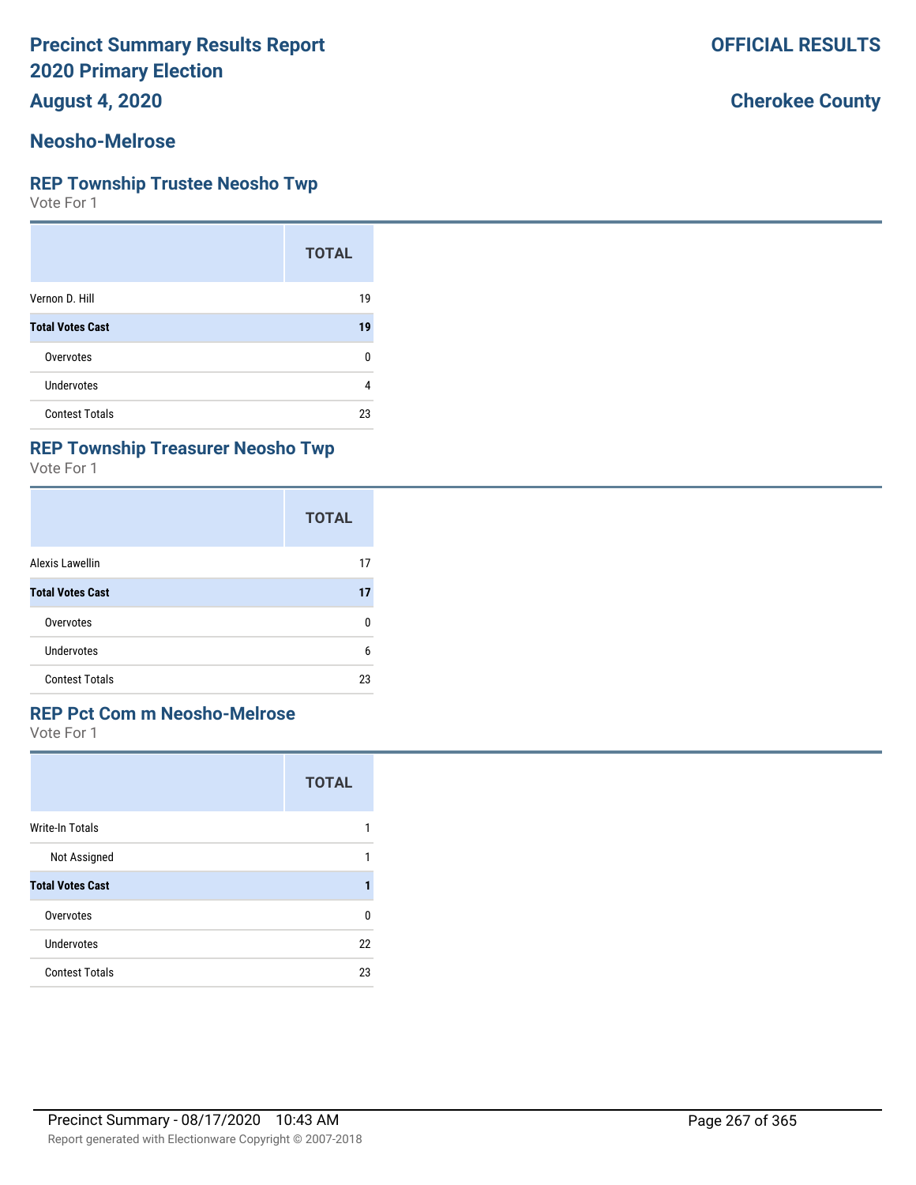# Precinct Summary Results Report 2020 Primary Election

**OFFICIAL RESULTS**

**August 4, 2020**

**Cherokee County**

## Neosho-Melrose

### REP Township Trustee Neosho Twp

Vote For 1

| | TOTAL |
|---|---|
| Vernon D. Hill | 19 |
| **Total Votes Cast** | **19** |
| Overvotes | 0 |
| Undervotes | 4 |
| Contest Totals | 23 |

### REP Township Treasurer Neosho Twp

Vote For 1

| | TOTAL |
|---|---|
| Alexis Lawellin | 17 |
| **Total Votes Cast** | **17** |
| Overvotes | 0 |
| Undervotes | 6 |
| Contest Totals | 23 |

### REP Pct Com m Neosho-Melrose

Vote For 1

| | TOTAL |
|---|---|
| Write-In Totals | 1 |
| Not Assigned | 1 |
| **Total Votes Cast** | **1** |
| Overvotes | 0 |
| Undervotes | 22 |
| Contest Totals | 23 |

Precinct Summary - 08/17/2020 10:43 AM

Report generated with Electionware Copyright © 2007-2018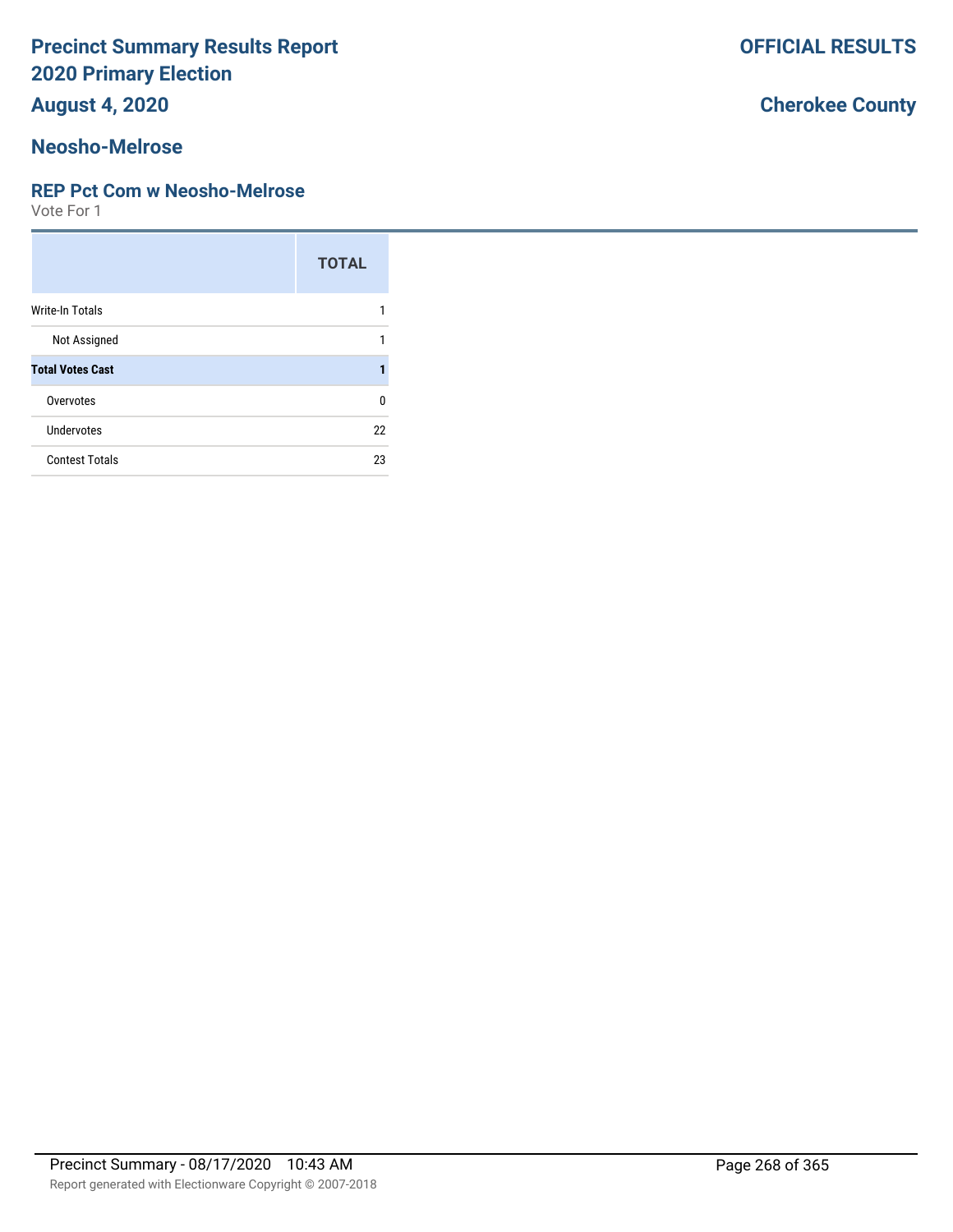# Precinct Summary Results Report
# 2020 Primary Election
## August 4, 2020

**OFFICIAL RESULTS**

**Cherokee County**

## Neosho-Melrose

### REP Pct Com w Neosho-Melrose

Vote For 1

| | TOTAL |
|---|---|
| Write-In Totals | 1 |
| Not Assigned | 1 |
| **Total Votes Cast** | **1** |
| Overvotes | 0 |
| Undervotes | 22 |
| Contest Totals | 23 |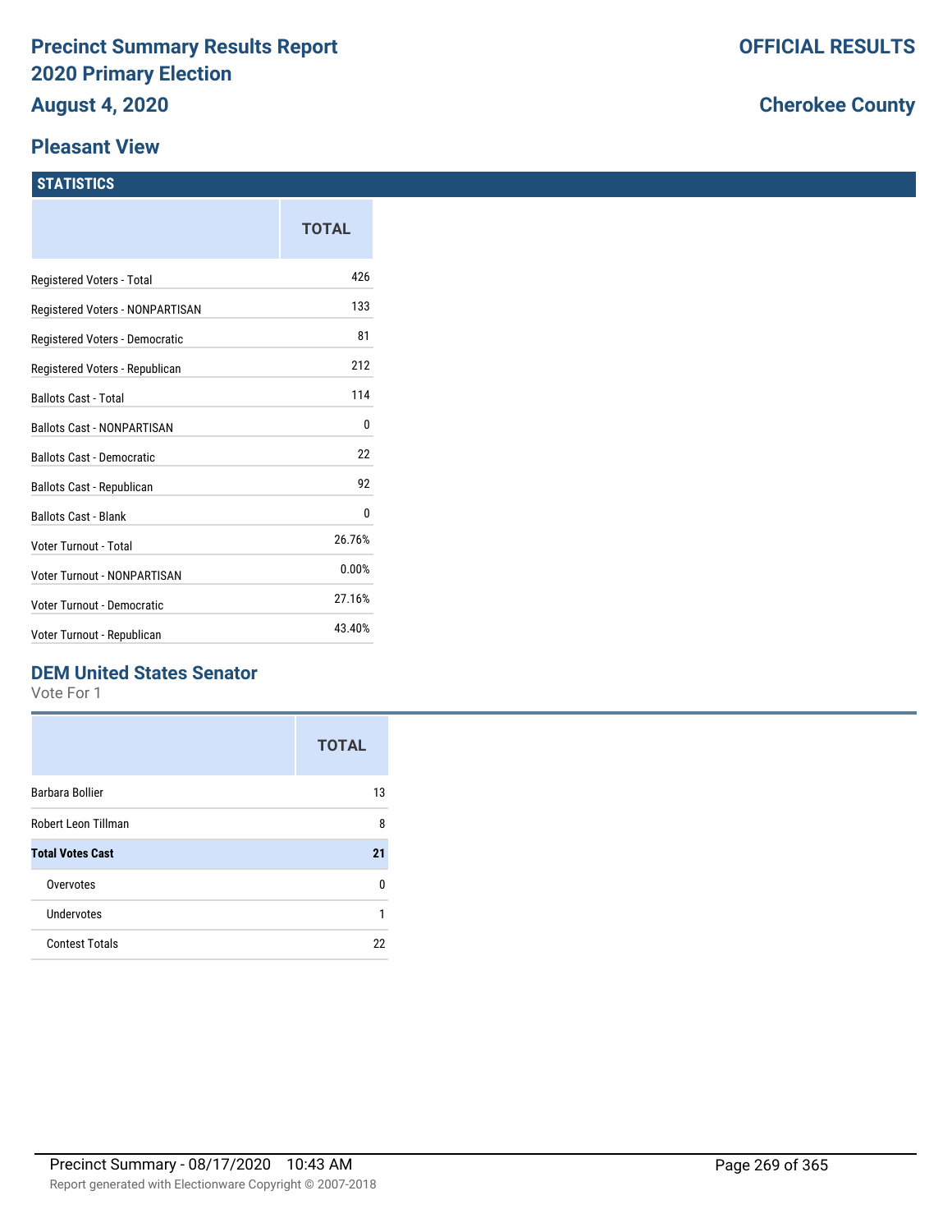# Precinct Summary Results Report 2020 Primary Election

**August 4, 2020**

**OFFICIAL RESULTS**

**Cherokee County**

## Pleasant View

### STATISTICS

| | TOTAL |
|---|---|
| Registered Voters - Total | 426 |
| Registered Voters - NONPARTISAN | 133 |
| Registered Voters - Democratic | 81 |
| Registered Voters - Republican | 212 |
| Ballots Cast - Total | 114 |
| Ballots Cast - NONPARTISAN | 0 |
| Ballots Cast - Democratic | 22 |
| Ballots Cast - Republican | 92 |
| Ballots Cast - Blank | 0 |
| Voter Turnout - Total | 26.76% |
| Voter Turnout - NONPARTISAN | 0.00% |
| Voter Turnout - Democratic | 27.16% |
| Voter Turnout - Republican | 43.40% |

### DEM United States Senator

Vote For 1

| | TOTAL |
|---|---|
| Barbara Bollier | 13 |
| Robert Leon Tillman | 8 |
| **Total Votes Cast** | **21** |
| Overvotes | 0 |
| Undervotes | 1 |
| Contest Totals | 22 |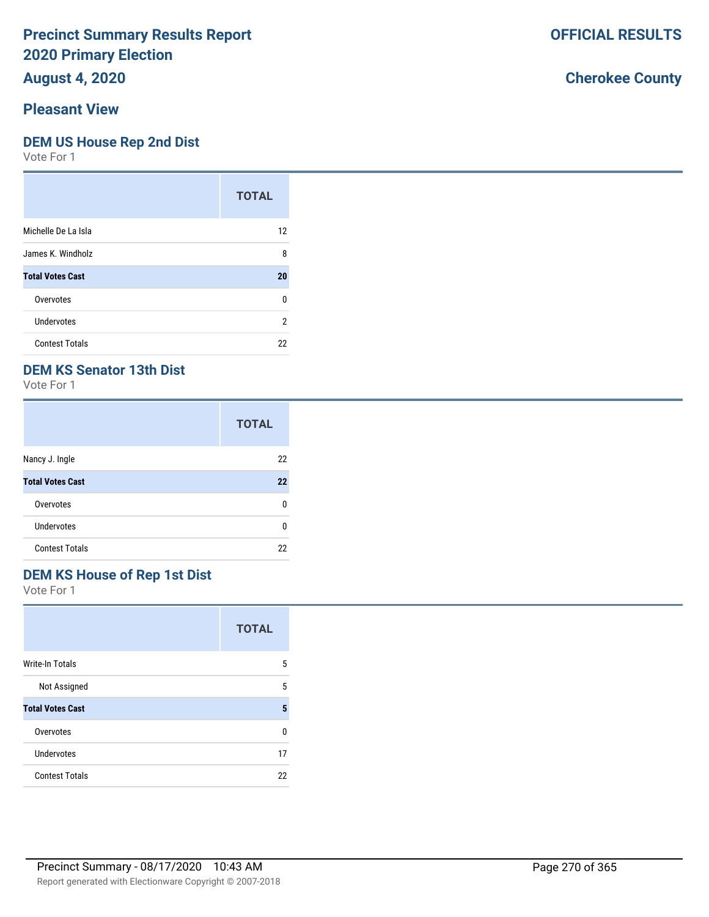# Precinct Summary Results Report 2020 Primary Election

**OFFICIAL RESULTS**

**August 4, 2020**

**Cherokee County**

## Pleasant View

### DEM US House Rep 2nd Dist

Vote For 1

| | TOTAL |
|---|---|
| Michelle De La Isla | 12 |
| James K. Windholz | 8 |
| **Total Votes Cast** | **20** |
| Overvotes | 0 |
| Undervotes | 2 |
| Contest Totals | 22 |

### DEM KS Senator 13th Dist

Vote For 1

| | TOTAL |
|---|---|
| Nancy J. Ingle | 22 |
| **Total Votes Cast** | **22** |
| Overvotes | 0 |
| Undervotes | 0 |
| Contest Totals | 22 |

### DEM KS House of Rep 1st Dist

Vote For 1

| | TOTAL |
|---|---|
| Write-In Totals | 5 |
| Not Assigned | 5 |
| **Total Votes Cast** | **5** |
| Overvotes | 0 |
| Undervotes | 17 |
| Contest Totals | 22 |

Precinct Summary - 08/17/2020 10:43 AM

Report generated with Electionware Copyright © 2007-2018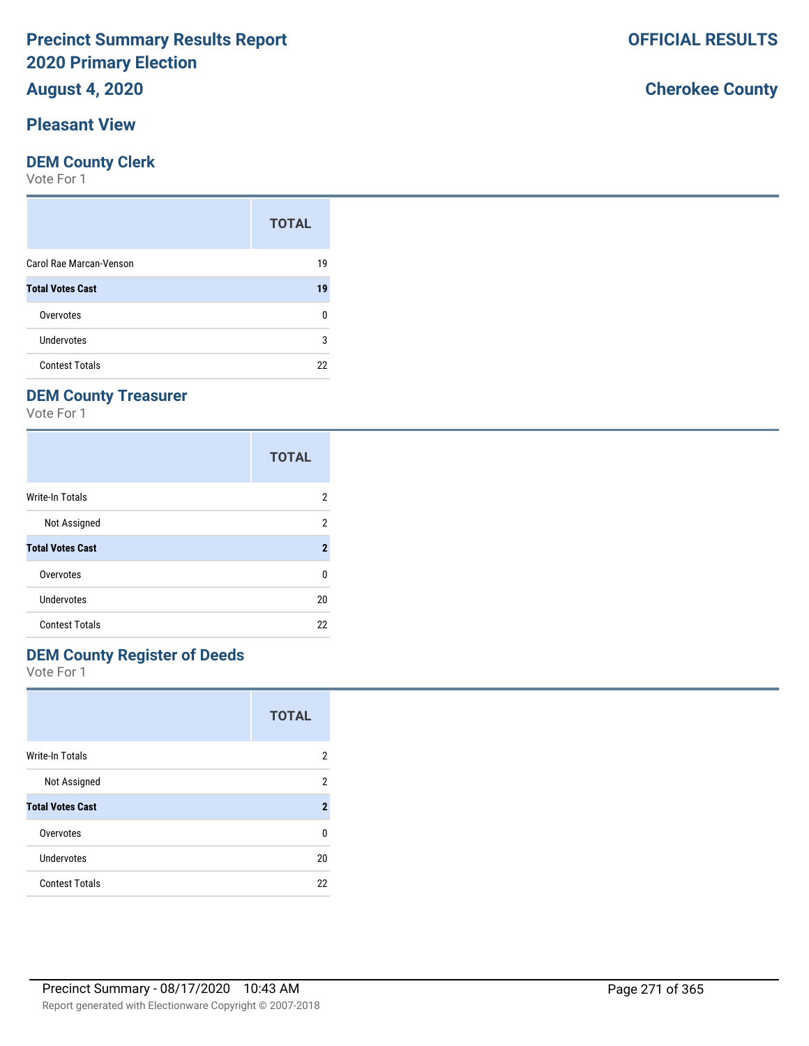# Precinct Summary Results Report
# 2020 Primary Election
## August 4, 2020

**OFFICIAL RESULTS**

**Cherokee County**

## Pleasant View

### DEM County Clerk
Vote For 1

| | TOTAL |
|---|---|
| Carol Rae Marcan-Venson | 19 |
| **Total Votes Cast** | **19** |
| Overvotes | 0 |
| Undervotes | 3 |
| Contest Totals | 22 |

### DEM County Treasurer
Vote For 1

| | TOTAL |
|---|---|
| Write-In Totals | 2 |
| Not Assigned | 2 |
| **Total Votes Cast** | **2** |
| Overvotes | 0 |
| Undervotes | 20 |
| Contest Totals | 22 |

### DEM County Register of Deeds
Vote For 1

| | TOTAL |
|---|---|
| Write-In Totals | 2 |
| Not Assigned | 2 |
| **Total Votes Cast** | **2** |
| Overvotes | 0 |
| Undervotes | 20 |
| Contest Totals | 22 |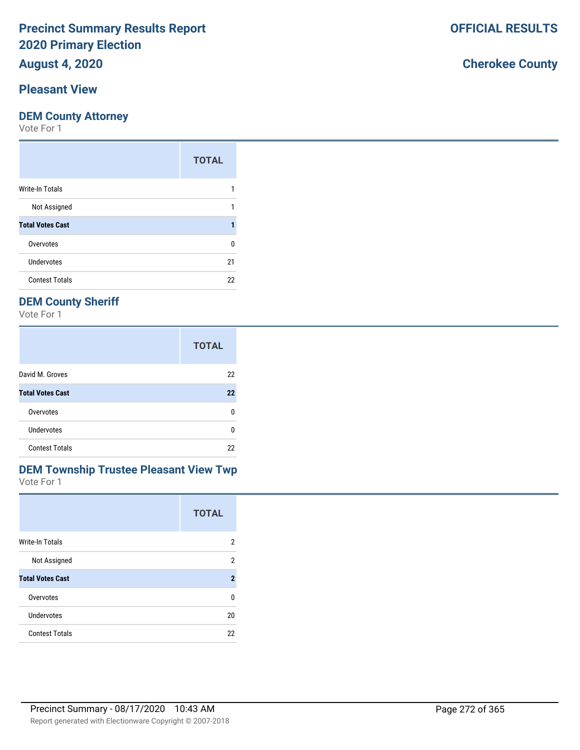# Precinct Summary Results Report
# 2020 Primary Election
## August 4, 2020

**OFFICIAL RESULTS**

**Cherokee County**

## Pleasant View

### DEM County Attorney
Vote For 1

| | TOTAL |
|---|---|
| Write-In Totals | 1 |
| Not Assigned | 1 |
| **Total Votes Cast** | **1** |
| Overvotes | 0 |
| Undervotes | 21 |
| Contest Totals | 22 |

### DEM County Sheriff
Vote For 1

| | TOTAL |
|---|---|
| David M. Groves | 22 |
| **Total Votes Cast** | **22** |
| Overvotes | 0 |
| Undervotes | 0 |
| Contest Totals | 22 |

### DEM Township Trustee Pleasant View Twp
Vote For 1

| | TOTAL |
|---|---|
| Write-In Totals | 2 |
| Not Assigned | 2 |
| **Total Votes Cast** | **2** |
| Overvotes | 0 |
| Undervotes | 20 |
| Contest Totals | 22 |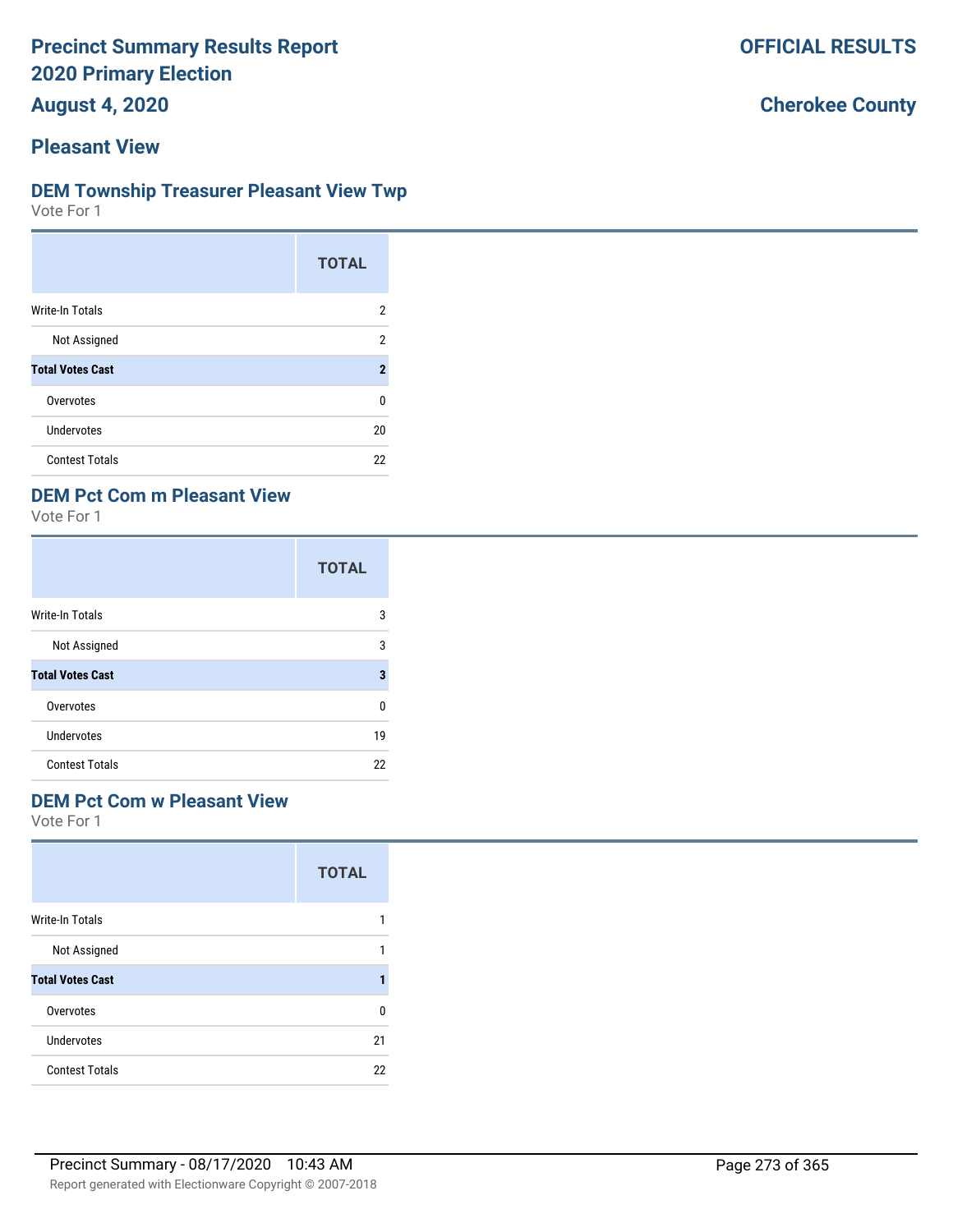# Precinct Summary Results Report
# 2020 Primary Election
# August 4, 2020

**OFFICIAL RESULTS**

**Cherokee County**

## Pleasant View

### DEM Township Treasurer Pleasant View Twp

Vote For 1

| | TOTAL |
|---|---|
| Write-In Totals | 2 |
| Not Assigned | 2 |
| **Total Votes Cast** | **2** |
| Overvotes | 0 |
| Undervotes | 20 |
| Contest Totals | 22 |

### DEM Pct Com m Pleasant View

Vote For 1

| | TOTAL |
|---|---|
| Write-In Totals | 3 |
| Not Assigned | 3 |
| **Total Votes Cast** | **3** |
| Overvotes | 0 |
| Undervotes | 19 |
| Contest Totals | 22 |

### DEM Pct Com w Pleasant View

Vote For 1

| | TOTAL |
|---|---|
| Write-In Totals | 1 |
| Not Assigned | 1 |
| **Total Votes Cast** | **1** |
| Overvotes | 0 |
| Undervotes | 21 |
| Contest Totals | 22 |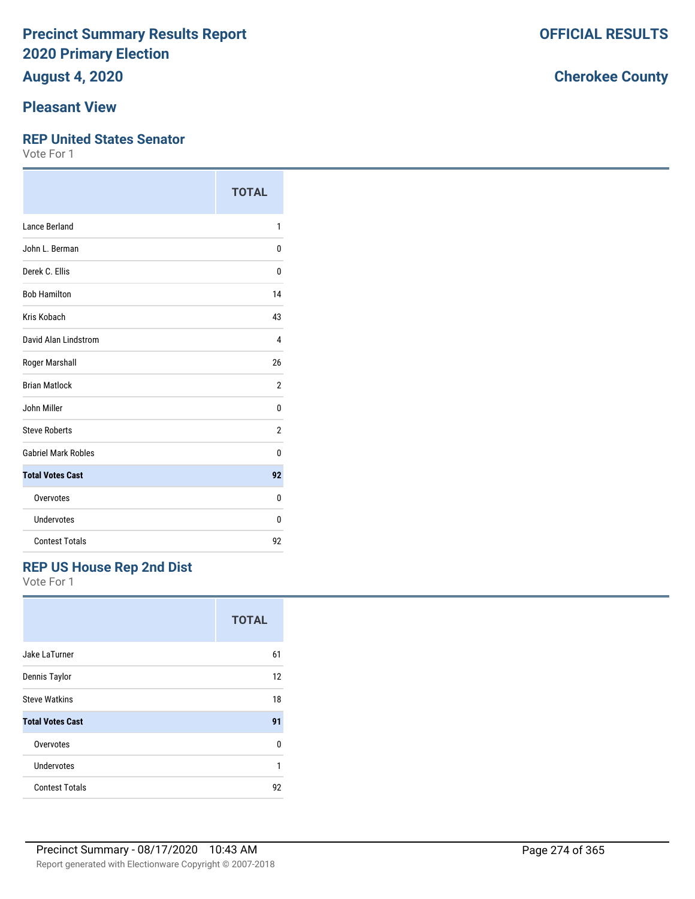# Precinct Summary Results Report
# 2020 Primary Election
# August 4, 2020

**OFFICIAL RESULTS**

**Cherokee County**

## Pleasant View

### REP United States Senator

Vote For 1

| | TOTAL |
|---|---|
| Lance Berland | 1 |
| John L. Berman | 0 |
| Derek C. Ellis | 0 |
| Bob Hamilton | 14 |
| Kris Kobach | 43 |
| David Alan Lindstrom | 4 |
| Roger Marshall | 26 |
| Brian Matlock | 2 |
| John Miller | 0 |
| Steve Roberts | 2 |
| Gabriel Mark Robles | 0 |
| **Total Votes Cast** | **92** |
| Overvotes | 0 |
| Undervotes | 0 |
| Contest Totals | 92 |

### REP US House Rep 2nd Dist

Vote For 1

| | TOTAL |
|---|---|
| Jake LaTurner | 61 |
| Dennis Taylor | 12 |
| Steve Watkins | 18 |
| **Total Votes Cast** | **91** |
| Overvotes | 0 |
| Undervotes | 1 |
| Contest Totals | 92 |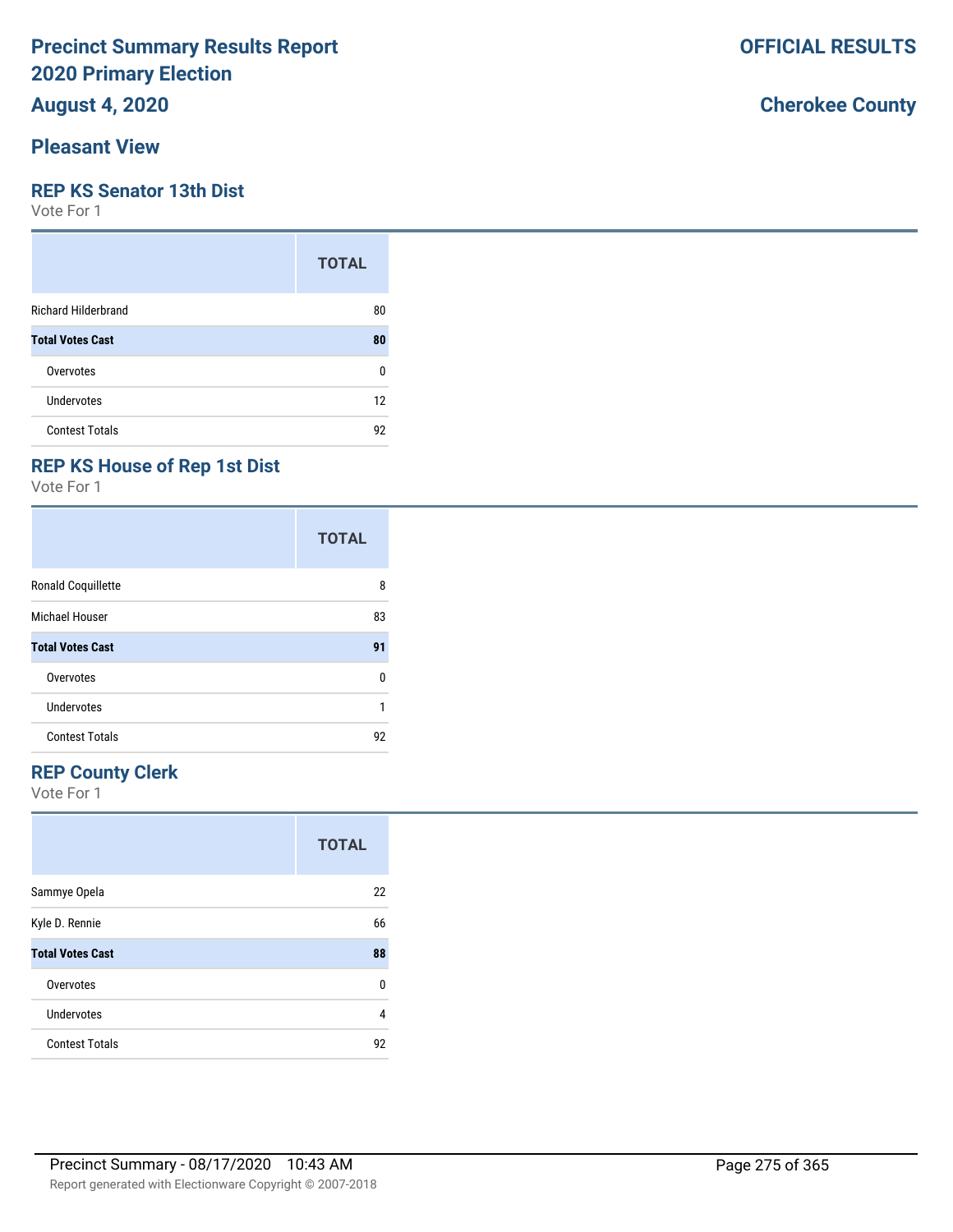# Precinct Summary Results Report
# 2020 Primary Election
# August 4, 2020

**OFFICIAL RESULTS**

**Cherokee County**

## Pleasant View

### REP KS Senator 13th Dist

Vote For 1

| | TOTAL |
|---|---|
| Richard Hilderbrand | 80 |
| **Total Votes Cast** | **80** |
| Overvotes | 0 |
| Undervotes | 12 |
| Contest Totals | 92 |

### REP KS House of Rep 1st Dist

Vote For 1

| | TOTAL |
|---|---|
| Ronald Coquillette | 8 |
| Michael Houser | 83 |
| **Total Votes Cast** | **91** |
| Overvotes | 0 |
| Undervotes | 1 |
| Contest Totals | 92 |

### REP County Clerk

Vote For 1

| | TOTAL |
|---|---|
| Sammye Opela | 22 |
| Kyle D. Rennie | 66 |
| **Total Votes Cast** | **88** |
| Overvotes | 0 |
| Undervotes | 4 |
| Contest Totals | 92 |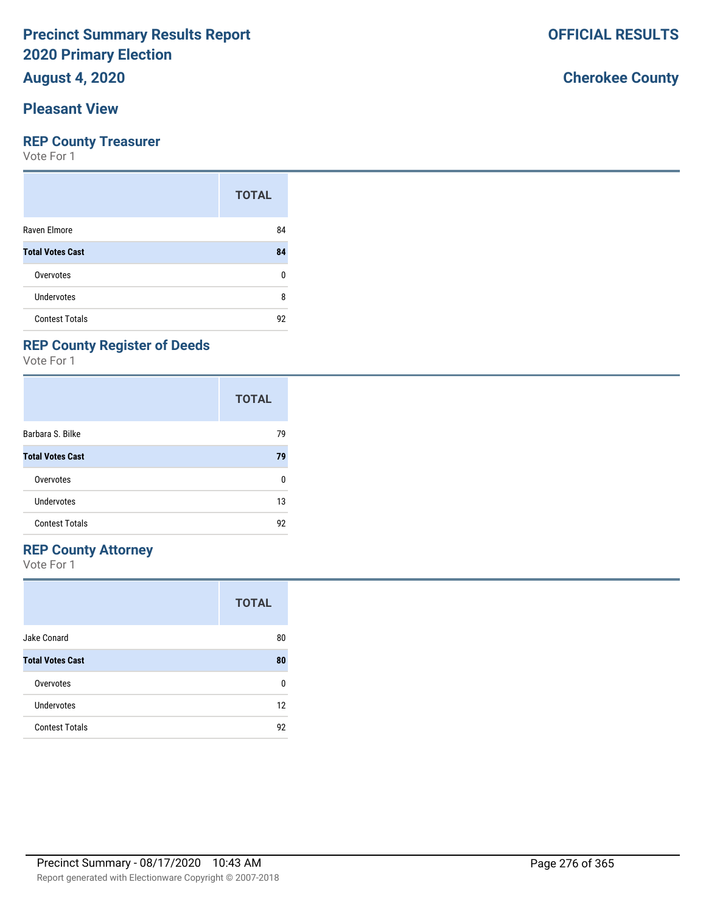# Precinct Summary Results Report
# 2020 Primary Election
## August 4, 2020

**OFFICIAL RESULTS**

**Cherokee County**

## Pleasant View

### REP County Treasurer
Vote For 1

| | TOTAL |
|---|---|
| Raven Elmore | 84 |
| **Total Votes Cast** | **84** |
| Overvotes | 0 |
| Undervotes | 8 |
| Contest Totals | 92 |

### REP County Register of Deeds
Vote For 1

| | TOTAL |
|---|---|
| Barbara S. Bilke | 79 |
| **Total Votes Cast** | **79** |
| Overvotes | 0 |
| Undervotes | 13 |
| Contest Totals | 92 |

### REP County Attorney
Vote For 1

| | TOTAL |
|---|---|
| Jake Conard | 80 |
| **Total Votes Cast** | **80** |
| Overvotes | 0 |
| Undervotes | 12 |
| Contest Totals | 92 |

Precinct Summary - 08/17/2020 10:43 AM

Report generated with Electionware Copyright © 2007-2018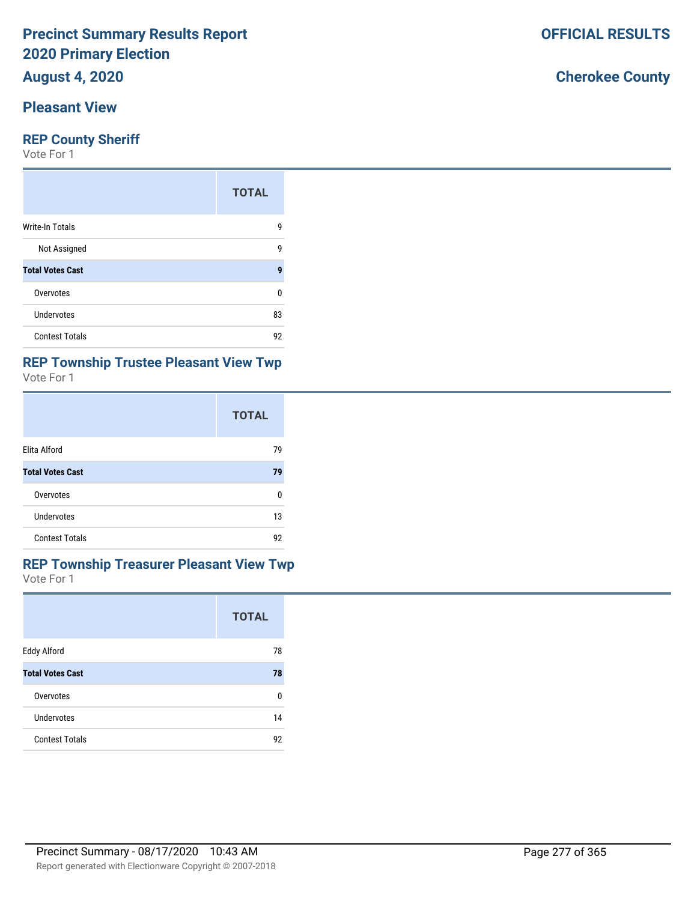# Precinct Summary Results Report
# 2020 Primary Election

**OFFICIAL RESULTS**

**August 4, 2020**

**Cherokee County**

## Pleasant View

### REP County Sheriff

Vote For 1

| | TOTAL |
|---|---|
| Write-In Totals | 9 |
| Not Assigned | 9 |
| **Total Votes Cast** | **9** |
| Overvotes | 0 |
| Undervotes | 83 |
| Contest Totals | 92 |

### REP Township Trustee Pleasant View Twp

Vote For 1

| | TOTAL |
|---|---|
| Elita Alford | 79 |
| **Total Votes Cast** | **79** |
| Overvotes | 0 |
| Undervotes | 13 |
| Contest Totals | 92 |

### REP Township Treasurer Pleasant View Twp

Vote For 1

| | TOTAL |
|---|---|
| Eddy Alford | 78 |
| **Total Votes Cast** | **78** |
| Overvotes | 0 |
| Undervotes | 14 |
| Contest Totals | 92 |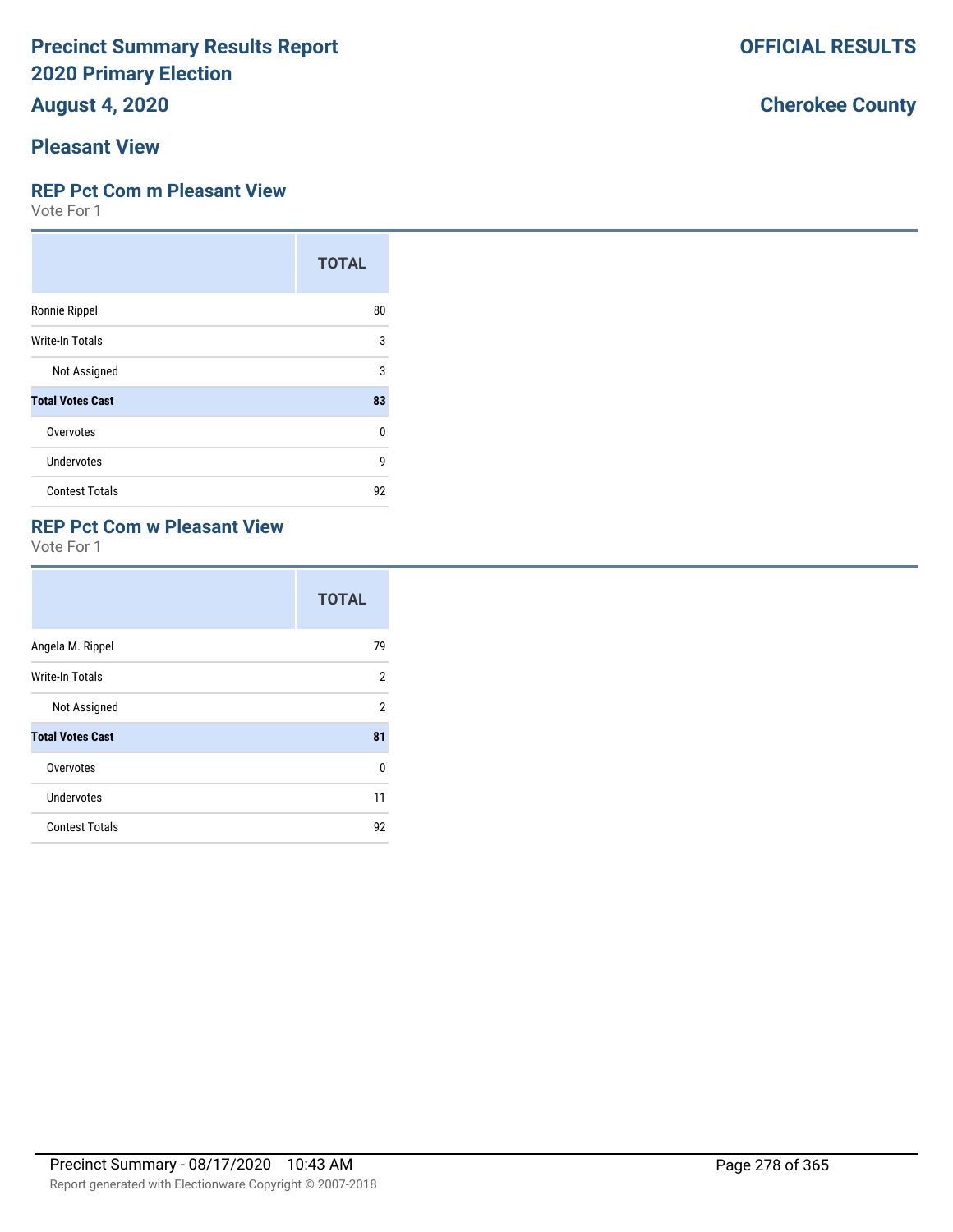# Precinct Summary Results Report
# 2020 Primary Election
## August 4, 2020

**OFFICIAL RESULTS**

**Cherokee County**

## Pleasant View

### REP Pct Com m Pleasant View

Vote For 1

| | TOTAL |
|---|---|
| Ronnie Rippel | 80 |
| Write-In Totals | 3 |
| Not Assigned | 3 |
| **Total Votes Cast** | **83** |
| Overvotes | 0 |
| Undervotes | 9 |
| Contest Totals | 92 |

### REP Pct Com w Pleasant View

Vote For 1

| | TOTAL |
|---|---|
| Angela M. Rippel | 79 |
| Write-In Totals | 2 |
| Not Assigned | 2 |
| **Total Votes Cast** | **81** |
| Overvotes | 0 |
| Undervotes | 11 |
| Contest Totals | 92 |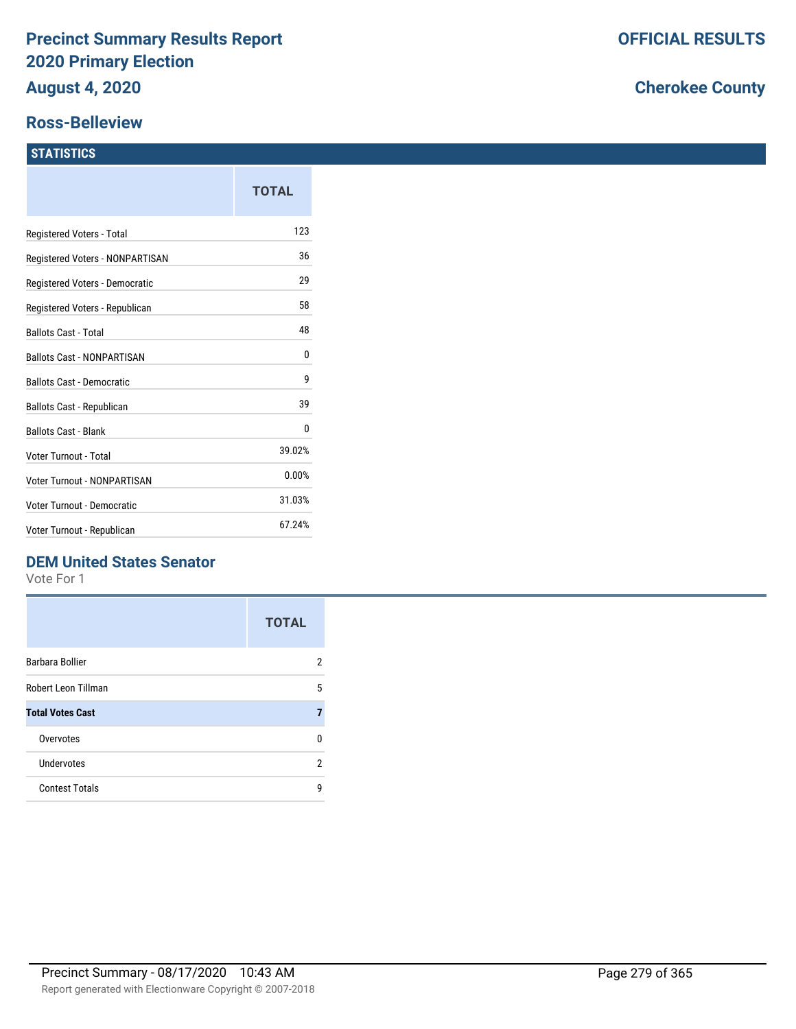# Precinct Summary Results Report
# 2020 Primary Election
# August 4, 2020

**OFFICIAL RESULTS**

**Cherokee County**

## Ross-Belleview

### STATISTICS

| | TOTAL |
|---|---|
| Registered Voters - Total | 123 |
| Registered Voters - NONPARTISAN | 36 |
| Registered Voters - Democratic | 29 |
| Registered Voters - Republican | 58 |
| Ballots Cast - Total | 48 |
| Ballots Cast - NONPARTISAN | 0 |
| Ballots Cast - Democratic | 9 |
| Ballots Cast - Republican | 39 |
| Ballots Cast - Blank | 0 |
| Voter Turnout - Total | 39.02% |
| Voter Turnout - NONPARTISAN | 0.00% |
| Voter Turnout - Democratic | 31.03% |
| Voter Turnout - Republican | 67.24% |

### DEM United States Senator

Vote For 1

| | TOTAL |
|---|---|
| Barbara Bollier | 2 |
| Robert Leon Tillman | 5 |
| **Total Votes Cast** | **7** |
| Overvotes | 0 |
| Undervotes | 2 |
| Contest Totals | 9 |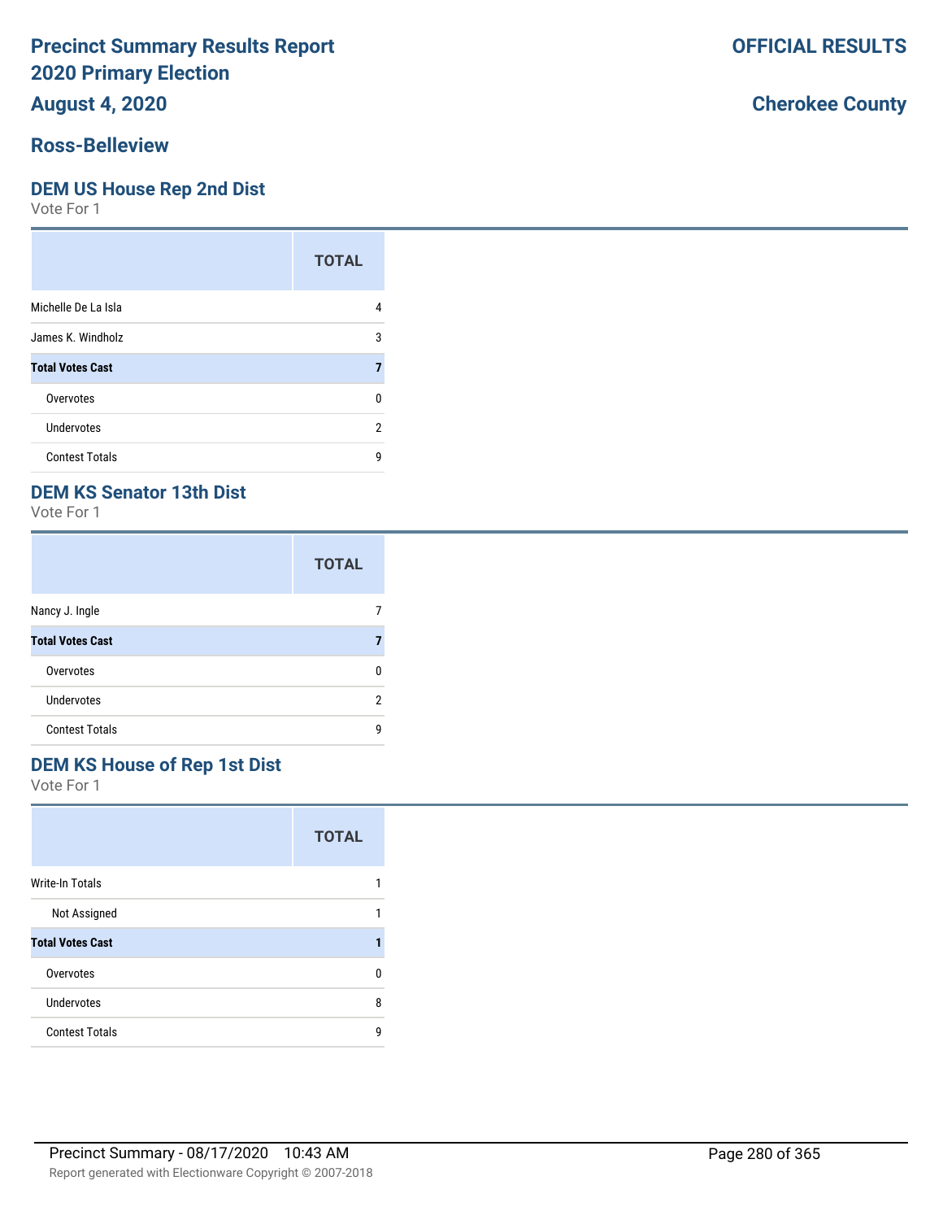# Precinct Summary Results Report
# 2020 Primary Election
# August 4, 2020

**OFFICIAL RESULTS**

**Cherokee County**

## Ross-Belleview

### DEM US House Rep 2nd Dist

Vote For 1

| | TOTAL |
|---|---|
| Michelle De La Isla | 4 |
| James K. Windholz | 3 |
| **Total Votes Cast** | **7** |
| Overvotes | 0 |
| Undervotes | 2 |
| Contest Totals | 9 |

### DEM KS Senator 13th Dist

Vote For 1

| | TOTAL |
|---|---|
| Nancy J. Ingle | 7 |
| **Total Votes Cast** | **7** |
| Overvotes | 0 |
| Undervotes | 2 |
| Contest Totals | 9 |

### DEM KS House of Rep 1st Dist

Vote For 1

| | TOTAL |
|---|---|
| Write-In Totals | 1 |
| Not Assigned | 1 |
| **Total Votes Cast** | **1** |
| Overvotes | 0 |
| Undervotes | 8 |
| Contest Totals | 9 |

Precinct Summary - 08/17/2020 10:43 AM

Report generated with Electionware Copyright © 2007-2018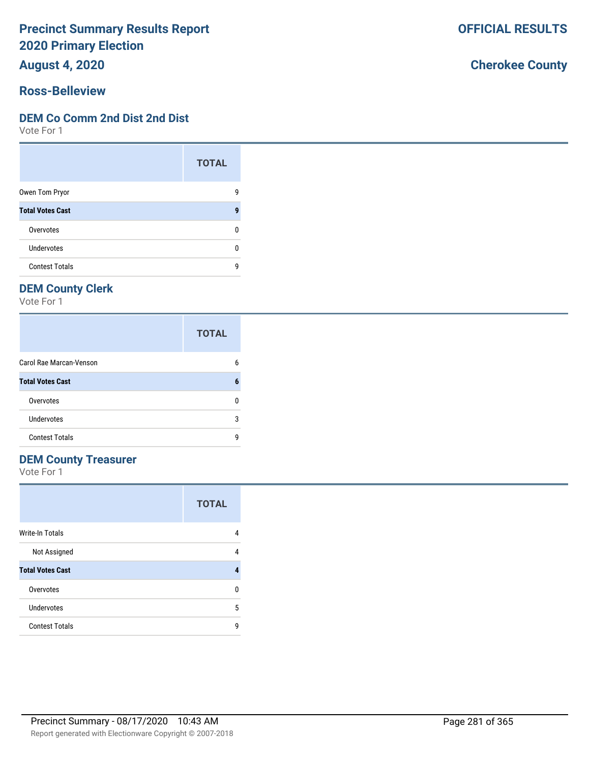# Precinct Summary Results Report
# 2020 Primary Election
# August 4, 2020

**OFFICIAL RESULTS**

**Cherokee County**

## Ross-Belleview

### DEM Co Comm 2nd Dist 2nd Dist

Vote For 1

| | TOTAL |
|---|---|
| Owen Tom Pryor | 9 |
| **Total Votes Cast** | **9** |
| Overvotes | 0 |
| Undervotes | 0 |
| Contest Totals | 9 |

### DEM County Clerk

Vote For 1

| | TOTAL |
|---|---|
| Carol Rae Marcan-Venson | 6 |
| **Total Votes Cast** | **6** |
| Overvotes | 0 |
| Undervotes | 3 |
| Contest Totals | 9 |

### DEM County Treasurer

Vote For 1

| | TOTAL |
|---|---|
| Write-In Totals | 4 |
| Not Assigned | 4 |
| **Total Votes Cast** | **4** |
| Overvotes | 0 |
| Undervotes | 5 |
| Contest Totals | 9 |

Precinct Summary - 08/17/2020 10:43 AM

Report generated with Electionware Copyright © 2007-2018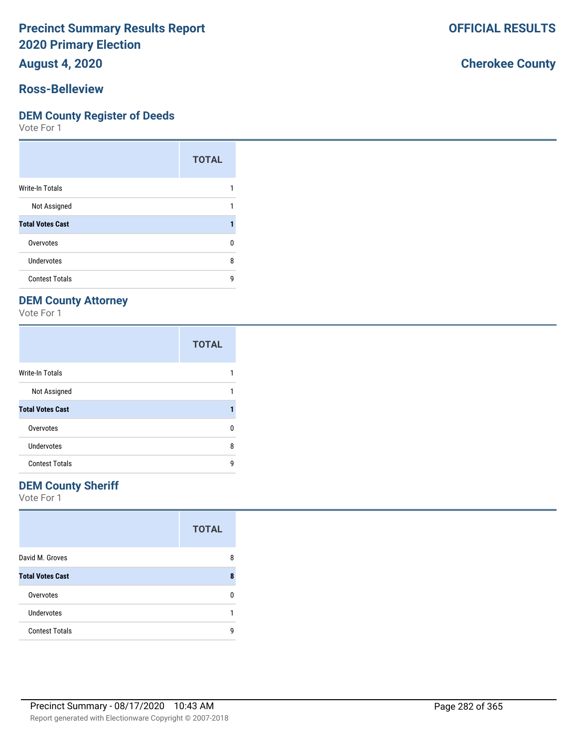# Precinct Summary Results Report
# 2020 Primary Election
## August 4, 2020

**OFFICIAL RESULTS**

**Cherokee County**

## Ross-Belleview

### DEM County Register of Deeds

Vote For 1

| | TOTAL |
|---|---|
| Write-In Totals | 1 |
| Not Assigned | 1 |
| **Total Votes Cast** | **1** |
| Overvotes | 0 |
| Undervotes | 8 |
| Contest Totals | 9 |

### DEM County Attorney

Vote For 1

| | TOTAL |
|---|---|
| Write-In Totals | 1 |
| Not Assigned | 1 |
| **Total Votes Cast** | **1** |
| Overvotes | 0 |
| Undervotes | 8 |
| Contest Totals | 9 |

### DEM County Sheriff

Vote For 1

| | TOTAL |
|---|---|
| David M. Groves | 8 |
| **Total Votes Cast** | **8** |
| Overvotes | 0 |
| Undervotes | 1 |
| Contest Totals | 9 |

Precinct Summary - 08/17/2020 10:43 AM

Report generated with Electionware Copyright © 2007-2018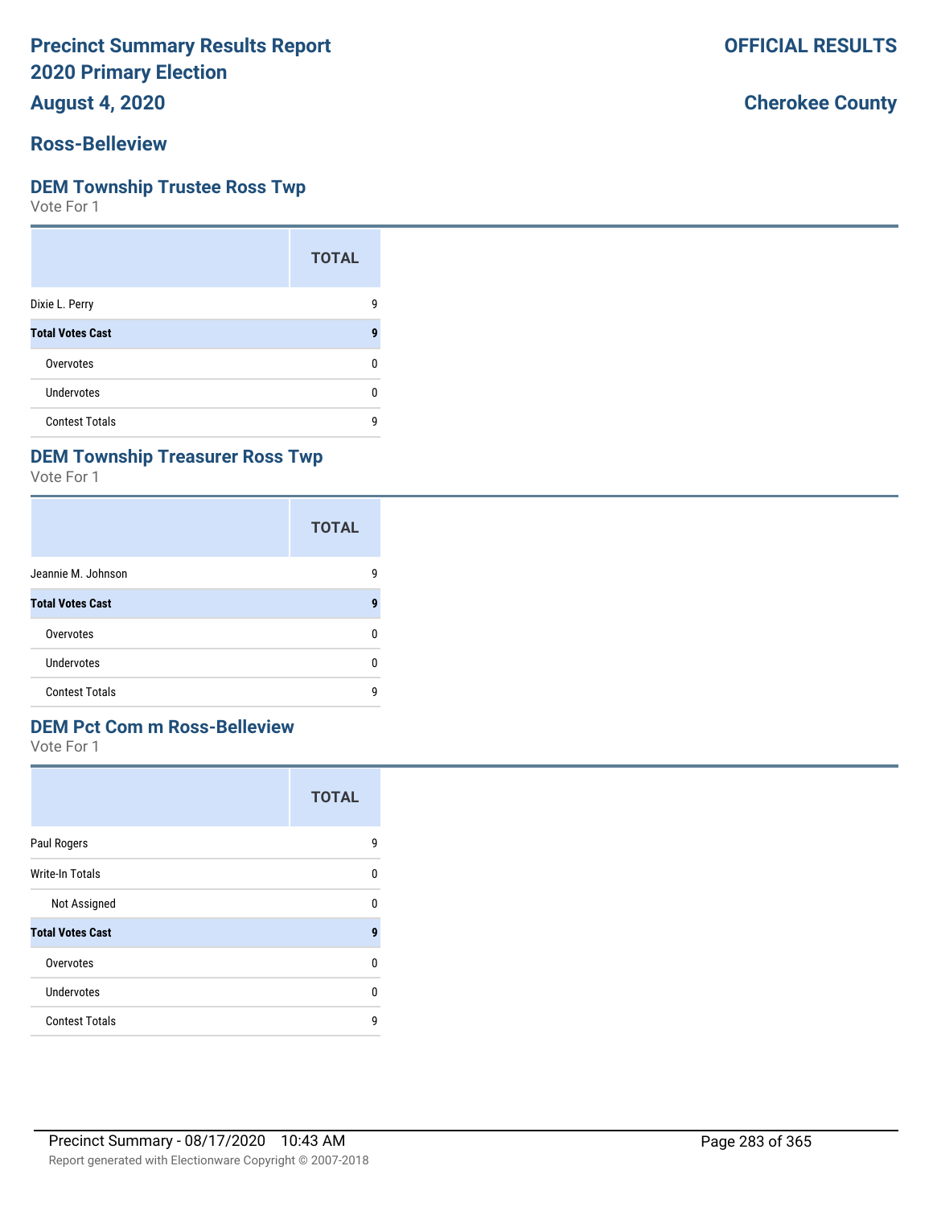# Precinct Summary Results Report
## 2020 Primary Election
## August 4, 2020

**OFFICIAL RESULTS**

**Cherokee County**

## Ross-Belleview

### DEM Township Trustee Ross Twp
Vote For 1

| | TOTAL |
|---|---|
| Dixie L. Perry | 9 |
| **Total Votes Cast** | **9** |
| Overvotes | 0 |
| Undervotes | 0 |
| Contest Totals | 9 |

### DEM Township Treasurer Ross Twp
Vote For 1

| | TOTAL |
|---|---|
| Jeannie M. Johnson | 9 |
| **Total Votes Cast** | **9** |
| Overvotes | 0 |
| Undervotes | 0 |
| Contest Totals | 9 |

### DEM Pct Com m Ross-Belleview
Vote For 1

| | TOTAL |
|---|---|
| Paul Rogers | 9 |
| Write-In Totals | 0 |
| Not Assigned | 0 |
| **Total Votes Cast** | **9** |
| Overvotes | 0 |
| Undervotes | 0 |
| Contest Totals | 9 |

Precinct Summary - 08/17/2020 10:43 AM

Report generated with Electionware Copyright © 2007-2018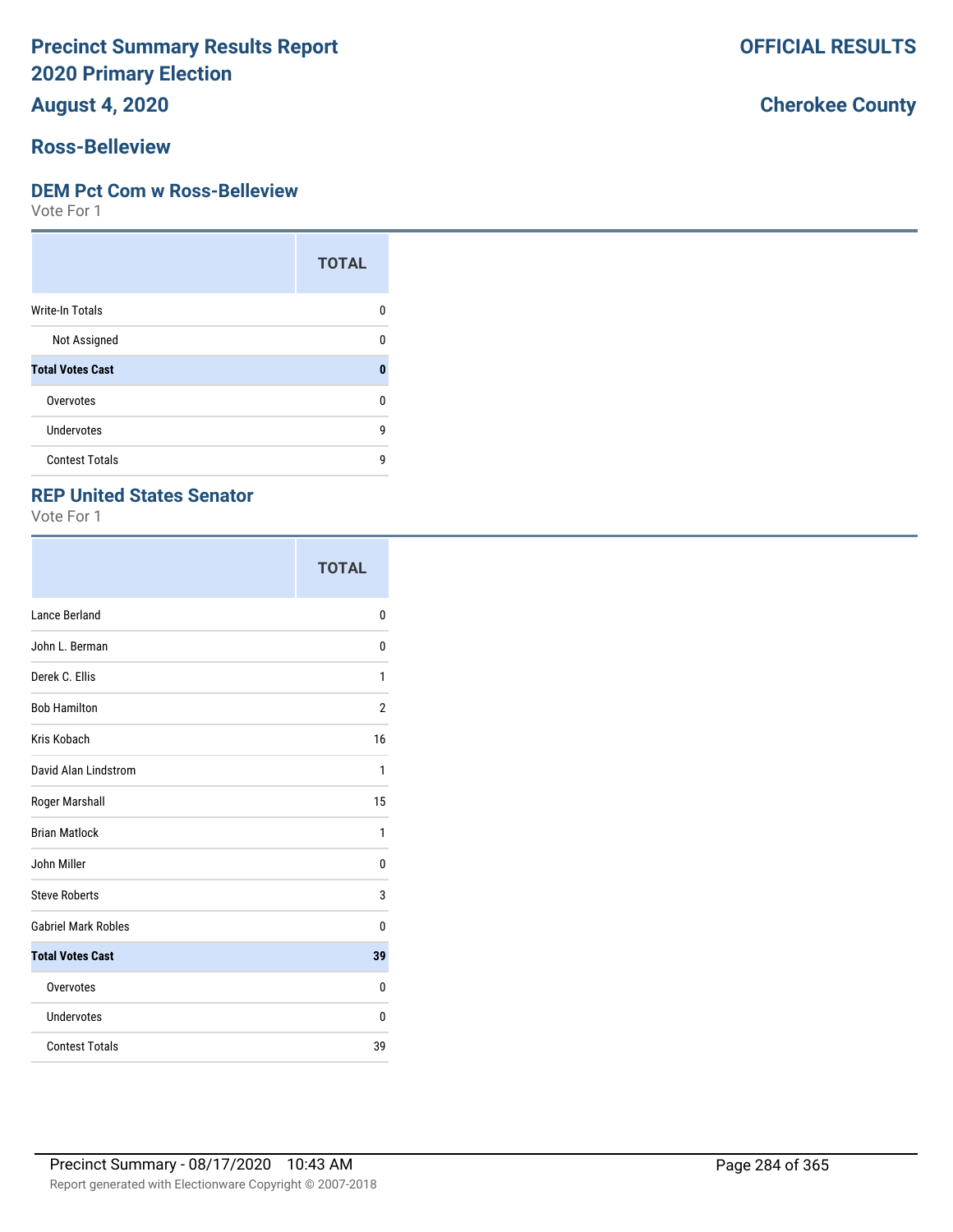# Precinct Summary Results Report
# 2020 Primary Election
# August 4, 2020

**OFFICIAL RESULTS**

**Cherokee County**

## Ross-Belleview

### DEM Pct Com w Ross-Belleview

Vote For 1

| | TOTAL |
|---|---|
| Write-In Totals | 0 |
| Not Assigned | 0 |
| **Total Votes Cast** | **0** |
| Overvotes | 0 |
| Undervotes | 9 |
| Contest Totals | 9 |

### REP United States Senator

Vote For 1

| | TOTAL |
|---|---|
| Lance Berland | 0 |
| John L. Berman | 0 |
| Derek C. Ellis | 1 |
| Bob Hamilton | 2 |
| Kris Kobach | 16 |
| David Alan Lindstrom | 1 |
| Roger Marshall | 15 |
| Brian Matlock | 1 |
| John Miller | 0 |
| Steve Roberts | 3 |
| Gabriel Mark Robles | 0 |
| **Total Votes Cast** | **39** |
| Overvotes | 0 |
| Undervotes | 0 |
| Contest Totals | 39 |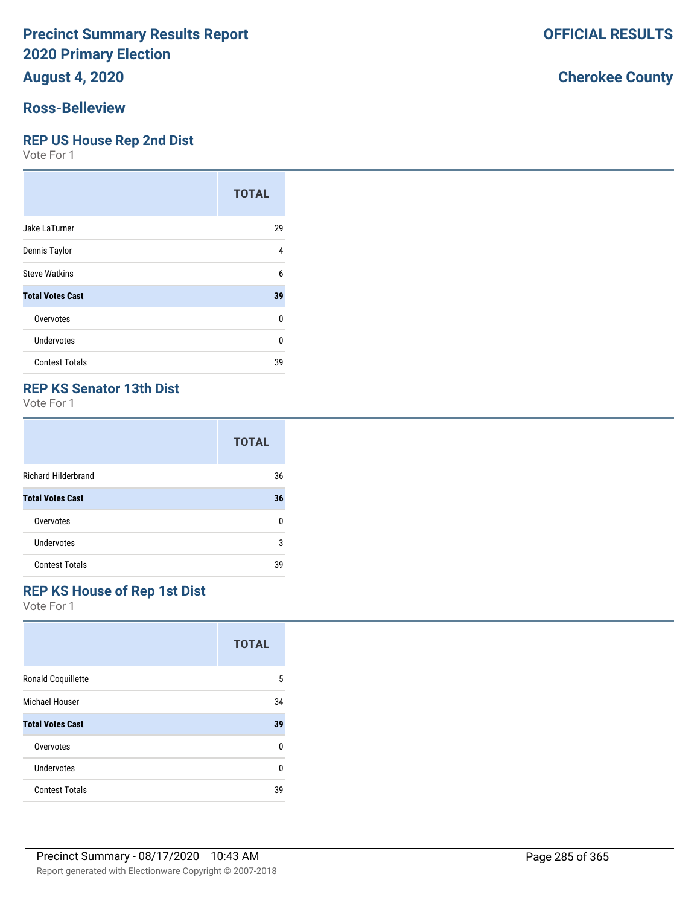# Precinct Summary Results Report
# 2020 Primary Election
## August 4, 2020

**OFFICIAL RESULTS**

**Cherokee County**

## Ross-Belleview

### REP US House Rep 2nd Dist
Vote For 1

| | TOTAL |
|---|---|
| Jake LaTurner | 29 |
| Dennis Taylor | 4 |
| Steve Watkins | 6 |
| **Total Votes Cast** | **39** |
| Overvotes | 0 |
| Undervotes | 0 |
| Contest Totals | 39 |

### REP KS Senator 13th Dist
Vote For 1

| | TOTAL |
|---|---|
| Richard Hilderbrand | 36 |
| **Total Votes Cast** | **36** |
| Overvotes | 0 |
| Undervotes | 3 |
| Contest Totals | 39 |

### REP KS House of Rep 1st Dist
Vote For 1

| | TOTAL |
|---|---|
| Ronald Coquillette | 5 |
| Michael Houser | 34 |
| **Total Votes Cast** | **39** |
| Overvotes | 0 |
| Undervotes | 0 |
| Contest Totals | 39 |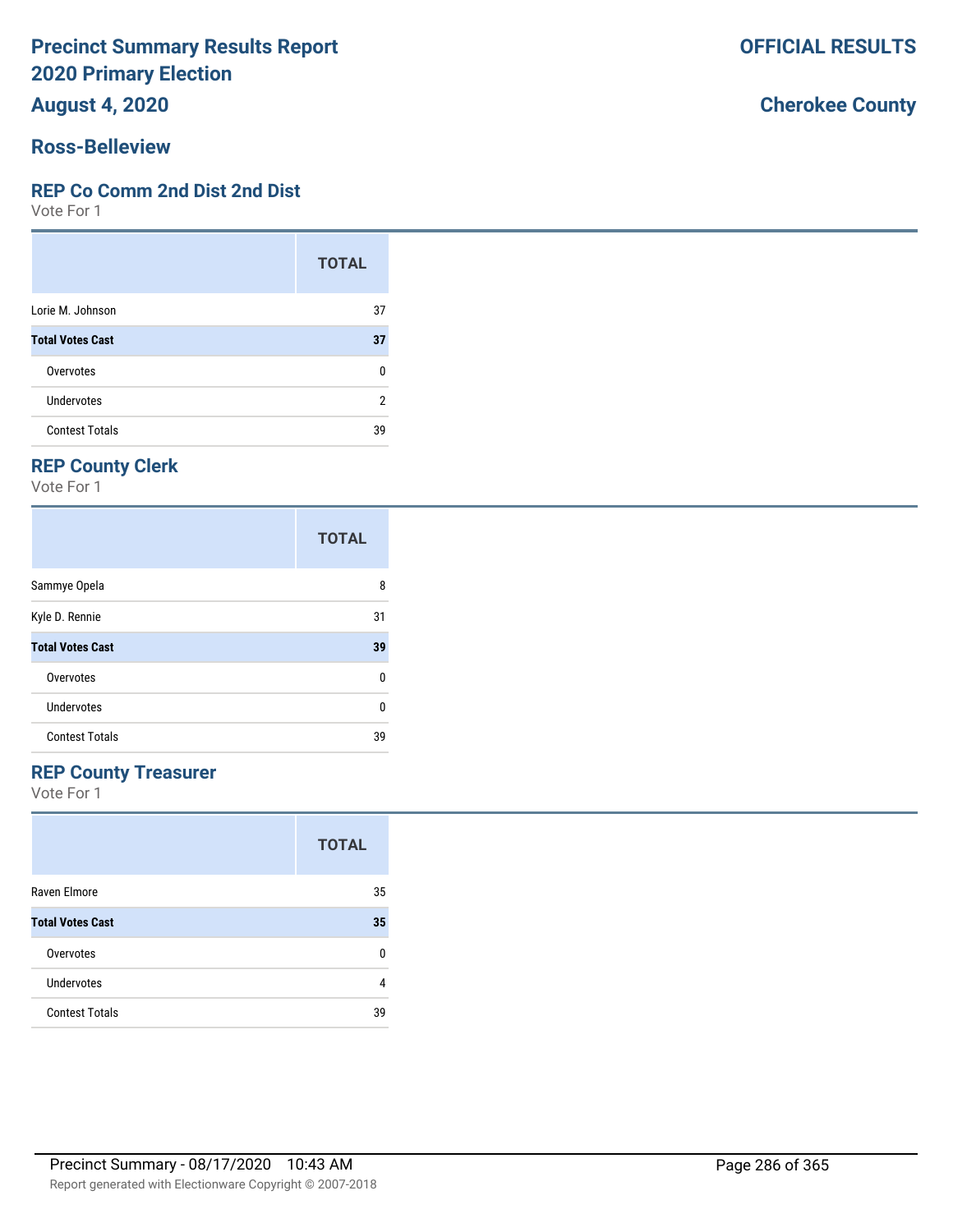# Precinct Summary Results Report
# 2020 Primary Election
# August 4, 2020

**OFFICIAL RESULTS**

**Cherokee County**

## Ross-Belleview

### REP Co Comm 2nd Dist 2nd Dist

Vote For 1

| | TOTAL |
|---|---|
| Lorie M. Johnson | 37 |
| **Total Votes Cast** | **37** |
| Overvotes | 0 |
| Undervotes | 2 |
| Contest Totals | 39 |

### REP County Clerk

Vote For 1

| | TOTAL |
|---|---|
| Sammye Opela | 8 |
| Kyle D. Rennie | 31 |
| **Total Votes Cast** | **39** |
| Overvotes | 0 |
| Undervotes | 0 |
| Contest Totals | 39 |

### REP County Treasurer

Vote For 1

| | TOTAL |
|---|---|
| Raven Elmore | 35 |
| **Total Votes Cast** | **35** |
| Overvotes | 0 |
| Undervotes | 4 |
| Contest Totals | 39 |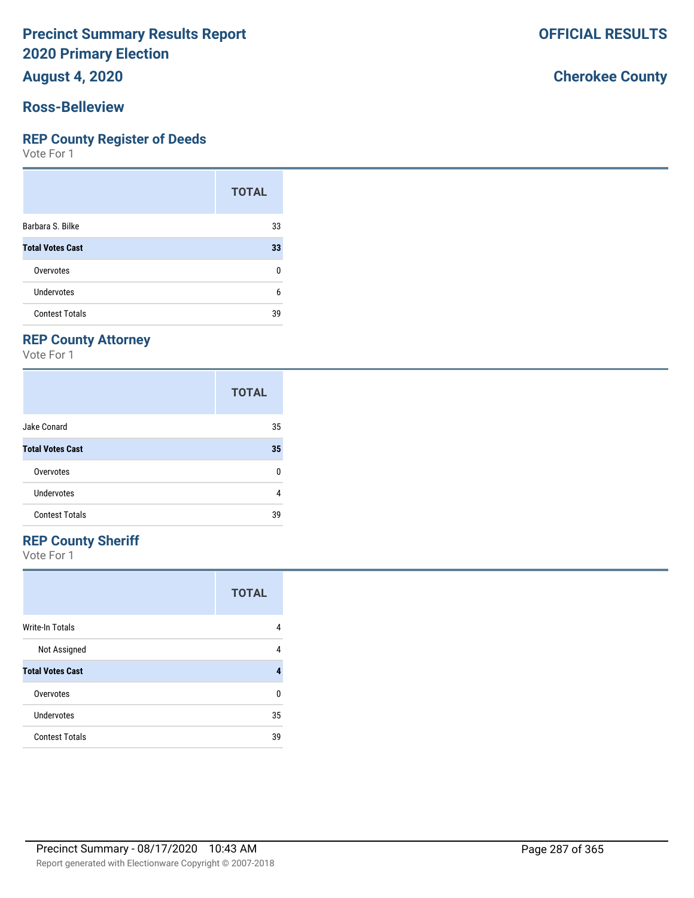# Precinct Summary Results Report
# 2020 Primary Election
## August 4, 2020

**OFFICIAL RESULTS**

**Cherokee County**

## Ross-Belleview

### REP County Register of Deeds

Vote For 1

| | TOTAL |
|---|---|
| Barbara S. Bilke | 33 |
| **Total Votes Cast** | **33** |
| Overvotes | 0 |
| Undervotes | 6 |
| Contest Totals | 39 |

### REP County Attorney

Vote For 1

| | TOTAL |
|---|---|
| Jake Conard | 35 |
| **Total Votes Cast** | **35** |
| Overvotes | 0 |
| Undervotes | 4 |
| Contest Totals | 39 |

### REP County Sheriff

Vote For 1

| | TOTAL |
|---|---|
| Write-In Totals | 4 |
| Not Assigned | 4 |
| **Total Votes Cast** | **4** |
| Overvotes | 0 |
| Undervotes | 35 |
| Contest Totals | 39 |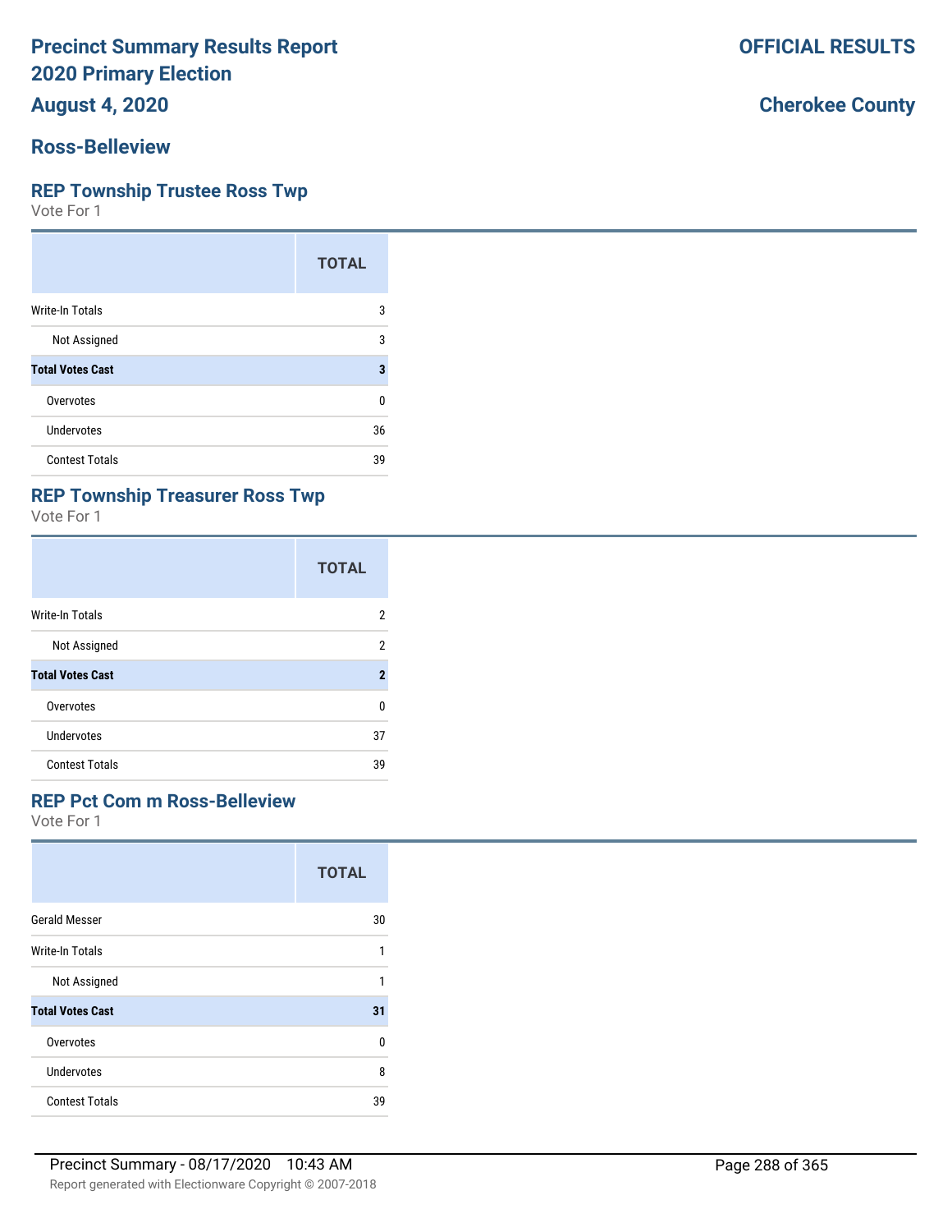# Precinct Summary Results Report
# 2020 Primary Election
# August 4, 2020

**OFFICIAL RESULTS**

**Cherokee County**

## Ross-Belleview

### REP Township Trustee Ross Twp

Vote For 1

| | TOTAL |
|---|---|
| Write-In Totals | 3 |
| Not Assigned | 3 |
| **Total Votes Cast** | **3** |
| Overvotes | 0 |
| Undervotes | 36 |
| Contest Totals | 39 |

### REP Township Treasurer Ross Twp

Vote For 1

| | TOTAL |
|---|---|
| Write-In Totals | 2 |
| Not Assigned | 2 |
| **Total Votes Cast** | **2** |
| Overvotes | 0 |
| Undervotes | 37 |
| Contest Totals | 39 |

### REP Pct Com m Ross-Belleview

Vote For 1

| | TOTAL |
|---|---|
| Gerald Messer | 30 |
| Write-In Totals | 1 |
| Not Assigned | 1 |
| **Total Votes Cast** | **31** |
| Overvotes | 0 |
| Undervotes | 8 |
| Contest Totals | 39 |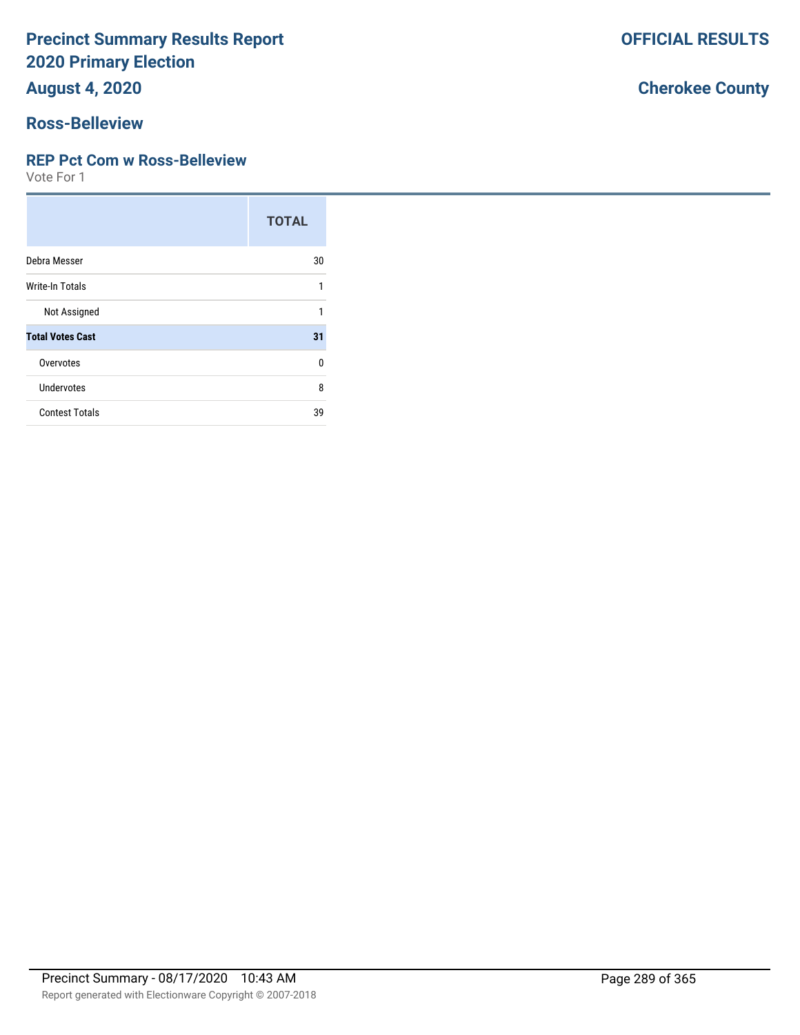# Precinct Summary Results Report
# 2020 Primary Election
## August 4, 2020

**OFFICIAL RESULTS**

**Cherokee County**

## Ross-Belleview

### REP Pct Com w Ross-Belleview

Vote For 1

| | TOTAL |
|---|---|
| Debra Messer | 30 |
| Write-In Totals | 1 |
| Not Assigned | 1 |
| **Total Votes Cast** | **31** |
| Overvotes | 0 |
| Undervotes | 8 |
| Contest Totals | 39 |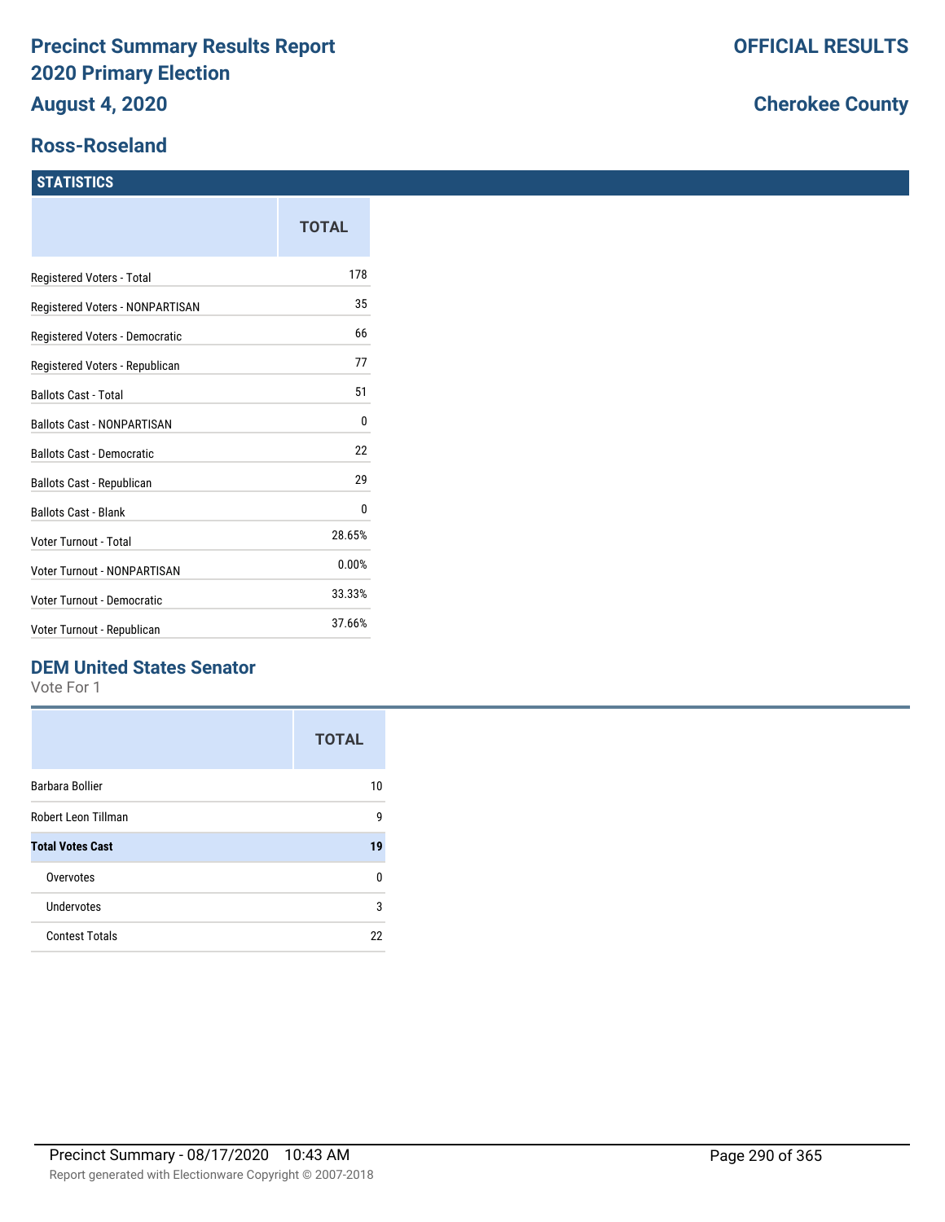# Precinct Summary Results Report 2020 Primary Election

**OFFICIAL RESULTS**

**August 4, 2020**

**Cherokee County**

## Ross-Roseland

### STATISTICS

| | TOTAL |
|---|---|
| Registered Voters - Total | 178 |
| Registered Voters - NONPARTISAN | 35 |
| Registered Voters - Democratic | 66 |
| Registered Voters - Republican | 77 |
| Ballots Cast - Total | 51 |
| Ballots Cast - NONPARTISAN | 0 |
| Ballots Cast - Democratic | 22 |
| Ballots Cast - Republican | 29 |
| Ballots Cast - Blank | 0 |
| Voter Turnout - Total | 28.65% |
| Voter Turnout - NONPARTISAN | 0.00% |
| Voter Turnout - Democratic | 33.33% |
| Voter Turnout - Republican | 37.66% |

### DEM United States Senator

Vote For 1

| | TOTAL |
|---|---|
| Barbara Bollier | 10 |
| Robert Leon Tillman | 9 |
| **Total Votes Cast** | **19** |
| Overvotes | 0 |
| Undervotes | 3 |
| Contest Totals | 22 |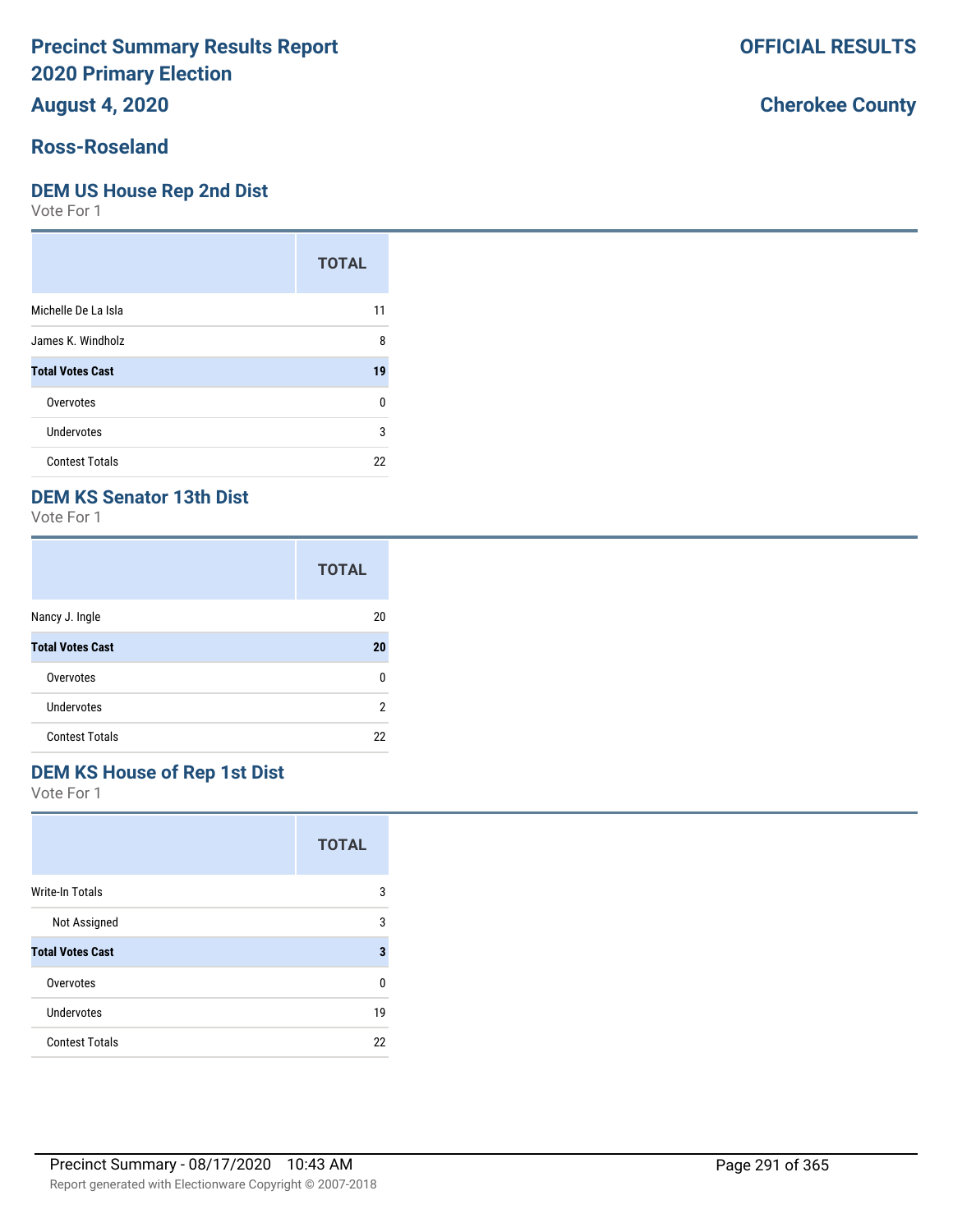# Precinct Summary Results Report
# 2020 Primary Election
# August 4, 2020

**OFFICIAL RESULTS**

**Cherokee County**

## Ross-Roseland

### DEM US House Rep 2nd Dist

Vote For 1

| | TOTAL |
|---|---|
| Michelle De La Isla | 11 |
| James K. Windholz | 8 |
| **Total Votes Cast** | **19** |
| Overvotes | 0 |
| Undervotes | 3 |
| Contest Totals | 22 |

### DEM KS Senator 13th Dist

Vote For 1

| | TOTAL |
|---|---|
| Nancy J. Ingle | 20 |
| **Total Votes Cast** | **20** |
| Overvotes | 0 |
| Undervotes | 2 |
| Contest Totals | 22 |

### DEM KS House of Rep 1st Dist

Vote For 1

| | TOTAL |
|---|---|
| Write-In Totals | 3 |
| Not Assigned | 3 |
| **Total Votes Cast** | **3** |
| Overvotes | 0 |
| Undervotes | 19 |
| Contest Totals | 22 |

Precinct Summary - 08/17/2020 10:43 AM

Report generated with Electionware Copyright © 2007-2018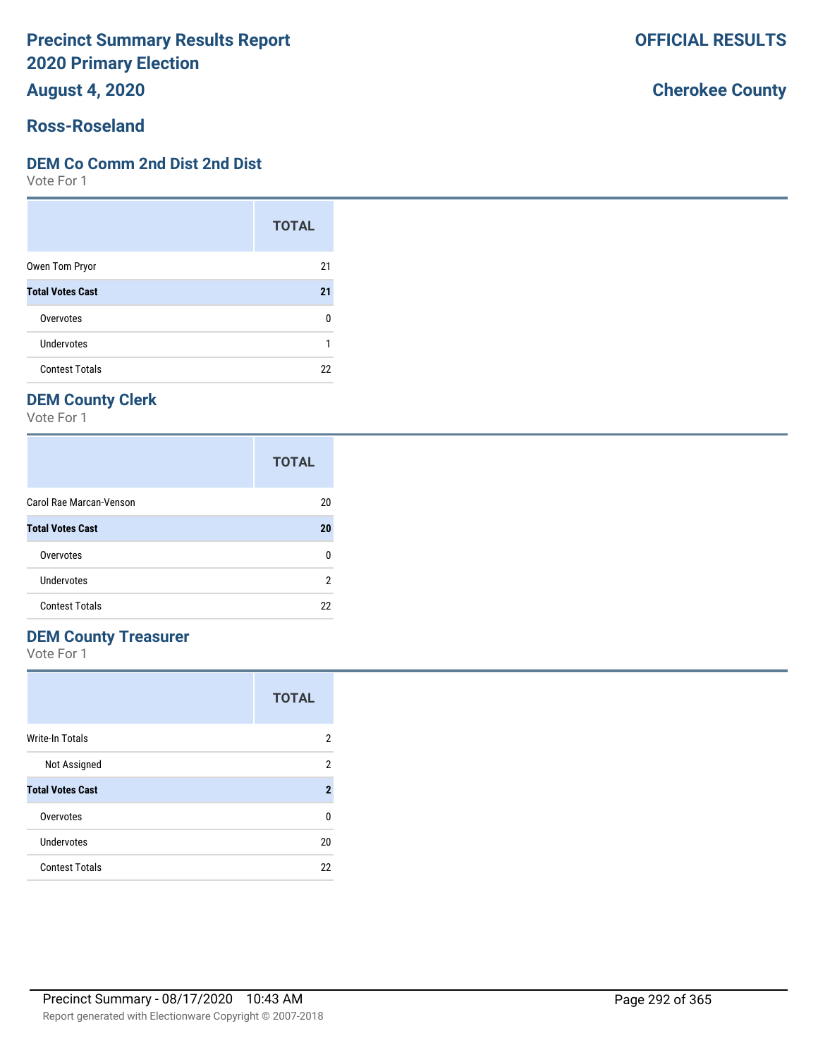# Precinct Summary Results Report
# 2020 Primary Election
# August 4, 2020

**OFFICIAL RESULTS**

**Cherokee County**

## Ross-Roseland

### DEM Co Comm 2nd Dist 2nd Dist

Vote For 1

| | TOTAL |
|---|---|
| Owen Tom Pryor | 21 |
| **Total Votes Cast** | **21** |
| Overvotes | 0 |
| Undervotes | 1 |
| Contest Totals | 22 |

### DEM County Clerk

Vote For 1

| | TOTAL |
|---|---|
| Carol Rae Marcan-Venson | 20 |
| **Total Votes Cast** | **20** |
| Overvotes | 0 |
| Undervotes | 2 |
| Contest Totals | 22 |

### DEM County Treasurer

Vote For 1

| | TOTAL |
|---|---|
| Write-In Totals | 2 |
| Not Assigned | 2 |
| **Total Votes Cast** | **2** |
| Overvotes | 0 |
| Undervotes | 20 |
| Contest Totals | 22 |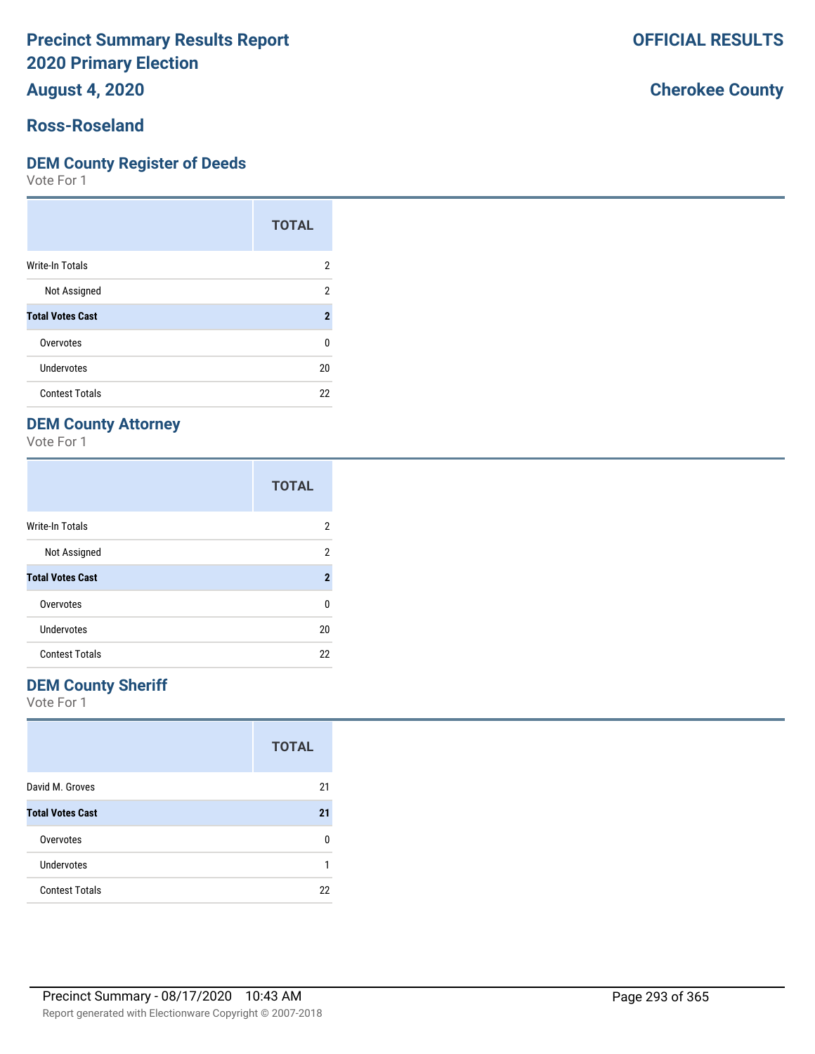# Precinct Summary Results Report
# 2020 Primary Election
# August 4, 2020

**OFFICIAL RESULTS**

**Cherokee County**

## Ross-Roseland

### DEM County Register of Deeds

Vote For 1

| | TOTAL |
|---|---|
| Write-In Totals | 2 |
| Not Assigned | 2 |
| **Total Votes Cast** | **2** |
| Overvotes | 0 |
| Undervotes | 20 |
| Contest Totals | 22 |

### DEM County Attorney

Vote For 1

| | TOTAL |
|---|---|
| Write-In Totals | 2 |
| Not Assigned | 2 |
| **Total Votes Cast** | **2** |
| Overvotes | 0 |
| Undervotes | 20 |
| Contest Totals | 22 |

### DEM County Sheriff

Vote For 1

| | TOTAL |
|---|---|
| David M. Groves | 21 |
| **Total Votes Cast** | **21** |
| Overvotes | 0 |
| Undervotes | 1 |
| Contest Totals | 22 |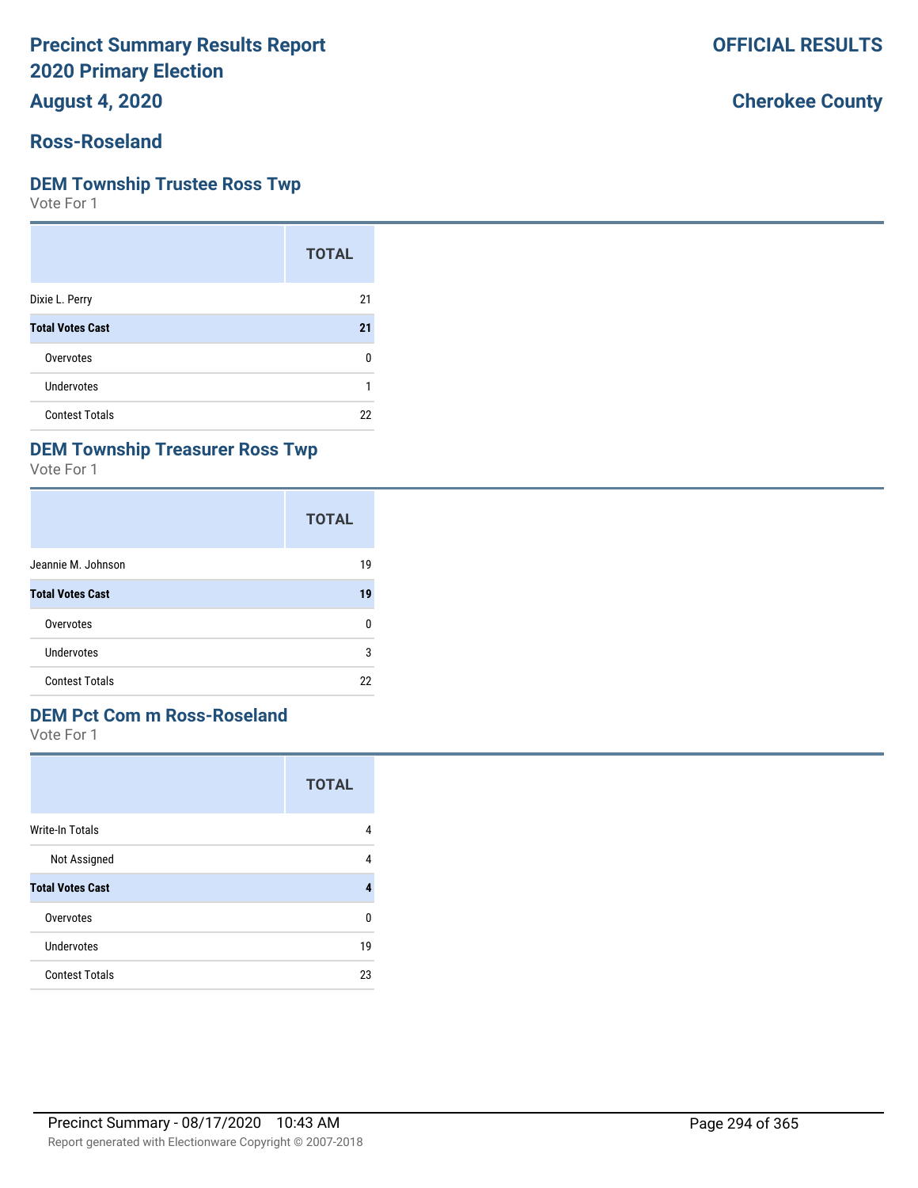# Precinct Summary Results Report
# 2020 Primary Election
# August 4, 2020

**OFFICIAL RESULTS**

**Cherokee County**

## Ross-Roseland

### DEM Township Trustee Ross Twp

Vote For 1

| | TOTAL |
|---|---|
| Dixie L. Perry | 21 |
| **Total Votes Cast** | **21** |
| Overvotes | 0 |
| Undervotes | 1 |
| Contest Totals | 22 |

### DEM Township Treasurer Ross Twp

Vote For 1

| | TOTAL |
|---|---|
| Jeannie M. Johnson | 19 |
| **Total Votes Cast** | **19** |
| Overvotes | 0 |
| Undervotes | 3 |
| Contest Totals | 22 |

### DEM Pct Com m Ross-Roseland

Vote For 1

| | TOTAL |
|---|---|
| Write-In Totals | 4 |
| Not Assigned | 4 |
| **Total Votes Cast** | **4** |
| Overvotes | 0 |
| Undervotes | 19 |
| Contest Totals | 23 |

Precinct Summary - 08/17/2020 10:43 AM

Report generated with Electionware Copyright © 2007-2018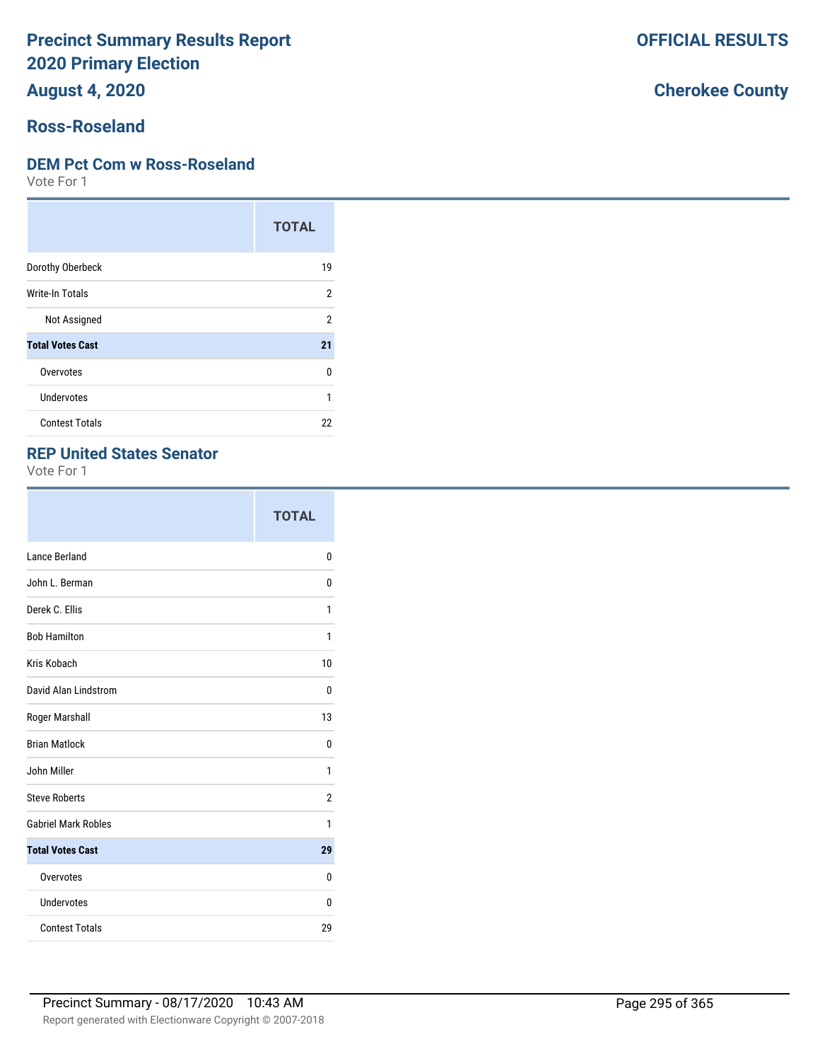# Precinct Summary Results Report
## 2020 Primary Election
## August 4, 2020

**OFFICIAL RESULTS**

**Cherokee County**

## Ross-Roseland

### DEM Pct Com w Ross-Roseland

Vote For 1

| | TOTAL |
|---|---|
| Dorothy Oberbeck | 19 |
| Write-In Totals | 2 |
| Not Assigned | 2 |
| **Total Votes Cast** | **21** |
| Overvotes | 0 |
| Undervotes | 1 |
| Contest Totals | 22 |

### REP United States Senator

Vote For 1

| | TOTAL |
|---|---|
| Lance Berland | 0 |
| John L. Berman | 0 |
| Derek C. Ellis | 1 |
| Bob Hamilton | 1 |
| Kris Kobach | 10 |
| David Alan Lindstrom | 0 |
| Roger Marshall | 13 |
| Brian Matlock | 0 |
| John Miller | 1 |
| Steve Roberts | 2 |
| Gabriel Mark Robles | 1 |
| **Total Votes Cast** | **29** |
| Overvotes | 0 |
| Undervotes | 0 |
| Contest Totals | 29 |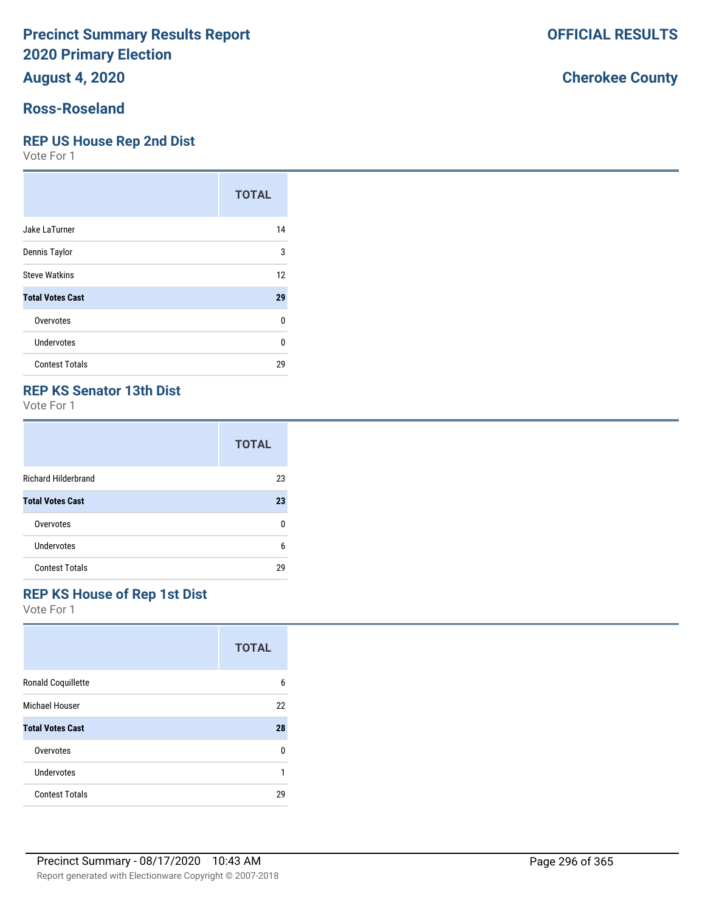# Precinct Summary Results Report
# 2020 Primary Election
# August 4, 2020

**OFFICIAL RESULTS**

**Cherokee County**

## Ross-Roseland

### REP US House Rep 2nd Dist
Vote For 1

| | TOTAL |
|---|---|
| Jake LaTurner | 14 |
| Dennis Taylor | 3 |
| Steve Watkins | 12 |
| **Total Votes Cast** | **29** |
| Overvotes | 0 |
| Undervotes | 0 |
| Contest Totals | 29 |

### REP KS Senator 13th Dist
Vote For 1

| | TOTAL |
|---|---|
| Richard Hilderbrand | 23 |
| **Total Votes Cast** | **23** |
| Overvotes | 0 |
| Undervotes | 6 |
| Contest Totals | 29 |

### REP KS House of Rep 1st Dist
Vote For 1

| | TOTAL |
|---|---|
| Ronald Coquillette | 6 |
| Michael Houser | 22 |
| **Total Votes Cast** | **28** |
| Overvotes | 0 |
| Undervotes | 1 |
| Contest Totals | 29 |

Precinct Summary - 08/17/2020 10:43 AM

Report generated with Electionware Copyright © 2007-2018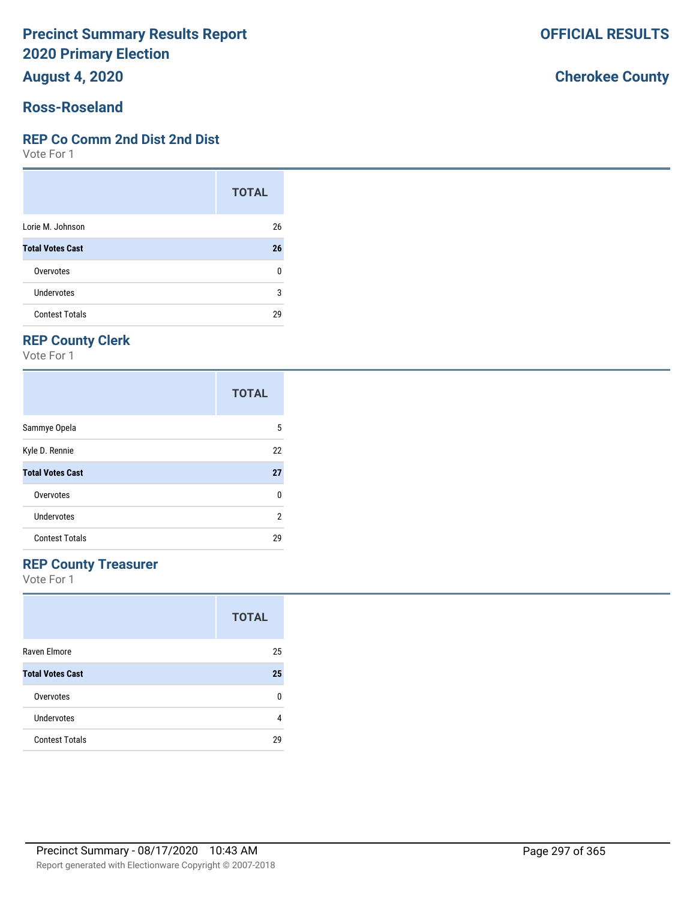# Precinct Summary Results Report
# 2020 Primary Election
# August 4, 2020

**OFFICIAL RESULTS**

**Cherokee County**

## Ross-Roseland

### REP Co Comm 2nd Dist 2nd Dist

Vote For 1

| | TOTAL |
|---|---|
| Lorie M. Johnson | 26 |
| **Total Votes Cast** | **26** |
| Overvotes | 0 |
| Undervotes | 3 |
| Contest Totals | 29 |

### REP County Clerk

Vote For 1

| | TOTAL |
|---|---|
| Sammye Opela | 5 |
| Kyle D. Rennie | 22 |
| **Total Votes Cast** | **27** |
| Overvotes | 0 |
| Undervotes | 2 |
| Contest Totals | 29 |

### REP County Treasurer

Vote For 1

| | TOTAL |
|---|---|
| Raven Elmore | 25 |
| **Total Votes Cast** | **25** |
| Overvotes | 0 |
| Undervotes | 4 |
| Contest Totals | 29 |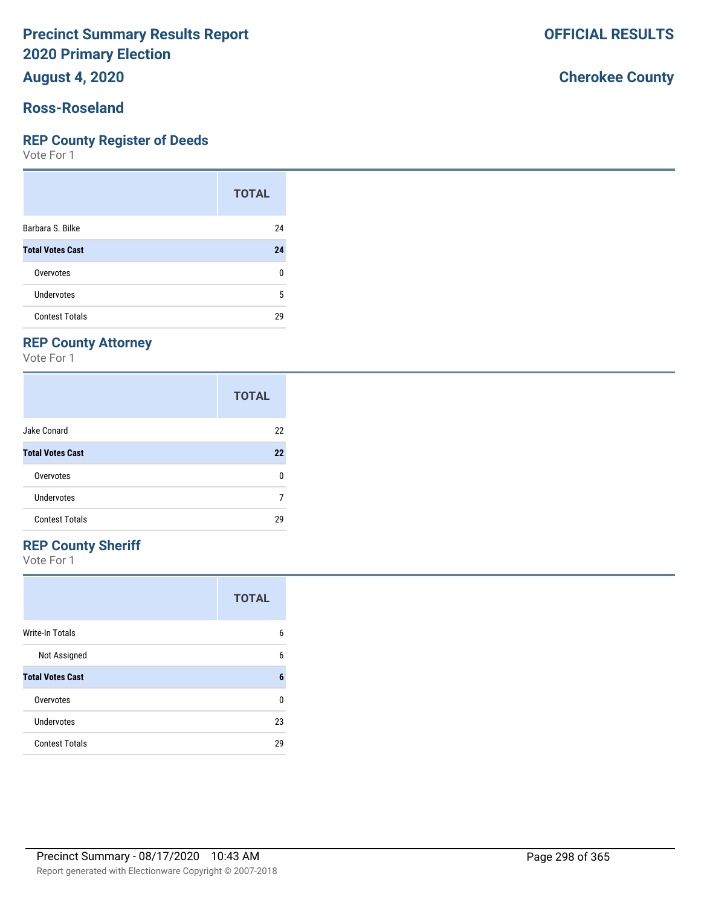# Precinct Summary Results Report
# 2020 Primary Election
## August 4, 2020

**OFFICIAL RESULTS**

**Cherokee County**

## Ross-Roseland

### REP County Register of Deeds
Vote For 1

| | TOTAL |
|---|---|
| Barbara S. Bilke | 24 |
| **Total Votes Cast** | **24** |
| Overvotes | 0 |
| Undervotes | 5 |
| Contest Totals | 29 |

### REP County Attorney
Vote For 1

| | TOTAL |
|---|---|
| Jake Conard | 22 |
| **Total Votes Cast** | **22** |
| Overvotes | 0 |
| Undervotes | 7 |
| Contest Totals | 29 |

### REP County Sheriff
Vote For 1

| | TOTAL |
|---|---|
| Write-In Totals | 6 |
| Not Assigned | 6 |
| **Total Votes Cast** | **6** |
| Overvotes | 0 |
| Undervotes | 23 |
| Contest Totals | 29 |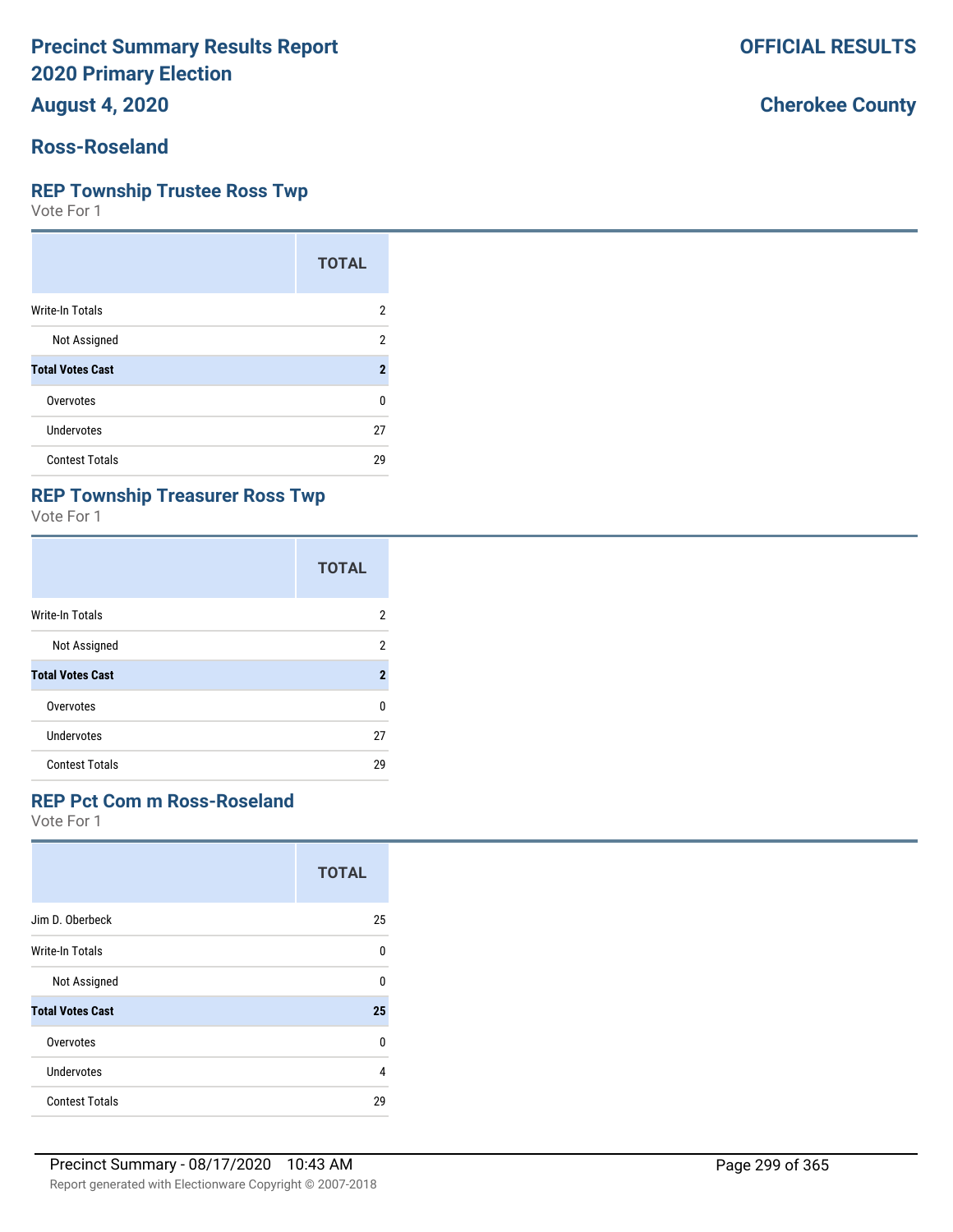# Precinct Summary Results Report
# 2020 Primary Election
## August 4, 2020

**OFFICIAL RESULTS**

**Cherokee County**

## Ross-Roseland

### REP Township Trustee Ross Twp

Vote For 1

| | TOTAL |
|---|---|
| Write-In Totals | 2 |
| Not Assigned | 2 |
| **Total Votes Cast** | **2** |
| Overvotes | 0 |
| Undervotes | 27 |
| Contest Totals | 29 |

### REP Township Treasurer Ross Twp

Vote For 1

| | TOTAL |
|---|---|
| Write-In Totals | 2 |
| Not Assigned | 2 |
| **Total Votes Cast** | **2** |
| Overvotes | 0 |
| Undervotes | 27 |
| Contest Totals | 29 |

### REP Pct Com m Ross-Roseland

Vote For 1

| | TOTAL |
|---|---|
| Jim D. Oberbeck | 25 |
| Write-In Totals | 0 |
| Not Assigned | 0 |
| **Total Votes Cast** | **25** |
| Overvotes | 0 |
| Undervotes | 4 |
| Contest Totals | 29 |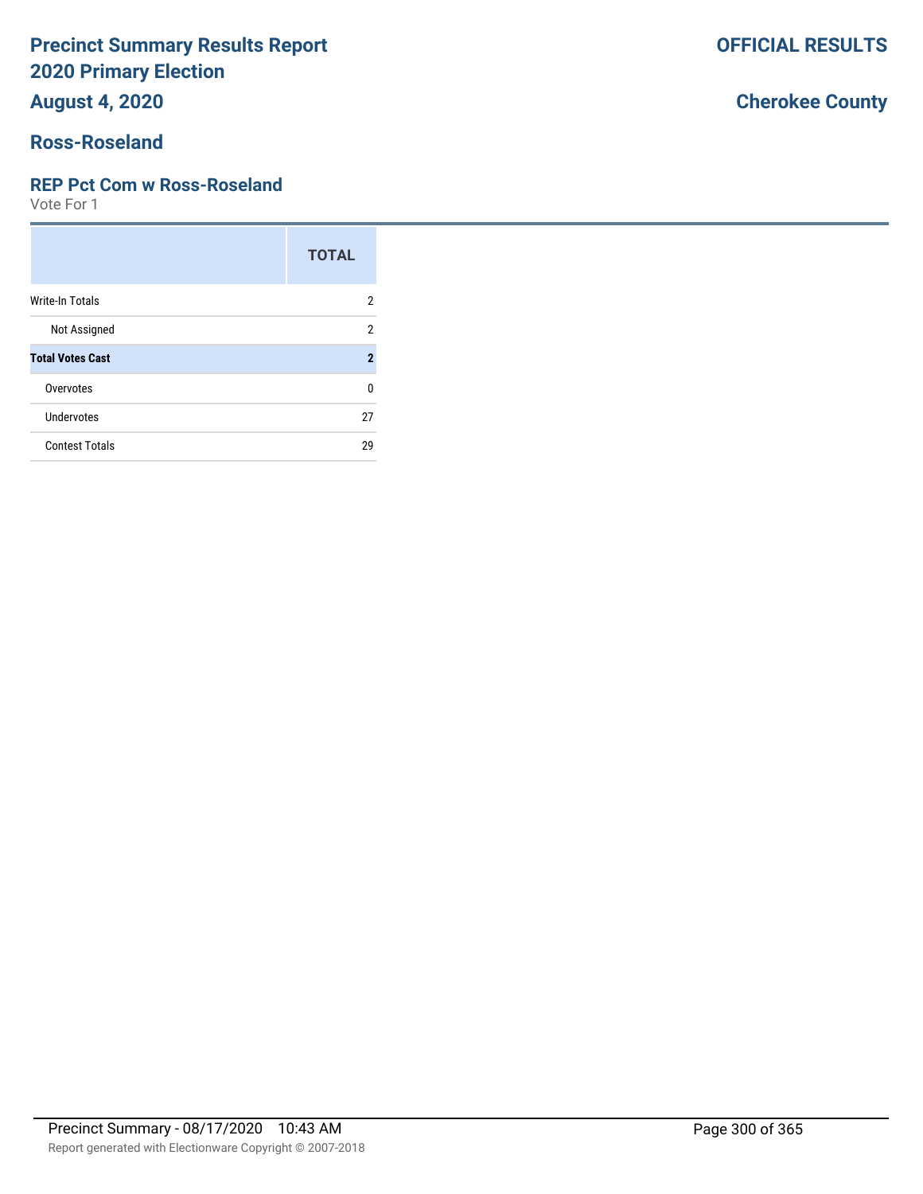# Precinct Summary Results Report
# 2020 Primary Election

**OFFICIAL RESULTS**

## August 4, 2020

**Cherokee County**

## Ross-Roseland

### REP Pct Com w Ross-Roseland

Vote For 1

| | TOTAL |
|---|---|
| Write-In Totals | 2 |
| Not Assigned | 2 |
| **Total Votes Cast** | **2** |
| Overvotes | 0 |
| Undervotes | 27 |
| Contest Totals | 29 |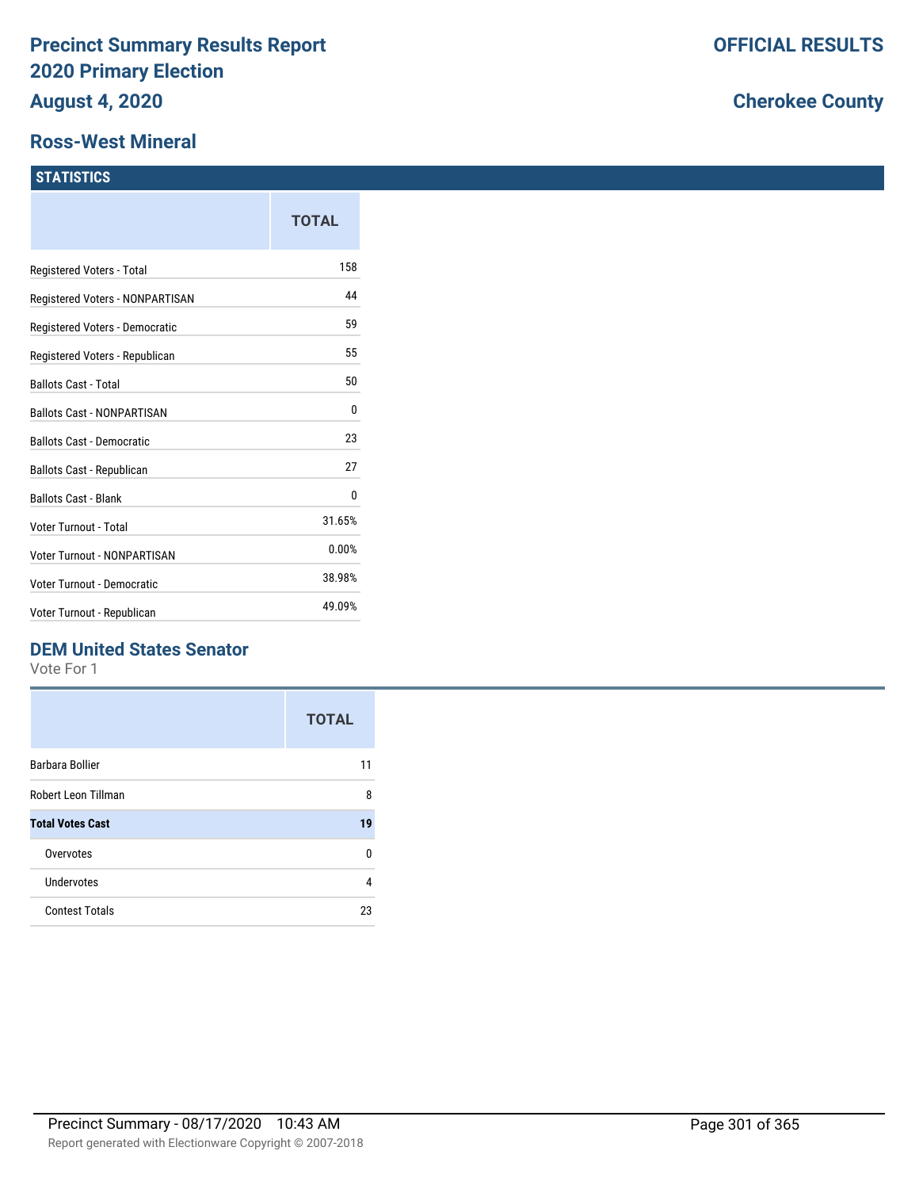# Precinct Summary Results Report
## 2020 Primary Election
## August 4, 2020

**OFFICIAL RESULTS**

**Cherokee County**

## Ross-West Mineral

### STATISTICS

| | TOTAL |
|---|---|
| Registered Voters - Total | 158 |
| Registered Voters - NONPARTISAN | 44 |
| Registered Voters - Democratic | 59 |
| Registered Voters - Republican | 55 |
| Ballots Cast - Total | 50 |
| Ballots Cast - NONPARTISAN | 0 |
| Ballots Cast - Democratic | 23 |
| Ballots Cast - Republican | 27 |
| Ballots Cast - Blank | 0 |
| Voter Turnout - Total | 31.65% |
| Voter Turnout - NONPARTISAN | 0.00% |
| Voter Turnout - Democratic | 38.98% |
| Voter Turnout - Republican | 49.09% |

### DEM United States Senator

Vote For 1

| | TOTAL |
|---|---|
| Barbara Bollier | 11 |
| Robert Leon Tillman | 8 |
| **Total Votes Cast** | **19** |
| Overvotes | 0 |
| Undervotes | 4 |
| Contest Totals | 23 |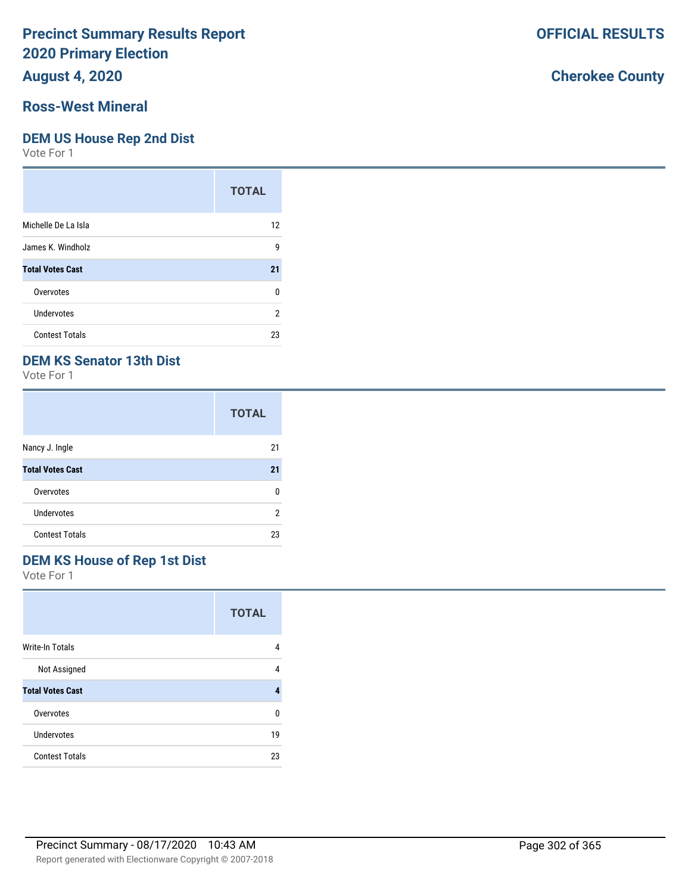# Precinct Summary Results Report
# 2020 Primary Election
# August 4, 2020

**OFFICIAL RESULTS**

**Cherokee County**

## Ross-West Mineral

### DEM US House Rep 2nd Dist

Vote For 1

| | TOTAL |
|---|---|
| Michelle De La Isla | 12 |
| James K. Windholz | 9 |
| **Total Votes Cast** | **21** |
| Overvotes | 0 |
| Undervotes | 2 |
| Contest Totals | 23 |

### DEM KS Senator 13th Dist

Vote For 1

| | TOTAL |
|---|---|
| Nancy J. Ingle | 21 |
| **Total Votes Cast** | **21** |
| Overvotes | 0 |
| Undervotes | 2 |
| Contest Totals | 23 |

### DEM KS House of Rep 1st Dist

Vote For 1

| | TOTAL |
|---|---|
| Write-In Totals | 4 |
| Not Assigned | 4 |
| **Total Votes Cast** | **4** |
| Overvotes | 0 |
| Undervotes | 19 |
| Contest Totals | 23 |

Precinct Summary - 08/17/2020 10:43 AM

Report generated with Electionware Copyright © 2007-2018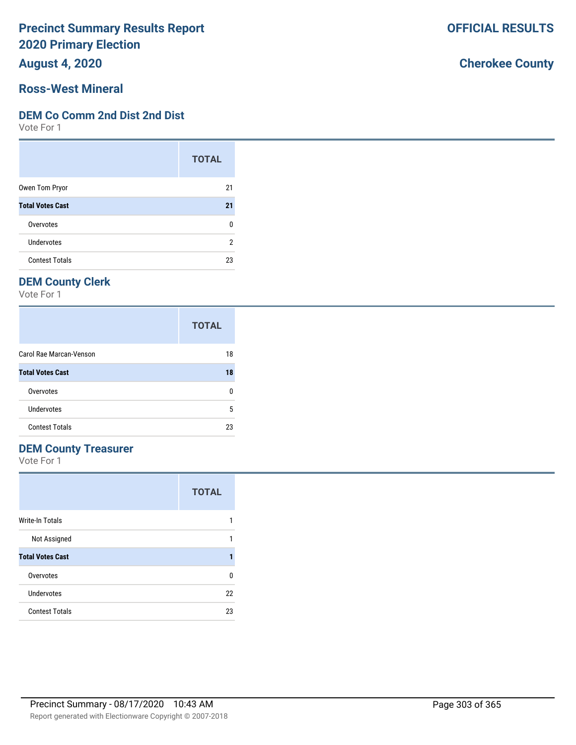# Precinct Summary Results Report
# 2020 Primary Election
# August 4, 2020

**OFFICIAL RESULTS**

**Cherokee County**

## Ross-West Mineral

### DEM Co Comm 2nd Dist 2nd Dist

Vote For 1

| | TOTAL |
|---|---|
| Owen Tom Pryor | 21 |
| **Total Votes Cast** | **21** |
| Overvotes | 0 |
| Undervotes | 2 |
| Contest Totals | 23 |

### DEM County Clerk

Vote For 1

| | TOTAL |
|---|---|
| Carol Rae Marcan-Venson | 18 |
| **Total Votes Cast** | **18** |
| Overvotes | 0 |
| Undervotes | 5 |
| Contest Totals | 23 |

### DEM County Treasurer

Vote For 1

| | TOTAL |
|---|---|
| Write-In Totals | 1 |
| Not Assigned | 1 |
| **Total Votes Cast** | **1** |
| Overvotes | 0 |
| Undervotes | 22 |
| Contest Totals | 23 |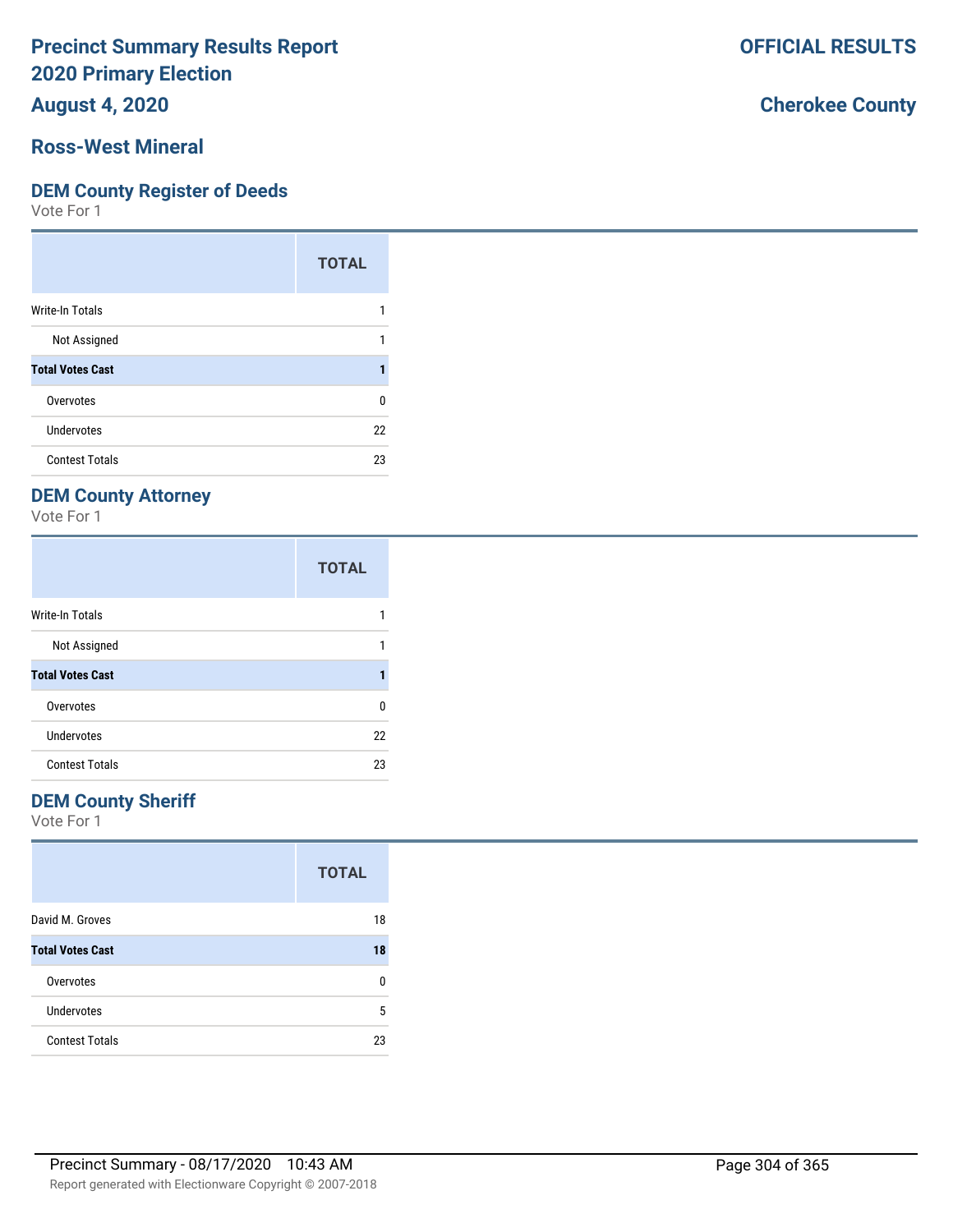# Precinct Summary Results Report
# 2020 Primary Election

**August 4, 2020**

**OFFICIAL RESULTS**

**Cherokee County**

## Ross-West Mineral

### DEM County Register of Deeds

Vote For 1

| | TOTAL |
|---|---|
| Write-In Totals | 1 |
| Not Assigned | 1 |
| **Total Votes Cast** | **1** |
| Overvotes | 0 |
| Undervotes | 22 |
| Contest Totals | 23 |

### DEM County Attorney

Vote For 1

| | TOTAL |
|---|---|
| Write-In Totals | 1 |
| Not Assigned | 1 |
| **Total Votes Cast** | **1** |
| Overvotes | 0 |
| Undervotes | 22 |
| Contest Totals | 23 |

### DEM County Sheriff

Vote For 1

| | TOTAL |
|---|---|
| David M. Groves | 18 |
| **Total Votes Cast** | **18** |
| Overvotes | 0 |
| Undervotes | 5 |
| Contest Totals | 23 |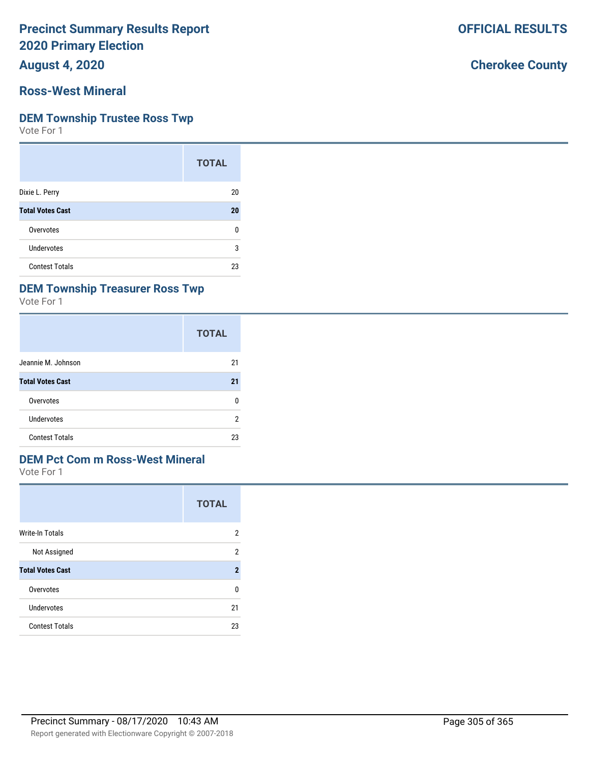# Precinct Summary Results Report
# 2020 Primary Election
# August 4, 2020

**OFFICIAL RESULTS**

**Cherokee County**

## Ross-West Mineral

### DEM Township Trustee Ross Twp

Vote For 1

| | TOTAL |
|---|---|
| Dixie L. Perry | 20 |
| **Total Votes Cast** | **20** |
| Overvotes | 0 |
| Undervotes | 3 |
| Contest Totals | 23 |

### DEM Township Treasurer Ross Twp

Vote For 1

| | TOTAL |
|---|---|
| Jeannie M. Johnson | 21 |
| **Total Votes Cast** | **21** |
| Overvotes | 0 |
| Undervotes | 2 |
| Contest Totals | 23 |

### DEM Pct Com m Ross-West Mineral

Vote For 1

| | TOTAL |
|---|---|
| Write-In Totals | 2 |
| Not Assigned | 2 |
| **Total Votes Cast** | **2** |
| Overvotes | 0 |
| Undervotes | 21 |
| Contest Totals | 23 |

Precinct Summary - 08/17/2020 10:43 AM

Report generated with Electionware Copyright © 2007-2018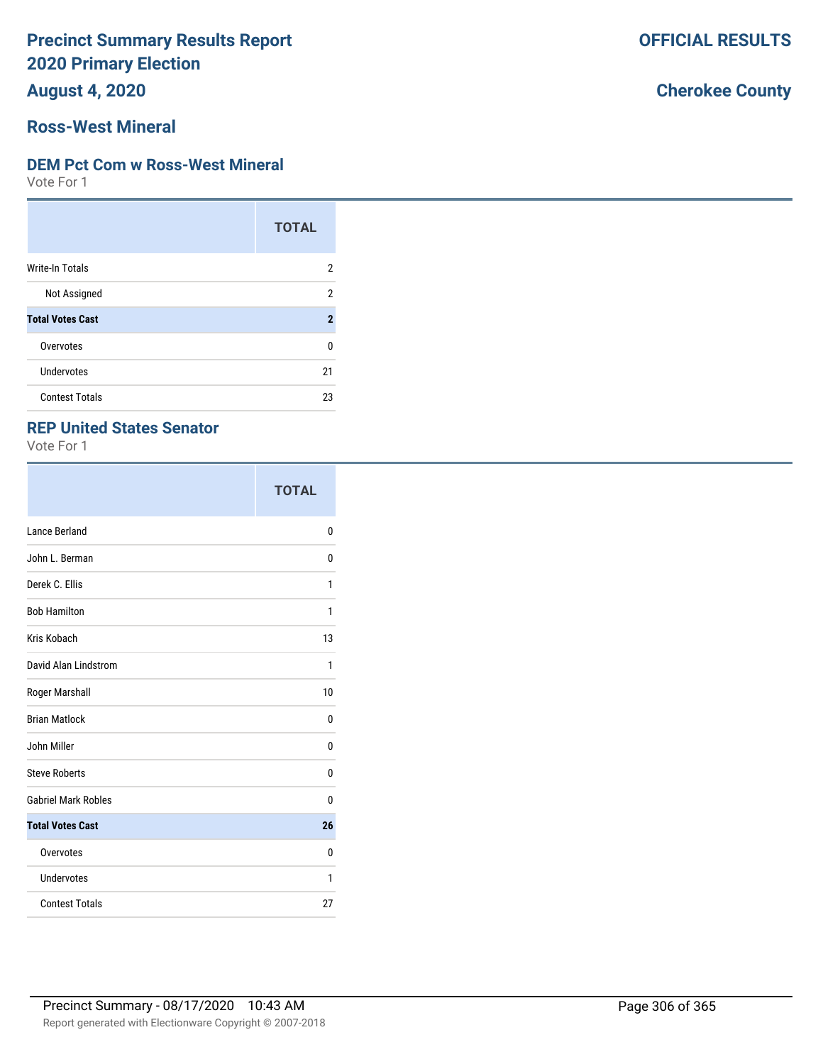# Precinct Summary Results Report 2020 Primary Election

**August 4, 2020**

**OFFICIAL RESULTS**

**Cherokee County**

## Ross-West Mineral

### DEM Pct Com w Ross-West Mineral

Vote For 1

| | TOTAL |
|---|---|
| Write-In Totals | 2 |
| Not Assigned | 2 |
| **Total Votes Cast** | **2** |
| Overvotes | 0 |
| Undervotes | 21 |
| Contest Totals | 23 |

### REP United States Senator

Vote For 1

| | TOTAL |
|---|---|
| Lance Berland | 0 |
| John L. Berman | 0 |
| Derek C. Ellis | 1 |
| Bob Hamilton | 1 |
| Kris Kobach | 13 |
| David Alan Lindstrom | 1 |
| Roger Marshall | 10 |
| Brian Matlock | 0 |
| John Miller | 0 |
| Steve Roberts | 0 |
| Gabriel Mark Robles | 0 |
| **Total Votes Cast** | **26** |
| Overvotes | 0 |
| Undervotes | 1 |
| Contest Totals | 27 |

Precinct Summary - 08/17/2020 10:43 AM

Report generated with Electionware Copyright © 2007-2018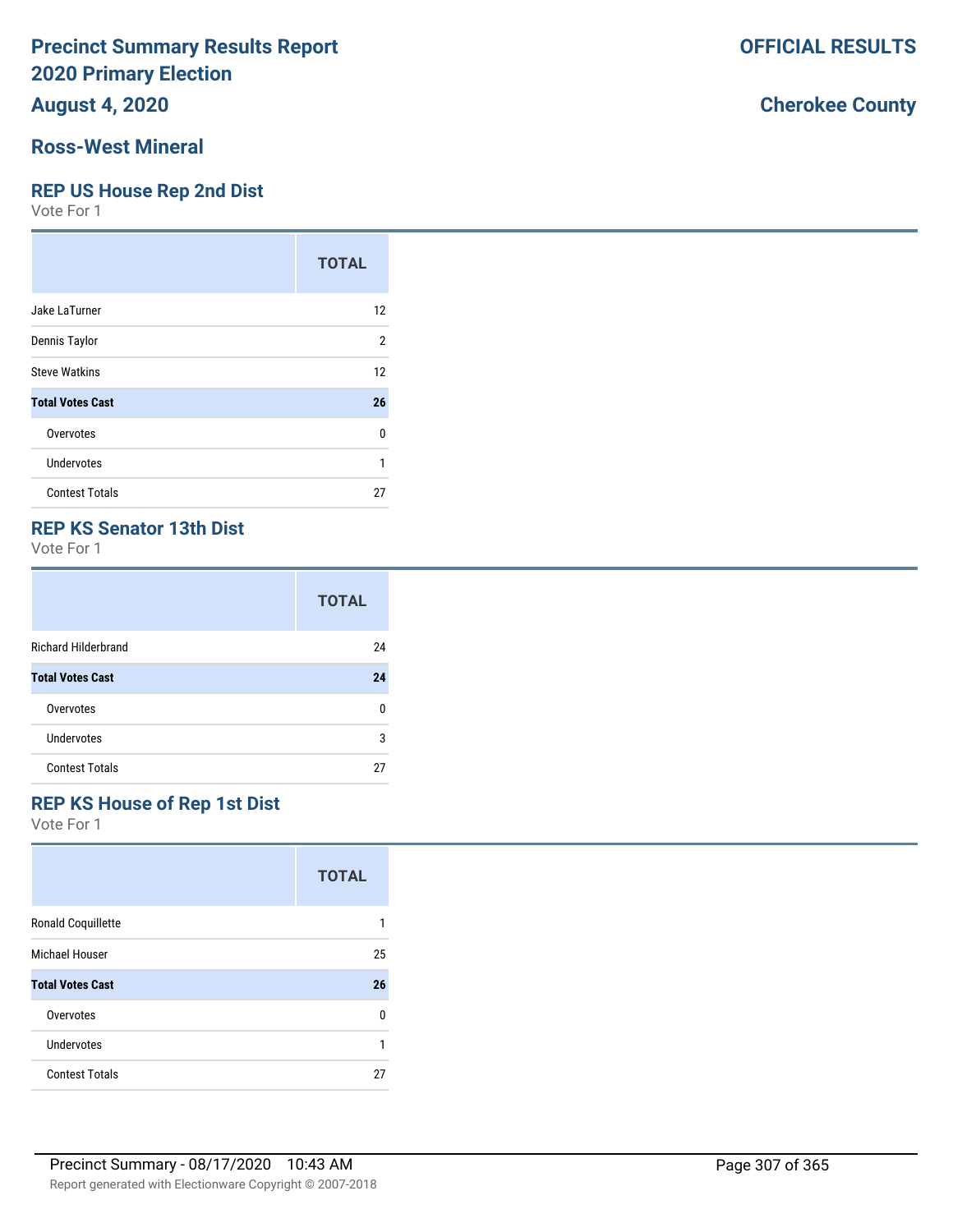# Precinct Summary Results Report
# 2020 Primary Election

**OFFICIAL RESULTS**

**August 4, 2020**

**Cherokee County**

## Ross-West Mineral

### REP US House Rep 2nd Dist

Vote For 1

| | TOTAL |
|---|---|
| Jake LaTurner | 12 |
| Dennis Taylor | 2 |
| Steve Watkins | 12 |
| **Total Votes Cast** | **26** |
| Overvotes | 0 |
| Undervotes | 1 |
| Contest Totals | 27 |

### REP KS Senator 13th Dist

Vote For 1

| | TOTAL |
|---|---|
| Richard Hilderbrand | 24 |
| **Total Votes Cast** | **24** |
| Overvotes | 0 |
| Undervotes | 3 |
| Contest Totals | 27 |

### REP KS House of Rep 1st Dist

Vote For 1

| | TOTAL |
|---|---|
| Ronald Coquillette | 1 |
| Michael Houser | 25 |
| **Total Votes Cast** | **26** |
| Overvotes | 0 |
| Undervotes | 1 |
| Contest Totals | 27 |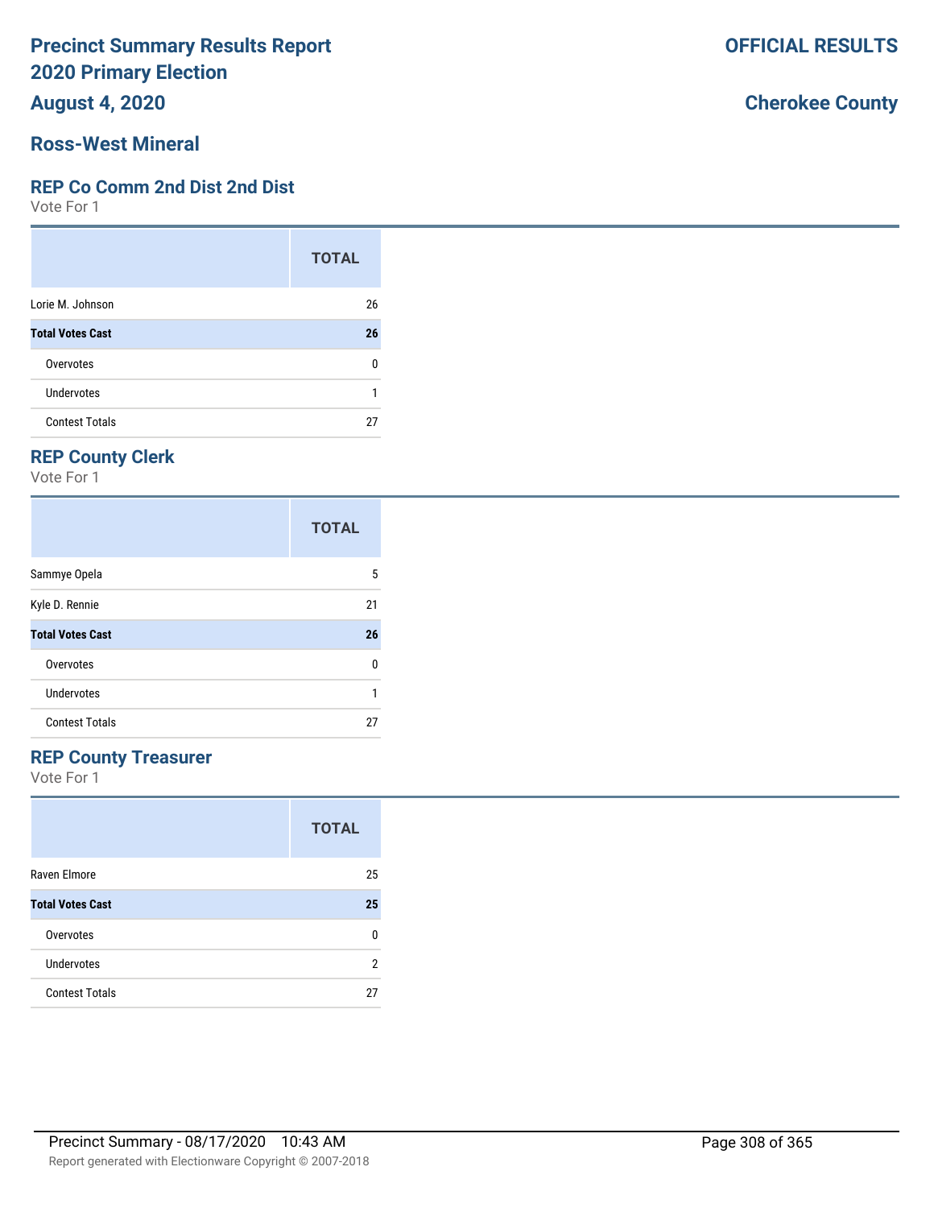# Precinct Summary Results Report
# 2020 Primary Election

**OFFICIAL RESULTS**

**August 4, 2020**

**Cherokee County**

## Ross-West Mineral

### REP Co Comm 2nd Dist 2nd Dist

Vote For 1

| | TOTAL |
|---|---|
| Lorie M. Johnson | 26 |
| **Total Votes Cast** | **26** |
| Overvotes | 0 |
| Undervotes | 1 |
| Contest Totals | 27 |

### REP County Clerk

Vote For 1

| | TOTAL |
|---|---|
| Sammye Opela | 5 |
| Kyle D. Rennie | 21 |
| **Total Votes Cast** | **26** |
| Overvotes | 0 |
| Undervotes | 1 |
| Contest Totals | 27 |

### REP County Treasurer

Vote For 1

| | TOTAL |
|---|---|
| Raven Elmore | 25 |
| **Total Votes Cast** | **25** |
| Overvotes | 0 |
| Undervotes | 2 |
| Contest Totals | 27 |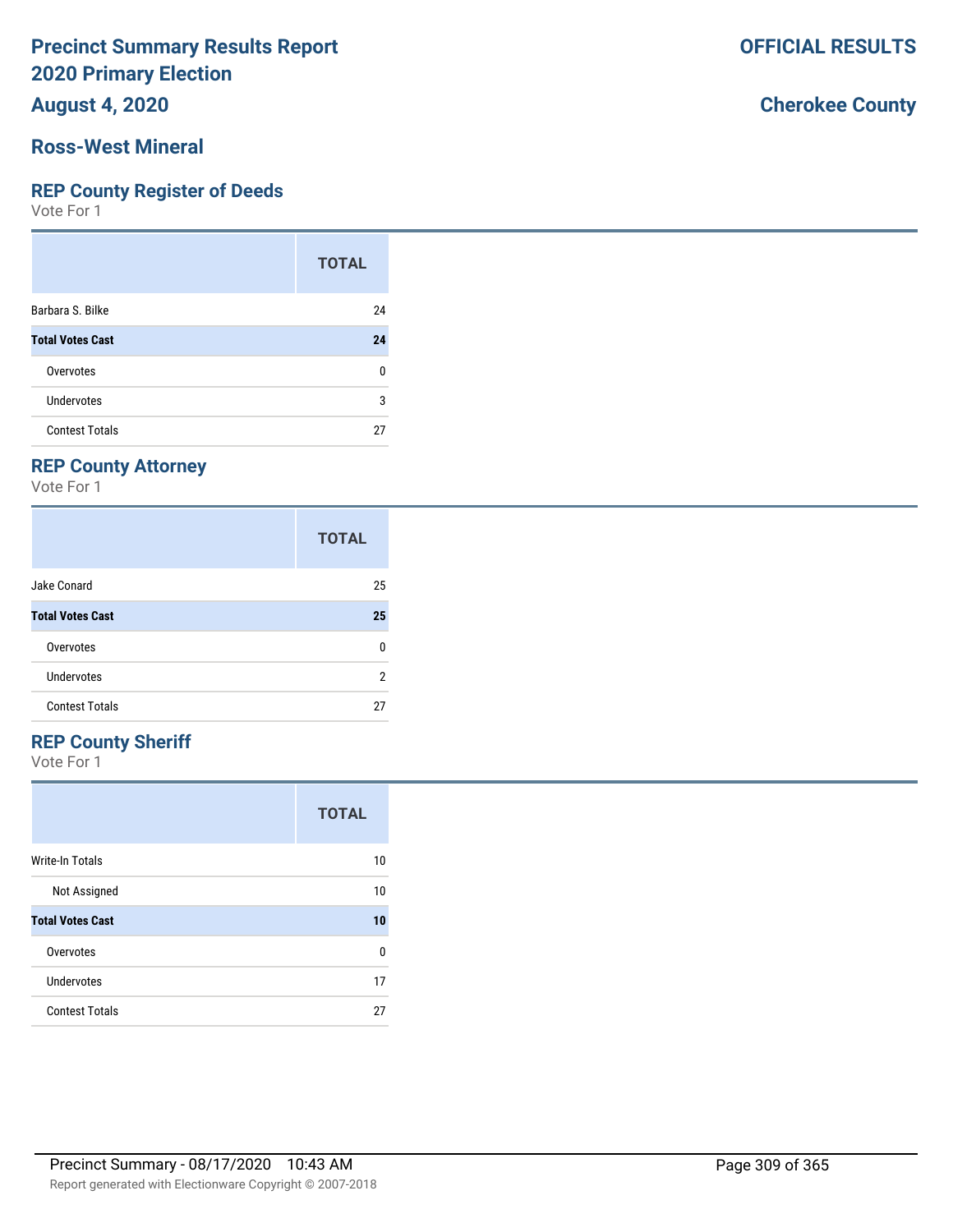# Precinct Summary Results Report
# 2020 Primary Election
## August 4, 2020

**OFFICIAL RESULTS**

**Cherokee County**

## Ross-West Mineral

### REP County Register of Deeds

Vote For 1

| | TOTAL |
|---|---|
| Barbara S. Bilke | 24 |
| **Total Votes Cast** | **24** |
| Overvotes | 0 |
| Undervotes | 3 |
| Contest Totals | 27 |

### REP County Attorney

Vote For 1

| | TOTAL |
|---|---|
| Jake Conard | 25 |
| **Total Votes Cast** | **25** |
| Overvotes | 0 |
| Undervotes | 2 |
| Contest Totals | 27 |

### REP County Sheriff

Vote For 1

| | TOTAL |
|---|---|
| Write-In Totals | 10 |
| Not Assigned | 10 |
| **Total Votes Cast** | **10** |
| Overvotes | 0 |
| Undervotes | 17 |
| Contest Totals | 27 |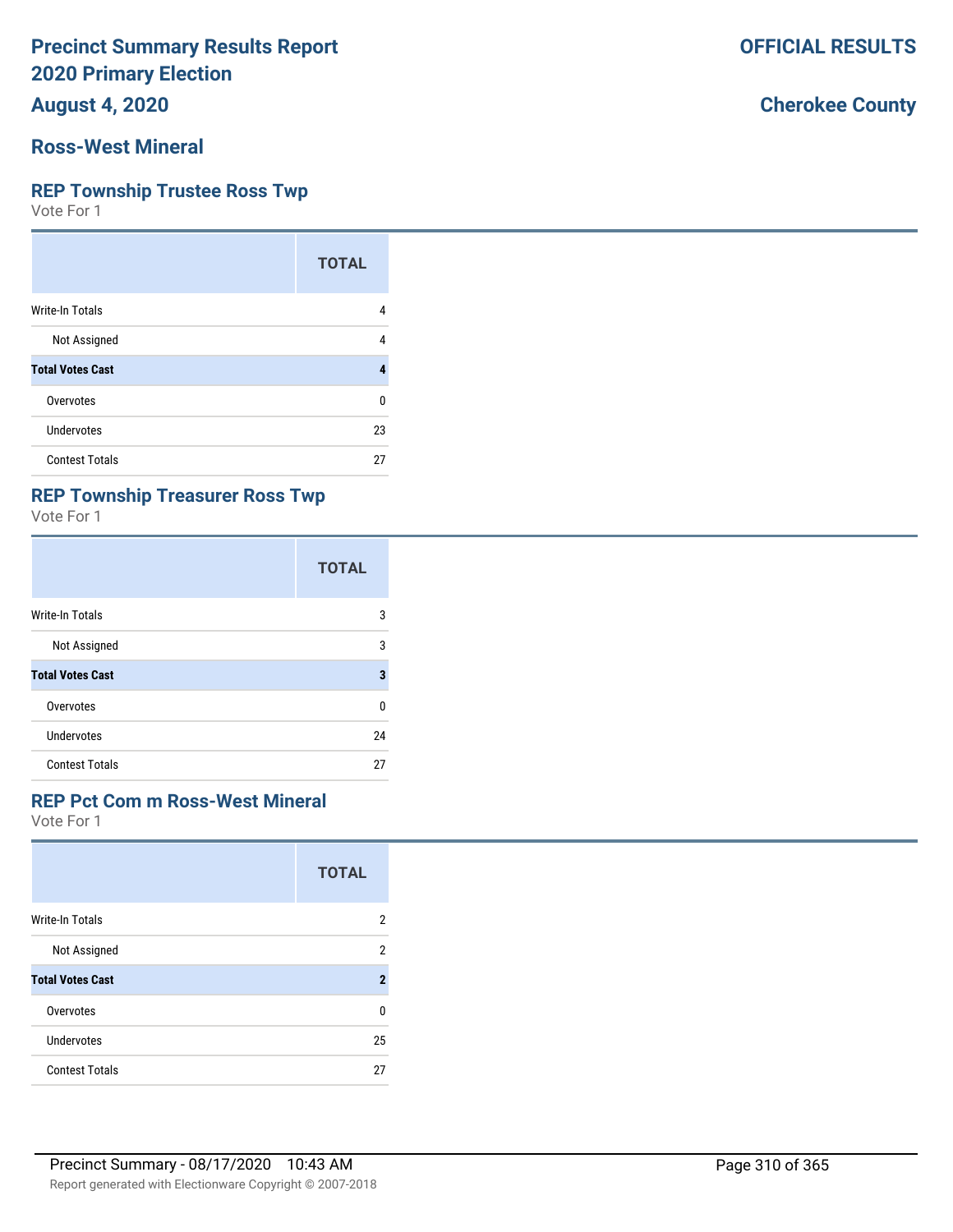# Precinct Summary Results Report
# 2020 Primary Election
# August 4, 2020

**OFFICIAL RESULTS**

**Cherokee County**

## Ross-West Mineral

### REP Township Trustee Ross Twp

Vote For 1

| | TOTAL |
|---|---|
| Write-In Totals | 4 |
| Not Assigned | 4 |
| **Total Votes Cast** | **4** |
| Overvotes | 0 |
| Undervotes | 23 |
| Contest Totals | 27 |

### REP Township Treasurer Ross Twp

Vote For 1

| | TOTAL |
|---|---|
| Write-In Totals | 3 |
| Not Assigned | 3 |
| **Total Votes Cast** | **3** |
| Overvotes | 0 |
| Undervotes | 24 |
| Contest Totals | 27 |

### REP Pct Com m Ross-West Mineral

Vote For 1

| | TOTAL |
|---|---|
| Write-In Totals | 2 |
| Not Assigned | 2 |
| **Total Votes Cast** | **2** |
| Overvotes | 0 |
| Undervotes | 25 |
| Contest Totals | 27 |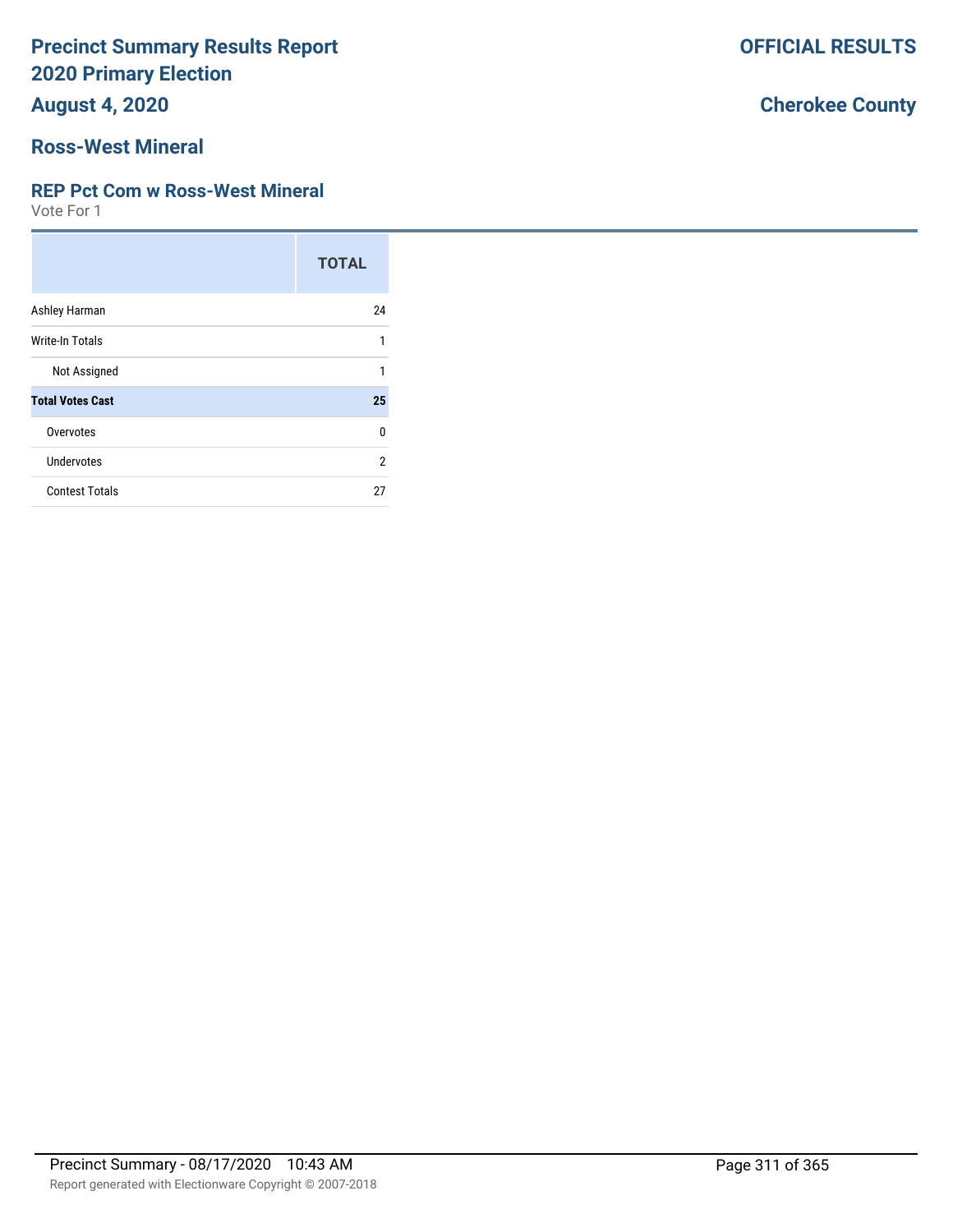# Precinct Summary Results Report
## 2020 Primary Election
## August 4, 2020

**OFFICIAL RESULTS**

**Cherokee County**

## Ross-West Mineral

### REP Pct Com w Ross-West Mineral

Vote For 1

| | TOTAL |
|---|---|
| Ashley Harman | 24 |
| Write-In Totals | 1 |
| Not Assigned | 1 |
| **Total Votes Cast** | **25** |
| Overvotes | 0 |
| Undervotes | 2 |
| Contest Totals | 27 |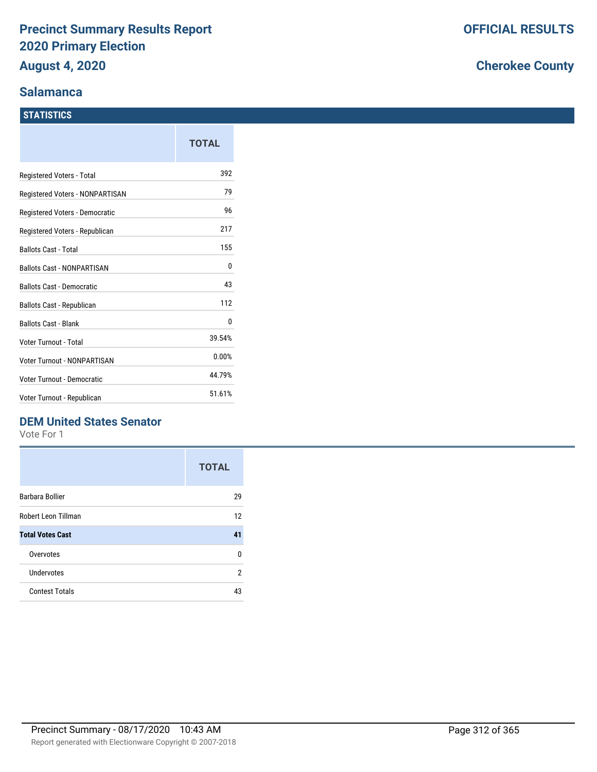# Precinct Summary Results Report
# 2020 Primary Election
# August 4, 2020

**OFFICIAL RESULTS**

**Cherokee County**

## Salamanca

### STATISTICS

| | TOTAL |
|---|---|
| Registered Voters - Total | 392 |
| Registered Voters - NONPARTISAN | 79 |
| Registered Voters - Democratic | 96 |
| Registered Voters - Republican | 217 |
| Ballots Cast - Total | 155 |
| Ballots Cast - NONPARTISAN | 0 |
| Ballots Cast - Democratic | 43 |
| Ballots Cast - Republican | 112 |
| Ballots Cast - Blank | 0 |
| Voter Turnout - Total | 39.54% |
| Voter Turnout - NONPARTISAN | 0.00% |
| Voter Turnout - Democratic | 44.79% |
| Voter Turnout - Republican | 51.61% |

### DEM United States Senator

Vote For 1

| | TOTAL |
|---|---|
| Barbara Bollier | 29 |
| Robert Leon Tillman | 12 |
| **Total Votes Cast** | **41** |
| Overvotes | 0 |
| Undervotes | 2 |
| Contest Totals | 43 |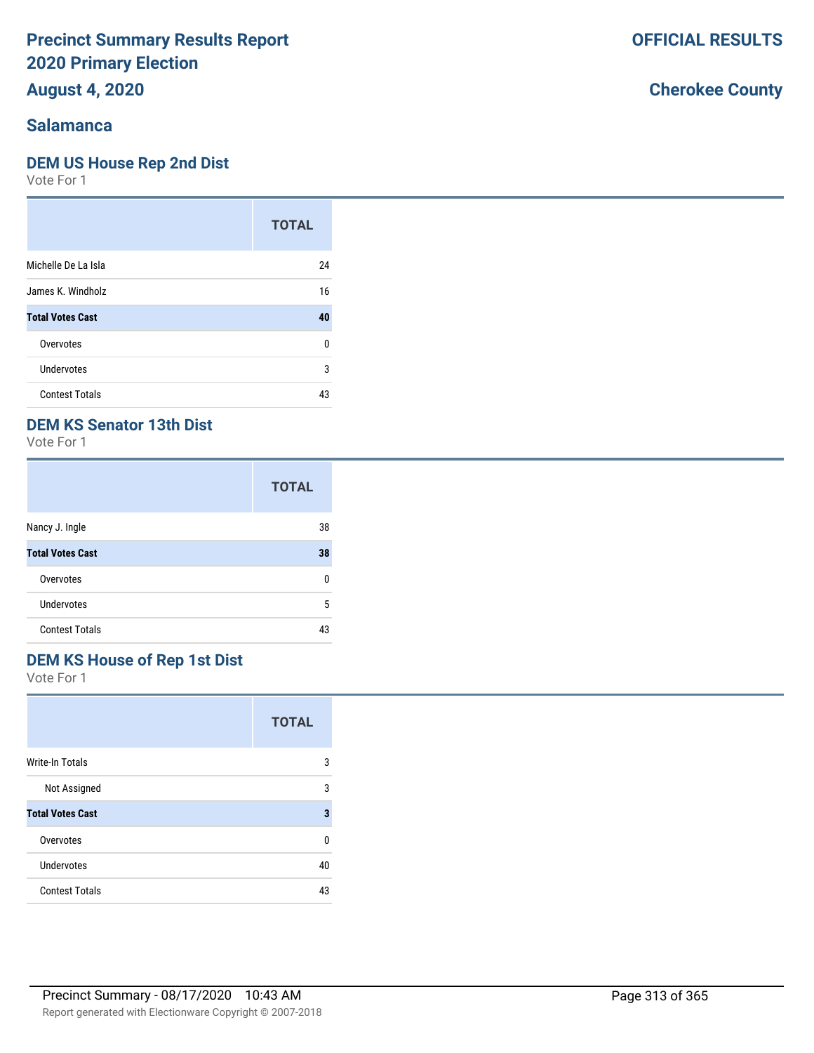# Precinct Summary Results Report
## 2020 Primary Election
## August 4, 2020

**OFFICIAL RESULTS**

**Cherokee County**

## Salamanca

### DEM US House Rep 2nd Dist

Vote For 1

| | TOTAL |
|---|---|
| Michelle De La Isla | 24 |
| James K. Windholz | 16 |
| **Total Votes Cast** | **40** |
| Overvotes | 0 |
| Undervotes | 3 |
| Contest Totals | 43 |

### DEM KS Senator 13th Dist

Vote For 1

| | TOTAL |
|---|---|
| Nancy J. Ingle | 38 |
| **Total Votes Cast** | **38** |
| Overvotes | 0 |
| Undervotes | 5 |
| Contest Totals | 43 |

### DEM KS House of Rep 1st Dist

Vote For 1

| | TOTAL |
|---|---|
| Write-In Totals | 3 |
| Not Assigned | 3 |
| **Total Votes Cast** | **3** |
| Overvotes | 0 |
| Undervotes | 40 |
| Contest Totals | 43 |

Precinct Summary - 08/17/2020 10:43 AM

Report generated with Electionware Copyright © 2007-2018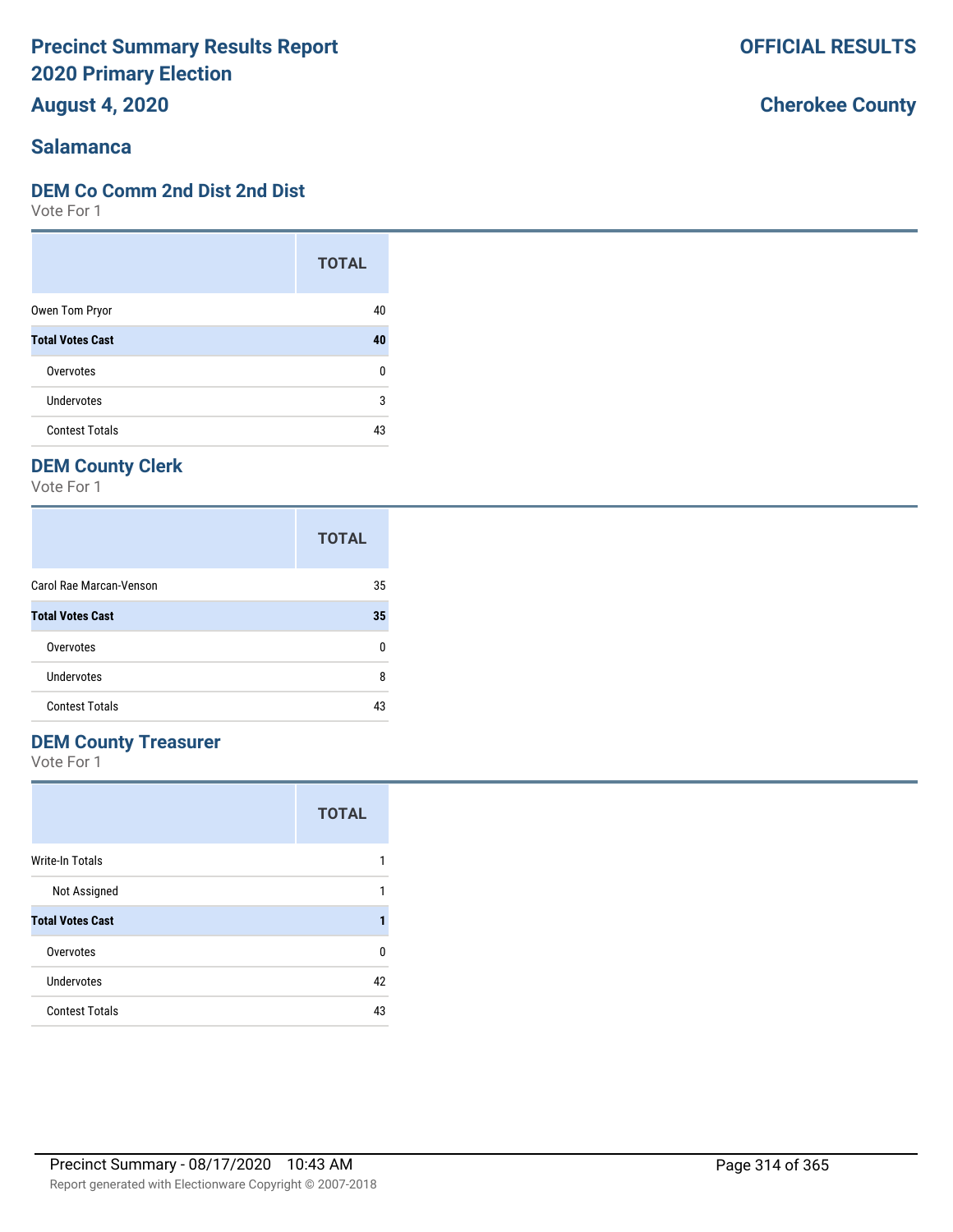# Precinct Summary Results Report
# 2020 Primary Election
## August 4, 2020

**OFFICIAL RESULTS**

**Cherokee County**

## Salamanca

### DEM Co Comm 2nd Dist 2nd Dist

Vote For 1

| | TOTAL |
|---|---|
| Owen Tom Pryor | 40 |
| **Total Votes Cast** | **40** |
| Overvotes | 0 |
| Undervotes | 3 |
| Contest Totals | 43 |

### DEM County Clerk

Vote For 1

| | TOTAL |
|---|---|
| Carol Rae Marcan-Venson | 35 |
| **Total Votes Cast** | **35** |
| Overvotes | 0 |
| Undervotes | 8 |
| Contest Totals | 43 |

### DEM County Treasurer

Vote For 1

| | TOTAL |
|---|---|
| Write-In Totals | 1 |
| Not Assigned | 1 |
| **Total Votes Cast** | **1** |
| Overvotes | 0 |
| Undervotes | 42 |
| Contest Totals | 43 |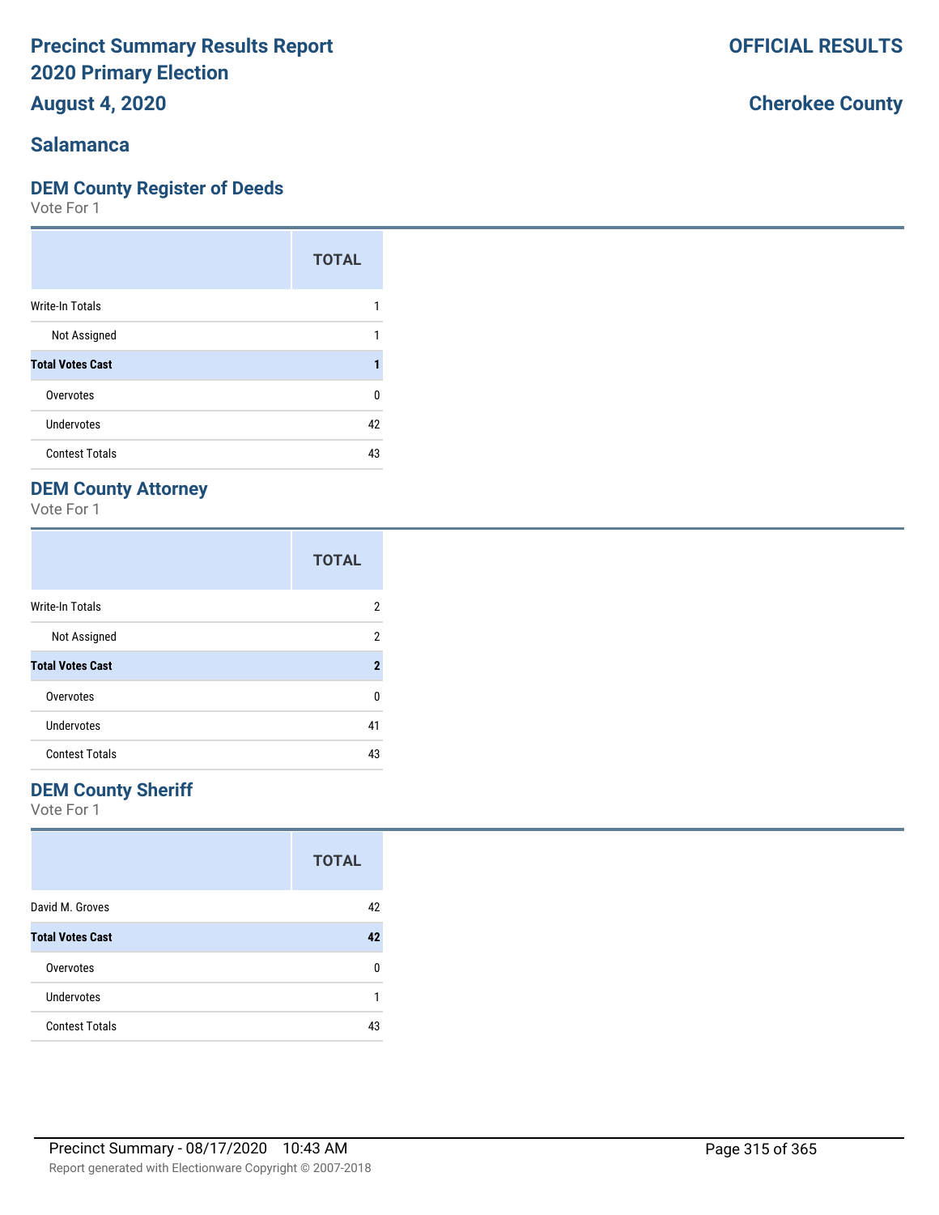# Precinct Summary Results Report
# 2020 Primary Election
## August 4, 2020

**OFFICIAL RESULTS**

**Cherokee County**

### Salamanca

## DEM County Register of Deeds

Vote For 1

| | TOTAL |
|---|---|
| Write-In Totals | 1 |
| Not Assigned | 1 |
| **Total Votes Cast** | **1** |
| Overvotes | 0 |
| Undervotes | 42 |
| Contest Totals | 43 |

## DEM County Attorney

Vote For 1

| | TOTAL |
|---|---|
| Write-In Totals | 2 |
| Not Assigned | 2 |
| **Total Votes Cast** | **2** |
| Overvotes | 0 |
| Undervotes | 41 |
| Contest Totals | 43 |

## DEM County Sheriff

Vote For 1

| | TOTAL |
|---|---|
| David M. Groves | 42 |
| **Total Votes Cast** | **42** |
| Overvotes | 0 |
| Undervotes | 1 |
| Contest Totals | 43 |

Precinct Summary - 08/17/2020 10:43 AM

Report generated with Electionware Copyright © 2007-2018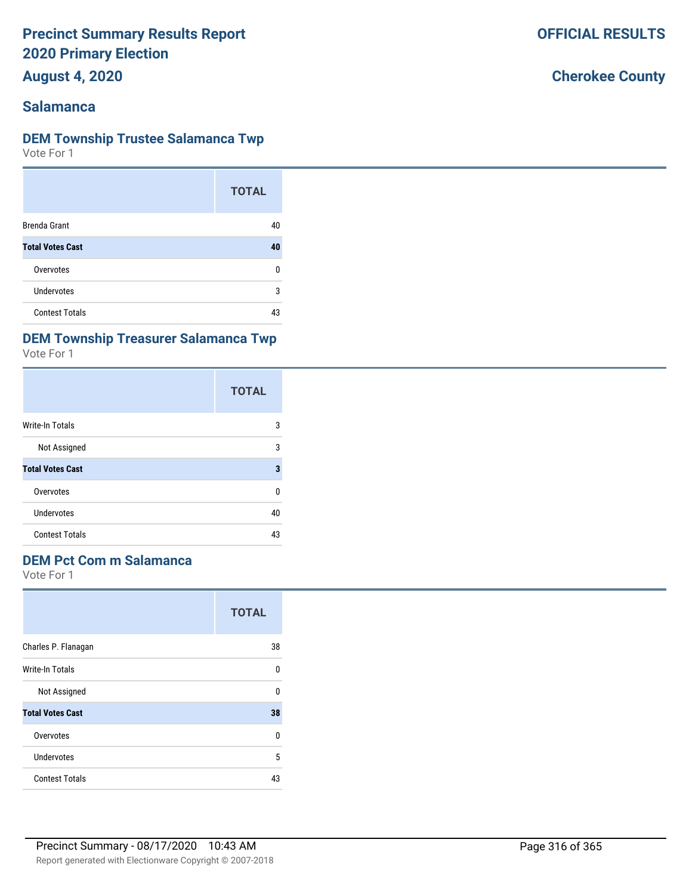# Precinct Summary Results Report
# 2020 Primary Election
## August 4, 2020

**OFFICIAL RESULTS**

**Cherokee County**

## Salamanca

### DEM Township Trustee Salamanca Twp

Vote For 1

| | TOTAL |
|---|---|
| Brenda Grant | 40 |
| **Total Votes Cast** | **40** |
| Overvotes | 0 |
| Undervotes | 3 |
| Contest Totals | 43 |

### DEM Township Treasurer Salamanca Twp

Vote For 1

| | TOTAL |
|---|---|
| Write-In Totals | 3 |
| Not Assigned | 3 |
| **Total Votes Cast** | **3** |
| Overvotes | 0 |
| Undervotes | 40 |
| Contest Totals | 43 |

### DEM Pct Com m Salamanca

Vote For 1

| | TOTAL |
|---|---|
| Charles P. Flanagan | 38 |
| Write-In Totals | 0 |
| Not Assigned | 0 |
| **Total Votes Cast** | **38** |
| Overvotes | 0 |
| Undervotes | 5 |
| Contest Totals | 43 |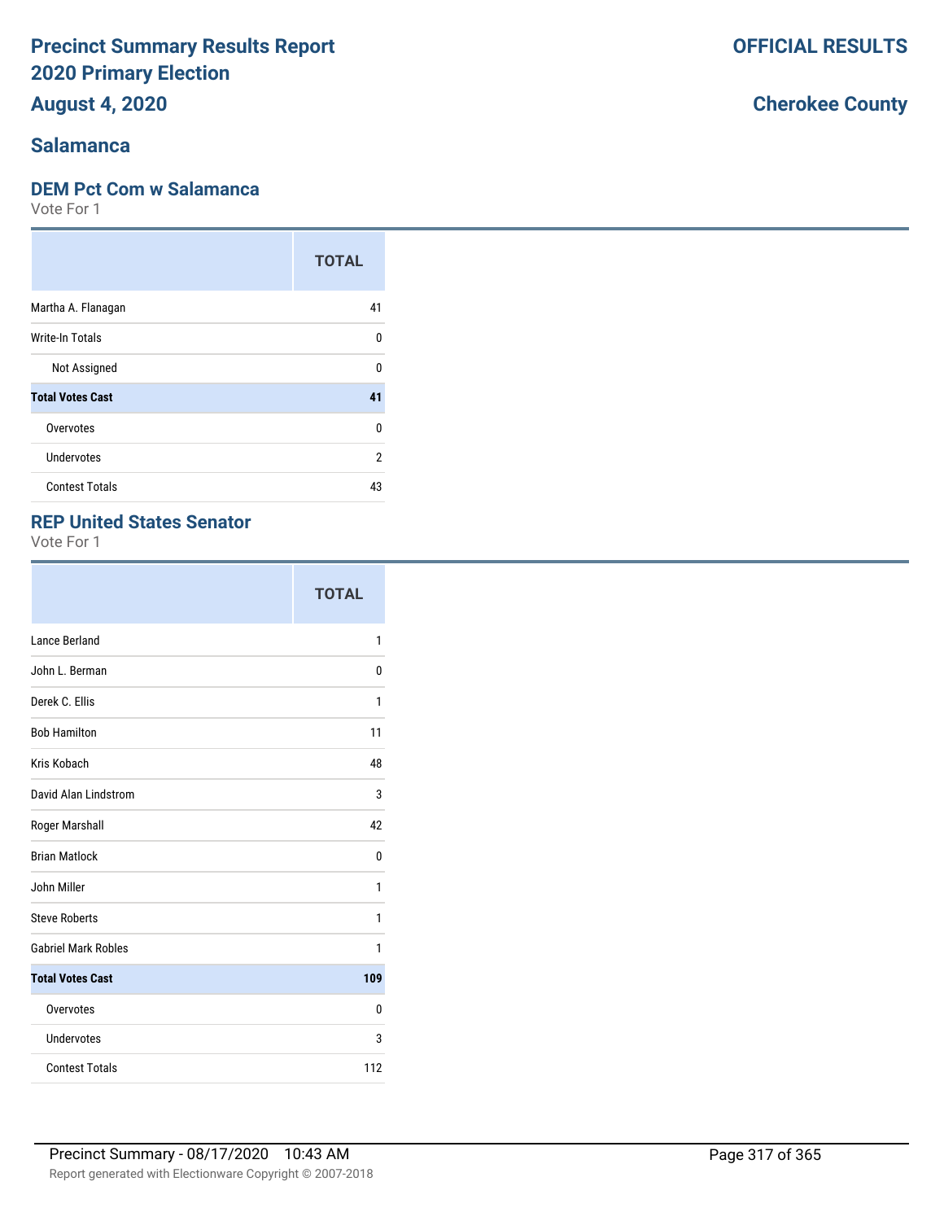# Precinct Summary Results Report
# 2020 Primary Election
# August 4, 2020

**OFFICIAL RESULTS**

**Cherokee County**

## Salamanca

### DEM Pct Com w Salamanca

Vote For 1

| | TOTAL |
|---|---|
| Martha A. Flanagan | 41 |
| Write-In Totals | 0 |
| Not Assigned | 0 |
| **Total Votes Cast** | **41** |
| Overvotes | 0 |
| Undervotes | 2 |
| Contest Totals | 43 |

### REP United States Senator

Vote For 1

| | TOTAL |
|---|---|
| Lance Berland | 1 |
| John L. Berman | 0 |
| Derek C. Ellis | 1 |
| Bob Hamilton | 11 |
| Kris Kobach | 48 |
| David Alan Lindstrom | 3 |
| Roger Marshall | 42 |
| Brian Matlock | 0 |
| John Miller | 1 |
| Steve Roberts | 1 |
| Gabriel Mark Robles | 1 |
| **Total Votes Cast** | **109** |
| Overvotes | 0 |
| Undervotes | 3 |
| Contest Totals | 112 |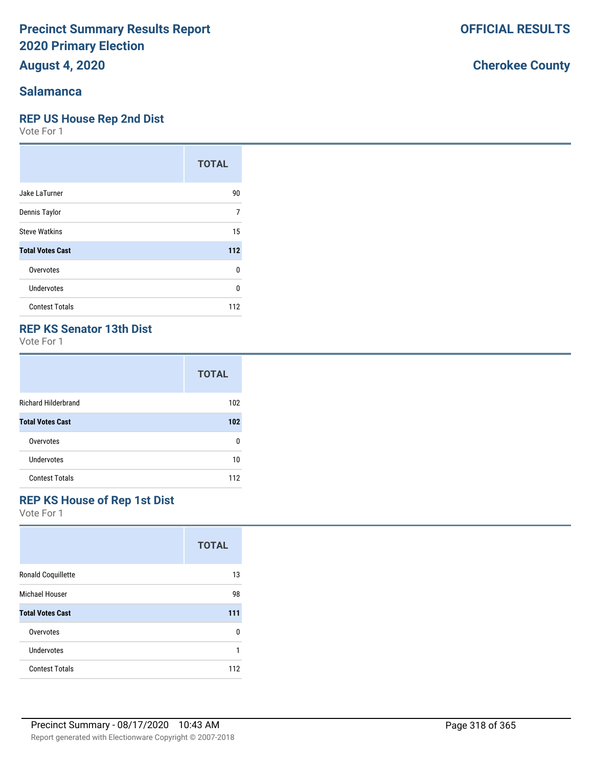# Precinct Summary Results Report
# 2020 Primary Election
## August 4, 2020

**OFFICIAL RESULTS**

**Cherokee County**

## Salamanca

### REP US House Rep 2nd Dist
Vote For 1

| | TOTAL |
|---|---|
| Jake LaTurner | 90 |
| Dennis Taylor | 7 |
| Steve Watkins | 15 |
| **Total Votes Cast** | **112** |
| Overvotes | 0 |
| Undervotes | 0 |
| Contest Totals | 112 |

### REP KS Senator 13th Dist
Vote For 1

| | TOTAL |
|---|---|
| Richard Hilderbrand | 102 |
| **Total Votes Cast** | **102** |
| Overvotes | 0 |
| Undervotes | 10 |
| Contest Totals | 112 |

### REP KS House of Rep 1st Dist
Vote For 1

| | TOTAL |
|---|---|
| Ronald Coquillette | 13 |
| Michael Houser | 98 |
| **Total Votes Cast** | **111** |
| Overvotes | 0 |
| Undervotes | 1 |
| Contest Totals | 112 |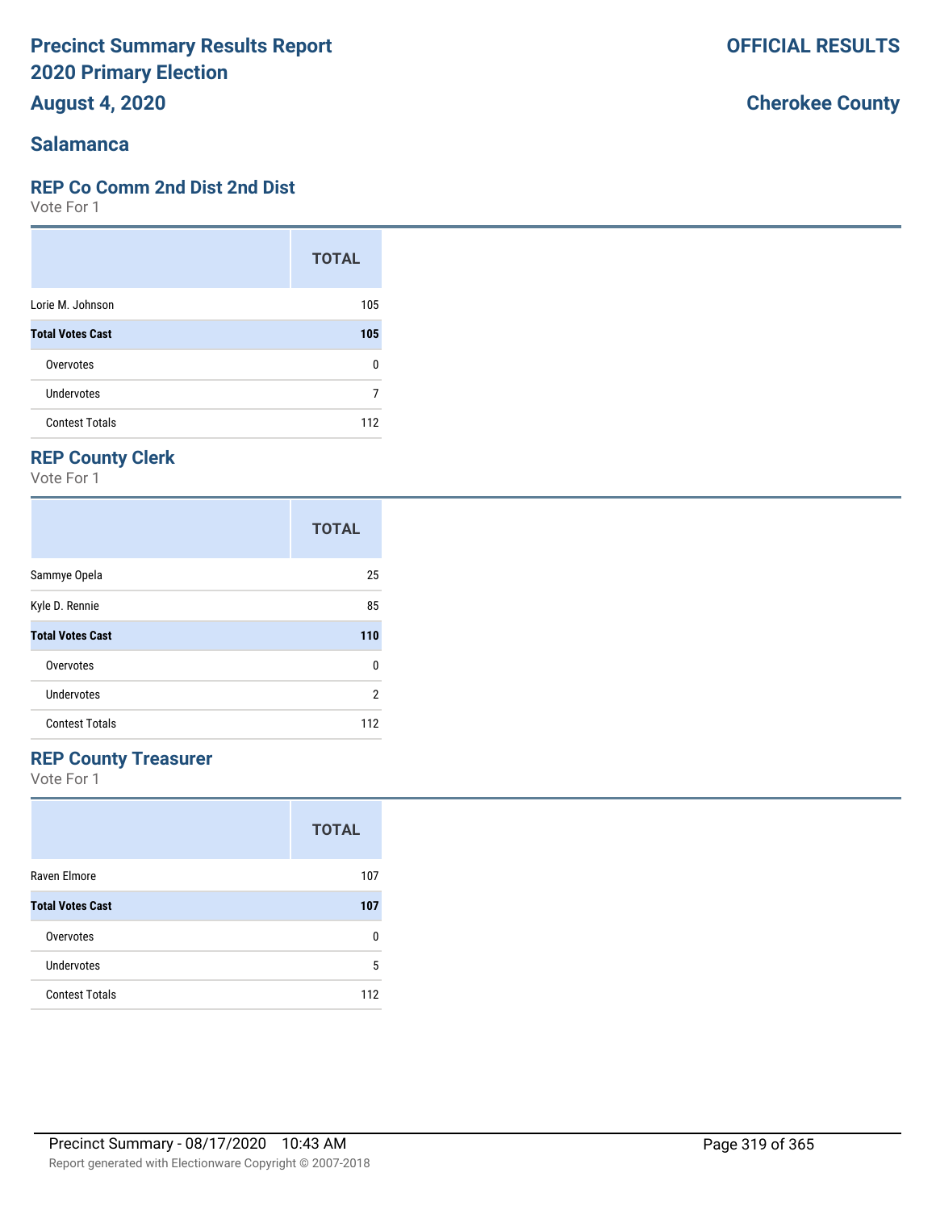# Precinct Summary Results Report 2020 Primary Election

**August 4, 2020**

**OFFICIAL RESULTS**

**Cherokee County**

## Salamanca

### REP Co Comm 2nd Dist 2nd Dist

Vote For 1

| | TOTAL |
|---|---|
| Lorie M. Johnson | 105 |
| **Total Votes Cast** | **105** |
| Overvotes | 0 |
| Undervotes | 7 |
| Contest Totals | 112 |

### REP County Clerk

Vote For 1

| | TOTAL |
|---|---|
| Sammye Opela | 25 |
| Kyle D. Rennie | 85 |
| **Total Votes Cast** | **110** |
| Overvotes | 0 |
| Undervotes | 2 |
| Contest Totals | 112 |

### REP County Treasurer

Vote For 1

| | TOTAL |
|---|---|
| Raven Elmore | 107 |
| **Total Votes Cast** | **107** |
| Overvotes | 0 |
| Undervotes | 5 |
| Contest Totals | 112 |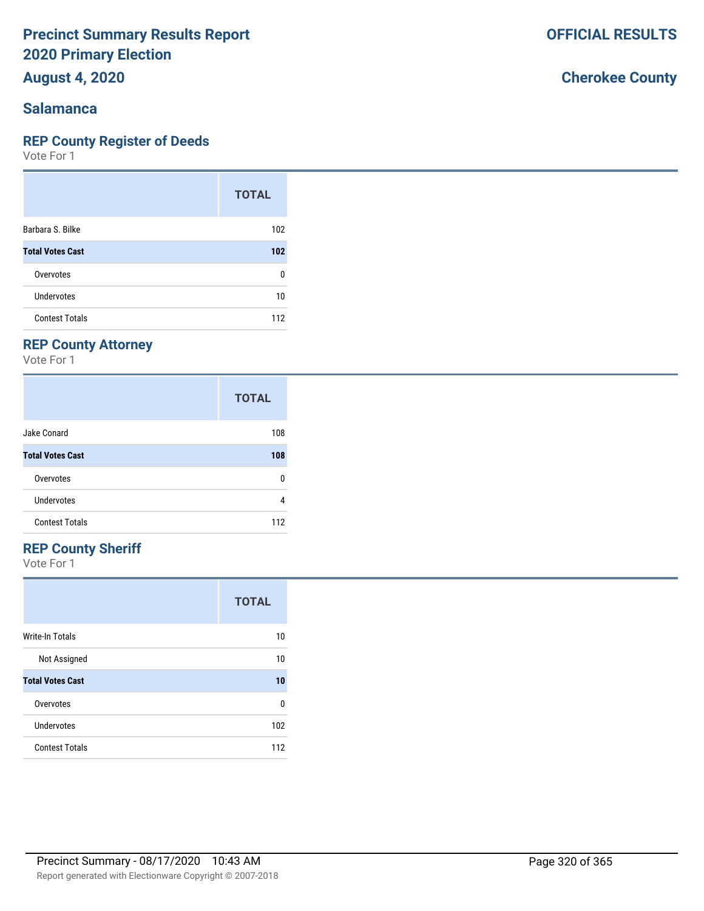# Precinct Summary Results Report
# 2020 Primary Election
# August 4, 2020

**OFFICIAL RESULTS**

**Cherokee County**

## Salamanca

### REP County Register of Deeds

Vote For 1

| | TOTAL |
|---|---|
| Barbara S. Bilke | 102 |
| **Total Votes Cast** | **102** |
| Overvotes | 0 |
| Undervotes | 10 |
| Contest Totals | 112 |

### REP County Attorney

Vote For 1

| | TOTAL |
|---|---|
| Jake Conard | 108 |
| **Total Votes Cast** | **108** |
| Overvotes | 0 |
| Undervotes | 4 |
| Contest Totals | 112 |

### REP County Sheriff

Vote For 1

| | TOTAL |
|---|---|
| Write-In Totals | 10 |
| Not Assigned | 10 |
| **Total Votes Cast** | **10** |
| Overvotes | 0 |
| Undervotes | 102 |
| Contest Totals | 112 |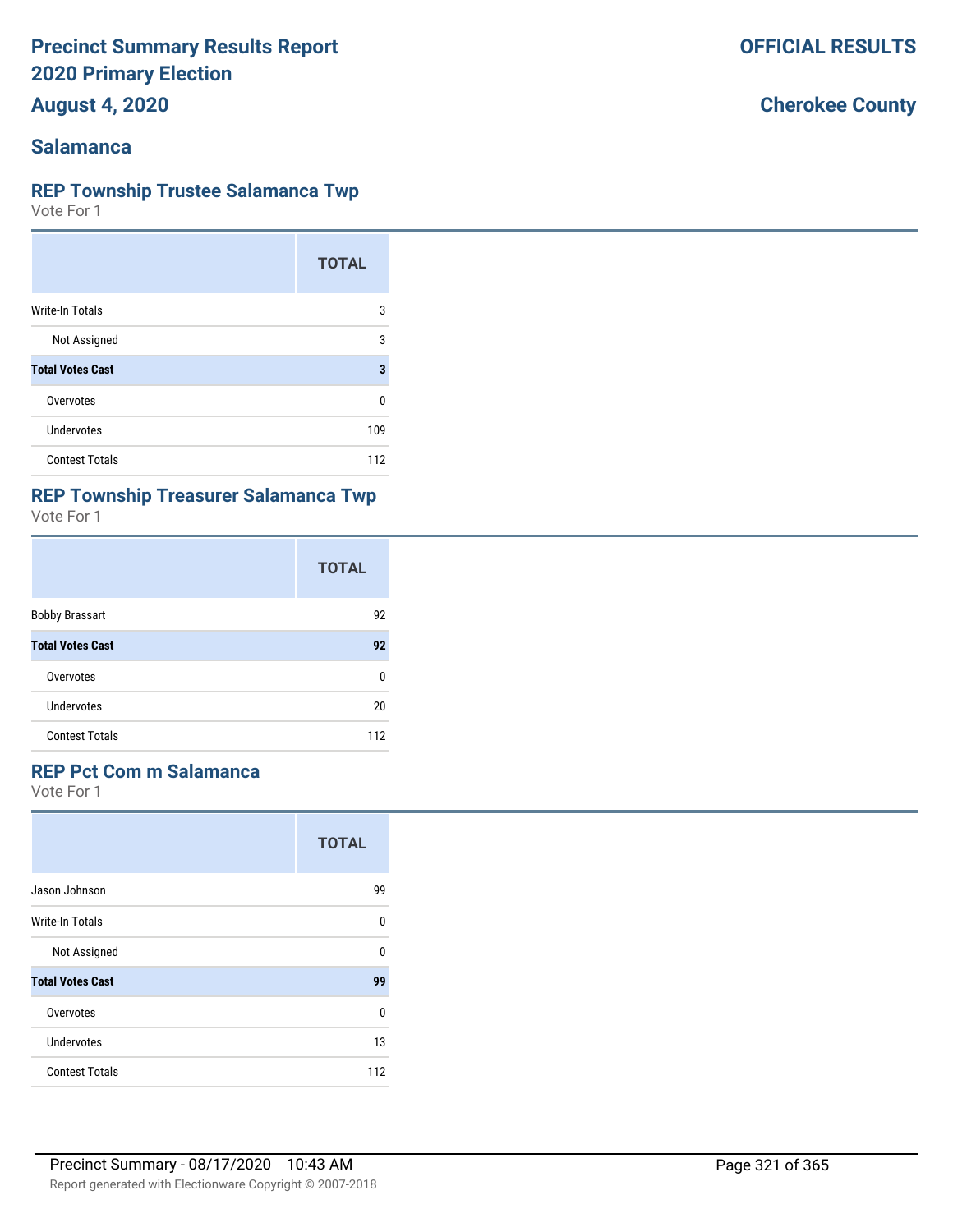# Precinct Summary Results Report
# 2020 Primary Election
# August 4, 2020

**OFFICIAL RESULTS**

**Cherokee County**

## Salamanca

### REP Township Trustee Salamanca Twp

Vote For 1

| | TOTAL |
|---|---|
| Write-In Totals | 3 |
| Not Assigned | 3 |
| **Total Votes Cast** | **3** |
| Overvotes | 0 |
| Undervotes | 109 |
| Contest Totals | 112 |

### REP Township Treasurer Salamanca Twp

Vote For 1

| | TOTAL |
|---|---|
| Bobby Brassart | 92 |
| **Total Votes Cast** | **92** |
| Overvotes | 0 |
| Undervotes | 20 |
| Contest Totals | 112 |

### REP Pct Com m Salamanca

Vote For 1

| | TOTAL |
|---|---|
| Jason Johnson | 99 |
| Write-In Totals | 0 |
| Not Assigned | 0 |
| **Total Votes Cast** | **99** |
| Overvotes | 0 |
| Undervotes | 13 |
| Contest Totals | 112 |

Precinct Summary - 08/17/2020 10:43 AM

Report generated with Electionware Copyright © 2007-2018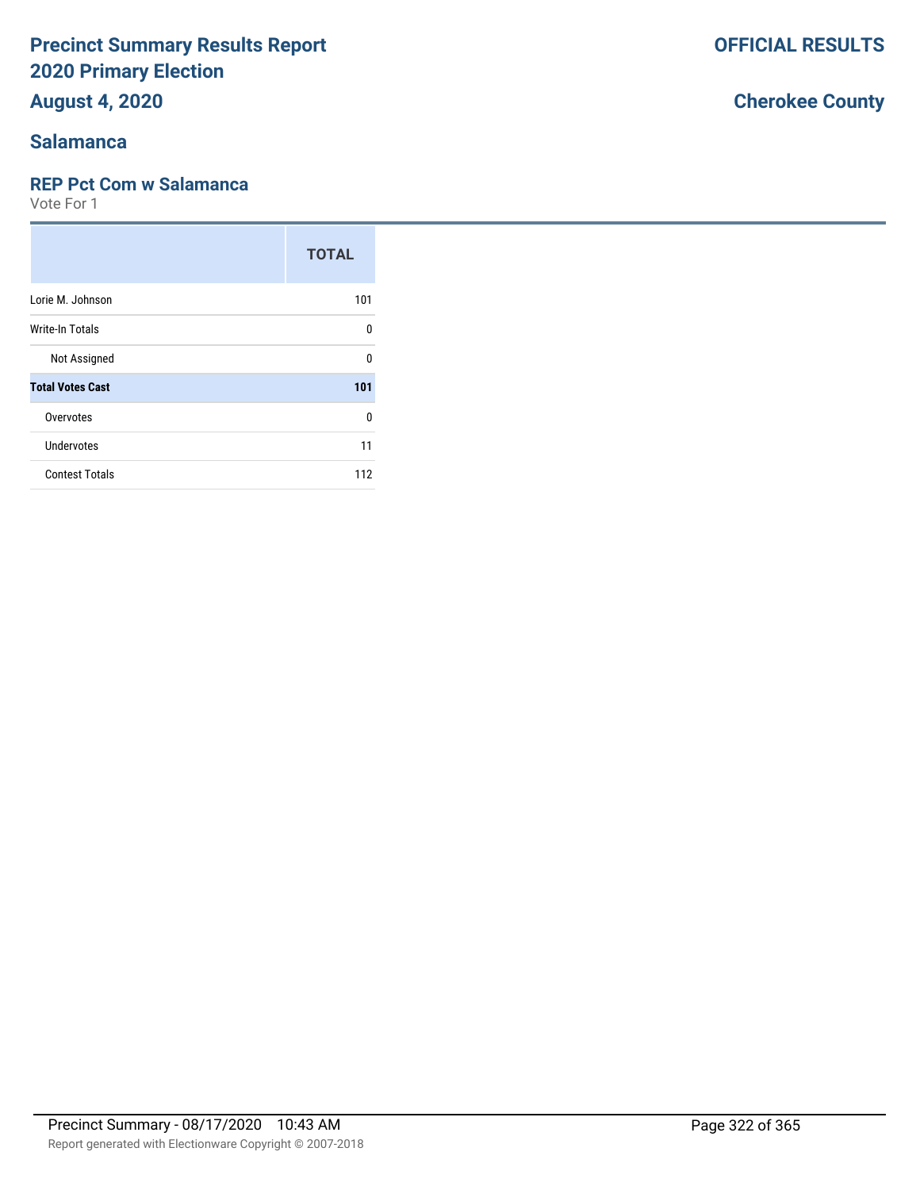# Precinct Summary Results Report
## 2020 Primary Election
## August 4, 2020

**OFFICIAL RESULTS**

**Cherokee County**

## Salamanca

### REP Pct Com w Salamanca

Vote For 1

| | TOTAL |
|---|---|
| Lorie M. Johnson | 101 |
| Write-In Totals | 0 |
| Not Assigned | 0 |
| **Total Votes Cast** | **101** |
| Overvotes | 0 |
| Undervotes | 11 |
| Contest Totals | 112 |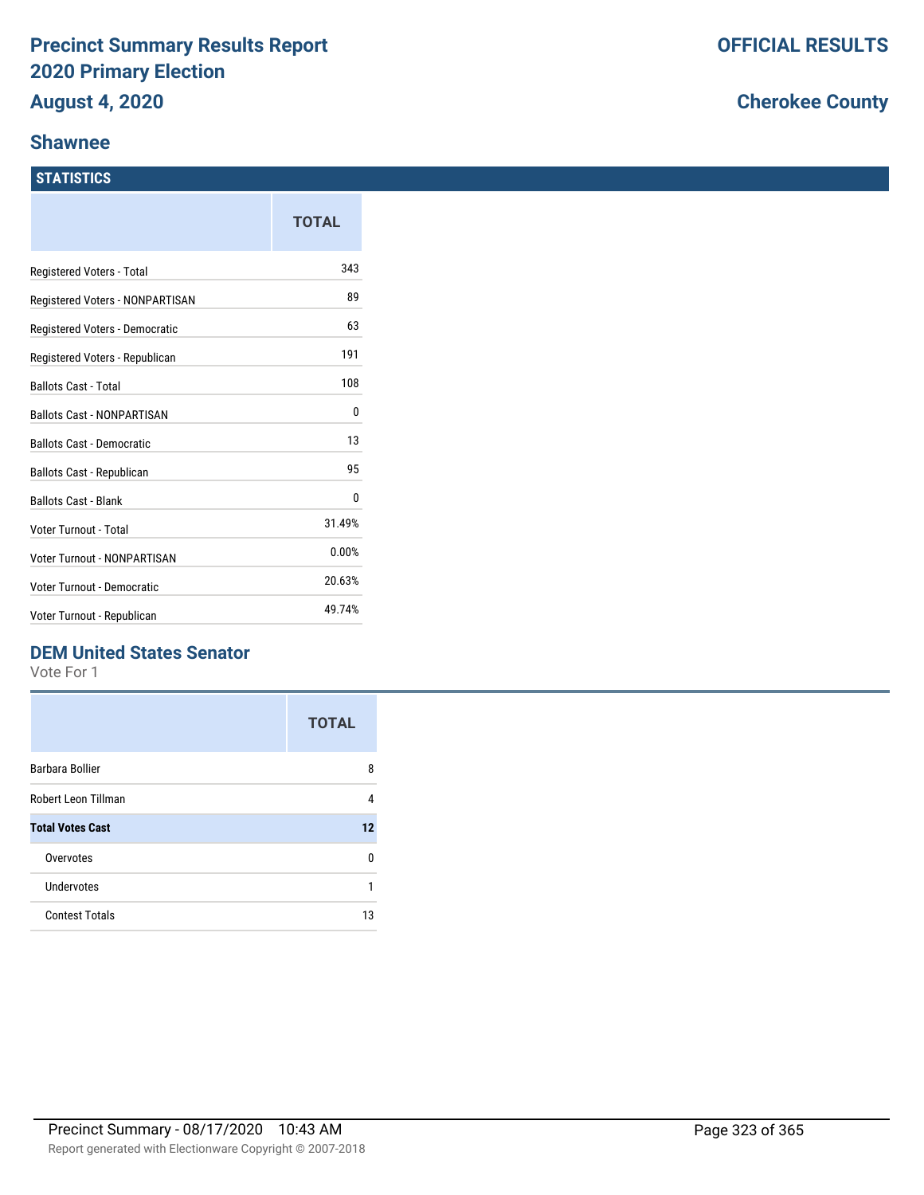# Precinct Summary Results Report
# 2020 Primary Election
## August 4, 2020

**OFFICIAL RESULTS**

**Cherokee County**

## Shawnee

### STATISTICS

| | TOTAL |
|---|---|
| Registered Voters - Total | 343 |
| Registered Voters - NONPARTISAN | 89 |
| Registered Voters - Democratic | 63 |
| Registered Voters - Republican | 191 |
| Ballots Cast - Total | 108 |
| Ballots Cast - NONPARTISAN | 0 |
| Ballots Cast - Democratic | 13 |
| Ballots Cast - Republican | 95 |
| Ballots Cast - Blank | 0 |
| Voter Turnout - Total | 31.49% |
| Voter Turnout - NONPARTISAN | 0.00% |
| Voter Turnout - Democratic | 20.63% |
| Voter Turnout - Republican | 49.74% |

### DEM United States Senator

Vote For 1

| | TOTAL |
|---|---|
| Barbara Bollier | 8 |
| Robert Leon Tillman | 4 |
| **Total Votes Cast** | **12** |
| Overvotes | 0 |
| Undervotes | 1 |
| Contest Totals | 13 |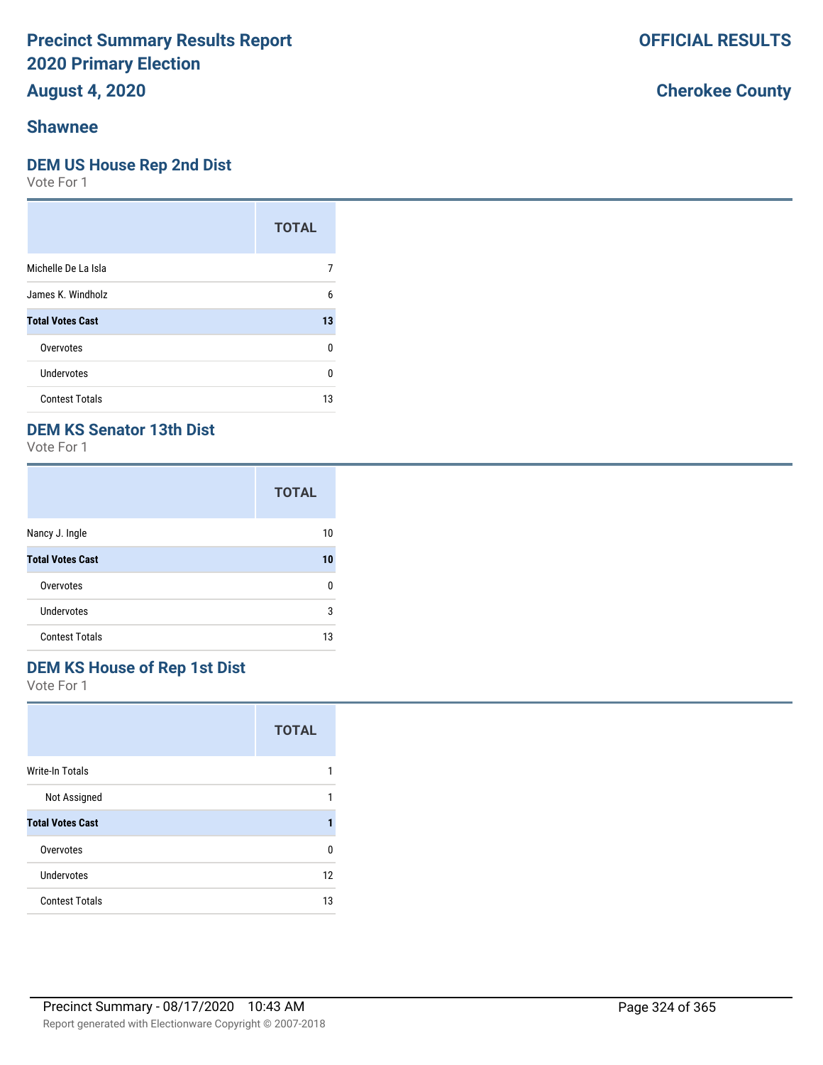# Precinct Summary Results Report
# 2020 Primary Election
# August 4, 2020

**OFFICIAL RESULTS**

**Cherokee County**

## Shawnee

### DEM US House Rep 2nd Dist

Vote For 1

| | TOTAL |
|---|---|
| Michelle De La Isla | 7 |
| James K. Windholz | 6 |
| **Total Votes Cast** | **13** |
| Overvotes | 0 |
| Undervotes | 0 |
| Contest Totals | 13 |

### DEM KS Senator 13th Dist

Vote For 1

| | TOTAL |
|---|---|
| Nancy J. Ingle | 10 |
| **Total Votes Cast** | **10** |
| Overvotes | 0 |
| Undervotes | 3 |
| Contest Totals | 13 |

### DEM KS House of Rep 1st Dist

Vote For 1

| | TOTAL |
|---|---|
| Write-In Totals | 1 |
| Not Assigned | 1 |
| **Total Votes Cast** | **1** |
| Overvotes | 0 |
| Undervotes | 12 |
| Contest Totals | 13 |

Precinct Summary - 08/17/2020 10:43 AM

Report generated with Electionware Copyright © 2007-2018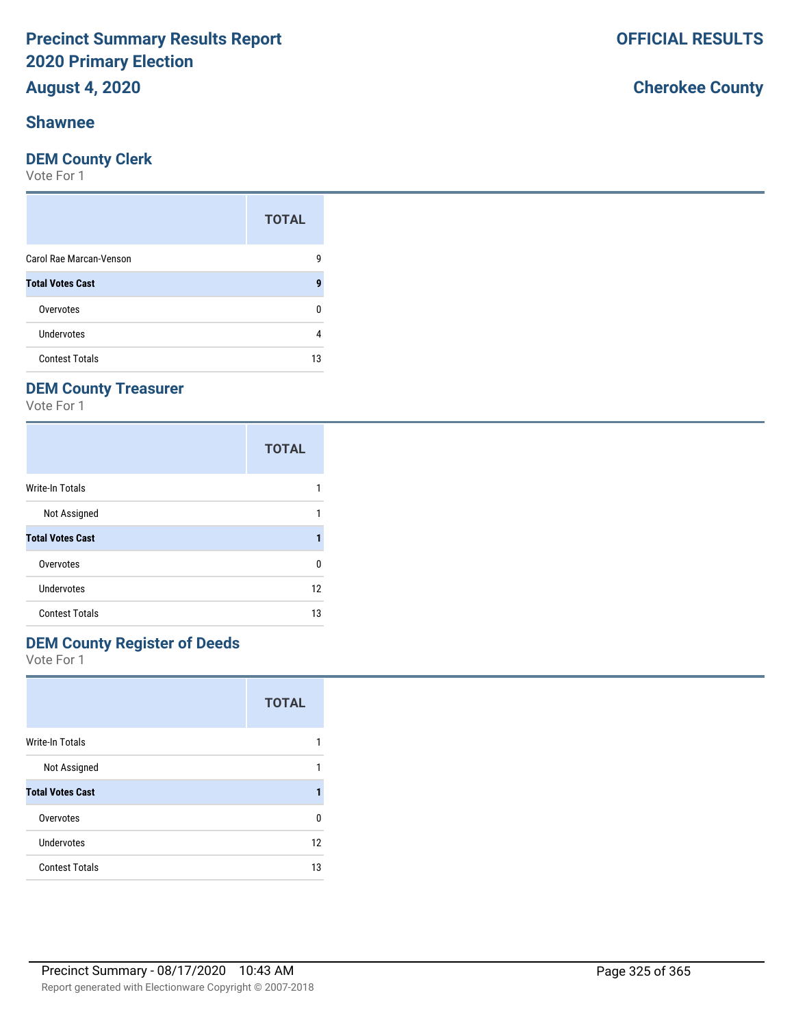# Precinct Summary Results Report
# 2020 Primary Election
## August 4, 2020

**OFFICIAL RESULTS**

**Cherokee County**

### Shawnee

### DEM County Clerk

Vote For 1

| | TOTAL |
|---|---|
| Carol Rae Marcan-Venson | 9 |
| **Total Votes Cast** | **9** |
| Overvotes | 0 |
| Undervotes | 4 |
| Contest Totals | 13 |

### DEM County Treasurer

Vote For 1

| | TOTAL |
|---|---|
| Write-In Totals | 1 |
| Not Assigned | 1 |
| **Total Votes Cast** | **1** |
| Overvotes | 0 |
| Undervotes | 12 |
| Contest Totals | 13 |

### DEM County Register of Deeds

Vote For 1

| | TOTAL |
|---|---|
| Write-In Totals | 1 |
| Not Assigned | 1 |
| **Total Votes Cast** | **1** |
| Overvotes | 0 |
| Undervotes | 12 |
| Contest Totals | 13 |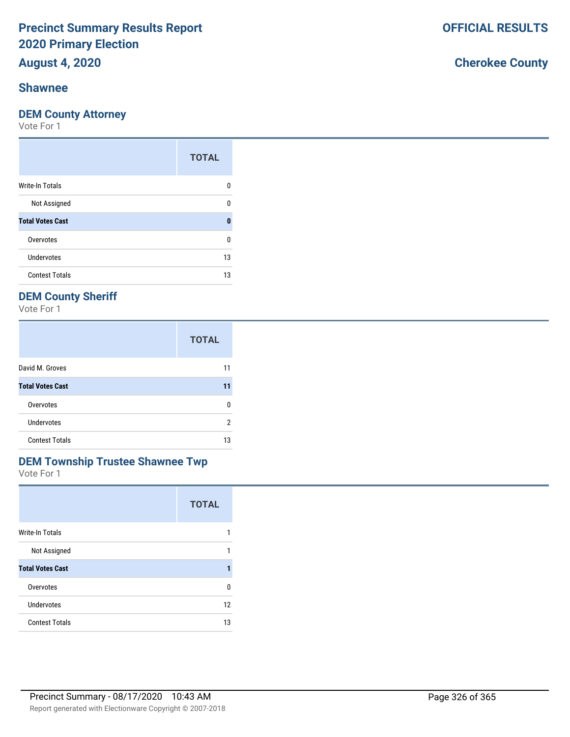# Precinct Summary Results Report
# 2020 Primary Election
## August 4, 2020

**OFFICIAL RESULTS**

**Cherokee County**

## Shawnee

### DEM County Attorney

Vote For 1

| | TOTAL |
|---|---|
| Write-In Totals | 0 |
| Not Assigned | 0 |
| **Total Votes Cast** | **0** |
| Overvotes | 0 |
| Undervotes | 13 |
| Contest Totals | 13 |

### DEM County Sheriff

Vote For 1

| | TOTAL |
|---|---|
| David M. Groves | 11 |
| **Total Votes Cast** | **11** |
| Overvotes | 0 |
| Undervotes | 2 |
| Contest Totals | 13 |

### DEM Township Trustee Shawnee Twp

Vote For 1

| | TOTAL |
|---|---|
| Write-In Totals | 1 |
| Not Assigned | 1 |
| **Total Votes Cast** | **1** |
| Overvotes | 0 |
| Undervotes | 12 |
| Contest Totals | 13 |

Precinct Summary - 08/17/2020 10:43 AM

Report generated with Electionware Copyright © 2007-2018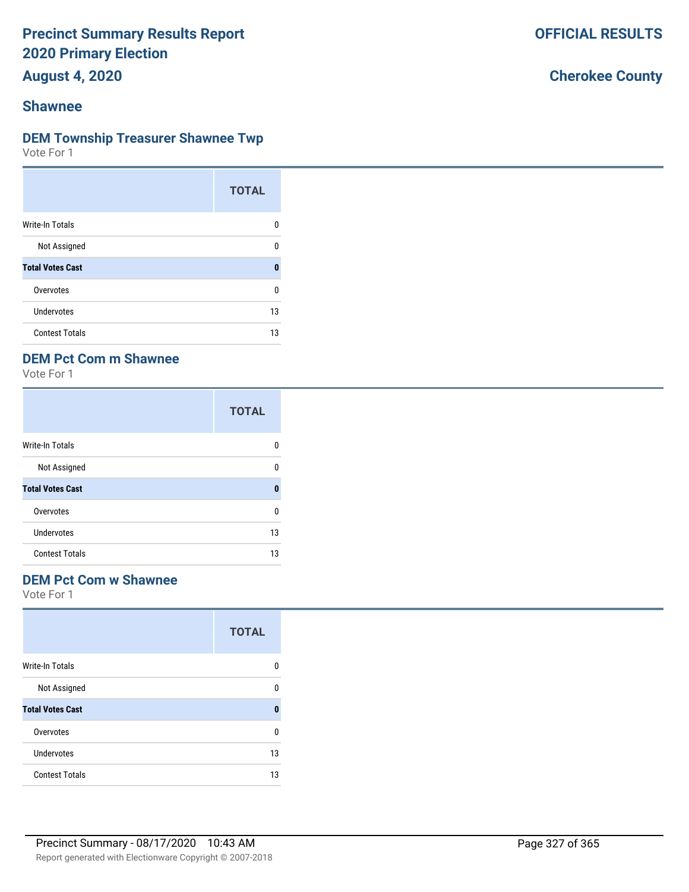# Precinct Summary Results Report
# 2020 Primary Election
# August 4, 2020

**OFFICIAL RESULTS**

**Cherokee County**

## Shawnee

### DEM Township Treasurer Shawnee Twp

Vote For 1

| | TOTAL |
|---|---|
| Write-In Totals | 0 |
| Not Assigned | 0 |
| **Total Votes Cast** | **0** |
| Overvotes | 0 |
| Undervotes | 13 |
| Contest Totals | 13 |

### DEM Pct Com m Shawnee

Vote For 1

| | TOTAL |
|---|---|
| Write-In Totals | 0 |
| Not Assigned | 0 |
| **Total Votes Cast** | **0** |
| Overvotes | 0 |
| Undervotes | 13 |
| Contest Totals | 13 |

### DEM Pct Com w Shawnee

Vote For 1

| | TOTAL |
|---|---|
| Write-In Totals | 0 |
| Not Assigned | 0 |
| **Total Votes Cast** | **0** |
| Overvotes | 0 |
| Undervotes | 13 |
| Contest Totals | 13 |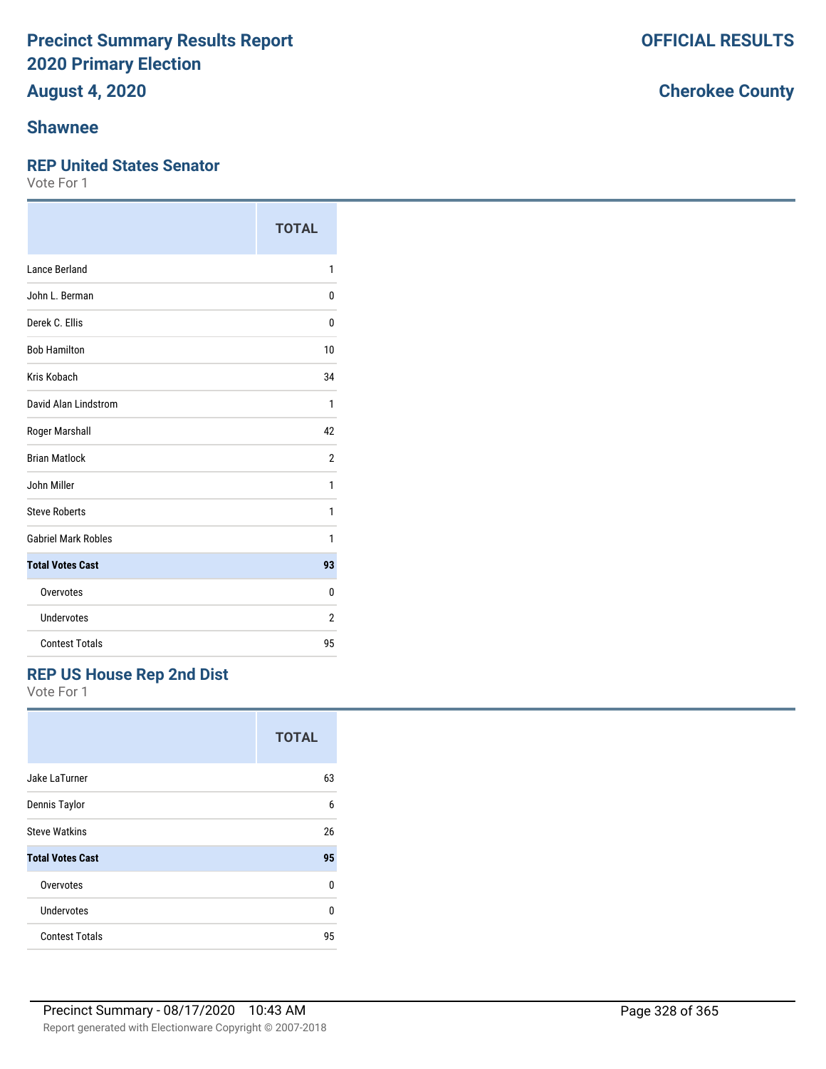# Precinct Summary Results Report
# 2020 Primary Election
# August 4, 2020

**OFFICIAL RESULTS**

**Cherokee County**

## Shawnee

### REP United States Senator

Vote For 1

| | TOTAL |
|---|---|
| Lance Berland | 1 |
| John L. Berman | 0 |
| Derek C. Ellis | 0 |
| Bob Hamilton | 10 |
| Kris Kobach | 34 |
| David Alan Lindstrom | 1 |
| Roger Marshall | 42 |
| Brian Matlock | 2 |
| John Miller | 1 |
| Steve Roberts | 1 |
| Gabriel Mark Robles | 1 |
| **Total Votes Cast** | **93** |
| Overvotes | 0 |
| Undervotes | 2 |
| Contest Totals | 95 |

### REP US House Rep 2nd Dist

Vote For 1

| | TOTAL |
|---|---|
| Jake LaTurner | 63 |
| Dennis Taylor | 6 |
| Steve Watkins | 26 |
| **Total Votes Cast** | **95** |
| Overvotes | 0 |
| Undervotes | 0 |
| Contest Totals | 95 |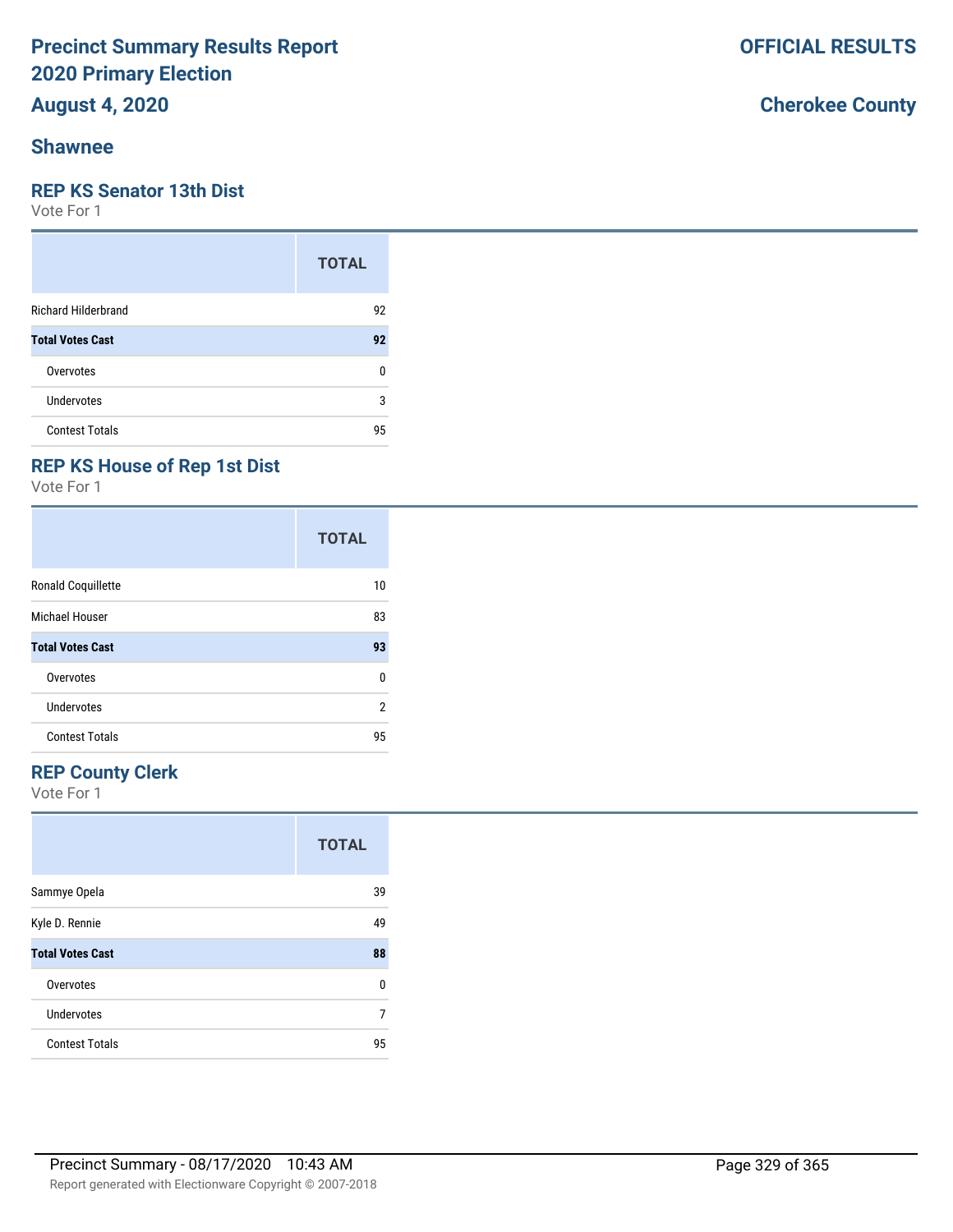# Precinct Summary Results Report
## 2020 Primary Election
## August 4, 2020

**OFFICIAL RESULTS**

**Cherokee County**

## Shawnee

### REP KS Senator 13th Dist

Vote For 1

| | TOTAL |
|---|---|
| Richard Hilderbrand | 92 |
| **Total Votes Cast** | **92** |
| Overvotes | 0 |
| Undervotes | 3 |
| Contest Totals | 95 |

### REP KS House of Rep 1st Dist

Vote For 1

| | TOTAL |
|---|---|
| Ronald Coquillette | 10 |
| Michael Houser | 83 |
| **Total Votes Cast** | **93** |
| Overvotes | 0 |
| Undervotes | 2 |
| Contest Totals | 95 |

### REP County Clerk

Vote For 1

| | TOTAL |
|---|---|
| Sammye Opela | 39 |
| Kyle D. Rennie | 49 |
| **Total Votes Cast** | **88** |
| Overvotes | 0 |
| Undervotes | 7 |
| Contest Totals | 95 |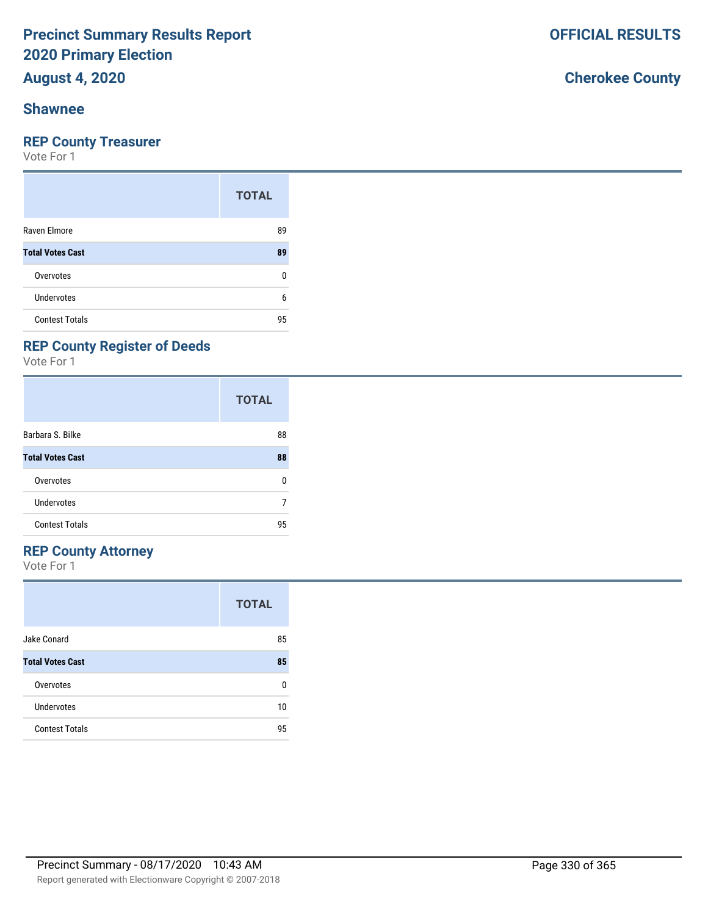# Precinct Summary Results Report
# 2020 Primary Election
# August 4, 2020

**OFFICIAL RESULTS**

**Cherokee County**

## Shawnee

### REP County Treasurer

Vote For 1

| | TOTAL |
|---|---|
| Raven Elmore | 89 |
| **Total Votes Cast** | **89** |
| Overvotes | 0 |
| Undervotes | 6 |
| Contest Totals | 95 |

### REP County Register of Deeds

Vote For 1

| | TOTAL |
|---|---|
| Barbara S. Bilke | 88 |
| **Total Votes Cast** | **88** |
| Overvotes | 0 |
| Undervotes | 7 |
| Contest Totals | 95 |

### REP County Attorney

Vote For 1

| | TOTAL |
|---|---|
| Jake Conard | 85 |
| **Total Votes Cast** | **85** |
| Overvotes | 0 |
| Undervotes | 10 |
| Contest Totals | 95 |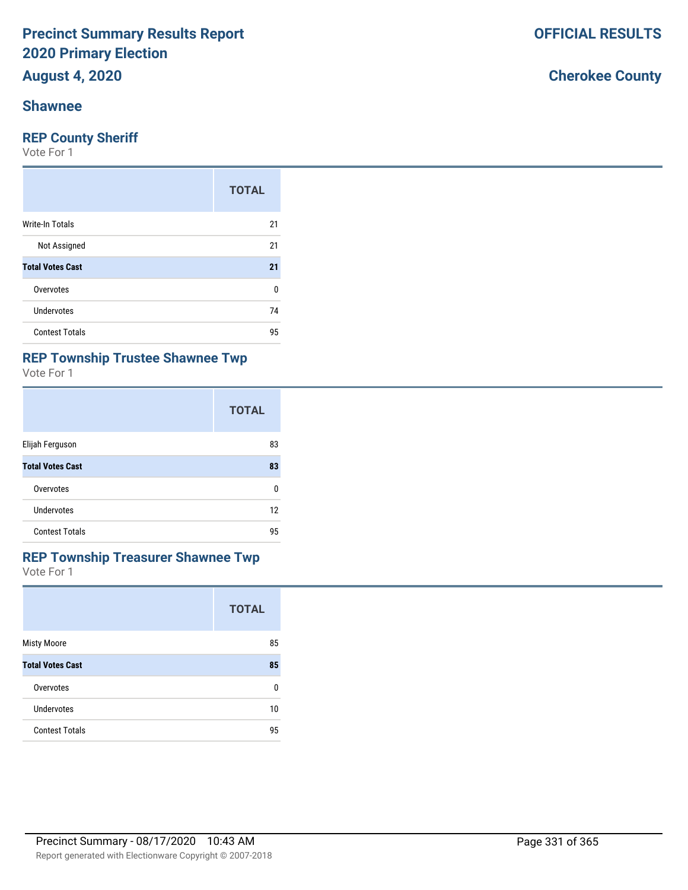**Precinct Summary Results Report**
**2020 Primary Election**
**August 4, 2020**

**OFFICIAL RESULTS**

**Cherokee County**

## Shawnee

### REP County Sheriff

Vote For 1

| | TOTAL |
|---|---|
| Write-In Totals | 21 |
| Not Assigned | 21 |
| **Total Votes Cast** | **21** |
| Overvotes | 0 |
| Undervotes | 74 |
| Contest Totals | 95 |

### REP Township Trustee Shawnee Twp

Vote For 1

| | TOTAL |
|---|---|
| Elijah Ferguson | 83 |
| **Total Votes Cast** | **83** |
| Overvotes | 0 |
| Undervotes | 12 |
| Contest Totals | 95 |

### REP Township Treasurer Shawnee Twp

Vote For 1

| | TOTAL |
|---|---|
| Misty Moore | 85 |
| **Total Votes Cast** | **85** |
| Overvotes | 0 |
| Undervotes | 10 |
| Contest Totals | 95 |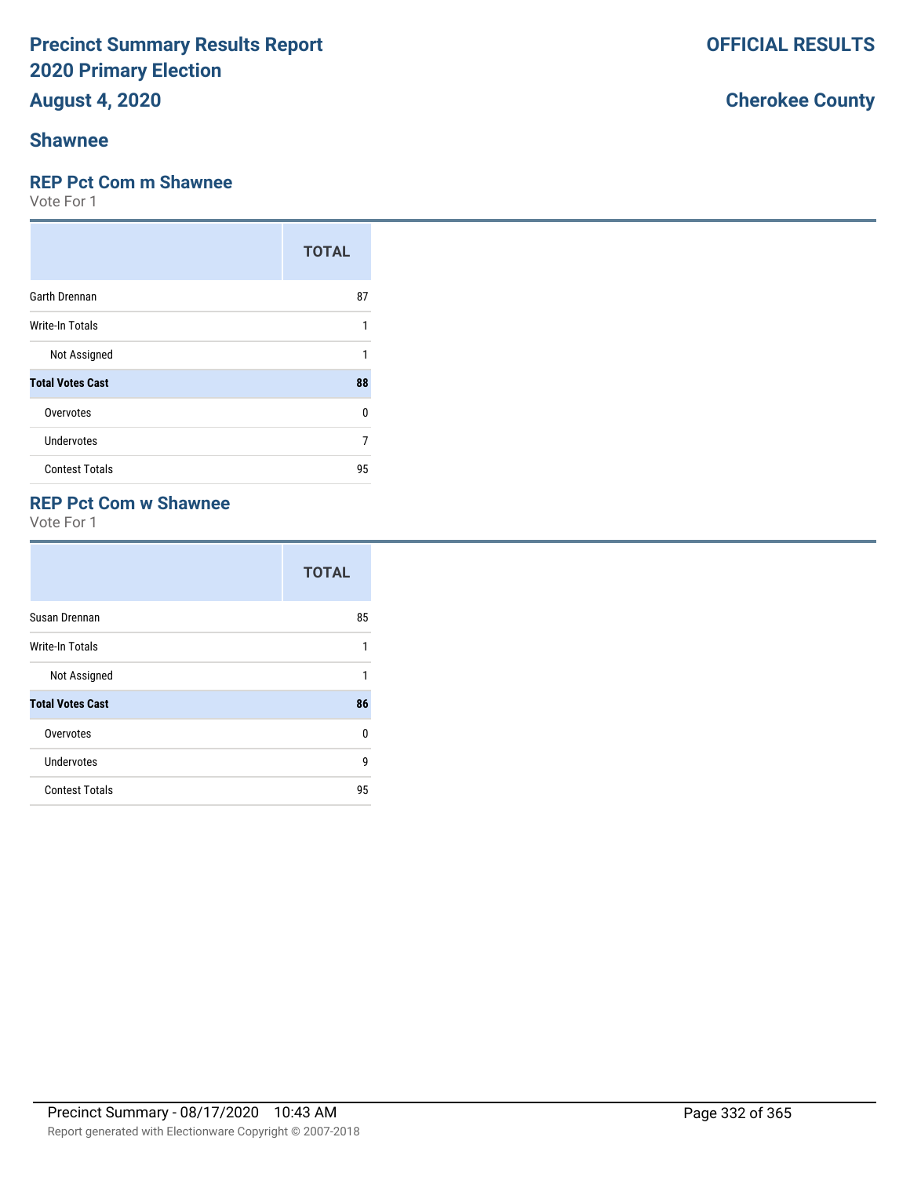# Precinct Summary Results Report
# 2020 Primary Election
# August 4, 2020

**OFFICIAL RESULTS**

**Cherokee County**

## Shawnee

### REP Pct Com m Shawnee

Vote For 1

| | TOTAL |
|---|---|
| Garth Drennan | 87 |
| Write-In Totals | 1 |
| Not Assigned | 1 |
| **Total Votes Cast** | **88** |
| Overvotes | 0 |
| Undervotes | 7 |
| Contest Totals | 95 |

### REP Pct Com w Shawnee

Vote For 1

| | TOTAL |
|---|---|
| Susan Drennan | 85 |
| Write-In Totals | 1 |
| Not Assigned | 1 |
| **Total Votes Cast** | **86** |
| Overvotes | 0 |
| Undervotes | 9 |
| Contest Totals | 95 |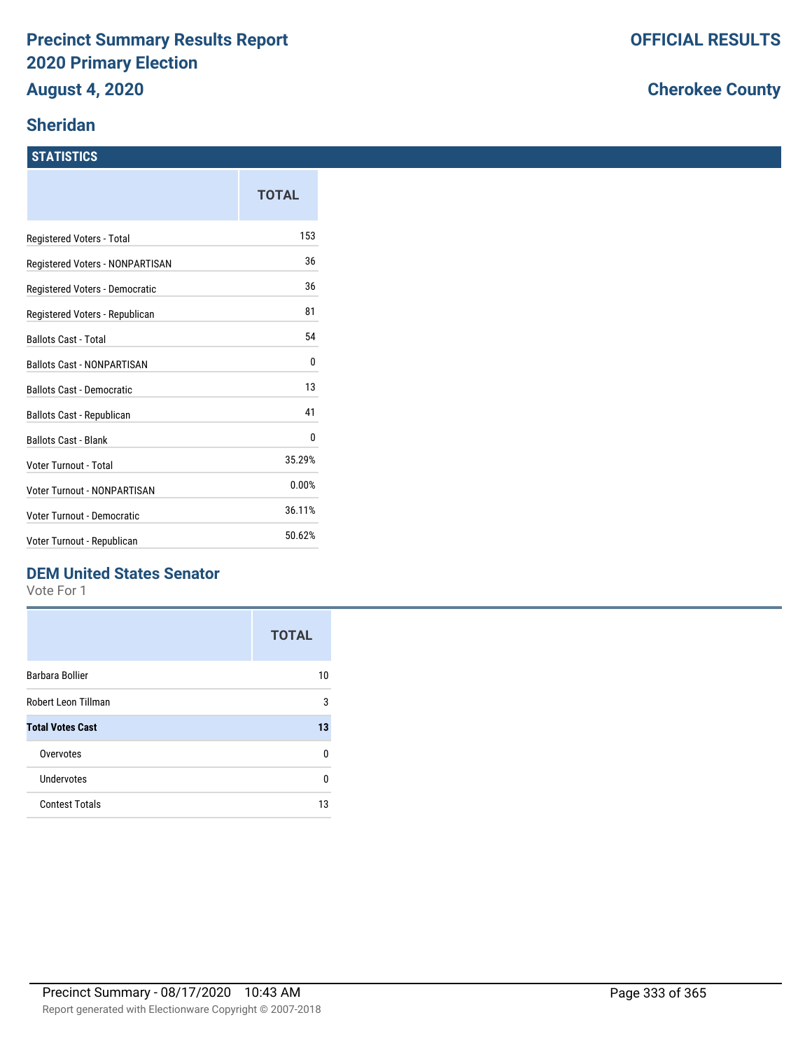# Precinct Summary Results Report
# 2020 Primary Election
# August 4, 2020

**OFFICIAL RESULTS**

**Cherokee County**

## Sheridan

### STATISTICS

| | TOTAL |
|---|---|
| Registered Voters - Total | 153 |
| Registered Voters - NONPARTISAN | 36 |
| Registered Voters - Democratic | 36 |
| Registered Voters - Republican | 81 |
| Ballots Cast - Total | 54 |
| Ballots Cast - NONPARTISAN | 0 |
| Ballots Cast - Democratic | 13 |
| Ballots Cast - Republican | 41 |
| Ballots Cast - Blank | 0 |
| Voter Turnout - Total | 35.29% |
| Voter Turnout - NONPARTISAN | 0.00% |
| Voter Turnout - Democratic | 36.11% |
| Voter Turnout - Republican | 50.62% |

### DEM United States Senator

Vote For 1

| | TOTAL |
|---|---|
| Barbara Bollier | 10 |
| Robert Leon Tillman | 3 |
| **Total Votes Cast** | **13** |
| Overvotes | 0 |
| Undervotes | 0 |
| Contest Totals | 13 |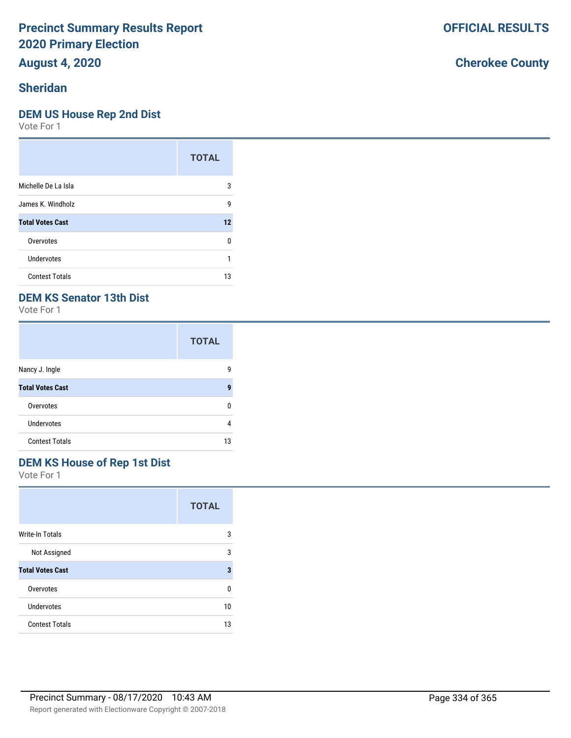# Precinct Summary Results Report
# 2020 Primary Election
## August 4, 2020

**OFFICIAL RESULTS**

**Cherokee County**

## Sheridan

### DEM US House Rep 2nd Dist

Vote For 1

| | TOTAL |
|---|---|
| Michelle De La Isla | 3 |
| James K. Windholz | 9 |
| **Total Votes Cast** | **12** |
| Overvotes | 0 |
| Undervotes | 1 |
| Contest Totals | 13 |

### DEM KS Senator 13th Dist

Vote For 1

| | TOTAL |
|---|---|
| Nancy J. Ingle | 9 |
| **Total Votes Cast** | **9** |
| Overvotes | 0 |
| Undervotes | 4 |
| Contest Totals | 13 |

### DEM KS House of Rep 1st Dist

Vote For 1

| | TOTAL |
|---|---|
| Write-In Totals | 3 |
| Not Assigned | 3 |
| **Total Votes Cast** | **3** |
| Overvotes | 0 |
| Undervotes | 10 |
| Contest Totals | 13 |

Precinct Summary - 08/17/2020 10:43 AM

Report generated with Electionware Copyright © 2007-2018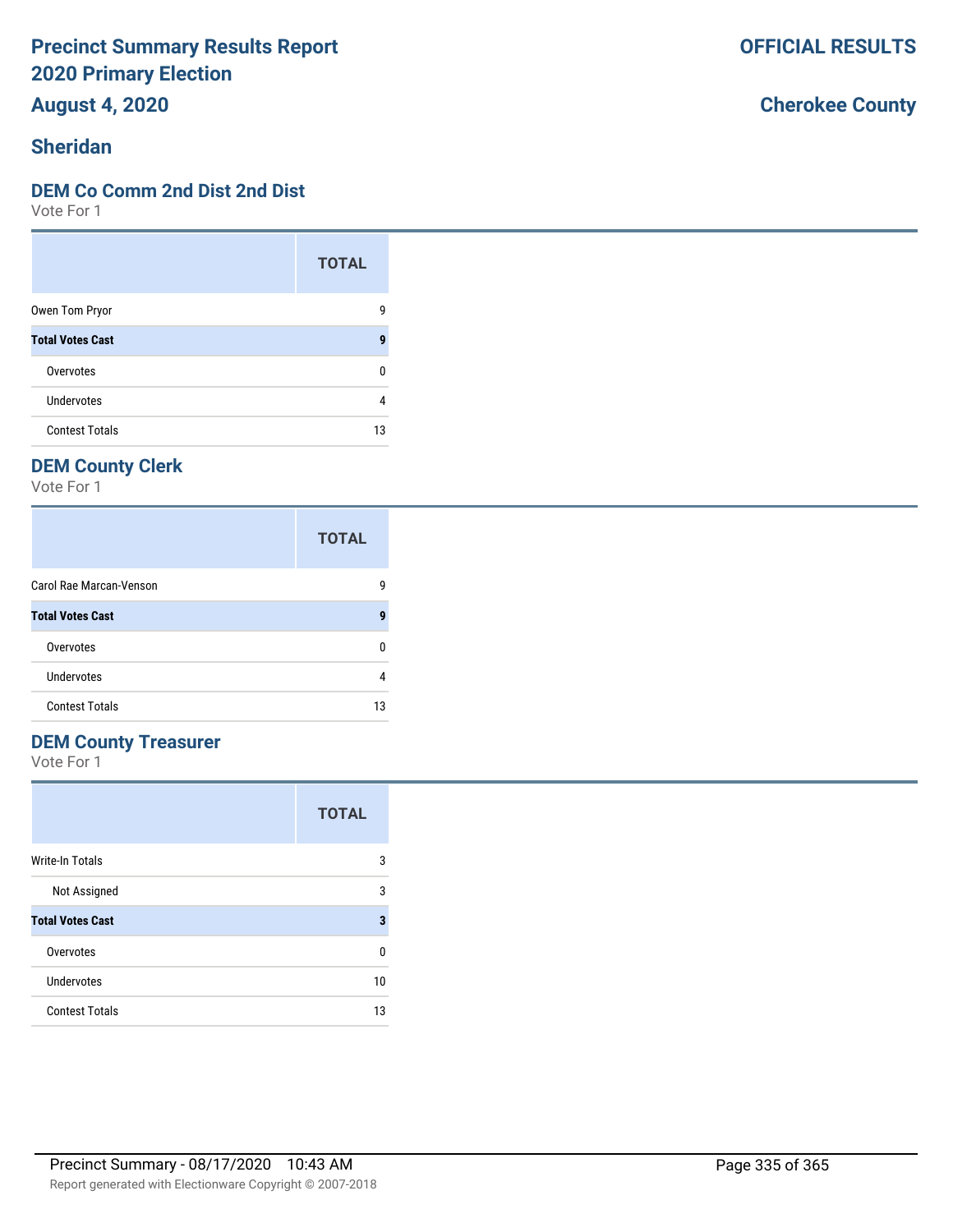**Precinct Summary Results Report**
**2020 Primary Election**
**August 4, 2020**

**OFFICIAL RESULTS**

**Cherokee County**

## Sheridan

### DEM Co Comm 2nd Dist 2nd Dist

Vote For 1

| | TOTAL |
|---|---|
| Owen Tom Pryor | 9 |
| **Total Votes Cast** | **9** |
| Overvotes | 0 |
| Undervotes | 4 |
| Contest Totals | 13 |

### DEM County Clerk

Vote For 1

| | TOTAL |
|---|---|
| Carol Rae Marcan-Venson | 9 |
| **Total Votes Cast** | **9** |
| Overvotes | 0 |
| Undervotes | 4 |
| Contest Totals | 13 |

### DEM County Treasurer

Vote For 1

| | TOTAL |
|---|---|
| Write-In Totals | 3 |
| Not Assigned | 3 |
| **Total Votes Cast** | **3** |
| Overvotes | 0 |
| Undervotes | 10 |
| Contest Totals | 13 |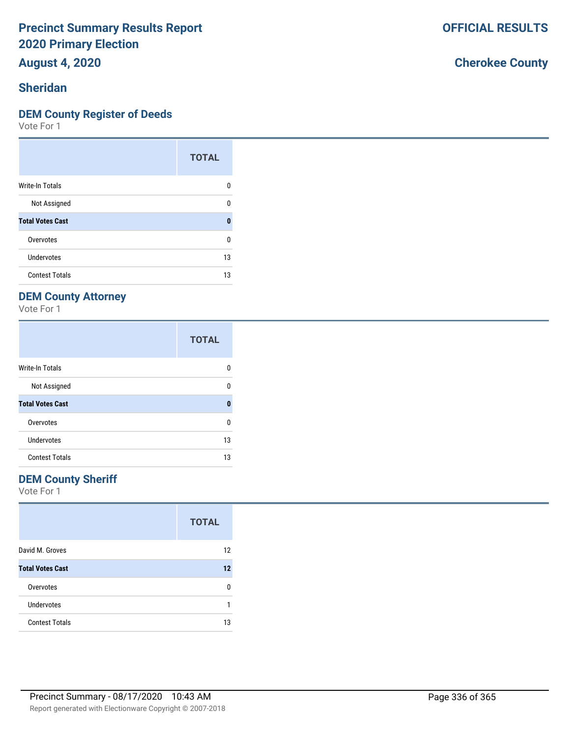# Precinct Summary Results Report
# 2020 Primary Election
## August 4, 2020

**OFFICIAL RESULTS**

**Cherokee County**

## Sheridan

### DEM County Register of Deeds
Vote For 1

| | TOTAL |
|---|---|
| Write-In Totals | 0 |
| Not Assigned | 0 |
| **Total Votes Cast** | **0** |
| Overvotes | 0 |
| Undervotes | 13 |
| Contest Totals | 13 |

### DEM County Attorney
Vote For 1

| | TOTAL |
|---|---|
| Write-In Totals | 0 |
| Not Assigned | 0 |
| **Total Votes Cast** | **0** |
| Overvotes | 0 |
| Undervotes | 13 |
| Contest Totals | 13 |

### DEM County Sheriff
Vote For 1

| | TOTAL |
|---|---|
| David M. Groves | 12 |
| **Total Votes Cast** | **12** |
| Overvotes | 0 |
| Undervotes | 1 |
| Contest Totals | 13 |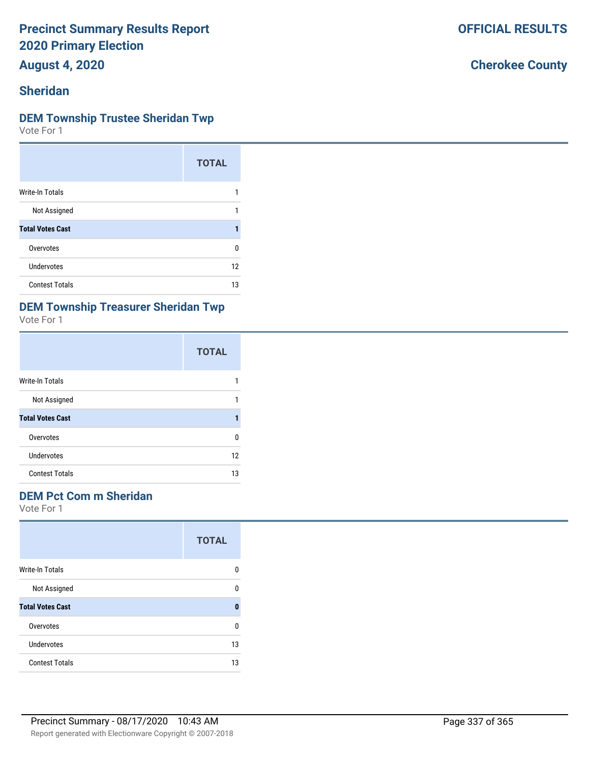# Sheridan

## DEM Township Trustee Sheridan Twp

Vote For 1

| | TOTAL |
|---|---|
| Write-In Totals | 1 |
| Not Assigned | 1 |
| **Total Votes Cast** | **1** |
| Overvotes | 0 |
| Undervotes | 12 |
| Contest Totals | 13 |

## DEM Township Treasurer Sheridan Twp

Vote For 1

| | TOTAL |
|---|---|
| Write-In Totals | 1 |
| Not Assigned | 1 |
| **Total Votes Cast** | **1** |
| Overvotes | 0 |
| Undervotes | 12 |
| Contest Totals | 13 |

## DEM Pct Com m Sheridan

Vote For 1

| | TOTAL |
|---|---|
| Write-In Totals | 0 |
| Not Assigned | 0 |
| **Total Votes Cast** | **0** |
| Overvotes | 0 |
| Undervotes | 13 |
| Contest Totals | 13 |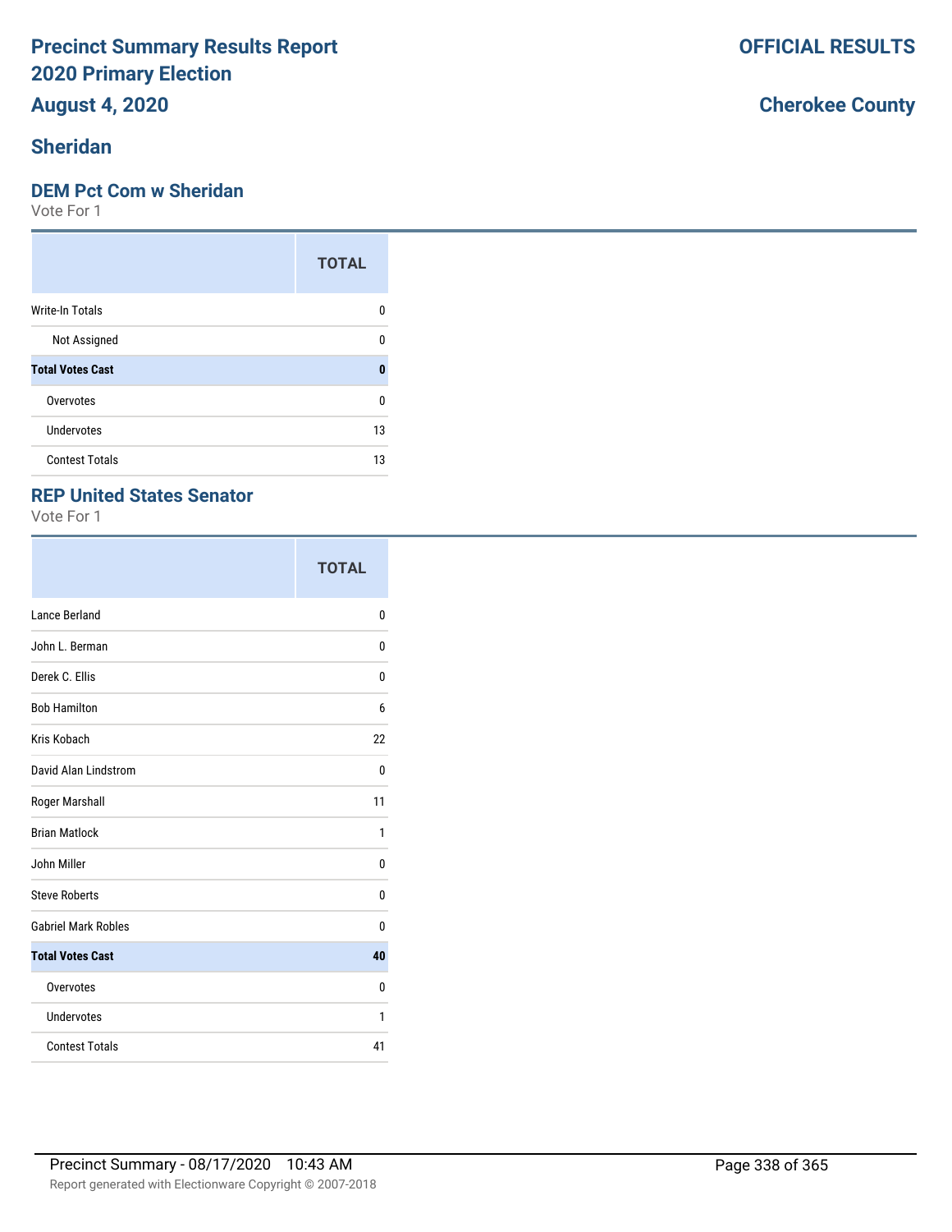# Precinct Summary Results Report
## 2020 Primary Election
## August 4, 2020

**OFFICIAL RESULTS**

**Cherokee County**

## Sheridan

### DEM Pct Com w Sheridan

Vote For 1

| | TOTAL |
|---|---|
| Write-In Totals | 0 |
| Not Assigned | 0 |
| **Total Votes Cast** | **0** |
| Overvotes | 0 |
| Undervotes | 13 |
| Contest Totals | 13 |

### REP United States Senator

Vote For 1

| | TOTAL |
|---|---|
| Lance Berland | 0 |
| John L. Berman | 0 |
| Derek C. Ellis | 0 |
| Bob Hamilton | 6 |
| Kris Kobach | 22 |
| David Alan Lindstrom | 0 |
| Roger Marshall | 11 |
| Brian Matlock | 1 |
| John Miller | 0 |
| Steve Roberts | 0 |
| Gabriel Mark Robles | 0 |
| **Total Votes Cast** | **40** |
| Overvotes | 0 |
| Undervotes | 1 |
| Contest Totals | 41 |

Precinct Summary - 08/17/2020 10:43 AM

Report generated with Electionware Copyright © 2007-2018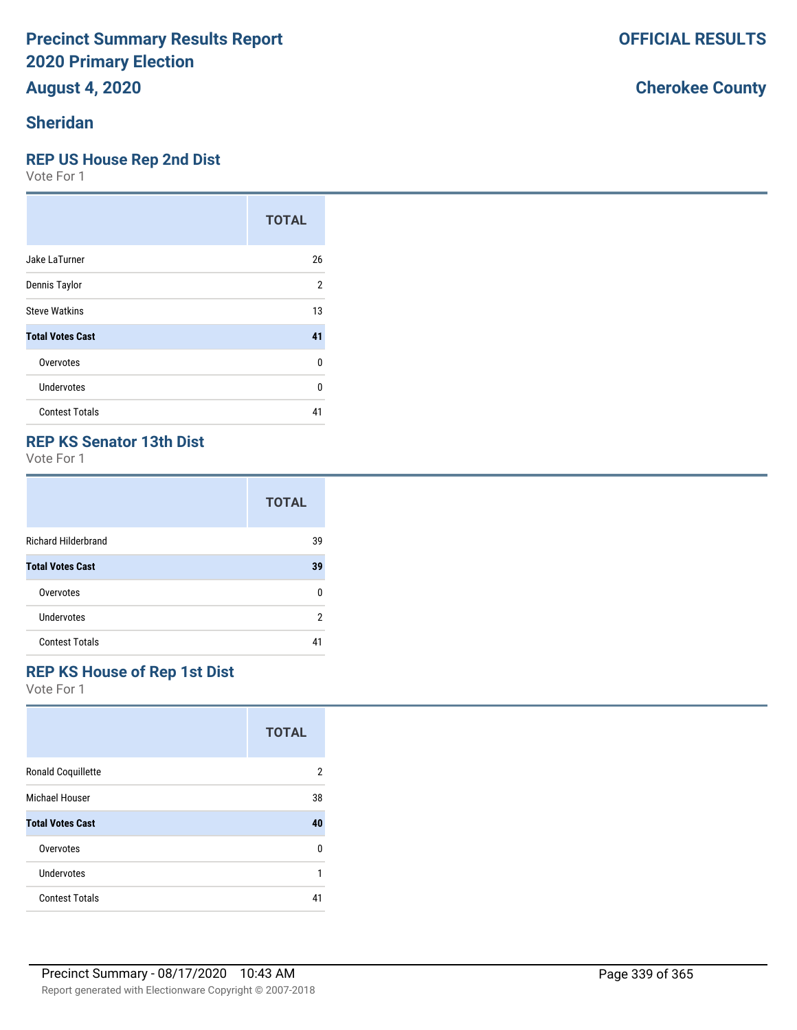# Precinct Summary Results Report
# 2020 Primary Election
## August 4, 2020

**OFFICIAL RESULTS**

**Cherokee County**

## Sheridan

### REP US House Rep 2nd Dist

Vote For 1

| | TOTAL |
|---|---|
| Jake LaTurner | 26 |
| Dennis Taylor | 2 |
| Steve Watkins | 13 |
| **Total Votes Cast** | **41** |
| Overvotes | 0 |
| Undervotes | 0 |
| Contest Totals | 41 |

### REP KS Senator 13th Dist

Vote For 1

| | TOTAL |
|---|---|
| Richard Hilderbrand | 39 |
| **Total Votes Cast** | **39** |
| Overvotes | 0 |
| Undervotes | 2 |
| Contest Totals | 41 |

### REP KS House of Rep 1st Dist

Vote For 1

| | TOTAL |
|---|---|
| Ronald Coquillette | 2 |
| Michael Houser | 38 |
| **Total Votes Cast** | **40** |
| Overvotes | 0 |
| Undervotes | 1 |
| Contest Totals | 41 |

Precinct Summary - 08/17/2020 10:43 AM

Report generated with Electionware Copyright © 2007-2018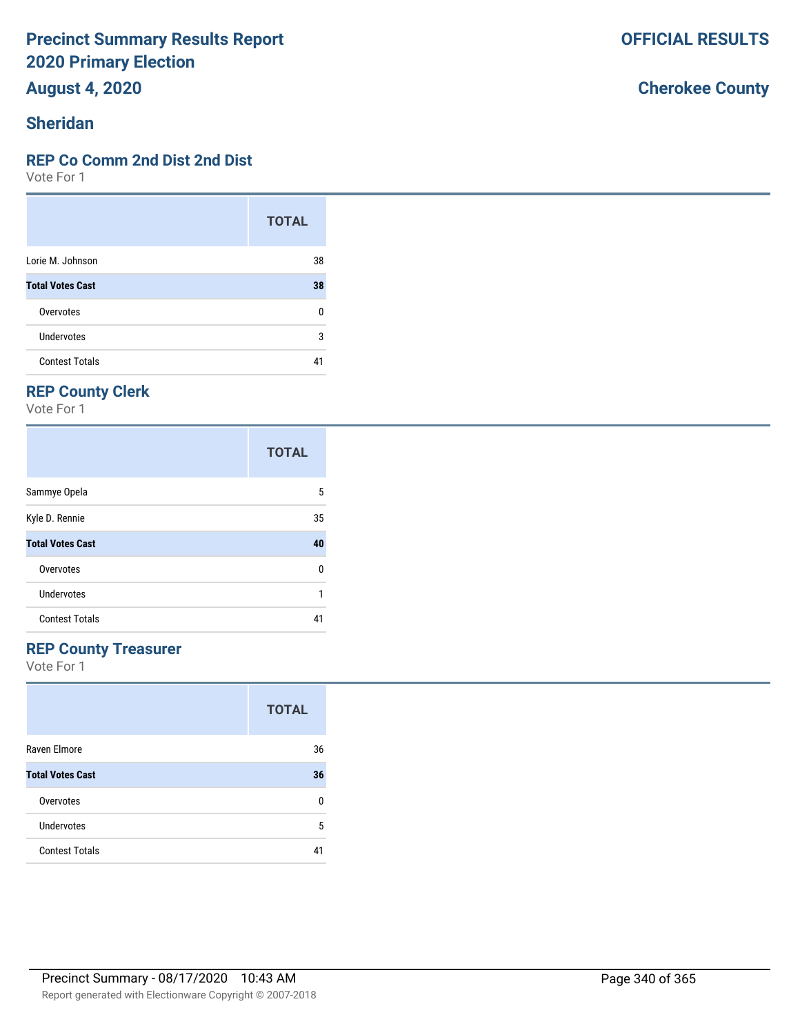# Precinct Summary Results Report
# 2020 Primary Election
# August 4, 2020

**OFFICIAL RESULTS**

**Cherokee County**

## Sheridan

### REP Co Comm 2nd Dist 2nd Dist

Vote For 1

| | TOTAL |
|---|---|
| Lorie M. Johnson | 38 |
| **Total Votes Cast** | **38** |
| Overvotes | 0 |
| Undervotes | 3 |
| Contest Totals | 41 |

### REP County Clerk

Vote For 1

| | TOTAL |
|---|---|
| Sammye Opela | 5 |
| Kyle D. Rennie | 35 |
| **Total Votes Cast** | **40** |
| Overvotes | 0 |
| Undervotes | 1 |
| Contest Totals | 41 |

### REP County Treasurer

Vote For 1

| | TOTAL |
|---|---|
| Raven Elmore | 36 |
| **Total Votes Cast** | **36** |
| Overvotes | 0 |
| Undervotes | 5 |
| Contest Totals | 41 |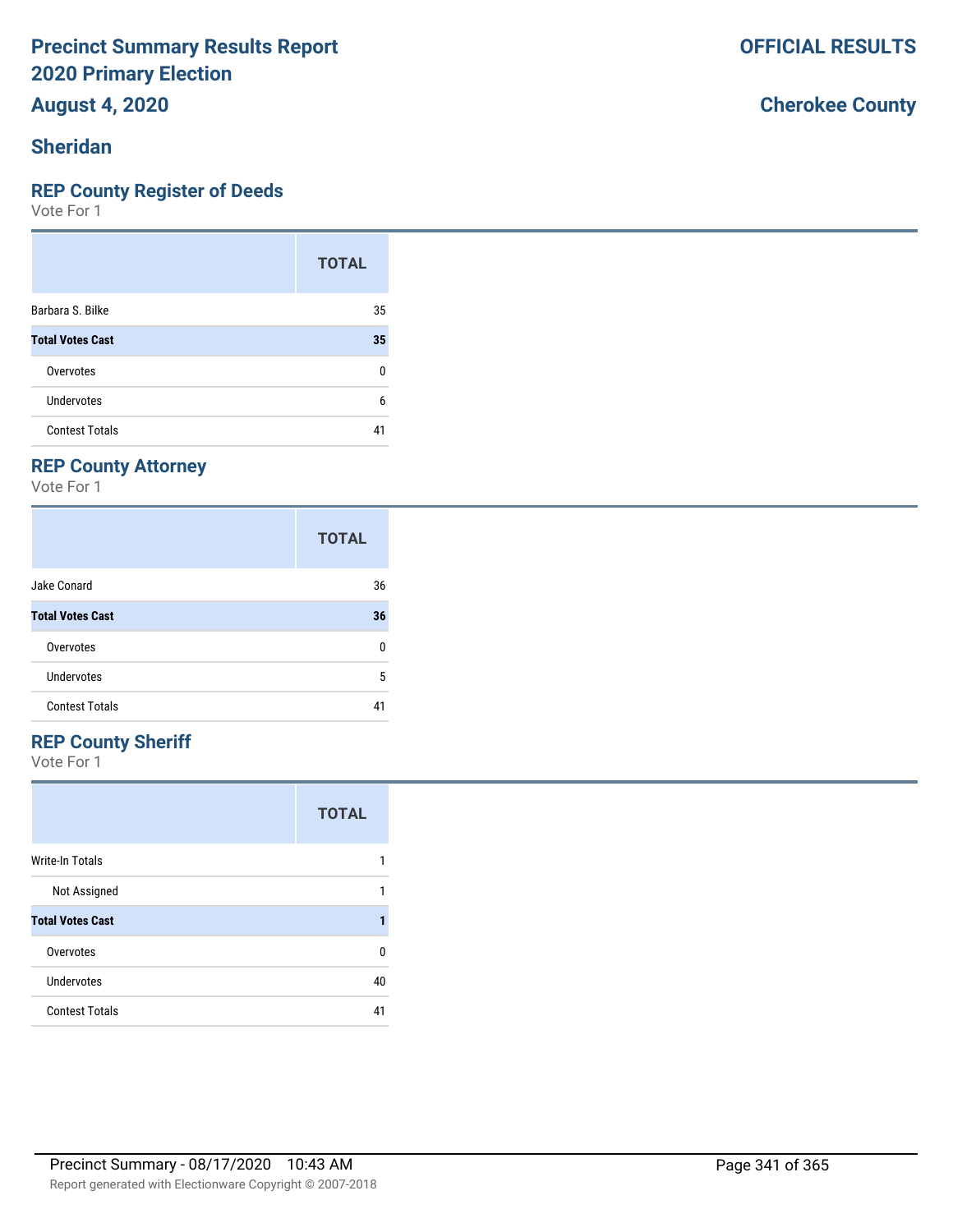# Precinct Summary Results Report
# 2020 Primary Election
## August 4, 2020

**OFFICIAL RESULTS**

**Cherokee County**

## Sheridan

### REP County Register of Deeds

Vote For 1

| | TOTAL |
|---|---|
| Barbara S. Bilke | 35 |
| **Total Votes Cast** | **35** |
| Overvotes | 0 |
| Undervotes | 6 |
| Contest Totals | 41 |

### REP County Attorney

Vote For 1

| | TOTAL |
|---|---|
| Jake Conard | 36 |
| **Total Votes Cast** | **36** |
| Overvotes | 0 |
| Undervotes | 5 |
| Contest Totals | 41 |

### REP County Sheriff

Vote For 1

| | TOTAL |
|---|---|
| Write-In Totals | 1 |
| Not Assigned | 1 |
| **Total Votes Cast** | **1** |
| Overvotes | 0 |
| Undervotes | 40 |
| Contest Totals | 41 |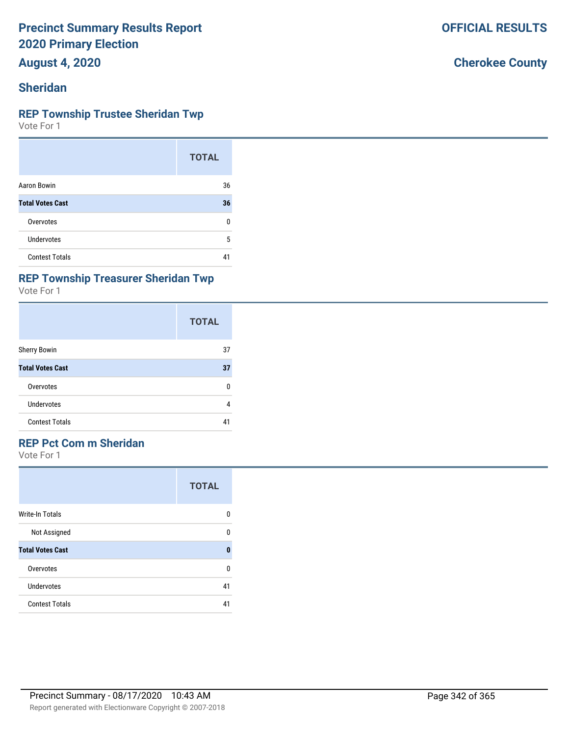# Precinct Summary Results Report 2020 Primary Election

**August 4, 2020**

**OFFICIAL RESULTS**

**Cherokee County**

## Sheridan

### REP Township Trustee Sheridan Twp

Vote For 1

| | TOTAL |
|---|---|
| Aaron Bowin | 36 |
| **Total Votes Cast** | **36** |
| Overvotes | 0 |
| Undervotes | 5 |
| Contest Totals | 41 |

### REP Township Treasurer Sheridan Twp

Vote For 1

| | TOTAL |
|---|---|
| Sherry Bowin | 37 |
| **Total Votes Cast** | **37** |
| Overvotes | 0 |
| Undervotes | 4 |
| Contest Totals | 41 |

### REP Pct Com m Sheridan

Vote For 1

| | TOTAL |
|---|---|
| Write-In Totals | 0 |
| Not Assigned | 0 |
| **Total Votes Cast** | **0** |
| Overvotes | 0 |
| Undervotes | 41 |
| Contest Totals | 41 |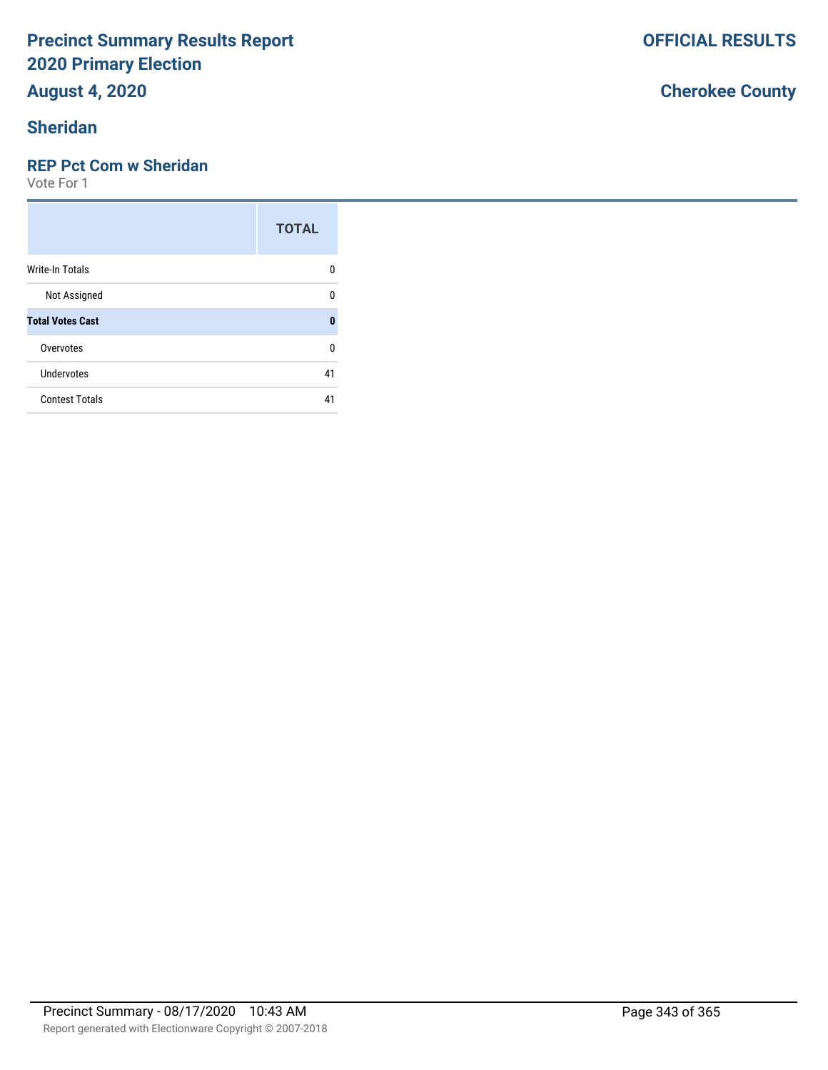# Precinct Summary Results Report
# 2020 Primary Election
## August 4, 2020

**OFFICIAL RESULTS**

**Cherokee County**

## Sheridan

### REP Pct Com w Sheridan

Vote For 1

| | TOTAL |
|---|---|
| Write-In Totals | 0 |
| Not Assigned | 0 |
| **Total Votes Cast** | **0** |
| Overvotes | 0 |
| Undervotes | 41 |
| Contest Totals | 41 |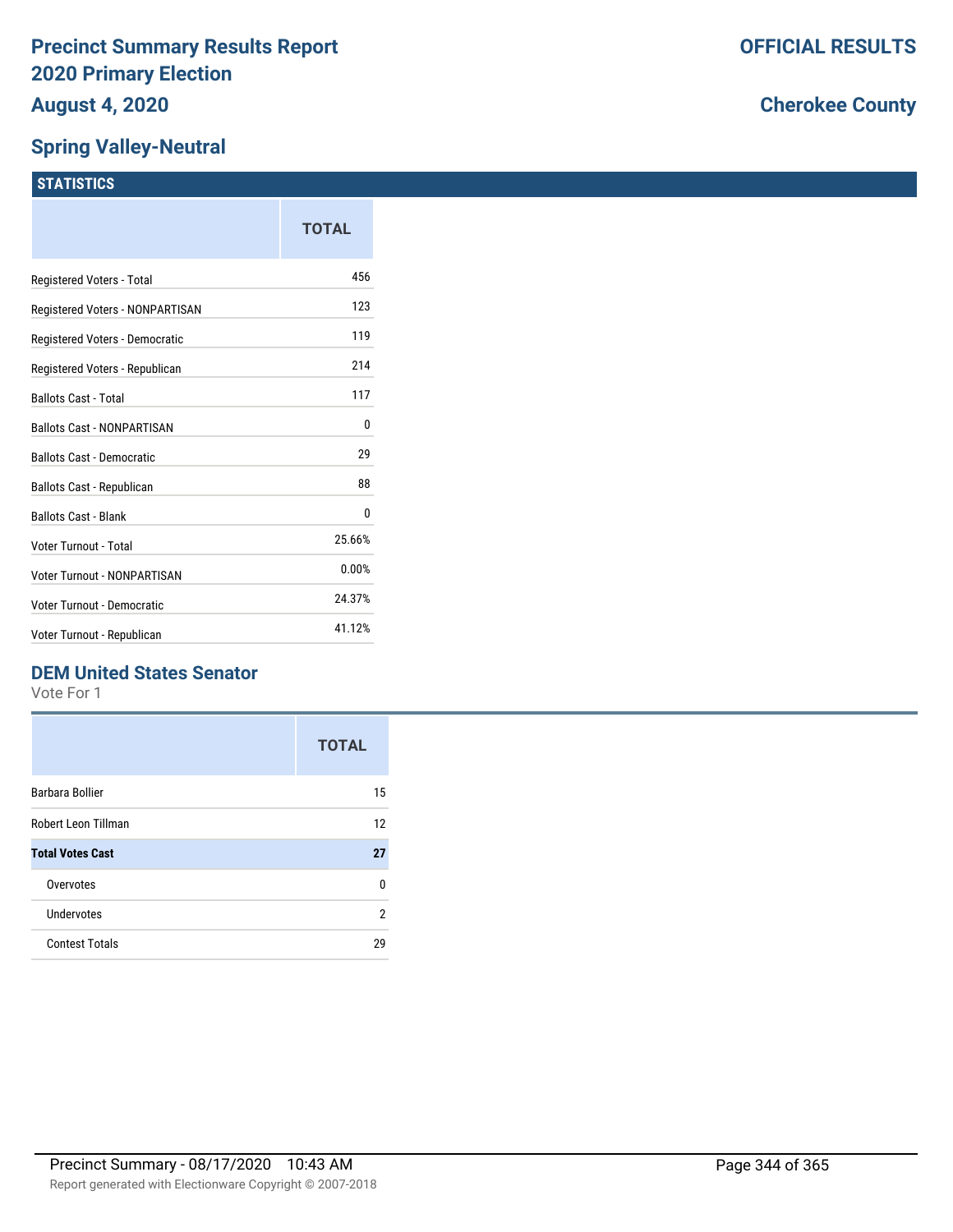# Precinct Summary Results Report
## 2020 Primary Election
## August 4, 2020

**OFFICIAL RESULTS**

**Cherokee County**

## Spring Valley-Neutral

### STATISTICS

| | TOTAL |
|---|---|
| Registered Voters - Total | 456 |
| Registered Voters - NONPARTISAN | 123 |
| Registered Voters - Democratic | 119 |
| Registered Voters - Republican | 214 |
| Ballots Cast - Total | 117 |
| Ballots Cast - NONPARTISAN | 0 |
| Ballots Cast - Democratic | 29 |
| Ballots Cast - Republican | 88 |
| Ballots Cast - Blank | 0 |
| Voter Turnout - Total | 25.66% |
| Voter Turnout - NONPARTISAN | 0.00% |
| Voter Turnout - Democratic | 24.37% |
| Voter Turnout - Republican | 41.12% |

### DEM United States Senator

Vote For 1

| | TOTAL |
|---|---|
| Barbara Bollier | 15 |
| Robert Leon Tillman | 12 |
| **Total Votes Cast** | **27** |
| Overvotes | 0 |
| Undervotes | 2 |
| Contest Totals | 29 |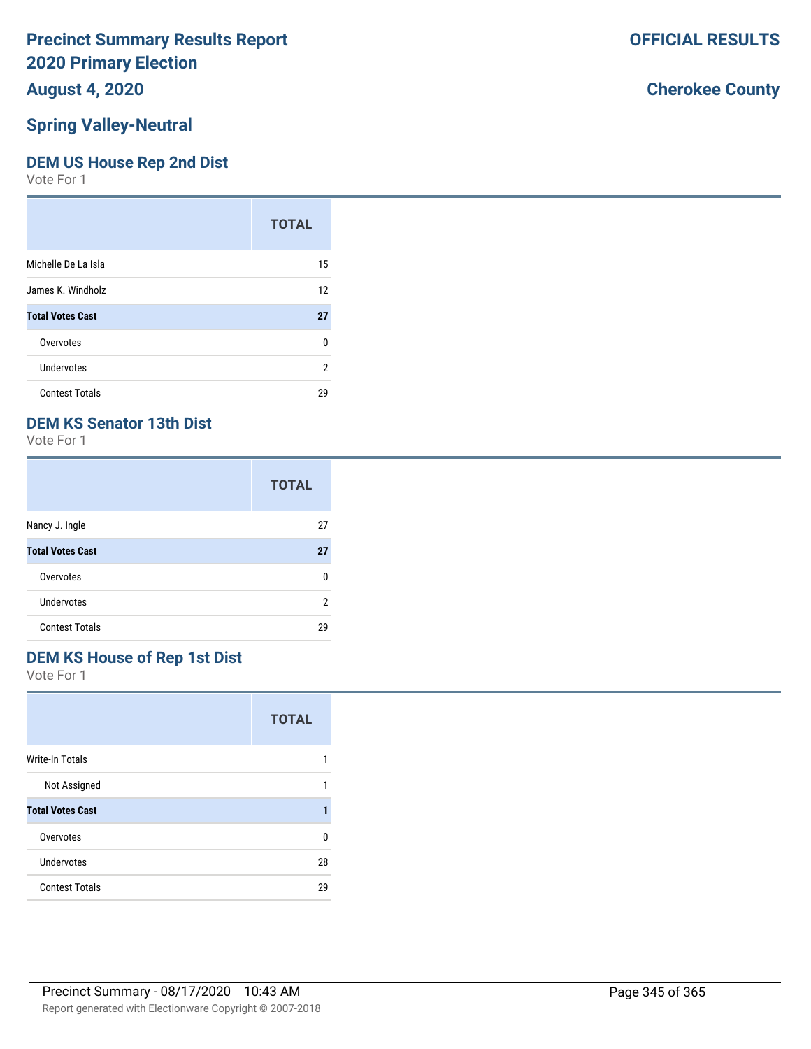# Precinct Summary Results Report
# 2020 Primary Election
# August 4, 2020

**OFFICIAL RESULTS**

**Cherokee County**

## Spring Valley-Neutral

### DEM US House Rep 2nd Dist

Vote For 1

| | TOTAL |
|---|---|
| Michelle De La Isla | 15 |
| James K. Windholz | 12 |
| **Total Votes Cast** | **27** |
| Overvotes | 0 |
| Undervotes | 2 |
| Contest Totals | 29 |

### DEM KS Senator 13th Dist

Vote For 1

| | TOTAL |
|---|---|
| Nancy J. Ingle | 27 |
| **Total Votes Cast** | **27** |
| Overvotes | 0 |
| Undervotes | 2 |
| Contest Totals | 29 |

### DEM KS House of Rep 1st Dist

Vote For 1

| | TOTAL |
|---|---|
| Write-In Totals | 1 |
| Not Assigned | 1 |
| **Total Votes Cast** | **1** |
| Overvotes | 0 |
| Undervotes | 28 |
| Contest Totals | 29 |

Precinct Summary - 08/17/2020 10:43 AM

Report generated with Electionware Copyright © 2007-2018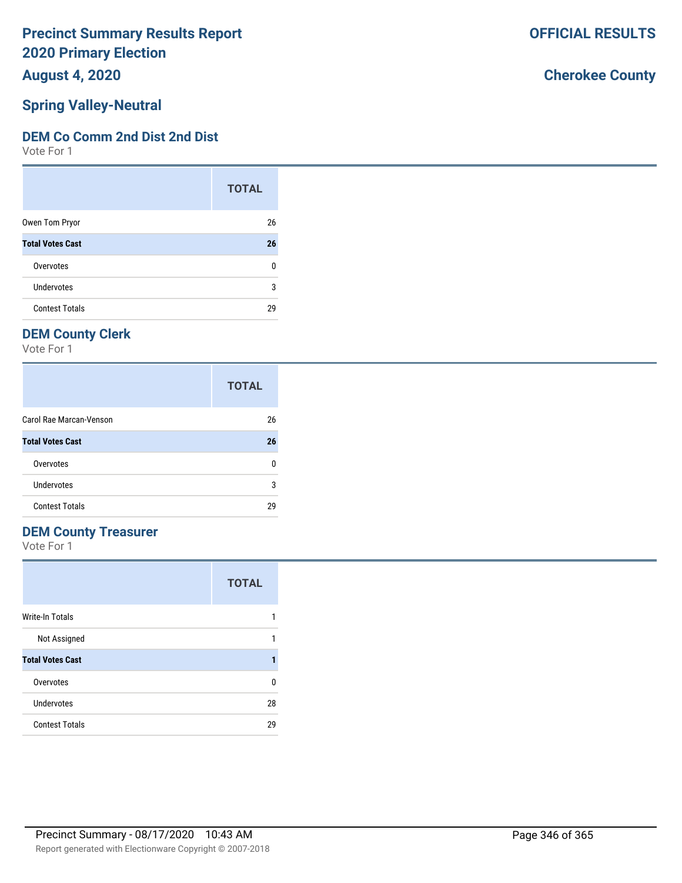# Precinct Summary Results Report
# 2020 Primary Election
# August 4, 2020

**OFFICIAL RESULTS**

**Cherokee County**

## Spring Valley-Neutral

### DEM Co Comm 2nd Dist 2nd Dist

Vote For 1

| | TOTAL |
|---|---|
| Owen Tom Pryor | 26 |
| **Total Votes Cast** | **26** |
| Overvotes | 0 |
| Undervotes | 3 |
| Contest Totals | 29 |

### DEM County Clerk

Vote For 1

| | TOTAL |
|---|---|
| Carol Rae Marcan-Venson | 26 |
| **Total Votes Cast** | **26** |
| Overvotes | 0 |
| Undervotes | 3 |
| Contest Totals | 29 |

### DEM County Treasurer

Vote For 1

| | TOTAL |
|---|---|
| Write-In Totals | 1 |
| Not Assigned | 1 |
| **Total Votes Cast** | **1** |
| Overvotes | 0 |
| Undervotes | 28 |
| Contest Totals | 29 |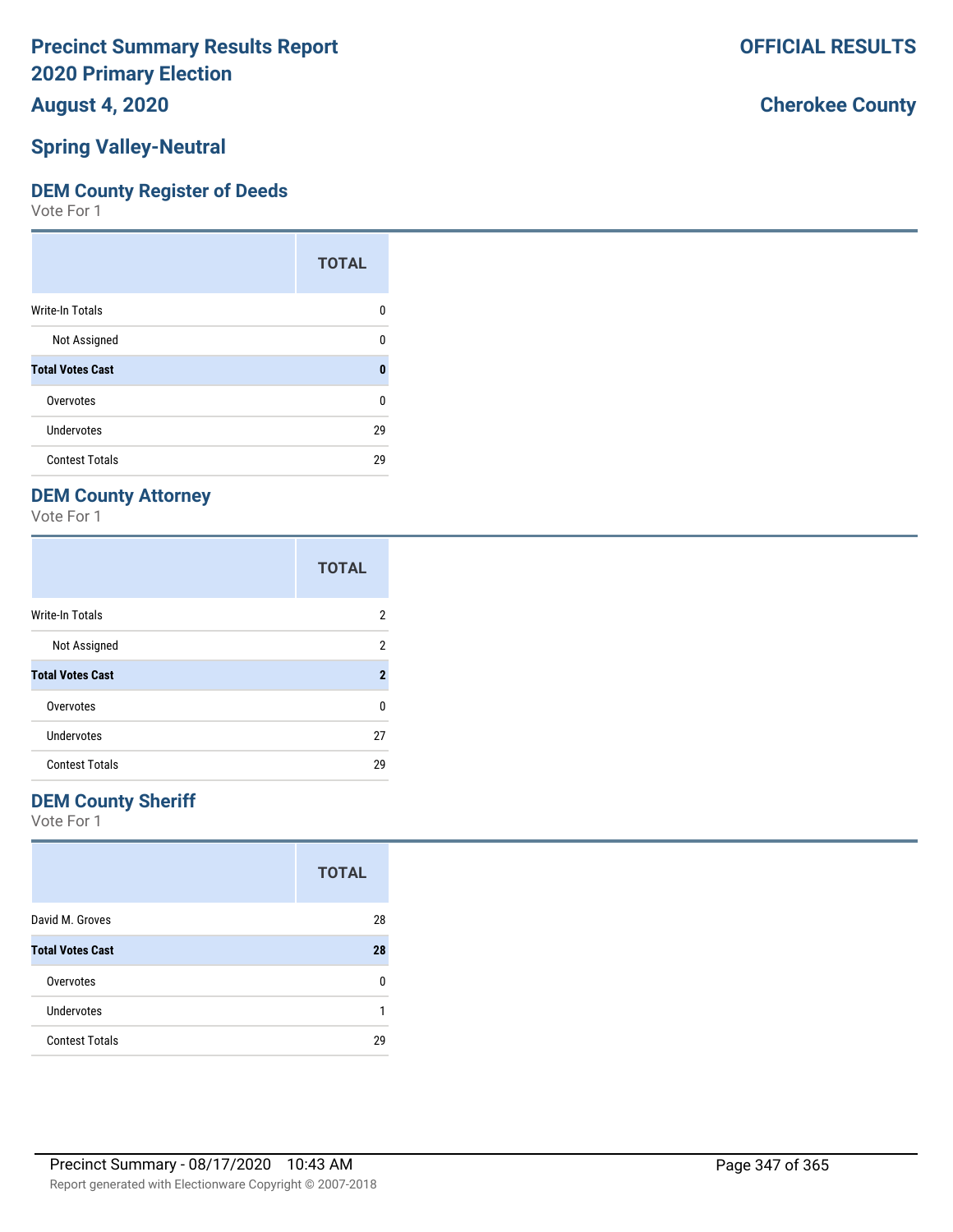# Precinct Summary Results Report
# 2020 Primary Election
## August 4, 2020

**OFFICIAL RESULTS**

**Cherokee County**

## Spring Valley-Neutral

### DEM County Register of Deeds

Vote For 1

| | TOTAL |
|---|---|
| Write-In Totals | 0 |
| Not Assigned | 0 |
| **Total Votes Cast** | **0** |
| Overvotes | 0 |
| Undervotes | 29 |
| Contest Totals | 29 |

### DEM County Attorney

Vote For 1

| | TOTAL |
|---|---|
| Write-In Totals | 2 |
| Not Assigned | 2 |
| **Total Votes Cast** | **2** |
| Overvotes | 0 |
| Undervotes | 27 |
| Contest Totals | 29 |

### DEM County Sheriff

Vote For 1

| | TOTAL |
|---|---|
| David M. Groves | 28 |
| **Total Votes Cast** | **28** |
| Overvotes | 0 |
| Undervotes | 1 |
| Contest Totals | 29 |

Precinct Summary - 08/17/2020 10:43 AM

Report generated with Electionware Copyright © 2007-2018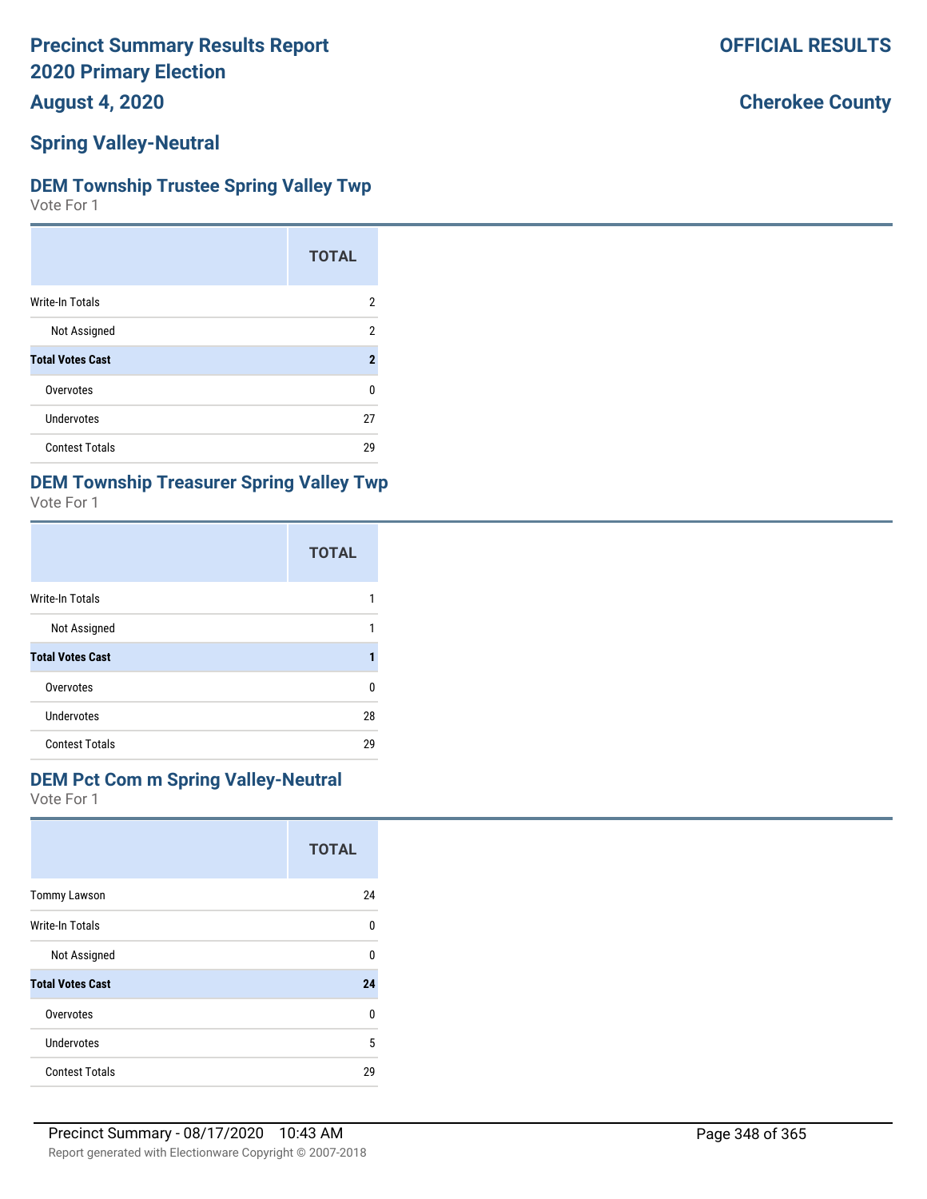# Precinct Summary Results Report
# 2020 Primary Election

**August 4, 2020**

**OFFICIAL RESULTS**

**Cherokee County**

## Spring Valley-Neutral

### DEM Township Trustee Spring Valley Twp

Vote For 1

| | TOTAL |
|---|---|
| Write-In Totals | 2 |
| Not Assigned | 2 |
| **Total Votes Cast** | **2** |
| Overvotes | 0 |
| Undervotes | 27 |
| Contest Totals | 29 |

### DEM Township Treasurer Spring Valley Twp

Vote For 1

| | TOTAL |
|---|---|
| Write-In Totals | 1 |
| Not Assigned | 1 |
| **Total Votes Cast** | **1** |
| Overvotes | 0 |
| Undervotes | 28 |
| Contest Totals | 29 |

### DEM Pct Com m Spring Valley-Neutral

Vote For 1

| | TOTAL |
|---|---|
| Tommy Lawson | 24 |
| Write-In Totals | 0 |
| Not Assigned | 0 |
| **Total Votes Cast** | **24** |
| Overvotes | 0 |
| Undervotes | 5 |
| Contest Totals | 29 |

Precinct Summary - 08/17/2020 10:43 AM

Report generated with Electionware Copyright © 2007-2018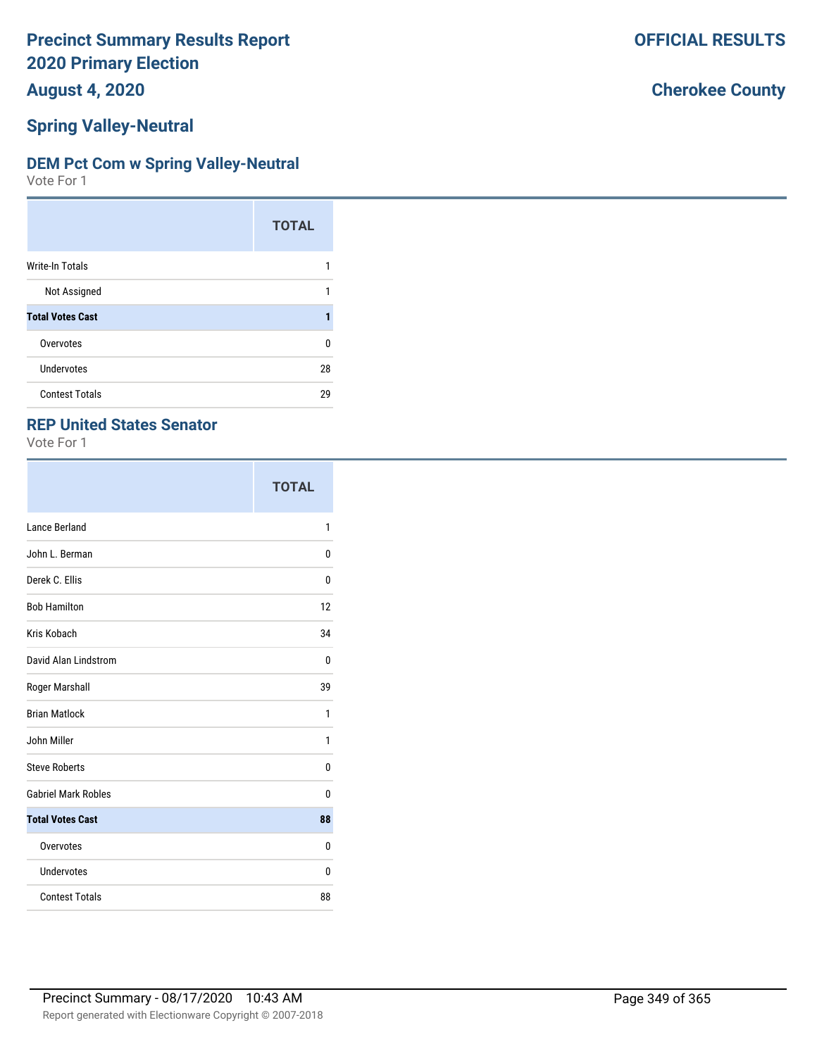# Precinct Summary Results Report
# 2020 Primary Election

**August 4, 2020**

**OFFICIAL RESULTS**

**Cherokee County**

## Spring Valley-Neutral

### DEM Pct Com w Spring Valley-Neutral

Vote For 1

| | TOTAL |
|---|---|
| Write-In Totals | 1 |
| Not Assigned | 1 |
| **Total Votes Cast** | **1** |
| Overvotes | 0 |
| Undervotes | 28 |
| Contest Totals | 29 |

### REP United States Senator

Vote For 1

| | TOTAL |
|---|---|
| Lance Berland | 1 |
| John L. Berman | 0 |
| Derek C. Ellis | 0 |
| Bob Hamilton | 12 |
| Kris Kobach | 34 |
| David Alan Lindstrom | 0 |
| Roger Marshall | 39 |
| Brian Matlock | 1 |
| John Miller | 1 |
| Steve Roberts | 0 |
| Gabriel Mark Robles | 0 |
| **Total Votes Cast** | **88** |
| Overvotes | 0 |
| Undervotes | 0 |
| Contest Totals | 88 |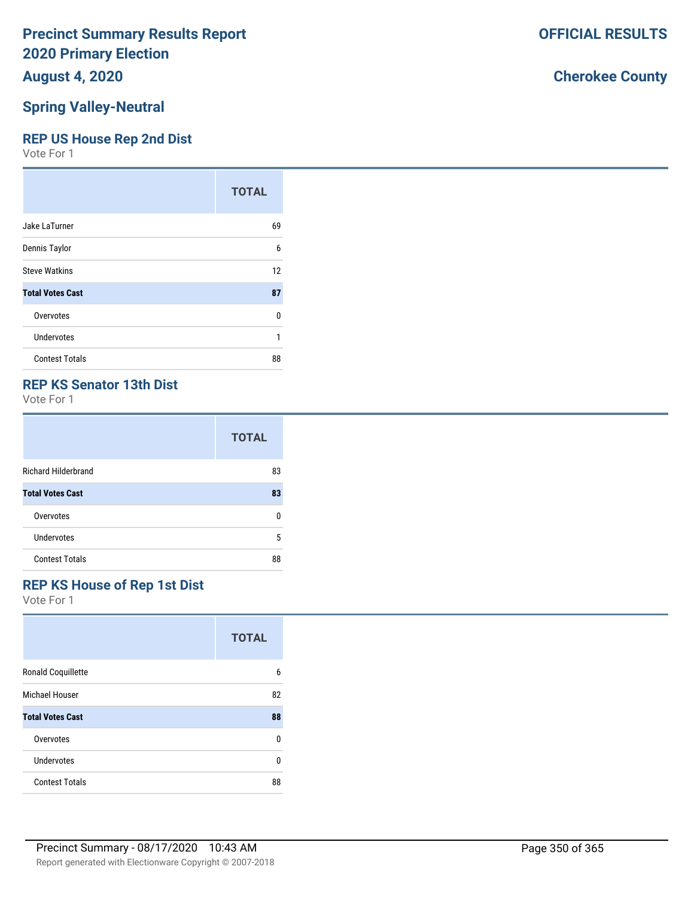# Precinct Summary Results Report
# 2020 Primary Election

**August 4, 2020**

**OFFICIAL RESULTS**

**Cherokee County**

## Spring Valley-Neutral

### REP US House Rep 2nd Dist

Vote For 1

| | TOTAL |
|---|---|
| Jake LaTurner | 69 |
| Dennis Taylor | 6 |
| Steve Watkins | 12 |
| **Total Votes Cast** | **87** |
| Overvotes | 0 |
| Undervotes | 1 |
| Contest Totals | 88 |

### REP KS Senator 13th Dist

Vote For 1

| | TOTAL |
|---|---|
| Richard Hilderbrand | 83 |
| **Total Votes Cast** | **83** |
| Overvotes | 0 |
| Undervotes | 5 |
| Contest Totals | 88 |

### REP KS House of Rep 1st Dist

Vote For 1

| | TOTAL |
|---|---|
| Ronald Coquillette | 6 |
| Michael Houser | 82 |
| **Total Votes Cast** | **88** |
| Overvotes | 0 |
| Undervotes | 0 |
| Contest Totals | 88 |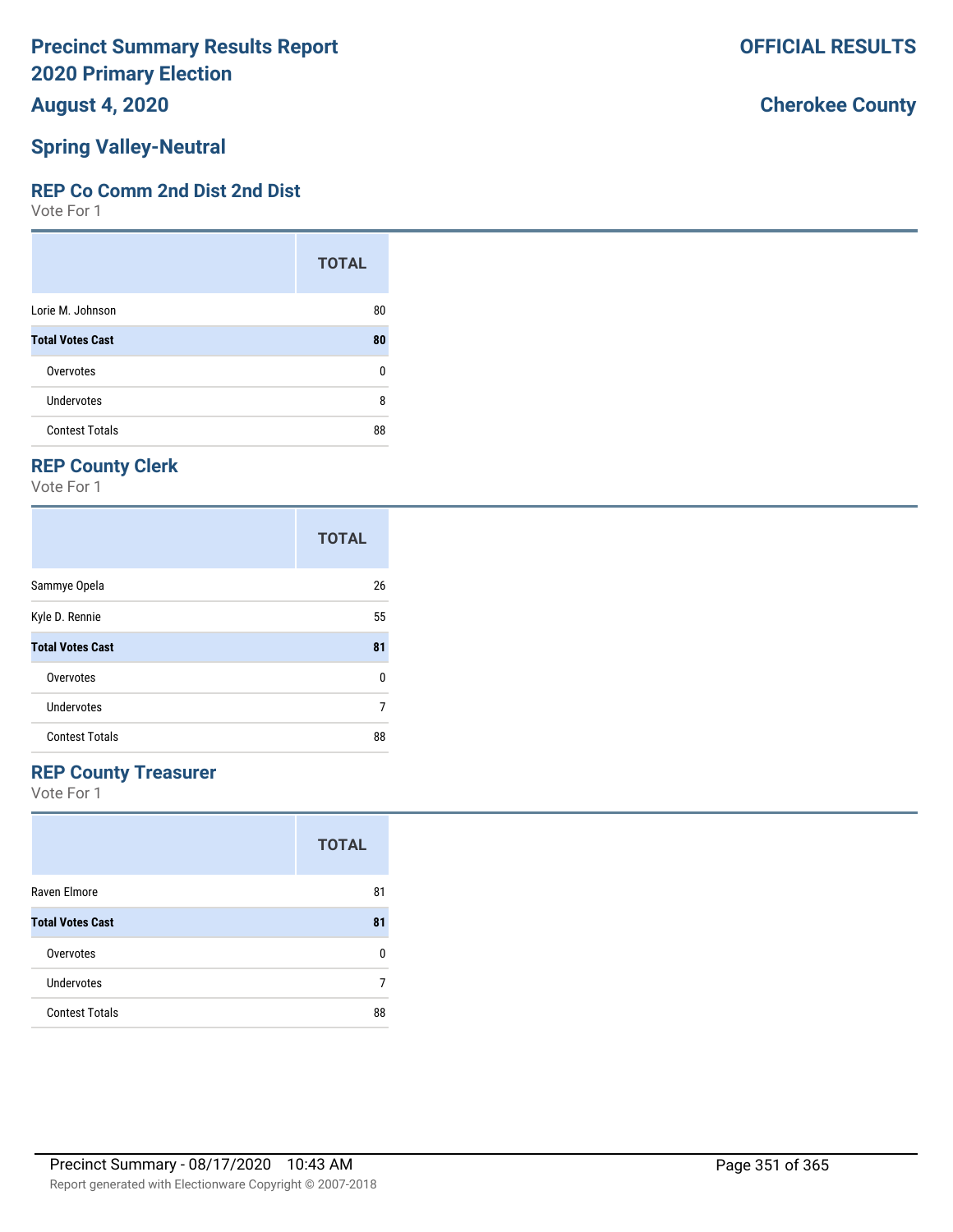# Precinct Summary Results Report 2020 Primary Election

**August 4, 2020**

**OFFICIAL RESULTS**

**Cherokee County**

## Spring Valley-Neutral

### REP Co Comm 2nd Dist 2nd Dist

Vote For 1

| | TOTAL |
|---|---|
| Lorie M. Johnson | 80 |
| **Total Votes Cast** | **80** |
| Overvotes | 0 |
| Undervotes | 8 |
| Contest Totals | 88 |

### REP County Clerk

Vote For 1

| | TOTAL |
|---|---|
| Sammye Opela | 26 |
| Kyle D. Rennie | 55 |
| **Total Votes Cast** | **81** |
| Overvotes | 0 |
| Undervotes | 7 |
| Contest Totals | 88 |

### REP County Treasurer

Vote For 1

| | TOTAL |
|---|---|
| Raven Elmore | 81 |
| **Total Votes Cast** | **81** |
| Overvotes | 0 |
| Undervotes | 7 |
| Contest Totals | 88 |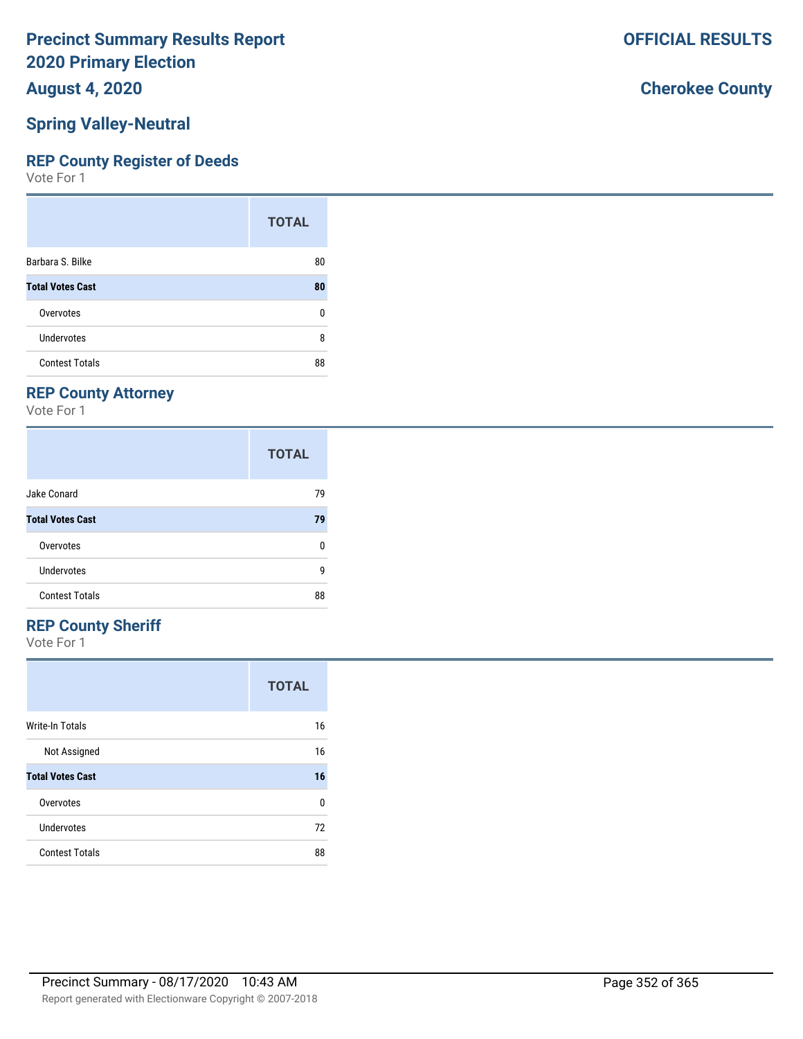# Precinct Summary Results Report
# 2020 Primary Election
## August 4, 2020

**OFFICIAL RESULTS**

**Cherokee County**

## Spring Valley-Neutral

### REP County Register of Deeds

Vote For 1

| | TOTAL |
|---|---|
| Barbara S. Bilke | 80 |
| **Total Votes Cast** | **80** |
| Overvotes | 0 |
| Undervotes | 8 |
| Contest Totals | 88 |

### REP County Attorney

Vote For 1

| | TOTAL |
|---|---|
| Jake Conard | 79 |
| **Total Votes Cast** | **79** |
| Overvotes | 0 |
| Undervotes | 9 |
| Contest Totals | 88 |

### REP County Sheriff

Vote For 1

| | TOTAL |
|---|---|
| Write-In Totals | 16 |
| Not Assigned | 16 |
| **Total Votes Cast** | **16** |
| Overvotes | 0 |
| Undervotes | 72 |
| Contest Totals | 88 |

Precinct Summary - 08/17/2020 10:43 AM

Report generated with Electionware Copyright © 2007-2018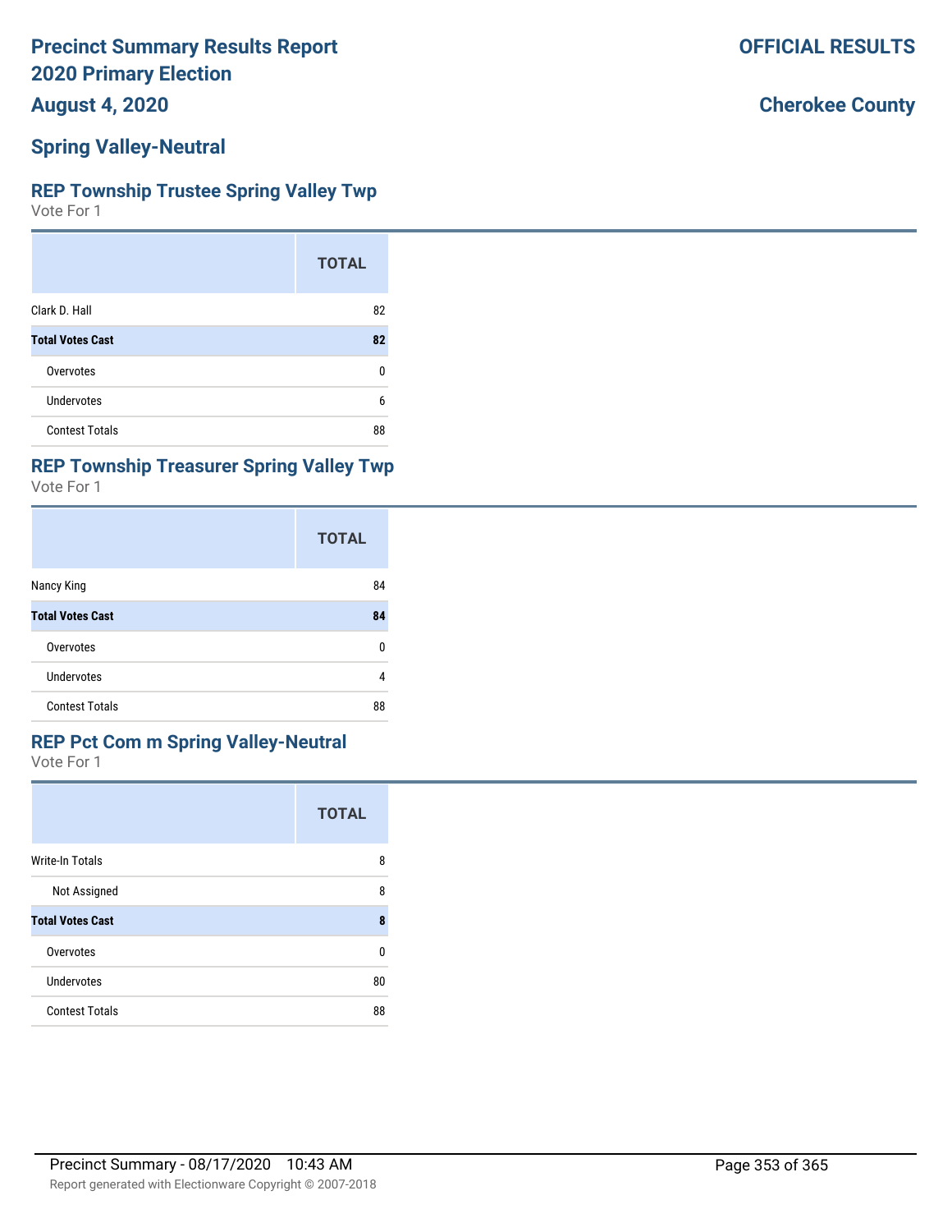# Precinct Summary Results Report
# 2020 Primary Election
**August 4, 2020**

**OFFICIAL RESULTS**

**Cherokee County**

## Spring Valley-Neutral

### REP Township Trustee Spring Valley Twp
Vote For 1

| | TOTAL |
|---|---|
| Clark D. Hall | 82 |
| **Total Votes Cast** | **82** |
| Overvotes | 0 |
| Undervotes | 6 |
| Contest Totals | 88 |

### REP Township Treasurer Spring Valley Twp
Vote For 1

| | TOTAL |
|---|---|
| Nancy King | 84 |
| **Total Votes Cast** | **84** |
| Overvotes | 0 |
| Undervotes | 4 |
| Contest Totals | 88 |

### REP Pct Com m Spring Valley-Neutral
Vote For 1

| | TOTAL |
|---|---|
| Write-In Totals | 8 |
| Not Assigned | 8 |
| **Total Votes Cast** | **8** |
| Overvotes | 0 |
| Undervotes | 80 |
| Contest Totals | 88 |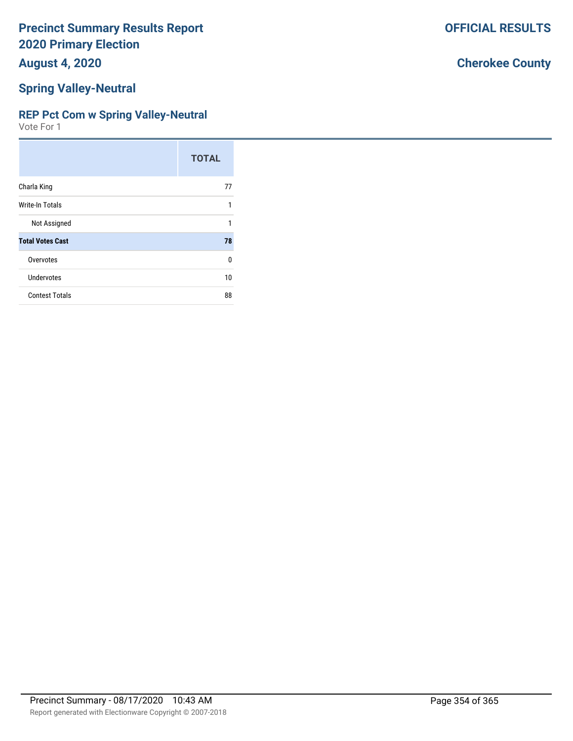# Precinct Summary Results Report
# 2020 Primary Election
## August 4, 2020

**OFFICIAL RESULTS**

**Cherokee County**

## Spring Valley-Neutral

### REP Pct Com w Spring Valley-Neutral

Vote For 1

| | TOTAL |
|---|---|
| Charla King | 77 |
| Write-In Totals | 1 |
| Not Assigned | 1 |
| **Total Votes Cast** | **78** |
| Overvotes | 0 |
| Undervotes | 10 |
| Contest Totals | 88 |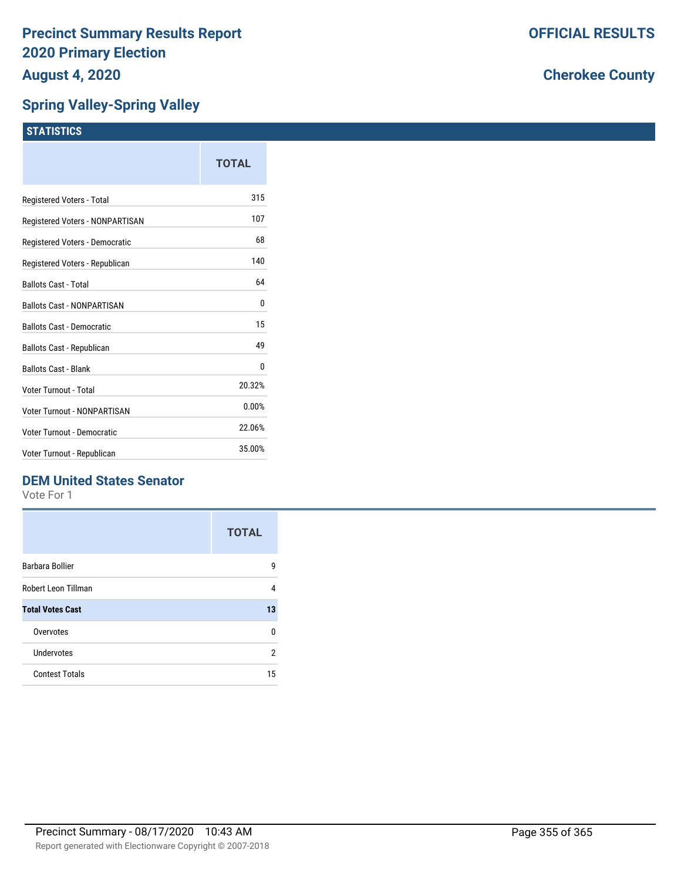# Precinct Summary Results Report
## 2020 Primary Election
## August 4, 2020

**OFFICIAL RESULTS**

**Cherokee County**

## Spring Valley-Spring Valley

### STATISTICS

| | TOTAL |
|---|---|
| Registered Voters - Total | 315 |
| Registered Voters - NONPARTISAN | 107 |
| Registered Voters - Democratic | 68 |
| Registered Voters - Republican | 140 |
| Ballots Cast - Total | 64 |
| Ballots Cast - NONPARTISAN | 0 |
| Ballots Cast - Democratic | 15 |
| Ballots Cast - Republican | 49 |
| Ballots Cast - Blank | 0 |
| Voter Turnout - Total | 20.32% |
| Voter Turnout - NONPARTISAN | 0.00% |
| Voter Turnout - Democratic | 22.06% |
| Voter Turnout - Republican | 35.00% |

### DEM United States Senator

Vote For 1

| | TOTAL |
|---|---|
| Barbara Bollier | 9 |
| Robert Leon Tillman | 4 |
| **Total Votes Cast** | **13** |
| Overvotes | 0 |
| Undervotes | 2 |
| Contest Totals | 15 |

Precinct Summary - 08/17/2020 10:43 AM

Report generated with Electionware Copyright © 2007-2018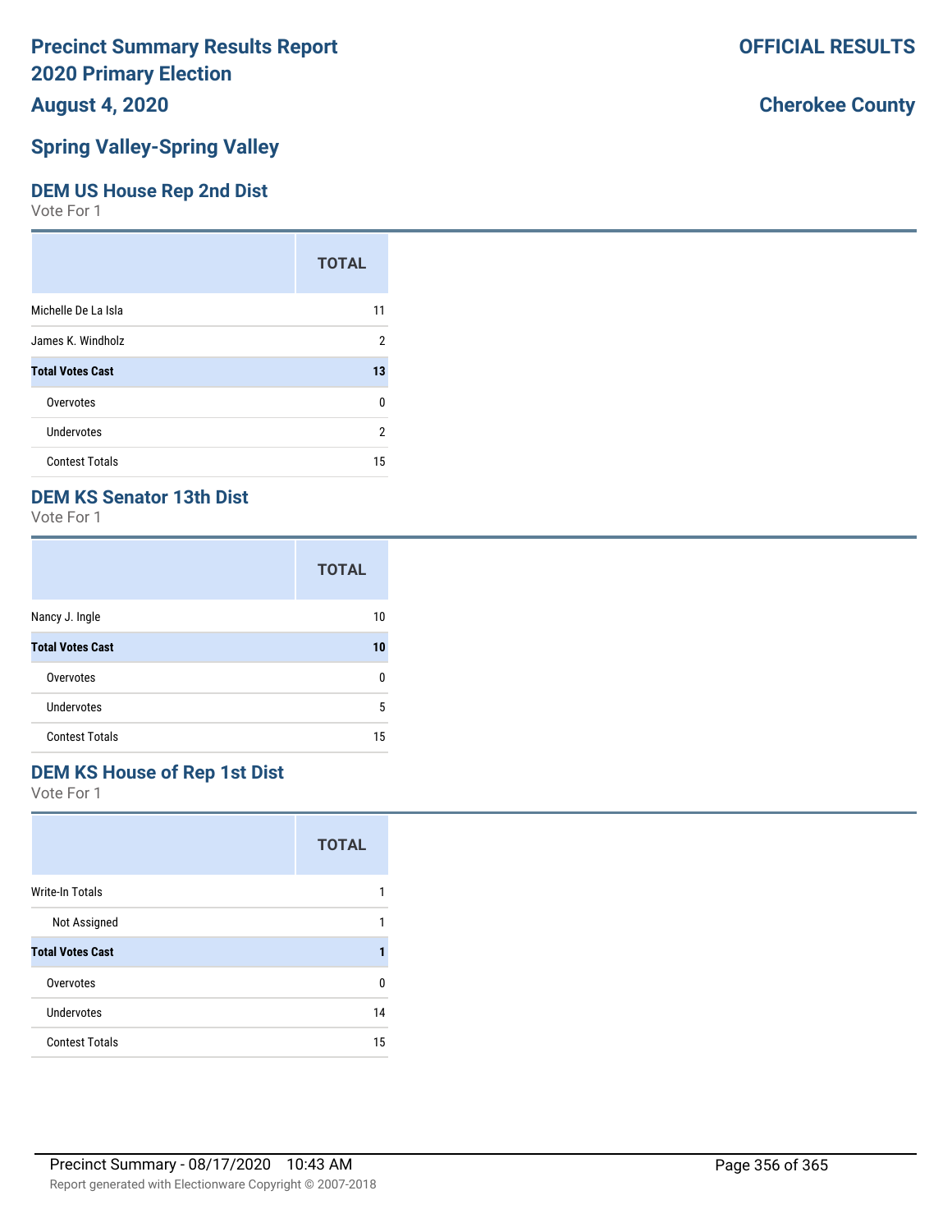# Precinct Summary Results Report
# 2020 Primary Election
# August 4, 2020

**OFFICIAL RESULTS**

**Cherokee County**

## Spring Valley-Spring Valley

### DEM US House Rep 2nd Dist

Vote For 1

| | TOTAL |
|---|---|
| Michelle De La Isla | 11 |
| James K. Windholz | 2 |
| **Total Votes Cast** | **13** |
| Overvotes | 0 |
| Undervotes | 2 |
| Contest Totals | 15 |

### DEM KS Senator 13th Dist

Vote For 1

| | TOTAL |
|---|---|
| Nancy J. Ingle | 10 |
| **Total Votes Cast** | **10** |
| Overvotes | 0 |
| Undervotes | 5 |
| Contest Totals | 15 |

### DEM KS House of Rep 1st Dist

Vote For 1

| | TOTAL |
|---|---|
| Write-In Totals | 1 |
| Not Assigned | 1 |
| **Total Votes Cast** | **1** |
| Overvotes | 0 |
| Undervotes | 14 |
| Contest Totals | 15 |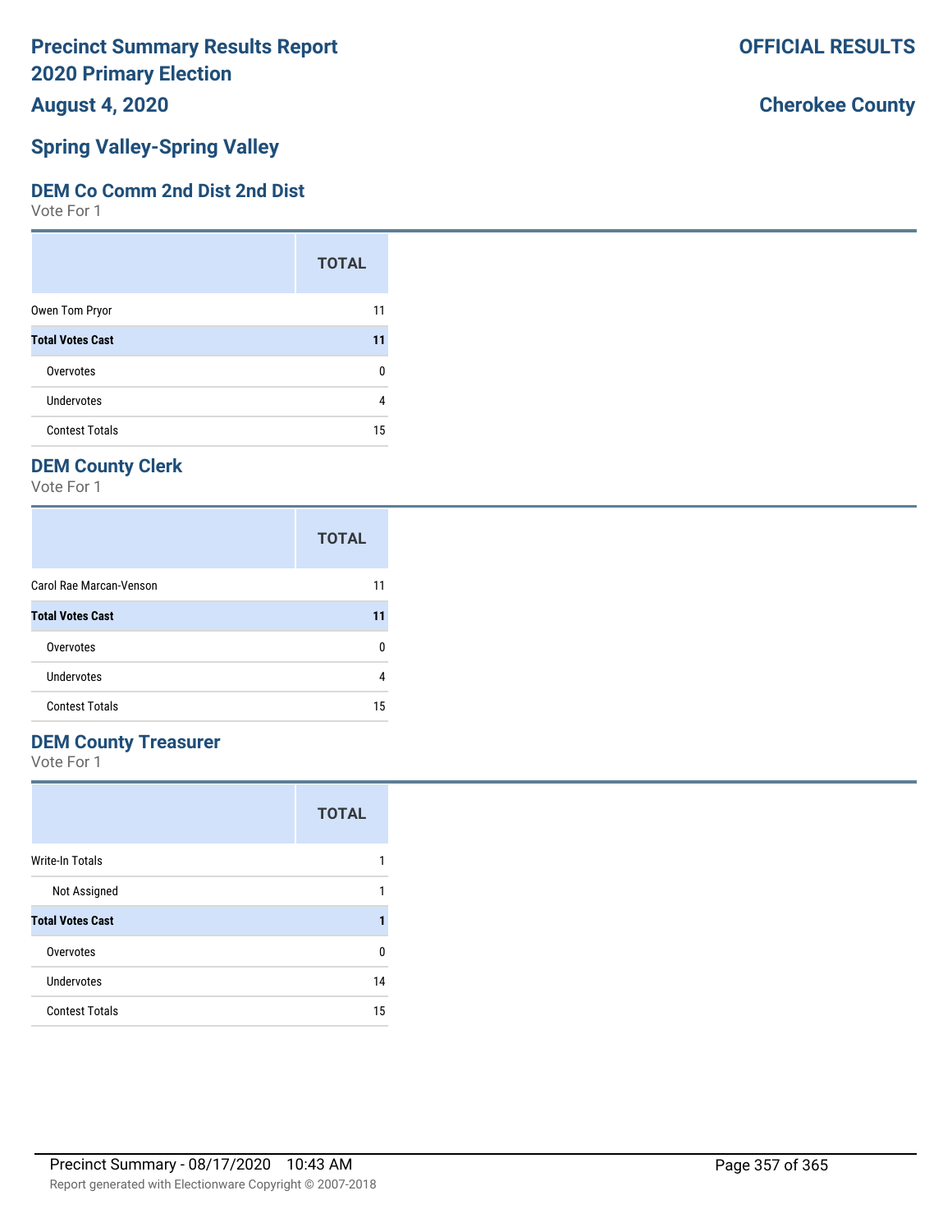# Precinct Summary Results Report
# 2020 Primary Election
# August 4, 2020

**OFFICIAL RESULTS**

**Cherokee County**

## Spring Valley-Spring Valley

### DEM Co Comm 2nd Dist 2nd Dist

Vote For 1

| | TOTAL |
|---|---|
| Owen Tom Pryor | 11 |
| **Total Votes Cast** | **11** |
| Overvotes | 0 |
| Undervotes | 4 |
| Contest Totals | 15 |

### DEM County Clerk

Vote For 1

| | TOTAL |
|---|---|
| Carol Rae Marcan-Venson | 11 |
| **Total Votes Cast** | **11** |
| Overvotes | 0 |
| Undervotes | 4 |
| Contest Totals | 15 |

### DEM County Treasurer

Vote For 1

| | TOTAL |
|---|---|
| Write-In Totals | 1 |
| Not Assigned | 1 |
| **Total Votes Cast** | **1** |
| Overvotes | 0 |
| Undervotes | 14 |
| Contest Totals | 15 |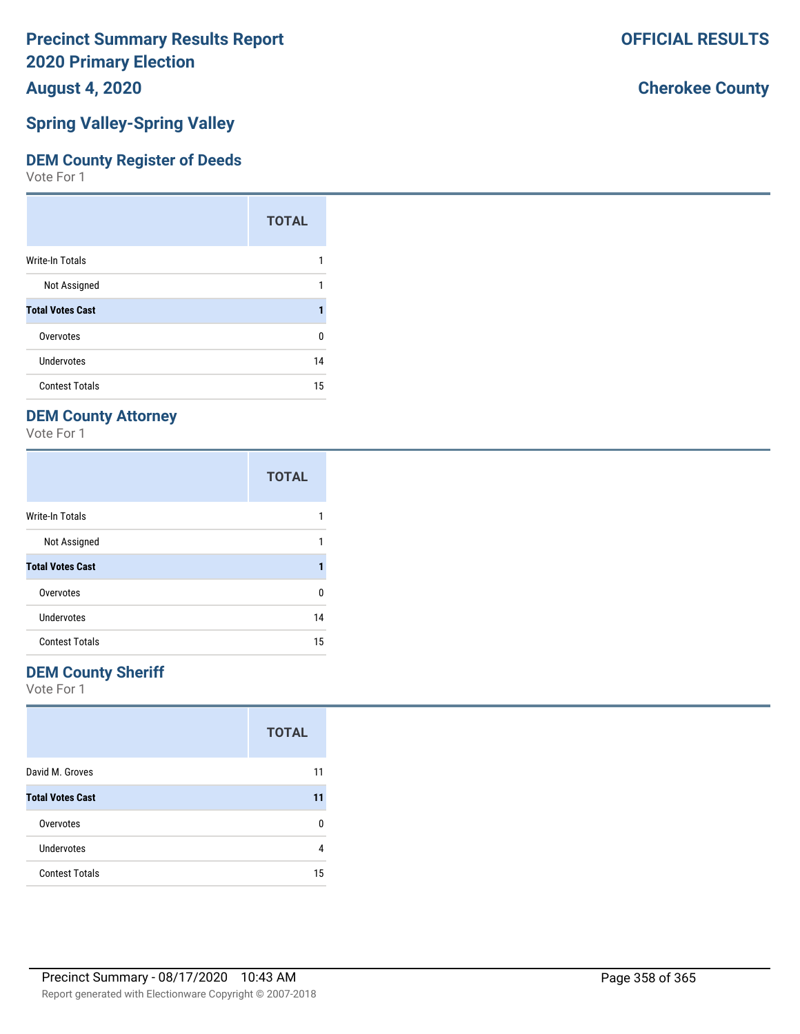**Precinct Summary Results Report**
**2020 Primary Election**
**August 4, 2020**

**OFFICIAL RESULTS**

**Cherokee County**

## Spring Valley-Spring Valley

### DEM County Register of Deeds

Vote For 1

| | TOTAL |
|---|---|
| Write-In Totals | 1 |
| Not Assigned | 1 |
| **Total Votes Cast** | **1** |
| Overvotes | 0 |
| Undervotes | 14 |
| Contest Totals | 15 |

### DEM County Attorney

Vote For 1

| | TOTAL |
|---|---|
| Write-In Totals | 1 |
| Not Assigned | 1 |
| **Total Votes Cast** | **1** |
| Overvotes | 0 |
| Undervotes | 14 |
| Contest Totals | 15 |

### DEM County Sheriff

Vote For 1

| | TOTAL |
|---|---|
| David M. Groves | 11 |
| **Total Votes Cast** | **11** |
| Overvotes | 0 |
| Undervotes | 4 |
| Contest Totals | 15 |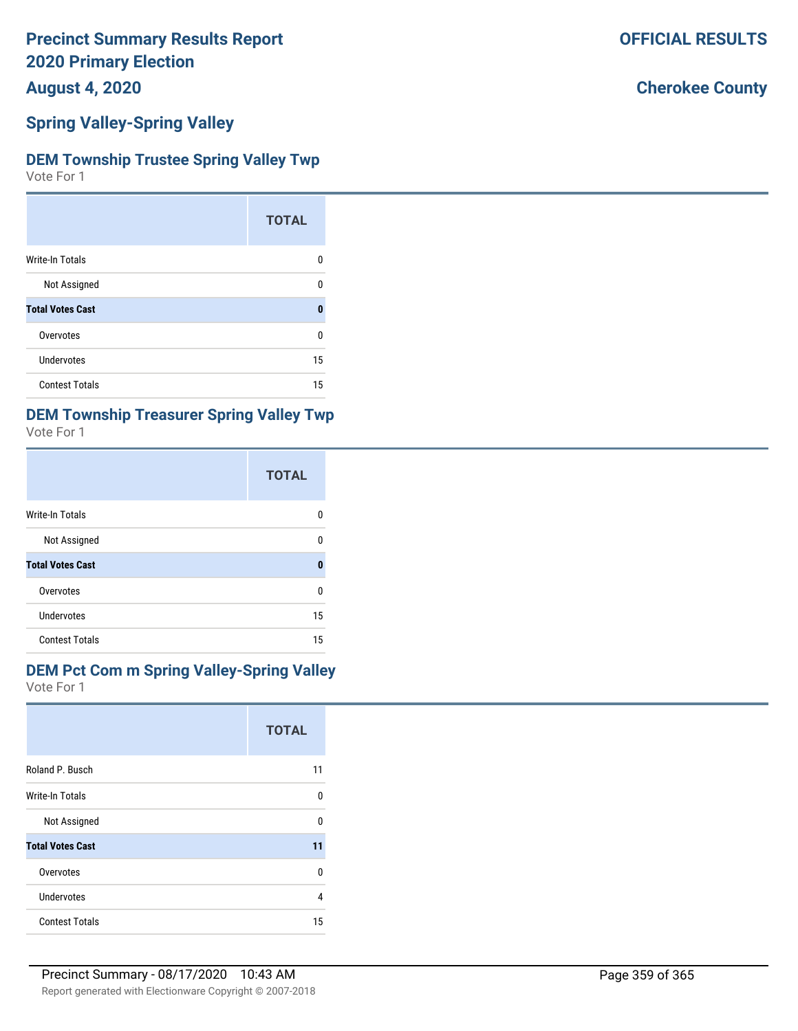# Precinct Summary Results Report
# 2020 Primary Election

**OFFICIAL RESULTS**

**August 4, 2020**

**Cherokee County**

## Spring Valley-Spring Valley

### DEM Township Trustee Spring Valley Twp

Vote For 1

| | TOTAL |
|---|---|
| Write-In Totals | 0 |
| Not Assigned | 0 |
| **Total Votes Cast** | **0** |
| Overvotes | 0 |
| Undervotes | 15 |
| Contest Totals | 15 |

### DEM Township Treasurer Spring Valley Twp

Vote For 1

| | TOTAL |
|---|---|
| Write-In Totals | 0 |
| Not Assigned | 0 |
| **Total Votes Cast** | **0** |
| Overvotes | 0 |
| Undervotes | 15 |
| Contest Totals | 15 |

### DEM Pct Com m Spring Valley-Spring Valley

Vote For 1

| | TOTAL |
|---|---|
| Roland P. Busch | 11 |
| Write-In Totals | 0 |
| Not Assigned | 0 |
| **Total Votes Cast** | **11** |
| Overvotes | 0 |
| Undervotes | 4 |
| Contest Totals | 15 |

Precinct Summary - 08/17/2020 10:43 AM

Report generated with Electionware Copyright © 2007-2018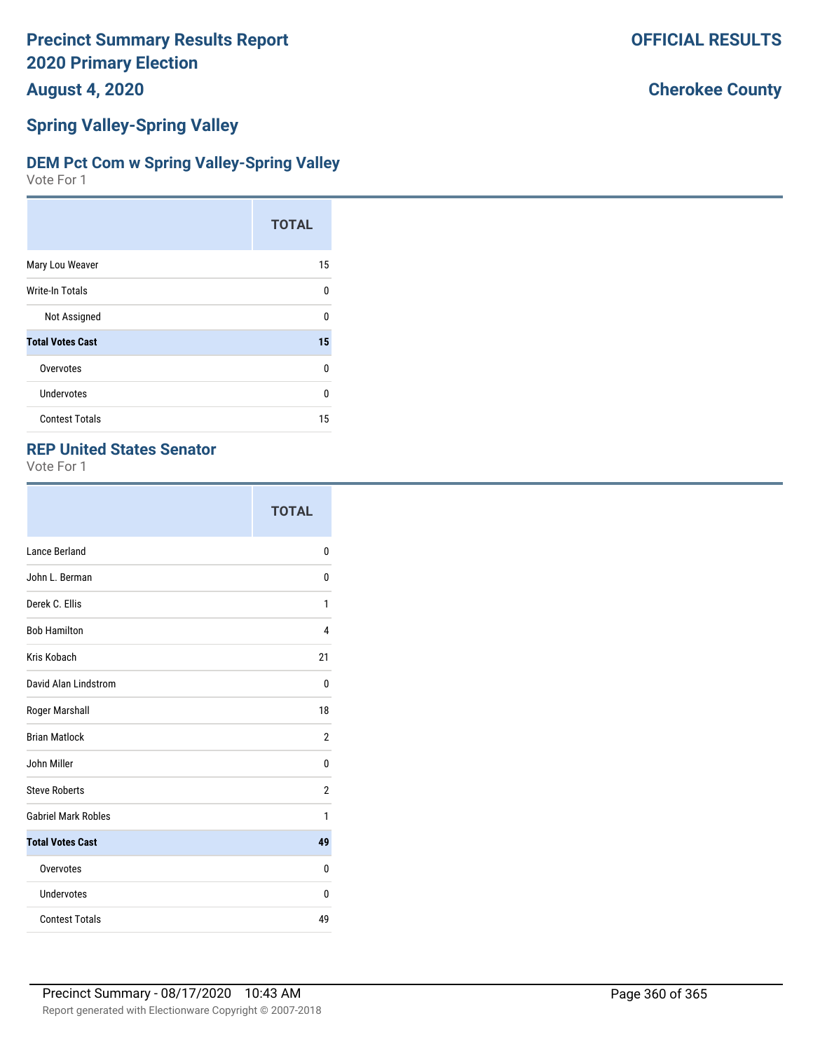# Precinct Summary Results Report
# 2020 Primary Election
## August 4, 2020

**OFFICIAL RESULTS**

**Cherokee County**

## Spring Valley-Spring Valley

### DEM Pct Com w Spring Valley-Spring Valley

Vote For 1

| | TOTAL |
|---|---|
| Mary Lou Weaver | 15 |
| Write-In Totals | 0 |
| Not Assigned | 0 |
| **Total Votes Cast** | **15** |
| Overvotes | 0 |
| Undervotes | 0 |
| Contest Totals | 15 |

### REP United States Senator

Vote For 1

| | TOTAL |
|---|---|
| Lance Berland | 0 |
| John L. Berman | 0 |
| Derek C. Ellis | 1 |
| Bob Hamilton | 4 |
| Kris Kobach | 21 |
| David Alan Lindstrom | 0 |
| Roger Marshall | 18 |
| Brian Matlock | 2 |
| John Miller | 0 |
| Steve Roberts | 2 |
| Gabriel Mark Robles | 1 |
| **Total Votes Cast** | **49** |
| Overvotes | 0 |
| Undervotes | 0 |
| Contest Totals | 49 |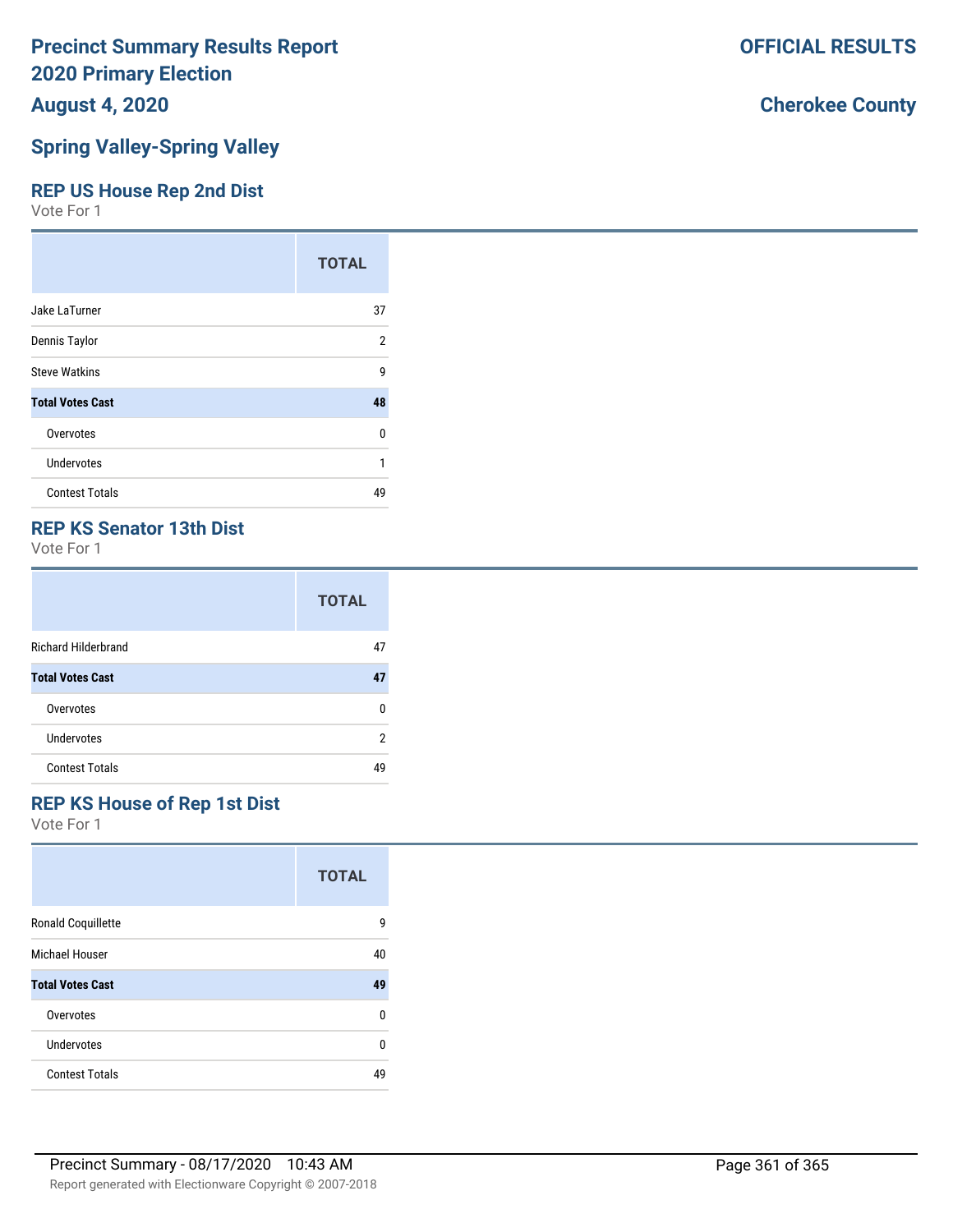# Precinct Summary Results Report
# 2020 Primary Election
## August 4, 2020

**OFFICIAL RESULTS**

**Cherokee County**

## Spring Valley-Spring Valley

### REP US House Rep 2nd Dist
Vote For 1

| | TOTAL |
|---|---|
| Jake LaTurner | 37 |
| Dennis Taylor | 2 |
| Steve Watkins | 9 |
| **Total Votes Cast** | **48** |
| Overvotes | 0 |
| Undervotes | 1 |
| Contest Totals | 49 |

### REP KS Senator 13th Dist
Vote For 1

| | TOTAL |
|---|---|
| Richard Hilderbrand | 47 |
| **Total Votes Cast** | **47** |
| Overvotes | 0 |
| Undervotes | 2 |
| Contest Totals | 49 |

### REP KS House of Rep 1st Dist
Vote For 1

| | TOTAL |
|---|---|
| Ronald Coquillette | 9 |
| Michael Houser | 40 |
| **Total Votes Cast** | **49** |
| Overvotes | 0 |
| Undervotes | 0 |
| Contest Totals | 49 |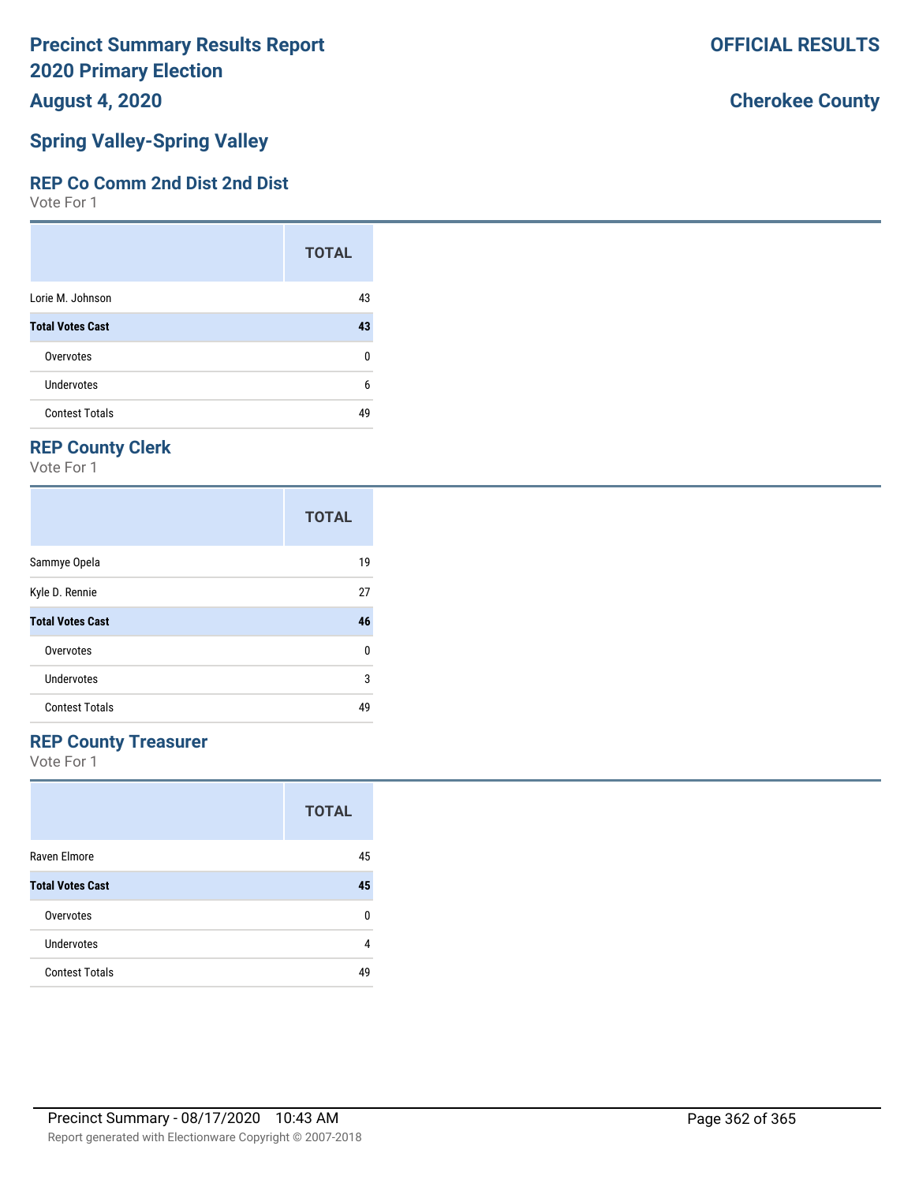Precinct Summary Results Report
2020 Primary Election
August 4, 2020

OFFICIAL RESULTS

Cherokee County

## Spring Valley-Spring Valley

### REP Co Comm 2nd Dist 2nd Dist

Vote For 1

| | TOTAL |
|---|---|
| Lorie M. Johnson | 43 |
| **Total Votes Cast** | **43** |
| Overvotes | 0 |
| Undervotes | 6 |
| Contest Totals | 49 |

### REP County Clerk

Vote For 1

| | TOTAL |
|---|---|
| Sammye Opela | 19 |
| Kyle D. Rennie | 27 |
| **Total Votes Cast** | **46** |
| Overvotes | 0 |
| Undervotes | 3 |
| Contest Totals | 49 |

### REP County Treasurer

Vote For 1

| | TOTAL |
|---|---|
| Raven Elmore | 45 |
| **Total Votes Cast** | **45** |
| Overvotes | 0 |
| Undervotes | 4 |
| Contest Totals | 49 |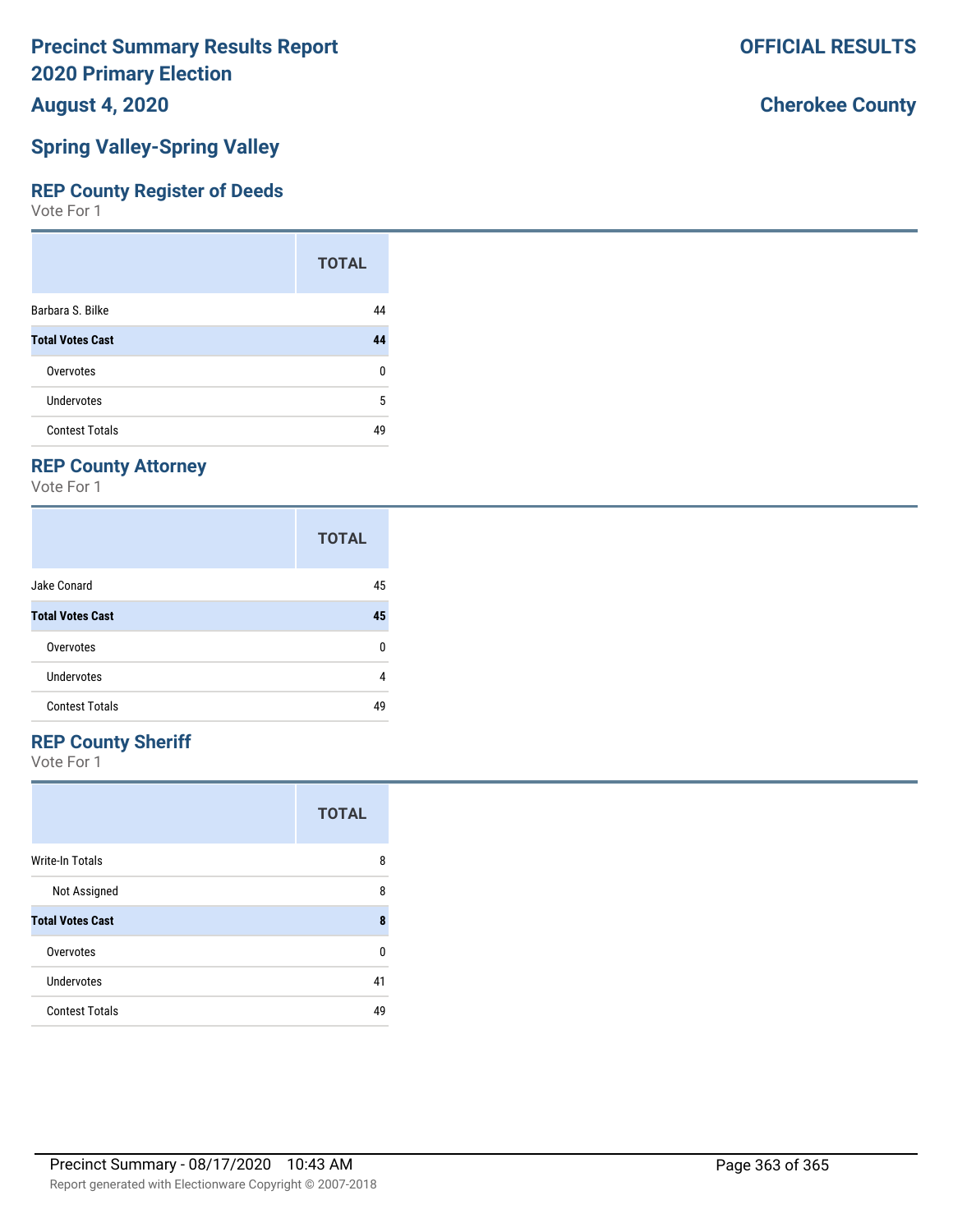# Precinct Summary Results Report
# 2020 Primary Election
## August 4, 2020

**OFFICIAL RESULTS**

**Cherokee County**

## Spring Valley-Spring Valley

### REP County Register of Deeds
Vote For 1

| | TOTAL |
|---|---|
| Barbara S. Bilke | 44 |
| **Total Votes Cast** | **44** |
| Overvotes | 0 |
| Undervotes | 5 |
| Contest Totals | 49 |

### REP County Attorney
Vote For 1

| | TOTAL |
|---|---|
| Jake Conard | 45 |
| **Total Votes Cast** | **45** |
| Overvotes | 0 |
| Undervotes | 4 |
| Contest Totals | 49 |

### REP County Sheriff
Vote For 1

| | TOTAL |
|---|---|
| Write-In Totals | 8 |
| Not Assigned | 8 |
| **Total Votes Cast** | **8** |
| Overvotes | 0 |
| Undervotes | 41 |
| Contest Totals | 49 |

Precinct Summary - 08/17/2020 10:43 AM

Report generated with Electionware Copyright © 2007-2018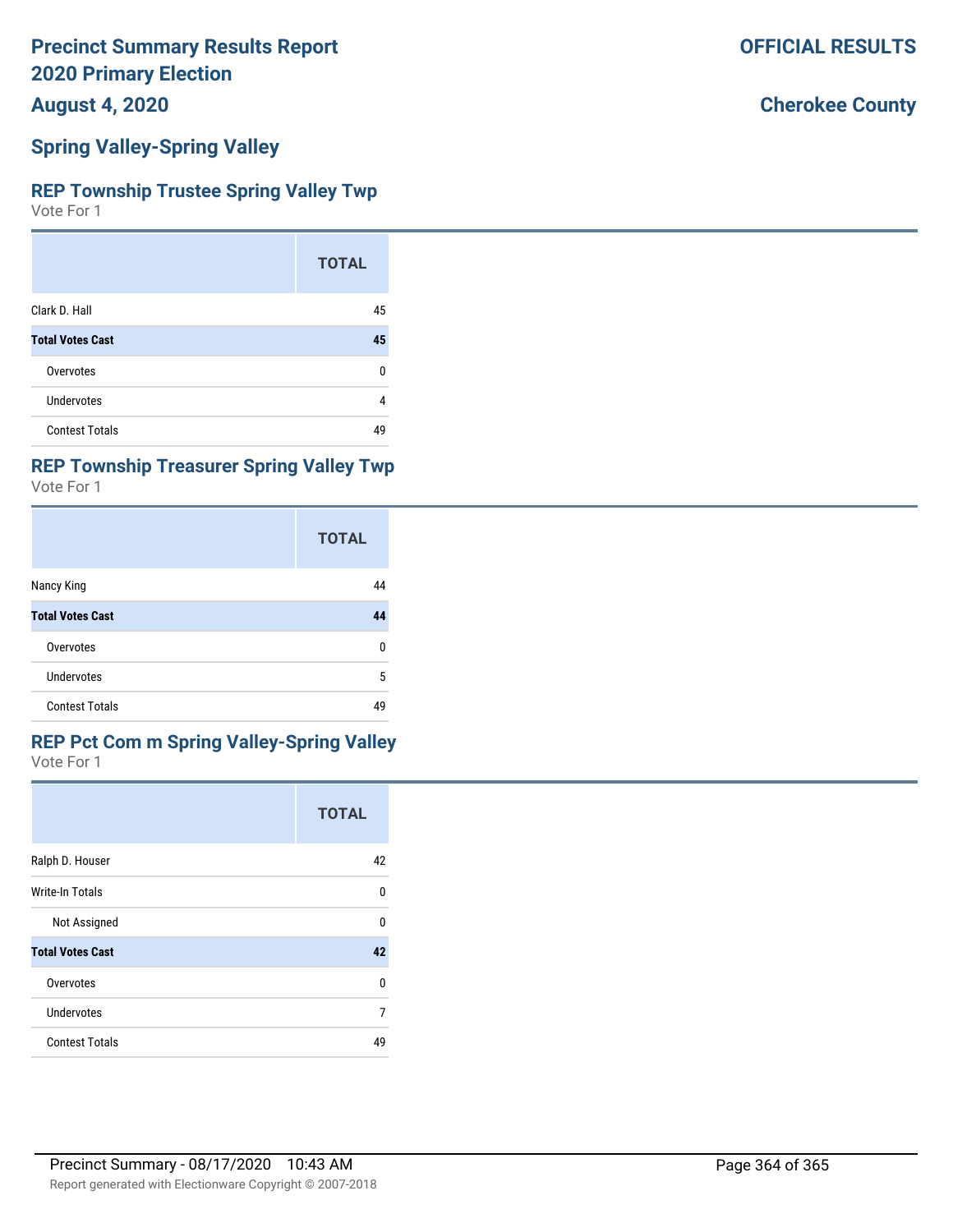# Precinct Summary Results Report 2020 Primary Election

**August 4, 2020**

**OFFICIAL RESULTS**

**Cherokee County**

## Spring Valley-Spring Valley

### REP Township Trustee Spring Valley Twp

Vote For 1

| | TOTAL |
|---|---|
| Clark D. Hall | 45 |
| **Total Votes Cast** | **45** |
| Overvotes | 0 |
| Undervotes | 4 |
| Contest Totals | 49 |

### REP Township Treasurer Spring Valley Twp

Vote For 1

| | TOTAL |
|---|---|
| Nancy King | 44 |
| **Total Votes Cast** | **44** |
| Overvotes | 0 |
| Undervotes | 5 |
| Contest Totals | 49 |

### REP Pct Com m Spring Valley-Spring Valley

Vote For 1

| | TOTAL |
|---|---|
| Ralph D. Houser | 42 |
| Write-In Totals | 0 |
| Not Assigned | 0 |
| **Total Votes Cast** | **42** |
| Overvotes | 0 |
| Undervotes | 7 |
| Contest Totals | 49 |

Precinct Summary - 08/17/2020 10:43 AM

Report generated with Electionware Copyright © 2007-2018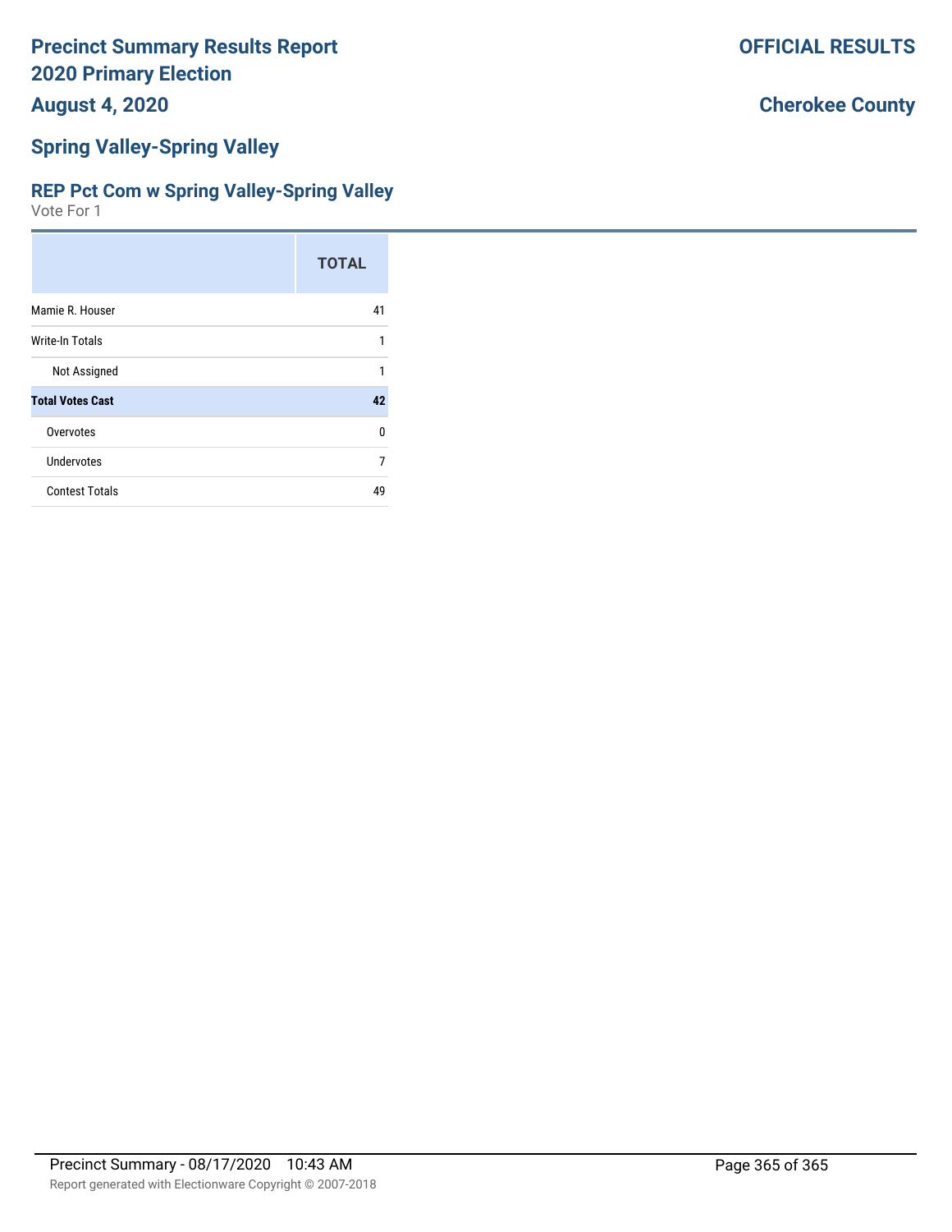# Precinct Summary Results Report
# 2020 Primary Election
# August 4, 2020

**OFFICIAL RESULTS**

**Cherokee County**

## Spring Valley-Spring Valley

### REP Pct Com w Spring Valley-Spring Valley

Vote For 1

| | TOTAL |
|---|---|
| Mamie R. Houser | 41 |
| Write-In Totals | 1 |
| Not Assigned | 1 |
| **Total Votes Cast** | **42** |
| Overvotes | 0 |
| Undervotes | 7 |
| Contest Totals | 49 |

Precinct Summary - 08/17/2020 10:43 AM

Report generated with Electionware Copyright © 2007-2018